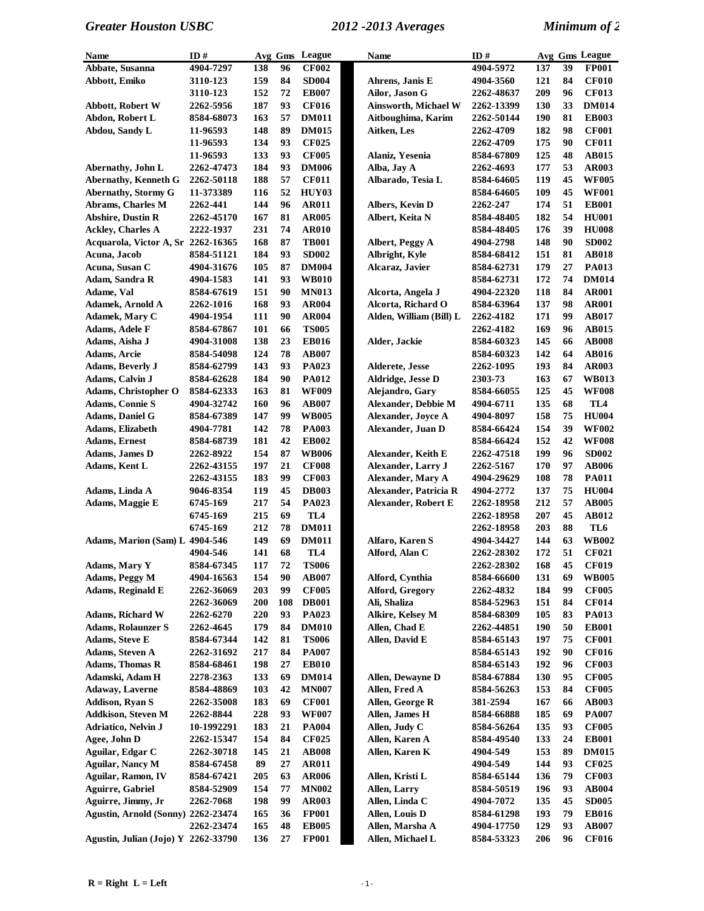| Name | ID # | Avg | Gms | League |
|---|---|---|---|---|
| Abbate, Susanna | 4904-7297 | 138 | 96 | CF002 |
| Abbott, Emiko | 3110-123 | 159 | 84 | SD004 |
| | 3110-123 | 152 | 72 | EB007 |
| Abbott, Robert W | 2262-5956 | 187 | 93 | CF016 |
| Abdon, Robert L | 8584-68073 | 163 | 57 | DM011 |
| Abdou, Sandy L | 11-96593 | 148 | 89 | DM015 |
| | 11-96593 | 134 | 93 | CF025 |
| | 11-96593 | 133 | 93 | CF005 |
| Abernathy, John L | 2262-47473 | 184 | 93 | DM006 |
| Abernathy, Kenneth G | 2262-50118 | 188 | 57 | CF011 |
| Abernathy, Stormy G | 11-373389 | 116 | 52 | HUY03 |
| Abrams, Charles M | 2262-441 | 144 | 96 | AR011 |
| Abshire, Dustin R | 2262-45170 | 167 | 81 | AR005 |
| Ackley, Charles A | 2222-1937 | 231 | 74 | AR010 |
| Acquarola, Victor A, Sr | 2262-16365 | 168 | 87 | TB001 |
| Acuna, Jacob | 8584-51121 | 184 | 93 | SD002 |
| Acuna, Susan C | 4904-31676 | 105 | 87 | DM004 |
| Adam, Sandra R | 4904-1583 | 141 | 93 | WB010 |
| Adame, Val | 8584-67619 | 151 | 90 | MN013 |
| Adamek, Arnold A | 2262-1016 | 168 | 93 | AR004 |
| Adamek, Mary C | 4904-1954 | 111 | 90 | AR004 |
| Adams, Adele F | 8584-67867 | 101 | 66 | TS005 |
| Adams, Aisha J | 4904-31008 | 138 | 23 | EB016 |
| Adams, Arcie | 8584-54098 | 124 | 78 | AB007 |
| Adams, Beverly J | 8584-62799 | 143 | 93 | PA023 |
| Adams, Calvin J | 8584-62628 | 184 | 90 | PA012 |
| Adams, Christopher O | 8584-62333 | 163 | 81 | WF009 |
| Adams, Connie S | 4904-32742 | 160 | 96 | AB007 |
| Adams, Daniel G | 8584-67389 | 147 | 99 | WB005 |
| Adams, Elizabeth | 4904-7781 | 142 | 78 | PA003 |
| Adams, Ernest | 8584-68739 | 181 | 42 | EB002 |
| Adams, James D | 2262-8922 | 154 | 87 | WB006 |
| Adams, Kent L | 2262-43155 | 197 | 21 | CF008 |
| | 2262-43155 | 183 | 99 | CF003 |
| Adams, Linda A | 9046-8354 | 119 | 45 | DB003 |
| Adams, Maggie E | 6745-169 | 217 | 54 | PA023 |
| | 6745-169 | 215 | 69 | TL4 |
| | 6745-169 | 212 | 78 | DM011 |
| Adams, Marion (Sam) L | 4904-546 | 149 | 69 | DM011 |
| | 4904-546 | 141 | 68 | TL4 |
| Adams, Mary Y | 8584-67345 | 117 | 72 | TS006 |
| Adams, Peggy M | 4904-16563 | 154 | 90 | AB007 |
| Adams, Reginald E | 2262-36069 | 203 | 99 | CF005 |
| | 2262-36069 | 200 | 108 | DB001 |
| Adams, Richard W | 2262-6270 | 220 | 93 | PA023 |
| Adams, Rolaunzer S | 2262-4645 | 179 | 84 | DM010 |
| Adams, Steve E | 8584-67344 | 142 | 81 | TS006 |
| Adams, Steven A | 2262-31692 | 217 | 84 | PA007 |
| Adams, Thomas R | 8584-68461 | 198 | 27 | EB010 |
| Adamski, Adam H | 2278-2363 | 133 | 69 | DM014 |
| Adaway, Laverne | 8584-48869 | 103 | 42 | MN007 |
| Addison, Ryan S | 2262-35008 | 183 | 69 | CF001 |
| Addkison, Steven M | 2262-8844 | 228 | 93 | WF007 |
| Adriatico, Nelvin J | 10-1992291 | 183 | 21 | PA004 |
| Agee, John D | 2262-15347 | 154 | 84 | CF025 |
| Aguilar, Edgar C | 2262-30718 | 145 | 21 | AB008 |
| Aguilar, Nancy M | 8584-67458 | 89 | 27 | AR011 |
| Aguilar, Ramon, IV | 8584-67421 | 205 | 63 | AR006 |
| Aguirre, Gabriel | 8584-52909 | 154 | 77 | MN002 |
| Aguirre, Jimmy, Jr | 2262-7068 | 198 | 99 | AR003 |
| Agustin, Arnold (Sonny) | 2262-23474 | 165 | 36 | FP001 |
| | 2262-23474 | 165 | 48 | EB005 |
| Agustin, Julian (Jojo) Y | 2262-33790 | 136 | 27 | FP001 |
| | 4904-5972 | 137 | 39 | FP001 |
| Ahrens, Janis E | 4904-3560 | 121 | 84 | CF010 |
| Ailor, Jason G | 2262-48637 | 209 | 96 | CF013 |
| Ainsworth, Michael W | 2262-13399 | 130 | 33 | DM014 |
| Aitboughima, Karim | 2262-50144 | 190 | 81 | EB003 |
| Aitken, Les | 2262-4709 | 182 | 98 | CF001 |
| | 2262-4709 | 175 | 90 | CF011 |
| Alaniz, Yesenia | 8584-67809 | 125 | 48 | AB015 |
| Alba, Jay A | 2262-4693 | 177 | 53 | AR003 |
| Albarado, Tesia L | 8584-64605 | 119 | 45 | WF005 |
| | 8584-64605 | 109 | 45 | WF001 |
| Albers, Kevin D | 2262-247 | 174 | 51 | EB001 |
| Albert, Keita N | 8584-48405 | 182 | 54 | HU001 |
| | 8584-48405 | 176 | 39 | HU008 |
| Albert, Peggy A | 4904-2798 | 148 | 90 | SD002 |
| Albright, Kyle | 8584-68412 | 151 | 81 | AB018 |
| Alcaraz, Javier | 8584-62731 | 179 | 27 | PA013 |
| | 8584-62731 | 172 | 74 | DM014 |
| Alcorta, Angela J | 4904-22320 | 118 | 84 | AR001 |
| Alcorta, Richard O | 8584-63964 | 137 | 98 | AR001 |
| Alden, William (Bill) L | 2262-4182 | 171 | 99 | AB017 |
| | 2262-4182 | 169 | 96 | AB015 |
| Alder, Jackie | 8584-60323 | 145 | 66 | AB008 |
| | 8584-60323 | 142 | 64 | AB016 |
| Alderete, Jesse | 2262-1095 | 193 | 84 | AR003 |
| Aldridge, Jesse D | 2303-73 | 163 | 67 | WB013 |
| Alejandro, Gary | 8584-66055 | 125 | 45 | WF008 |
| Alexander, Debbie M | 4904-6711 | 135 | 68 | TL4 |
| Alexander, Joyce A | 4904-8097 | 158 | 75 | HU004 |
| Alexander, Juan D | 8584-66424 | 154 | 39 | WF002 |
| | 8584-66424 | 152 | 42 | WF008 |
| Alexander, Keith E | 2262-47518 | 199 | 96 | SD002 |
| Alexander, Larry J | 2262-5167 | 170 | 97 | AB006 |
| Alexander, Mary A | 4904-29629 | 108 | 78 | PA011 |
| Alexander, Patricia R | 4904-2772 | 137 | 75 | HU004 |
| Alexander, Robert E | 2262-18958 | 212 | 57 | AB005 |
| | 2262-18958 | 207 | 45 | AB012 |
| | 2262-18958 | 203 | 88 | TL6 |
| Alfaro, Karen S | 4904-34427 | 144 | 63 | WB002 |
| Alford, Alan C | 2262-28302 | 172 | 51 | CF021 |
| | 2262-28302 | 168 | 45 | CF019 |
| Alford, Cynthia | 8584-66600 | 131 | 69 | WB005 |
| Alford, Gregory | 2262-4832 | 184 | 99 | CF005 |
| Ali, Shaliza | 8584-52963 | 151 | 84 | CF014 |
| Alkire, Kelsey M | 8584-68309 | 105 | 83 | PA013 |
| Allen, Chad E | 2262-44851 | 190 | 50 | EB001 |
| Allen, David E | 8584-65143 | 197 | 75 | CF001 |
| | 8584-65143 | 192 | 90 | CF016 |
| | 8584-65143 | 192 | 96 | CF003 |
| Allen, Dewayne D | 8584-67884 | 130 | 95 | CF005 |
| Allen, Fred A | 8584-56263 | 153 | 84 | CF005 |
| Allen, George R | 381-2594 | 167 | 66 | AB003 |
| Allen, James H | 8584-66888 | 185 | 69 | PA007 |
| Allen, Judy C | 8584-56264 | 135 | 93 | CF005 |
| Allen, Karen A | 8584-49540 | 133 | 24 | EB001 |
| Allen, Karen K | 4904-549 | 153 | 89 | DM015 |
| | 4904-549 | 144 | 93 | CF025 |
| Allen, Kristi L | 8584-65144 | 136 | 79 | CF003 |
| Allen, Larry | 8584-50519 | 196 | 93 | AB004 |
| Allen, Linda C | 4904-7072 | 135 | 45 | SD005 |
| Allen, Louis D | 8584-61298 | 193 | 79 | EB016 |
| Allen, Marsha A | 4904-17750 | 129 | 93 | AB007 |
| Allen, Michael L | 8584-53323 | 206 | 96 | CF016 |

R = Right  L = Left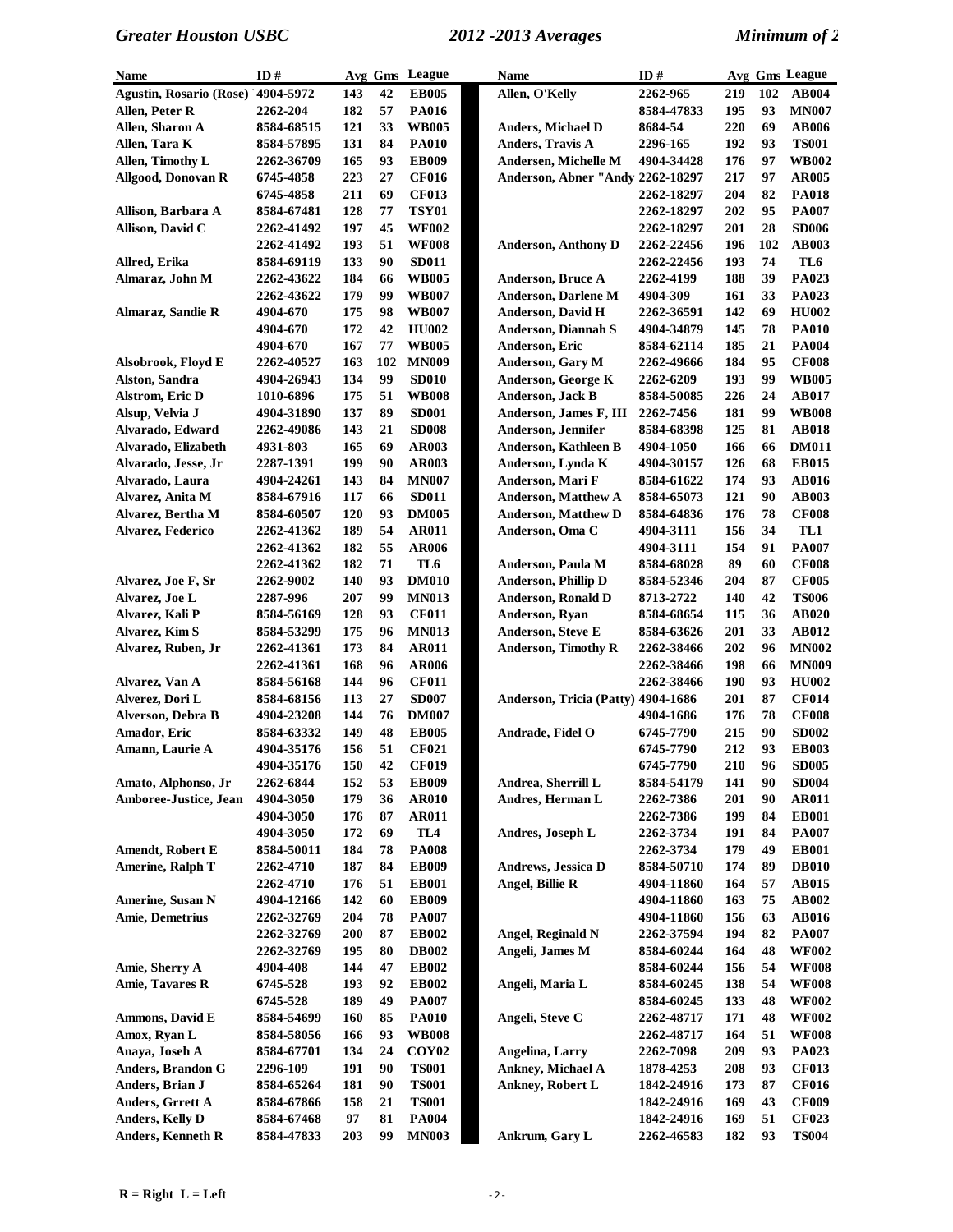| Name | ID # | Avg | Gms | League |
|---|---|---|---|---|
| Agustin, Rosario (Rose) | 4904-5972 | 143 | 42 | EB005 |
| Allen, Peter R | 2262-204 | 182 | 57 | PA016 |
| Allen, Sharon A | 8584-68515 | 121 | 33 | WB005 |
| Allen, Tara K | 8584-57895 | 131 | 84 | PA010 |
| Allen, Timothy L | 2262-36709 | 165 | 93 | EB009 |
| Allgood, Donovan R | 6745-4858 | 223 | 27 | CF016 |
| | 6745-4858 | 211 | 69 | CF013 |
| Allison, Barbara A | 8584-67481 | 128 | 77 | TSY01 |
| Allison, David C | 2262-41492 | 197 | 45 | WF002 |
| | 2262-41492 | 193 | 51 | WF008 |
| Allred, Erika | 8584-69119 | 133 | 90 | SD011 |
| Almaraz, John M | 2262-43622 | 184 | 66 | WB005 |
| | 2262-43622 | 179 | 99 | WB007 |
| Almaraz, Sandie R | 4904-670 | 175 | 98 | WB007 |
| | 4904-670 | 172 | 42 | HU002 |
| | 4904-670 | 167 | 77 | WB005 |
| Alsobrook, Floyd E | 2262-40527 | 163 | 102 | MN009 |
| Alston, Sandra | 4904-26943 | 134 | 99 | SD010 |
| Alstrom, Eric D | 1010-6896 | 175 | 51 | WB008 |
| Alsup, Velvia J | 4904-31890 | 137 | 89 | SD001 |
| Alvarado, Edward | 2262-49086 | 143 | 21 | SD008 |
| Alvarado, Elizabeth | 4931-803 | 165 | 69 | AR003 |
| Alvarado, Jesse, Jr | 2287-1391 | 199 | 90 | AR003 |
| Alvarado, Laura | 4904-24261 | 143 | 84 | MN007 |
| Alvarez, Anita M | 8584-67916 | 117 | 66 | SD011 |
| Alvarez, Bertha M | 8584-60507 | 120 | 93 | DM005 |
| Alvarez, Federico | 2262-41362 | 189 | 54 | AR011 |
| | 2262-41362 | 182 | 55 | AR006 |
| | 2262-41362 | 182 | 71 | TL6 |
| Alvarez, Joe F, Sr | 2262-9002 | 140 | 93 | DM010 |
| Alvarez, Joe L | 2287-996 | 207 | 99 | MN013 |
| Alvarez, Kali P | 8584-56169 | 128 | 93 | CF011 |
| Alvarez, Kim S | 8584-53299 | 175 | 96 | MN013 |
| Alvarez, Ruben, Jr | 2262-41361 | 173 | 84 | AR011 |
| | 2262-41361 | 168 | 96 | AR006 |
| Alvarez, Van A | 8584-56168 | 144 | 96 | CF011 |
| Alverez, Dori L | 8584-68156 | 113 | 27 | SD007 |
| Alverson, Debra B | 4904-23208 | 144 | 76 | DM007 |
| Amador, Eric | 8584-63332 | 149 | 48 | EB005 |
| Amann, Laurie A | 4904-35176 | 156 | 51 | CF021 |
| | 4904-35176 | 150 | 42 | CF019 |
| Amato, Alphonso, Jr | 2262-6844 | 152 | 53 | EB009 |
| Amboree-Justice, Jean | 4904-3050 | 179 | 36 | AR010 |
| | 4904-3050 | 176 | 87 | AR011 |
| | 4904-3050 | 172 | 69 | TL4 |
| Amendt, Robert E | 8584-50011 | 184 | 78 | PA008 |
| Amerine, Ralph T | 2262-4710 | 187 | 84 | EB009 |
| | 2262-4710 | 176 | 51 | EB001 |
| Amerine, Susan N | 4904-12166 | 142 | 60 | EB009 |
| Amie, Demetrius | 2262-32769 | 204 | 78 | PA007 |
| | 2262-32769 | 200 | 87 | EB002 |
| | 2262-32769 | 195 | 80 | DB002 |
| Amie, Sherry A | 4904-408 | 144 | 47 | EB002 |
| Amie, Tavares R | 6745-528 | 193 | 92 | EB002 |
| | 6745-528 | 189 | 49 | PA007 |
| Ammons, David E | 8584-54699 | 160 | 85 | PA010 |
| Amox, Ryan L | 8584-58056 | 166 | 93 | WB008 |
| Anaya, Joseh A | 8584-67701 | 134 | 24 | COY02 |
| Anders, Brandon G | 2296-109 | 191 | 90 | TS001 |
| Anders, Brian J | 8584-65264 | 181 | 90 | TS001 |
| Anders, Grrett A | 8584-67866 | 158 | 21 | TS001 |
| Anders, Kelly D | 8584-67468 | 97 | 81 | PA004 |
| Anders, Kenneth R | 8584-47833 | 203 | 99 | MN003 |
| Allen, O'Kelly | 2262-965 | 219 | 102 | AB004 |
| | 8584-47833 | 195 | 93 | MN007 |
| Anders, Michael D | 8684-54 | 220 | 69 | AB006 |
| Anders, Travis A | 2296-165 | 192 | 93 | TS001 |
| Andersen, Michelle M | 4904-34428 | 176 | 97 | WB002 |
| Anderson, Abner "Andy | 2262-18297 | 217 | 97 | AR005 |
| | 2262-18297 | 204 | 82 | PA018 |
| | 2262-18297 | 202 | 95 | PA007 |
| | 2262-18297 | 201 | 28 | SD006 |
| Anderson, Anthony D | 2262-22456 | 196 | 102 | AB003 |
| | 2262-22456 | 193 | 74 | TL6 |
| Anderson, Bruce A | 2262-4199 | 188 | 39 | PA023 |
| Anderson, Darlene M | 4904-309 | 161 | 33 | PA023 |
| Anderson, David H | 2262-36591 | 142 | 69 | HU002 |
| Anderson, Diannah S | 4904-34879 | 145 | 78 | PA010 |
| Anderson, Eric | 8584-62114 | 185 | 21 | PA004 |
| Anderson, Gary M | 2262-49666 | 184 | 95 | CF008 |
| Anderson, George K | 2262-6209 | 193 | 99 | WB005 |
| Anderson, Jack B | 8584-50085 | 226 | 24 | AB017 |
| Anderson, James F, III | 2262-7456 | 181 | 99 | WB008 |
| Anderson, Jennifer | 8584-68398 | 125 | 81 | AB018 |
| Anderson, Kathleen B | 4904-1050 | 166 | 66 | DM011 |
| Anderson, Lynda K | 4904-30157 | 126 | 68 | EB015 |
| Anderson, Mari F | 8584-61622 | 174 | 93 | AB016 |
| Anderson, Matthew A | 8584-65073 | 121 | 90 | AB003 |
| Anderson, Matthew D | 8584-64836 | 176 | 78 | CF008 |
| Anderson, Oma C | 4904-3111 | 156 | 34 | TL1 |
| | 4904-3111 | 154 | 91 | PA007 |
| Anderson, Paula M | 8584-68028 | 89 | 60 | CF008 |
| Anderson, Phillip D | 8584-52346 | 204 | 87 | CF005 |
| Anderson, Ronald D | 8713-2722 | 140 | 42 | TS006 |
| Anderson, Ryan | 8584-68654 | 115 | 36 | AB020 |
| Anderson, Steve E | 8584-63626 | 201 | 33 | AB012 |
| Anderson, Timothy R | 2262-38466 | 202 | 96 | MN002 |
| | 2262-38466 | 198 | 66 | MN009 |
| | 2262-38466 | 190 | 93 | HU002 |
| Anderson, Tricia (Patty) | 4904-1686 | 201 | 87 | CF014 |
| | 4904-1686 | 176 | 78 | CF008 |
| Andrade, Fidel O | 6745-7790 | 215 | 90 | SD002 |
| | 6745-7790 | 212 | 93 | EB003 |
| | 6745-7790 | 210 | 96 | SD005 |
| Andrea, Sherrill L | 8584-54179 | 141 | 90 | SD004 |
| Andres, Herman L | 2262-7386 | 201 | 90 | AR011 |
| | 2262-7386 | 199 | 84 | EB001 |
| Andres, Joseph L | 2262-3734 | 191 | 84 | PA007 |
| | 2262-3734 | 179 | 49 | EB001 |
| Andrews, Jessica D | 8584-50710 | 174 | 89 | DB010 |
| Angel, Billie R | 4904-11860 | 164 | 57 | AB015 |
| | 4904-11860 | 163 | 75 | AB002 |
| | 4904-11860 | 156 | 63 | AB016 |
| Angel, Reginald N | 2262-37594 | 194 | 82 | PA007 |
| Angeli, James M | 8584-60244 | 164 | 48 | WF002 |
| | 8584-60244 | 156 | 54 | WF008 |
| Angeli, Maria L | 8584-60245 | 138 | 54 | WF008 |
| | 8584-60245 | 133 | 48 | WF002 |
| Angeli, Steve C | 2262-48717 | 171 | 48 | WF002 |
| | 2262-48717 | 164 | 51 | WF008 |
| Angelina, Larry | 2262-7098 | 209 | 93 | PA023 |
| Ankney, Michael A | 1878-4253 | 208 | 93 | CF013 |
| Ankney, Robert L | 1842-24916 | 173 | 87 | CF016 |
| | 1842-24916 | 169 | 43 | CF009 |
| | 1842-24916 | 169 | 51 | CF023 |
| Ankrum, Gary L | 2262-46583 | 182 | 93 | TS004 |

R = Right L = Left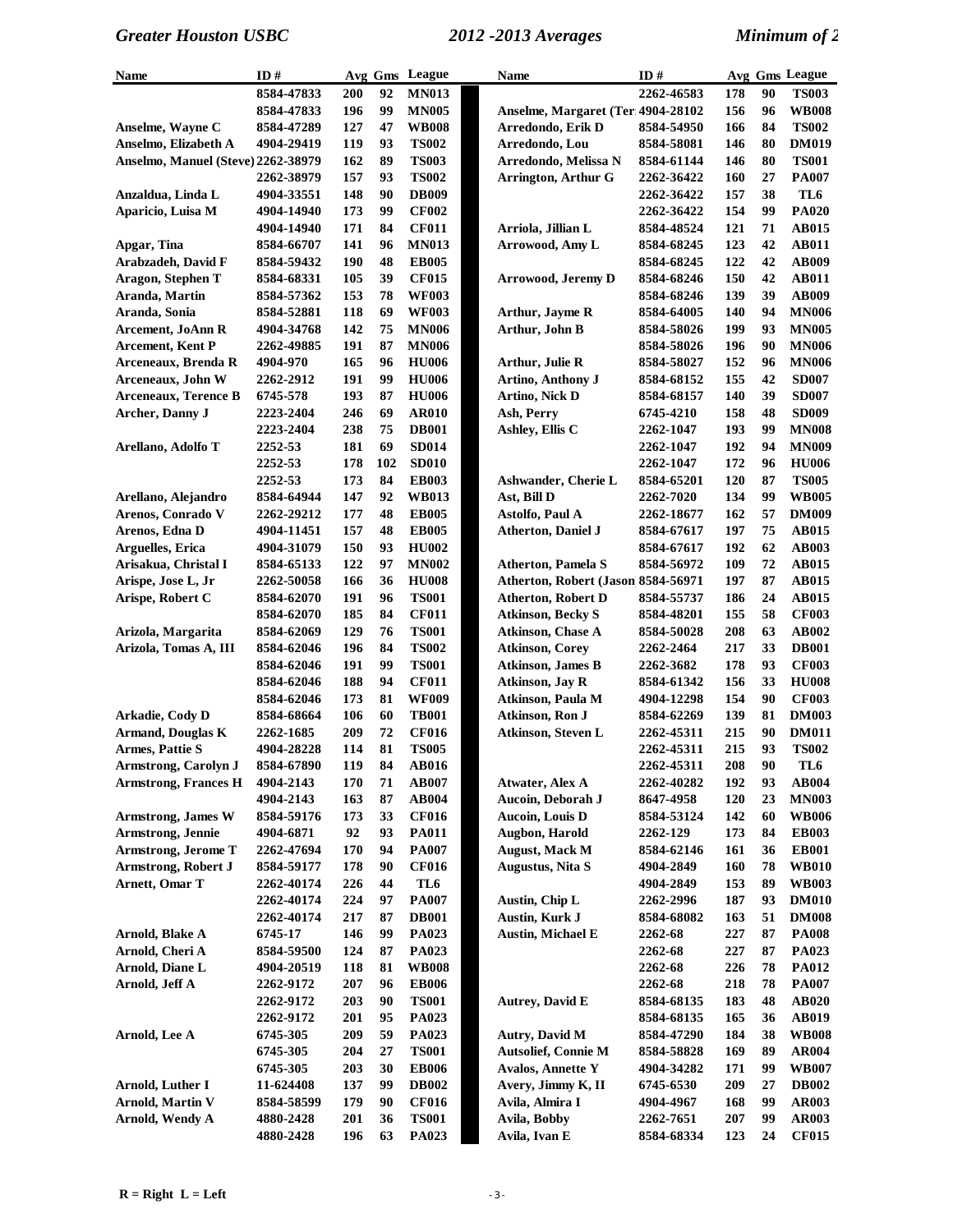| Name | ID # | Avg | Gms | League |
|---|---|---|---|---|
| | 8584-47833 | 200 | 92 | MN013 |
| | 8584-47833 | 196 | 99 | MN005 |
| Anselme, Wayne C | 8584-47289 | 127 | 47 | WB008 |
| Anselmo, Elizabeth A | 4904-29419 | 119 | 93 | TS002 |
| Anselmo, Manuel (Steve) | 2262-38979 | 162 | 89 | TS003 |
| | 2262-38979 | 157 | 93 | TS002 |
| Anzaldua, Linda L | 4904-33551 | 148 | 90 | DB009 |
| Aparicio, Luisa M | 4904-14940 | 173 | 99 | CF002 |
| | 4904-14940 | 171 | 84 | CF011 |
| Apgar, Tina | 8584-66707 | 141 | 96 | MN013 |
| Arabzadeh, David F | 8584-59432 | 190 | 48 | EB005 |
| Aragon, Stephen T | 8584-68331 | 105 | 39 | CF015 |
| Aranda, Martin | 8584-57362 | 153 | 78 | WF003 |
| Aranda, Sonia | 8584-52881 | 118 | 69 | WF003 |
| Arcement, JoAnn R | 4904-34768 | 142 | 75 | MN006 |
| Arcement, Kent P | 2262-49885 | 191 | 87 | MN006 |
| Arceneaux, Brenda R | 4904-970 | 165 | 96 | HU006 |
| Arceneaux, John W | 2262-2912 | 191 | 99 | HU006 |
| Arceneaux, Terence B | 6745-578 | 193 | 87 | HU006 |
| Archer, Danny J | 2223-2404 | 246 | 69 | AR010 |
| | 2223-2404 | 238 | 75 | DB001 |
| Arellano, Adolfo T | 2252-53 | 181 | 69 | SD014 |
| | 2252-53 | 178 | 102 | SD010 |
| | 2252-53 | 173 | 84 | EB003 |
| Arellano, Alejandro | 8584-64944 | 147 | 92 | WB013 |
| Arenos, Conrado V | 2262-29212 | 177 | 48 | EB005 |
| Arenos, Edna D | 4904-11451 | 157 | 48 | EB005 |
| Arguelles, Erica | 4904-31079 | 150 | 93 | HU002 |
| Arisakua, Christal I | 8584-65133 | 122 | 97 | MN002 |
| Arispe, Jose L, Jr | 2262-50058 | 166 | 36 | HU008 |
| Arispe, Robert C | 8584-62070 | 191 | 96 | TS001 |
| | 8584-62070 | 185 | 84 | CF011 |
| Arizola, Margarita | 8584-62069 | 129 | 76 | TS001 |
| Arizola, Tomas A, III | 8584-62046 | 196 | 84 | TS002 |
| | 8584-62046 | 191 | 99 | TS001 |
| | 8584-62046 | 188 | 94 | CF011 |
| | 8584-62046 | 173 | 81 | WF009 |
| Arkadie, Cody D | 8584-68664 | 106 | 60 | TB001 |
| Armand, Douglas K | 2262-1685 | 209 | 72 | CF016 |
| Armes, Pattie S | 4904-28228 | 114 | 81 | TS005 |
| Armstrong, Carolyn J | 8584-67890 | 119 | 84 | AB016 |
| Armstrong, Frances H | 4904-2143 | 170 | 71 | AB007 |
| | 4904-2143 | 163 | 87 | AB004 |
| Armstrong, James W | 8584-59176 | 173 | 33 | CF016 |
| Armstrong, Jennie | 4904-6871 | 92 | 93 | PA011 |
| Armstrong, Jerome T | 2262-47694 | 170 | 94 | PA007 |
| Armstrong, Robert J | 8584-59177 | 178 | 90 | CF016 |
| Arnett, Omar T | 2262-40174 | 226 | 44 | TL6 |
| | 2262-40174 | 224 | 97 | PA007 |
| | 2262-40174 | 217 | 87 | DB001 |
| Arnold, Blake A | 6745-17 | 146 | 99 | PA023 |
| Arnold, Cheri A | 8584-59500 | 124 | 87 | PA023 |
| Arnold, Diane L | 4904-20519 | 118 | 81 | WB008 |
| Arnold, Jeff A | 2262-9172 | 207 | 96 | EB006 |
| | 2262-9172 | 203 | 90 | TS001 |
| | 2262-9172 | 201 | 95 | PA023 |
| Arnold, Lee A | 6745-305 | 209 | 59 | PA023 |
| | 6745-305 | 204 | 27 | TS001 |
| | 6745-305 | 203 | 30 | EB006 |
| Arnold, Luther I | 11-624408 | 137 | 99 | DB002 |
| Arnold, Martin V | 8584-58599 | 179 | 90 | CF016 |
| Arnold, Wendy A | 4880-2428 | 201 | 36 | TS001 |
| | 4880-2428 | 196 | 63 | PA023 |
| | 2262-46583 | 178 | 90 | TS003 |
| Anselme, Margaret (Ter | 4904-28102 | 156 | 96 | WB008 |
| Arredondo, Erik D | 8584-54950 | 166 | 84 | TS002 |
| Arredondo, Lou | 8584-58081 | 146 | 80 | DM019 |
| Arredondo, Melissa N | 8584-61144 | 146 | 80 | TS001 |
| Arrington, Arthur G | 2262-36422 | 160 | 27 | PA007 |
| | 2262-36422 | 157 | 38 | TL6 |
| | 2262-36422 | 154 | 99 | PA020 |
| Arriola, Jillian L | 8584-48524 | 121 | 71 | AB015 |
| Arrowood, Amy L | 8584-68245 | 123 | 42 | AB011 |
| | 8584-68245 | 122 | 42 | AB009 |
| Arrowood, Jeremy D | 8584-68246 | 150 | 42 | AB011 |
| | 8584-68246 | 139 | 39 | AB009 |
| Arthur, Jayme R | 8584-64005 | 140 | 94 | MN006 |
| Arthur, John B | 8584-58026 | 199 | 93 | MN005 |
| | 8584-58026 | 196 | 90 | MN006 |
| Arthur, Julie R | 8584-58027 | 152 | 96 | MN006 |
| Artino, Anthony J | 8584-68152 | 155 | 42 | SD007 |
| Artino, Nick D | 8584-68157 | 140 | 39 | SD007 |
| Ash, Perry | 6745-4210 | 158 | 48 | SD009 |
| Ashley, Ellis C | 2262-1047 | 193 | 99 | MN008 |
| | 2262-1047 | 192 | 94 | MN009 |
| | 2262-1047 | 172 | 96 | HU006 |
| Ashwander, Cherie L | 8584-65201 | 120 | 87 | TS005 |
| Ast, Bill D | 2262-7020 | 134 | 99 | WB005 |
| Astolfo, Paul A | 2262-18677 | 162 | 57 | DM009 |
| Atherton, Daniel J | 8584-67617 | 197 | 75 | AB015 |
| | 8584-67617 | 192 | 62 | AB003 |
| Atherton, Pamela S | 8584-56972 | 109 | 72 | AB015 |
| Atherton, Robert (Jason | 8584-56971 | 197 | 87 | AB015 |
| Atherton, Robert D | 8584-55737 | 186 | 24 | AB015 |
| Atkinson, Becky S | 8584-48201 | 155 | 58 | CF003 |
| Atkinson, Chase A | 8584-50028 | 208 | 63 | AB002 |
| Atkinson, Corey | 2262-2464 | 217 | 33 | DB001 |
| Atkinson, James B | 2262-3682 | 178 | 93 | CF003 |
| Atkinson, Jay R | 8584-61342 | 156 | 33 | HU008 |
| Atkinson, Paula M | 4904-12298 | 154 | 90 | CF003 |
| Atkinson, Ron J | 8584-62269 | 139 | 81 | DM003 |
| Atkinson, Steven L | 2262-45311 | 215 | 90 | DM011 |
| | 2262-45311 | 215 | 93 | TS002 |
| | 2262-45311 | 208 | 90 | TL6 |
| Atwater, Alex A | 2262-40282 | 192 | 93 | AB004 |
| Aucoin, Deborah J | 8647-4958 | 120 | 23 | MN003 |
| Aucoin, Louis D | 8584-53124 | 142 | 60 | WB006 |
| Augbon, Harold | 2262-129 | 173 | 84 | EB003 |
| August, Mack M | 8584-62146 | 161 | 36 | EB001 |
| Augustus, Nita S | 4904-2849 | 160 | 78 | WB010 |
| | 4904-2849 | 153 | 89 | WB003 |
| Austin, Chip L | 2262-2996 | 187 | 93 | DM010 |
| Austin, Kurk J | 8584-68082 | 163 | 51 | DM008 |
| Austin, Michael E | 2262-68 | 227 | 87 | PA008 |
| | 2262-68 | 227 | 87 | PA023 |
| | 2262-68 | 226 | 78 | PA012 |
| | 2262-68 | 218 | 78 | PA007 |
| Autrey, David E | 8584-68135 | 183 | 48 | AB020 |
| | 8584-68135 | 165 | 36 | AB019 |
| Autry, David M | 8584-47290 | 184 | 38 | WB008 |
| Autsolief, Connie M | 8584-58828 | 169 | 89 | AR004 |
| Avalos, Annette Y | 4904-34282 | 171 | 99 | WB007 |
| Avery, Jimmy K, II | 6745-6530 | 209 | 27 | DB002 |
| Avila, Almira I | 4904-4967 | 168 | 99 | AR003 |
| Avila, Bobby | 2262-7651 | 207 | 99 | AR003 |
| Avila, Ivan E | 8584-68334 | 123 | 24 | CF015 |

R = Right L = Left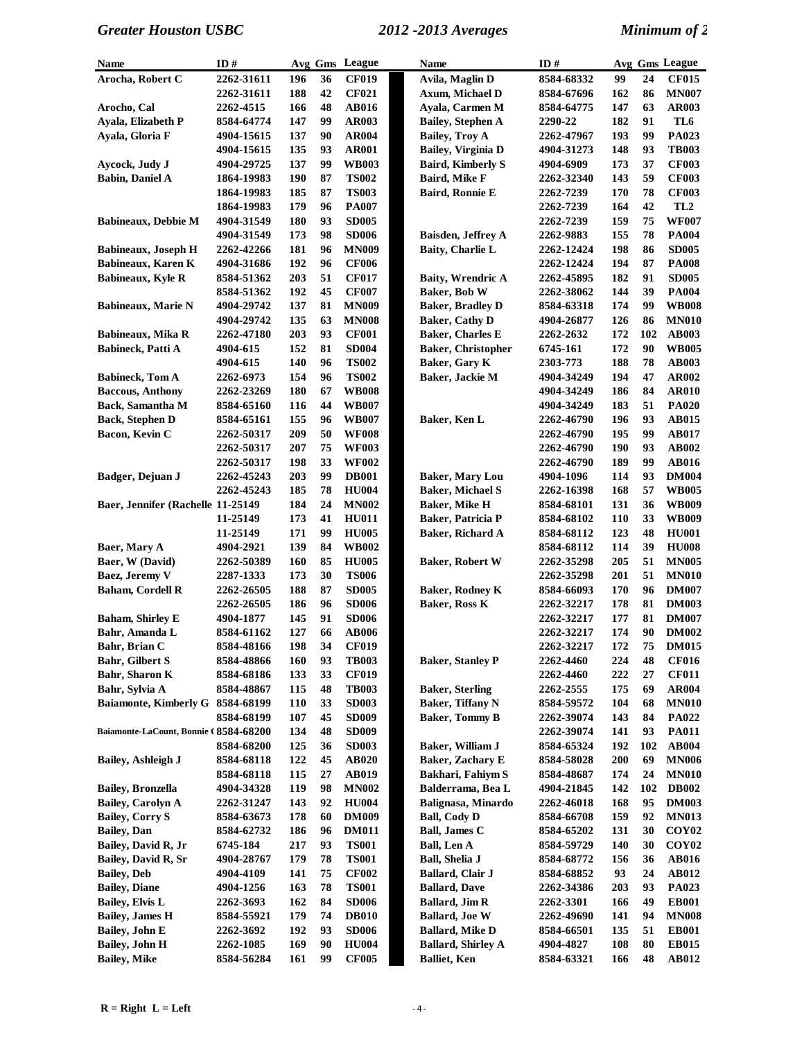| Name | ID # | Avg | Gms | League |
|---|---|---|---|---|
| Arocha, Robert C | 2262-31611 | 196 | 36 | CF019 |
| | 2262-31611 | 188 | 42 | CF021 |
| Arocho, Cal | 2262-4515 | 166 | 48 | AB016 |
| Ayala, Elizabeth P | 8584-64774 | 147 | 99 | AR003 |
| Ayala, Gloria F | 4904-15615 | 137 | 90 | AR004 |
| | 4904-15615 | 135 | 93 | AR001 |
| Aycock, Judy J | 4904-29725 | 137 | 99 | WB003 |
| Babin, Daniel A | 1864-19983 | 190 | 87 | TS002 |
| | 1864-19983 | 185 | 87 | TS003 |
| | 1864-19983 | 179 | 96 | PA007 |
| Babineaux, Debbie M | 4904-31549 | 180 | 93 | SD005 |
| | 4904-31549 | 173 | 98 | SD006 |
| Babineaux, Joseph H | 2262-42266 | 181 | 96 | MN009 |
| Babineaux, Karen K | 4904-31686 | 192 | 96 | CF006 |
| Babineaux, Kyle R | 8584-51362 | 203 | 51 | CF017 |
| | 8584-51362 | 192 | 45 | CF007 |
| Babineaux, Marie N | 4904-29742 | 137 | 81 | MN009 |
| | 4904-29742 | 135 | 63 | MN008 |
| Babineaux, Mika R | 2262-47180 | 203 | 93 | CF001 |
| Babineck, Patti A | 4904-615 | 152 | 81 | SD004 |
| | 4904-615 | 140 | 96 | TS002 |
| Babineck, Tom A | 2262-6973 | 154 | 96 | TS002 |
| Baccous, Anthony | 2262-23269 | 180 | 67 | WB008 |
| Back, Samantha M | 8584-65160 | 116 | 44 | WB007 |
| Back, Stephen D | 8584-65161 | 155 | 96 | WB007 |
| Bacon, Kevin C | 2262-50317 | 209 | 50 | WF008 |
| | 2262-50317 | 207 | 75 | WF003 |
| | 2262-50317 | 198 | 33 | WF002 |
| Badger, Dejuan J | 2262-45243 | 203 | 99 | DB001 |
| | 2262-45243 | 185 | 78 | HU004 |
| Baer, Jennifer (Rachelle | 11-25149 | 184 | 24 | MN002 |
| | 11-25149 | 173 | 41 | HU011 |
| | 11-25149 | 171 | 99 | HU005 |
| Baer, Mary A | 4904-2921 | 139 | 84 | WB002 |
| Baer, W (David) | 2262-50389 | 160 | 85 | HU005 |
| Baez, Jeremy V | 2287-1333 | 173 | 30 | TS006 |
| Baham, Cordell R | 2262-26505 | 188 | 87 | SD005 |
| | 2262-26505 | 186 | 96 | SD006 |
| Baham, Shirley E | 4904-1877 | 145 | 91 | SD006 |
| Bahr, Amanda L | 8584-61162 | 127 | 66 | AB006 |
| Bahr, Brian C | 8584-48166 | 198 | 34 | CF019 |
| Bahr, Gilbert S | 8584-48866 | 160 | 93 | TB003 |
| Bahr, Sharon K | 8584-68186 | 133 | 33 | CF019 |
| Bahr, Sylvia A | 8584-48867 | 115 | 48 | TB003 |
| Baiamonte, Kimberly G | 8584-68199 | 110 | 33 | SD003 |
| | 8584-68199 | 107 | 45 | SD009 |
| Baiamonte-LaCount, Bonnie ( | 8584-68200 | 134 | 48 | SD009 |
| | 8584-68200 | 125 | 36 | SD003 |
| Bailey, Ashleigh J | 8584-68118 | 122 | 45 | AB020 |
| | 8584-68118 | 115 | 27 | AB019 |
| Bailey, Bronzella | 4904-34328 | 119 | 98 | MN002 |
| Bailey, Carolyn A | 2262-31247 | 143 | 92 | HU004 |
| Bailey, Corry S | 8584-63673 | 178 | 60 | DM009 |
| Bailey, Dan | 8584-62732 | 186 | 96 | DM011 |
| Bailey, David R, Jr | 6745-184 | 217 | 93 | TS001 |
| Bailey, David R, Sr | 4904-28767 | 179 | 78 | TS001 |
| Bailey, Deb | 4904-4109 | 141 | 75 | CF002 |
| Bailey, Diane | 4904-1256 | 163 | 78 | TS001 |
| Bailey, Elvis L | 2262-3693 | 162 | 84 | SD006 |
| Bailey, James H | 8584-55921 | 179 | 74 | DB010 |
| Bailey, John E | 2262-3692 | 192 | 93 | SD006 |
| Bailey, John H | 2262-1085 | 169 | 90 | HU004 |
| Bailey, Mike | 8584-56284 | 161 | 99 | CF005 |
| Avila, Maglin D | 8584-68332 | 99 | 24 | CF015 |
| Axum, Michael D | 8584-67696 | 162 | 86 | MN007 |
| Ayala, Carmen M | 8584-64775 | 147 | 63 | AR003 |
| Bailey, Stephen A | 2290-22 | 182 | 91 | TL6 |
| Bailey, Troy A | 2262-47967 | 193 | 99 | PA023 |
| Bailey, Virginia D | 4904-31273 | 148 | 93 | TB003 |
| Baird, Kimberly S | 4904-6909 | 173 | 37 | CF003 |
| Baird, Mike F | 2262-32340 | 143 | 59 | CF003 |
| Baird, Ronnie E | 2262-7239 | 170 | 78 | CF003 |
| | 2262-7239 | 164 | 42 | TL2 |
| | 2262-7239 | 159 | 75 | WF007 |
| Baisden, Jeffrey A | 2262-9883 | 155 | 78 | PA004 |
| Baity, Charlie L | 2262-12424 | 198 | 86 | SD005 |
| | 2262-12424 | 194 | 87 | PA008 |
| Baity, Wrendric A | 2262-45895 | 182 | 91 | SD005 |
| Baker, Bob W | 2262-38062 | 144 | 39 | PA004 |
| Baker, Bradley D | 8584-63318 | 174 | 99 | WB008 |
| Baker, Cathy D | 4904-26877 | 126 | 86 | MN010 |
| Baker, Charles E | 2262-2632 | 172 | 102 | AB003 |
| Baker, Christopher | 6745-161 | 172 | 90 | WB005 |
| Baker, Gary K | 2303-773 | 188 | 78 | AB003 |
| Baker, Jackie M | 4904-34249 | 194 | 47 | AR002 |
| | 4904-34249 | 186 | 84 | AR010 |
| | 4904-34249 | 183 | 51 | PA020 |
| Baker, Ken L | 2262-46790 | 196 | 93 | AB015 |
| | 2262-46790 | 195 | 99 | AB017 |
| | 2262-46790 | 190 | 93 | AB002 |
| | 2262-46790 | 189 | 99 | AB016 |
| Baker, Mary Lou | 4904-1096 | 114 | 93 | DM004 |
| Baker, Michael S | 2262-16398 | 168 | 57 | WB005 |
| Baker, Mike H | 8584-68101 | 131 | 36 | WB009 |
| Baker, Patricia P | 8584-68102 | 110 | 33 | WB009 |
| Baker, Richard A | 8584-68112 | 123 | 48 | HU001 |
| | 8584-68112 | 114 | 39 | HU008 |
| Baker, Robert W | 2262-35298 | 205 | 51 | MN005 |
| | 2262-35298 | 201 | 51 | MN010 |
| Baker, Rodney K | 8584-66093 | 170 | 96 | DM007 |
| Baker, Ross K | 2262-32217 | 178 | 81 | DM003 |
| | 2262-32217 | 177 | 81 | DM007 |
| | 2262-32217 | 174 | 90 | DM002 |
| | 2262-32217 | 172 | 75 | DM015 |
| Baker, Stanley P | 2262-4460 | 224 | 48 | CF016 |
| | 2262-4460 | 222 | 27 | CF011 |
| Baker, Sterling | 2262-2555 | 175 | 69 | AR004 |
| Baker, Tiffany N | 8584-59572 | 104 | 68 | MN010 |
| Baker, Tommy B | 2262-39074 | 143 | 84 | PA022 |
| | 2262-39074 | 141 | 93 | PA011 |
| Baker, William J | 8584-65324 | 192 | 102 | AB004 |
| Baker, Zachary E | 8584-58028 | 200 | 69 | MN006 |
| Bakhari, Fahiym S | 8584-48687 | 174 | 24 | MN010 |
| Balderrama, Bea L | 4904-21845 | 142 | 102 | DB002 |
| Balignasa, Minardo | 2262-46018 | 168 | 95 | DM003 |
| Ball, Cody D | 8584-66708 | 159 | 92 | MN013 |
| Ball, James C | 8584-65202 | 131 | 30 | COY02 |
| Ball, Len A | 8584-59729 | 140 | 30 | COY02 |
| Ball, Shelia J | 8584-68772 | 156 | 36 | AB016 |
| Ballard, Clair J | 8584-68852 | 93 | 24 | AB012 |
| Ballard, Dave | 2262-34386 | 203 | 93 | PA023 |
| Ballard, Jim R | 2262-3301 | 166 | 49 | EB001 |
| Ballard, Joe W | 2262-49690 | 141 | 94 | MN008 |
| Ballard, Mike D | 8584-66501 | 135 | 51 | EB001 |
| Ballard, Shirley A | 4904-4827 | 108 | 80 | EB015 |
| Balliet, Ken | 8584-63321 | 166 | 48 | AB012 |

R = Right L = Left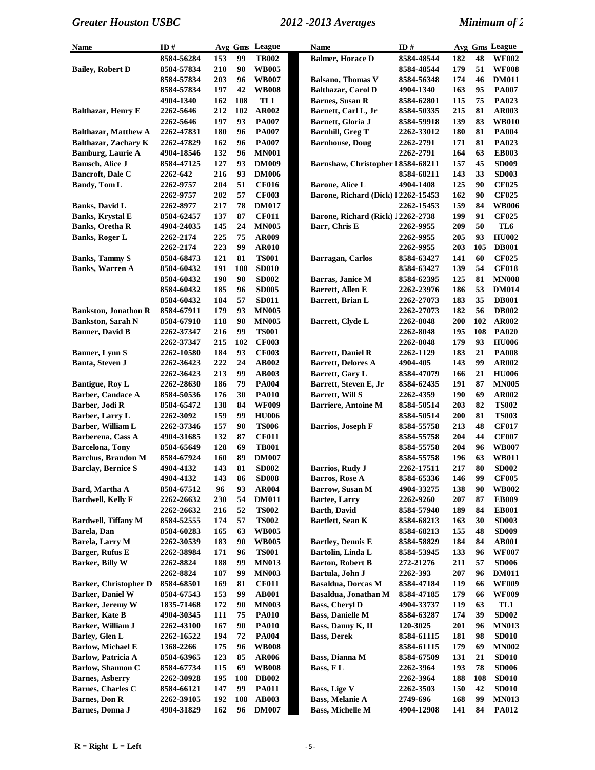| Name | ID # | Avg | Gms | League |
|---|---|---|---|---|
| | 8584-56284 | 153 | 99 | TB002 |
| Bailey, Robert D | 8584-57834 | 210 | 90 | WB005 |
| | 8584-57834 | 203 | 96 | WB007 |
| | 8584-57834 | 197 | 42 | WB008 |
| | 4904-1340 | 162 | 108 | TL1 |
| Balthazar, Henry E | 2262-5646 | 212 | 102 | AR002 |
| | 2262-5646 | 197 | 93 | PA007 |
| Balthazar, Matthew A | 2262-47831 | 180 | 96 | PA007 |
| Balthazar, Zachary K | 2262-47829 | 162 | 96 | PA007 |
| Bamburg, Laurie A | 4904-18546 | 132 | 96 | MN001 |
| Bamsch, Alice J | 8584-47125 | 127 | 93 | DM009 |
| Bancroft, Dale C | 2262-642 | 216 | 93 | DM006 |
| Bandy, Tom L | 2262-9757 | 204 | 51 | CF016 |
| | 2262-9757 | 202 | 57 | CF003 |
| Banks, David L | 2262-8977 | 217 | 78 | DM017 |
| Banks, Krystal E | 8584-62457 | 137 | 87 | CF011 |
| Banks, Oretha R | 4904-24035 | 145 | 24 | MN005 |
| Banks, Roger L | 2262-2174 | 225 | 75 | AR009 |
| | 2262-2174 | 223 | 99 | AR010 |
| Banks, Tammy S | 8584-68473 | 121 | 81 | TS001 |
| Banks, Warren A | 8584-60432 | 191 | 108 | SD010 |
| | 8584-60432 | 190 | 90 | SD002 |
| | 8584-60432 | 185 | 96 | SD005 |
| | 8584-60432 | 184 | 57 | SD011 |
| Bankston, Jonathon R | 8584-67911 | 179 | 93 | MN005 |
| Bankston, Sarah N | 8584-67910 | 118 | 90 | MN005 |
| Banner, David B | 2262-37347 | 216 | 99 | TS001 |
| | 2262-37347 | 215 | 102 | CF003 |
| Banner, Lynn S | 2262-10580 | 184 | 93 | CF003 |
| Banta, Steven J | 2262-36423 | 222 | 24 | AB002 |
| | 2262-36423 | 213 | 99 | AB003 |
| Bantigue, Roy L | 2262-28630 | 186 | 79 | PA004 |
| Barber, Candace A | 8584-50536 | 176 | 30 | PA010 |
| Barber, Jodi R | 8584-65472 | 138 | 84 | WF009 |
| Barber, Larry L | 2262-3092 | 159 | 99 | HU006 |
| Barber, William L | 2262-37346 | 157 | 90 | TS006 |
| Barberena, Cass A | 4904-31685 | 132 | 87 | CF011 |
| Barcelona, Tony | 8584-65649 | 128 | 69 | TB001 |
| Barchus, Brandon M | 8584-67924 | 160 | 89 | DM007 |
| Barclay, Bernice S | 4904-4132 | 143 | 81 | SD002 |
| | 4904-4132 | 143 | 86 | SD008 |
| Bard, Martha A | 8584-67512 | 96 | 93 | AR004 |
| Bardwell, Kelly F | 2262-26632 | 230 | 54 | DM011 |
| | 2262-26632 | 216 | 52 | TS002 |
| Bardwell, Tiffany M | 8584-52555 | 174 | 57 | TS002 |
| Barela, Dan | 8584-60283 | 165 | 63 | WB005 |
| Barela, Larry M | 2262-30539 | 183 | 90 | WB005 |
| Barger, Rufus E | 2262-38984 | 171 | 96 | TS001 |
| Barker, Billy W | 2262-8824 | 188 | 99 | MN013 |
| | 2262-8824 | 187 | 99 | MN003 |
| Barker, Christopher D | 8584-68501 | 169 | 81 | CF011 |
| Barker, Daniel W | 8584-67543 | 153 | 99 | AB001 |
| Barker, Jeremy W | 1835-71468 | 172 | 90 | MN003 |
| Barker, Kate B | 4904-30345 | 111 | 75 | PA010 |
| Barker, William J | 2262-43100 | 167 | 90 | PA010 |
| Barley, Glen L | 2262-16522 | 194 | 72 | PA004 |
| Barlow, Michael E | 1368-2266 | 175 | 96 | WB008 |
| Barlow, Patricia A | 8584-63965 | 123 | 85 | AR006 |
| Barlow, Shannon C | 8584-67734 | 115 | 69 | WB008 |
| Barnes, Asberry | 2262-30928 | 195 | 108 | DB002 |
| Barnes, Charles C | 8584-66121 | 147 | 99 | PA011 |
| Barnes, Don R | 2262-39105 | 192 | 108 | AB003 |
| Barnes, Donna J | 4904-31829 | 162 | 96 | DM007 |
| Balmer, Horace D | 8584-48544 | 182 | 48 | WF002 |
| | 8584-48544 | 179 | 51 | WF008 |
| Balsano, Thomas V | 8584-56348 | 174 | 46 | DM011 |
| Balthazar, Carol D | 4904-1340 | 163 | 95 | PA007 |
| Barnes, Susan R | 8584-62801 | 115 | 75 | PA023 |
| Barnett, Carl L, Jr | 8584-50335 | 215 | 81 | AR003 |
| Barnett, Gloria J | 8584-59918 | 139 | 83 | WB010 |
| Barnhill, Greg T | 2262-33012 | 180 | 81 | PA004 |
| Barnhouse, Doug | 2262-2791 | 171 | 81 | PA023 |
| | 2262-2791 | 164 | 63 | EB003 |
| Barnshaw, Christopher I | 8584-68211 | 157 | 45 | SD009 |
| | 8584-68211 | 143 | 33 | SD003 |
| Barone, Alice L | 4904-1408 | 125 | 90 | CF025 |
| Barone, Richard (Dick) I | 2262-15453 | 162 | 90 | CF025 |
| | 2262-15453 | 159 | 84 | WB006 |
| Barone, Richard (Rick) J | 2262-2738 | 199 | 91 | CF025 |
| Barr, Chris E | 2262-9955 | 209 | 50 | TL6 |
| | 2262-9955 | 205 | 93 | HU002 |
| | 2262-9955 | 203 | 105 | DB001 |
| Barragan, Carlos | 8584-63427 | 141 | 60 | CF025 |
| | 8584-63427 | 139 | 54 | CF018 |
| Barras, Janice M | 8584-62395 | 125 | 81 | MN008 |
| Barrett, Allen E | 2262-23976 | 186 | 53 | DM014 |
| Barrett, Brian L | 2262-27073 | 183 | 35 | DB001 |
| | 2262-27073 | 182 | 56 | DB002 |
| Barrett, Clyde L | 2262-8048 | 200 | 102 | AR002 |
| | 2262-8048 | 195 | 108 | PA020 |
| | 2262-8048 | 179 | 93 | HU006 |
| Barrett, Daniel R | 2262-1129 | 183 | 21 | PA008 |
| Barrett, Delores A | 4904-405 | 143 | 99 | AR002 |
| Barrett, Gary L | 8584-47079 | 166 | 21 | HU006 |
| Barrett, Steven E, Jr | 8584-62435 | 191 | 87 | MN005 |
| Barrett, Will S | 2262-4359 | 190 | 69 | AR002 |
| Barriere, Antoine M | 8584-50514 | 203 | 82 | TS002 |
| | 8584-50514 | 200 | 81 | TS003 |
| Barrios, Joseph F | 8584-55758 | 213 | 48 | CF017 |
| | 8584-55758 | 204 | 44 | CF007 |
| | 8584-55758 | 204 | 96 | WB007 |
| | 8584-55758 | 196 | 63 | WB011 |
| Barrios, Rudy J | 2262-17511 | 217 | 80 | SD002 |
| Barros, Rose A | 8584-65336 | 146 | 99 | CF005 |
| Barrow, Susan M | 4904-33275 | 138 | 90 | WB002 |
| Bartee, Larry | 2262-9260 | 207 | 87 | EB009 |
| Barth, David | 8584-57940 | 189 | 84 | EB001 |
| Bartlett, Sean K | 8584-68213 | 163 | 30 | SD003 |
| | 8584-68213 | 155 | 48 | SD009 |
| Bartley, Dennis E | 8584-58829 | 184 | 84 | AB001 |
| Bartolin, Linda L | 8584-53945 | 133 | 96 | WF007 |
| Barton, Robert B | 272-21276 | 211 | 57 | SD006 |
| Bartula, John J | 2262-393 | 207 | 96 | DM011 |
| Basaldua, Dorcas M | 8584-47184 | 119 | 66 | WF009 |
| Basaldua, Jonathan M | 8584-47185 | 179 | 66 | WF009 |
| Bass, Cheryl D | 4904-33737 | 119 | 63 | TL1 |
| Bass, Danielle M | 8584-63287 | 174 | 39 | SD002 |
| Bass, Danny K, II | 120-3025 | 201 | 96 | MN013 |
| Bass, Derek | 8584-61115 | 181 | 98 | SD010 |
| | 8584-61115 | 179 | 69 | MN002 |
| Bass, Dianna M | 8584-67509 | 131 | 21 | SD010 |
| Bass, F L | 2262-3964 | 193 | 78 | SD006 |
| | 2262-3964 | 188 | 108 | SD010 |
| Bass, Lige V | 2262-3503 | 150 | 42 | SD010 |
| Bass, Melanie A | 2749-696 | 168 | 99 | MN013 |
| Bass, Michelle M | 4904-12908 | 141 | 84 | PA012 |

**R = Right L = Left**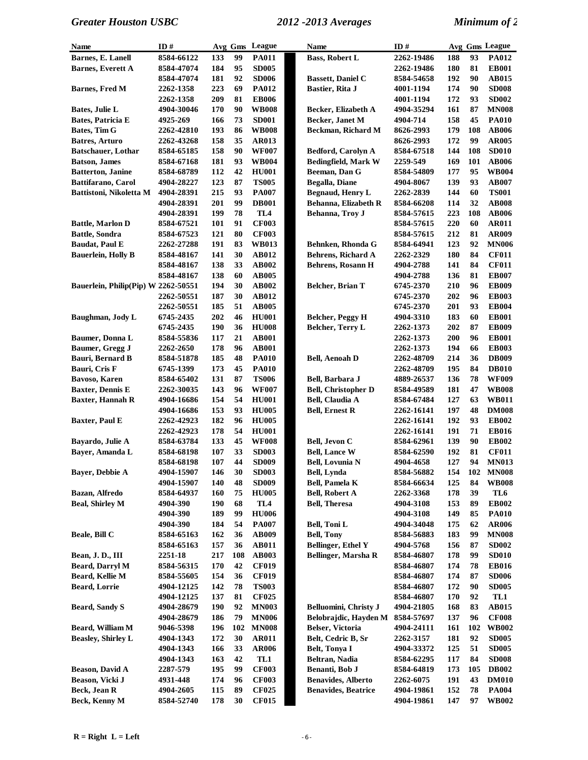| Name | ID # | Avg | Gms | League |
|---|---|---|---|---|
| Barnes, E. Lanell | 8584-66122 | 133 | 99 | PA011 |
| Barnes, Everett A | 8584-47074 | 184 | 95 | SD005 |
| | 8584-47074 | 181 | 92 | SD006 |
| Barnes, Fred M | 2262-1358 | 223 | 69 | PA012 |
| | 2262-1358 | 209 | 81 | EB006 |
| Bates, Julie L | 4904-30046 | 170 | 90 | WB008 |
| Bates, Patricia E | 4925-269 | 166 | 73 | SD001 |
| Bates, Tim G | 2262-42810 | 193 | 86 | WB008 |
| Batres, Arturo | 2262-43268 | 158 | 35 | AR013 |
| Batschauer, Lothar | 8584-65185 | 158 | 90 | WF007 |
| Batson, James | 8584-67168 | 181 | 93 | WB004 |
| Batterton, Janine | 8584-68789 | 112 | 42 | HU001 |
| Battifarano, Carol | 4904-28227 | 123 | 87 | TS005 |
| Battistoni, Nikoletta M | 4904-28391 | 215 | 93 | PA007 |
| | 4904-28391 | 201 | 99 | DB001 |
| | 4904-28391 | 199 | 78 | TL4 |
| Battle, Marlon D | 8584-67521 | 101 | 91 | CF003 |
| Battle, Sondra | 8584-67523 | 121 | 80 | CF003 |
| Baudat, Paul E | 2262-27288 | 191 | 83 | WB013 |
| Bauerlein, Holly B | 8584-48167 | 141 | 30 | AB012 |
| | 8584-48167 | 138 | 33 | AB002 |
| | 8584-48167 | 138 | 60 | AB005 |
| Bauerlein, Philip(Pip) W | 2262-50551 | 194 | 30 | AB002 |
| | 2262-50551 | 187 | 30 | AB012 |
| | 2262-50551 | 185 | 51 | AB005 |
| Baughman, Jody L | 6745-2435 | 202 | 46 | HU001 |
| | 6745-2435 | 190 | 36 | HU008 |
| Baumer, Donna L | 8584-55836 | 117 | 21 | AB001 |
| Baumer, Gregg J | 2262-2650 | 178 | 96 | AB001 |
| Bauri, Bernard B | 8584-51878 | 185 | 48 | PA010 |
| Bauri, Cris F | 6745-1399 | 173 | 45 | PA010 |
| Bavoso, Karen | 8584-65402 | 131 | 87 | TS006 |
| Baxter, Dennis E | 2262-30035 | 143 | 96 | WF007 |
| Baxter, Hannah R | 4904-16686 | 154 | 54 | HU001 |
| | 4904-16686 | 153 | 93 | HU005 |
| Baxter, Paul E | 2262-42923 | 182 | 96 | HU005 |
| | 2262-42923 | 178 | 54 | HU001 |
| Bayardo, Julie A | 8584-63784 | 133 | 45 | WF008 |
| Bayer, Amanda L | 8584-68198 | 107 | 33 | SD003 |
| | 8584-68198 | 107 | 44 | SD009 |
| Bayer, Debbie A | 4904-15907 | 146 | 30 | SD003 |
| | 4904-15907 | 140 | 48 | SD009 |
| Bazan, Alfredo | 8584-64937 | 160 | 75 | HU005 |
| Beal, Shirley M | 4904-390 | 190 | 68 | TL4 |
| | 4904-390 | 189 | 99 | HU006 |
| | 4904-390 | 184 | 54 | PA007 |
| Beale, Bill C | 8584-65163 | 162 | 36 | AB009 |
| | 8584-65163 | 157 | 36 | AB011 |
| Bean, J. D., III | 2251-18 | 217 | 108 | AB003 |
| Beard, Darryl M | 8584-56315 | 170 | 42 | CF019 |
| Beard, Kellie M | 8584-55605 | 154 | 36 | CF019 |
| Beard, Lorrie | 4904-12125 | 142 | 78 | TS003 |
| | 4904-12125 | 137 | 81 | CF025 |
| Beard, Sandy S | 4904-28679 | 190 | 92 | MN003 |
| | 4904-28679 | 186 | 79 | MN006 |
| Beard, William M | 9046-5398 | 196 | 102 | MN008 |
| Beasley, Shirley L | 4904-1343 | 172 | 30 | AR011 |
| | 4904-1343 | 166 | 33 | AR006 |
| | 4904-1343 | 163 | 42 | TL1 |
| Beason, David A | 2287-579 | 195 | 99 | CF003 |
| Beason, Vicki J | 4931-448 | 174 | 96 | CF003 |
| Beck, Jean R | 4904-2605 | 115 | 89 | CF025 |
| Beck, Kenny M | 8584-52740 | 178 | 30 | CF015 |
| Bass, Robert L | 2262-19486 | 188 | 93 | PA012 |
| | 2262-19486 | 180 | 81 | EB001 |
| Bassett, Daniel C | 8584-54658 | 192 | 90 | AB015 |
| Bastier, Rita J | 4001-1194 | 174 | 90 | SD008 |
| | 4001-1194 | 172 | 93 | SD002 |
| Becker, Elizabeth A | 4904-35294 | 161 | 87 | MN008 |
| Becker, Janet M | 4904-714 | 158 | 45 | PA010 |
| Beckman, Richard M | 8626-2993 | 179 | 108 | AB006 |
| | 8626-2993 | 172 | 99 | AR005 |
| Bedford, Carolyn A | 8584-67518 | 144 | 108 | SD010 |
| Bedingfield, Mark W | 2259-549 | 169 | 101 | AB006 |
| Beeman, Dan G | 8584-54809 | 177 | 95 | WB004 |
| Begalla, Diane | 4904-8067 | 139 | 93 | AB007 |
| Begnaud, Henry L | 2262-2839 | 144 | 60 | TS001 |
| Behanna, Elizabeth R | 8584-66208 | 114 | 32 | AB008 |
| Behanna, Troy J | 8584-57615 | 223 | 108 | AB006 |
| | 8584-57615 | 220 | 60 | AR011 |
| | 8584-57615 | 212 | 81 | AR009 |
| Behnken, Rhonda G | 8584-64941 | 123 | 92 | MN006 |
| Behrens, Richard A | 2262-2329 | 180 | 84 | CF011 |
| Behrens, Rosann H | 4904-2788 | 141 | 84 | CF011 |
| | 4904-2788 | 136 | 81 | EB007 |
| Belcher, Brian T | 6745-2370 | 210 | 96 | EB009 |
| | 6745-2370 | 202 | 96 | EB003 |
| | 6745-2370 | 201 | 93 | EB004 |
| Belcher, Peggy H | 4904-3310 | 183 | 60 | EB001 |
| Belcher, Terry L | 2262-1373 | 202 | 87 | EB009 |
| | 2262-1373 | 200 | 96 | EB001 |
| | 2262-1373 | 194 | 66 | EB003 |
| Bell, Aenoah D | 2262-48709 | 214 | 36 | DB009 |
| | 2262-48709 | 195 | 84 | DB010 |
| Bell, Barbara J | 4889-26537 | 136 | 78 | WF009 |
| Bell, Christopher D | 8584-49589 | 181 | 47 | WB008 |
| Bell, Claudia A | 8584-67484 | 127 | 63 | WB011 |
| Bell, Ernest R | 2262-16141 | 197 | 48 | DM008 |
| | 2262-16141 | 192 | 93 | EB002 |
| | 2262-16141 | 191 | 71 | EB016 |
| Bell, Jevon C | 8584-62961 | 139 | 90 | EB002 |
| Bell, Lance W | 8584-62590 | 192 | 81 | CF011 |
| Bell, Lovunia N | 4904-4658 | 127 | 94 | MN013 |
| Bell, Lynda | 8584-56882 | 154 | 102 | MN008 |
| Bell, Pamela K | 8584-66634 | 125 | 84 | WB008 |
| Bell, Robert A | 2262-3368 | 178 | 39 | TL6 |
| Bell, Theresa | 4904-3108 | 153 | 89 | EB002 |
| | 4904-3108 | 149 | 85 | PA010 |
| Bell, Toni L | 4904-34048 | 175 | 62 | AR006 |
| Bell, Tony | 8584-56883 | 183 | 99 | MN008 |
| Bellinger, Ethel Y | 4904-5768 | 156 | 87 | SD002 |
| Bellinger, Marsha R | 8584-46807 | 178 | 99 | SD010 |
| | 8584-46807 | 174 | 78 | EB016 |
| | 8584-46807 | 174 | 87 | SD006 |
| | 8584-46807 | 172 | 90 | SD005 |
| | 8584-46807 | 170 | 92 | TL1 |
| Belluomini, Christy J | 4904-21805 | 168 | 83 | AB015 |
| Belobrajdic, Hayden M | 8584-57697 | 137 | 96 | CF008 |
| Belser, Victoria | 4904-24111 | 161 | 102 | WB002 |
| Belt, Cedric B, Sr | 2262-3157 | 181 | 92 | SD005 |
| Belt, Tonya I | 4904-33372 | 125 | 51 | SD005 |
| Beltran, Nadia | 8584-62295 | 117 | 84 | SD008 |
| Benanti, Bob J | 8584-64819 | 173 | 105 | DB002 |
| Benavides, Alberto | 2262-6075 | 191 | 43 | DM010 |
| Benavides, Beatrice | 4904-19861 | 152 | 78 | PA004 |
| | 4904-19861 | 147 | 97 | WB002 |

R = Right L = Left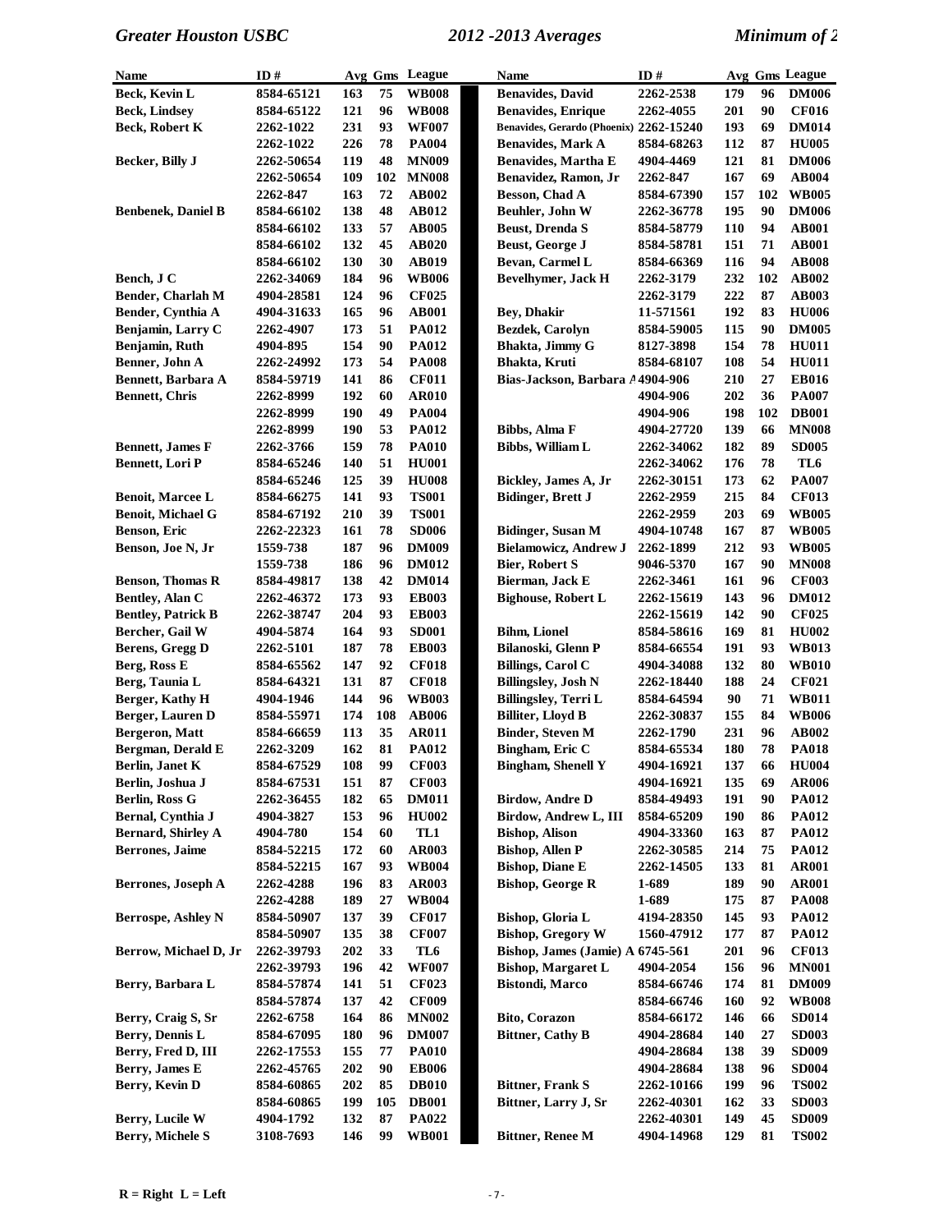| Name | ID # | Avg | Gms | League |
|---|---|---|---|---|
| Beck, Kevin L | 8584-65121 | 163 | 75 | WB008 |
| Beck, Lindsey | 8584-65122 | 121 | 96 | WB008 |
| Beck, Robert K | 2262-1022 | 231 | 93 | WF007 |
| | 2262-1022 | 226 | 78 | PA004 |
| Becker, Billy J | 2262-50654 | 119 | 48 | MN009 |
| | 2262-50654 | 109 | 102 | MN008 |
| | 2262-847 | 163 | 72 | AB002 |
| Benbenek, Daniel B | 8584-66102 | 138 | 48 | AB012 |
| | 8584-66102 | 133 | 57 | AB005 |
| | 8584-66102 | 132 | 45 | AB020 |
| | 8584-66102 | 130 | 30 | AB019 |
| Bench, J C | 2262-34069 | 184 | 96 | WB006 |
| Bender, Charlah M | 4904-28581 | 124 | 96 | CF025 |
| Bender, Cynthia A | 4904-31633 | 165 | 96 | AB001 |
| Benjamin, Larry C | 2262-4907 | 173 | 51 | PA012 |
| Benjamin, Ruth | 4904-895 | 154 | 90 | PA012 |
| Benner, John A | 2262-24992 | 173 | 54 | PA008 |
| Bennett, Barbara A | 8584-59719 | 141 | 86 | CF011 |
| Bennett, Chris | 2262-8999 | 192 | 60 | AR010 |
| | 2262-8999 | 190 | 49 | PA004 |
| | 2262-8999 | 190 | 53 | PA012 |
| Bennett, James F | 2262-3766 | 159 | 78 | PA010 |
| Bennett, Lori P | 8584-65246 | 140 | 51 | HU001 |
| | 8584-65246 | 125 | 39 | HU008 |
| Benoit, Marcee L | 8584-66275 | 141 | 93 | TS001 |
| Benoit, Michael G | 8584-67192 | 210 | 39 | TS001 |
| Benson, Eric | 2262-22323 | 161 | 78 | SD006 |
| Benson, Joe N, Jr | 1559-738 | 187 | 96 | DM009 |
| | 1559-738 | 186 | 96 | DM012 |
| Benson, Thomas R | 8584-49817 | 138 | 42 | DM014 |
| Bentley, Alan C | 2262-46372 | 173 | 93 | EB003 |
| Bentley, Patrick B | 2262-38747 | 204 | 93 | EB003 |
| Bercher, Gail W | 4904-5874 | 164 | 93 | SD001 |
| Berens, Gregg D | 2262-5101 | 187 | 78 | EB003 |
| Berg, Ross E | 8584-65562 | 147 | 92 | CF018 |
| Berg, Taunia L | 8584-64321 | 131 | 87 | CF018 |
| Berger, Kathy H | 4904-1946 | 144 | 96 | WB003 |
| Berger, Lauren D | 8584-55971 | 174 | 108 | AB006 |
| Bergeron, Matt | 8584-66659 | 113 | 35 | AR011 |
| Bergman, Derald E | 2262-3209 | 162 | 81 | PA012 |
| Berlin, Janet K | 8584-67529 | 108 | 99 | CF003 |
| Berlin, Joshua J | 8584-67531 | 151 | 87 | CF003 |
| Berlin, Ross G | 2262-36455 | 182 | 65 | DM011 |
| Bernal, Cynthia J | 4904-3827 | 153 | 96 | HU002 |
| Bernard, Shirley A | 4904-780 | 154 | 60 | TL1 |
| Berrones, Jaime | 8584-52215 | 172 | 60 | AR003 |
| | 8584-52215 | 167 | 93 | WB004 |
| Berrones, Joseph A | 2262-4288 | 196 | 83 | AR003 |
| | 2262-4288 | 189 | 27 | WB004 |
| Berrospe, Ashley N | 8584-50907 | 137 | 39 | CF017 |
| | 8584-50907 | 135 | 38 | CF007 |
| Berrow, Michael D, Jr | 2262-39793 | 202 | 33 | TL6 |
| | 2262-39793 | 196 | 42 | WF007 |
| Berry, Barbara L | 8584-57874 | 141 | 51 | CF023 |
| | 8584-57874 | 137 | 42 | CF009 |
| Berry, Craig S, Sr | 2262-6758 | 164 | 86 | MN002 |
| Berry, Dennis L | 8584-67095 | 180 | 96 | DM007 |
| Berry, Fred D, III | 2262-17553 | 155 | 77 | PA010 |
| Berry, James E | 2262-45765 | 202 | 90 | EB006 |
| Berry, Kevin D | 8584-60865 | 202 | 85 | DB010 |
| | 8584-60865 | 199 | 105 | DB001 |
| Berry, Lucile W | 4904-1792 | 132 | 87 | PA022 |
| Berry, Michele S | 3108-7693 | 146 | 99 | WB001 |
| Benavides, David | 2262-2538 | 179 | 96 | DM006 |
| Benavides, Enrique | 2262-4055 | 201 | 90 | CF016 |
| Benavides, Gerardo (Phoenix) | 2262-15240 | 193 | 69 | DM014 |
| Benavides, Mark A | 8584-68263 | 112 | 87 | HU005 |
| Benavides, Martha E | 4904-4469 | 121 | 81 | DM006 |
| Benavidez, Ramon, Jr | 2262-847 | 167 | 69 | AB004 |
| Besson, Chad A | 8584-67390 | 157 | 102 | WB005 |
| Beuhler, John W | 2262-36778 | 195 | 90 | DM006 |
| Beust, Drenda S | 8584-58779 | 110 | 94 | AB001 |
| Beust, George J | 8584-58781 | 151 | 71 | AB001 |
| Bevan, Carmel L | 8584-66369 | 116 | 94 | AB008 |
| Bevelhymer, Jack H | 2262-3179 | 232 | 102 | AB002 |
| | 2262-3179 | 222 | 87 | AB003 |
| Bey, Dhakir | 11-571561 | 192 | 83 | HU006 |
| Bezdek, Carolyn | 8584-59005 | 115 | 90 | DM005 |
| Bhakta, Jimmy G | 8127-3898 | 154 | 78 | HU011 |
| Bhakta, Kruti | 8584-68107 | 108 | 54 | HU011 |
| Bias-Jackson, Barbara A | 4904-906 | 210 | 27 | EB016 |
| | 4904-906 | 202 | 36 | PA007 |
| | 4904-906 | 198 | 102 | DB001 |
| Bibbs, Alma F | 4904-27720 | 139 | 66 | MN008 |
| Bibbs, William L | 2262-34062 | 182 | 89 | SD005 |
| | 2262-34062 | 176 | 78 | TL6 |
| Bickley, James A, Jr | 2262-30151 | 173 | 62 | PA007 |
| Bidinger, Brett J | 2262-2959 | 215 | 84 | CF013 |
| | 2262-2959 | 203 | 69 | WB005 |
| Bidinger, Susan M | 4904-10748 | 167 | 87 | WB005 |
| Bielamowicz, Andrew J | 2262-1899 | 212 | 93 | WB005 |
| Bier, Robert S | 9046-5370 | 167 | 90 | MN008 |
| Bierman, Jack E | 2262-3461 | 161 | 96 | CF003 |
| Bighouse, Robert L | 2262-15619 | 143 | 96 | DM012 |
| | 2262-15619 | 142 | 90 | CF025 |
| Bihm, Lionel | 8584-58616 | 169 | 81 | HU002 |
| Bilanoski, Glenn P | 8584-66554 | 191 | 93 | WB013 |
| Billings, Carol C | 4904-34088 | 132 | 80 | WB010 |
| Billingsley, Josh N | 2262-18440 | 188 | 24 | CF021 |
| Billingsley, Terri L | 8584-64594 | 90 | 71 | WB011 |
| Billiter, Lloyd B | 2262-30837 | 155 | 84 | WB006 |
| Binder, Steven M | 2262-1790 | 231 | 96 | AB002 |
| Bingham, Eric C | 8584-65534 | 180 | 78 | PA018 |
| Bingham, Shenell Y | 4904-16921 | 137 | 66 | HU004 |
| | 4904-16921 | 135 | 69 | AR006 |
| Birdow, Andre D | 8584-49493 | 191 | 90 | PA012 |
| Birdow, Andrew L, III | 8584-65209 | 190 | 86 | PA012 |
| Bishop, Alison | 4904-33360 | 163 | 87 | PA012 |
| Bishop, Allen P | 2262-30585 | 214 | 75 | PA012 |
| Bishop, Diane E | 2262-14505 | 133 | 81 | AR001 |
| Bishop, George R | 1-689 | 189 | 90 | AR001 |
| | 1-689 | 175 | 87 | PA008 |
| Bishop, Gloria L | 4194-28350 | 145 | 93 | PA012 |
| Bishop, Gregory W | 1560-47912 | 177 | 87 | PA012 |
| Bishop, James (Jamie) A | 6745-561 | 201 | 96 | CF013 |
| Bishop, Margaret L | 4904-2054 | 156 | 96 | MN001 |
| Bistondi, Marco | 8584-66746 | 174 | 81 | DM009 |
| | 8584-66746 | 160 | 92 | WB008 |
| Bito, Corazon | 8584-66172 | 146 | 66 | SD014 |
| Bittner, Cathy B | 4904-28684 | 140 | 27 | SD003 |
| | 4904-28684 | 138 | 39 | SD009 |
| | 4904-28684 | 138 | 96 | SD004 |
| Bittner, Frank S | 2262-10166 | 199 | 96 | TS002 |
| Bittner, Larry J, Sr | 2262-40301 | 162 | 33 | SD003 |
| | 2262-40301 | 149 | 45 | SD009 |
| Bittner, Renee M | 4904-14968 | 129 | 81 | TS002 |

R = Right L = Left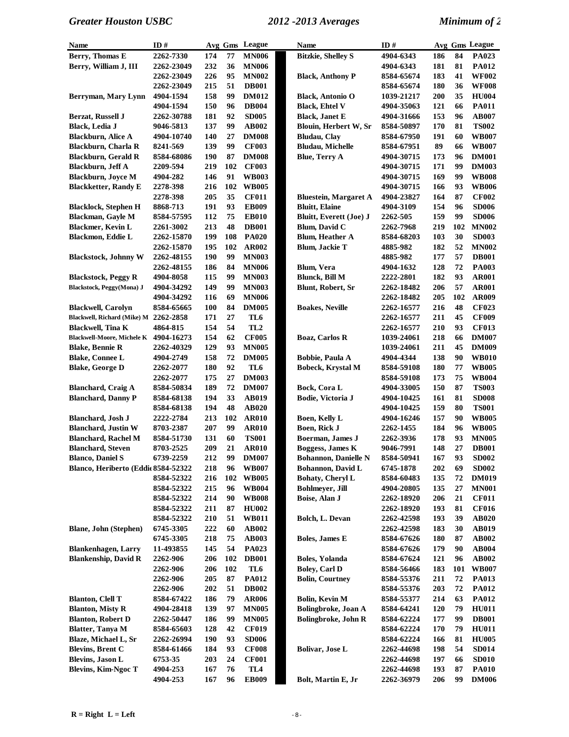| Name | ID # | Avg | Gms | League |
|---|---|---|---|---|
| **Berry, Thomas E** | 2262-7330 | 174 | 77 | MN006 |
| **Berry, William J, III** | 2262-23049 | 232 | 36 | MN006 |
| | 2262-23049 | 226 | 95 | MN002 |
| | 2262-23049 | 215 | 51 | DB001 |
| **Berryman, Mary Lynn** | 4904-1594 | 158 | 99 | DM012 |
| | 4904-1594 | 150 | 96 | DB004 |
| **Berzat, Russell J** | 2262-30788 | 181 | 92 | SD005 |
| **Black, Ledia J** | 9046-5813 | 137 | 99 | AB002 |
| **Blackburn, Alice A** | 4904-10740 | 140 | 27 | DM008 |
| **Blackburn, Charla R** | 8241-569 | 139 | 99 | CF003 |
| **Blackburn, Gerald R** | 8584-68086 | 190 | 87 | DM008 |
| **Blackburn, Jeff A** | 2209-594 | 219 | 102 | CF003 |
| **Blackburn, Joyce M** | 4904-282 | 146 | 91 | WB003 |
| **Blackketter, Randy E** | 2278-398 | 216 | 102 | WB005 |
| | 2278-398 | 205 | 35 | CF011 |
| **Blacklock, Stephen H** | 8868-713 | 191 | 93 | EB009 |
| **Blackman, Gayle M** | 8584-57595 | 112 | 75 | EB010 |
| **Blackmer, Kevin L** | 2261-3002 | 213 | 48 | DB001 |
| **Blackmon, Eddie L** | 2262-15870 | 199 | 108 | PA020 |
| | 2262-15870 | 195 | 102 | AR002 |
| **Blackstock, Johnny W** | 2262-48155 | 190 | 99 | MN003 |
| | 2262-48155 | 186 | 84 | MN006 |
| **Blackstock, Peggy R** | 4904-8058 | 115 | 99 | MN003 |
| **Blackstock, Peggy(Mona) J** | 4904-34292 | 149 | 99 | MN003 |
| | 4904-34292 | 116 | 69 | MN006 |
| **Blackwell, Carolyn** | 8584-65665 | 100 | 84 | DM005 |
| **Blackwell, Richard (Mike) M** | 2262-2858 | 171 | 27 | TL6 |
| **Blackwell, Tina K** | 4864-815 | 154 | 54 | TL2 |
| **Blackwell-Moore, Michele K** | 4904-16273 | 154 | 62 | CF005 |
| **Blake, Bennie R** | 2262-40329 | 129 | 93 | MN005 |
| **Blake, Connee L** | 4904-2749 | 158 | 72 | DM005 |
| **Blake, George D** | 2262-2077 | 180 | 92 | TL6 |
| | 2262-2077 | 175 | 27 | DM003 |
| **Blanchard, Craig A** | 8584-50834 | 189 | 72 | DM007 |
| **Blanchard, Danny P** | 8584-68138 | 194 | 33 | AB019 |
| | 8584-68138 | 194 | 48 | AB020 |
| **Blanchard, Josh J** | 2222-2784 | 213 | 102 | AR010 |
| **Blanchard, Justin W** | 8703-2387 | 207 | 99 | AR010 |
| **Blanchard, Rachel M** | 8584-51730 | 131 | 60 | TS001 |
| **Blanchard, Steven** | 8703-2525 | 209 | 21 | AR010 |
| **Blanco, Daniel S** | 6739-2259 | 212 | 99 | DM007 |
| **Blanco, Heriberto (Eddi** | 8584-52322 | 218 | 96 | WB007 |
| | 8584-52322 | 216 | 102 | WB005 |
| | 8584-52322 | 215 | 96 | WB004 |
| | 8584-52322 | 214 | 90 | WB008 |
| | 8584-52322 | 211 | 87 | HU002 |
| | 8584-52322 | 210 | 51 | WB011 |
| **Blane, John (Stephen)** | 6745-3305 | 222 | 60 | AB002 |
| | 6745-3305 | 218 | 75 | AB003 |
| **Blankenhagen, Larry** | 11-493855 | 145 | 54 | PA023 |
| **Blankenship, David R** | 2262-906 | 206 | 102 | DB001 |
| | 2262-906 | 206 | 102 | TL6 |
| | 2262-906 | 205 | 87 | PA012 |
| | 2262-906 | 202 | 51 | DB002 |
| **Blanton, Clell T** | 8584-67422 | 186 | 79 | AR006 |
| **Blanton, Misty R** | 4904-28418 | 139 | 97 | MN005 |
| **Blanton, Robert D** | 2262-50447 | 186 | 99 | MN005 |
| **Blatter, Tanya M** | 8584-65603 | 128 | 42 | CF019 |
| **Blaze, Michael L, Sr** | 2262-26994 | 190 | 93 | SD006 |
| **Blevins, Brent C** | 8584-61466 | 184 | 93 | CF008 |
| **Blevins, Jason L** | 6753-35 | 203 | 24 | CF001 |
| **Blevins, Kim-Ngoc T** | 4904-253 | 167 | 76 | TL4 |
| | 4904-253 | 167 | 96 | EB009 |
| **Bitzkie, Shelley S** | 4904-6343 | 186 | 84 | PA023 |
| | 4904-6343 | 181 | 81 | PA012 |
| **Black, Anthony P** | 8584-65674 | 183 | 41 | WF002 |
| | 8584-65674 | 180 | 36 | WF008 |
| **Black, Antonio O** | 1039-21217 | 200 | 35 | HU004 |
| **Black, Ehtel V** | 4904-35063 | 121 | 66 | PA011 |
| **Black, Janet E** | 4904-31666 | 153 | 96 | AB007 |
| **Blouin, Herbert W, Sr** | 8584-50897 | 170 | 81 | TS002 |
| **Bludau, Clay** | 8584-67950 | 191 | 60 | WB007 |
| **Bludau, Michelle** | 8584-67951 | 89 | 66 | WB007 |
| **Blue, Terry A** | 4904-30715 | 173 | 96 | DM001 |
| | 4904-30715 | 171 | 99 | DM003 |
| | 4904-30715 | 169 | 99 | WB008 |
| | 4904-30715 | 166 | 93 | WB006 |
| **Bluestein, Margaret A** | 4904-23827 | 164 | 87 | CF002 |
| **Bluitt, Elaine** | 4904-3109 | 154 | 96 | SD006 |
| **Bluitt, Everett (Joe) J** | 2262-505 | 159 | 99 | SD006 |
| **Blum, David C** | 2262-7968 | 219 | 102 | MN002 |
| **Blum, Heather A** | 8584-68203 | 103 | 30 | SD003 |
| **Blum, Jackie T** | 4885-982 | 182 | 52 | MN002 |
| | 4885-982 | 177 | 57 | DB001 |
| **Blum, Vera** | 4904-1632 | 128 | 72 | PA003 |
| **Blunck, Bill M** | 2222-2801 | 182 | 93 | AR001 |
| **Blunt, Robert, Sr** | 2262-18482 | 206 | 57 | AR001 |
| | 2262-18482 | 205 | 102 | AR009 |
| **Boakes, Neville** | 2262-16577 | 216 | 48 | CF023 |
| | 2262-16577 | 211 | 45 | CF009 |
| | 2262-16577 | 210 | 93 | CF013 |
| **Boaz, Carlos R** | 1039-24061 | 218 | 66 | DM007 |
| | 1039-24061 | 211 | 45 | DM009 |
| **Bobbie, Paula A** | 4904-4344 | 138 | 90 | WB010 |
| **Bobeck, Krystal M** | 8584-59108 | 180 | 77 | WB005 |
| | 8584-59108 | 173 | 75 | WB004 |
| **Bock, Cora L** | 4904-33005 | 150 | 87 | TS003 |
| **Bodie, Victoria J** | 4904-10425 | 161 | 81 | SD008 |
| | 4904-10425 | 159 | 80 | TS001 |
| **Boen, Kelly L** | 4904-16246 | 157 | 90 | WB005 |
| **Boen, Rick J** | 2262-1455 | 184 | 96 | WB005 |
| **Boerman, James J** | 2262-3936 | 178 | 93 | MN005 |
| **Boggess, James K** | 9046-7991 | 148 | 27 | DB001 |
| **Bohannon, Danielle N** | 8584-50941 | 167 | 93 | SD002 |
| **Bohannon, David L** | 6745-1878 | 202 | 69 | SD002 |
| **Bohaty, Cheryl L** | 8584-60483 | 135 | 72 | DM019 |
| **Bohlmeyer, Jill** | 4904-20805 | 135 | 27 | MN001 |
| **Boise, Alan J** | 2262-18920 | 206 | 21 | CF011 |
| | 2262-18920 | 193 | 81 | CF016 |
| **Bolch, L. Devan** | 2262-42598 | 193 | 39 | AB020 |
| | 2262-42598 | 183 | 30 | AB019 |
| **Boles, James E** | 8584-67626 | 180 | 87 | AB002 |
| | 8584-67626 | 179 | 90 | AB004 |
| **Boles, Yolanda** | 8584-67624 | 121 | 96 | AB002 |
| **Boley, Carl D** | 8584-56466 | 183 | 101 | WB007 |
| **Bolin, Courtney** | 8584-55376 | 211 | 72 | PA013 |
| | 8584-55376 | 203 | 72 | PA012 |
| **Bolin, Kevin M** | 8584-55377 | 214 | 63 | PA012 |
| **Bolingbroke, Joan A** | 8584-64241 | 120 | 79 | HU011 |
| **Bolingbroke, John R** | 8584-62224 | 177 | 99 | DB001 |
| | 8584-62224 | 170 | 79 | HU011 |
| | 8584-62224 | 166 | 81 | HU005 |
| **Bolivar, Jose L** | 2262-44698 | 198 | 54 | SD014 |
| | 2262-44698 | 197 | 66 | SD010 |
| | 2262-44698 | 193 | 87 | PA010 |
| **Bolt, Martin E, Jr** | 2262-36979 | 206 | 99 | DM006 |

**R = Right L = Left**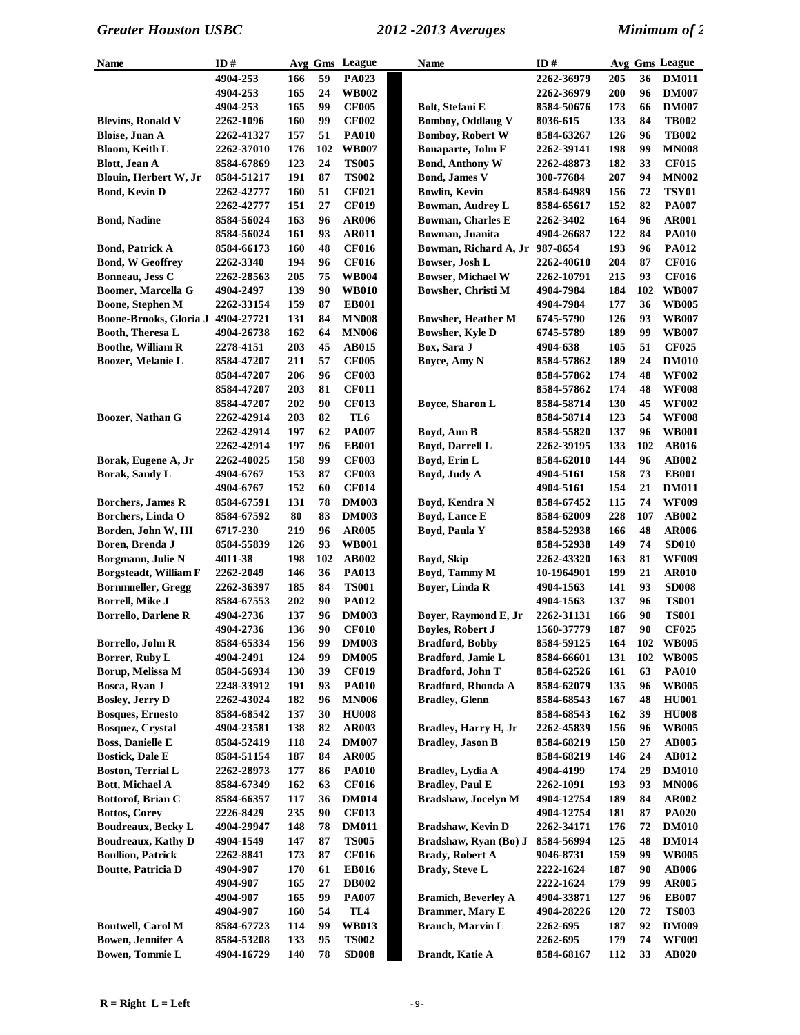| Name | ID # | Avg | Gms | League |
|---|---|---|---|---|
| | 4904-253 | 166 | 59 | PA023 |
| | 4904-253 | 165 | 24 | WB002 |
| | 4904-253 | 165 | 99 | CF005 |
| Blevins, Ronald V | 2262-1096 | 160 | 99 | CF002 |
| Bloise, Juan A | 2262-41327 | 157 | 51 | PA010 |
| Bloom, Keith L | 2262-37010 | 176 | 102 | WB007 |
| Blott, Jean A | 8584-67869 | 123 | 24 | TS005 |
| Blouin, Herbert W, Jr | 8584-51217 | 191 | 87 | TS002 |
| Bond, Kevin D | 2262-42777 | 160 | 51 | CF021 |
| | 2262-42777 | 151 | 27 | CF019 |
| Bond, Nadine | 8584-56024 | 163 | 96 | AR006 |
| | 8584-56024 | 161 | 93 | AR011 |
| Bond, Patrick A | 8584-66173 | 160 | 48 | CF016 |
| Bond, W Geoffrey | 2262-3340 | 194 | 96 | CF016 |
| Bonneau, Jess C | 2262-28563 | 205 | 75 | WB004 |
| Boomer, Marcella G | 4904-2497 | 139 | 90 | WB010 |
| Boone, Stephen M | 2262-33154 | 159 | 87 | EB001 |
| Boone-Brooks, Gloria J | 4904-27721 | 131 | 84 | MN008 |
| Booth, Theresa L | 4904-26738 | 162 | 64 | MN006 |
| Boothe, William R | 2278-4151 | 203 | 45 | AB015 |
| Boozer, Melanie L | 8584-47207 | 211 | 57 | CF005 |
| | 8584-47207 | 206 | 96 | CF003 |
| | 8584-47207 | 203 | 81 | CF011 |
| | 8584-47207 | 202 | 90 | CF013 |
| Boozer, Nathan G | 2262-42914 | 203 | 82 | TL6 |
| | 2262-42914 | 197 | 62 | PA007 |
| | 2262-42914 | 197 | 96 | EB001 |
| Borak, Eugene A, Jr | 2262-40025 | 158 | 99 | CF003 |
| Borak, Sandy L | 4904-6767 | 153 | 87 | CF003 |
| | 4904-6767 | 152 | 60 | CF014 |
| Borchers, James R | 8584-67591 | 131 | 78 | DM003 |
| Borchers, Linda O | 8584-67592 | 80 | 83 | DM003 |
| Borden, John W, III | 6717-230 | 219 | 96 | AR005 |
| Boren, Brenda J | 8584-55839 | 126 | 93 | WB001 |
| Borgmann, Julie N | 4011-38 | 198 | 102 | AB002 |
| Borgsteadt, William F | 2262-2049 | 146 | 36 | PA013 |
| Bornmueller, Gregg | 2262-36397 | 185 | 84 | TS001 |
| Borrell, Mike J | 8584-67553 | 202 | 90 | PA012 |
| Borrello, Darlene R | 4904-2736 | 137 | 96 | DM003 |
| | 4904-2736 | 136 | 90 | CF010 |
| Borrello, John R | 8584-65334 | 156 | 99 | DM003 |
| Borrer, Ruby L | 4904-2491 | 124 | 99 | DM005 |
| Borup, Melissa M | 8584-56934 | 130 | 39 | CF019 |
| Bosca, Ryan J | 2248-33912 | 191 | 93 | PA010 |
| Bosley, Jerry D | 2262-43024 | 182 | 96 | MN006 |
| Bosques, Ernesto | 8584-68542 | 137 | 30 | HU008 |
| Bosquez, Crystal | 4904-23581 | 138 | 82 | AR003 |
| Boss, Danielle E | 8584-52419 | 118 | 24 | DM007 |
| Bostick, Dale E | 8584-51154 | 187 | 84 | AR005 |
| Boston, Terrial L | 2262-28973 | 177 | 86 | PA010 |
| Bott, Michael A | 8584-67349 | 162 | 63 | CF016 |
| Bottorof, Brian C | 8584-66357 | 117 | 36 | DM014 |
| Bottos, Corey | 2226-8429 | 235 | 90 | CF013 |
| Boudreaux, Becky L | 4904-29947 | 148 | 78 | DM011 |
| Boudreaux, Kathy D | 4904-1549 | 147 | 87 | TS005 |
| Boullion, Patrick | 2262-8841 | 173 | 87 | CF016 |
| Boutte, Patricia D | 4904-907 | 170 | 61 | EB016 |
| | 4904-907 | 165 | 27 | DB002 |
| | 4904-907 | 165 | 99 | PA007 |
| | 4904-907 | 160 | 54 | TL4 |
| Boutwell, Carol M | 8584-67723 | 114 | 99 | WB013 |
| Bowen, Jennifer A | 8584-53208 | 133 | 95 | TS002 |
| Bowen, Tommie L | 4904-16729 | 140 | 78 | SD008 |
| | 2262-36979 | 205 | 36 | DM011 |
| | 2262-36979 | 200 | 96 | DM007 |
| Bolt, Stefani E | 8584-50676 | 173 | 66 | DM007 |
| Bomboy, Oddlaug V | 8036-615 | 133 | 84 | TB002 |
| Bomboy, Robert W | 8584-63267 | 126 | 96 | TB002 |
| Bonaparte, John F | 2262-39141 | 198 | 99 | MN008 |
| Bond, Anthony W | 2262-48873 | 182 | 33 | CF015 |
| Bond, James V | 300-77684 | 207 | 94 | MN002 |
| Bowlin, Kevin | 8584-64989 | 156 | 72 | TSY01 |
| Bowman, Audrey L | 8584-65617 | 152 | 82 | PA007 |
| Bowman, Charles E | 2262-3402 | 164 | 96 | AR001 |
| Bowman, Juanita | 4904-26687 | 122 | 84 | PA010 |
| Bowman, Richard A, Jr | 987-8654 | 193 | 96 | PA012 |
| Bowser, Josh L | 2262-40610 | 204 | 87 | CF016 |
| Bowser, Michael W | 2262-10791 | 215 | 93 | CF016 |
| Bowsher, Christi M | 4904-7984 | 184 | 102 | WB007 |
| | 4904-7984 | 177 | 36 | WB005 |
| Bowsher, Heather M | 6745-5790 | 126 | 93 | WB007 |
| Bowsher, Kyle D | 6745-5789 | 189 | 99 | WB007 |
| Box, Sara J | 4904-638 | 105 | 51 | CF025 |
| Boyce, Amy N | 8584-57862 | 189 | 24 | DM010 |
| | 8584-57862 | 174 | 48 | WF002 |
| | 8584-57862 | 174 | 48 | WF008 |
| Boyce, Sharon L | 8584-58714 | 130 | 45 | WF002 |
| | 8584-58714 | 123 | 54 | WF008 |
| Boyd, Ann B | 8584-55820 | 137 | 96 | WB001 |
| Boyd, Darrell L | 2262-39195 | 133 | 102 | AB016 |
| Boyd, Erin L | 8584-62010 | 144 | 96 | AB002 |
| Boyd, Judy A | 4904-5161 | 158 | 73 | EB001 |
| | 4904-5161 | 154 | 21 | DM011 |
| Boyd, Kendra N | 8584-67452 | 115 | 74 | WF009 |
| Boyd, Lance E | 8584-62009 | 228 | 107 | AB002 |
| Boyd, Paula Y | 8584-52938 | 166 | 48 | AR006 |
| | 8584-52938 | 149 | 74 | SD010 |
| Boyd, Skip | 2262-43320 | 163 | 81 | WF009 |
| Boyd, Tammy M | 10-1964901 | 199 | 21 | AR010 |
| Boyer, Linda R | 4904-1563 | 141 | 93 | SD008 |
| | 4904-1563 | 137 | 96 | TS001 |
| Boyer, Raymond E, Jr | 2262-31131 | 166 | 90 | TS001 |
| Boyles, Robert J | 1560-37779 | 187 | 90 | CF025 |
| Bradford, Bobby | 8584-59125 | 164 | 102 | WB005 |
| Bradford, Jamie L | 8584-66601 | 131 | 102 | WB005 |
| Bradford, John T | 8584-62526 | 161 | 63 | PA010 |
| Bradford, Rhonda A | 8584-62079 | 135 | 96 | WB005 |
| Bradley, Glenn | 8584-68543 | 167 | 48 | HU001 |
| | 8584-68543 | 162 | 39 | HU008 |
| Bradley, Harry H, Jr | 2262-45839 | 156 | 96 | WB005 |
| Bradley, Jason B | 8584-68219 | 150 | 27 | AB005 |
| | 8584-68219 | 146 | 24 | AB012 |
| Bradley, Lydia A | 4904-4199 | 174 | 29 | DM010 |
| Bradley, Paul E | 2262-1091 | 193 | 93 | MN006 |
| Bradshaw, Jocelyn M | 4904-12754 | 189 | 84 | AR002 |
| | 4904-12754 | 181 | 87 | PA020 |
| Bradshaw, Kevin D | 2262-34171 | 176 | 72 | DM010 |
| Bradshaw, Ryan (Bo) J | 8584-56994 | 125 | 48 | DM014 |
| Brady, Robert A | 9046-8731 | 159 | 99 | WB005 |
| Brady, Steve L | 2222-1624 | 187 | 90 | AB006 |
| | 2222-1624 | 179 | 99 | AR005 |
| Bramich, Beverley A | 4904-33871 | 127 | 96 | EB007 |
| Brammer, Mary E | 4904-28226 | 120 | 72 | TS003 |
| Branch, Marvin L | 2262-695 | 187 | 92 | DM009 |
| | 2262-695 | 179 | 74 | WF009 |
| Brandt, Katie A | 8584-68167 | 112 | 33 | AB020 |

R = Right L = Left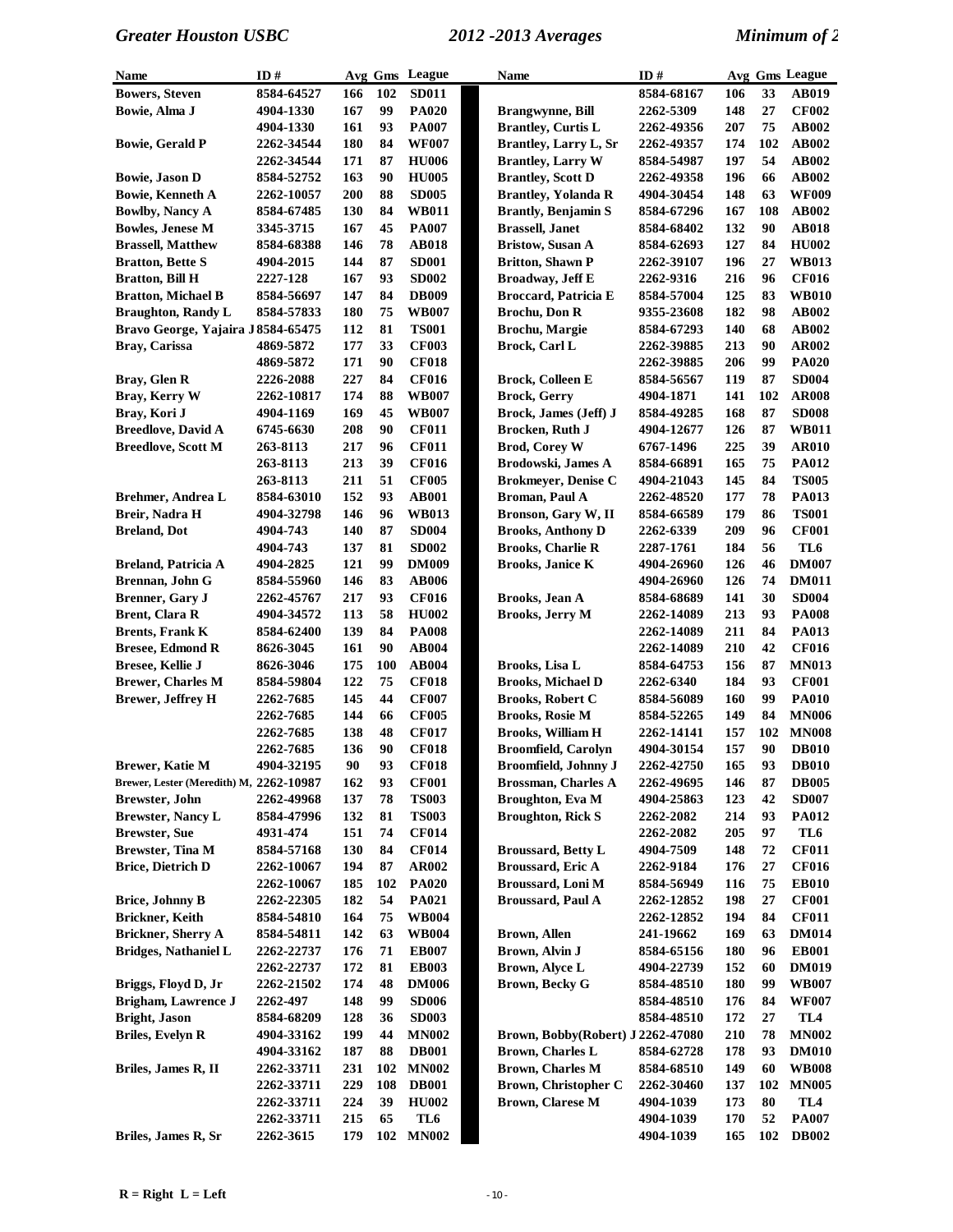| Name | ID # | Avg | Gms | League |
|---|---|---|---|---|
| Bowers, Steven | 8584-64527 | 166 | 102 | SD011 |
| Bowie, Alma J | 4904-1330 | 167 | 99 | PA020 |
| | 4904-1330 | 161 | 93 | PA007 |
| Bowie, Gerald P | 2262-34544 | 180 | 84 | WF007 |
| | 2262-34544 | 171 | 87 | HU006 |
| Bowie, Jason D | 8584-52752 | 163 | 90 | HU005 |
| Bowie, Kenneth A | 2262-10057 | 200 | 88 | SD005 |
| Bowlby, Nancy A | 8584-67485 | 130 | 84 | WB011 |
| Bowles, Jenese M | 3345-3715 | 167 | 45 | PA007 |
| Brassell, Matthew | 8584-68388 | 146 | 78 | AB018 |
| Bratton, Bette S | 4904-2015 | 144 | 87 | SD001 |
| Bratton, Bill H | 2227-128 | 167 | 93 | SD002 |
| Bratton, Michael B | 8584-56697 | 147 | 84 | DB009 |
| Braughton, Randy L | 8584-57833 | 180 | 75 | WB007 |
| Bravo George, Yajaira J | 8584-65475 | 112 | 81 | TS001 |
| Bray, Carissa | 4869-5872 | 177 | 33 | CF003 |
| | 4869-5872 | 171 | 90 | CF018 |
| Bray, Glen R | 2226-2088 | 227 | 84 | CF016 |
| Bray, Kerry W | 2262-10817 | 174 | 88 | WB007 |
| Bray, Kori J | 4904-1169 | 169 | 45 | WB007 |
| Breedlove, David A | 6745-6630 | 208 | 90 | CF011 |
| Breedlove, Scott M | 263-8113 | 217 | 96 | CF011 |
| | 263-8113 | 213 | 39 | CF016 |
| | 263-8113 | 211 | 51 | CF005 |
| Brehmer, Andrea L | 8584-63010 | 152 | 93 | AB001 |
| Breir, Nadra H | 4904-32798 | 146 | 96 | WB013 |
| Breland, Dot | 4904-743 | 140 | 87 | SD004 |
| | 4904-743 | 137 | 81 | SD002 |
| Breland, Patricia A | 4904-2825 | 121 | 99 | DM009 |
| Brennan, John G | 8584-55960 | 146 | 83 | AB006 |
| Brenner, Gary J | 2262-45767 | 217 | 93 | CF016 |
| Brent, Clara R | 4904-34572 | 113 | 58 | HU002 |
| Brents, Frank K | 8584-62400 | 139 | 84 | PA008 |
| Bresee, Edmond R | 8626-3045 | 161 | 90 | AB004 |
| Bresee, Kellie J | 8626-3046 | 175 | 100 | AB004 |
| Brewer, Charles M | 8584-59804 | 122 | 75 | CF018 |
| Brewer, Jeffrey H | 2262-7685 | 145 | 44 | CF007 |
| | 2262-7685 | 144 | 66 | CF005 |
| | 2262-7685 | 138 | 48 | CF017 |
| | 2262-7685 | 136 | 90 | CF018 |
| Brewer, Katie M | 4904-32195 | 90 | 93 | CF018 |
| Brewer, Lester (Meredith) M, | 2262-10987 | 162 | 93 | CF001 |
| Brewster, John | 2262-49968 | 137 | 78 | TS003 |
| Brewster, Nancy L | 8584-47996 | 132 | 81 | TS003 |
| Brewster, Sue | 4931-474 | 151 | 74 | CF014 |
| Brewster, Tina M | 8584-57168 | 130 | 84 | CF014 |
| Brice, Dietrich D | 2262-10067 | 194 | 87 | AR002 |
| | 2262-10067 | 185 | 102 | PA020 |
| Brice, Johnny B | 2262-22305 | 182 | 54 | PA021 |
| Brickner, Keith | 8584-54810 | 164 | 75 | WB004 |
| Brickner, Sherry A | 8584-54811 | 142 | 63 | WB004 |
| Bridges, Nathaniel L | 2262-22737 | 176 | 71 | EB007 |
| | 2262-22737 | 172 | 81 | EB003 |
| Briggs, Floyd D, Jr | 2262-21502 | 174 | 48 | DM006 |
| Brigham, Lawrence J | 2262-497 | 148 | 99 | SD006 |
| Bright, Jason | 8584-68209 | 128 | 36 | SD003 |
| Briles, Evelyn R | 4904-33162 | 199 | 44 | MN002 |
| | 4904-33162 | 187 | 88 | DB001 |
| Briles, James R, II | 2262-33711 | 231 | 102 | MN002 |
| | 2262-33711 | 229 | 108 | DB001 |
| | 2262-33711 | 224 | 39 | HU002 |
| | 2262-33711 | 215 | 65 | TL6 |
| Briles, James R, Sr | 2262-3615 | 179 | 102 | MN002 |
| | 8584-68167 | 106 | 33 | AB019 |
| Brangwynne, Bill | 2262-5309 | 148 | 27 | CF002 |
| Brantley, Curtis L | 2262-49356 | 207 | 75 | AB002 |
| Brantley, Larry L, Sr | 2262-49357 | 174 | 102 | AB002 |
| Brantley, Larry W | 8584-54987 | 197 | 54 | AB002 |
| Brantley, Scott D | 2262-49358 | 196 | 66 | AB002 |
| Brantley, Yolanda R | 4904-30454 | 148 | 63 | WF009 |
| Brantly, Benjamin S | 8584-67296 | 167 | 108 | AB002 |
| Brassell, Janet | 8584-68402 | 132 | 90 | AB018 |
| Bristow, Susan A | 8584-62693 | 127 | 84 | HU002 |
| Britton, Shawn P | 2262-39107 | 196 | 27 | WB013 |
| Broadway, Jeff E | 2262-9316 | 216 | 96 | CF016 |
| Broccard, Patricia E | 8584-57004 | 125 | 83 | WB010 |
| Brochu, Don R | 9355-23608 | 182 | 98 | AB002 |
| Brochu, Margie | 8584-67293 | 140 | 68 | AB002 |
| Brock, Carl L | 2262-39885 | 213 | 90 | AR002 |
| | 2262-39885 | 206 | 99 | PA020 |
| Brock, Colleen E | 8584-56567 | 119 | 87 | SD004 |
| Brock, Gerry | 4904-1871 | 141 | 102 | AR008 |
| Brock, James (Jeff) J | 8584-49285 | 168 | 87 | SD008 |
| Brocken, Ruth J | 4904-12677 | 126 | 87 | WB011 |
| Brod, Corey W | 6767-1496 | 225 | 39 | AR010 |
| Brodowski, James A | 8584-66891 | 165 | 75 | PA012 |
| Brokmeyer, Denise C | 4904-21043 | 145 | 84 | TS005 |
| Broman, Paul A | 2262-48520 | 177 | 78 | PA013 |
| Bronson, Gary W, II | 8584-66589 | 179 | 86 | TS001 |
| Brooks, Anthony D | 2262-6339 | 209 | 96 | CF001 |
| Brooks, Charlie R | 2287-1761 | 184 | 56 | TL6 |
| Brooks, Janice K | 4904-26960 | 126 | 46 | DM007 |
| | 4904-26960 | 126 | 74 | DM011 |
| Brooks, Jean A | 8584-68689 | 141 | 30 | SD004 |
| Brooks, Jerry M | 2262-14089 | 213 | 93 | PA008 |
| | 2262-14089 | 211 | 84 | PA013 |
| | 2262-14089 | 210 | 42 | CF016 |
| Brooks, Lisa L | 8584-64753 | 156 | 87 | MN013 |
| Brooks, Michael D | 2262-6340 | 184 | 93 | CF001 |
| Brooks, Robert C | 8584-56089 | 160 | 99 | PA010 |
| Brooks, Rosie M | 8584-52265 | 149 | 84 | MN006 |
| Brooks, William H | 2262-14141 | 157 | 102 | MN008 |
| Broomfield, Carolyn | 4904-30154 | 157 | 90 | DB010 |
| Broomfield, Johnny J | 2262-42750 | 165 | 93 | DB010 |
| Brossman, Charles A | 2262-49695 | 146 | 87 | DB005 |
| Broughton, Eva M | 4904-25863 | 123 | 42 | SD007 |
| Broughton, Rick S | 2262-2082 | 214 | 93 | PA012 |
| | 2262-2082 | 205 | 97 | TL6 |
| Broussard, Betty L | 4904-7509 | 148 | 72 | CF011 |
| Broussard, Eric A | 2262-9184 | 176 | 27 | CF016 |
| Broussard, Loni M | 8584-56949 | 116 | 75 | EB010 |
| Broussard, Paul A | 2262-12852 | 198 | 27 | CF001 |
| | 2262-12852 | 194 | 84 | CF011 |
| Brown, Allen | 241-19662 | 169 | 63 | DM014 |
| Brown, Alvin J | 8584-65156 | 180 | 96 | EB001 |
| Brown, Alyce L | 4904-22739 | 152 | 60 | DM019 |
| Brown, Becky G | 8584-48510 | 180 | 99 | WB007 |
| | 8584-48510 | 176 | 84 | WF007 |
| | 8584-48510 | 172 | 27 | TL4 |
| Brown, Bobby(Robert) J | 2262-47080 | 210 | 78 | MN002 |
| Brown, Charles L | 8584-62728 | 178 | 93 | DM010 |
| Brown, Charles M | 8584-68510 | 149 | 60 | WB008 |
| Brown, Christopher C | 2262-30460 | 137 | 102 | MN005 |
| Brown, Clarese M | 4904-1039 | 173 | 80 | TL4 |
| | 4904-1039 | 170 | 52 | PA007 |
| | 4904-1039 | 165 | 102 | DB002 |

R = Right  L = Left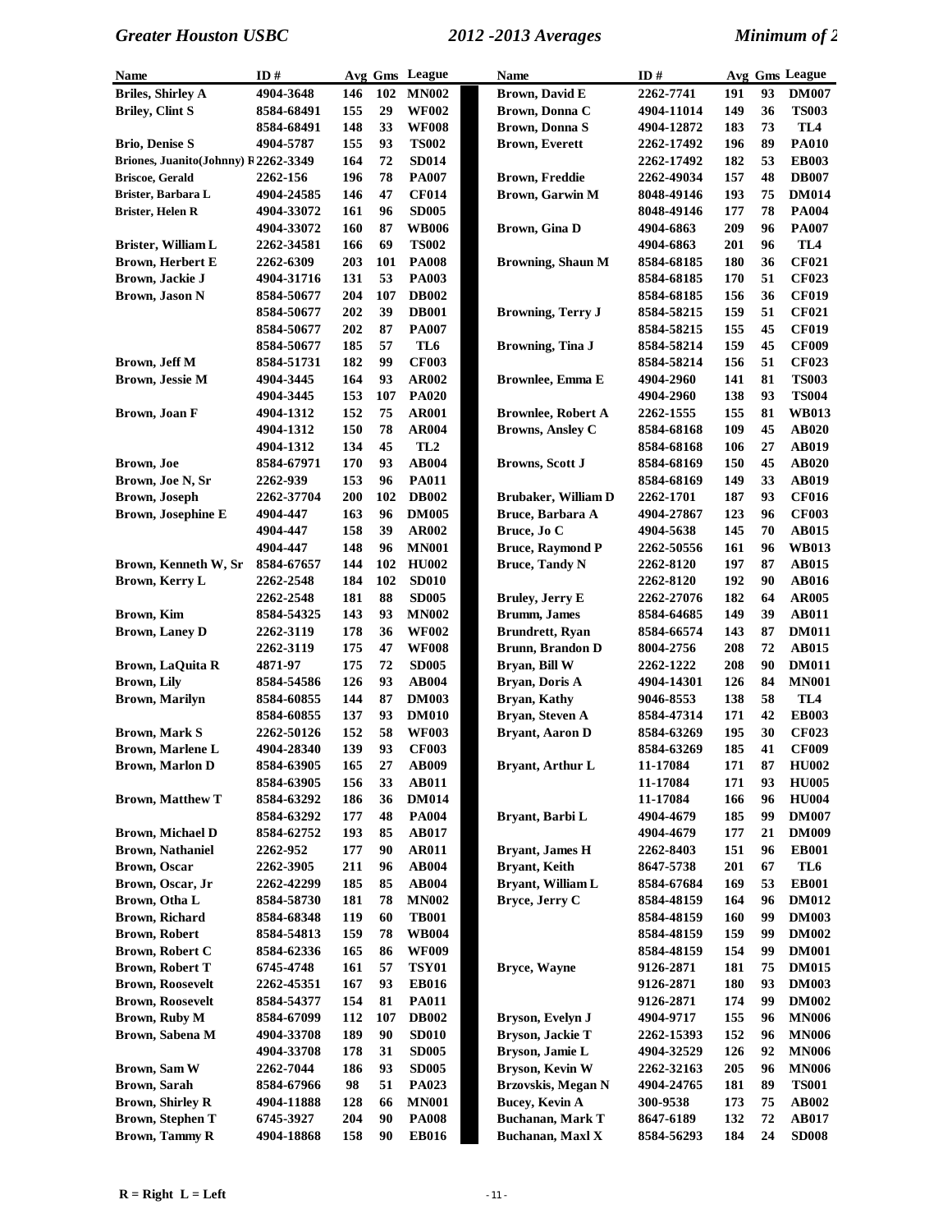| Name | ID # | Avg | Gms | League |
|---|---|---|---|---|
| Briles, Shirley A | 4904-3648 | 146 | 102 | MN002 |
| Briley, Clint S | 8584-68491 | 155 | 29 | WF002 |
| | 8584-68491 | 148 | 33 | WF008 |
| Brio, Denise S | 4904-5787 | 155 | 93 | TS002 |
| Briones, Juanito(Johnny) R | 2262-3349 | 164 | 72 | SD014 |
| Briscoe, Gerald | 2262-156 | 196 | 78 | PA007 |
| Brister, Barbara L | 4904-24585 | 146 | 47 | CF014 |
| Brister, Helen R | 4904-33072 | 161 | 96 | SD005 |
| | 4904-33072 | 160 | 87 | WB006 |
| Brister, William L | 2262-34581 | 166 | 69 | TS002 |
| Brown, Herbert E | 2262-6309 | 203 | 101 | PA008 |
| Brown, Jackie J | 4904-31716 | 131 | 53 | PA003 |
| Brown, Jason N | 8584-50677 | 204 | 107 | DB002 |
| | 8584-50677 | 202 | 39 | DB001 |
| | 8584-50677 | 202 | 87 | PA007 |
| | 8584-50677 | 185 | 57 | TL6 |
| Brown, Jeff M | 8584-51731 | 182 | 99 | CF003 |
| Brown, Jessie M | 4904-3445 | 164 | 93 | AR002 |
| | 4904-3445 | 153 | 107 | PA020 |
| Brown, Joan F | 4904-1312 | 152 | 75 | AR001 |
| | 4904-1312 | 150 | 78 | AR004 |
| | 4904-1312 | 134 | 45 | TL2 |
| Brown, Joe | 8584-67971 | 170 | 93 | AB004 |
| Brown, Joe N, Sr | 2262-939 | 153 | 96 | PA011 |
| Brown, Joseph | 2262-37704 | 200 | 102 | DB002 |
| Brown, Josephine E | 4904-447 | 163 | 96 | DM005 |
| | 4904-447 | 158 | 39 | AR002 |
| | 4904-447 | 148 | 96 | MN001 |
| Brown, Kenneth W, Sr | 8584-67657 | 144 | 102 | HU002 |
| Brown, Kerry L | 2262-2548 | 184 | 102 | SD010 |
| | 2262-2548 | 181 | 88 | SD005 |
| Brown, Kim | 8584-54325 | 143 | 93 | MN002 |
| Brown, Laney D | 2262-3119 | 178 | 36 | WF002 |
| | 2262-3119 | 175 | 47 | WF008 |
| Brown, LaQuita R | 4871-97 | 175 | 72 | SD005 |
| Brown, Lily | 8584-54586 | 126 | 93 | AB004 |
| Brown, Marilyn | 8584-60855 | 144 | 87 | DM003 |
| | 8584-60855 | 137 | 93 | DM010 |
| Brown, Mark S | 2262-50126 | 152 | 58 | WF003 |
| Brown, Marlene L | 4904-28340 | 139 | 93 | CF003 |
| Brown, Marlon D | 8584-63905 | 165 | 27 | AB009 |
| | 8584-63905 | 156 | 33 | AB011 |
| Brown, Matthew T | 8584-63292 | 186 | 36 | DM014 |
| | 8584-63292 | 177 | 48 | PA004 |
| Brown, Michael D | 8584-62752 | 193 | 85 | AB017 |
| Brown, Nathaniel | 2262-952 | 177 | 90 | AR011 |
| Brown, Oscar | 2262-3905 | 211 | 96 | AB004 |
| Brown, Oscar, Jr | 2262-42299 | 185 | 85 | AB004 |
| Brown, Otha L | 8584-58730 | 181 | 78 | MN002 |
| Brown, Richard | 8584-68348 | 119 | 60 | TB001 |
| Brown, Robert | 8584-54813 | 159 | 78 | WB004 |
| Brown, Robert C | 8584-62336 | 165 | 86 | WF009 |
| Brown, Robert T | 6745-4748 | 161 | 57 | TSY01 |
| Brown, Roosevelt | 2262-45351 | 167 | 93 | EB016 |
| Brown, Roosevelt | 8584-54377 | 154 | 81 | PA011 |
| Brown, Ruby M | 8584-67099 | 112 | 107 | DB002 |
| Brown, Sabena M | 4904-33708 | 189 | 90 | SD010 |
| | 4904-33708 | 178 | 31 | SD005 |
| Brown, Sam W | 2262-7044 | 186 | 93 | SD005 |
| Brown, Sarah | 8584-67966 | 98 | 51 | PA023 |
| Brown, Shirley R | 4904-11888 | 128 | 66 | MN001 |
| Brown, Stephen T | 6745-3927 | 204 | 90 | PA008 |
| Brown, Tammy R | 4904-18868 | 158 | 90 | EB016 |
| Brown, David E | 2262-7741 | 191 | 93 | DM007 |
| Brown, Donna C | 4904-11014 | 149 | 36 | TS003 |
| Brown, Donna S | 4904-12872 | 183 | 73 | TL4 |
| Brown, Everett | 2262-17492 | 196 | 89 | PA010 |
| | 2262-17492 | 182 | 53 | EB003 |
| Brown, Freddie | 2262-49034 | 157 | 48 | DB007 |
| Brown, Garwin M | 8048-49146 | 193 | 75 | DM014 |
| | 8048-49146 | 177 | 78 | PA004 |
| Brown, Gina D | 4904-6863 | 209 | 96 | PA007 |
| | 4904-6863 | 201 | 96 | TL4 |
| Browning, Shaun M | 8584-68185 | 180 | 36 | CF021 |
| | 8584-68185 | 170 | 51 | CF023 |
| | 8584-68185 | 156 | 36 | CF019 |
| Browning, Terry J | 8584-58215 | 159 | 51 | CF021 |
| | 8584-58215 | 155 | 45 | CF019 |
| Browning, Tina J | 8584-58214 | 159 | 45 | CF009 |
| | 8584-58214 | 156 | 51 | CF023 |
| Brownlee, Emma E | 4904-2960 | 141 | 81 | TS003 |
| | 4904-2960 | 138 | 93 | TS004 |
| Brownlee, Robert A | 2262-1555 | 155 | 81 | WB013 |
| Browns, Ansley C | 8584-68168 | 109 | 45 | AB020 |
| | 8584-68168 | 106 | 27 | AB019 |
| Browns, Scott J | 8584-68169 | 150 | 45 | AB020 |
| | 8584-68169 | 149 | 33 | AB019 |
| Brubaker, William D | 2262-1701 | 187 | 93 | CF016 |
| Bruce, Barbara A | 4904-27867 | 123 | 96 | CF003 |
| Bruce, Jo C | 4904-5638 | 145 | 70 | AB015 |
| Bruce, Raymond P | 2262-50556 | 161 | 96 | WB013 |
| Bruce, Tandy N | 2262-8120 | 197 | 87 | AB015 |
| | 2262-8120 | 192 | 90 | AB016 |
| Bruley, Jerry E | 2262-27076 | 182 | 64 | AR005 |
| Brumm, James | 8584-64685 | 149 | 39 | AB011 |
| Brundrett, Ryan | 8584-66574 | 143 | 87 | DM011 |
| Brunn, Brandon D | 8004-2756 | 208 | 72 | AB015 |
| Bryan, Bill W | 2262-1222 | 208 | 90 | DM011 |
| Bryan, Doris A | 4904-14301 | 126 | 84 | MN001 |
| Bryan, Kathy | 9046-8553 | 138 | 58 | TL4 |
| Bryan, Steven A | 8584-47314 | 171 | 42 | EB003 |
| Bryant, Aaron D | 8584-63269 | 195 | 30 | CF023 |
| | 8584-63269 | 185 | 41 | CF009 |
| Bryant, Arthur L | 11-17084 | 171 | 87 | HU002 |
| | 11-17084 | 171 | 93 | HU005 |
| | 11-17084 | 166 | 96 | HU004 |
| Bryant, Barbi L | 4904-4679 | 185 | 99 | DM007 |
| | 4904-4679 | 177 | 21 | DM009 |
| Bryant, James H | 2262-8403 | 151 | 96 | EB001 |
| Bryant, Keith | 8647-5738 | 201 | 67 | TL6 |
| Bryant, William L | 8584-67684 | 169 | 53 | EB001 |
| Bryce, Jerry C | 8584-48159 | 164 | 96 | DM012 |
| | 8584-48159 | 160 | 99 | DM003 |
| | 8584-48159 | 159 | 99 | DM002 |
| | 8584-48159 | 154 | 99 | DM001 |
| Bryce, Wayne | 9126-2871 | 181 | 75 | DM015 |
| | 9126-2871 | 180 | 93 | DM003 |
| | 9126-2871 | 174 | 99 | DM002 |
| Bryson, Evelyn J | 4904-9717 | 155 | 96 | MN006 |
| Bryson, Jackie T | 2262-15393 | 152 | 96 | MN006 |
| Bryson, Jamie L | 4904-32529 | 126 | 92 | MN006 |
| Bryson, Kevin W | 2262-32163 | 205 | 96 | MN006 |
| Brzovskis, Megan N | 4904-24765 | 181 | 89 | TS001 |
| Bucey, Kevin A | 300-9538 | 173 | 75 | AB002 |
| Buchanan, Mark T | 8647-6189 | 132 | 72 | AB017 |
| Buchanan, Maxl X | 8584-56293 | 184 | 24 | SD008 |

R = Right L = Left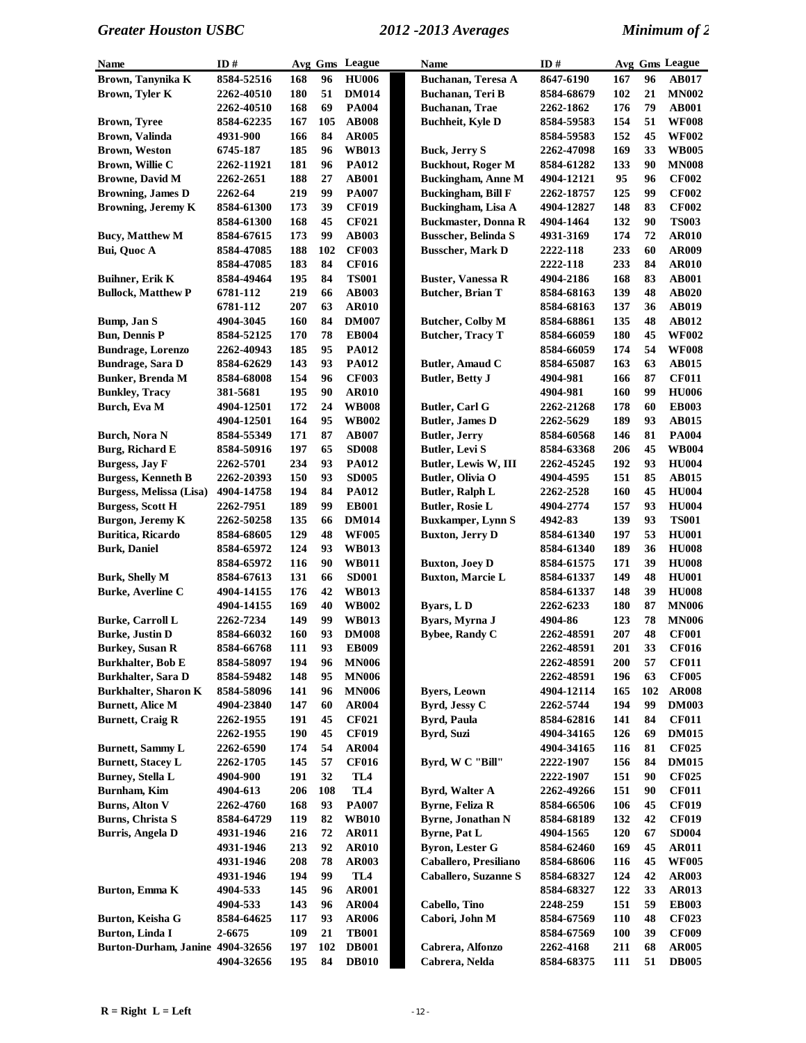| Name | ID # | Avg | Gms | League |
|---|---|---|---|---|
| Brown, Tanynika K | 8584-52516 | 168 | 96 | HU006 |
| Brown, Tyler K | 2262-40510 | 180 | 51 | DM014 |
| | 2262-40510 | 168 | 69 | PA004 |
| Brown, Tyree | 8584-62235 | 167 | 105 | AB008 |
| Brown, Valinda | 4931-900 | 166 | 84 | AR005 |
| Brown, Weston | 6745-187 | 185 | 96 | WB013 |
| Brown, Willie C | 2262-11921 | 181 | 96 | PA012 |
| Browne, David M | 2262-2651 | 188 | 27 | AB001 |
| Browning, James D | 2262-64 | 219 | 99 | PA007 |
| Browning, Jeremy K | 8584-61300 | 173 | 39 | CF019 |
| | 8584-61300 | 168 | 45 | CF021 |
| Bucy, Matthew M | 8584-67615 | 173 | 99 | AB003 |
| Bui, Quoc A | 8584-47085 | 188 | 102 | CF003 |
| | 8584-47085 | 183 | 84 | CF016 |
| Buihner, Erik K | 8584-49464 | 195 | 84 | TS001 |
| Bullock, Matthew P | 6781-112 | 219 | 66 | AB003 |
| | 6781-112 | 207 | 63 | AR010 |
| Bump, Jan S | 4904-3045 | 160 | 84 | DM007 |
| Bun, Dennis P | 8584-52125 | 170 | 78 | EB004 |
| Bundrage, Lorenzo | 2262-40943 | 185 | 95 | PA012 |
| Bundrage, Sara D | 8584-62629 | 143 | 93 | PA012 |
| Bunker, Brenda M | 8584-68008 | 154 | 96 | CF003 |
| Bunkley, Tracy | 381-5681 | 195 | 90 | AR010 |
| Burch, Eva M | 4904-12501 | 172 | 24 | WB008 |
| | 4904-12501 | 164 | 95 | WB002 |
| Burch, Nora N | 8584-55349 | 171 | 87 | AB007 |
| Burg, Richard E | 8584-50916 | 197 | 65 | SD008 |
| Burgess, Jay F | 2262-5701 | 234 | 93 | PA012 |
| Burgess, Kenneth B | 2262-20393 | 150 | 93 | SD005 |
| Burgess, Melissa (Lisa) | 4904-14758 | 194 | 84 | PA012 |
| Burgess, Scott H | 2262-7951 | 189 | 99 | EB001 |
| Burgon, Jeremy K | 2262-50258 | 135 | 66 | DM014 |
| Buritica, Ricardo | 8584-68605 | 129 | 48 | WF005 |
| Burk, Daniel | 8584-65972 | 124 | 93 | WB013 |
| | 8584-65972 | 116 | 90 | WB011 |
| Burk, Shelly M | 8584-67613 | 131 | 66 | SD001 |
| Burke, Averline C | 4904-14155 | 176 | 42 | WB013 |
| | 4904-14155 | 169 | 40 | WB002 |
| Burke, Carroll L | 2262-7234 | 149 | 99 | WB013 |
| Burke, Justin D | 8584-66032 | 160 | 93 | DM008 |
| Burkey, Susan R | 8584-66768 | 111 | 93 | EB009 |
| Burkhalter, Bob E | 8584-58097 | 194 | 96 | MN006 |
| Burkhalter, Sara D | 8584-59482 | 148 | 95 | MN006 |
| Burkhalter, Sharon K | 8584-58096 | 141 | 96 | MN006 |
| Burnett, Alice M | 4904-23840 | 147 | 60 | AR004 |
| Burnett, Craig R | 2262-1955 | 191 | 45 | CF021 |
| | 2262-1955 | 190 | 45 | CF019 |
| Burnett, Sammy L | 2262-6590 | 174 | 54 | AR004 |
| Burnett, Stacey L | 2262-1705 | 145 | 57 | CF016 |
| Burney, Stella L | 4904-900 | 191 | 32 | TL4 |
| Burnham, Kim | 4904-613 | 206 | 108 | TL4 |
| Burns, Alton V | 2262-4760 | 168 | 93 | PA007 |
| Burns, Christa S | 8584-64729 | 119 | 82 | WB010 |
| Burris, Angela D | 4931-1946 | 216 | 72 | AR011 |
| | 4931-1946 | 213 | 92 | AR010 |
| | 4931-1946 | 208 | 78 | AR003 |
| | 4931-1946 | 194 | 99 | TL4 |
| Burton, Emma K | 4904-533 | 145 | 96 | AR001 |
| | 4904-533 | 143 | 96 | AR004 |
| Burton, Keisha G | 8584-64625 | 117 | 93 | AR006 |
| Burton, Linda I | 2-6675 | 109 | 21 | TB001 |
| Burton-Durham, Janine | 4904-32656 | 197 | 102 | DB001 |
| | 4904-32656 | 195 | 84 | DB010 |
| Buchanan, Teresa A | 8647-6190 | 167 | 96 | AB017 |
| Buchanan, Teri B | 8584-68679 | 102 | 21 | MN002 |
| Buchanan, Trae | 2262-1862 | 176 | 79 | AB001 |
| Buchheit, Kyle D | 8584-59583 | 154 | 51 | WF008 |
| | 8584-59583 | 152 | 45 | WF002 |
| Buck, Jerry S | 2262-47098 | 169 | 33 | WB005 |
| Buckhout, Roger M | 8584-61282 | 133 | 90 | MN008 |
| Buckingham, Anne M | 4904-12121 | 95 | 96 | CF002 |
| Buckingham, Bill F | 2262-18757 | 125 | 99 | CF002 |
| Buckingham, Lisa A | 4904-12827 | 148 | 83 | CF002 |
| Buckmaster, Donna R | 4904-1464 | 132 | 90 | TS003 |
| Busscher, Belinda S | 4931-3169 | 174 | 72 | AR010 |
| Busscher, Mark D | 2222-118 | 233 | 60 | AR009 |
| | 2222-118 | 233 | 84 | AR010 |
| Buster, Vanessa R | 4904-2186 | 168 | 83 | AB001 |
| Butcher, Brian T | 8584-68163 | 139 | 48 | AB020 |
| | 8584-68163 | 137 | 36 | AB019 |
| Butcher, Colby M | 8584-68861 | 135 | 48 | AB012 |
| Butcher, Tracy T | 8584-66059 | 180 | 45 | WF002 |
| | 8584-66059 | 174 | 54 | WF008 |
| Butler, Amaud C | 8584-65087 | 163 | 63 | AB015 |
| Butler, Betty J | 4904-981 | 166 | 87 | CF011 |
| | 4904-981 | 160 | 99 | HU006 |
| Butler, Carl G | 2262-21268 | 178 | 60 | EB003 |
| Butler, James D | 2262-5629 | 189 | 93 | AB015 |
| Butler, Jerry | 8584-60568 | 146 | 81 | PA004 |
| Butler, Levi S | 8584-63368 | 206 | 45 | WB004 |
| Butler, Lewis W, III | 2262-45245 | 192 | 93 | HU004 |
| Butler, Olivia O | 4904-4595 | 151 | 85 | AB015 |
| Butler, Ralph L | 2262-2528 | 160 | 45 | HU004 |
| Butler, Rosie L | 4904-2774 | 157 | 93 | HU004 |
| Buxkamper, Lynn S | 4942-83 | 139 | 93 | TS001 |
| Buxton, Jerry D | 8584-61340 | 197 | 53 | HU001 |
| | 8584-61340 | 189 | 36 | HU008 |
| Buxton, Joey D | 8584-61575 | 171 | 39 | HU008 |
| Buxton, Marcie L | 8584-61337 | 149 | 48 | HU001 |
| | 8584-61337 | 148 | 39 | HU008 |
| Byars, L D | 2262-6233 | 180 | 87 | MN006 |
| Byars, Myrna J | 4904-86 | 123 | 78 | MN006 |
| Bybee, Randy C | 2262-48591 | 207 | 48 | CF001 |
| | 2262-48591 | 201 | 33 | CF016 |
| | 2262-48591 | 200 | 57 | CF011 |
| | 2262-48591 | 196 | 63 | CF005 |
| Byers, Leown | 4904-12114 | 165 | 102 | AR008 |
| Byrd, Jessy C | 2262-5744 | 194 | 99 | DM003 |
| Byrd, Paula | 8584-62816 | 141 | 84 | CF011 |
| Byrd, Suzi | 4904-34165 | 126 | 69 | DM015 |
| | 4904-34165 | 116 | 81 | CF025 |
| Byrd, W C "Bill" | 2222-1907 | 156 | 84 | DM015 |
| | 2222-1907 | 151 | 90 | CF025 |
| Byrd, Walter A | 2262-49266 | 151 | 90 | CF011 |
| Byrne, Feliza R | 8584-66506 | 106 | 45 | CF019 |
| Byrne, Jonathan N | 8584-68189 | 132 | 42 | CF019 |
| Byrne, Pat L | 4904-1565 | 120 | 67 | SD004 |
| Byron, Lester G | 8584-62460 | 169 | 45 | AR011 |
| Caballero, Presiliano | 8584-68606 | 116 | 45 | WF005 |
| Caballero, Suzanne S | 8584-68327 | 124 | 42 | AR003 |
| | 8584-68327 | 122 | 33 | AR013 |
| Cabello, Tino | 2248-259 | 151 | 59 | EB003 |
| Cabori, John M | 8584-67569 | 110 | 48 | CF023 |
| | 8584-67569 | 100 | 39 | CF009 |
| Cabrera, Alfonzo | 2262-4168 | 211 | 68 | AR005 |
| Cabrera, Nelda | 8584-68375 | 111 | 51 | DB005 |

R = Right L = Left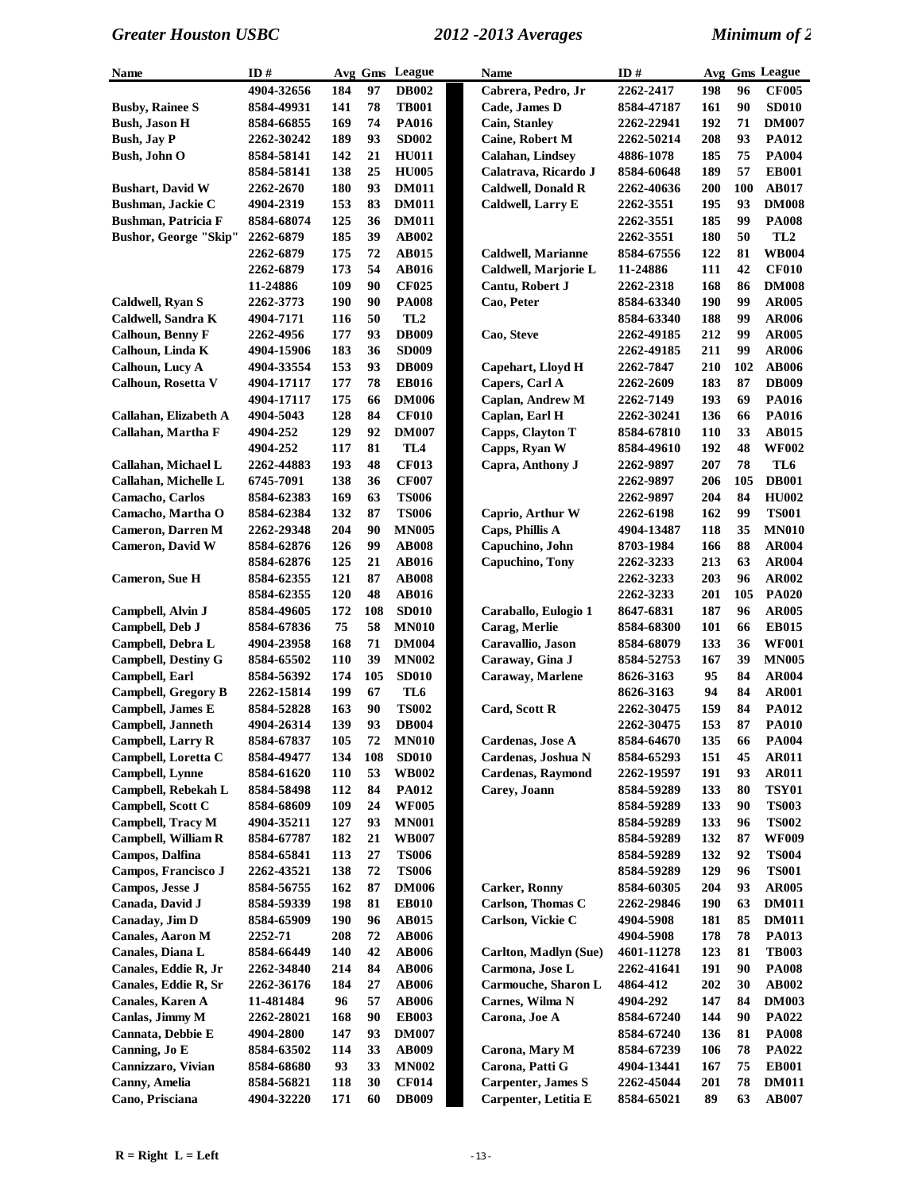| Name | ID # | Avg | Gms | League |
|---|---|---|---|---|
| | 4904-32656 | 184 | 97 | DB002 |
| Busby, Rainee S | 8584-49931 | 141 | 78 | TB001 |
| Bush, Jason H | 8584-66855 | 169 | 74 | PA016 |
| Bush, Jay P | 2262-30242 | 189 | 93 | SD002 |
| Bush, John O | 8584-58141 | 142 | 21 | HU011 |
| | 8584-58141 | 138 | 25 | HU005 |
| Bushart, David W | 2262-2670 | 180 | 93 | DM011 |
| Bushman, Jackie C | 4904-2319 | 153 | 83 | DM011 |
| Bushman, Patricia F | 8584-68074 | 125 | 36 | DM011 |
| Bushor, George "Skip" | 2262-6879 | 185 | 39 | AB002 |
| | 2262-6879 | 175 | 72 | AB015 |
| | 2262-6879 | 173 | 54 | AB016 |
| | 11-24886 | 109 | 90 | CF025 |
| Caldwell, Ryan S | 2262-3773 | 190 | 90 | PA008 |
| Caldwell, Sandra K | 4904-7171 | 116 | 50 | TL2 |
| Calhoun, Benny F | 2262-4956 | 177 | 93 | DB009 |
| Calhoun, Linda K | 4904-15906 | 183 | 36 | SD009 |
| Calhoun, Lucy A | 4904-33554 | 153 | 93 | DB009 |
| Calhoun, Rosetta V | 4904-17117 | 177 | 78 | EB016 |
| | 4904-17117 | 175 | 66 | DM006 |
| Callahan, Elizabeth A | 4904-5043 | 128 | 84 | CF010 |
| Callahan, Martha F | 4904-252 | 129 | 92 | DM007 |
| | 4904-252 | 117 | 81 | TL4 |
| Callahan, Michael L | 2262-44883 | 193 | 48 | CF013 |
| Callahan, Michelle L | 6745-7091 | 138 | 36 | CF007 |
| Camacho, Carlos | 8584-62383 | 169 | 63 | TS006 |
| Camacho, Martha O | 8584-62384 | 132 | 87 | TS006 |
| Cameron, Darren M | 2262-29348 | 204 | 90 | MN005 |
| Cameron, David W | 8584-62876 | 126 | 99 | AB008 |
| | 8584-62876 | 125 | 21 | AB016 |
| Cameron, Sue H | 8584-62355 | 121 | 87 | AB008 |
| | 8584-62355 | 120 | 48 | AB016 |
| Campbell, Alvin J | 8584-49605 | 172 | 108 | SD010 |
| Campbell, Deb J | 8584-67836 | 75 | 58 | MN010 |
| Campbell, Debra L | 4904-23958 | 168 | 71 | DM004 |
| Campbell, Destiny G | 8584-65502 | 110 | 39 | MN002 |
| Campbell, Earl | 8584-56392 | 174 | 105 | SD010 |
| Campbell, Gregory B | 2262-15814 | 199 | 67 | TL6 |
| Campbell, James E | 8584-52828 | 163 | 90 | TS002 |
| Campbell, Janneth | 4904-26314 | 139 | 93 | DB004 |
| Campbell, Larry R | 8584-67837 | 105 | 72 | MN010 |
| Campbell, Loretta C | 8584-49477 | 134 | 108 | SD010 |
| Campbell, Lynne | 8584-61620 | 110 | 53 | WB002 |
| Campbell, Rebekah L | 8584-58498 | 112 | 84 | PA012 |
| Campbell, Scott C | 8584-68609 | 109 | 24 | WF005 |
| Campbell, Tracy M | 4904-35211 | 127 | 93 | MN001 |
| Campbell, William R | 8584-67787 | 182 | 21 | WB007 |
| Campos, Dalfina | 8584-65841 | 113 | 27 | TS006 |
| Campos, Francisco J | 2262-43521 | 138 | 72 | TS006 |
| Campos, Jesse J | 8584-56755 | 162 | 87 | DM006 |
| Canada, David J | 8584-59339 | 198 | 81 | EB010 |
| Canaday, Jim D | 8584-65909 | 190 | 96 | AB015 |
| Canales, Aaron M | 2252-71 | 208 | 72 | AB006 |
| Canales, Diana L | 8584-66449 | 140 | 42 | AB006 |
| Canales, Eddie R, Jr | 2262-34840 | 214 | 84 | AB006 |
| Canales, Eddie R, Sr | 2262-36176 | 184 | 27 | AB006 |
| Canales, Karen A | 11-481484 | 96 | 57 | AB006 |
| Canlas, Jimmy M | 2262-28021 | 168 | 90 | EB003 |
| Cannata, Debbie E | 4904-2800 | 147 | 93 | DM007 |
| Canning, Jo E | 8584-63502 | 114 | 33 | AB009 |
| Cannizzaro, Vivian | 8584-68680 | 93 | 33 | MN002 |
| Canny, Amelia | 8584-56821 | 118 | 30 | CF014 |
| Cano, Prisciana | 4904-32220 | 171 | 60 | DB009 |
| Cabrera, Pedro, Jr | 2262-2417 | 198 | 96 | CF005 |
| Cade, James D | 8584-47187 | 161 | 90 | SD010 |
| Cain, Stanley | 2262-22941 | 192 | 71 | DM007 |
| Caine, Robert M | 2262-50214 | 208 | 93 | PA012 |
| Calahan, Lindsey | 4886-1078 | 185 | 75 | PA004 |
| Calatrava, Ricardo J | 8584-60648 | 189 | 57 | EB001 |
| Caldwell, Donald R | 2262-40636 | 200 | 100 | AB017 |
| Caldwell, Larry E | 2262-3551 | 195 | 93 | DM008 |
| | 2262-3551 | 185 | 99 | PA008 |
| | 2262-3551 | 180 | 50 | TL2 |
| Caldwell, Marianne | 8584-67556 | 122 | 81 | WB004 |
| Caldwell, Marjorie L | 11-24886 | 111 | 42 | CF010 |
| Cantu, Robert J | 2262-2318 | 168 | 86 | DM008 |
| Cao, Peter | 8584-63340 | 190 | 99 | AR005 |
| | 8584-63340 | 188 | 99 | AR006 |
| Cao, Steve | 2262-49185 | 212 | 99 | AR005 |
| | 2262-49185 | 211 | 99 | AR006 |
| Capehart, Lloyd H | 2262-7847 | 210 | 102 | AB006 |
| Capers, Carl A | 2262-2609 | 183 | 87 | DB009 |
| Caplan, Andrew M | 2262-7149 | 193 | 69 | PA016 |
| Caplan, Earl H | 2262-30241 | 136 | 66 | PA016 |
| Capps, Clayton T | 8584-67810 | 110 | 33 | AB015 |
| Capps, Ryan W | 8584-49610 | 192 | 48 | WF002 |
| Capra, Anthony J | 2262-9897 | 207 | 78 | TL6 |
| | 2262-9897 | 206 | 105 | DB001 |
| | 2262-9897 | 204 | 84 | HU002 |
| Caprio, Arthur W | 2262-6198 | 162 | 99 | TS001 |
| Caps, Phillis A | 4904-13487 | 118 | 35 | MN010 |
| Capuchino, John | 8703-1984 | 166 | 88 | AR004 |
| Capuchino, Tony | 2262-3233 | 213 | 63 | AR004 |
| | 2262-3233 | 203 | 96 | AR002 |
| | 2262-3233 | 201 | 105 | PA020 |
| Caraballo, Eulogio 1 | 8647-6831 | 187 | 96 | AR005 |
| Carag, Merlie | 8584-68300 | 101 | 66 | EB015 |
| Caravallio, Jason | 8584-68079 | 133 | 36 | WF001 |
| Caraway, Gina J | 8584-52753 | 167 | 39 | MN005 |
| Caraway, Marlene | 8626-3163 | 95 | 84 | AR004 |
| | 8626-3163 | 94 | 84 | AR001 |
| Card, Scott R | 2262-30475 | 159 | 84 | PA012 |
| | 2262-30475 | 153 | 87 | PA010 |
| Cardenas, Jose A | 8584-64670 | 135 | 66 | PA004 |
| Cardenas, Joshua N | 8584-65293 | 151 | 45 | AR011 |
| Cardenas, Raymond | 2262-19597 | 191 | 93 | AR011 |
| Carey, Joann | 8584-59289 | 133 | 80 | TSY01 |
| | 8584-59289 | 133 | 90 | TS003 |
| | 8584-59289 | 133 | 96 | TS002 |
| | 8584-59289 | 132 | 87 | WF009 |
| | 8584-59289 | 132 | 92 | TS004 |
| | 8584-59289 | 129 | 96 | TS001 |
| Carker, Ronny | 8584-60305 | 204 | 93 | AR005 |
| Carlson, Thomas C | 2262-29846 | 190 | 63 | DM011 |
| Carlson, Vickie C | 4904-5908 | 181 | 85 | DM011 |
| | 4904-5908 | 178 | 78 | PA013 |
| Carlton, Madlyn (Sue) | 4601-11278 | 123 | 81 | TB003 |
| Carmona, Jose L | 2262-41641 | 191 | 90 | PA008 |
| Carmouche, Sharon L | 4864-412 | 202 | 30 | AB002 |
| Carnes, Wilma N | 4904-292 | 147 | 84 | DM003 |
| Carona, Joe A | 8584-67240 | 144 | 90 | PA022 |
| | 8584-67240 | 136 | 81 | PA008 |
| Carona, Mary M | 8584-67239 | 106 | 78 | PA022 |
| Carona, Patti G | 4904-13441 | 167 | 75 | EB001 |
| Carpenter, James S | 2262-45044 | 201 | 78 | DM011 |
| Carpenter, Letitia E | 8584-65021 | 89 | 63 | AB007 |

R = Right L = Left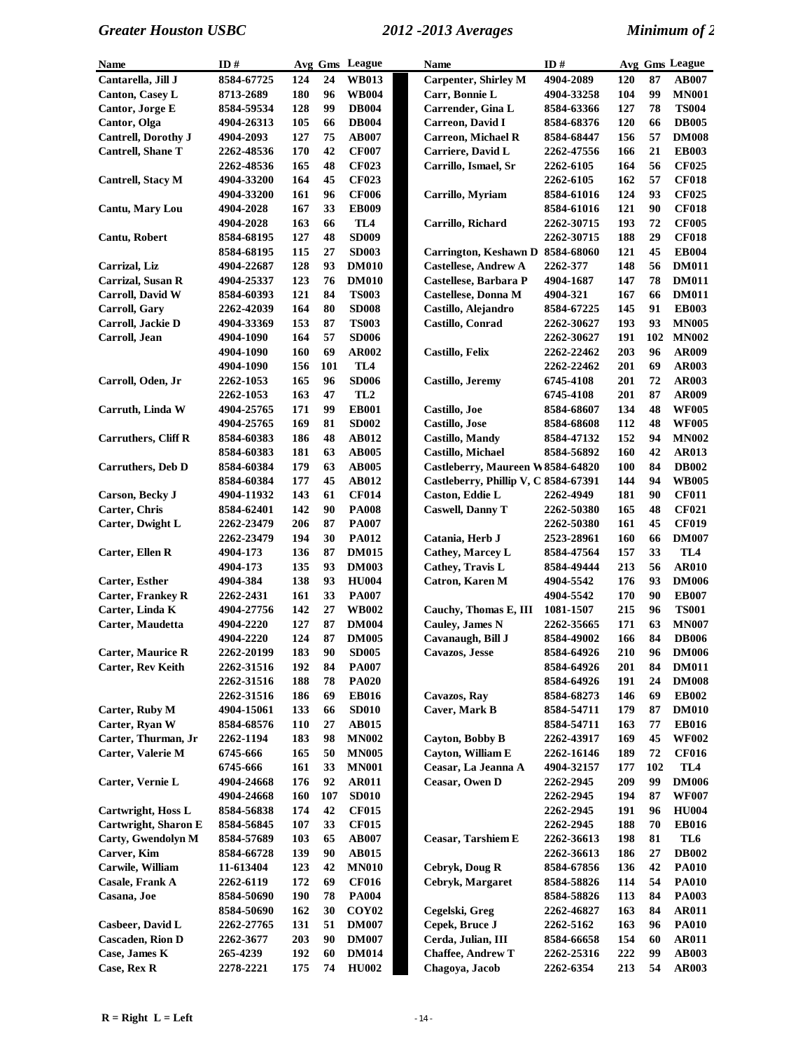| Name | ID # | Avg | Gms | League |
|---|---|---|---|---|
| Cantarella, Jill J | 8584-67725 | 124 | 24 | WB013 |
| Canton, Casey L | 8713-2689 | 180 | 96 | WB004 |
| Cantor, Jorge E | 8584-59534 | 128 | 99 | DB004 |
| Cantor, Olga | 4904-26313 | 105 | 66 | DB004 |
| Cantrell, Dorothy J | 4904-2093 | 127 | 75 | AB007 |
| Cantrell, Shane T | 2262-48536 | 170 | 42 | CF007 |
| | 2262-48536 | 165 | 48 | CF023 |
| Cantrell, Stacy M | 4904-33200 | 164 | 45 | CF023 |
| | 4904-33200 | 161 | 96 | CF006 |
| Cantu, Mary Lou | 4904-2028 | 167 | 33 | EB009 |
| | 4904-2028 | 163 | 66 | TL4 |
| Cantu, Robert | 8584-68195 | 127 | 48 | SD009 |
| | 8584-68195 | 115 | 27 | SD003 |
| Carrizal, Liz | 4904-22687 | 128 | 93 | DM010 |
| Carrizal, Susan R | 4904-25337 | 123 | 76 | DM010 |
| Carroll, David W | 8584-60393 | 121 | 84 | TS003 |
| Carroll, Gary | 2262-42039 | 164 | 80 | SD008 |
| Carroll, Jackie D | 4904-33369 | 153 | 87 | TS003 |
| Carroll, Jean | 4904-1090 | 164 | 57 | SD006 |
| | 4904-1090 | 160 | 69 | AR002 |
| | 4904-1090 | 156 | 101 | TL4 |
| Carroll, Oden, Jr | 2262-1053 | 165 | 96 | SD006 |
| | 2262-1053 | 163 | 47 | TL2 |
| Carruth, Linda W | 4904-25765 | 171 | 99 | EB001 |
| | 4904-25765 | 169 | 81 | SD002 |
| Carruthers, Cliff R | 8584-60383 | 186 | 48 | AB012 |
| | 8584-60383 | 181 | 63 | AB005 |
| Carruthers, Deb D | 8584-60384 | 179 | 63 | AB005 |
| | 8584-60384 | 177 | 45 | AB012 |
| Carson, Becky J | 4904-11932 | 143 | 61 | CF014 |
| Carter, Chris | 8584-62401 | 142 | 90 | PA008 |
| Carter, Dwight L | 2262-23479 | 206 | 87 | PA007 |
| | 2262-23479 | 194 | 30 | PA012 |
| Carter, Ellen R | 4904-173 | 136 | 87 | DM015 |
| | 4904-173 | 135 | 93 | DM003 |
| Carter, Esther | 4904-384 | 138 | 93 | HU004 |
| Carter, Frankey R | 2262-2431 | 161 | 33 | PA007 |
| Carter, Linda K | 4904-27756 | 142 | 27 | WB002 |
| Carter, Maudetta | 4904-2220 | 127 | 87 | DM004 |
| | 4904-2220 | 124 | 87 | DM005 |
| Carter, Maurice R | 2262-20199 | 183 | 90 | SD005 |
| Carter, Rev Keith | 2262-31516 | 192 | 84 | PA007 |
| | 2262-31516 | 188 | 78 | PA020 |
| | 2262-31516 | 186 | 69 | EB016 |
| Carter, Ruby M | 4904-15061 | 133 | 66 | SD010 |
| Carter, Ryan W | 8584-68576 | 110 | 27 | AB015 |
| Carter, Thurman, Jr | 2262-1194 | 183 | 98 | MN002 |
| Carter, Valerie M | 6745-666 | 165 | 50 | MN005 |
| | 6745-666 | 161 | 33 | MN001 |
| Carter, Vernie L | 4904-24668 | 176 | 92 | AR011 |
| | 4904-24668 | 160 | 107 | SD010 |
| Cartwright, Hoss L | 8584-56838 | 174 | 42 | CF015 |
| Cartwright, Sharon E | 8584-56845 | 107 | 33 | CF015 |
| Carty, Gwendolyn M | 8584-57689 | 103 | 65 | AB007 |
| Carver, Kim | 8584-66728 | 139 | 90 | AB015 |
| Carwile, William | 11-613404 | 123 | 42 | MN010 |
| Casale, Frank A | 2262-6119 | 172 | 69 | CF016 |
| Casana, Joe | 8584-50690 | 190 | 78 | PA004 |
| | 8584-50690 | 162 | 30 | COY02 |
| Casbeer, David L | 2262-27765 | 131 | 51 | DM007 |
| Cascaden, Rion D | 2262-3677 | 203 | 90 | DM007 |
| Case, James K | 265-4239 | 192 | 60 | DM014 |
| Case, Rex R | 2278-2221 | 175 | 74 | HU002 |
| Carpenter, Shirley M | 4904-2089 | 120 | 87 | AB007 |
| Carr, Bonnie L | 4904-33258 | 104 | 99 | MN001 |
| Carrender, Gina L | 8584-63366 | 127 | 78 | TS004 |
| Carreon, David I | 8584-68376 | 120 | 66 | DB005 |
| Carreon, Michael R | 8584-68447 | 156 | 57 | DM008 |
| Carriere, David L | 2262-47556 | 166 | 21 | EB003 |
| Carrillo, Ismael, Sr | 2262-6105 | 164 | 56 | CF025 |
| | 2262-6105 | 162 | 57 | CF018 |
| Carrillo, Myriam | 8584-61016 | 124 | 93 | CF025 |
| | 8584-61016 | 121 | 90 | CF018 |
| Carrillo, Richard | 2262-30715 | 193 | 72 | CF005 |
| | 2262-30715 | 188 | 29 | CF018 |
| Carrington, Keshawn D | 8584-68060 | 121 | 45 | EB004 |
| Castellese, Andrew A | 2262-377 | 148 | 56 | DM011 |
| Castellese, Barbara P | 4904-1687 | 147 | 78 | DM011 |
| Castellese, Donna M | 4904-321 | 167 | 66 | DM011 |
| Castillo, Alejandro | 8584-67225 | 145 | 91 | EB003 |
| Castillo, Conrad | 2262-30627 | 193 | 93 | MN005 |
| | 2262-30627 | 191 | 102 | MN002 |
| Castillo, Felix | 2262-22462 | 203 | 96 | AR009 |
| | 2262-22462 | 201 | 69 | AR003 |
| Castillo, Jeremy | 6745-4108 | 201 | 72 | AR003 |
| | 6745-4108 | 201 | 87 | AR009 |
| Castillo, Joe | 8584-68607 | 134 | 48 | WF005 |
| Castillo, Jose | 8584-68608 | 112 | 48 | WF005 |
| Castillo, Mandy | 8584-47132 | 152 | 94 | MN002 |
| Castillo, Michael | 8584-56892 | 160 | 42 | AR013 |
| Castleberry, Maureen W | 8584-64820 | 100 | 84 | DB002 |
| Castleberry, Phillip V, C | 8584-67391 | 144 | 94 | WB005 |
| Caston, Eddie L | 2262-4949 | 181 | 90 | CF011 |
| Caswell, Danny T | 2262-50380 | 165 | 48 | CF021 |
| | 2262-50380 | 161 | 45 | CF019 |
| Catania, Herb J | 2523-28961 | 160 | 66 | DM007 |
| Cathey, Marcey L | 8584-47564 | 157 | 33 | TL4 |
| Cathey, Travis L | 8584-49444 | 213 | 56 | AR010 |
| Catron, Karen M | 4904-5542 | 176 | 93 | DM006 |
| | 4904-5542 | 170 | 90 | EB007 |
| Cauchy, Thomas E, III | 1081-1507 | 215 | 96 | TS001 |
| Cauley, James N | 2262-35665 | 171 | 63 | MN007 |
| Cavanaugh, Bill J | 8584-49002 | 166 | 84 | DB006 |
| Cavazos, Jesse | 8584-64926 | 210 | 96 | DM006 |
| | 8584-64926 | 201 | 84 | DM011 |
| | 8584-64926 | 191 | 24 | DM008 |
| Cavazos, Ray | 8584-68273 | 146 | 69 | EB002 |
| Caver, Mark B | 8584-54711 | 179 | 87 | DM010 |
| | 8584-54711 | 163 | 77 | EB016 |
| Cayton, Bobby B | 2262-43917 | 169 | 45 | WF002 |
| Cayton, William E | 2262-16146 | 189 | 72 | CF016 |
| Ceasar, La Jeanna A | 4904-32157 | 177 | 102 | TL4 |
| Ceasar, Owen D | 2262-2945 | 209 | 99 | DM006 |
| | 2262-2945 | 194 | 87 | WF007 |
| | 2262-2945 | 191 | 96 | HU004 |
| | 2262-2945 | 188 | 70 | EB016 |
| Ceasar, Tarshiem E | 2262-36613 | 198 | 81 | TL6 |
| | 2262-36613 | 186 | 27 | DB002 |
| Cebryk, Doug R | 8584-67856 | 136 | 42 | PA010 |
| Cebryk, Margaret | 8584-58826 | 114 | 54 | PA010 |
| | 8584-58826 | 113 | 84 | PA003 |
| Cegelski, Greg | 2262-46827 | 163 | 84 | AR011 |
| Cepek, Bruce J | 2262-5162 | 163 | 96 | PA010 |
| Cerda, Julian, III | 8584-66658 | 154 | 60 | AR011 |
| Chaffee, Andrew T | 2262-25316 | 222 | 99 | AB003 |
| Chagoya, Jacob | 2262-6354 | 213 | 54 | AR003 |

R = Right L = Left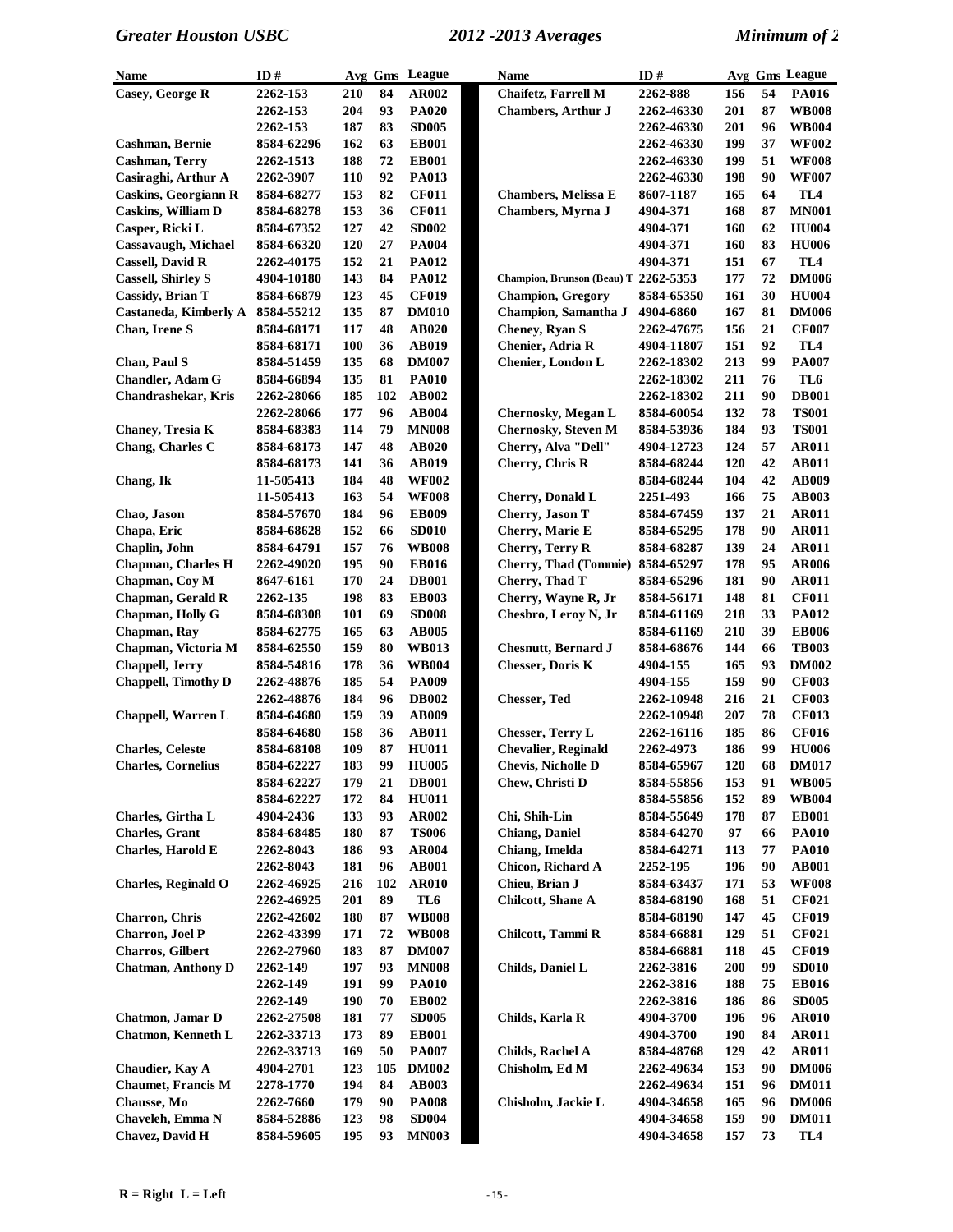| Name | ID # | Avg | Gms | League |
|---|---|---|---|---|
| Casey, George R | 2262-153 | 210 | 84 | AR002 |
| | 2262-153 | 204 | 93 | PA020 |
| | 2262-153 | 187 | 83 | SD005 |
| Cashman, Bernie | 8584-62296 | 162 | 63 | EB001 |
| Cashman, Terry | 2262-1513 | 188 | 72 | EB001 |
| Casiraghi, Arthur A | 2262-3907 | 110 | 92 | PA013 |
| Caskins, Georgiann R | 8584-68277 | 153 | 82 | CF011 |
| Caskins, William D | 8584-68278 | 153 | 36 | CF011 |
| Casper, Ricki L | 8584-67352 | 127 | 42 | SD002 |
| Cassavaugh, Michael | 8584-66320 | 120 | 27 | PA004 |
| Cassell, David R | 2262-40175 | 152 | 21 | PA012 |
| Cassell, Shirley S | 4904-10180 | 143 | 84 | PA012 |
| Cassidy, Brian T | 8584-66879 | 123 | 45 | CF019 |
| Castaneda, Kimberly A | 8584-55212 | 135 | 87 | DM010 |
| Chan, Irene S | 8584-68171 | 117 | 48 | AB020 |
| | 8584-68171 | 100 | 36 | AB019 |
| Chan, Paul S | 8584-51459 | 135 | 68 | DM007 |
| Chandler, Adam G | 8584-66894 | 135 | 81 | PA010 |
| Chandrashekar, Kris | 2262-28066 | 185 | 102 | AB002 |
| | 2262-28066 | 177 | 96 | AB004 |
| Chaney, Tresia K | 8584-68383 | 114 | 79 | MN008 |
| Chang, Charles C | 8584-68173 | 147 | 48 | AB020 |
| | 8584-68173 | 141 | 36 | AB019 |
| Chang, Ik | 11-505413 | 184 | 48 | WF002 |
| | 11-505413 | 163 | 54 | WF008 |
| Chao, Jason | 8584-57670 | 184 | 96 | EB009 |
| Chapa, Eric | 8584-68628 | 152 | 66 | SD010 |
| Chaplin, John | 8584-64791 | 157 | 76 | WB008 |
| Chapman, Charles H | 2262-49020 | 195 | 90 | EB016 |
| Chapman, Coy M | 8647-6161 | 170 | 24 | DB001 |
| Chapman, Gerald R | 2262-135 | 198 | 83 | EB003 |
| Chapman, Holly G | 8584-68308 | 101 | 69 | SD008 |
| Chapman, Ray | 8584-62775 | 165 | 63 | AB005 |
| Chapman, Victoria M | 8584-62550 | 159 | 80 | WB013 |
| Chappell, Jerry | 8584-54816 | 178 | 36 | WB004 |
| Chappell, Timothy D | 2262-48876 | 185 | 54 | PA009 |
| | 2262-48876 | 184 | 96 | DB002 |
| Chappell, Warren L | 8584-64680 | 159 | 39 | AB009 |
| | 8584-64680 | 158 | 36 | AB011 |
| Charles, Celeste | 8584-68108 | 109 | 87 | HU011 |
| Charles, Cornelius | 8584-62227 | 183 | 99 | HU005 |
| | 8584-62227 | 179 | 21 | DB001 |
| | 8584-62227 | 172 | 84 | HU011 |
| Charles, Girtha L | 4904-2436 | 133 | 93 | AR002 |
| Charles, Grant | 8584-68485 | 180 | 87 | TS006 |
| Charles, Harold E | 2262-8043 | 186 | 93 | AR004 |
| | 2262-8043 | 181 | 96 | AB001 |
| Charles, Reginald O | 2262-46925 | 216 | 102 | AR010 |
| | 2262-46925 | 201 | 89 | TL6 |
| Charron, Chris | 2262-42602 | 180 | 87 | WB008 |
| Charron, Joel P | 2262-43399 | 171 | 72 | WB008 |
| Charros, Gilbert | 2262-27960 | 183 | 87 | DM007 |
| Chatman, Anthony D | 2262-149 | 197 | 93 | MN008 |
| | 2262-149 | 191 | 99 | PA010 |
| | 2262-149 | 190 | 70 | EB002 |
| Chatmon, Jamar D | 2262-27508 | 181 | 77 | SD005 |
| Chatmon, Kenneth L | 2262-33713 | 173 | 89 | EB001 |
| | 2262-33713 | 169 | 50 | PA007 |
| Chaudier, Kay A | 4904-2701 | 123 | 105 | DM002 |
| Chaumet, Francis M | 2278-1770 | 194 | 84 | AB003 |
| Chausse, Mo | 2262-7660 | 179 | 90 | PA008 |
| Chaveleh, Emma N | 8584-52886 | 123 | 98 | SD004 |
| Chavez, David H | 8584-59605 | 195 | 93 | MN003 |
| Chaifetz, Farrell M | 2262-888 | 156 | 54 | PA016 |
| Chambers, Arthur J | 2262-46330 | 201 | 87 | WB008 |
| | 2262-46330 | 201 | 96 | WB004 |
| | 2262-46330 | 199 | 37 | WF002 |
| | 2262-46330 | 199 | 51 | WF008 |
| | 2262-46330 | 198 | 90 | WF007 |
| Chambers, Melissa E | 8607-1187 | 165 | 64 | TL4 |
| Chambers, Myrna J | 4904-371 | 168 | 87 | MN001 |
| | 4904-371 | 160 | 62 | HU004 |
| | 4904-371 | 160 | 83 | HU006 |
| | 4904-371 | 151 | 67 | TL4 |
| Champion, Brunson (Beau) T | 2262-5353 | 177 | 72 | DM006 |
| Champion, Gregory | 8584-65350 | 161 | 30 | HU004 |
| Champion, Samantha J | 4904-6860 | 167 | 81 | DM006 |
| Cheney, Ryan S | 2262-47675 | 156 | 21 | CF007 |
| Chenier, Adria R | 4904-11807 | 151 | 92 | TL4 |
| Chenier, London L | 2262-18302 | 213 | 99 | PA007 |
| | 2262-18302 | 211 | 76 | TL6 |
| | 2262-18302 | 211 | 90 | DB001 |
| Chernosky, Megan L | 8584-60054 | 132 | 78 | TS001 |
| Chernosky, Steven M | 8584-53936 | 184 | 93 | TS001 |
| Cherry, Alva "Dell" | 4904-12723 | 124 | 57 | AR011 |
| Cherry, Chris R | 8584-68244 | 120 | 42 | AB011 |
| | 8584-68244 | 104 | 42 | AB009 |
| Cherry, Donald L | 2251-493 | 166 | 75 | AB003 |
| Cherry, Jason T | 8584-67459 | 137 | 21 | AR011 |
| Cherry, Marie E | 8584-65295 | 178 | 90 | AR011 |
| Cherry, Terry R | 8584-68287 | 139 | 24 | AR011 |
| Cherry, Thad (Tommie) | 8584-65297 | 178 | 95 | AR006 |
| Cherry, Thad T | 8584-65296 | 181 | 90 | AR011 |
| Cherry, Wayne R, Jr | 8584-56171 | 148 | 81 | CF011 |
| Chesbro, Leroy N, Jr | 8584-61169 | 218 | 33 | PA012 |
| | 8584-61169 | 210 | 39 | EB006 |
| Chesnutt, Bernard J | 8584-68676 | 144 | 66 | TB003 |
| Chesser, Doris K | 4904-155 | 165 | 93 | DM002 |
| | 4904-155 | 159 | 90 | CF003 |
| Chesser, Ted | 2262-10948 | 216 | 21 | CF003 |
| | 2262-10948 | 207 | 78 | CF013 |
| Chesser, Terry L | 2262-16116 | 185 | 86 | CF016 |
| Chevalier, Reginald | 2262-4973 | 186 | 99 | HU006 |
| Chevis, Nicholle D | 8584-65967 | 120 | 68 | DM017 |
| Chew, Christi D | 8584-55856 | 153 | 91 | WB005 |
| | 8584-55856 | 152 | 89 | WB004 |
| Chi, Shih-Lin | 8584-55649 | 178 | 87 | EB001 |
| Chiang, Daniel | 8584-64270 | 97 | 66 | PA010 |
| Chiang, Imelda | 8584-64271 | 113 | 77 | PA010 |
| Chicon, Richard A | 2252-195 | 196 | 90 | AB001 |
| Chieu, Brian J | 8584-63437 | 171 | 53 | WF008 |
| Chilcott, Shane A | 8584-68190 | 168 | 51 | CF021 |
| | 8584-68190 | 147 | 45 | CF019 |
| Chilcott, Tammi R | 8584-66881 | 129 | 51 | CF021 |
| | 8584-66881 | 118 | 45 | CF019 |
| Childs, Daniel L | 2262-3816 | 200 | 99 | SD010 |
| | 2262-3816 | 188 | 75 | EB016 |
| | 2262-3816 | 186 | 86 | SD005 |
| Childs, Karla R | 4904-3700 | 196 | 96 | AR010 |
| | 4904-3700 | 190 | 84 | AR011 |
| Childs, Rachel A | 8584-48768 | 129 | 42 | AR011 |
| Chisholm, Ed M | 2262-49634 | 153 | 90 | DM006 |
| | 2262-49634 | 151 | 96 | DM011 |
| Chisholm, Jackie L | 4904-34658 | 165 | 96 | DM006 |
| | 4904-34658 | 159 | 90 | DM011 |
| | 4904-34658 | 157 | 73 | TL4 |

R = Right L = Left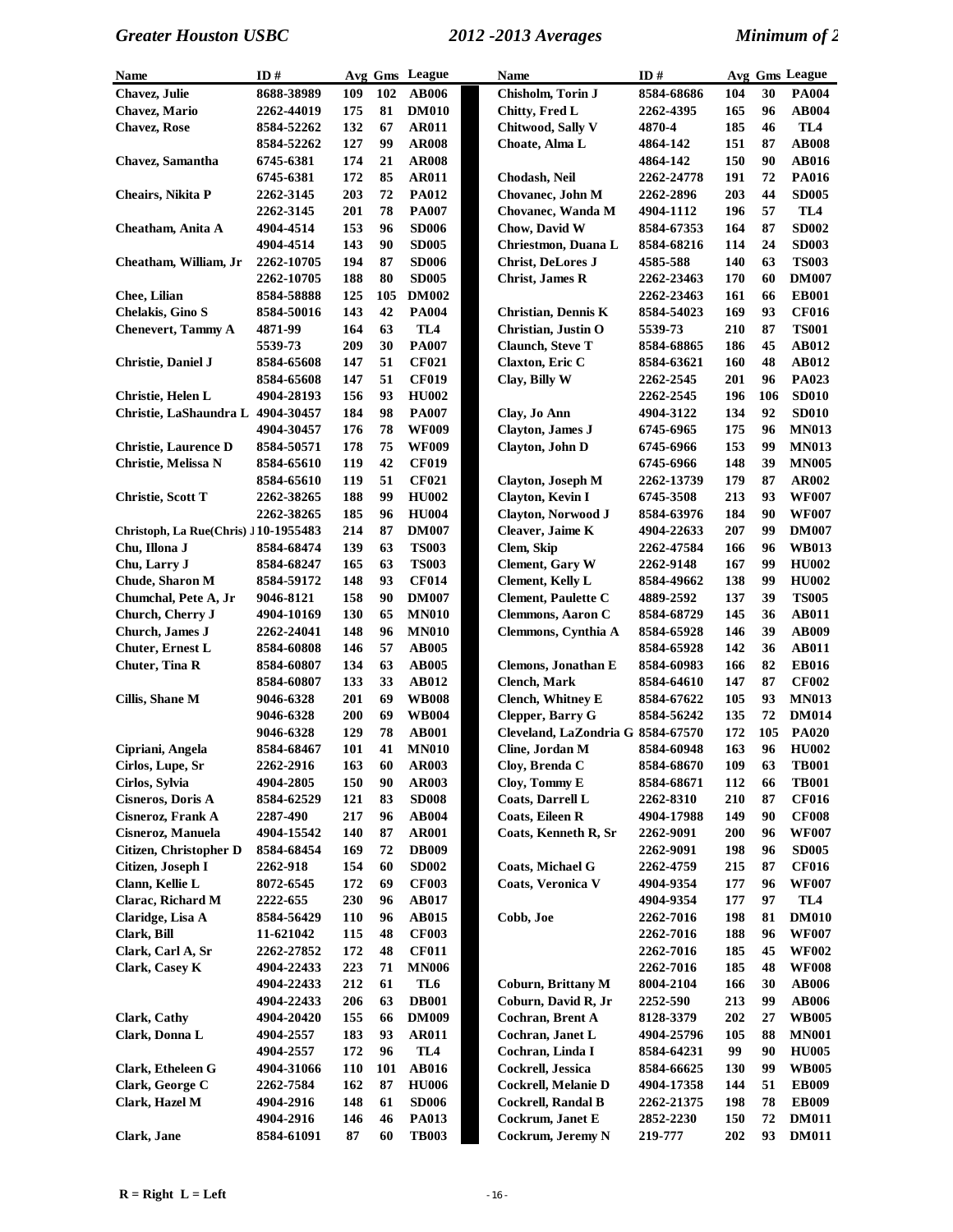| Name | ID # | Avg | Gms | League |
|---|---|---|---|---|
| Chavez, Julie | 8688-38989 | 109 | 102 | AB006 |
| Chavez, Mario | 2262-44019 | 175 | 81 | DM010 |
| Chavez, Rose | 8584-52262 | 132 | 67 | AR011 |
| | 8584-52262 | 127 | 99 | AR008 |
| Chavez, Samantha | 6745-6381 | 174 | 21 | AR008 |
| | 6745-6381 | 172 | 85 | AR011 |
| Cheairs, Nikita P | 2262-3145 | 203 | 72 | PA012 |
| | 2262-3145 | 201 | 78 | PA007 |
| Cheatham, Anita A | 4904-4514 | 153 | 96 | SD006 |
| | 4904-4514 | 143 | 90 | SD005 |
| Cheatham, William, Jr | 2262-10705 | 194 | 87 | SD006 |
| | 2262-10705 | 188 | 80 | SD005 |
| Chee, Lilian | 8584-58888 | 125 | 105 | DM002 |
| Chelakis, Gino S | 8584-50016 | 143 | 42 | PA004 |
| Chenevert, Tammy A | 4871-99 | 164 | 63 | TL4 |
| | 5539-73 | 209 | 30 | PA007 |
| Christie, Daniel J | 8584-65608 | 147 | 51 | CF021 |
| | 8584-65608 | 147 | 51 | CF019 |
| Christie, Helen L | 4904-28193 | 156 | 93 | HU002 |
| Christie, LaShaundra L | 4904-30457 | 184 | 98 | PA007 |
| | 4904-30457 | 176 | 78 | WF009 |
| Christie, Laurence D | 8584-50571 | 178 | 75 | WF009 |
| Christie, Melissa N | 8584-65610 | 119 | 42 | CF019 |
| | 8584-65610 | 119 | 51 | CF021 |
| Christie, Scott T | 2262-38265 | 188 | 99 | HU002 |
| | 2262-38265 | 185 | 96 | HU004 |
| Christoph, La Rue(Chris) J | 10-1955483 | 214 | 87 | DM007 |
| Chu, Illona J | 8584-68474 | 139 | 63 | TS003 |
| Chu, Larry J | 8584-68247 | 165 | 63 | TS003 |
| Chude, Sharon M | 8584-59172 | 148 | 93 | CF014 |
| Chumchal, Pete A, Jr | 9046-8121 | 158 | 90 | DM007 |
| Church, Cherry J | 4904-10169 | 130 | 65 | MN010 |
| Church, James J | 2262-24041 | 148 | 96 | MN010 |
| Chuter, Ernest L | 8584-60808 | 146 | 57 | AB005 |
| Chuter, Tina R | 8584-60807 | 134 | 63 | AB005 |
| | 8584-60807 | 133 | 33 | AB012 |
| Cillis, Shane M | 9046-6328 | 201 | 69 | WB008 |
| | 9046-6328 | 200 | 69 | WB004 |
| | 9046-6328 | 129 | 78 | AB001 |
| Cipriani, Angela | 8584-68467 | 101 | 41 | MN010 |
| Cirlos, Lupe, Sr | 2262-2916 | 163 | 60 | AR003 |
| Cirlos, Sylvia | 4904-2805 | 150 | 90 | AR003 |
| Cisneros, Doris A | 8584-62529 | 121 | 83 | SD008 |
| Cisneroz, Frank A | 2287-490 | 217 | 96 | AB004 |
| Cisneroz, Manuela | 4904-15542 | 140 | 87 | AR001 |
| Citizen, Christopher D | 8584-68454 | 169 | 72 | DB009 |
| Citizen, Joseph I | 2262-918 | 154 | 60 | SD002 |
| Clann, Kellie L | 8072-6545 | 172 | 69 | CF003 |
| Clarac, Richard M | 2222-655 | 230 | 96 | AB017 |
| Claridge, Lisa A | 8584-56429 | 110 | 96 | AB015 |
| Clark, Bill | 11-621042 | 115 | 48 | CF003 |
| Clark, Carl A, Sr | 2262-27852 | 172 | 48 | CF011 |
| Clark, Casey K | 4904-22433 | 223 | 71 | MN006 |
| | 4904-22433 | 212 | 61 | TL6 |
| | 4904-22433 | 206 | 63 | DB001 |
| Clark, Cathy | 4904-20420 | 155 | 66 | DM009 |
| Clark, Donna L | 4904-2557 | 183 | 93 | AR011 |
| | 4904-2557 | 172 | 96 | TL4 |
| Clark, Etheleen G | 4904-31066 | 110 | 101 | AB016 |
| Clark, George C | 2262-7584 | 162 | 87 | HU006 |
| Clark, Hazel M | 4904-2916 | 148 | 61 | SD006 |
| | 4904-2916 | 146 | 46 | PA013 |
| Clark, Jane | 8584-61091 | 87 | 60 | TB003 |
| Chisholm, Torin J | 8584-68686 | 104 | 30 | PA004 |
| Chitty, Fred L | 2262-4395 | 165 | 96 | AB004 |
| Chitwood, Sally V | 4870-4 | 185 | 46 | TL4 |
| Choate, Alma L | 4864-142 | 151 | 87 | AB008 |
| | 4864-142 | 150 | 90 | AB016 |
| Chodash, Neil | 2262-24778 | 191 | 72 | PA016 |
| Chovanec, John M | 2262-2896 | 203 | 44 | SD005 |
| Chovanec, Wanda M | 4904-1112 | 196 | 57 | TL4 |
| Chow, David W | 8584-67353 | 164 | 87 | SD002 |
| Chriestmon, Duana L | 8584-68216 | 114 | 24 | SD003 |
| Christ, DeLores J | 4585-588 | 140 | 63 | TS003 |
| Christ, James R | 2262-23463 | 170 | 60 | DM007 |
| | 2262-23463 | 161 | 66 | EB001 |
| Christian, Dennis K | 8584-54023 | 169 | 93 | CF016 |
| Christian, Justin O | 5539-73 | 210 | 87 | TS001 |
| Claunch, Steve T | 8584-68865 | 186 | 45 | AB012 |
| Claxton, Eric C | 8584-63621 | 160 | 48 | AB012 |
| Clay, Billy W | 2262-2545 | 201 | 96 | PA023 |
| | 2262-2545 | 196 | 106 | SD010 |
| Clay, Jo Ann | 4904-3122 | 134 | 92 | SD010 |
| Clayton, James J | 6745-6965 | 175 | 96 | MN013 |
| Clayton, John D | 6745-6966 | 153 | 99 | MN013 |
| | 6745-6966 | 148 | 39 | MN005 |
| Clayton, Joseph M | 2262-13739 | 179 | 87 | AR002 |
| Clayton, Kevin I | 6745-3508 | 213 | 93 | WF007 |
| Clayton, Norwood J | 8584-63976 | 184 | 90 | WF007 |
| Cleaver, Jaime K | 4904-22633 | 207 | 99 | DM007 |
| Clem, Skip | 2262-47584 | 166 | 96 | WB013 |
| Clement, Gary W | 2262-9148 | 167 | 99 | HU002 |
| Clement, Kelly L | 8584-49662 | 138 | 99 | HU002 |
| Clement, Paulette C | 4889-2592 | 137 | 39 | TS005 |
| Clemmons, Aaron C | 8584-68729 | 145 | 36 | AB011 |
| Clemmons, Cynthia A | 8584-65928 | 146 | 39 | AB009 |
| | 8584-65928 | 142 | 36 | AB011 |
| Clemons, Jonathan E | 8584-60983 | 166 | 82 | EB016 |
| Clench, Mark | 8584-64610 | 147 | 87 | CF002 |
| Clench, Whitney E | 8584-67622 | 105 | 93 | MN013 |
| Clepper, Barry G | 8584-56242 | 135 | 72 | DM014 |
| Cleveland, LaZondria G | 8584-67570 | 172 | 105 | PA020 |
| Cline, Jordan M | 8584-60948 | 163 | 96 | HU002 |
| Cloy, Brenda C | 8584-68670 | 109 | 63 | TB001 |
| Cloy, Tommy E | 8584-68671 | 112 | 66 | TB001 |
| Coats, Darrell L | 2262-8310 | 210 | 87 | CF016 |
| Coats, Eileen R | 4904-17988 | 149 | 90 | CF008 |
| Coats, Kenneth R, Sr | 2262-9091 | 200 | 96 | WF007 |
| | 2262-9091 | 198 | 96 | SD005 |
| Coats, Michael G | 2262-4759 | 215 | 87 | CF016 |
| Coats, Veronica V | 4904-9354 | 177 | 96 | WF007 |
| | 4904-9354 | 177 | 97 | TL4 |
| Cobb, Joe | 2262-7016 | 198 | 81 | DM010 |
| | 2262-7016 | 188 | 96 | WF007 |
| | 2262-7016 | 185 | 45 | WF002 |
| | 2262-7016 | 185 | 48 | WF008 |
| Coburn, Brittany M | 8004-2104 | 166 | 30 | AB006 |
| Coburn, David R, Jr | 2252-590 | 213 | 99 | AB006 |
| Cochran, Brent A | 8128-3379 | 202 | 27 | WB005 |
| Cochran, Janet L | 4904-25796 | 105 | 88 | MN001 |
| Cochran, Linda I | 8584-64231 | 99 | 90 | HU005 |
| Cockrell, Jessica | 8584-66625 | 130 | 99 | WB005 |
| Cockrell, Melanie D | 4904-17358 | 144 | 51 | EB009 |
| Cockrell, Randal B | 2262-21375 | 198 | 78 | EB009 |
| Cockrum, Janet E | 2852-2230 | 150 | 72 | DM011 |
| Cockrum, Jeremy N | 219-777 | 202 | 93 | DM011 |

**R = Right L = Left**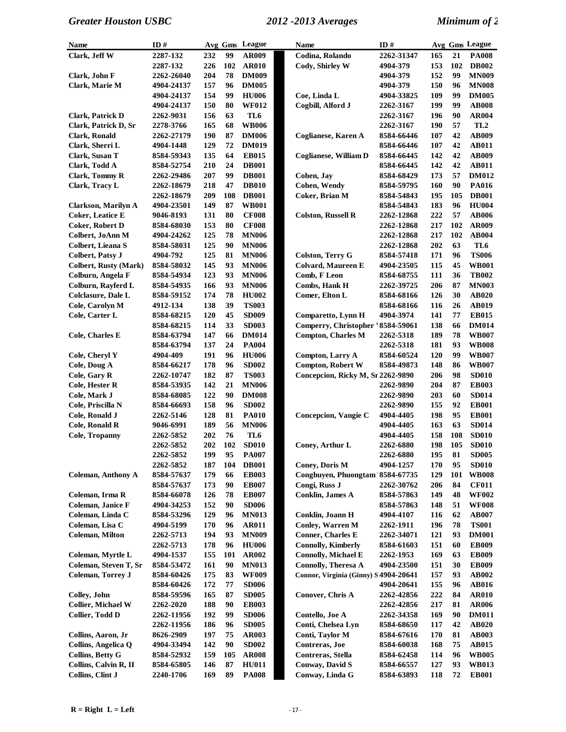| Name | ID # | Avg | Gms | League |
|---|---|---|---|---|
| Clark, Jeff W | 2287-132 | 232 | 99 | AR009 |
| | 2287-132 | 226 | 102 | AR010 |
| Clark, John F | 2262-26040 | 204 | 78 | DM009 |
| Clark, Marie M | 4904-24137 | 157 | 96 | DM005 |
| | 4904-24137 | 154 | 99 | HU006 |
| | 4904-24137 | 150 | 80 | WF012 |
| Clark, Patrick D | 2262-9031 | 156 | 63 | TL6 |
| Clark, Patrick D, Sr | 2278-3766 | 165 | 68 | WB006 |
| Clark, Ronald | 2262-27179 | 190 | 87 | DM006 |
| Clark, Sherri L | 4904-1448 | 129 | 72 | DM019 |
| Clark, Susan T | 8584-59343 | 135 | 64 | EB015 |
| Clark, Todd A | 8584-52754 | 210 | 24 | DB001 |
| Clark, Tommy R | 2262-29486 | 207 | 99 | DB001 |
| Clark, Tracy L | 2262-18679 | 218 | 47 | DB010 |
| | 2262-18679 | 209 | 108 | DB001 |
| Clarkson, Marilyn A | 4904-23501 | 149 | 87 | WB001 |
| Coker, Leatice E | 9046-8193 | 131 | 80 | CF008 |
| Coker, Robert D | 8584-68030 | 153 | 80 | CF008 |
| Colbert, JoAnn M | 4904-24262 | 125 | 78 | MN006 |
| Colbert, Lieana S | 8584-58031 | 125 | 90 | MN006 |
| Colbert, Patsy J | 4904-792 | 125 | 81 | MN006 |
| Colbert, Rusty (Mark) | 8584-58032 | 145 | 93 | MN006 |
| Colburn, Angela F | 8584-54934 | 123 | 93 | MN006 |
| Colburn, Rayferd L | 8584-54935 | 166 | 93 | MN006 |
| Colclasure, Dale L | 8584-59152 | 174 | 78 | HU002 |
| Cole, Carolyn M | 4912-134 | 138 | 39 | TS003 |
| Cole, Carter L | 8584-68215 | 120 | 45 | SD009 |
| | 8584-68215 | 114 | 33 | SD003 |
| Cole, Charles E | 8584-63794 | 147 | 66 | DM014 |
| | 8584-63794 | 137 | 24 | PA004 |
| Cole, Cheryl Y | 4904-409 | 191 | 96 | HU006 |
| Cole, Doug A | 8584-66217 | 178 | 96 | SD002 |
| Cole, Gary R | 2262-10747 | 182 | 87 | TS003 |
| Cole, Hester R | 8584-53935 | 142 | 21 | MN006 |
| Cole, Mark J | 8584-68085 | 122 | 90 | DM008 |
| Cole, Priscilla N | 8584-66693 | 158 | 96 | SD002 |
| Cole, Ronald J | 2262-5146 | 128 | 81 | PA010 |
| Cole, Ronald R | 9046-6991 | 189 | 56 | MN006 |
| Cole, Tropanny | 2262-5852 | 202 | 76 | TL6 |
| | 2262-5852 | 202 | 102 | SD010 |
| | 2262-5852 | 199 | 95 | PA007 |
| | 2262-5852 | 187 | 104 | DB001 |
| Coleman, Anthony A | 8584-57637 | 179 | 66 | EB003 |
| | 8584-57637 | 173 | 90 | EB007 |
| Coleman, Irma R | 8584-66078 | 126 | 78 | EB007 |
| Coleman, Janice F | 4904-34253 | 152 | 90 | SD006 |
| Coleman, Linda C | 8584-53296 | 129 | 96 | MN013 |
| Coleman, Lisa C | 4904-5199 | 170 | 96 | AR011 |
| Coleman, Milton | 2262-5713 | 194 | 93 | MN009 |
| | 2262-5713 | 178 | 96 | HU006 |
| Coleman, Myrtle L | 4904-1537 | 155 | 101 | AR002 |
| Coleman, Steven T, Sr | 8584-53472 | 161 | 90 | MN013 |
| Coleman, Torrey J | 8584-60426 | 175 | 83 | WF009 |
| | 8584-60426 | 172 | 77 | SD006 |
| Colley, John | 8584-59596 | 165 | 87 | SD005 |
| Collier, Michael W | 2262-2020 | 188 | 90 | EB003 |
| Collier, Todd D | 2262-11956 | 192 | 99 | SD006 |
| | 2262-11956 | 186 | 96 | SD005 |
| Collins, Aaron, Jr | 8626-2909 | 197 | 75 | AR003 |
| Collins, Angelica Q | 4904-33494 | 142 | 90 | SD002 |
| Collins, Betty G | 8584-52932 | 159 | 105 | AR008 |
| Collins, Calvin R, II | 8584-65805 | 146 | 87 | HU011 |
| Collins, Clint J | 2240-1706 | 169 | 89 | PA008 |
| Codina, Rolando | 2262-31347 | 165 | 21 | PA008 |
| Cody, Shirley W | 4904-379 | 153 | 102 | DB002 |
| | 4904-379 | 152 | 99 | MN009 |
| | 4904-379 | 150 | 96 | MN008 |
| Coe, Linda L | 4904-33825 | 109 | 99 | DM005 |
| Cogbill, Alford J | 2262-3167 | 199 | 99 | AB008 |
| | 2262-3167 | 196 | 90 | AR004 |
| | 2262-3167 | 190 | 57 | TL2 |
| Coglianese, Karen A | 8584-66446 | 107 | 42 | AB009 |
| | 8584-66446 | 107 | 42 | AB011 |
| Coglianese, William D | 8584-66445 | 142 | 42 | AB009 |
| | 8584-66445 | 142 | 42 | AB011 |
| Cohen, Jay | 8584-68429 | 173 | 57 | DM012 |
| Cohen, Wendy | 8584-59795 | 160 | 90 | PA016 |
| Coker, Brian M | 8584-54843 | 195 | 105 | DB001 |
| | 8584-54843 | 183 | 96 | HU004 |
| Colston, Russell R | 2262-12868 | 222 | 57 | AB006 |
| | 2262-12868 | 217 | 102 | AR009 |
| | 2262-12868 | 217 | 102 | AB004 |
| | 2262-12868 | 202 | 63 | TL6 |
| Colston, Terry G | 8584-57418 | 171 | 96 | TS006 |
| Colvard, Maureen E | 4904-23505 | 115 | 45 | WB001 |
| Comb, F Leon | 8584-68755 | 111 | 36 | TB002 |
| Combs, Hank H | 2262-39725 | 206 | 87 | MN003 |
| Comer, Elton L | 8584-68166 | 126 | 30 | AB020 |
| | 8584-68166 | 116 | 26 | AB019 |
| Comparetto, Lynn H | 4904-3974 | 141 | 77 | EB015 |
| Comperry, Christopher ' | 8584-59061 | 138 | 66 | DM014 |
| Compton, Charles M | 2262-5318 | 189 | 78 | WB007 |
| | 2262-5318 | 181 | 93 | WB008 |
| Compton, Larry A | 8584-60524 | 120 | 99 | WB007 |
| Compton, Robert W | 8584-49873 | 148 | 86 | WB007 |
| Concepcion, Ricky M, Sr | 2262-9890 | 206 | 98 | SD010 |
| | 2262-9890 | 204 | 87 | EB003 |
| | 2262-9890 | 203 | 60 | SD014 |
| | 2262-9890 | 155 | 92 | EB001 |
| Concepcion, Vangie C | 4904-4405 | 198 | 95 | EB001 |
| | 4904-4405 | 163 | 63 | SD014 |
| | 4904-4405 | 158 | 108 | SD010 |
| Coney, Arthur L | 2262-6880 | 198 | 105 | SD010 |
| | 2262-6880 | 195 | 81 | SD005 |
| Coney, Doris M | 4904-1257 | 170 | 95 | SD010 |
| Conghuyen, Phuongtam ' | 8584-67735 | 129 | 101 | WB008 |
| Congi, Russ J | 2262-30762 | 206 | 84 | CF011 |
| Conklin, James A | 8584-57863 | 149 | 48 | WF002 |
| | 8584-57863 | 148 | 51 | WF008 |
| Conklin, Joann H | 4904-4107 | 116 | 62 | AB007 |
| Conley, Warren M | 2262-1911 | 196 | 78 | TS001 |
| Conner, Charles E | 2262-34071 | 121 | 93 | DM001 |
| Connolly, Kimberly | 8584-61603 | 151 | 60 | EB009 |
| Connolly, Michael E | 2262-1953 | 169 | 63 | EB009 |
| Connolly, Theresa A | 4904-23500 | 151 | 30 | EB009 |
| Connor, Virginia (Ginny) S | 4904-20641 | 157 | 93 | AB002 |
| | 4904-20641 | 155 | 96 | AB016 |
| Conover, Chris A | 2262-42856 | 222 | 84 | AR010 |
| | 2262-42856 | 217 | 81 | AR006 |
| Contello, Joe A | 2262-34358 | 169 | 90 | DM011 |
| Conti, Chelsea Lyn | 8584-68650 | 117 | 42 | AB020 |
| Conti, Taylor M | 8584-67616 | 170 | 81 | AB003 |
| Contreras, Joe | 8584-60038 | 168 | 75 | AB015 |
| Contreras, Stella | 8584-62458 | 114 | 96 | WB005 |
| Conway, David S | 8584-66557 | 127 | 93 | WB013 |
| Conway, Linda G | 8584-63893 | 118 | 72 | EB001 |

R = Right L = Left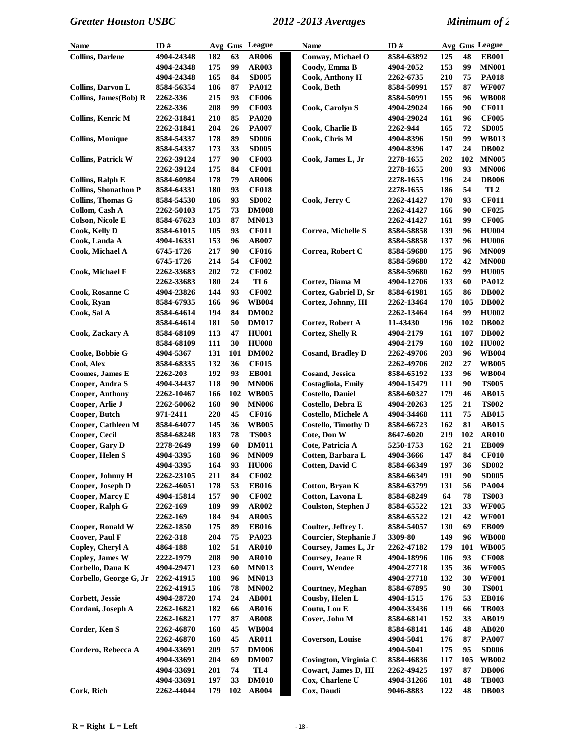| Name | ID # | Avg | Gms | League |
|---|---|---|---|---|
| Collins, Darlene | 4904-24348 | 182 | 63 | AR006 |
| | 4904-24348 | 175 | 99 | AR003 |
| | 4904-24348 | 165 | 84 | SD005 |
| Collins, Darvon L | 8584-56354 | 186 | 87 | PA012 |
| Collins, James(Bob) R | 2262-336 | 215 | 93 | CF006 |
| | 2262-336 | 208 | 99 | CF003 |
| Collins, Kenric M | 2262-31841 | 210 | 85 | PA020 |
| | 2262-31841 | 204 | 26 | PA007 |
| Collins, Monique | 8584-54337 | 178 | 89 | SD006 |
| | 8584-54337 | 173 | 33 | SD005 |
| Collins, Patrick W | 2262-39124 | 177 | 90 | CF003 |
| | 2262-39124 | 175 | 84 | CF001 |
| Collins, Ralph E | 8584-60984 | 178 | 79 | AR006 |
| Collins, Shonathon P | 8584-64331 | 180 | 93 | CF018 |
| Collins, Thomas G | 8584-54530 | 186 | 93 | SD002 |
| Collom, Cash A | 2262-50103 | 175 | 73 | DM008 |
| Colson, Nicole E | 8584-67623 | 103 | 87 | MN013 |
| Cook, Kelly D | 8584-61015 | 105 | 93 | CF011 |
| Cook, Landa A | 4904-16331 | 153 | 96 | AB007 |
| Cook, Michael A | 6745-1726 | 217 | 90 | CF016 |
| | 6745-1726 | 214 | 54 | CF002 |
| Cook, Michael F | 2262-33683 | 202 | 72 | CF002 |
| | 2262-33683 | 180 | 24 | TL6 |
| Cook, Rosanne C | 4904-23826 | 144 | 93 | CF002 |
| Cook, Ryan | 8584-67935 | 166 | 96 | WB004 |
| Cook, Sal A | 8584-64614 | 194 | 84 | DM002 |
| | 8584-64614 | 181 | 50 | DM017 |
| Cook, Zackary A | 8584-68109 | 113 | 47 | HU001 |
| | 8584-68109 | 111 | 30 | HU008 |
| Cooke, Bobbie G | 4904-5367 | 131 | 101 | DM002 |
| Cool, Alex | 8584-68335 | 132 | 36 | CF015 |
| Coomes, James E | 2262-203 | 192 | 93 | EB001 |
| Cooper, Andra S | 4904-34437 | 118 | 90 | MN006 |
| Cooper, Anthony | 2262-10467 | 166 | 102 | WB005 |
| Cooper, Arlie J | 2262-50062 | 160 | 90 | MN006 |
| Cooper, Butch | 971-2411 | 220 | 45 | CF016 |
| Cooper, Cathleen M | 8584-64077 | 145 | 36 | WB005 |
| Cooper, Cecil | 8584-68248 | 183 | 78 | TS003 |
| Cooper, Gary D | 2278-2649 | 199 | 60 | DM011 |
| Cooper, Helen S | 4904-3395 | 168 | 96 | MN009 |
| | 4904-3395 | 164 | 93 | HU006 |
| Cooper, Johnny H | 2262-23105 | 211 | 84 | CF002 |
| Cooper, Joseph D | 2262-46051 | 178 | 53 | EB016 |
| Cooper, Marcy E | 4904-15814 | 157 | 90 | CF002 |
| Cooper, Ralph G | 2262-169 | 189 | 99 | AR002 |
| | 2262-169 | 184 | 94 | AR005 |
| Cooper, Ronald W | 2262-1850 | 175 | 89 | EB016 |
| Coover, Paul F | 2262-318 | 204 | 75 | PA023 |
| Copley, Cheryl A | 4864-188 | 182 | 51 | AR010 |
| Copley, James W | 2222-1979 | 208 | 90 | AR010 |
| Corbello, Dana K | 4904-29471 | 123 | 60 | MN013 |
| Corbello, George G, Jr | 2262-41915 | 188 | 96 | MN013 |
| | 2262-41915 | 186 | 78 | MN002 |
| Corbett, Jessie | 4904-28720 | 174 | 24 | AB001 |
| Cordani, Joseph A | 2262-16821 | 182 | 66 | AB016 |
| | 2262-16821 | 177 | 87 | AB008 |
| Corder, Ken S | 2262-46870 | 160 | 45 | WB004 |
| | 2262-46870 | 160 | 45 | AR011 |
| Cordero, Rebecca A | 4904-33691 | 209 | 57 | DM006 |
| | 4904-33691 | 204 | 69 | DM007 |
| | 4904-33691 | 201 | 74 | TL4 |
| | 4904-33691 | 197 | 33 | DM010 |
| Cork, Rich | 2262-44044 | 179 | 102 | AB004 |
| Conway, Michael O | 8584-63892 | 125 | 48 | EB001 |
| Coody, Emma B | 4904-2052 | 153 | 99 | MN001 |
| Cook, Anthony H | 2262-6735 | 210 | 75 | PA018 |
| Cook, Beth | 8584-50991 | 157 | 87 | WF007 |
| | 8584-50991 | 155 | 96 | WB008 |
| Cook, Carolyn S | 4904-29024 | 166 | 90 | CF011 |
| | 4904-29024 | 161 | 96 | CF005 |
| Cook, Charlie B | 2262-944 | 165 | 72 | SD005 |
| Cook, Chris M | 4904-8396 | 150 | 99 | WB013 |
| | 4904-8396 | 147 | 24 | DB002 |
| Cook, James L, Jr | 2278-1655 | 202 | 102 | MN005 |
| | 2278-1655 | 200 | 93 | MN006 |
| | 2278-1655 | 196 | 24 | DB006 |
| | 2278-1655 | 186 | 54 | TL2 |
| Cook, Jerry C | 2262-41427 | 170 | 93 | CF011 |
| | 2262-41427 | 166 | 90 | CF025 |
| | 2262-41427 | 161 | 99 | CF005 |
| Correa, Michelle S | 8584-58858 | 139 | 96 | HU004 |
| | 8584-58858 | 137 | 96 | HU006 |
| Correa, Robert C | 8584-59680 | 175 | 96 | MN009 |
| | 8584-59680 | 172 | 42 | MN008 |
| | 8584-59680 | 162 | 99 | HU005 |
| Cortez, Diama M | 4904-12706 | 133 | 60 | PA012 |
| Cortez, Gabriel D, Sr | 8584-61981 | 165 | 86 | DB002 |
| Cortez, Johnny, III | 2262-13464 | 170 | 105 | DB002 |
| | 2262-13464 | 164 | 99 | HU002 |
| Cortez, Robert A | 11-43430 | 196 | 102 | DB002 |
| Cortez, Shelly R | 4904-2179 | 161 | 107 | DB002 |
| | 4904-2179 | 160 | 102 | HU002 |
| Cosand, Bradley D | 2262-49706 | 203 | 96 | WB004 |
| | 2262-49706 | 202 | 27 | WB005 |
| Cosand, Jessica | 8584-65192 | 133 | 96 | WB004 |
| Costagliola, Emily | 4904-15479 | 111 | 90 | TS005 |
| Costello, Daniel | 8584-60327 | 179 | 46 | AB015 |
| Costello, Debra E | 4904-20263 | 125 | 21 | TS002 |
| Costello, Michele A | 4904-34468 | 111 | 75 | AB015 |
| Costello, Timothy D | 8584-66723 | 162 | 81 | AB015 |
| Cote, Don W | 8647-6020 | 219 | 102 | AR010 |
| Cote, Patricia A | 5250-1753 | 162 | 21 | EB009 |
| Cotten, Barbara L | 4904-3666 | 147 | 84 | CF010 |
| Cotten, David C | 8584-66349 | 197 | 36 | SD002 |
| | 8584-66349 | 191 | 90 | SD005 |
| Cotton, Bryan K | 8584-63799 | 131 | 56 | PA004 |
| Cotton, Lavona L | 8584-68249 | 64 | 78 | TS003 |
| Coulston, Stephen J | 8584-65522 | 121 | 33 | WF005 |
| | 8584-65522 | 121 | 42 | WF001 |
| Coulter, Jeffrey L | 8584-54057 | 130 | 69 | EB009 |
| Courcier, Stephanie J | 3309-80 | 149 | 96 | WB008 |
| Coursey, James L, Jr | 2262-47182 | 179 | 101 | WB005 |
| Coursey, Jeane R | 4904-18996 | 106 | 93 | CF008 |
| Court, Wendee | 4904-27718 | 135 | 36 | WF005 |
| | 4904-27718 | 132 | 30 | WF001 |
| Courtney, Meghan | 8584-67895 | 90 | 30 | TS001 |
| Cousby, Helen L | 4904-1515 | 176 | 53 | EB016 |
| Coutu, Lou E | 4904-33436 | 119 | 66 | TB003 |
| Cover, John M | 8584-68141 | 152 | 33 | AB019 |
| | 8584-68141 | 146 | 48 | AB020 |
| Coverson, Louise | 4904-5041 | 176 | 87 | PA007 |
| | 4904-5041 | 175 | 95 | SD006 |
| Covington, Virginia C | 8584-46836 | 117 | 105 | WB002 |
| Cowart, James D, III | 2262-49425 | 197 | 87 | DB006 |
| Cox, Charlene U | 4904-31266 | 101 | 48 | TB003 |
| Cox, Daudi | 9046-8883 | 122 | 48 | DB003 |

R = Right L = Left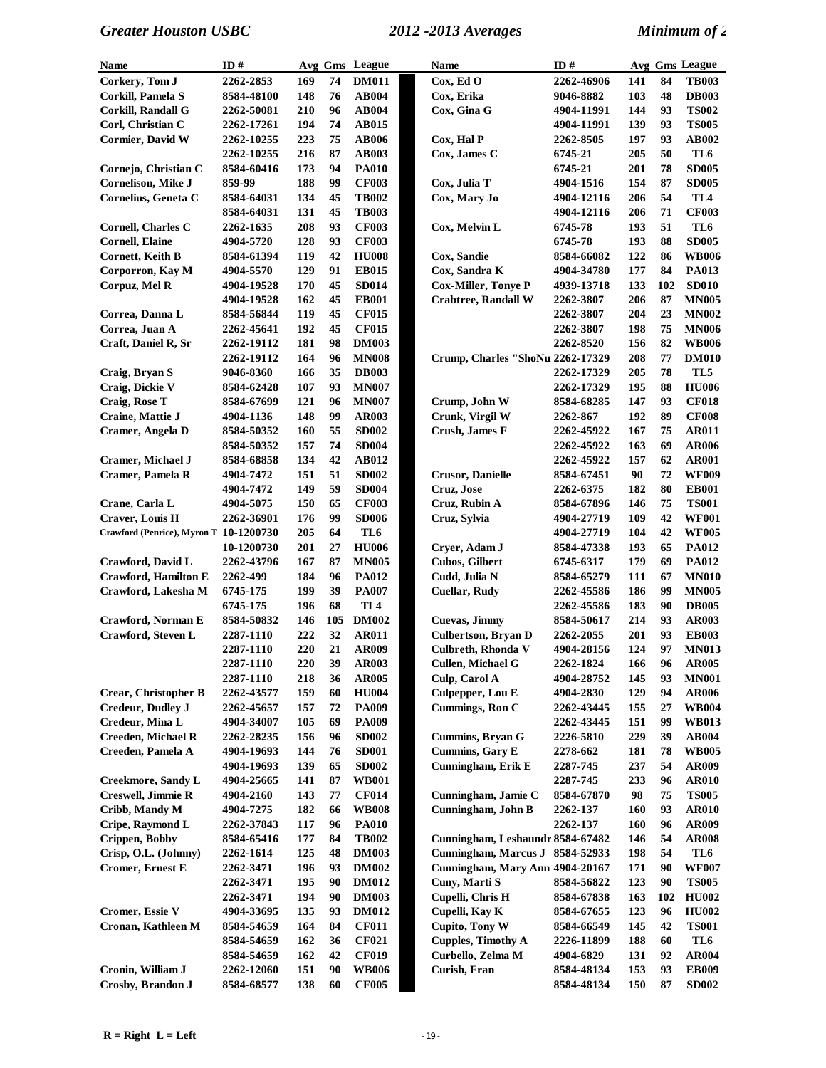| Name | ID # | Avg | Gms | League |
|---|---|---|---|---|
| Corkery, Tom J | 2262-2853 | 169 | 74 | DM011 |
| Corkill, Pamela S | 8584-48100 | 148 | 76 | AB004 |
| Corkill, Randall G | 2262-50081 | 210 | 96 | AB004 |
| Corl, Christian C | 2262-17261 | 194 | 74 | AB015 |
| Cormier, David W | 2262-10255 | 223 | 75 | AB006 |
| | 2262-10255 | 216 | 87 | AB003 |
| Cornejo, Christian C | 8584-60416 | 173 | 94 | PA010 |
| Cornelison, Mike J | 859-99 | 188 | 99 | CF003 |
| Cornelius, Geneta C | 8584-64031 | 134 | 45 | TB002 |
| | 8584-64031 | 131 | 45 | TB003 |
| Cornell, Charles C | 2262-1635 | 208 | 93 | CF003 |
| Cornell, Elaine | 4904-5720 | 128 | 93 | CF003 |
| Cornett, Keith B | 8584-61394 | 119 | 42 | HU008 |
| Corporron, Kay M | 4904-5570 | 129 | 91 | EB015 |
| Corpuz, Mel R | 4904-19528 | 170 | 45 | SD014 |
| | 4904-19528 | 162 | 45 | EB001 |
| Correa, Danna L | 8584-56844 | 119 | 45 | CF015 |
| Correa, Juan A | 2262-45641 | 192 | 45 | CF015 |
| Craft, Daniel R, Sr | 2262-19112 | 181 | 98 | DM003 |
| | 2262-19112 | 164 | 96 | MN008 |
| Craig, Bryan S | 9046-8360 | 166 | 35 | DB003 |
| Craig, Dickie V | 8584-62428 | 107 | 93 | MN007 |
| Craig, Rose T | 8584-67699 | 121 | 96 | MN007 |
| Craine, Mattie J | 4904-1136 | 148 | 99 | AR003 |
| Cramer, Angela D | 8584-50352 | 160 | 55 | SD002 |
| | 8584-50352 | 157 | 74 | SD004 |
| Cramer, Michael J | 8584-68858 | 134 | 42 | AB012 |
| Cramer, Pamela R | 4904-7472 | 151 | 51 | SD002 |
| | 4904-7472 | 149 | 59 | SD004 |
| Crane, Carla L | 4904-5075 | 150 | 65 | CF003 |
| Craver, Louis H | 2262-36901 | 176 | 99 | SD006 |
| Crawford (Penrice), Myron T | 10-1200730 | 205 | 64 | TL6 |
| | 10-1200730 | 201 | 27 | HU006 |
| Crawford, David L | 2262-43796 | 167 | 87 | MN005 |
| Crawford, Hamilton E | 2262-499 | 184 | 96 | PA012 |
| Crawford, Lakesha M | 6745-175 | 199 | 39 | PA007 |
| | 6745-175 | 196 | 68 | TL4 |
| Crawford, Norman E | 8584-50832 | 146 | 105 | DM002 |
| Crawford, Steven L | 2287-1110 | 222 | 32 | AR011 |
| | 2287-1110 | 220 | 21 | AR009 |
| | 2287-1110 | 220 | 39 | AR003 |
| | 2287-1110 | 218 | 36 | AR005 |
| Crear, Christopher B | 2262-43577 | 159 | 60 | HU004 |
| Credeur, Dudley J | 2262-45657 | 157 | 72 | PA009 |
| Credeur, Mina L | 4904-34007 | 105 | 69 | PA009 |
| Creeden, Michael R | 2262-28235 | 156 | 96 | SD002 |
| Creeden, Pamela A | 4904-19693 | 144 | 76 | SD001 |
| | 4904-19693 | 139 | 65 | SD002 |
| Creekmore, Sandy L | 4904-25665 | 141 | 87 | WB001 |
| Creswell, Jimmie R | 4904-2160 | 143 | 77 | CF014 |
| Cribb, Mandy M | 4904-7275 | 182 | 66 | WB008 |
| Cripe, Raymond L | 2262-37843 | 117 | 96 | PA010 |
| Crippen, Bobby | 8584-65416 | 177 | 84 | TB002 |
| Crisp, O.L. (Johnny) | 2262-1614 | 125 | 48 | DM003 |
| Cromer, Ernest E | 2262-3471 | 196 | 93 | DM002 |
| | 2262-3471 | 195 | 90 | DM012 |
| | 2262-3471 | 194 | 90 | DM003 |
| Cromer, Essie V | 4904-33695 | 135 | 93 | DM012 |
| Cronan, Kathleen M | 8584-54659 | 164 | 84 | CF011 |
| | 8584-54659 | 162 | 36 | CF021 |
| | 8584-54659 | 162 | 42 | CF019 |
| Cronin, William J | 2262-12060 | 151 | 90 | WB006 |
| Crosby, Brandon J | 8584-68577 | 138 | 60 | CF005 |
| Cox, Ed O | 2262-46906 | 141 | 84 | TB003 |
| Cox, Erika | 9046-8882 | 103 | 48 | DB003 |
| Cox, Gina G | 4904-11991 | 144 | 93 | TS002 |
| | 4904-11991 | 139 | 93 | TS005 |
| Cox, Hal P | 2262-8505 | 197 | 93 | AB002 |
| Cox, James C | 6745-21 | 205 | 50 | TL6 |
| | 6745-21 | 201 | 78 | SD005 |
| Cox, Julia T | 4904-1516 | 154 | 87 | SD005 |
| Cox, Mary Jo | 4904-12116 | 206 | 54 | TL4 |
| | 4904-12116 | 206 | 71 | CF003 |
| Cox, Melvin L | 6745-78 | 193 | 51 | TL6 |
| | 6745-78 | 193 | 88 | SD005 |
| Cox, Sandie | 8584-66082 | 122 | 86 | WB006 |
| Cox, Sandra K | 4904-34780 | 177 | 84 | PA013 |
| Cox-Miller, Tonye P | 4939-13718 | 133 | 102 | SD010 |
| Crabtree, Randall W | 2262-3807 | 206 | 87 | MN005 |
| | 2262-3807 | 204 | 23 | MN002 |
| | 2262-3807 | 198 | 75 | MN006 |
| | 2262-8520 | 156 | 82 | WB006 |
| Crump, Charles "ShoNu | 2262-17329 | 208 | 77 | DM010 |
| | 2262-17329 | 205 | 78 | TL5 |
| | 2262-17329 | 195 | 88 | HU006 |
| Crump, John W | 8584-68285 | 147 | 93 | CF018 |
| Crunk, Virgil W | 2262-867 | 192 | 89 | CF008 |
| Crush, James F | 2262-45922 | 167 | 75 | AR011 |
| | 2262-45922 | 163 | 69 | AR006 |
| | 2262-45922 | 157 | 62 | AR001 |
| Crusor, Danielle | 8584-67451 | 90 | 72 | WF009 |
| Cruz, Jose | 2262-6375 | 182 | 80 | EB001 |
| Cruz, Rubin A | 8584-67896 | 146 | 75 | TS001 |
| Cruz, Sylvia | 4904-27719 | 109 | 42 | WF001 |
| | 4904-27719 | 104 | 42 | WF005 |
| Cryer, Adam J | 8584-47338 | 193 | 65 | PA012 |
| Cubos, Gilbert | 6745-6317 | 179 | 69 | PA012 |
| Cudd, Julia N | 8584-65279 | 111 | 67 | MN010 |
| Cuellar, Rudy | 2262-45586 | 186 | 99 | MN005 |
| | 2262-45586 | 183 | 90 | DB005 |
| Cuevas, Jimmy | 8584-50617 | 214 | 93 | AR003 |
| Culbertson, Bryan D | 2262-2055 | 201 | 93 | EB003 |
| Culbreth, Rhonda V | 4904-28156 | 124 | 97 | MN013 |
| Cullen, Michael G | 2262-1824 | 166 | 96 | AR005 |
| Culp, Carol A | 4904-28752 | 145 | 93 | MN001 |
| Culpepper, Lou E | 4904-2830 | 129 | 94 | AR006 |
| Cummings, Ron C | 2262-43445 | 155 | 27 | WB004 |
| | 2262-43445 | 151 | 99 | WB013 |
| Cummins, Bryan G | 2226-5810 | 229 | 39 | AB004 |
| Cummins, Gary E | 2278-662 | 181 | 78 | WB005 |
| Cunningham, Erik E | 2287-745 | 237 | 54 | AR009 |
| | 2287-745 | 233 | 96 | AR010 |
| Cunningham, Jamie C | 8584-67870 | 98 | 75 | TS005 |
| Cunningham, John B | 2262-137 | 160 | 93 | AR010 |
| | 2262-137 | 160 | 96 | AR009 |
| Cunningham, Leshaundr | 8584-67482 | 146 | 54 | AR008 |
| Cunningham, Marcus J | 8584-52933 | 198 | 54 | TL6 |
| Cunningham, Mary Ann | 4904-20167 | 171 | 90 | WF007 |
| Cuny, Marti S | 8584-56822 | 123 | 90 | TS005 |
| Cupelli, Chris H | 8584-67838 | 163 | 102 | HU002 |
| Cupelli, Kay K | 8584-67655 | 123 | 96 | HU002 |
| Cupito, Tony W | 8584-66549 | 145 | 42 | TS001 |
| Cupples, Timothy A | 2226-11899 | 188 | 60 | TL6 |
| Curbello, Zelma M | 4904-6829 | 131 | 92 | AR004 |
| Curish, Fran | 8584-48134 | 153 | 93 | EB009 |
| | 8584-48134 | 150 | 87 | SD002 |

R = Right L = Left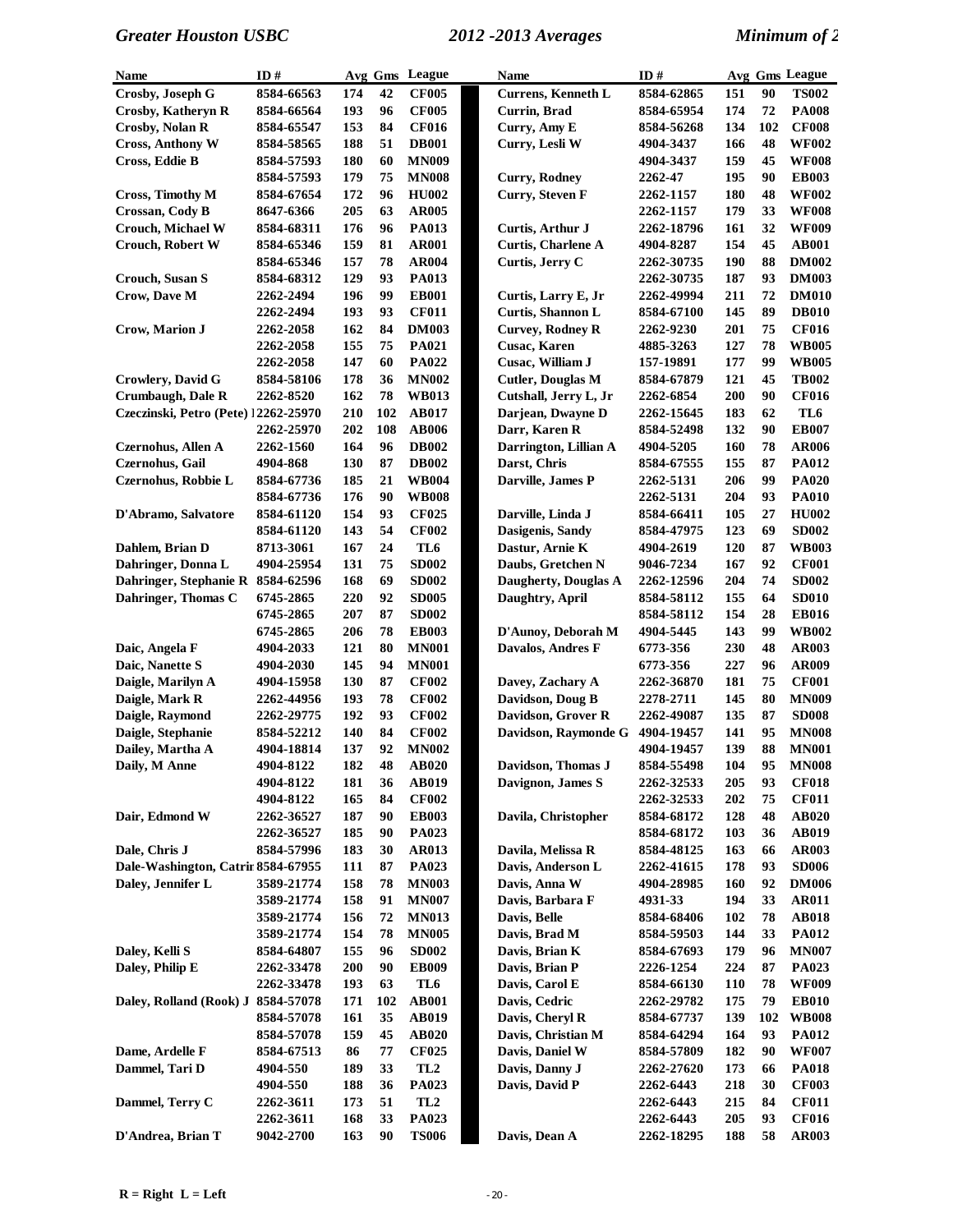| Name | ID # | Avg | Gms | League |
|---|---|---|---|---|
| Crosby, Joseph G | 8584-66563 | 174 | 42 | CF005 |
| Crosby, Katheryn R | 8584-66564 | 193 | 96 | CF005 |
| Crosby, Nolan R | 8584-65547 | 153 | 84 | CF016 |
| Cross, Anthony W | 8584-58565 | 188 | 51 | DB001 |
| Cross, Eddie B | 8584-57593 | 180 | 60 | MN009 |
| | 8584-57593 | 179 | 75 | MN008 |
| Cross, Timothy M | 8584-67654 | 172 | 96 | HU002 |
| Crossan, Cody B | 8647-6366 | 205 | 63 | AR005 |
| Crouch, Michael W | 8584-68311 | 176 | 96 | PA013 |
| Crouch, Robert W | 8584-65346 | 159 | 81 | AR001 |
| | 8584-65346 | 157 | 78 | AR004 |
| Crouch, Susan S | 8584-68312 | 129 | 93 | PA013 |
| Crow, Dave M | 2262-2494 | 196 | 99 | EB001 |
| | 2262-2494 | 193 | 93 | CF011 |
| Crow, Marion J | 2262-2058 | 162 | 84 | DM003 |
| | 2262-2058 | 155 | 75 | PA021 |
| | 2262-2058 | 147 | 60 | PA022 |
| Crowlery, David G | 8584-58106 | 178 | 36 | MN002 |
| Crumbaugh, Dale R | 2262-8520 | 162 | 78 | WB013 |
| Czeczinski, Petro (Pete) | 2262-25970 | 210 | 102 | AB017 |
| | 2262-25970 | 202 | 108 | AB006 |
| Czernohus, Allen A | 2262-1560 | 164 | 96 | DB002 |
| Czernohus, Gail | 4904-868 | 130 | 87 | DB002 |
| Czernohus, Robbie L | 8584-67736 | 185 | 21 | WB004 |
| | 8584-67736 | 176 | 90 | WB008 |
| D'Abramo, Salvatore | 8584-61120 | 154 | 93 | CF025 |
| | 8584-61120 | 143 | 54 | CF002 |
| Dahlem, Brian D | 8713-3061 | 167 | 24 | TL6 |
| Dahringer, Donna L | 4904-25954 | 131 | 75 | SD002 |
| Dahringer, Stephanie R | 8584-62596 | 168 | 69 | SD002 |
| Dahringer, Thomas C | 6745-2865 | 220 | 92 | SD005 |
| | 6745-2865 | 207 | 87 | SD002 |
| | 6745-2865 | 206 | 78 | EB003 |
| Daic, Angela F | 4904-2033 | 121 | 80 | MN001 |
| Daic, Nanette S | 4904-2030 | 145 | 94 | MN001 |
| Daigle, Marilyn A | 4904-15958 | 130 | 87 | CF002 |
| Daigle, Mark R | 2262-44956 | 193 | 78 | CF002 |
| Daigle, Raymond | 2262-29775 | 192 | 93 | CF002 |
| Daigle, Stephanie | 8584-52212 | 140 | 84 | CF002 |
| Dailey, Martha A | 4904-18814 | 137 | 92 | MN002 |
| Daily, M Anne | 4904-8122 | 182 | 48 | AB020 |
| | 4904-8122 | 181 | 36 | AB019 |
| | 4904-8122 | 165 | 84 | CF002 |
| Dair, Edmond W | 2262-36527 | 187 | 90 | EB003 |
| | 2262-36527 | 185 | 90 | PA023 |
| Dale, Chris J | 8584-57996 | 183 | 30 | AR013 |
| Dale-Washington, Catrin | 8584-67955 | 111 | 87 | PA023 |
| Daley, Jennifer L | 3589-21774 | 158 | 78 | MN003 |
| | 3589-21774 | 158 | 91 | MN007 |
| | 3589-21774 | 156 | 72 | MN013 |
| | 3589-21774 | 154 | 78 | MN005 |
| Daley, Kelli S | 8584-64807 | 155 | 96 | SD002 |
| Daley, Philip E | 2262-33478 | 200 | 90 | EB009 |
| | 2262-33478 | 193 | 63 | TL6 |
| Daley, Rolland (Rook) J | 8584-57078 | 171 | 102 | AB001 |
| | 8584-57078 | 161 | 35 | AB019 |
| | 8584-57078 | 159 | 45 | AB020 |
| Dame, Ardelle F | 8584-67513 | 86 | 77 | CF025 |
| Dammel, Tari D | 4904-550 | 189 | 33 | TL2 |
| | 4904-550 | 188 | 36 | PA023 |
| Dammel, Terry C | 2262-3611 | 173 | 51 | TL2 |
| | 2262-3611 | 168 | 33 | PA023 |
| D'Andrea, Brian T | 9042-2700 | 163 | 90 | TS006 |
| Currens, Kenneth L | 8584-62865 | 151 | 90 | TS002 |
| Currin, Brad | 8584-65954 | 174 | 72 | PA008 |
| Curry, Amy E | 8584-56268 | 134 | 102 | CF008 |
| Curry, Lesli W | 4904-3437 | 166 | 48 | WF002 |
| | 4904-3437 | 159 | 45 | WF008 |
| Curry, Rodney | 2262-47 | 195 | 90 | EB003 |
| Curry, Steven F | 2262-1157 | 180 | 48 | WF002 |
| | 2262-1157 | 179 | 33 | WF008 |
| Curtis, Arthur J | 2262-18796 | 161 | 32 | WF009 |
| Curtis, Charlene A | 4904-8287 | 154 | 45 | AB001 |
| Curtis, Jerry C | 2262-30735 | 190 | 88 | DM002 |
| | 2262-30735 | 187 | 93 | DM003 |
| Curtis, Larry E, Jr | 2262-49994 | 211 | 72 | DM010 |
| Curtis, Shannon L | 8584-67100 | 145 | 89 | DB010 |
| Curvey, Rodney R | 2262-9230 | 201 | 75 | CF016 |
| Cusac, Karen | 4885-3263 | 127 | 78 | WB005 |
| Cusac, William J | 157-19891 | 177 | 99 | WB005 |
| Cutler, Douglas M | 8584-67879 | 121 | 45 | TB002 |
| Cutshall, Jerry L, Jr | 2262-6854 | 200 | 90 | CF016 |
| Darjean, Dwayne D | 2262-15645 | 183 | 62 | TL6 |
| Darr, Karen R | 8584-52498 | 132 | 90 | EB007 |
| Darrington, Lillian A | 4904-5205 | 160 | 78 | AR006 |
| Darst, Chris | 8584-67555 | 155 | 87 | PA012 |
| Darville, James P | 2262-5131 | 206 | 99 | PA020 |
| | 2262-5131 | 204 | 93 | PA010 |
| Darville, Linda J | 8584-66411 | 105 | 27 | HU002 |
| Dasigenis, Sandy | 8584-47975 | 123 | 69 | SD002 |
| Dastur, Arnie K | 4904-2619 | 120 | 87 | WB003 |
| Daubs, Gretchen N | 9046-7234 | 167 | 92 | CF001 |
| Daugherty, Douglas A | 2262-12596 | 204 | 74 | SD002 |
| Daughtry, April | 8584-58112 | 155 | 64 | SD010 |
| | 8584-58112 | 154 | 28 | EB016 |
| D'Aunoy, Deborah M | 4904-5445 | 143 | 99 | WB002 |
| Davalos, Andres F | 6773-356 | 230 | 48 | AR003 |
| | 6773-356 | 227 | 96 | AR009 |
| Davey, Zachary A | 2262-36870 | 181 | 75 | CF001 |
| Davidson, Doug B | 2278-2711 | 145 | 80 | MN009 |
| Davidson, Grover R | 2262-49087 | 135 | 87 | SD008 |
| Davidson, Raymonde G | 4904-19457 | 141 | 95 | MN008 |
| | 4904-19457 | 139 | 88 | MN001 |
| Davidson, Thomas J | 8584-55498 | 104 | 95 | MN008 |
| Davignon, James S | 2262-32533 | 205 | 93 | CF018 |
| | 2262-32533 | 202 | 75 | CF011 |
| Davila, Christopher | 8584-68172 | 128 | 48 | AB020 |
| | 8584-68172 | 103 | 36 | AB019 |
| Davila, Melissa R | 8584-48125 | 163 | 66 | AR003 |
| Davis, Anderson L | 2262-41615 | 178 | 93 | SD006 |
| Davis, Anna W | 4904-28985 | 160 | 92 | DM006 |
| Davis, Barbara F | 4931-33 | 194 | 33 | AR011 |
| Davis, Belle | 8584-68406 | 102 | 78 | AB018 |
| Davis, Brad M | 8584-59503 | 144 | 33 | PA012 |
| Davis, Brian K | 8584-67693 | 179 | 96 | MN007 |
| Davis, Brian P | 2226-1254 | 224 | 87 | PA023 |
| Davis, Carol E | 8584-66130 | 110 | 78 | WF009 |
| Davis, Cedric | 2262-29782 | 175 | 79 | EB010 |
| Davis, Cheryl R | 8584-67737 | 139 | 102 | WB008 |
| Davis, Christian M | 8584-64294 | 164 | 93 | PA012 |
| Davis, Daniel W | 8584-57809 | 182 | 90 | WF007 |
| Davis, Danny J | 2262-27620 | 173 | 66 | PA018 |
| Davis, David P | 2262-6443 | 218 | 30 | CF003 |
| | 2262-6443 | 215 | 84 | CF011 |
| | 2262-6443 | 205 | 93 | CF016 |
| Davis, Dean A | 2262-18295 | 188 | 58 | AR003 |

**R = Right L = Left**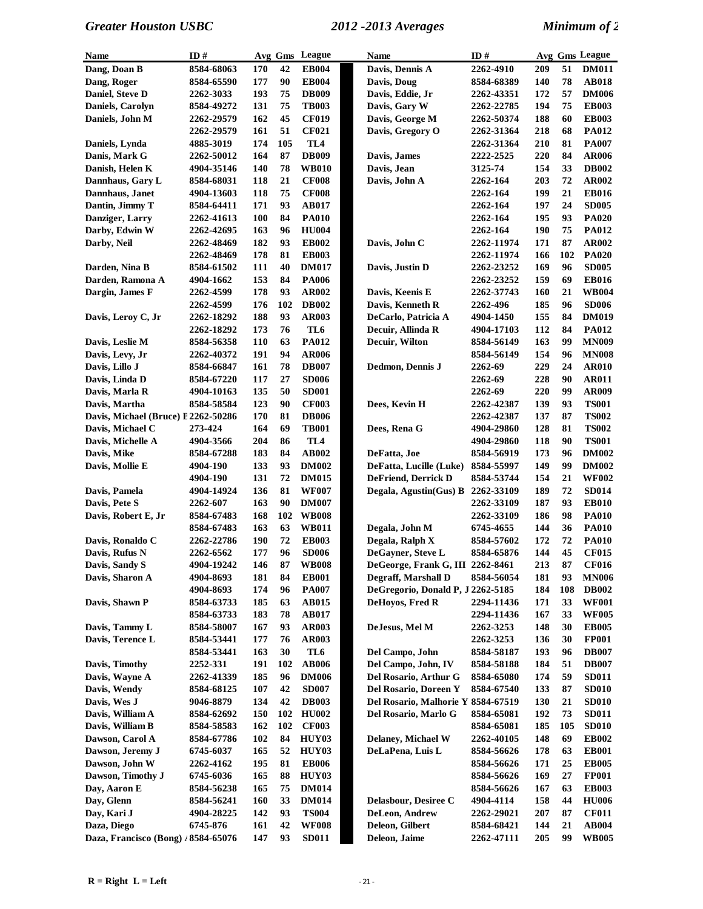| Name | ID # | Avg | Gms | League |
|---|---|---|---|---|
| Dang, Doan B | 8584-68063 | 170 | 42 | EB004 |
| Dang, Roger | 8584-65590 | 177 | 90 | EB004 |
| Daniel, Steve D | 2262-3033 | 193 | 75 | DB009 |
| Daniels, Carolyn | 8584-49272 | 131 | 75 | TB003 |
| Daniels, John M | 2262-29579 | 162 | 45 | CF019 |
| | 2262-29579 | 161 | 51 | CF021 |
| Daniels, Lynda | 4885-3019 | 174 | 105 | TL4 |
| Danis, Mark G | 2262-50012 | 164 | 87 | DB009 |
| Danish, Helen K | 4904-35146 | 140 | 78 | WB010 |
| Dannhaus, Gary L | 8584-68031 | 118 | 21 | CF008 |
| Dannhaus, Janet | 4904-13603 | 118 | 75 | CF008 |
| Dantin, Jimmy T | 8584-64411 | 171 | 93 | AB017 |
| Danziger, Larry | 2262-41613 | 100 | 84 | PA010 |
| Darby, Edwin W | 2262-42695 | 163 | 96 | HU004 |
| Darby, Neil | 2262-48469 | 182 | 93 | EB002 |
| | 2262-48469 | 178 | 81 | EB003 |
| Darden, Nina B | 8584-61502 | 111 | 40 | DM017 |
| Darden, Ramona A | 4904-1662 | 153 | 84 | PA006 |
| Dargin, James F | 2262-4599 | 178 | 93 | AR002 |
| | 2262-4599 | 176 | 102 | DB002 |
| Davis, Leroy C, Jr | 2262-18292 | 188 | 93 | AR003 |
| | 2262-18292 | 173 | 76 | TL6 |
| Davis, Leslie M | 8584-56358 | 110 | 63 | PA012 |
| Davis, Levy, Jr | 2262-40372 | 191 | 94 | AR006 |
| Davis, Lillo J | 8584-66847 | 161 | 78 | DB007 |
| Davis, Linda D | 8584-67220 | 117 | 27 | SD006 |
| Davis, Marla R | 4904-10163 | 135 | 50 | SD001 |
| Davis, Martha | 8584-58584 | 123 | 90 | CF003 |
| Davis, Michael (Bruce) E | 2262-50286 | 170 | 81 | DB006 |
| Davis, Michael C | 273-424 | 164 | 69 | TB001 |
| Davis, Michelle A | 4904-3566 | 204 | 86 | TL4 |
| Davis, Mike | 8584-67288 | 183 | 84 | AB002 |
| Davis, Mollie E | 4904-190 | 133 | 93 | DM002 |
| | 4904-190 | 131 | 72 | DM015 |
| Davis, Pamela | 4904-14924 | 136 | 81 | WF007 |
| Davis, Pete S | 2262-607 | 163 | 90 | DM007 |
| Davis, Robert E, Jr | 8584-67483 | 168 | 102 | WB008 |
| | 8584-67483 | 163 | 63 | WB011 |
| Davis, Ronaldo C | 2262-22786 | 190 | 72 | EB003 |
| Davis, Rufus N | 2262-6562 | 177 | 96 | SD006 |
| Davis, Sandy S | 4904-19242 | 146 | 87 | WB008 |
| Davis, Sharon A | 4904-8693 | 181 | 84 | EB001 |
| | 4904-8693 | 174 | 96 | PA007 |
| Davis, Shawn P | 8584-63733 | 185 | 63 | AB015 |
| | 8584-63733 | 183 | 78 | AB017 |
| Davis, Tammy L | 8584-58007 | 167 | 93 | AR003 |
| Davis, Terence L | 8584-53441 | 177 | 76 | AR003 |
| | 8584-53441 | 163 | 30 | TL6 |
| Davis, Timothy | 2252-331 | 191 | 102 | AB006 |
| Davis, Wayne A | 2262-41339 | 185 | 96 | DM006 |
| Davis, Wendy | 8584-68125 | 107 | 42 | SD007 |
| Davis, Wes J | 9046-8879 | 134 | 42 | DB003 |
| Davis, William A | 8584-62692 | 150 | 102 | HU002 |
| Davis, William B | 8584-58583 | 162 | 102 | CF003 |
| Dawson, Carol A | 8584-67786 | 102 | 84 | HUY03 |
| Dawson, Jeremy J | 6745-6037 | 165 | 52 | HUY03 |
| Dawson, John W | 2262-4162 | 195 | 81 | EB006 |
| Dawson, Timothy J | 6745-6036 | 165 | 88 | HUY03 |
| Day, Aaron E | 8584-56238 | 165 | 75 | DM014 |
| Day, Glenn | 8584-56241 | 160 | 33 | DM014 |
| Day, Kari J | 4904-28225 | 142 | 93 | TS004 |
| Daza, Diego | 6745-876 | 161 | 42 | WF008 |
| Daza, Francisco (Bong) A | 8584-65076 | 147 | 93 | SD011 |
| Davis, Dennis A | 2262-4910 | 209 | 51 | DM011 |
| Davis, Doug | 8584-68389 | 140 | 78 | AB018 |
| Davis, Eddie, Jr | 2262-43351 | 172 | 57 | DM006 |
| Davis, Gary W | 2262-22785 | 194 | 75 | EB003 |
| Davis, George M | 2262-50374 | 188 | 60 | EB003 |
| Davis, Gregory O | 2262-31364 | 218 | 68 | PA012 |
| | 2262-31364 | 210 | 81 | PA007 |
| Davis, James | 2222-2525 | 220 | 84 | AR006 |
| Davis, Jean | 3125-74 | 154 | 33 | DB002 |
| Davis, John A | 2262-164 | 203 | 72 | AR002 |
| | 2262-164 | 199 | 21 | EB016 |
| | 2262-164 | 197 | 24 | SD005 |
| | 2262-164 | 195 | 93 | PA020 |
| | 2262-164 | 190 | 75 | PA012 |
| Davis, John C | 2262-11974 | 171 | 87 | AR002 |
| | 2262-11974 | 166 | 102 | PA020 |
| Davis, Justin D | 2262-23252 | 169 | 96 | SD005 |
| | 2262-23252 | 159 | 69 | EB016 |
| Davis, Keenis E | 2262-37743 | 160 | 21 | WB004 |
| Davis, Kenneth R | 2262-496 | 185 | 96 | SD006 |
| DeCarlo, Patricia A | 4904-1450 | 155 | 84 | DM019 |
| Decuir, Allinda R | 4904-17103 | 112 | 84 | PA012 |
| Decuir, Wilton | 8584-56149 | 163 | 99 | MN009 |
| | 8584-56149 | 154 | 96 | MN008 |
| Dedmon, Dennis J | 2262-69 | 229 | 24 | AR010 |
| | 2262-69 | 228 | 90 | AR011 |
| | 2262-69 | 220 | 99 | AR009 |
| Dees, Kevin H | 2262-42387 | 139 | 93 | TS001 |
| | 2262-42387 | 137 | 87 | TS002 |
| Dees, Rena G | 4904-29860 | 128 | 81 | TS002 |
| | 4904-29860 | 118 | 90 | TS001 |
| DeFatta, Joe | 8584-56919 | 173 | 96 | DM002 |
| DeFatta, Lucille (Luke) | 8584-55997 | 149 | 99 | DM002 |
| DeFriend, Derrick D | 8584-53744 | 154 | 21 | WF002 |
| Degala, Agustin(Gus) B | 2262-33109 | 189 | 72 | SD014 |
| | 2262-33109 | 187 | 93 | EB010 |
| | 2262-33109 | 186 | 98 | PA010 |
| Degala, John M | 6745-4655 | 144 | 36 | PA010 |
| Degala, Ralph X | 8584-57602 | 172 | 72 | PA010 |
| DeGayner, Steve L | 8584-65876 | 144 | 45 | CF015 |
| DeGeorge, Frank G, III | 2262-8461 | 213 | 87 | CF016 |
| Degraff, Marshall D | 8584-56054 | 181 | 93 | MN006 |
| DeGregorio, Donald P, J | 2262-5185 | 184 | 108 | DB002 |
| DeHoyos, Fred R | 2294-11436 | 171 | 33 | WF001 |
| | 2294-11436 | 167 | 33 | WF005 |
| DeJesus, Mel M | 2262-3253 | 148 | 30 | EB005 |
| | 2262-3253 | 136 | 30 | FP001 |
| Del Campo, John | 8584-58187 | 193 | 96 | DB007 |
| Del Campo, John, IV | 8584-58188 | 184 | 51 | DB007 |
| Del Rosario, Arthur G | 8584-65080 | 174 | 59 | SD011 |
| Del Rosario, Doreen Y | 8584-67540 | 133 | 87 | SD010 |
| Del Rosario, Malhorie Y | 8584-67519 | 130 | 21 | SD010 |
| Del Rosario, Marlo G | 8584-65081 | 192 | 73 | SD011 |
| | 8584-65081 | 185 | 105 | SD010 |
| Delaney, Michael W | 2262-40105 | 148 | 69 | EB002 |
| DeLaPena, Luis L | 8584-56626 | 178 | 63 | EB001 |
| | 8584-56626 | 171 | 25 | EB005 |
| | 8584-56626 | 169 | 27 | FP001 |
| | 8584-56626 | 167 | 63 | EB003 |
| Delasbour, Desiree C | 4904-4114 | 158 | 44 | HU006 |
| DeLeon, Andrew | 2262-29021 | 207 | 87 | CF011 |
| Deleon, Gilbert | 8584-68421 | 144 | 21 | AB004 |
| Deleon, Jaime | 2262-47111 | 205 | 99 | WB005 |

**R = Right L = Left**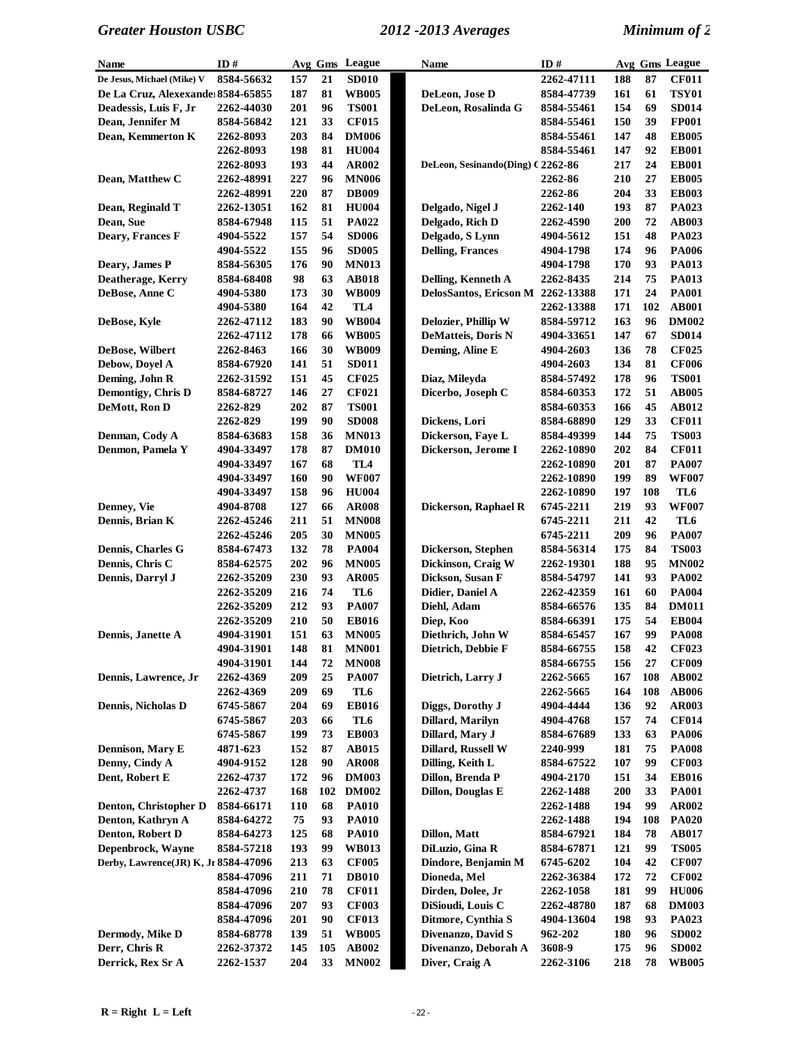| Name | ID # | Avg | Gms | League | Name | ID # | Avg | Gms | League |
|---|---|---|---|---|---|---|---|---|---|
| De Jesus, Michael (Mike) V | 8584-56632 | 157 | 21 | SD010 | | 2262-47111 | 188 | 87 | CF011 |
| De La Cruz, Alexexander | 8584-65855 | 187 | 81 | WB005 | DeLeon, Jose D | 8584-47739 | 161 | 61 | TSY01 |
| Deadessis, Luis F, Jr | 2262-44030 | 201 | 96 | TS001 | DeLeon, Rosalinda G | 8584-55461 | 154 | 69 | SD014 |
| Dean, Jennifer M | 8584-56842 | 121 | 33 | CF015 | | 8584-55461 | 150 | 39 | FP001 |
| Dean, Kemmerton K | 2262-8093 | 203 | 84 | DM006 | | 8584-55461 | 147 | 48 | EB005 |
| | 2262-8093 | 198 | 81 | HU004 | | 8584-55461 | 147 | 92 | EB001 |
| | 2262-8093 | 193 | 44 | AR002 | DeLeon, Sesinando(Ding) C | 2262-86 | 217 | 24 | EB001 |
| Dean, Matthew C | 2262-48991 | 227 | 96 | MN006 | | 2262-86 | 210 | 27 | EB005 |
| | 2262-48991 | 220 | 87 | DB009 | | 2262-86 | 204 | 33 | EB003 |
| Dean, Reginald T | 2262-13051 | 162 | 81 | HU004 | Delgado, Nigel J | 2262-140 | 193 | 87 | PA023 |
| Dean, Sue | 8584-67948 | 115 | 51 | PA022 | Delgado, Rich D | 2262-4590 | 200 | 72 | AB003 |
| Deary, Frances F | 4904-5522 | 157 | 54 | SD006 | Delgado, S Lynn | 4904-5612 | 151 | 48 | PA023 |
| | 4904-5522 | 155 | 96 | SD005 | Delling, Frances | 4904-1798 | 174 | 96 | PA006 |
| Deary, James P | 8584-56305 | 176 | 90 | MN013 | | 4904-1798 | 170 | 93 | PA013 |
| Deatherage, Kerry | 8584-68408 | 98 | 63 | AB018 | Delling, Kenneth A | 2262-8435 | 214 | 75 | PA013 |
| DeBose, Anne C | 4904-5380 | 173 | 30 | WB009 | DelosSantos, Ericson M | 2262-13388 | 171 | 24 | PA001 |
| | 4904-5380 | 164 | 42 | TL4 | | 2262-13388 | 171 | 102 | AB001 |
| DeBose, Kyle | 2262-47112 | 183 | 90 | WB004 | Delozier, Phillip W | 8584-59712 | 163 | 96 | DM002 |
| | 2262-47112 | 178 | 66 | WB005 | DeMatteis, Doris N | 4904-33651 | 147 | 67 | SD014 |
| DeBose, Wilbert | 2262-8463 | 166 | 30 | WB009 | Deming, Aline E | 4904-2603 | 136 | 78 | CF025 |
| Debow, Doyel A | 8584-67920 | 141 | 51 | SD011 | | 4904-2603 | 134 | 81 | CF006 |
| Deming, John R | 2262-31592 | 151 | 45 | CF025 | Diaz, Mileyda | 8584-57492 | 178 | 96 | TS001 |
| Demontigy, Chris D | 8584-68727 | 146 | 27 | CF021 | Dicerbo, Joseph C | 8584-60353 | 172 | 51 | AB005 |
| DeMott, Ron D | 2262-829 | 202 | 87 | TS001 | | 8584-60353 | 166 | 45 | AB012 |
| | 2262-829 | 199 | 90 | SD008 | Dickens, Lori | 8584-68890 | 129 | 33 | CF011 |
| Denman, Cody A | 8584-63683 | 158 | 36 | MN013 | Dickerson, Faye L | 8584-49399 | 144 | 75 | TS003 |
| Denmon, Pamela Y | 4904-33497 | 178 | 87 | DM010 | Dickerson, Jerome I | 2262-10890 | 202 | 84 | CF011 |
| | 4904-33497 | 167 | 68 | TL4 | | 2262-10890 | 201 | 87 | PA007 |
| | 4904-33497 | 160 | 90 | WF007 | | 2262-10890 | 199 | 89 | WF007 |
| | 4904-33497 | 158 | 96 | HU004 | | 2262-10890 | 197 | 108 | TL6 |
| Denney, Vie | 4904-8708 | 127 | 66 | AR008 | Dickerson, Raphael R | 6745-2211 | 219 | 93 | WF007 |
| Dennis, Brian K | 2262-45246 | 211 | 51 | MN008 | | 6745-2211 | 211 | 42 | TL6 |
| | 2262-45246 | 205 | 30 | MN005 | | 6745-2211 | 209 | 96 | PA007 |
| Dennis, Charles G | 8584-67473 | 132 | 78 | PA004 | Dickerson, Stephen | 8584-56314 | 175 | 84 | TS003 |
| Dennis, Chris C | 8584-62575 | 202 | 96 | MN005 | Dickinson, Craig W | 2262-19301 | 188 | 95 | MN002 |
| Dennis, Darryl J | 2262-35209 | 230 | 93 | AR005 | Dickson, Susan F | 8584-54797 | 141 | 93 | PA002 |
| | 2262-35209 | 216 | 74 | TL6 | Didier, Daniel A | 2262-42359 | 161 | 60 | PA004 |
| | 2262-35209 | 212 | 93 | PA007 | Diehl, Adam | 8584-66576 | 135 | 84 | DM011 |
| | 2262-35209 | 210 | 50 | EB016 | Diep, Koo | 8584-66391 | 175 | 54 | EB004 |
| Dennis, Janette A | 4904-31901 | 151 | 63 | MN005 | Diethrich, John W | 8584-65457 | 167 | 99 | PA008 |
| | 4904-31901 | 148 | 81 | MN001 | Dietrich, Debbie F | 8584-66755 | 158 | 42 | CF023 |
| | 4904-31901 | 144 | 72 | MN008 | | 8584-66755 | 156 | 27 | CF009 |
| Dennis, Lawrence, Jr | 2262-4369 | 209 | 25 | PA007 | Dietrich, Larry J | 2262-5665 | 167 | 108 | AB002 |
| | 2262-4369 | 209 | 69 | TL6 | | 2262-5665 | 164 | 108 | AB006 |
| Dennis, Nicholas D | 6745-5867 | 204 | 69 | EB016 | Diggs, Dorothy J | 4904-4444 | 136 | 92 | AR003 |
| | 6745-5867 | 203 | 66 | TL6 | Dillard, Marilyn | 4904-4768 | 157 | 74 | CF014 |
| | 6745-5867 | 199 | 73 | EB003 | Dillard, Mary J | 8584-67689 | 133 | 63 | PA006 |
| Dennison, Mary E | 4871-623 | 152 | 87 | AB015 | Dillard, Russell W | 2240-999 | 181 | 75 | PA008 |
| Denny, Cindy A | 4904-9152 | 128 | 90 | AR008 | Dilling, Keith L | 8584-67522 | 107 | 99 | CF003 |
| Dent, Robert E | 2262-4737 | 172 | 96 | DM003 | Dillon, Brenda P | 4904-2170 | 151 | 34 | EB016 |
| | 2262-4737 | 168 | 102 | DM002 | Dillon, Douglas E | 2262-1488 | 200 | 33 | PA001 |
| Denton, Christopher D | 8584-66171 | 110 | 68 | PA010 | | 2262-1488 | 194 | 99 | AR002 |
| Denton, Kathryn A | 8584-64272 | 75 | 93 | PA010 | | 2262-1488 | 194 | 108 | PA020 |
| Denton, Robert D | 8584-64273 | 125 | 68 | PA010 | Dillon, Matt | 8584-67921 | 184 | 78 | AB017 |
| Depenbrock, Wayne | 8584-57218 | 193 | 99 | WB013 | DiLuzio, Gina R | 8584-67871 | 121 | 99 | TS005 |
| Derby, Lawrence(JR) K, Jr | 8584-47096 | 213 | 63 | CF005 | Dindore, Benjamin M | 6745-6202 | 104 | 42 | CF007 |
| | 8584-47096 | 211 | 71 | DB010 | Dioneda, Mel | 2262-36384 | 172 | 72 | CF002 |
| | 8584-47096 | 210 | 78 | CF011 | Dirden, Dolee, Jr | 2262-1058 | 181 | 99 | HU006 |
| | 8584-47096 | 207 | 93 | CF003 | DiSioudi, Louis C | 2262-48780 | 187 | 68 | DM003 |
| | 8584-47096 | 201 | 90 | CF013 | Ditmore, Cynthia S | 4904-13604 | 198 | 93 | PA023 |
| Dermody, Mike D | 8584-68778 | 139 | 51 | WB005 | Divenanzo, David S | 962-202 | 180 | 96 | SD002 |
| Derr, Chris R | 2262-37372 | 145 | 105 | AB002 | Divenanzo, Deborah A | 3608-9 | 175 | 96 | SD002 |
| Derrick, Rex Sr A | 2262-1537 | 204 | 33 | MN002 | Diver, Craig A | 2262-3106 | 218 | 78 | WB005 |

**R = Right L = Left**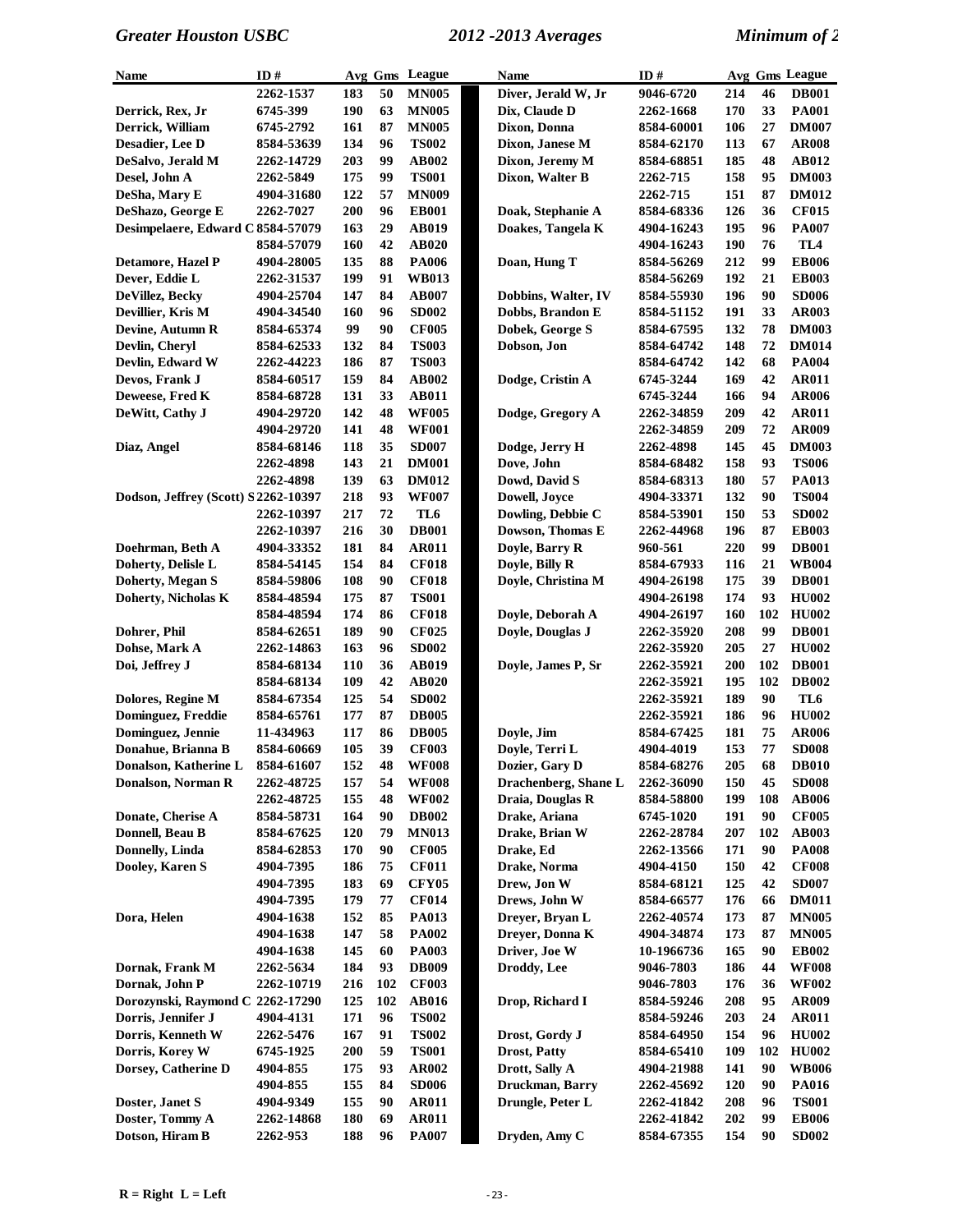| Name | ID # | Avg | Gms | League |
|---|---|---|---|---|
| | 2262-1537 | 183 | 50 | MN005 |
| Derrick, Rex, Jr | 6745-399 | 190 | 63 | MN005 |
| Derrick, William | 6745-2792 | 161 | 87 | MN005 |
| Desadier, Lee D | 8584-53639 | 134 | 96 | TS002 |
| DeSalvo, Jerald M | 2262-14729 | 203 | 99 | AB002 |
| Desel, John A | 2262-5849 | 175 | 99 | TS001 |
| DeSha, Mary E | 4904-31680 | 122 | 57 | MN009 |
| DeShazo, George E | 2262-7027 | 200 | 96 | EB001 |
| Desimpelaere, Edward C | 8584-57079 | 163 | 29 | AB019 |
| | 8584-57079 | 160 | 42 | AB020 |
| Detamore, Hazel P | 4904-28005 | 135 | 88 | PA006 |
| Dever, Eddie L | 2262-31537 | 199 | 91 | WB013 |
| DeVillez, Becky | 4904-25704 | 147 | 84 | AB007 |
| Devillier, Kris M | 4904-34540 | 160 | 96 | SD002 |
| Devine, Autumn R | 8584-65374 | 99 | 90 | CF005 |
| Devlin, Cheryl | 8584-62533 | 132 | 84 | TS003 |
| Devlin, Edward W | 2262-44223 | 186 | 87 | TS003 |
| Devos, Frank J | 8584-60517 | 159 | 84 | AB002 |
| Deweese, Fred K | 8584-68728 | 131 | 33 | AB011 |
| DeWitt, Cathy J | 4904-29720 | 142 | 48 | WF005 |
| | 4904-29720 | 141 | 48 | WF001 |
| Diaz, Angel | 8584-68146 | 118 | 35 | SD007 |
| | 2262-4898 | 143 | 21 | DM001 |
| | 2262-4898 | 139 | 63 | DM012 |
| Dodson, Jeffrey (Scott) S | 2262-10397 | 218 | 93 | WF007 |
| | 2262-10397 | 217 | 72 | TL6 |
| | 2262-10397 | 216 | 30 | DB001 |
| Doehrman, Beth A | 4904-33352 | 181 | 84 | AR011 |
| Doherty, Delisle L | 8584-54145 | 154 | 84 | CF018 |
| Doherty, Megan S | 8584-59806 | 108 | 90 | CF018 |
| Doherty, Nicholas K | 8584-48594 | 175 | 87 | TS001 |
| | 8584-48594 | 174 | 86 | CF018 |
| Dohrer, Phil | 8584-62651 | 189 | 90 | CF025 |
| Dohse, Mark A | 2262-14863 | 163 | 96 | SD002 |
| Doi, Jeffrey J | 8584-68134 | 110 | 36 | AB019 |
| | 8584-68134 | 109 | 42 | AB020 |
| Dolores, Regine M | 8584-67354 | 125 | 54 | SD002 |
| Dominguez, Freddie | 8584-65761 | 177 | 87 | DB005 |
| Dominguez, Jennie | 11-434963 | 117 | 86 | DB005 |
| Donahue, Brianna B | 8584-60669 | 105 | 39 | CF003 |
| Donalson, Katherine L | 8584-61607 | 152 | 48 | WF008 |
| Donalson, Norman R | 2262-48725 | 157 | 54 | WF008 |
| | 2262-48725 | 155 | 48 | WF002 |
| Donate, Cherise A | 8584-58731 | 164 | 90 | DB002 |
| Donnell, Beau B | 8584-67625 | 120 | 79 | MN013 |
| Donnelly, Linda | 8584-62853 | 170 | 90 | CF005 |
| Dooley, Karen S | 4904-7395 | 186 | 75 | CF011 |
| | 4904-7395 | 183 | 69 | CFY05 |
| | 4904-7395 | 179 | 77 | CF014 |
| Dora, Helen | 4904-1638 | 152 | 85 | PA013 |
| | 4904-1638 | 147 | 58 | PA002 |
| | 4904-1638 | 145 | 60 | PA003 |
| Dornak, Frank M | 2262-5634 | 184 | 93 | DB009 |
| Dornak, John P | 2262-10719 | 216 | 102 | CF003 |
| Dorozynski, Raymond C | 2262-17290 | 125 | 102 | AB016 |
| Dorris, Jennifer J | 4904-4131 | 171 | 96 | TS002 |
| Dorris, Kenneth W | 2262-5476 | 167 | 91 | TS002 |
| Dorris, Korey W | 6745-1925 | 200 | 59 | TS001 |
| Dorsey, Catherine D | 4904-855 | 175 | 93 | AR002 |
| | 4904-855 | 155 | 84 | SD006 |
| Doster, Janet S | 4904-9349 | 155 | 90 | AR011 |
| Doster, Tommy A | 2262-14868 | 180 | 69 | AR011 |
| Dotson, Hiram B | 2262-953 | 188 | 96 | PA007 |
| Diver, Jerald W, Jr | 9046-6720 | 214 | 46 | DB001 |
| Dix, Claude D | 2262-1668 | 170 | 33 | PA001 |
| Dixon, Donna | 8584-60001 | 106 | 27 | DM007 |
| Dixon, Janese M | 8584-62170 | 113 | 67 | AR008 |
| Dixon, Jeremy M | 8584-68851 | 185 | 48 | AB012 |
| Dixon, Walter B | 2262-715 | 158 | 95 | DM003 |
| | 2262-715 | 151 | 87 | DM012 |
| Doak, Stephanie A | 8584-68336 | 126 | 36 | CF015 |
| Doakes, Tangela K | 4904-16243 | 195 | 96 | PA007 |
| | 4904-16243 | 190 | 76 | TL4 |
| Doan, Hung T | 8584-56269 | 212 | 99 | EB006 |
| | 8584-56269 | 192 | 21 | EB003 |
| Dobbins, Walter, IV | 8584-55930 | 196 | 90 | SD006 |
| Dobbs, Brandon E | 8584-51152 | 191 | 33 | AR003 |
| Dobek, George S | 8584-67595 | 132 | 78 | DM003 |
| Dobson, Jon | 8584-64742 | 148 | 72 | DM014 |
| | 8584-64742 | 142 | 68 | PA004 |
| Dodge, Cristin A | 6745-3244 | 169 | 42 | AR011 |
| | 6745-3244 | 166 | 94 | AR006 |
| Dodge, Gregory A | 2262-34859 | 209 | 42 | AR011 |
| | 2262-34859 | 209 | 72 | AR009 |
| Dodge, Jerry H | 2262-4898 | 145 | 45 | DM003 |
| Dove, John | 8584-68482 | 158 | 93 | TS006 |
| Dowd, David S | 8584-68313 | 180 | 57 | PA013 |
| Dowell, Joyce | 4904-33371 | 132 | 90 | TS004 |
| Dowling, Debbie C | 8584-53901 | 150 | 53 | SD002 |
| Dowson, Thomas E | 2262-44968 | 196 | 87 | EB003 |
| Doyle, Barry R | 960-561 | 220 | 99 | DB001 |
| Doyle, Billy R | 8584-67933 | 116 | 21 | WB004 |
| Doyle, Christina M | 4904-26198 | 175 | 39 | DB001 |
| | 4904-26198 | 174 | 93 | HU002 |
| Doyle, Deborah A | 4904-26197 | 160 | 102 | HU002 |
| Doyle, Douglas J | 2262-35920 | 208 | 99 | DB001 |
| | 2262-35920 | 205 | 27 | HU002 |
| Doyle, James P, Sr | 2262-35921 | 200 | 102 | DB001 |
| | 2262-35921 | 195 | 102 | DB002 |
| | 2262-35921 | 189 | 90 | TL6 |
| | 2262-35921 | 186 | 96 | HU002 |
| Doyle, Jim | 8584-67425 | 181 | 75 | AR006 |
| Doyle, Terri L | 4904-4019 | 153 | 77 | SD008 |
| Dozier, Gary D | 8584-68276 | 205 | 68 | DB010 |
| Drachenberg, Shane L | 2262-36090 | 150 | 45 | SD008 |
| Draia, Douglas R | 8584-58800 | 199 | 108 | AB006 |
| Drake, Ariana | 6745-1020 | 191 | 90 | CF005 |
| Drake, Brian W | 2262-28784 | 207 | 102 | AB003 |
| Drake, Ed | 2262-13566 | 171 | 90 | PA008 |
| Drake, Norma | 4904-4150 | 150 | 42 | CF008 |
| Drew, Jon W | 8584-68121 | 125 | 42 | SD007 |
| Drews, John W | 8584-66577 | 176 | 66 | DM011 |
| Dreyer, Bryan L | 2262-40574 | 173 | 87 | MN005 |
| Dreyer, Donna K | 4904-34874 | 173 | 87 | MN005 |
| Driver, Joe W | 10-1966736 | 165 | 90 | EB002 |
| Droddy, Lee | 9046-7803 | 186 | 44 | WF008 |
| | 9046-7803 | 176 | 36 | WF002 |
| Drop, Richard I | 8584-59246 | 208 | 95 | AR009 |
| | 8584-59246 | 203 | 24 | AR011 |
| Drost, Gordy J | 8584-64950 | 154 | 96 | HU002 |
| Drost, Patty | 8584-65410 | 109 | 102 | HU002 |
| Drott, Sally A | 4904-21988 | 141 | 90 | WB006 |
| Druckman, Barry | 2262-45692 | 120 | 90 | PA016 |
| Drungle, Peter L | 2262-41842 | 208 | 96 | TS001 |
| | 2262-41842 | 202 | 99 | EB006 |
| Dryden, Amy C | 8584-67355 | 154 | 90 | SD002 |

R = Right L = Left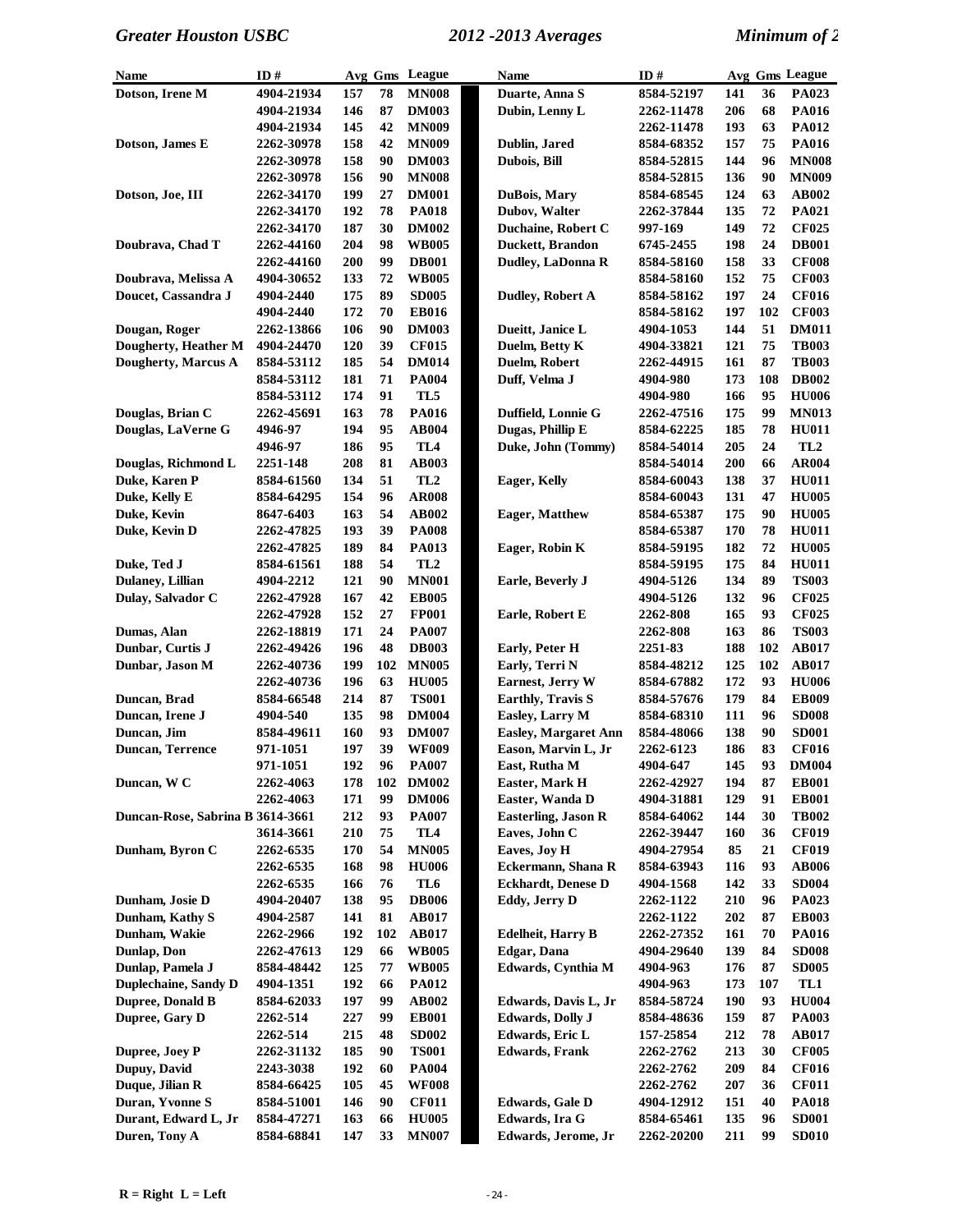| Name | ID # | Avg | Gms | League |
|---|---|---|---|---|
| Dotson, Irene M | 4904-21934 | 157 | 78 | MN008 |
| | 4904-21934 | 146 | 87 | DM003 |
| | 4904-21934 | 145 | 42 | MN009 |
| Dotson, James E | 2262-30978 | 158 | 42 | MN009 |
| | 2262-30978 | 158 | 90 | DM003 |
| | 2262-30978 | 156 | 90 | MN008 |
| Dotson, Joe, III | 2262-34170 | 199 | 27 | DM001 |
| | 2262-34170 | 192 | 78 | PA018 |
| | 2262-34170 | 187 | 30 | DM002 |
| Doubrava, Chad T | 2262-44160 | 204 | 98 | WB005 |
| | 2262-44160 | 200 | 99 | DB001 |
| Doubrava, Melissa A | 4904-30652 | 133 | 72 | WB005 |
| Doucet, Cassandra J | 4904-2440 | 175 | 89 | SD005 |
| | 4904-2440 | 172 | 70 | EB016 |
| Dougan, Roger | 2262-13866 | 106 | 90 | DM003 |
| Dougherty, Heather M | 4904-24470 | 120 | 39 | CF015 |
| Dougherty, Marcus A | 8584-53112 | 185 | 54 | DM014 |
| | 8584-53112 | 181 | 71 | PA004 |
| | 8584-53112 | 174 | 91 | TL5 |
| Douglas, Brian C | 2262-45691 | 163 | 78 | PA016 |
| Douglas, LaVerne G | 4946-97 | 194 | 95 | AB004 |
| | 4946-97 | 186 | 95 | TL4 |
| Douglas, Richmond L | 2251-148 | 208 | 81 | AB003 |
| Duke, Karen P | 8584-61560 | 134 | 51 | TL2 |
| Duke, Kelly E | 8584-64295 | 154 | 96 | AR008 |
| Duke, Kevin | 8647-6403 | 163 | 54 | AB002 |
| Duke, Kevin D | 2262-47825 | 193 | 39 | PA008 |
| | 2262-47825 | 189 | 84 | PA013 |
| Duke, Ted J | 8584-61561 | 188 | 54 | TL2 |
| Dulaney, Lillian | 4904-2212 | 121 | 90 | MN001 |
| Dulay, Salvador C | 2262-47928 | 167 | 42 | EB005 |
| | 2262-47928 | 152 | 27 | FP001 |
| Dumas, Alan | 2262-18819 | 171 | 24 | PA007 |
| Dunbar, Curtis J | 2262-49426 | 196 | 48 | DB003 |
| Dunbar, Jason M | 2262-40736 | 199 | 102 | MN005 |
| | 2262-40736 | 196 | 63 | HU005 |
| Duncan, Brad | 8584-66548 | 214 | 87 | TS001 |
| Duncan, Irene J | 4904-540 | 135 | 98 | DM004 |
| Duncan, Jim | 8584-49611 | 160 | 93 | DM007 |
| Duncan, Terrence | 971-1051 | 197 | 39 | WF009 |
| | 971-1051 | 192 | 96 | PA007 |
| Duncan, W C | 2262-4063 | 178 | 102 | DM002 |
| | 2262-4063 | 171 | 99 | DM006 |
| Duncan-Rose, Sabrina B | 3614-3661 | 212 | 93 | PA007 |
| | 3614-3661 | 210 | 75 | TL4 |
| Dunham, Byron C | 2262-6535 | 170 | 54 | MN005 |
| | 2262-6535 | 168 | 98 | HU006 |
| | 2262-6535 | 166 | 76 | TL6 |
| Dunham, Josie D | 4904-20407 | 138 | 95 | DB006 |
| Dunham, Kathy S | 4904-2587 | 141 | 81 | AB017 |
| Dunham, Wakie | 2262-2966 | 192 | 102 | AB017 |
| Dunlap, Don | 2262-47613 | 129 | 66 | WB005 |
| Dunlap, Pamela J | 8584-48442 | 125 | 77 | WB005 |
| Duplechaine, Sandy D | 4904-1351 | 192 | 66 | PA012 |
| Dupree, Donald B | 8584-62033 | 197 | 99 | AB002 |
| Dupree, Gary D | 2262-514 | 227 | 99 | EB001 |
| | 2262-514 | 215 | 48 | SD002 |
| Dupree, Joey P | 2262-31132 | 185 | 90 | TS001 |
| Dupuy, David | 2243-3038 | 192 | 60 | PA004 |
| Duque, Jilian R | 8584-66425 | 105 | 45 | WF008 |
| Duran, Yvonne S | 8584-51001 | 146 | 90 | CF011 |
| Durant, Edward L, Jr | 8584-47271 | 163 | 66 | HU005 |
| Duren, Tony A | 8584-68841 | 147 | 33 | MN007 |
| Duarte, Anna S | 8584-52197 | 141 | 36 | PA023 |
| Dubin, Lenny L | 2262-11478 | 206 | 68 | PA016 |
| | 2262-11478 | 193 | 63 | PA012 |
| Dublin, Jared | 8584-68352 | 157 | 75 | PA016 |
| Dubois, Bill | 8584-52815 | 144 | 96 | MN008 |
| | 8584-52815 | 136 | 90 | MN009 |
| DuBois, Mary | 8584-68545 | 124 | 63 | AB002 |
| Dubov, Walter | 2262-37844 | 135 | 72 | PA021 |
| Duchaine, Robert C | 997-169 | 149 | 72 | CF025 |
| Duckett, Brandon | 6745-2455 | 198 | 24 | DB001 |
| Dudley, LaDonna R | 8584-58160 | 158 | 33 | CF008 |
| | 8584-58160 | 152 | 75 | CF003 |
| Dudley, Robert A | 8584-58162 | 197 | 24 | CF016 |
| | 8584-58162 | 197 | 102 | CF003 |
| Dueitt, Janice L | 4904-1053 | 144 | 51 | DM011 |
| Duelm, Betty K | 4904-33821 | 121 | 75 | TB003 |
| Duelm, Robert | 2262-44915 | 161 | 87 | TB003 |
| Duff, Velma J | 4904-980 | 173 | 108 | DB002 |
| | 4904-980 | 166 | 95 | HU006 |
| Duffield, Lonnie G | 2262-47516 | 175 | 99 | MN013 |
| Dugas, Phillip E | 8584-62225 | 185 | 78 | HU011 |
| Duke, John (Tommy) | 8584-54014 | 205 | 24 | TL2 |
| | 8584-54014 | 200 | 66 | AR004 |
| Eager, Kelly | 8584-60043 | 138 | 37 | HU011 |
| | 8584-60043 | 131 | 47 | HU005 |
| Eager, Matthew | 8584-65387 | 175 | 90 | HU005 |
| | 8584-65387 | 170 | 78 | HU011 |
| Eager, Robin K | 8584-59195 | 182 | 72 | HU005 |
| | 8584-59195 | 175 | 84 | HU011 |
| Earle, Beverly J | 4904-5126 | 134 | 89 | TS003 |
| | 4904-5126 | 132 | 96 | CF025 |
| Earle, Robert E | 2262-808 | 165 | 93 | CF025 |
| | 2262-808 | 163 | 86 | TS003 |
| Early, Peter H | 2251-83 | 188 | 102 | AB017 |
| Early, Terri N | 8584-48212 | 125 | 102 | AB017 |
| Earnest, Jerry W | 8584-67882 | 172 | 93 | HU006 |
| Earthly, Travis S | 8584-57676 | 179 | 84 | EB009 |
| Easley, Larry M | 8584-68310 | 111 | 96 | SD008 |
| Easley, Margaret Ann | 8584-48066 | 138 | 90 | SD001 |
| Eason, Marvin L, Jr | 2262-6123 | 186 | 83 | CF016 |
| East, Rutha M | 4904-647 | 145 | 93 | DM004 |
| Easter, Mark H | 2262-42927 | 194 | 87 | EB001 |
| Easter, Wanda D | 4904-31881 | 129 | 91 | EB001 |
| Easterling, Jason R | 8584-64062 | 144 | 30 | TB002 |
| Eaves, John C | 2262-39447 | 160 | 36 | CF019 |
| Eaves, Joy H | 4904-27954 | 85 | 21 | CF019 |
| Eckermann, Shana R | 8584-63943 | 116 | 93 | AB006 |
| Eckhardt, Denese D | 4904-1568 | 142 | 33 | SD004 |
| Eddy, Jerry D | 2262-1122 | 210 | 96 | PA023 |
| | 2262-1122 | 202 | 87 | EB003 |
| Edelheit, Harry B | 2262-27352 | 161 | 70 | PA016 |
| Edgar, Dana | 4904-29640 | 139 | 84 | SD008 |
| Edwards, Cynthia M | 4904-963 | 176 | 87 | SD005 |
| | 4904-963 | 173 | 107 | TL1 |
| Edwards, Davis L, Jr | 8584-58724 | 190 | 93 | HU004 |
| Edwards, Dolly J | 8584-48636 | 159 | 87 | PA003 |
| Edwards, Eric L | 157-25854 | 212 | 78 | AB017 |
| Edwards, Frank | 2262-2762 | 213 | 30 | CF005 |
| | 2262-2762 | 209 | 84 | CF016 |
| | 2262-2762 | 207 | 36 | CF011 |
| Edwards, Gale D | 4904-12912 | 151 | 40 | PA018 |
| Edwards, Ira G | 8584-65461 | 135 | 96 | SD001 |
| Edwards, Jerome, Jr | 2262-20200 | 211 | 99 | SD010 |

**R = Right L = Left**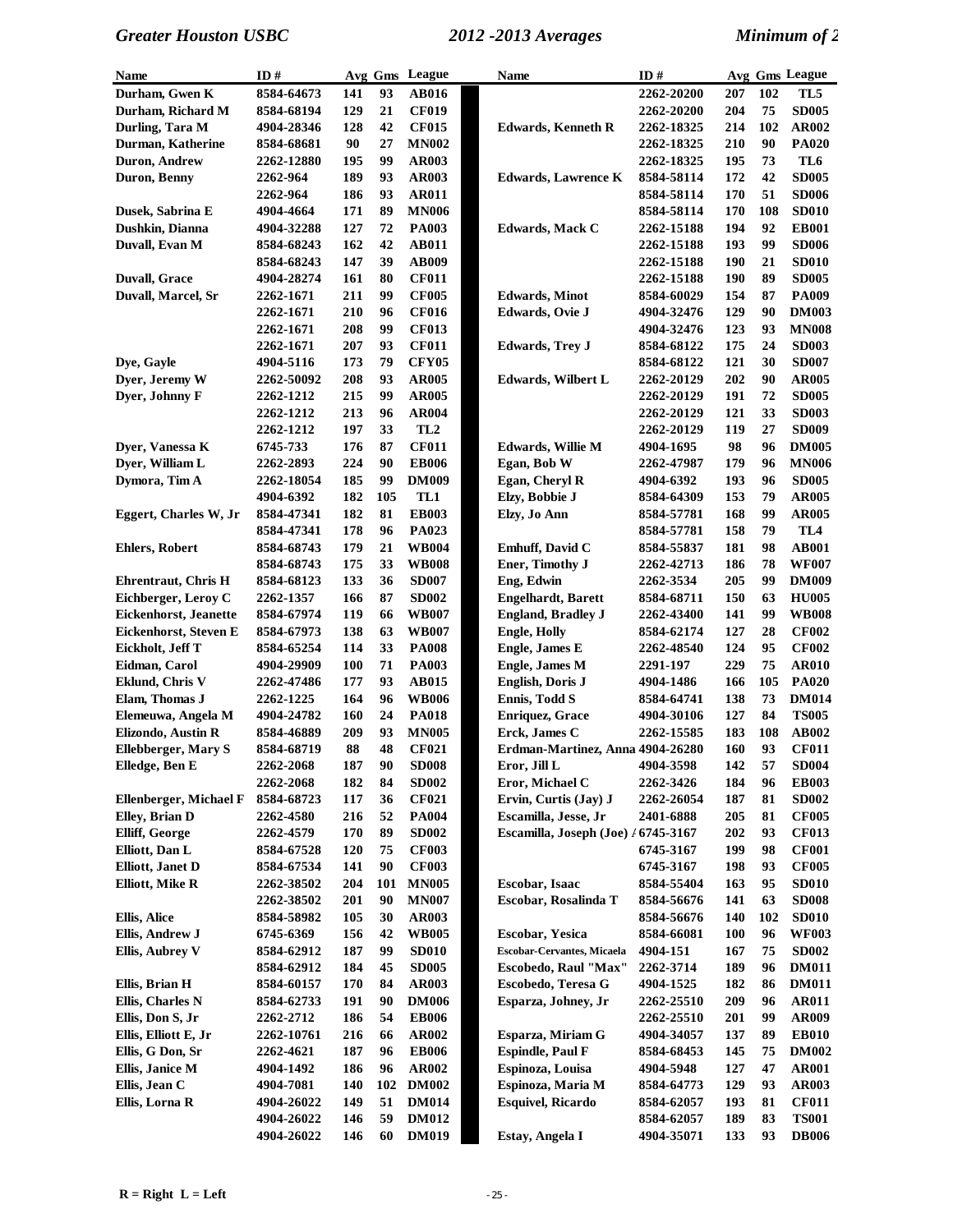| Name | ID # | Avg | Gms | League |
|---|---|---|---|---|
| Durham, Gwen K | 8584-64673 | 141 | 93 | AB016 |
| Durham, Richard M | 8584-68194 | 129 | 21 | CF019 |
| Durling, Tara M | 4904-28346 | 128 | 42 | CF015 |
| Durman, Katherine | 8584-68681 | 90 | 27 | MN002 |
| Duron, Andrew | 2262-12880 | 195 | 99 | AR003 |
| Duron, Benny | 2262-964 | 189 | 93 | AR003 |
| | 2262-964 | 186 | 93 | AR011 |
| Dusek, Sabrina E | 4904-4664 | 171 | 89 | MN006 |
| Dushkin, Dianna | 4904-32288 | 127 | 72 | PA003 |
| Duvall, Evan M | 8584-68243 | 162 | 42 | AB011 |
| | 8584-68243 | 147 | 39 | AB009 |
| Duvall, Grace | 4904-28274 | 161 | 80 | CF011 |
| Duvall, Marcel, Sr | 2262-1671 | 211 | 99 | CF005 |
| | 2262-1671 | 210 | 96 | CF016 |
| | 2262-1671 | 208 | 99 | CF013 |
| | 2262-1671 | 207 | 93 | CF011 |
| Dye, Gayle | 4904-5116 | 173 | 79 | CFY05 |
| Dyer, Jeremy W | 2262-50092 | 208 | 93 | AR005 |
| Dyer, Johnny F | 2262-1212 | 215 | 99 | AR005 |
| | 2262-1212 | 213 | 96 | AR004 |
| | 2262-1212 | 197 | 33 | TL2 |
| Dyer, Vanessa K | 6745-733 | 176 | 87 | CF011 |
| Dyer, William L | 2262-2893 | 224 | 90 | EB006 |
| Dymora, Tim A | 2262-18054 | 185 | 99 | DM009 |
| | 4904-6392 | 182 | 105 | TL1 |
| Eggert, Charles W, Jr | 8584-47341 | 182 | 81 | EB003 |
| | 8584-47341 | 178 | 96 | PA023 |
| Ehlers, Robert | 8584-68743 | 179 | 21 | WB004 |
| | 8584-68743 | 175 | 33 | WB008 |
| Ehrentraut, Chris H | 8584-68123 | 133 | 36 | SD007 |
| Eichberger, Leroy C | 2262-1357 | 166 | 87 | SD002 |
| Eickenhorst, Jeanette | 8584-67974 | 119 | 66 | WB007 |
| Eickenhorst, Steven E | 8584-67973 | 138 | 63 | WB007 |
| Eickholt, Jeff T | 8584-65254 | 114 | 33 | PA008 |
| Eidman, Carol | 4904-29909 | 100 | 71 | PA003 |
| Eklund, Chris V | 2262-47486 | 177 | 93 | AB015 |
| Elam, Thomas J | 2262-1225 | 164 | 96 | WB006 |
| Elemeuwa, Angela M | 4904-24782 | 160 | 24 | PA018 |
| Elizondo, Austin R | 8584-46889 | 209 | 93 | MN005 |
| Ellebberger, Mary S | 8584-68719 | 88 | 48 | CF021 |
| Elledge, Ben E | 2262-2068 | 187 | 90 | SD008 |
| | 2262-2068 | 182 | 84 | SD002 |
| Ellenberger, Michael F | 8584-68723 | 117 | 36 | CF021 |
| Elley, Brian D | 2262-4580 | 216 | 52 | PA004 |
| Elliff, George | 2262-4579 | 170 | 89 | SD002 |
| Elliott, Dan L | 8584-67528 | 120 | 75 | CF003 |
| Elliott, Janet D | 8584-67534 | 141 | 90 | CF003 |
| Elliott, Mike R | 2262-38502 | 204 | 101 | MN005 |
| | 2262-38502 | 201 | 90 | MN007 |
| Ellis, Alice | 8584-58982 | 105 | 30 | AR003 |
| Ellis, Andrew J | 6745-6369 | 156 | 42 | WB005 |
| Ellis, Aubrey V | 8584-62912 | 187 | 99 | SD010 |
| | 8584-62912 | 184 | 45 | SD005 |
| Ellis, Brian H | 8584-60157 | 170 | 84 | AR003 |
| Ellis, Charles N | 8584-62733 | 191 | 90 | DM006 |
| Ellis, Don S, Jr | 2262-2712 | 186 | 54 | EB006 |
| Ellis, Elliott E, Jr | 2262-10761 | 216 | 66 | AR002 |
| Ellis, G Don, Sr | 2262-4621 | 187 | 96 | EB006 |
| Ellis, Janice M | 4904-1492 | 186 | 96 | AR002 |
| Ellis, Jean C | 4904-7081 | 140 | 102 | DM002 |
| Ellis, Lorna R | 4904-26022 | 149 | 51 | DM014 |
| | 4904-26022 | 146 | 59 | DM012 |
| | 4904-26022 | 146 | 60 | DM019 |
| | 2262-20200 | 207 | 102 | TL5 |
| | 2262-20200 | 204 | 75 | SD005 |
| Edwards, Kenneth R | 2262-18325 | 214 | 102 | AR002 |
| | 2262-18325 | 210 | 90 | PA020 |
| | 2262-18325 | 195 | 73 | TL6 |
| Edwards, Lawrence K | 8584-58114 | 172 | 42 | SD005 |
| | 8584-58114 | 170 | 51 | SD006 |
| | 8584-58114 | 170 | 108 | SD010 |
| Edwards, Mack C | 2262-15188 | 194 | 92 | EB001 |
| | 2262-15188 | 193 | 99 | SD006 |
| | 2262-15188 | 190 | 21 | SD010 |
| | 2262-15188 | 190 | 89 | SD005 |
| Edwards, Minot | 8584-60029 | 154 | 87 | PA009 |
| Edwards, Ovie J | 4904-32476 | 129 | 90 | DM003 |
| | 4904-32476 | 123 | 93 | MN008 |
| Edwards, Trey J | 8584-68122 | 175 | 24 | SD003 |
| | 8584-68122 | 121 | 30 | SD007 |
| Edwards, Wilbert L | 2262-20129 | 202 | 90 | AR005 |
| | 2262-20129 | 191 | 72 | SD005 |
| | 2262-20129 | 121 | 33 | SD003 |
| | 2262-20129 | 119 | 27 | SD009 |
| Edwards, Willie M | 4904-1695 | 98 | 96 | DM005 |
| Egan, Bob W | 2262-47987 | 179 | 96 | MN006 |
| Egan, Cheryl R | 4904-6392 | 193 | 96 | SD005 |
| Elzy, Bobbie J | 8584-64309 | 153 | 79 | AR005 |
| Elzy, Jo Ann | 8584-57781 | 168 | 99 | AR005 |
| | 8584-57781 | 158 | 79 | TL4 |
| Emhuff, David C | 8584-55837 | 181 | 98 | AB001 |
| Ener, Timothy J | 2262-42713 | 186 | 78 | WF007 |
| Eng, Edwin | 2262-3534 | 205 | 99 | DM009 |
| Engelhardt, Barett | 8584-68711 | 150 | 63 | HU005 |
| England, Bradley J | 2262-43400 | 141 | 99 | WB008 |
| Engle, Holly | 8584-62174 | 127 | 28 | CF002 |
| Engle, James E | 2262-48540 | 124 | 95 | CF002 |
| Engle, James M | 2291-197 | 229 | 75 | AR010 |
| English, Doris J | 4904-1486 | 166 | 105 | PA020 |
| Ennis, Todd S | 8584-64741 | 138 | 73 | DM014 |
| Enriquez, Grace | 4904-30106 | 127 | 84 | TS005 |
| Erck, James C | 2262-15585 | 183 | 108 | AB002 |
| Erdman-Martinez, Anna | 4904-26280 | 160 | 93 | CF011 |
| Eror, Jill L | 4904-3598 | 142 | 57 | SD004 |
| Eror, Michael C | 2262-3426 | 184 | 96 | EB003 |
| Ervin, Curtis (Jay) J | 2262-26054 | 187 | 81 | SD002 |
| Escamilla, Jesse, Jr | 2401-6888 | 205 | 81 | CF005 |
| Escamilla, Joseph (Joe) A | 6745-3167 | 202 | 93 | CF013 |
| | 6745-3167 | 199 | 98 | CF001 |
| | 6745-3167 | 198 | 93 | CF005 |
| Escobar, Isaac | 8584-55404 | 163 | 95 | SD010 |
| Escobar, Rosalinda T | 8584-56676 | 141 | 63 | SD008 |
| | 8584-56676 | 140 | 102 | SD010 |
| Escobar, Yesica | 8584-66081 | 100 | 96 | WF003 |
| Escobar-Cervantes, Micaela | 4904-151 | 167 | 75 | SD002 |
| Escobedo, Raul "Max" | 2262-3714 | 189 | 96 | DM011 |
| Escobedo, Teresa G | 4904-1525 | 182 | 86 | DM011 |
| Esparza, Johney, Jr | 2262-25510 | 209 | 96 | AR011 |
| | 2262-25510 | 201 | 99 | AR009 |
| Esparza, Miriam G | 4904-34057 | 137 | 89 | EB010 |
| Espindle, Paul F | 8584-68453 | 145 | 75 | DM002 |
| Espinoza, Louisa | 4904-5948 | 127 | 47 | AR001 |
| Espinoza, Maria M | 8584-64773 | 129 | 93 | AR003 |
| Esquivel, Ricardo | 8584-62057 | 193 | 81 | CF011 |
| | 8584-62057 | 189 | 83 | TS001 |
| Estay, Angela I | 4904-35071 | 133 | 93 | DB006 |

R = Right L = Left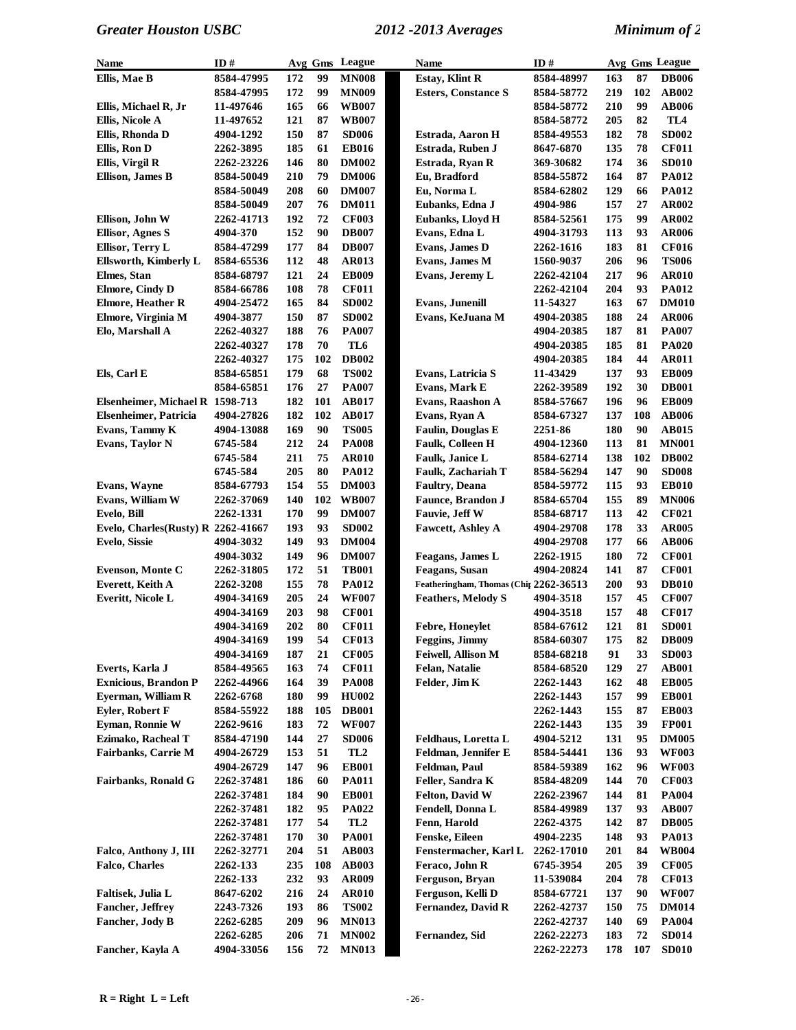| Name | ID # | Avg | Gms | League |
|---|---|---|---|---|
| Ellis, Mae B | 8584-47995 | 172 | 99 | MN008 |
| | 8584-47995 | 172 | 99 | MN009 |
| Ellis, Michael R, Jr | 11-497646 | 165 | 66 | WB007 |
| Ellis, Nicole A | 11-497652 | 121 | 87 | WB007 |
| Ellis, Rhonda D | 4904-1292 | 150 | 87 | SD006 |
| Ellis, Ron D | 2262-3895 | 185 | 61 | EB016 |
| Ellis, Virgil R | 2262-23226 | 146 | 80 | DM002 |
| Ellison, James B | 8584-50049 | 210 | 79 | DM006 |
| | 8584-50049 | 208 | 60 | DM007 |
| | 8584-50049 | 207 | 76 | DM011 |
| Ellison, John W | 2262-41713 | 192 | 72 | CF003 |
| Ellisor, Agnes S | 4904-370 | 152 | 90 | DB007 |
| Ellisor, Terry L | 8584-47299 | 177 | 84 | DB007 |
| Ellsworth, Kimberly L | 8584-65536 | 112 | 48 | AR013 |
| Elmes, Stan | 8584-68797 | 121 | 24 | EB009 |
| Elmore, Cindy D | 8584-66786 | 108 | 78 | CF011 |
| Elmore, Heather R | 4904-25472 | 165 | 84 | SD002 |
| Elmore, Virginia M | 4904-3877 | 150 | 87 | SD002 |
| Elo, Marshall A | 2262-40327 | 188 | 76 | PA007 |
| | 2262-40327 | 178 | 70 | TL6 |
| | 2262-40327 | 175 | 102 | DB002 |
| Els, Carl E | 8584-65851 | 179 | 68 | TS002 |
| | 8584-65851 | 176 | 27 | PA007 |
| Elsenheimer, Michael R | 1598-713 | 182 | 101 | AB017 |
| Elsenheimer, Patricia | 4904-27826 | 182 | 102 | AB017 |
| Evans, Tammy K | 4904-13088 | 169 | 90 | TS005 |
| Evans, Taylor N | 6745-584 | 212 | 24 | PA008 |
| | 6745-584 | 211 | 75 | AR010 |
| | 6745-584 | 205 | 80 | PA012 |
| Evans, Wayne | 8584-67793 | 154 | 55 | DM003 |
| Evans, William W | 2262-37069 | 140 | 102 | WB007 |
| Evelo, Bill | 2262-1331 | 170 | 99 | DM007 |
| Evelo, Charles(Rusty) R | 2262-41667 | 193 | 93 | SD002 |
| Evelo, Sissie | 4904-3032 | 149 | 93 | DM004 |
| | 4904-3032 | 149 | 96 | DM007 |
| Evenson, Monte C | 2262-31805 | 172 | 51 | TB001 |
| Everett, Keith A | 2262-3208 | 155 | 78 | PA012 |
| Everitt, Nicole L | 4904-34169 | 205 | 24 | WF007 |
| | 4904-34169 | 203 | 98 | CF001 |
| | 4904-34169 | 202 | 80 | CF011 |
| | 4904-34169 | 199 | 54 | CF013 |
| | 4904-34169 | 187 | 21 | CF005 |
| Everts, Karla J | 8584-49565 | 163 | 74 | CF011 |
| Exnicious, Brandon P | 2262-44966 | 164 | 39 | PA008 |
| Eyerman, William R | 2262-6768 | 180 | 99 | HU002 |
| Eyler, Robert F | 8584-55922 | 188 | 105 | DB001 |
| Eyman, Ronnie W | 2262-9616 | 183 | 72 | WF007 |
| Ezimako, Racheal T | 8584-47190 | 144 | 27 | SD006 |
| Fairbanks, Carrie M | 4904-26729 | 153 | 51 | TL2 |
| | 4904-26729 | 147 | 96 | EB001 |
| Fairbanks, Ronald G | 2262-37481 | 186 | 60 | PA011 |
| | 2262-37481 | 184 | 90 | EB001 |
| | 2262-37481 | 182 | 95 | PA022 |
| | 2262-37481 | 177 | 54 | TL2 |
| | 2262-37481 | 170 | 30 | PA001 |
| Falco, Anthony J, III | 2262-32771 | 204 | 51 | AB003 |
| Falco, Charles | 2262-133 | 235 | 108 | AB003 |
| | 2262-133 | 232 | 93 | AR009 |
| Faltisek, Julia L | 8647-6202 | 216 | 24 | AR010 |
| Fancher, Jeffrey | 2243-7326 | 193 | 86 | TS002 |
| Fancher, Jody B | 2262-6285 | 209 | 96 | MN013 |
| | 2262-6285 | 206 | 71 | MN002 |
| Fancher, Kayla A | 4904-33056 | 156 | 72 | MN013 |
| Estay, Klint R | 8584-48997 | 163 | 87 | DB006 |
| Esters, Constance S | 8584-58772 | 219 | 102 | AB002 |
| | 8584-58772 | 210 | 99 | AB006 |
| | 8584-58772 | 205 | 82 | TL4 |
| Estrada, Aaron H | 8584-49553 | 182 | 78 | SD002 |
| Estrada, Ruben J | 8647-6870 | 135 | 78 | CF011 |
| Estrada, Ryan R | 369-30682 | 174 | 36 | SD010 |
| Eu, Bradford | 8584-55872 | 164 | 87 | PA012 |
| Eu, Norma L | 8584-62802 | 129 | 66 | PA012 |
| Eubanks, Edna J | 4904-986 | 157 | 27 | AR002 |
| Eubanks, Lloyd H | 8584-52561 | 175 | 99 | AR002 |
| Evans, Edna L | 4904-31793 | 113 | 93 | AR006 |
| Evans, James D | 2262-1616 | 183 | 81 | CF016 |
| Evans, James M | 1560-9037 | 206 | 96 | TS006 |
| Evans, Jeremy L | 2262-42104 | 217 | 96 | AR010 |
| | 2262-42104 | 204 | 93 | PA012 |
| Evans, Junenill | 11-54327 | 163 | 67 | DM010 |
| Evans, KeJuana M | 4904-20385 | 188 | 24 | AR006 |
| | 4904-20385 | 187 | 81 | PA007 |
| | 4904-20385 | 185 | 81 | PA020 |
| | 4904-20385 | 184 | 44 | AR011 |
| Evans, Latricia S | 11-43429 | 137 | 93 | EB009 |
| Evans, Mark E | 2262-39589 | 192 | 30 | DB001 |
| Evans, Raashon A | 8584-57667 | 196 | 96 | EB009 |
| Evans, Ryan A | 8584-67327 | 137 | 108 | AB006 |
| Faulin, Douglas E | 2251-86 | 180 | 90 | AB015 |
| Faulk, Colleen H | 4904-12360 | 113 | 81 | MN001 |
| Faulk, Janice L | 8584-62714 | 138 | 102 | DB002 |
| Faulk, Zachariah T | 8584-56294 | 147 | 90 | SD008 |
| Faultry, Deana | 8584-59772 | 115 | 93 | EB010 |
| Faunce, Brandon J | 8584-65704 | 155 | 89 | MN006 |
| Fauvie, Jeff W | 8584-68717 | 113 | 42 | CF021 |
| Fawcett, Ashley A | 4904-29708 | 178 | 33 | AR005 |
| | 4904-29708 | 177 | 66 | AB006 |
| Feagans, James L | 2262-1915 | 180 | 72 | CF001 |
| Feagans, Susan | 4904-20824 | 141 | 87 | CF001 |
| Featheringham, Thomas (Chip | 2262-36513 | 200 | 93 | DB010 |
| Feathers, Melody S | 4904-3518 | 157 | 45 | CF007 |
| | 4904-3518 | 157 | 48 | CF017 |
| Febre, Honeylet | 8584-67612 | 121 | 81 | SD001 |
| Feggins, Jimmy | 8584-60307 | 175 | 82 | DB009 |
| Feiwell, Allison M | 8584-68218 | 91 | 33 | SD003 |
| Felan, Natalie | 8584-68520 | 129 | 27 | AB001 |
| Felder, Jim K | 2262-1443 | 162 | 48 | EB005 |
| | 2262-1443 | 157 | 99 | EB001 |
| | 2262-1443 | 155 | 87 | EB003 |
| | 2262-1443 | 135 | 39 | FP001 |
| Feldhaus, Loretta L | 4904-5212 | 131 | 95 | DM005 |
| Feldman, Jennifer E | 8584-54441 | 136 | 93 | WF003 |
| Feldman, Paul | 8584-59389 | 162 | 96 | WF003 |
| Feller, Sandra K | 8584-48209 | 144 | 70 | CF003 |
| Felton, David W | 2262-23967 | 144 | 81 | PA004 |
| Fendell, Donna L | 8584-49989 | 137 | 93 | AB007 |
| Fenn, Harold | 2262-4375 | 142 | 87 | DB005 |
| Fenske, Eileen | 4904-2235 | 148 | 93 | PA013 |
| Fenstermacher, Karl L | 2262-17010 | 201 | 84 | WB004 |
| Feraco, John R | 6745-3954 | 205 | 39 | CF005 |
| Ferguson, Bryan | 11-539084 | 204 | 78 | CF013 |
| Ferguson, Kelli D | 8584-67721 | 137 | 90 | WF007 |
| Fernandez, David R | 2262-42737 | 150 | 75 | DM014 |
| | 2262-42737 | 140 | 69 | PA004 |
| Fernandez, Sid | 2262-22273 | 183 | 72 | SD014 |
| | 2262-22273 | 178 | 107 | SD010 |

R = Right L = Left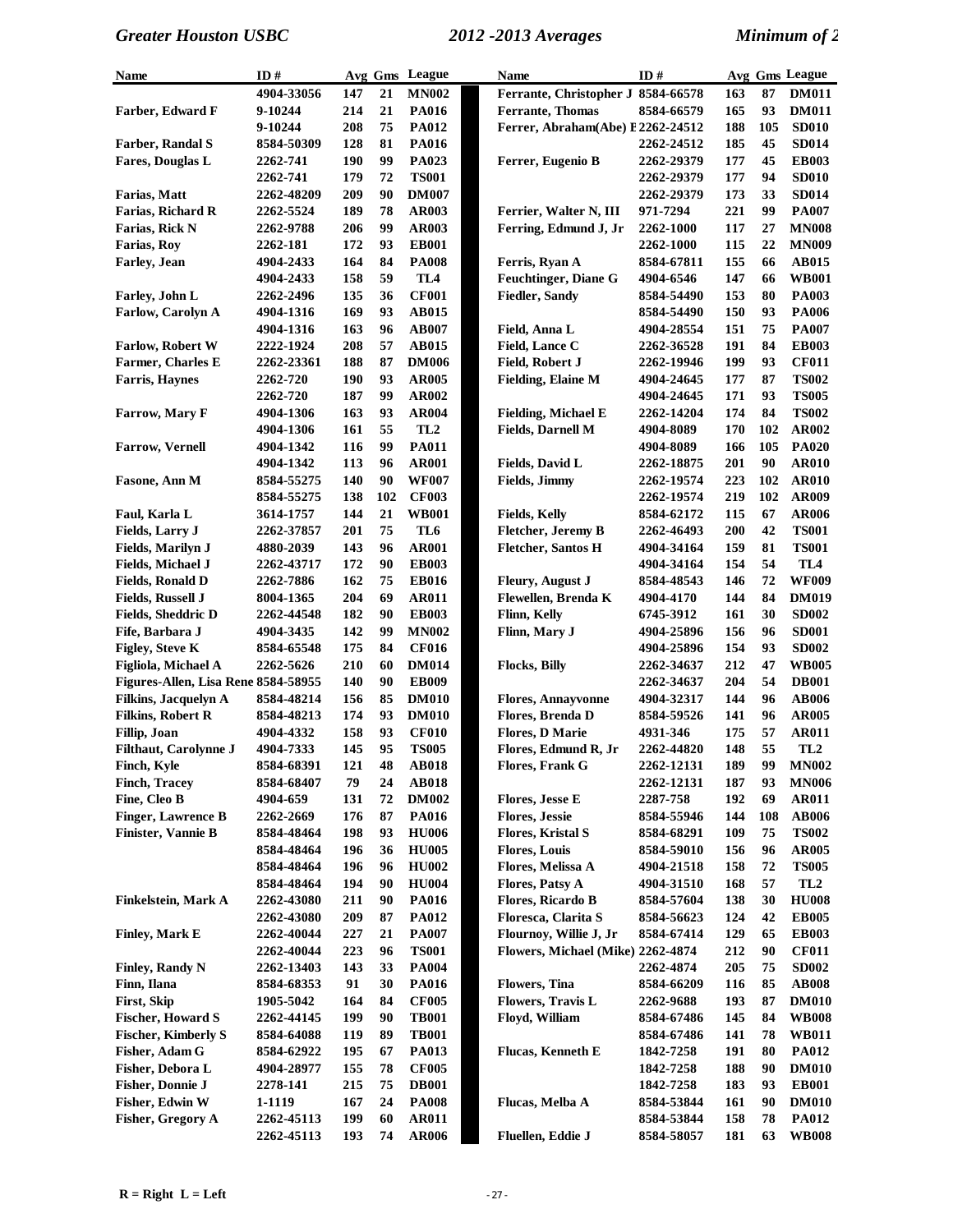| Name | ID # | Avg | Gms | League |
|---|---|---|---|---|
| | 4904-33056 | 147 | 21 | MN002 |
| Farber, Edward F | 9-10244 | 214 | 21 | PA016 |
| | 9-10244 | 208 | 75 | PA012 |
| Farber, Randal S | 8584-50309 | 128 | 81 | PA016 |
| Fares, Douglas L | 2262-741 | 190 | 99 | PA023 |
| | 2262-741 | 179 | 72 | TS001 |
| Farias, Matt | 2262-48209 | 209 | 90 | DM007 |
| Farias, Richard R | 2262-5524 | 189 | 78 | AR003 |
| Farias, Rick N | 2262-9788 | 206 | 99 | AR003 |
| Farias, Roy | 2262-181 | 172 | 93 | EB001 |
| Farley, Jean | 4904-2433 | 164 | 84 | PA008 |
| | 4904-2433 | 158 | 59 | TL4 |
| Farley, John L | 2262-2496 | 135 | 36 | CF001 |
| Farlow, Carolyn A | 4904-1316 | 169 | 93 | AB015 |
| | 4904-1316 | 163 | 96 | AB007 |
| Farlow, Robert W | 2222-1924 | 208 | 57 | AB015 |
| Farmer, Charles E | 2262-23361 | 188 | 87 | DM006 |
| Farris, Haynes | 2262-720 | 190 | 93 | AR005 |
| | 2262-720 | 187 | 99 | AR002 |
| Farrow, Mary F | 4904-1306 | 163 | 93 | AR004 |
| | 4904-1306 | 161 | 55 | TL2 |
| Farrow, Vernell | 4904-1342 | 116 | 99 | PA011 |
| | 4904-1342 | 113 | 96 | AR001 |
| Fasone, Ann M | 8584-55275 | 140 | 90 | WF007 |
| | 8584-55275 | 138 | 102 | CF003 |
| Faul, Karla L | 3614-1757 | 144 | 21 | WB001 |
| Fields, Larry J | 2262-37857 | 201 | 75 | TL6 |
| Fields, Marilyn J | 4880-2039 | 143 | 96 | AR001 |
| Fields, Michael J | 2262-43717 | 172 | 90 | EB003 |
| Fields, Ronald D | 2262-7886 | 162 | 75 | EB016 |
| Fields, Russell J | 8004-1365 | 204 | 69 | AR011 |
| Fields, Sheddric D | 2262-44548 | 182 | 90 | EB003 |
| Fife, Barbara J | 4904-3435 | 142 | 99 | MN002 |
| Figley, Steve K | 8584-65548 | 175 | 84 | CF016 |
| Figliola, Michael A | 2262-5626 | 210 | 60 | DM014 |
| Figures-Allen, Lisa Rene | 8584-58955 | 140 | 90 | EB009 |
| Filkins, Jacquelyn A | 8584-48214 | 156 | 85 | DM010 |
| Filkins, Robert R | 8584-48213 | 174 | 93 | DM010 |
| Fillip, Joan | 4904-4332 | 158 | 93 | CF010 |
| Filthaut, Carolynne J | 4904-7333 | 145 | 95 | TS005 |
| Finch, Kyle | 8584-68391 | 121 | 48 | AB018 |
| Finch, Tracey | 8584-68407 | 79 | 24 | AB018 |
| Fine, Cleo B | 4904-659 | 131 | 72 | DM002 |
| Finger, Lawrence B | 2262-2669 | 176 | 87 | PA016 |
| Finister, Vannie B | 8584-48464 | 198 | 93 | HU006 |
| | 8584-48464 | 196 | 36 | HU005 |
| | 8584-48464 | 196 | 96 | HU002 |
| | 8584-48464 | 194 | 90 | HU004 |
| Finkelstein, Mark A | 2262-43080 | 211 | 90 | PA016 |
| | 2262-43080 | 209 | 87 | PA012 |
| Finley, Mark E | 2262-40044 | 227 | 21 | PA007 |
| | 2262-40044 | 223 | 96 | TS001 |
| Finley, Randy N | 2262-13403 | 143 | 33 | PA004 |
| Finn, Ilana | 8584-68353 | 91 | 30 | PA016 |
| First, Skip | 1905-5042 | 164 | 84 | CF005 |
| Fischer, Howard S | 2262-44145 | 199 | 90 | TB001 |
| Fischer, Kimberly S | 8584-64088 | 119 | 89 | TB001 |
| Fisher, Adam G | 8584-62922 | 195 | 67 | PA013 |
| Fisher, Debora L | 4904-28977 | 155 | 78 | CF005 |
| Fisher, Donnie J | 2278-141 | 215 | 75 | DB001 |
| Fisher, Edwin W | 1-1119 | 167 | 24 | PA008 |
| Fisher, Gregory A | 2262-45113 | 199 | 60 | AR011 |
| | 2262-45113 | 193 | 74 | AR006 |
| Ferrante, Christopher J | 8584-66578 | 163 | 87 | DM011 |
| Ferrante, Thomas | 8584-66579 | 165 | 93 | DM011 |
| Ferrer, Abraham(Abe) E | 2262-24512 | 188 | 105 | SD010 |
| | 2262-24512 | 185 | 45 | SD014 |
| Ferrer, Eugenio B | 2262-29379 | 177 | 45 | EB003 |
| | 2262-29379 | 177 | 94 | SD010 |
| | 2262-29379 | 173 | 33 | SD014 |
| Ferrier, Walter N, III | 971-7294 | 221 | 99 | PA007 |
| Ferring, Edmund J, Jr | 2262-1000 | 117 | 27 | MN008 |
| | 2262-1000 | 115 | 22 | MN009 |
| Ferris, Ryan A | 8584-67811 | 155 | 66 | AB015 |
| Feuchtinger, Diane G | 4904-6546 | 147 | 66 | WB001 |
| Fiedler, Sandy | 8584-54490 | 153 | 80 | PA003 |
| | 8584-54490 | 150 | 93 | PA006 |
| Field, Anna L | 4904-28554 | 151 | 75 | PA007 |
| Field, Lance C | 2262-36528 | 191 | 84 | EB003 |
| Field, Robert J | 2262-19946 | 199 | 93 | CF011 |
| Fielding, Elaine M | 4904-24645 | 177 | 87 | TS002 |
| | 4904-24645 | 171 | 93 | TS005 |
| Fielding, Michael E | 2262-14204 | 174 | 84 | TS002 |
| Fields, Darnell M | 4904-8089 | 170 | 102 | AR002 |
| | 4904-8089 | 166 | 105 | PA020 |
| Fields, David L | 2262-18875 | 201 | 90 | AR010 |
| Fields, Jimmy | 2262-19574 | 223 | 102 | AR010 |
| | 2262-19574 | 219 | 102 | AR009 |
| Fields, Kelly | 8584-62172 | 115 | 67 | AR006 |
| Fletcher, Jeremy B | 2262-46493 | 200 | 42 | TS001 |
| Fletcher, Santos H | 4904-34164 | 159 | 81 | TS001 |
| | 4904-34164 | 154 | 54 | TL4 |
| Fleury, August J | 8584-48543 | 146 | 72 | WF009 |
| Flewellen, Brenda K | 4904-4170 | 144 | 84 | DM019 |
| Flinn, Kelly | 6745-3912 | 161 | 30 | SD002 |
| Flinn, Mary J | 4904-25896 | 156 | 96 | SD001 |
| | 4904-25896 | 154 | 93 | SD002 |
| Flocks, Billy | 2262-34637 | 212 | 47 | WB005 |
| | 2262-34637 | 204 | 54 | DB001 |
| Flores, Annayvonne | 4904-32317 | 144 | 96 | AB006 |
| Flores, Brenda D | 8584-59526 | 141 | 96 | AR005 |
| Flores, D Marie | 4931-346 | 175 | 57 | AR011 |
| Flores, Edmund R, Jr | 2262-44820 | 148 | 55 | TL2 |
| Flores, Frank G | 2262-12131 | 189 | 99 | MN002 |
| | 2262-12131 | 187 | 93 | MN006 |
| Flores, Jesse E | 2287-758 | 192 | 69 | AR011 |
| Flores, Jessie | 8584-55946 | 144 | 108 | AB006 |
| Flores, Kristal S | 8584-68291 | 109 | 75 | TS002 |
| Flores, Louis | 8584-59010 | 156 | 96 | AR005 |
| Flores, Melissa A | 4904-21518 | 158 | 72 | TS005 |
| Flores, Patsy A | 4904-31510 | 168 | 57 | TL2 |
| Flores, Ricardo B | 8584-57604 | 138 | 30 | HU008 |
| Floresca, Clarita S | 8584-56623 | 124 | 42 | EB005 |
| Flournoy, Willie J, Jr | 8584-67414 | 129 | 65 | EB003 |
| Flowers, Michael (Mike) | 2262-4874 | 212 | 90 | CF011 |
| | 2262-4874 | 205 | 75 | SD002 |
| Flowers, Tina | 8584-66209 | 116 | 85 | AB008 |
| Flowers, Travis L | 2262-9688 | 193 | 87 | DM010 |
| Floyd, William | 8584-67486 | 145 | 84 | WB008 |
| | 8584-67486 | 141 | 78 | WB011 |
| Flucas, Kenneth E | 1842-7258 | 191 | 80 | PA012 |
| | 1842-7258 | 188 | 90 | DM010 |
| | 1842-7258 | 183 | 93 | EB001 |
| Flucas, Melba A | 8584-53844 | 161 | 90 | DM010 |
| | 8584-53844 | 158 | 78 | PA012 |
| Fluellen, Eddie J | 8584-58057 | 181 | 63 | WB008 |

R = Right L = Left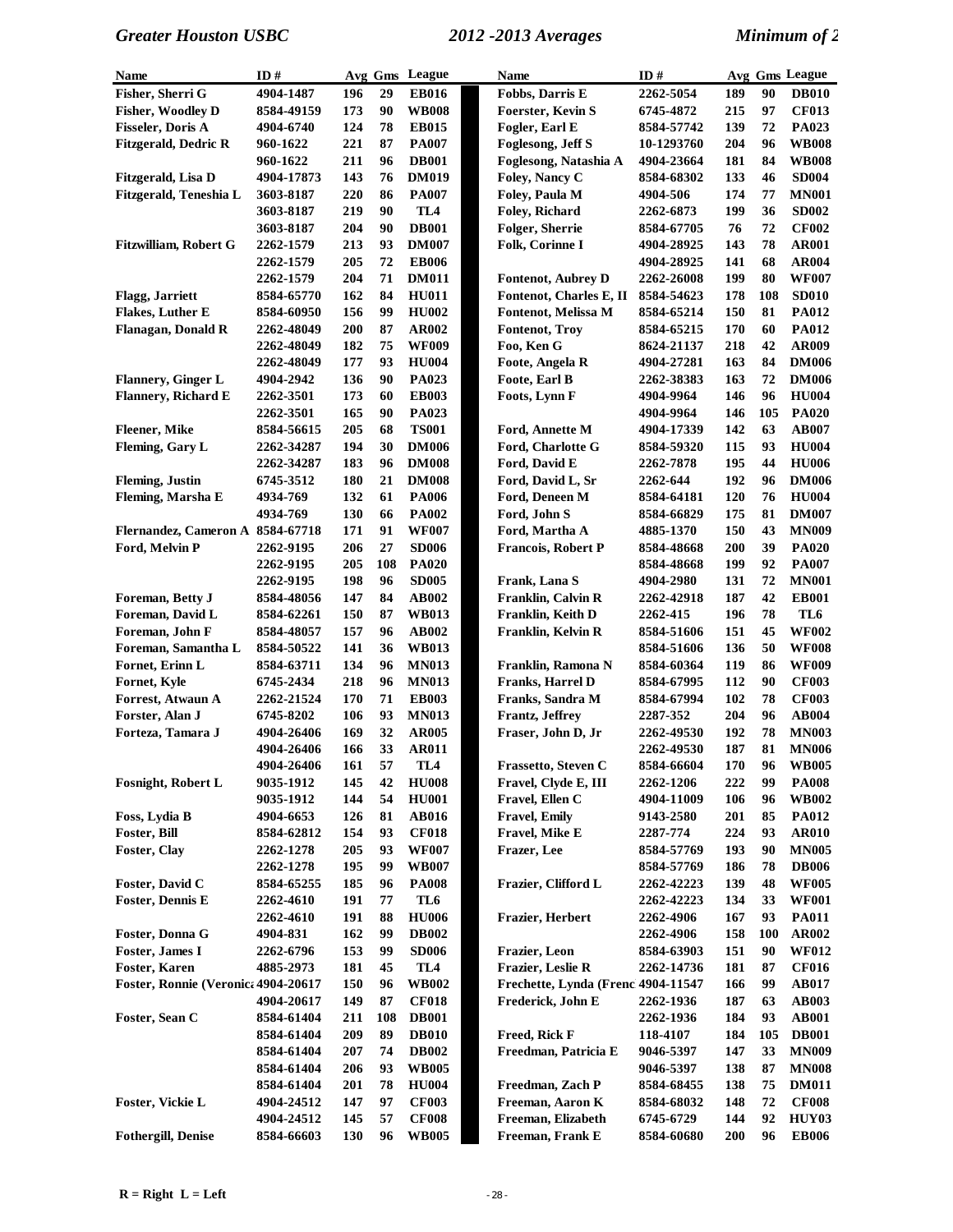| Name | ID # | Avg | Gms | League |
|---|---|---|---|---|
| Fisher, Sherri G | 4904-1487 | 196 | 29 | EB016 |
| Fisher, Woodley D | 8584-49159 | 173 | 90 | WB008 |
| Fisseler, Doris A | 4904-6740 | 124 | 78 | EB015 |
| Fitzgerald, Dedric R | 960-1622 | 221 | 87 | PA007 |
| | 960-1622 | 211 | 96 | DB001 |
| Fitzgerald, Lisa D | 4904-17873 | 143 | 76 | DM019 |
| Fitzgerald, Teneshia L | 3603-8187 | 220 | 86 | PA007 |
| | 3603-8187 | 219 | 90 | TL4 |
| | 3603-8187 | 204 | 90 | DB001 |
| Fitzwilliam, Robert G | 2262-1579 | 213 | 93 | DM007 |
| | 2262-1579 | 205 | 72 | EB006 |
| | 2262-1579 | 204 | 71 | DM011 |
| Flagg, Jarriett | 8584-65770 | 162 | 84 | HU011 |
| Flakes, Luther E | 8584-60950 | 156 | 99 | HU002 |
| Flanagan, Donald R | 2262-48049 | 200 | 87 | AR002 |
| | 2262-48049 | 182 | 75 | WF009 |
| | 2262-48049 | 177 | 93 | HU004 |
| Flannery, Ginger L | 4904-2942 | 136 | 90 | PA023 |
| Flannery, Richard E | 2262-3501 | 173 | 60 | EB003 |
| | 2262-3501 | 165 | 90 | PA023 |
| Fleener, Mike | 8584-56615 | 205 | 68 | TS001 |
| Fleming, Gary L | 2262-34287 | 194 | 30 | DM006 |
| | 2262-34287 | 183 | 96 | DM008 |
| Fleming, Justin | 6745-3512 | 180 | 21 | DM008 |
| Fleming, Marsha E | 4934-769 | 132 | 61 | PA006 |
| | 4934-769 | 130 | 66 | PA002 |
| Flernandez, Cameron A | 8584-67718 | 171 | 91 | WF007 |
| Ford, Melvin P | 2262-9195 | 206 | 27 | SD006 |
| | 2262-9195 | 205 | 108 | PA020 |
| | 2262-9195 | 198 | 96 | SD005 |
| Foreman, Betty J | 8584-48056 | 147 | 84 | AB002 |
| Foreman, David L | 8584-62261 | 150 | 87 | WB013 |
| Foreman, John F | 8584-48057 | 157 | 96 | AB002 |
| Foreman, Samantha L | 8584-50522 | 141 | 36 | WB013 |
| Fornet, Erinn L | 8584-63711 | 134 | 96 | MN013 |
| Fornet, Kyle | 6745-2434 | 218 | 96 | MN013 |
| Forrest, Atwaun A | 2262-21524 | 170 | 71 | EB003 |
| Forster, Alan J | 6745-8202 | 106 | 93 | MN013 |
| Forteza, Tamara J | 4904-26406 | 169 | 32 | AR005 |
| | 4904-26406 | 166 | 33 | AR011 |
| | 4904-26406 | 161 | 57 | TL4 |
| Fosnight, Robert L | 9035-1912 | 145 | 42 | HU008 |
| | 9035-1912 | 144 | 54 | HU001 |
| Foss, Lydia B | 4904-6653 | 126 | 81 | AB016 |
| Foster, Bill | 8584-62812 | 154 | 93 | CF018 |
| Foster, Clay | 2262-1278 | 205 | 93 | WF007 |
| | 2262-1278 | 195 | 99 | WB007 |
| Foster, David C | 8584-65255 | 185 | 96 | PA008 |
| Foster, Dennis E | 2262-4610 | 191 | 77 | TL6 |
| | 2262-4610 | 191 | 88 | HU006 |
| Foster, Donna G | 4904-831 | 162 | 99 | DB002 |
| Foster, James I | 2262-6796 | 153 | 99 | SD006 |
| Foster, Karen | 4885-2973 | 181 | 45 | TL4 |
| Foster, Ronnie (Veronica | 4904-20617 | 150 | 96 | WB002 |
| | 4904-20617 | 149 | 87 | CF018 |
| Foster, Sean C | 8584-61404 | 211 | 108 | DB001 |
| | 8584-61404 | 209 | 89 | DB010 |
| | 8584-61404 | 207 | 74 | DB002 |
| | 8584-61404 | 206 | 93 | WB005 |
| | 8584-61404 | 201 | 78 | HU004 |
| Foster, Vickie L | 4904-24512 | 147 | 97 | CF003 |
| | 4904-24512 | 145 | 57 | CF008 |
| Fothergill, Denise | 8584-66603 | 130 | 96 | WB005 |
| Fobbs, Darris E | 2262-5054 | 189 | 90 | DB010 |
| Foerster, Kevin S | 6745-4872 | 215 | 97 | CF013 |
| Fogler, Earl E | 8584-57742 | 139 | 72 | PA023 |
| Foglesong, Jeff S | 10-1293760 | 204 | 96 | WB008 |
| Foglesong, Natashia A | 4904-23664 | 181 | 84 | WB008 |
| Foley, Nancy C | 8584-68302 | 133 | 46 | SD004 |
| Foley, Paula M | 4904-506 | 174 | 77 | MN001 |
| Foley, Richard | 2262-6873 | 199 | 36 | SD002 |
| Folger, Sherrie | 8584-67705 | 76 | 72 | CF002 |
| Folk, Corinne I | 4904-28925 | 143 | 78 | AR001 |
| | 4904-28925 | 141 | 68 | AR004 |
| Fontenot, Aubrey D | 2262-26008 | 199 | 80 | WF007 |
| Fontenot, Charles E, II | 8584-54623 | 178 | 108 | SD010 |
| Fontenot, Melissa M | 8584-65214 | 150 | 81 | PA012 |
| Fontenot, Troy | 8584-65215 | 170 | 60 | PA012 |
| Foo, Ken G | 8624-21137 | 218 | 42 | AR009 |
| Foote, Angela R | 4904-27281 | 163 | 84 | DM006 |
| Foote, Earl B | 2262-38383 | 163 | 72 | DM006 |
| Foots, Lynn F | 4904-9964 | 146 | 96 | HU004 |
| | 4904-9964 | 146 | 105 | PA020 |
| Ford, Annette M | 4904-17339 | 142 | 63 | AB007 |
| Ford, Charlotte G | 8584-59320 | 115 | 93 | HU004 |
| Ford, David E | 2262-7878 | 195 | 44 | HU006 |
| Ford, David L, Sr | 2262-644 | 192 | 96 | DM006 |
| Ford, Deneen M | 8584-64181 | 120 | 76 | HU004 |
| Ford, John S | 8584-66829 | 175 | 81 | DM007 |
| Ford, Martha A | 4885-1370 | 150 | 43 | MN009 |
| Francois, Robert P | 8584-48668 | 200 | 39 | PA020 |
| | 8584-48668 | 199 | 92 | PA007 |
| Frank, Lana S | 4904-2980 | 131 | 72 | MN001 |
| Franklin, Calvin R | 2262-42918 | 187 | 42 | EB001 |
| Franklin, Keith D | 2262-415 | 196 | 78 | TL6 |
| Franklin, Kelvin R | 8584-51606 | 151 | 45 | WF002 |
| | 8584-51606 | 136 | 50 | WF008 |
| Franklin, Ramona N | 8584-60364 | 119 | 86 | WF009 |
| Franks, Harrel D | 8584-67995 | 112 | 90 | CF003 |
| Franks, Sandra M | 8584-67994 | 102 | 78 | CF003 |
| Frantz, Jeffrey | 2287-352 | 204 | 96 | AB004 |
| Fraser, John D, Jr | 2262-49530 | 192 | 78 | MN003 |
| | 2262-49530 | 187 | 81 | MN006 |
| Frassetto, Steven C | 8584-66604 | 170 | 96 | WB005 |
| Fravel, Clyde E, III | 2262-1206 | 222 | 99 | PA008 |
| Fravel, Ellen C | 4904-11009 | 106 | 96 | WB002 |
| Fravel, Emily | 9143-2580 | 201 | 85 | PA012 |
| Fravel, Mike E | 2287-774 | 224 | 93 | AR010 |
| Frazer, Lee | 8584-57769 | 193 | 90 | MN005 |
| | 8584-57769 | 186 | 78 | DB006 |
| Frazier, Clifford L | 2262-42223 | 139 | 48 | WF005 |
| | 2262-42223 | 134 | 33 | WF001 |
| Frazier, Herbert | 2262-4906 | 167 | 93 | PA011 |
| | 2262-4906 | 158 | 100 | AR002 |
| Frazier, Leon | 8584-63903 | 151 | 90 | WF012 |
| Frazier, Leslie R | 2262-14736 | 181 | 87 | CF016 |
| Frechette, Lynda (Frenc | 4904-11547 | 166 | 99 | AB017 |
| Frederick, John E | 2262-1936 | 187 | 63 | AB003 |
| | 2262-1936 | 184 | 93 | AB001 |
| Freed, Rick F | 118-4107 | 184 | 105 | DB001 |
| Freedman, Patricia E | 9046-5397 | 147 | 33 | MN009 |
| | 9046-5397 | 138 | 87 | MN008 |
| Freedman, Zach P | 8584-68455 | 138 | 75 | DM011 |
| Freeman, Aaron K | 8584-68032 | 148 | 72 | CF008 |
| Freeman, Elizabeth | 6745-6729 | 144 | 92 | HUY03 |
| Freeman, Frank E | 8584-60680 | 200 | 96 | EB006 |

R = Right L = Left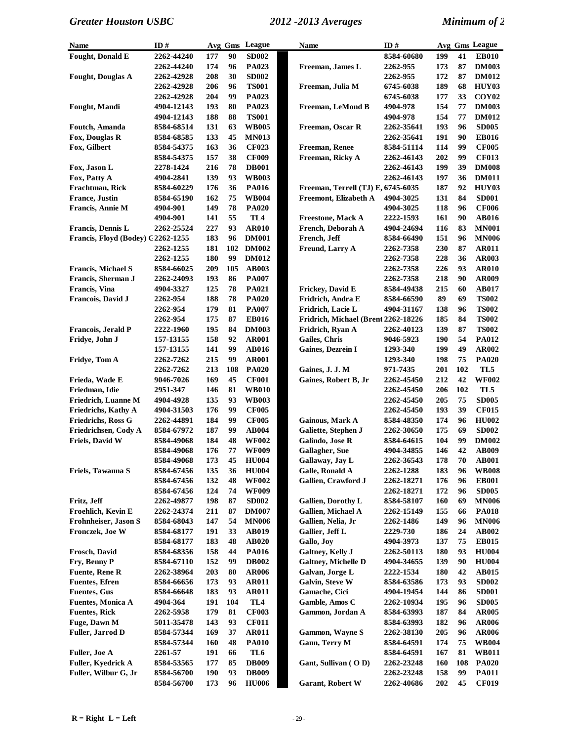| Name | ID # | Avg | Gms | League |
|---|---|---|---|---|
| Fought, Donald E | 2262-44240 | 177 | 90 | SD002 |
| | 2262-44240 | 174 | 96 | PA023 |
| Fought, Douglas A | 2262-42928 | 208 | 30 | SD002 |
| | 2262-42928 | 206 | 96 | TS001 |
| | 2262-42928 | 204 | 99 | PA023 |
| Fought, Mandi | 4904-12143 | 193 | 80 | PA023 |
| | 4904-12143 | 188 | 88 | TS001 |
| Foutch, Amanda | 8584-68514 | 131 | 63 | WB005 |
| Fox, Douglas R | 8584-68585 | 133 | 45 | MN013 |
| Fox, Gilbert | 8584-54375 | 163 | 36 | CF023 |
| | 8584-54375 | 157 | 38 | CF009 |
| Fox, Jason L | 2278-1424 | 216 | 78 | DB001 |
| Fox, Patty A | 4904-2841 | 139 | 93 | WB003 |
| Frachtman, Rick | 8584-60229 | 176 | 36 | PA016 |
| France, Justin | 8584-65190 | 162 | 75 | WB004 |
| Francis, Annie M | 4904-901 | 149 | 78 | PA020 |
| | 4904-901 | 141 | 55 | TL4 |
| Francis, Dennis L | 2262-25524 | 227 | 93 | AR010 |
| Francis, Floyd (Bodey) C | 2262-1255 | 183 | 96 | DM001 |
| | 2262-1255 | 181 | 102 | DM002 |
| | 2262-1255 | 180 | 99 | DM012 |
| Francis, Michael S | 8584-66025 | 209 | 105 | AB003 |
| Francis, Sherman J | 2262-24093 | 193 | 86 | PA007 |
| Francis, Vina | 4904-3327 | 125 | 78 | PA021 |
| Francois, David J | 2262-954 | 188 | 78 | PA020 |
| | 2262-954 | 179 | 81 | PA007 |
| | 2262-954 | 175 | 87 | EB016 |
| Francois, Jerald P | 2222-1960 | 195 | 84 | DM003 |
| Fridye, John J | 157-13155 | 158 | 92 | AR001 |
| | 157-13155 | 141 | 99 | AB016 |
| Fridye, Tom A | 2262-7262 | 215 | 99 | AR001 |
| | 2262-7262 | 213 | 108 | PA020 |
| Frieda, Wade E | 9046-7026 | 169 | 45 | CF001 |
| Friedman, Idie | 2951-347 | 146 | 81 | WB010 |
| Friedrich, Luanne M | 4904-4928 | 135 | 93 | WB003 |
| Friedrichs, Kathy A | 4904-31503 | 176 | 99 | CF005 |
| Friedrichs, Ross G | 2262-44891 | 184 | 99 | CF005 |
| Friedrichsen, Cody A | 8584-67972 | 187 | 99 | AB004 |
| Friels, David W | 8584-49068 | 184 | 48 | WF002 |
| | 8584-49068 | 176 | 77 | WF009 |
| | 8584-49068 | 173 | 45 | HU004 |
| Friels, Tawanna S | 8584-67456 | 135 | 36 | HU004 |
| | 8584-67456 | 132 | 48 | WF002 |
| | 8584-67456 | 124 | 74 | WF009 |
| Fritz, Jeff | 2262-49877 | 198 | 87 | SD002 |
| Froehlich, Kevin E | 2262-24374 | 211 | 87 | DM007 |
| Frohnheiser, Jason S | 8584-68043 | 147 | 54 | MN006 |
| Fronczek, Joe W | 8584-68177 | 191 | 33 | AB019 |
| | 8584-68177 | 183 | 48 | AB020 |
| Frosch, David | 8584-68356 | 158 | 44 | PA016 |
| Fry, Benny P | 8584-67110 | 152 | 99 | DB002 |
| Fuente, Rene R | 2262-38964 | 203 | 80 | AR006 |
| Fuentes, Efren | 8584-66656 | 173 | 93 | AR011 |
| Fuentes, Gus | 8584-66648 | 183 | 93 | AR011 |
| Fuentes, Monica A | 4904-364 | 191 | 104 | TL4 |
| Fuentes, Rick | 2262-5958 | 179 | 81 | CF003 |
| Fuge, Dawn M | 5011-35478 | 143 | 93 | CF011 |
| Fuller, Jarrod D | 8584-57344 | 169 | 37 | AR011 |
| | 8584-57344 | 160 | 48 | PA010 |
| Fuller, Joe A | 2261-57 | 191 | 66 | TL6 |
| Fuller, Kyedrick A | 8584-53565 | 177 | 85 | DB009 |
| Fuller, Wilbur G, Jr | 8584-56700 | 190 | 93 | DB009 |
| | 8584-56700 | 173 | 96 | HU006 |
| | 8584-60680 | 199 | 41 | EB010 |
| Freeman, James L | 2262-955 | 173 | 87 | DM003 |
| | 2262-955 | 172 | 87 | DM012 |
| Freeman, Julia M | 6745-6038 | 189 | 68 | HUY03 |
| | 6745-6038 | 177 | 33 | COY02 |
| Freeman, LeMond B | 4904-978 | 154 | 77 | DM003 |
| | 4904-978 | 154 | 77 | DM012 |
| Freeman, Oscar R | 2262-35641 | 193 | 96 | SD005 |
| | 2262-35641 | 191 | 90 | EB016 |
| Freeman, Renee | 8584-51114 | 114 | 99 | CF005 |
| Freeman, Ricky A | 2262-46143 | 202 | 99 | CF013 |
| | 2262-46143 | 199 | 39 | DM008 |
| | 2262-46143 | 197 | 36 | DM011 |
| Freeman, Terrell (TJ) E, | 6745-6035 | 187 | 92 | HUY03 |
| Freemont, Elizabeth A | 4904-3025 | 131 | 84 | SD001 |
| | 4904-3025 | 118 | 96 | CF006 |
| Freestone, Mack A | 2222-1593 | 161 | 90 | AB016 |
| French, Deborah A | 4904-24694 | 116 | 83 | MN001 |
| French, Jeff | 8584-66490 | 151 | 96 | MN006 |
| Freund, Larry A | 2262-7358 | 230 | 87 | AR011 |
| | 2262-7358 | 228 | 36 | AR003 |
| | 2262-7358 | 226 | 93 | AR010 |
| | 2262-7358 | 218 | 90 | AR009 |
| Frickey, David E | 8584-49438 | 215 | 60 | AB017 |
| Fridrich, Andra E | 8584-66590 | 89 | 69 | TS002 |
| Fridrich, Lacie L | 4904-31167 | 138 | 96 | TS002 |
| Fridrich, Michael (Brent | 2262-18226 | 185 | 84 | TS002 |
| Fridrich, Ryan A | 2262-40123 | 139 | 87 | TS002 |
| Gailes, Chris | 9046-5923 | 190 | 54 | PA012 |
| Gaines, Dezrein I | 1293-340 | 199 | 49 | AR002 |
| | 1293-340 | 198 | 75 | PA020 |
| Gaines, J. J. M | 971-7435 | 201 | 102 | TL5 |
| Gaines, Robert B, Jr | 2262-45450 | 212 | 42 | WF002 |
| | 2262-45450 | 206 | 102 | TL5 |
| | 2262-45450 | 205 | 75 | SD005 |
| | 2262-45450 | 193 | 39 | CF015 |
| Gainous, Mark A | 8584-48350 | 174 | 96 | HU002 |
| Galiette, Stephen J | 2262-30650 | 175 | 69 | SD002 |
| Galindo, Jose R | 8584-64615 | 104 | 99 | DM002 |
| Gallagher, Sue | 4904-34855 | 146 | 42 | AB009 |
| Gallaway, Jay L | 2262-36543 | 178 | 70 | AB001 |
| Galle, Ronald A | 2262-1288 | 183 | 96 | WB008 |
| Gallien, Crawford J | 2262-18271 | 176 | 96 | EB001 |
| | 2262-18271 | 172 | 96 | SD005 |
| Gallien, Dorothy L | 8584-58107 | 160 | 69 | MN006 |
| Gallien, Michael A | 2262-15149 | 155 | 66 | PA018 |
| Gallien, Nelia, Jr | 2262-1486 | 149 | 96 | MN006 |
| Gallier, Jeff L | 2229-730 | 186 | 24 | AB002 |
| Gallo, Joy | 4904-3973 | 137 | 75 | EB015 |
| Galtney, Kelly J | 2262-50113 | 180 | 93 | HU004 |
| Galtney, Michelle D | 4904-34655 | 139 | 90 | HU004 |
| Galvan, Jorge L | 2222-1534 | 180 | 42 | AB015 |
| Galvin, Steve W | 8584-63586 | 173 | 93 | SD002 |
| Gamache, Cici | 4904-19454 | 144 | 86 | SD001 |
| Gamble, Amos C | 2262-10934 | 195 | 96 | SD005 |
| Gammon, Jordan A | 8584-63993 | 187 | 84 | AR005 |
| | 8584-63993 | 182 | 96 | AR006 |
| Gammon, Wayne S | 2262-38130 | 205 | 96 | AR006 |
| Gann, Terry M | 8584-64591 | 174 | 75 | WB004 |
| | 8584-64591 | 167 | 81 | WB011 |
| Gant, Sullivan ( O D) | 2262-23248 | 160 | 108 | PA020 |
| | 2262-23248 | 158 | 99 | PA011 |
| Garant, Robert W | 2262-40686 | 202 | 45 | CF019 |

R = Right L = Left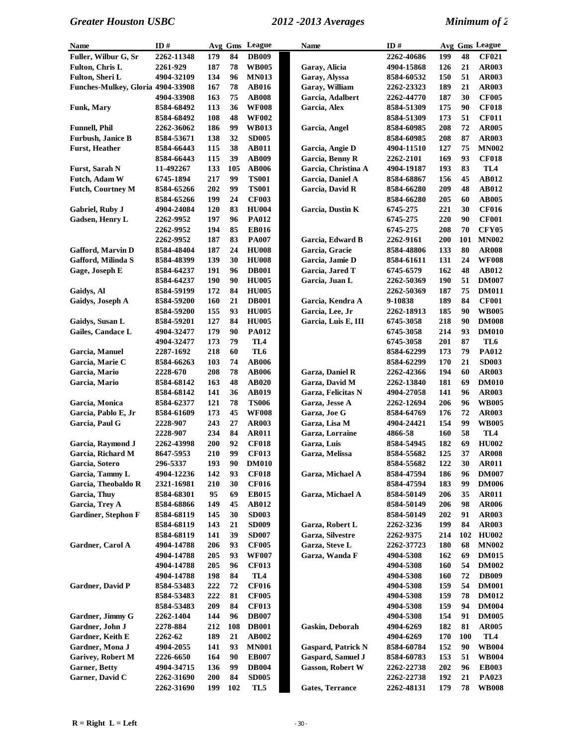| Name | ID # | Avg | Gms | League |
|---|---|---|---|---|
| Fuller, Wilbur G, Sr | 2262-11348 | 179 | 84 | DB009 |
| Fulton, Chris L | 2261-929 | 187 | 78 | WB005 |
| Fulton, Sheri L | 4904-32109 | 134 | 96 | MN013 |
| Funches-Mulkey, Gloria | 4904-33908 | 167 | 78 | AB016 |
| | 4904-33908 | 163 | 75 | AB008 |
| Funk, Mary | 8584-68492 | 113 | 36 | WF008 |
| | 8584-68492 | 108 | 48 | WF002 |
| Funnell, Phil | 2262-36062 | 186 | 99 | WB013 |
| Furbush, Janice B | 8584-53671 | 138 | 32 | SD005 |
| Furst, Heather | 8584-66443 | 115 | 38 | AB011 |
| | 8584-66443 | 115 | 39 | AB009 |
| Furst, Sarah N | 11-492267 | 133 | 105 | AB006 |
| Futch, Adam W | 6745-1894 | 217 | 99 | TS001 |
| Futch, Courtney M | 8584-65266 | 202 | 99 | TS001 |
| | 8584-65266 | 199 | 24 | CF003 |
| Gabriel, Ruby J | 4904-24084 | 120 | 83 | HU004 |
| Gadsen, Henry L | 2262-9952 | 197 | 96 | PA012 |
| | 2262-9952 | 194 | 85 | EB016 |
| | 2262-9952 | 187 | 83 | PA007 |
| Gafford, Marvin D | 8584-48404 | 187 | 24 | HU008 |
| Gafford, Milinda S | 8584-48399 | 139 | 30 | HU008 |
| Gage, Joseph E | 8584-64237 | 191 | 96 | DB001 |
| | 8584-64237 | 190 | 90 | HU005 |
| Gaidys, Al | 8584-59199 | 172 | 84 | HU005 |
| Gaidys, Joseph A | 8584-59200 | 160 | 21 | DB001 |
| | 8584-59200 | 155 | 93 | HU005 |
| Gaidys, Susan L | 8584-59201 | 127 | 84 | HU005 |
| Gailes, Candace L | 4904-32477 | 179 | 90 | PA012 |
| | 4904-32477 | 173 | 79 | TL4 |
| Garcia, Manuel | 2287-1692 | 218 | 60 | TL6 |
| Garcia, Marie C | 8584-66263 | 103 | 74 | AB006 |
| Garcia, Mario | 2228-670 | 208 | 78 | AB006 |
| Garcia, Mario | 8584-68142 | 163 | 48 | AB020 |
| | 8584-68142 | 141 | 36 | AB019 |
| Garcia, Monica | 8584-62377 | 121 | 78 | TS006 |
| Garcia, Pablo E, Jr | 8584-61609 | 173 | 45 | WF008 |
| Garcia, Paul G | 2228-907 | 243 | 27 | AR003 |
| | 2228-907 | 234 | 84 | AR011 |
| Garcia, Raymond J | 2262-43998 | 200 | 92 | CF018 |
| Garcia, Richard M | 8647-5953 | 210 | 99 | CF013 |
| Garcia, Sotero | 296-5337 | 193 | 90 | DM010 |
| Garcia, Tammy L | 4904-12236 | 142 | 93 | CF018 |
| Garcia, Theobaldo R | 2321-16981 | 210 | 30 | CF016 |
| Garcia, Thuy | 8584-68301 | 95 | 69 | EB015 |
| Garcia, Trey A | 8584-68866 | 149 | 45 | AB012 |
| Gardiner, Stephon F | 8584-68119 | 145 | 30 | SD003 |
| | 8584-68119 | 143 | 21 | SD009 |
| | 8584-68119 | 141 | 39 | SD007 |
| Gardner, Carol A | 4904-14788 | 206 | 93 | CF005 |
| | 4904-14788 | 205 | 93 | WF007 |
| | 4904-14788 | 205 | 96 | CF013 |
| | 4904-14788 | 198 | 84 | TL4 |
| Gardner, David P | 8584-53483 | 222 | 72 | CF016 |
| | 8584-53483 | 222 | 81 | CF005 |
| | 8584-53483 | 209 | 84 | CF013 |
| Gardner, Jimmy G | 2262-1404 | 144 | 96 | DB007 |
| Gardner, John J | 2278-884 | 212 | 108 | DB001 |
| Gardner, Keith E | 2262-62 | 189 | 21 | AB002 |
| Gardner, Mona J | 4904-2055 | 141 | 93 | MN001 |
| Garivey, Robert M | 2226-6650 | 164 | 90 | EB007 |
| Garner, Betty | 4904-34715 | 136 | 99 | DB004 |
| Garner, David C | 2262-31690 | 200 | 84 | SD005 |
| | 2262-31690 | 199 | 102 | TL5 |
| | 2262-40686 | 199 | 48 | CF021 |
| Garay, Alicia | 4904-15868 | 126 | 21 | AR003 |
| Garay, Alyssa | 8584-60532 | 150 | 51 | AR003 |
| Garay, William | 2262-23323 | 189 | 21 | AR003 |
| Garcia, Adalbert | 2262-44770 | 187 | 30 | CF005 |
| Garcia, Alex | 8584-51309 | 175 | 90 | CF018 |
| | 8584-51309 | 173 | 51 | CF011 |
| Garcia, Angel | 8584-60985 | 208 | 72 | AR005 |
| | 8584-60985 | 208 | 87 | AR003 |
| Garcia, Angie D | 4904-11510 | 127 | 75 | MN002 |
| Garcia, Benny R | 2262-2101 | 169 | 93 | CF018 |
| Garcia, Christina A | 4904-19187 | 193 | 83 | TL4 |
| Garcia, Daniel A | 8584-68867 | 156 | 45 | AB012 |
| Garcia, David R | 8584-66280 | 209 | 48 | AB012 |
| | 8584-66280 | 205 | 60 | AB005 |
| Garcia, Dustin K | 6745-275 | 221 | 30 | CF016 |
| | 6745-275 | 220 | 90 | CF001 |
| | 6745-275 | 208 | 70 | CFY05 |
| Garcia, Edward B | 2262-9161 | 200 | 101 | MN002 |
| Garcia, Gracie | 8584-48806 | 133 | 80 | AR008 |
| Garcia, Jamie D | 8584-61611 | 131 | 24 | WF008 |
| Garcia, Jared T | 6745-6579 | 162 | 48 | AB012 |
| Garcia, Juan L | 2262-50369 | 190 | 51 | DM007 |
| | 2262-50369 | 187 | 75 | DM011 |
| Garcia, Kendra A | 9-10838 | 189 | 84 | CF001 |
| Garcia, Lee, Jr | 2262-18913 | 185 | 90 | WB005 |
| Garcia, Luis E, III | 6745-3058 | 218 | 90 | DM008 |
| | 6745-3058 | 214 | 93 | DM010 |
| | 6745-3058 | 201 | 87 | TL6 |
| | 8584-62299 | 173 | 79 | PA012 |
| | 8584-62299 | 170 | 21 | SD003 |
| Garza, Daniel R | 2262-42366 | 194 | 60 | AR003 |
| Garza, David M | 2262-13840 | 181 | 69 | DM010 |
| Garza, Felicitas N | 4904-27058 | 141 | 96 | AR003 |
| Garza, Jesse A | 2262-12694 | 206 | 96 | WB005 |
| Garza, Joe G | 8584-64769 | 176 | 72 | AR003 |
| Garza, Lisa M | 4904-24421 | 154 | 99 | WB005 |
| Garza, Lorraine | 4866-58 | 160 | 58 | TL4 |
| Garza, Luis | 8584-54945 | 182 | 69 | HU002 |
| Garza, Melissa | 8584-55682 | 125 | 37 | AR008 |
| | 8584-55682 | 122 | 30 | AR011 |
| Garza, Michael A | 8584-47594 | 186 | 96 | DM007 |
| | 8584-47594 | 183 | 99 | DM006 |
| Garza, Michael A | 8584-50149 | 206 | 35 | AR011 |
| | 8584-50149 | 206 | 98 | AR006 |
| | 8584-50149 | 202 | 91 | AR003 |
| Garza, Robert L | 2262-3236 | 199 | 84 | AR003 |
| Garza, Silvestre | 2262-9375 | 214 | 102 | HU002 |
| Garza, Steve L | 2262-37723 | 180 | 68 | MN002 |
| Garza, Wanda F | 4904-5308 | 162 | 69 | DM015 |
| | 4904-5308 | 160 | 54 | DM002 |
| | 4904-5308 | 160 | 72 | DB009 |
| | 4904-5308 | 159 | 54 | DM001 |
| | 4904-5308 | 159 | 78 | DM012 |
| | 4904-5308 | 159 | 94 | DM004 |
| | 4904-5308 | 154 | 91 | DM005 |
| Gaskin, Deborah | 4904-6269 | 182 | 81 | AR005 |
| | 4904-6269 | 170 | 100 | TL4 |
| Gaspard, Patrick N | 8584-60784 | 152 | 90 | WB004 |
| Gaspard, Samuel J | 8584-60783 | 153 | 51 | WB004 |
| Gasson, Robert W | 2262-22738 | 202 | 96 | EB003 |
| | 2262-22738 | 192 | 21 | PA023 |
| Gates, Terrance | 2262-48131 | 179 | 78 | WB008 |

R = Right L = Left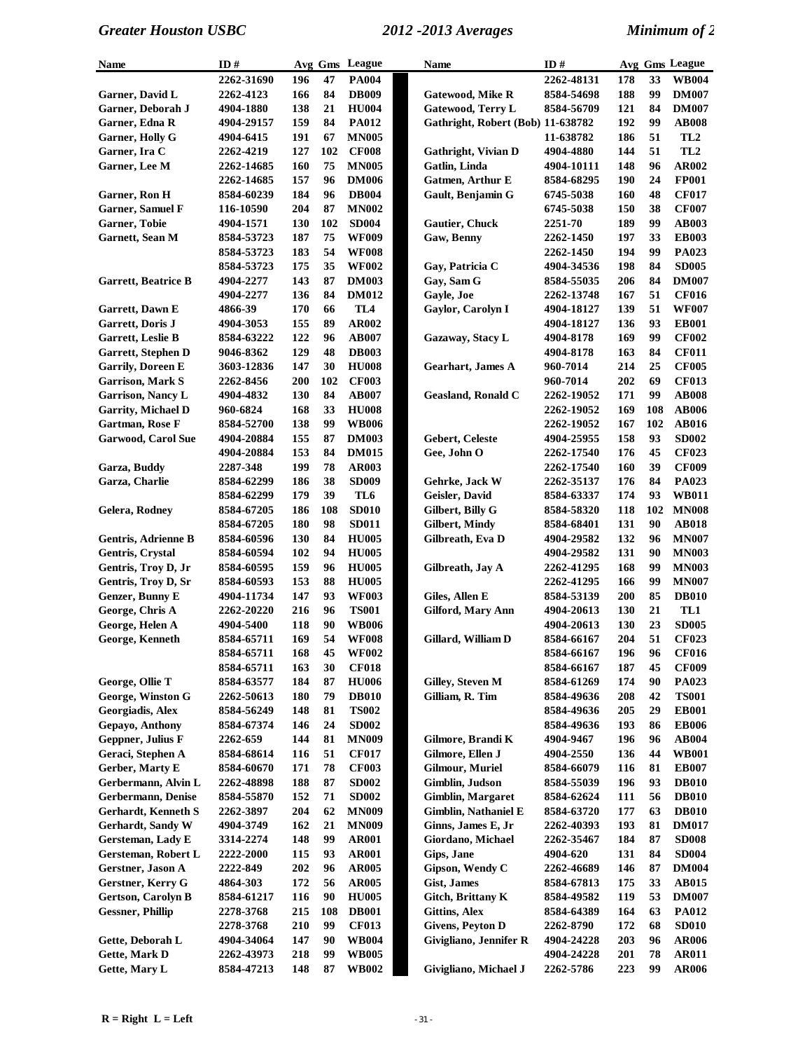| Name | ID # | Avg | Gms | League |
|---|---|---|---|---|
| | 2262-31690 | 196 | 47 | PA004 |
| Garner, David L | 2262-4123 | 166 | 84 | DB009 |
| Garner, Deborah J | 4904-1880 | 138 | 21 | HU004 |
| Garner, Edna R | 4904-29157 | 159 | 84 | PA012 |
| Garner, Holly G | 4904-6415 | 191 | 67 | MN005 |
| Garner, Ira C | 2262-4219 | 127 | 102 | CF008 |
| Garner, Lee M | 2262-14685 | 160 | 75 | MN005 |
| | 2262-14685 | 157 | 96 | DM006 |
| Garner, Ron H | 8584-60239 | 184 | 96 | DB004 |
| Garner, Samuel F | 116-10590 | 204 | 87 | MN002 |
| Garner, Tobie | 4904-1571 | 130 | 102 | SD004 |
| Garnett, Sean M | 8584-53723 | 187 | 75 | WF009 |
| | 8584-53723 | 183 | 54 | WF008 |
| | 8584-53723 | 175 | 35 | WF002 |
| Garrett, Beatrice B | 4904-2277 | 143 | 87 | DM003 |
| | 4904-2277 | 136 | 84 | DM012 |
| Garrett, Dawn E | 4866-39 | 170 | 66 | TL4 |
| Garrett, Doris J | 4904-3053 | 155 | 89 | AR002 |
| Garrett, Leslie B | 8584-63222 | 122 | 96 | AB007 |
| Garrett, Stephen D | 9046-8362 | 129 | 48 | DB003 |
| Garrily, Doreen E | 3603-12836 | 147 | 30 | HU008 |
| Garrison, Mark S | 2262-8456 | 200 | 102 | CF003 |
| Garrison, Nancy L | 4904-4832 | 130 | 84 | AB007 |
| Garrity, Michael D | 960-6824 | 168 | 33 | HU008 |
| Gartman, Rose F | 8584-52700 | 138 | 99 | WB006 |
| Garwood, Carol Sue | 4904-20884 | 155 | 87 | DM003 |
| | 4904-20884 | 153 | 84 | DM015 |
| Garza, Buddy | 2287-348 | 199 | 78 | AR003 |
| Garza, Charlie | 8584-62299 | 186 | 38 | SD009 |
| | 8584-62299 | 179 | 39 | TL6 |
| Gelera, Rodney | 8584-67205 | 186 | 108 | SD010 |
| | 8584-67205 | 180 | 98 | SD011 |
| Gentris, Adrienne B | 8584-60596 | 130 | 84 | HU005 |
| Gentris, Crystal | 8584-60594 | 102 | 94 | HU005 |
| Gentris, Troy D, Jr | 8584-60595 | 159 | 96 | HU005 |
| Gentris, Troy D, Sr | 8584-60593 | 153 | 88 | HU005 |
| Genzer, Bunny E | 4904-11734 | 147 | 93 | WF003 |
| George, Chris A | 2262-20220 | 216 | 96 | TS001 |
| George, Helen A | 4904-5400 | 118 | 90 | WB006 |
| George, Kenneth | 8584-65711 | 169 | 54 | WF008 |
| | 8584-65711 | 168 | 45 | WF002 |
| | 8584-65711 | 163 | 30 | CF018 |
| George, Ollie T | 8584-63577 | 184 | 87 | HU006 |
| George, Winston G | 2262-50613 | 180 | 79 | DB010 |
| Georgiadis, Alex | 8584-56249 | 148 | 81 | TS002 |
| Gepayo, Anthony | 8584-67374 | 146 | 24 | SD002 |
| Geppner, Julius F | 2262-659 | 144 | 81 | MN009 |
| Geraci, Stephen A | 8584-68614 | 116 | 51 | CF017 |
| Gerber, Marty E | 8584-60670 | 171 | 78 | CF003 |
| Gerbermann, Alvin L | 2262-48898 | 188 | 87 | SD002 |
| Gerbermann, Denise | 8584-55870 | 152 | 71 | SD002 |
| Gerhardt, Kenneth S | 2262-3897 | 204 | 62 | MN009 |
| Gerhardt, Sandy W | 4904-3749 | 162 | 21 | MN009 |
| Gersteman, Lady E | 3314-2274 | 148 | 99 | AR001 |
| Gersteman, Robert L | 2222-2000 | 115 | 93 | AR001 |
| Gerstner, Jason A | 2222-849 | 202 | 96 | AR005 |
| Gerstner, Kerry G | 4864-303 | 172 | 56 | AR005 |
| Gertson, Carolyn B | 8584-61217 | 116 | 90 | HU005 |
| Gessner, Phillip | 2278-3768 | 215 | 108 | DB001 |
| | 2278-3768 | 210 | 99 | CF013 |
| Gette, Deborah L | 4904-34064 | 147 | 90 | WB004 |
| Gette, Mark D | 2262-43973 | 218 | 99 | WB005 |
| Gette, Mary L | 8584-47213 | 148 | 87 | WB002 |
| | 2262-48131 | 178 | 33 | WB004 |
| Gatewood, Mike R | 8584-54698 | 188 | 99 | DM007 |
| Gatewood, Terry L | 8584-56709 | 121 | 84 | DM007 |
| Gathright, Robert (Bob) | 11-638782 | 192 | 99 | AB008 |
| | 11-638782 | 186 | 51 | TL2 |
| Gathright, Vivian D | 4904-4880 | 144 | 51 | TL2 |
| Gatlin, Linda | 4904-10111 | 148 | 96 | AR002 |
| Gatmen, Arthur E | 8584-68295 | 190 | 24 | FP001 |
| Gault, Benjamin G | 6745-5038 | 160 | 48 | CF017 |
| | 6745-5038 | 150 | 38 | CF007 |
| Gautier, Chuck | 2251-70 | 189 | 99 | AB003 |
| Gaw, Benny | 2262-1450 | 197 | 33 | EB003 |
| | 2262-1450 | 194 | 99 | PA023 |
| Gay, Patricia C | 4904-34536 | 198 | 84 | SD005 |
| Gay, Sam G | 8584-55035 | 206 | 84 | DM007 |
| Gayle, Joe | 2262-13748 | 167 | 51 | CF016 |
| Gaylor, Carolyn I | 4904-18127 | 139 | 51 | WF007 |
| | 4904-18127 | 136 | 93 | EB001 |
| Gazaway, Stacy L | 4904-8178 | 169 | 99 | CF002 |
| | 4904-8178 | 163 | 84 | CF011 |
| Gearhart, James A | 960-7014 | 214 | 25 | CF005 |
| | 960-7014 | 202 | 69 | CF013 |
| Geasland, Ronald C | 2262-19052 | 171 | 99 | AB008 |
| | 2262-19052 | 169 | 108 | AB006 |
| | 2262-19052 | 167 | 102 | AB016 |
| Gebert, Celeste | 4904-25955 | 158 | 93 | SD002 |
| Gee, John O | 2262-17540 | 176 | 45 | CF023 |
| | 2262-17540 | 160 | 39 | CF009 |
| Gehrke, Jack W | 2262-35137 | 176 | 84 | PA023 |
| Geisler, David | 8584-63337 | 174 | 93 | WB011 |
| Gilbert, Billy G | 8584-58320 | 118 | 102 | MN008 |
| Gilbert, Mindy | 8584-68401 | 131 | 90 | AB018 |
| Gilbreath, Eva D | 4904-29582 | 132 | 96 | MN007 |
| | 4904-29582 | 131 | 90 | MN003 |
| Gilbreath, Jay A | 2262-41295 | 168 | 99 | MN003 |
| | 2262-41295 | 166 | 99 | MN007 |
| Giles, Allen E | 8584-53139 | 200 | 85 | DB010 |
| Gilford, Mary Ann | 4904-20613 | 130 | 21 | TL1 |
| | 4904-20613 | 130 | 23 | SD005 |
| Gillard, William D | 8584-66167 | 204 | 51 | CF023 |
| | 8584-66167 | 196 | 96 | CF016 |
| | 8584-66167 | 187 | 45 | CF009 |
| Gilley, Steven M | 8584-61269 | 174 | 90 | PA023 |
| Gilliam, R. Tim | 8584-49636 | 208 | 42 | TS001 |
| | 8584-49636 | 205 | 29 | EB001 |
| | 8584-49636 | 193 | 86 | EB006 |
| Gilmore, Brandi K | 4904-9467 | 196 | 96 | AB004 |
| Gilmore, Ellen J | 4904-2550 | 136 | 44 | WB001 |
| Gilmour, Muriel | 8584-66079 | 116 | 81 | EB007 |
| Gimblin, Judson | 8584-55039 | 196 | 93 | DB010 |
| Gimblin, Margaret | 8584-62624 | 111 | 56 | DB010 |
| Gimblin, Nathaniel E | 8584-63720 | 177 | 63 | DB010 |
| Ginns, James E, Jr | 2262-40393 | 193 | 81 | DM017 |
| Giordano, Michael | 2262-35467 | 184 | 87 | SD008 |
| Gips, Jane | 4904-620 | 131 | 84 | SD004 |
| Gipson, Wendy C | 2262-46689 | 146 | 87 | DM004 |
| Gist, James | 8584-67813 | 175 | 33 | AB015 |
| Gitch, Brittany K | 8584-49582 | 119 | 53 | DM007 |
| Gittins, Alex | 8584-64389 | 164 | 63 | PA012 |
| Givens, Peyton D | 2262-8790 | 172 | 68 | SD010 |
| Givigliano, Jennifer R | 4904-24228 | 203 | 96 | AR006 |
| | 4904-24228 | 201 | 78 | AR011 |
| Givigliano, Michael J | 2262-5786 | 223 | 99 | AR006 |

R = Right L = Left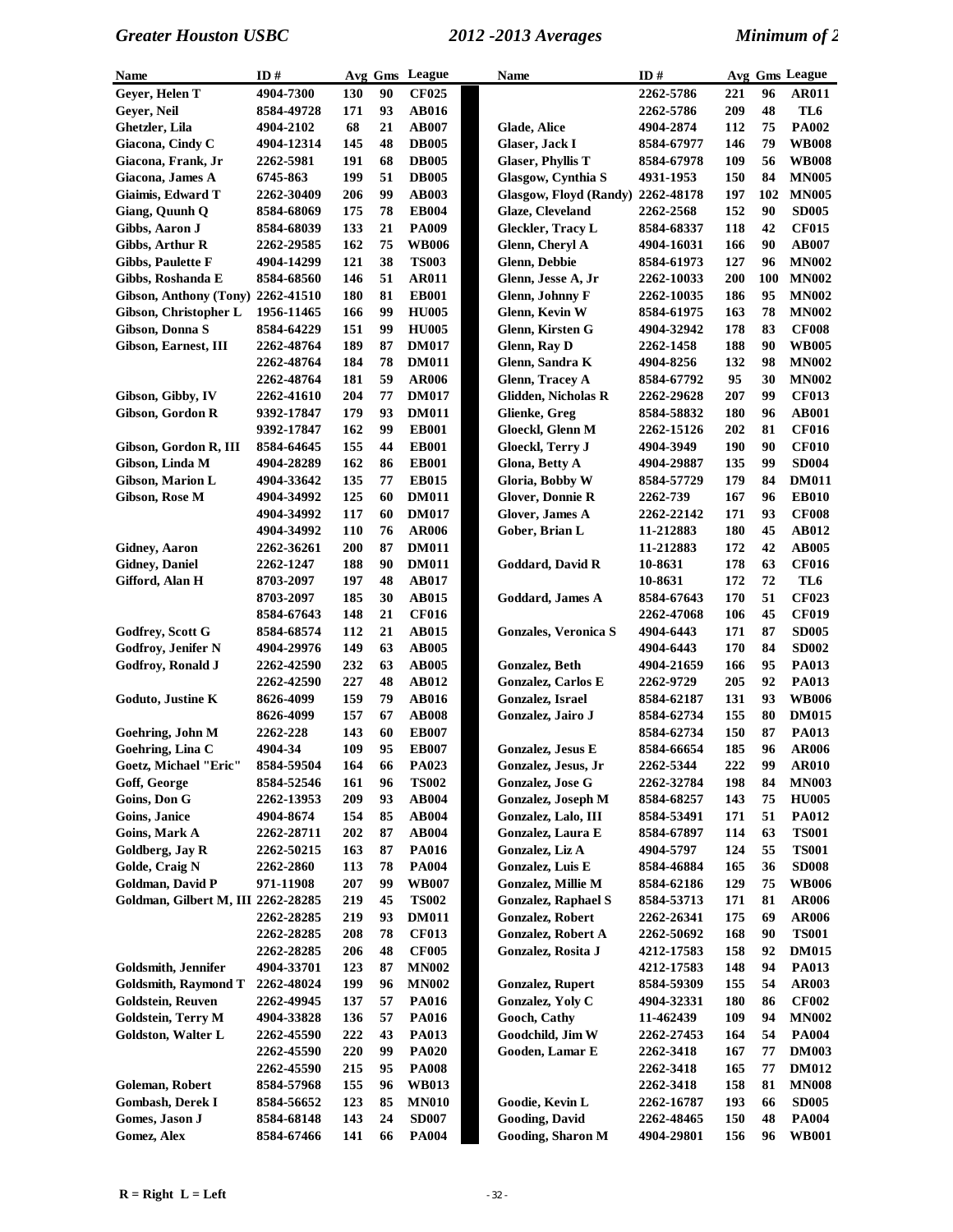| Name | ID # | Avg | Gms | League |
| --- | --- | --- | --- | --- |
| Geyer, Helen T | 4904-7300 | 130 | 90 | CF025 |
| Geyer, Neil | 8584-49728 | 171 | 93 | AB016 |
| Ghetzler, Lila | 4904-2102 | 68 | 21 | AB007 |
| Giacona, Cindy C | 4904-12314 | 145 | 48 | DB005 |
| Giacona, Frank, Jr | 2262-5981 | 191 | 68 | DB005 |
| Giacona, James A | 6745-863 | 199 | 51 | DB005 |
| Giaimis, Edward T | 2262-30409 | 206 | 99 | AB003 |
| Giang, Quunh Q | 8584-68069 | 175 | 78 | EB004 |
| Gibbs, Aaron J | 8584-68039 | 133 | 21 | PA009 |
| Gibbs, Arthur R | 2262-29585 | 162 | 75 | WB006 |
| Gibbs, Paulette F | 4904-14299 | 121 | 38 | TS003 |
| Gibbs, Roshanda E | 8584-68560 | 146 | 51 | AR011 |
| Gibson, Anthony (Tony) | 2262-41510 | 180 | 81 | EB001 |
| Gibson, Christopher L | 1956-11465 | 166 | 99 | HU005 |
| Gibson, Donna S | 8584-64229 | 151 | 99 | HU005 |
| Gibson, Earnest, III | 2262-48764 | 189 | 87 | DM017 |
| | 2262-48764 | 184 | 78 | DM011 |
| | 2262-48764 | 181 | 59 | AR006 |
| Gibson, Gibby, IV | 2262-41610 | 204 | 77 | DM017 |
| Gibson, Gordon R | 9392-17847 | 179 | 93 | DM011 |
| | 9392-17847 | 162 | 99 | EB001 |
| Gibson, Gordon R, III | 8584-64645 | 155 | 44 | EB001 |
| Gibson, Linda M | 4904-28289 | 162 | 86 | EB001 |
| Gibson, Marion L | 4904-33642 | 135 | 77 | EB015 |
| Gibson, Rose M | 4904-34992 | 125 | 60 | DM011 |
| | 4904-34992 | 117 | 60 | DM017 |
| | 4904-34992 | 110 | 76 | AR006 |
| Gidney, Aaron | 2262-36261 | 200 | 87 | DM011 |
| Gidney, Daniel | 2262-1247 | 188 | 90 | DM011 |
| Gifford, Alan H | 8703-2097 | 197 | 48 | AB017 |
| | 8703-2097 | 185 | 30 | AB015 |
| | 8584-67643 | 148 | 21 | CF016 |
| Godfrey, Scott G | 8584-68574 | 112 | 21 | AB015 |
| Godfroy, Jenifer N | 4904-29976 | 149 | 63 | AB005 |
| Godfroy, Ronald J | 2262-42590 | 232 | 63 | AB005 |
| | 2262-42590 | 227 | 48 | AB012 |
| Goduto, Justine K | 8626-4099 | 159 | 79 | AB016 |
| | 8626-4099 | 157 | 67 | AB008 |
| Goehring, John M | 2262-228 | 143 | 60 | EB007 |
| Goehring, Lina C | 4904-34 | 109 | 95 | EB007 |
| Goetz, Michael "Eric" | 8584-59504 | 164 | 66 | PA023 |
| Goff, George | 8584-52546 | 161 | 96 | TS002 |
| Goins, Don G | 2262-13953 | 209 | 93 | AB004 |
| Goins, Janice | 4904-8674 | 154 | 85 | AB004 |
| Goins, Mark A | 2262-28711 | 202 | 87 | AB004 |
| Goldberg, Jay R | 2262-50215 | 163 | 87 | PA016 |
| Golde, Craig N | 2262-2860 | 113 | 78 | PA004 |
| Goldman, David P | 971-11908 | 207 | 99 | WB007 |
| Goldman, Gilbert M, III | 2262-28285 | 219 | 45 | TS002 |
| | 2262-28285 | 219 | 93 | DM011 |
| | 2262-28285 | 208 | 78 | CF013 |
| | 2262-28285 | 206 | 48 | CF005 |
| Goldsmith, Jennifer | 4904-33701 | 123 | 87 | MN002 |
| Goldsmith, Raymond T | 2262-48024 | 199 | 96 | MN002 |
| Goldstein, Reuven | 2262-49945 | 137 | 57 | PA016 |
| Goldstein, Terry M | 4904-33828 | 136 | 57 | PA016 |
| Goldston, Walter L | 2262-45590 | 222 | 43 | PA013 |
| | 2262-45590 | 220 | 99 | PA020 |
| | 2262-45590 | 215 | 95 | PA008 |
| Goleman, Robert | 8584-57968 | 155 | 96 | WB013 |
| Gombash, Derek I | 8584-56652 | 123 | 85 | MN010 |
| Gomes, Jason J | 8584-68148 | 143 | 24 | SD007 |
| Gomez, Alex | 8584-67466 | 141 | 66 | PA004 |
| | 2262-5786 | 221 | 96 | AR011 |
| | 2262-5786 | 209 | 48 | TL6 |
| Glade, Alice | 4904-2874 | 112 | 75 | PA002 |
| Glaser, Jack I | 8584-67977 | 146 | 79 | WB008 |
| Glaser, Phyllis T | 8584-67978 | 109 | 56 | WB008 |
| Glasgow, Cynthia S | 4931-1953 | 150 | 84 | MN005 |
| Glasgow, Floyd (Randy) | 2262-48178 | 197 | 102 | MN005 |
| Glaze, Cleveland | 2262-2568 | 152 | 90 | SD005 |
| Gleckler, Tracy L | 8584-68337 | 118 | 42 | CF015 |
| Glenn, Cheryl A | 4904-16031 | 166 | 90 | AB007 |
| Glenn, Debbie | 8584-61973 | 127 | 96 | MN002 |
| Glenn, Jesse A, Jr | 2262-10033 | 200 | 100 | MN002 |
| Glenn, Johnny F | 2262-10035 | 186 | 95 | MN002 |
| Glenn, Kevin W | 8584-61975 | 163 | 78 | MN002 |
| Glenn, Kirsten G | 4904-32942 | 178 | 83 | CF008 |
| Glenn, Ray D | 2262-1458 | 188 | 90 | WB005 |
| Glenn, Sandra K | 4904-8256 | 132 | 98 | MN002 |
| Glenn, Tracey A | 8584-67792 | 95 | 30 | MN002 |
| Glidden, Nicholas R | 2262-29628 | 207 | 99 | CF013 |
| Glienke, Greg | 8584-58832 | 180 | 96 | AB001 |
| Gloeckl, Glenn M | 2262-15126 | 202 | 81 | CF016 |
| Gloeckl, Terry J | 4904-3949 | 190 | 90 | CF010 |
| Glona, Betty A | 4904-29887 | 135 | 99 | SD004 |
| Gloria, Bobby W | 8584-57729 | 179 | 84 | DM011 |
| Glover, Donnie R | 2262-739 | 167 | 96 | EB010 |
| Glover, James A | 2262-22142 | 171 | 93 | CF008 |
| Gober, Brian L | 11-212883 | 180 | 45 | AB012 |
| | 11-212883 | 172 | 42 | AB005 |
| Goddard, David R | 10-8631 | 178 | 63 | CF016 |
| | 10-8631 | 172 | 72 | TL6 |
| Goddard, James A | 8584-67643 | 170 | 51 | CF023 |
| | 2262-47068 | 106 | 45 | CF019 |
| Gonzales, Veronica S | 4904-6443 | 171 | 87 | SD005 |
| | 4904-6443 | 170 | 84 | SD002 |
| Gonzalez, Beth | 4904-21659 | 166 | 95 | PA013 |
| Gonzalez, Carlos E | 2262-9729 | 205 | 92 | PA013 |
| Gonzalez, Israel | 8584-62187 | 131 | 93 | WB006 |
| Gonzalez, Jairo J | 8584-62734 | 155 | 80 | DM015 |
| | 8584-62734 | 150 | 87 | PA013 |
| Gonzalez, Jesus E | 8584-66654 | 185 | 96 | AR006 |
| Gonzalez, Jesus, Jr | 2262-5344 | 222 | 99 | AR010 |
| Gonzalez, Jose G | 2262-32784 | 198 | 84 | MN003 |
| Gonzalez, Joseph M | 8584-68257 | 143 | 75 | HU005 |
| Gonzalez, Lalo, III | 8584-53491 | 171 | 51 | PA012 |
| Gonzalez, Laura E | 8584-67897 | 114 | 63 | TS001 |
| Gonzalez, Liz A | 4904-5797 | 124 | 55 | TS001 |
| Gonzalez, Luis E | 8584-46884 | 165 | 36 | SD008 |
| Gonzalez, Millie M | 8584-62186 | 129 | 75 | WB006 |
| Gonzalez, Raphael S | 8584-53713 | 171 | 81 | AR006 |
| Gonzalez, Robert | 2262-26341 | 175 | 69 | AR006 |
| Gonzalez, Robert A | 2262-50692 | 168 | 90 | TS001 |
| Gonzalez, Rosita J | 4212-17583 | 158 | 92 | DM015 |
| | 4212-17583 | 148 | 94 | PA013 |
| Gonzalez, Rupert | 8584-59309 | 155 | 54 | AR003 |
| Gonzalez, Yoly C | 4904-32331 | 180 | 86 | CF002 |
| Gooch, Cathy | 11-462439 | 109 | 94 | MN002 |
| Goodchild, Jim W | 2262-27453 | 164 | 54 | PA004 |
| Gooden, Lamar E | 2262-3418 | 167 | 77 | DM003 |
| | 2262-3418 | 165 | 77 | DM012 |
| | 2262-3418 | 158 | 81 | MN008 |
| Goodie, Kevin L | 2262-16787 | 193 | 66 | SD005 |
| Gooding, David | 2262-48465 | 150 | 48 | PA004 |
| Gooding, Sharon M | 4904-29801 | 156 | 96 | WB001 |

R = Right L = Left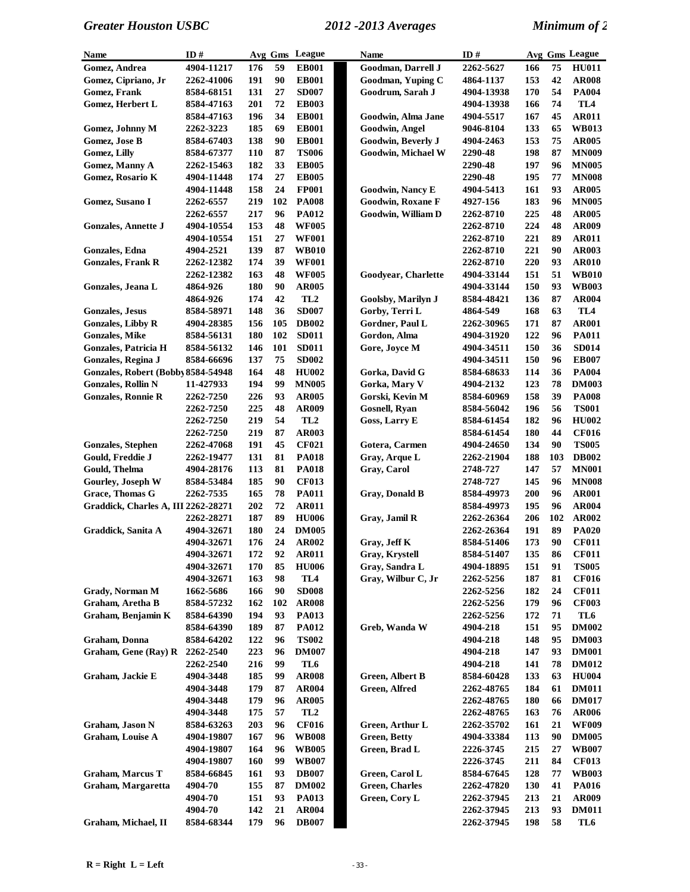| Name | ID # | Avg | Gms | League |
|---|---|---|---|---|
| Gomez, Andrea | 4904-11217 | 176 | 59 | EB001 |
| Gomez, Cipriano, Jr | 2262-41006 | 191 | 90 | EB001 |
| Gomez, Frank | 8584-68151 | 131 | 27 | SD007 |
| Gomez, Herbert L | 8584-47163 | 201 | 72 | EB003 |
| | 8584-47163 | 196 | 34 | EB001 |
| Gomez, Johnny M | 2262-3223 | 185 | 69 | EB001 |
| Gomez, Jose B | 8584-67403 | 138 | 90 | EB001 |
| Gomez, Lilly | 8584-67377 | 110 | 87 | TS006 |
| Gomez, Manny A | 2262-15463 | 182 | 33 | EB005 |
| Gomez, Rosario K | 4904-11448 | 174 | 27 | EB005 |
| | 4904-11448 | 158 | 24 | FP001 |
| Gomez, Susano I | 2262-6557 | 219 | 102 | PA008 |
| | 2262-6557 | 217 | 96 | PA012 |
| Gonzales, Annette J | 4904-10554 | 153 | 48 | WF005 |
| | 4904-10554 | 151 | 27 | WF001 |
| Gonzales, Edna | 4904-2521 | 139 | 87 | WB010 |
| Gonzales, Frank R | 2262-12382 | 174 | 39 | WF001 |
| | 2262-12382 | 163 | 48 | WF005 |
| Gonzales, Jeana L | 4864-926 | 180 | 90 | AR005 |
| | 4864-926 | 174 | 42 | TL2 |
| Gonzales, Jesus | 8584-58971 | 148 | 36 | SD007 |
| Gonzales, Libby R | 4904-28385 | 156 | 105 | DB002 |
| Gonzales, Mike | 8584-56131 | 180 | 102 | SD011 |
| Gonzales, Patricia H | 8584-56132 | 146 | 101 | SD011 |
| Gonzales, Regina J | 8584-66696 | 137 | 75 | SD002 |
| Gonzales, Robert (Bobby | 8584-54948 | 164 | 48 | HU002 |
| Gonzales, Rollin N | 11-427933 | 194 | 99 | MN005 |
| Gonzales, Ronnie R | 2262-7250 | 226 | 93 | AR005 |
| | 2262-7250 | 225 | 48 | AR009 |
| | 2262-7250 | 219 | 54 | TL2 |
| | 2262-7250 | 219 | 87 | AR003 |
| Gonzales, Stephen | 2262-47068 | 191 | 45 | CF021 |
| Gould, Freddie J | 2262-19477 | 131 | 81 | PA018 |
| Gould, Thelma | 4904-28176 | 113 | 81 | PA018 |
| Gourley, Joseph W | 8584-53484 | 185 | 90 | CF013 |
| Grace, Thomas G | 2262-7535 | 165 | 78 | PA011 |
| Graddick, Charles A, III | 2262-28271 | 202 | 72 | AR011 |
| | 2262-28271 | 187 | 89 | HU006 |
| Graddick, Sanita A | 4904-32671 | 180 | 24 | DM005 |
| | 4904-32671 | 176 | 24 | AR002 |
| | 4904-32671 | 172 | 92 | AR011 |
| | 4904-32671 | 170 | 85 | HU006 |
| | 4904-32671 | 163 | 98 | TL4 |
| Grady, Norman M | 1662-5686 | 166 | 90 | SD008 |
| Graham, Aretha B | 8584-57232 | 162 | 102 | AR008 |
| Graham, Benjamin K | 8584-64390 | 194 | 93 | PA013 |
| | 8584-64390 | 189 | 87 | PA012 |
| Graham, Donna | 8584-64202 | 122 | 96 | TS002 |
| Graham, Gene (Ray) R | 2262-2540 | 223 | 96 | DM007 |
| | 2262-2540 | 216 | 99 | TL6 |
| Graham, Jackie E | 4904-3448 | 185 | 99 | AR008 |
| | 4904-3448 | 179 | 87 | AR004 |
| | 4904-3448 | 179 | 96 | AR005 |
| | 4904-3448 | 175 | 57 | TL2 |
| Graham, Jason N | 8584-63263 | 203 | 96 | CF016 |
| Graham, Louise A | 4904-19807 | 167 | 96 | WB008 |
| | 4904-19807 | 164 | 96 | WB005 |
| | 4904-19807 | 160 | 99 | WB007 |
| Graham, Marcus T | 8584-66845 | 161 | 93 | DB007 |
| Graham, Margaretta | 4904-70 | 155 | 87 | DM002 |
| | 4904-70 | 151 | 93 | PA013 |
| | 4904-70 | 142 | 21 | AR004 |
| Graham, Michael, II | 8584-68344 | 179 | 96 | DB007 |
| Goodman, Darrell J | 2262-5627 | 166 | 75 | HU011 |
| Goodman, Yuping C | 4864-1137 | 153 | 42 | AR008 |
| Goodrum, Sarah J | 4904-13938 | 170 | 54 | PA004 |
| | 4904-13938 | 166 | 74 | TL4 |
| Goodwin, Alma Jane | 4904-5517 | 167 | 45 | AR011 |
| Goodwin, Angel | 9046-8104 | 133 | 65 | WB013 |
| Goodwin, Beverly J | 4904-2463 | 153 | 75 | AR005 |
| Goodwin, Michael W | 2290-48 | 198 | 87 | MN009 |
| | 2290-48 | 197 | 96 | MN005 |
| | 2290-48 | 195 | 77 | MN008 |
| Goodwin, Nancy E | 4904-5413 | 161 | 93 | AR005 |
| Goodwin, Roxane F | 4927-156 | 183 | 96 | MN005 |
| Goodwin, William D | 2262-8710 | 225 | 48 | AR005 |
| | 2262-8710 | 224 | 48 | AR009 |
| | 2262-8710 | 221 | 89 | AR011 |
| | 2262-8710 | 221 | 90 | AR003 |
| | 2262-8710 | 220 | 93 | AR010 |
| Goodyear, Charlette | 4904-33144 | 151 | 51 | WB010 |
| | 4904-33144 | 150 | 93 | WB003 |
| Goolsby, Marilyn J | 8584-48421 | 136 | 87 | AR004 |
| Gorby, Terri L | 4864-549 | 168 | 63 | TL4 |
| Gordner, Paul L | 2262-30965 | 171 | 87 | AR001 |
| Gordon, Alma | 4904-31920 | 122 | 96 | PA011 |
| Gore, Joyce M | 4904-34511 | 150 | 36 | SD014 |
| | 4904-34511 | 150 | 96 | EB007 |
| Gorka, David G | 8584-68633 | 114 | 36 | PA004 |
| Gorka, Mary V | 4904-2132 | 123 | 78 | DM003 |
| Gorski, Kevin M | 8584-60969 | 158 | 39 | PA008 |
| Gosnell, Ryan | 8584-56042 | 196 | 56 | TS001 |
| Goss, Larry E | 8584-61454 | 182 | 96 | HU002 |
| | 8584-61454 | 180 | 44 | CF016 |
| Gotera, Carmen | 4904-24650 | 134 | 90 | TS005 |
| Gray, Arque L | 2262-21904 | 188 | 103 | DB002 |
| Gray, Carol | 2748-727 | 147 | 57 | MN001 |
| | 2748-727 | 145 | 96 | MN008 |
| Gray, Donald B | 8584-49973 | 200 | 96 | AR001 |
| | 8584-49973 | 195 | 96 | AR004 |
| Gray, Jamil R | 2262-26364 | 206 | 102 | AR002 |
| | 2262-26364 | 191 | 89 | PA020 |
| Gray, Jeff K | 8584-51406 | 173 | 90 | CF011 |
| Gray, Krystell | 8584-51407 | 135 | 86 | CF011 |
| Gray, Sandra L | 4904-18895 | 151 | 91 | TS005 |
| Gray, Wilbur C, Jr | 2262-5256 | 187 | 81 | CF016 |
| | 2262-5256 | 182 | 24 | CF011 |
| | 2262-5256 | 179 | 96 | CF003 |
| | 2262-5256 | 172 | 71 | TL6 |
| Greb, Wanda W | 4904-218 | 151 | 95 | DM002 |
| | 4904-218 | 148 | 95 | DM003 |
| | 4904-218 | 147 | 93 | DM001 |
| | 4904-218 | 141 | 78 | DM012 |
| Green, Albert B | 8584-60428 | 133 | 63 | HU004 |
| Green, Alfred | 2262-48765 | 184 | 61 | DM011 |
| | 2262-48765 | 180 | 66 | DM017 |
| | 2262-48765 | 163 | 76 | AR006 |
| Green, Arthur L | 2262-35702 | 161 | 21 | WF009 |
| Green, Betty | 4904-33384 | 113 | 90 | DM005 |
| Green, Brad L | 2226-3745 | 215 | 27 | WB007 |
| | 2226-3745 | 211 | 84 | CF013 |
| Green, Carol L | 8584-67645 | 128 | 77 | WB003 |
| Green, Charles | 2262-47820 | 130 | 41 | PA016 |
| Green, Cory L | 2262-37945 | 213 | 21 | AR009 |
| | 2262-37945 | 213 | 93 | DM011 |
| | 2262-37945 | 198 | 58 | TL6 |

R = Right L = Left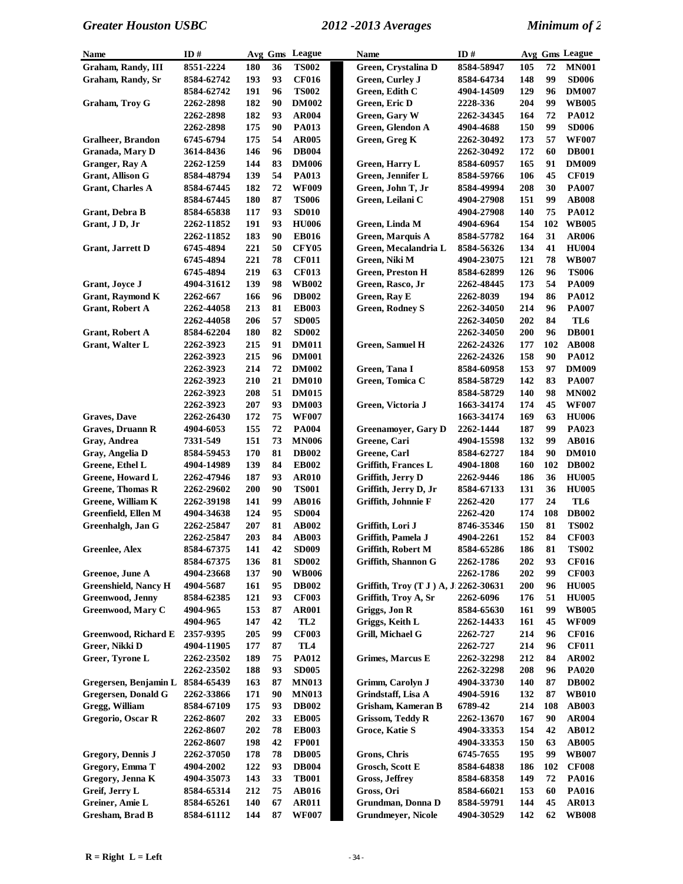| Name | ID # | Avg | Gms | League |
|---|---|---|---|---|
| Graham, Randy, III | 8551-2224 | 180 | 36 | TS002 |
| Graham, Randy, Sr | 8584-62742 | 193 | 93 | CF016 |
| | 8584-62742 | 191 | 96 | TS002 |
| Graham, Troy G | 2262-2898 | 182 | 90 | DM002 |
| | 2262-2898 | 182 | 93 | AR004 |
| | 2262-2898 | 175 | 90 | PA013 |
| Gralheer, Brandon | 6745-6794 | 175 | 54 | AR005 |
| Granada, Mary D | 3614-8436 | 146 | 96 | DB004 |
| Granger, Ray A | 2262-1259 | 144 | 83 | DM006 |
| Grant, Allison G | 8584-48794 | 139 | 54 | PA013 |
| Grant, Charles A | 8584-67445 | 182 | 72 | WF009 |
| | 8584-67445 | 180 | 87 | TS006 |
| Grant, Debra B | 8584-65838 | 117 | 93 | SD010 |
| Grant, J D, Jr | 2262-11852 | 191 | 93 | HU006 |
| | 2262-11852 | 183 | 90 | EB016 |
| Grant, Jarrett D | 6745-4894 | 221 | 50 | CFY05 |
| | 6745-4894 | 221 | 78 | CF011 |
| | 6745-4894 | 219 | 63 | CF013 |
| Grant, Joyce J | 4904-31612 | 139 | 98 | WB002 |
| Grant, Raymond K | 2262-667 | 166 | 96 | DB002 |
| Grant, Robert A | 2262-44058 | 213 | 81 | EB003 |
| | 2262-44058 | 206 | 57 | SD005 |
| Grant, Robert A | 8584-62204 | 180 | 82 | SD002 |
| Grant, Walter L | 2262-3923 | 215 | 91 | DM011 |
| | 2262-3923 | 215 | 96 | DM001 |
| | 2262-3923 | 214 | 72 | DM002 |
| | 2262-3923 | 210 | 21 | DM010 |
| | 2262-3923 | 208 | 51 | DM015 |
| | 2262-3923 | 207 | 93 | DM003 |
| Graves, Dave | 2262-26430 | 172 | 75 | WF007 |
| Graves, Druann R | 4904-6053 | 155 | 72 | PA004 |
| Gray, Andrea | 7331-549 | 151 | 73 | MN006 |
| Gray, Angelia D | 8584-59453 | 170 | 81 | DB002 |
| Greene, Ethel L | 4904-14989 | 139 | 84 | EB002 |
| Greene, Howard L | 2262-47946 | 187 | 93 | AR010 |
| Greene, Thomas R | 2262-29602 | 200 | 90 | TS001 |
| Greene, William K | 2262-39198 | 141 | 99 | AB016 |
| Greenfield, Ellen M | 4904-34638 | 124 | 95 | SD004 |
| Greenhalgh, Jan G | 2262-25847 | 207 | 81 | AB002 |
| | 2262-25847 | 203 | 84 | AB003 |
| Greenlee, Alex | 8584-67375 | 141 | 42 | SD009 |
| | 8584-67375 | 136 | 81 | SD002 |
| Greenoe, June A | 4904-23668 | 137 | 90 | WB006 |
| Greenshield, Nancy H | 4904-5687 | 161 | 95 | DB002 |
| Greenwood, Jenny | 8584-62385 | 121 | 93 | CF003 |
| Greenwood, Mary C | 4904-965 | 153 | 87 | AR001 |
| | 4904-965 | 147 | 42 | TL2 |
| Greenwood, Richard E | 2357-9395 | 205 | 99 | CF003 |
| Greer, Nikki D | 4904-11905 | 177 | 87 | TL4 |
| Greer, Tyrone L | 2262-23502 | 189 | 75 | PA012 |
| | 2262-23502 | 188 | 93 | SD005 |
| Gregersen, Benjamin L | 8584-65439 | 163 | 87 | MN013 |
| Gregersen, Donald G | 2262-33866 | 171 | 90 | MN013 |
| Gregg, William | 8584-67109 | 175 | 93 | DB002 |
| Gregorio, Oscar R | 2262-8607 | 202 | 33 | EB005 |
| | 2262-8607 | 202 | 78 | EB003 |
| | 2262-8607 | 198 | 42 | FP001 |
| Gregory, Dennis J | 2262-37050 | 178 | 78 | DB005 |
| Gregory, Emma T | 4904-2002 | 122 | 93 | DB004 |
| Gregory, Jenna K | 4904-35073 | 143 | 33 | TB001 |
| Greif, Jerry L | 8584-65314 | 212 | 75 | AB016 |
| Greiner, Amie L | 8584-65261 | 140 | 67 | AR011 |
| Gresham, Brad B | 8584-61112 | 144 | 87 | WF007 |
| Green, Crystalina D | 8584-58947 | 105 | 72 | MN001 |
| Green, Curley J | 8584-64734 | 148 | 99 | SD006 |
| Green, Edith C | 4904-14509 | 129 | 96 | DM007 |
| Green, Eric D | 2228-336 | 204 | 99 | WB005 |
| Green, Gary W | 2262-34345 | 164 | 72 | PA012 |
| Green, Glendon A | 4904-4688 | 150 | 99 | SD006 |
| Green, Greg K | 2262-30492 | 173 | 57 | WF007 |
| | 2262-30492 | 172 | 60 | DB001 |
| Green, Harry L | 8584-60957 | 165 | 91 | DM009 |
| Green, Jennifer L | 8584-59766 | 106 | 45 | CF019 |
| Green, John T, Jr | 8584-49994 | 208 | 30 | PA007 |
| Green, Leilani C | 4904-27908 | 151 | 99 | AB008 |
| | 4904-27908 | 140 | 75 | PA012 |
| Green, Linda M | 4904-6964 | 154 | 102 | WB005 |
| Green, Marquis A | 8584-57782 | 164 | 31 | AR006 |
| Green, Mecalandria L | 8584-56326 | 134 | 41 | HU004 |
| Green, Niki M | 4904-23075 | 121 | 78 | WB007 |
| Green, Preston H | 8584-62899 | 126 | 96 | TS006 |
| Green, Rasco, Jr | 2262-48445 | 173 | 54 | PA009 |
| Green, Ray E | 2262-8039 | 194 | 86 | PA012 |
| Green, Rodney S | 2262-34050 | 214 | 96 | PA007 |
| | 2262-34050 | 202 | 84 | TL6 |
| | 2262-34050 | 200 | 96 | DB001 |
| Green, Samuel H | 2262-24326 | 177 | 102 | AB008 |
| | 2262-24326 | 158 | 90 | PA012 |
| Green, Tana I | 8584-60958 | 153 | 97 | DM009 |
| Green, Tomica C | 8584-58729 | 142 | 83 | PA007 |
| | 8584-58729 | 140 | 98 | MN002 |
| Green, Victoria J | 1663-34174 | 174 | 45 | WF007 |
| | 1663-34174 | 169 | 63 | HU006 |
| Greenamoyer, Gary D | 2262-1444 | 187 | 99 | PA023 |
| Greene, Cari | 4904-15598 | 132 | 99 | AB016 |
| Greene, Carl | 8584-62727 | 184 | 90 | DM010 |
| Griffith, Frances L | 4904-1808 | 160 | 102 | DB002 |
| Griffith, Jerry D | 2262-9446 | 186 | 36 | HU005 |
| Griffith, Jerry D, Jr | 8584-67133 | 131 | 36 | HU005 |
| Griffith, Johnnie F | 2262-420 | 177 | 24 | TL6 |
| | 2262-420 | 174 | 108 | DB002 |
| Griffith, Lori J | 8746-35346 | 150 | 81 | TS002 |
| Griffith, Pamela J | 4904-2261 | 152 | 84 | CF003 |
| Griffith, Robert M | 8584-65286 | 186 | 81 | TS002 |
| Griffith, Shannon G | 2262-1786 | 202 | 93 | CF016 |
| | 2262-1786 | 202 | 99 | CF003 |
| Griffith, Troy (T J ) A, J | 2262-30631 | 200 | 96 | HU005 |
| Griffith, Troy A, Sr | 2262-6096 | 176 | 51 | HU005 |
| Griggs, Jon R | 8584-65630 | 161 | 99 | WB005 |
| Griggs, Keith L | 2262-14433 | 161 | 45 | WF009 |
| Grill, Michael G | 2262-727 | 214 | 96 | CF016 |
| | 2262-727 | 214 | 96 | CF011 |
| Grimes, Marcus E | 2262-32298 | 212 | 84 | AR002 |
| | 2262-32298 | 208 | 96 | PA020 |
| Grimm, Carolyn J | 4904-33730 | 140 | 87 | DB002 |
| Grindstaff, Lisa A | 4904-5916 | 132 | 87 | WB010 |
| Grisham, Kameran B | 6789-42 | 214 | 108 | AB003 |
| Grissom, Teddy R | 2262-13670 | 167 | 90 | AR004 |
| Groce, Katie S | 4904-33353 | 154 | 42 | AB012 |
| | 4904-33353 | 150 | 63 | AB005 |
| Grons, Chris | 6745-7655 | 195 | 99 | WB007 |
| Grosch, Scott E | 8584-64838 | 186 | 102 | CF008 |
| Gross, Jeffrey | 8584-68358 | 149 | 72 | PA016 |
| Gross, Ori | 8584-66021 | 153 | 60 | PA016 |
| Grundman, Donna D | 8584-59791 | 144 | 45 | AR013 |
| Grundmeyer, Nicole | 4904-30529 | 142 | 62 | WB008 |

R = Right L = Left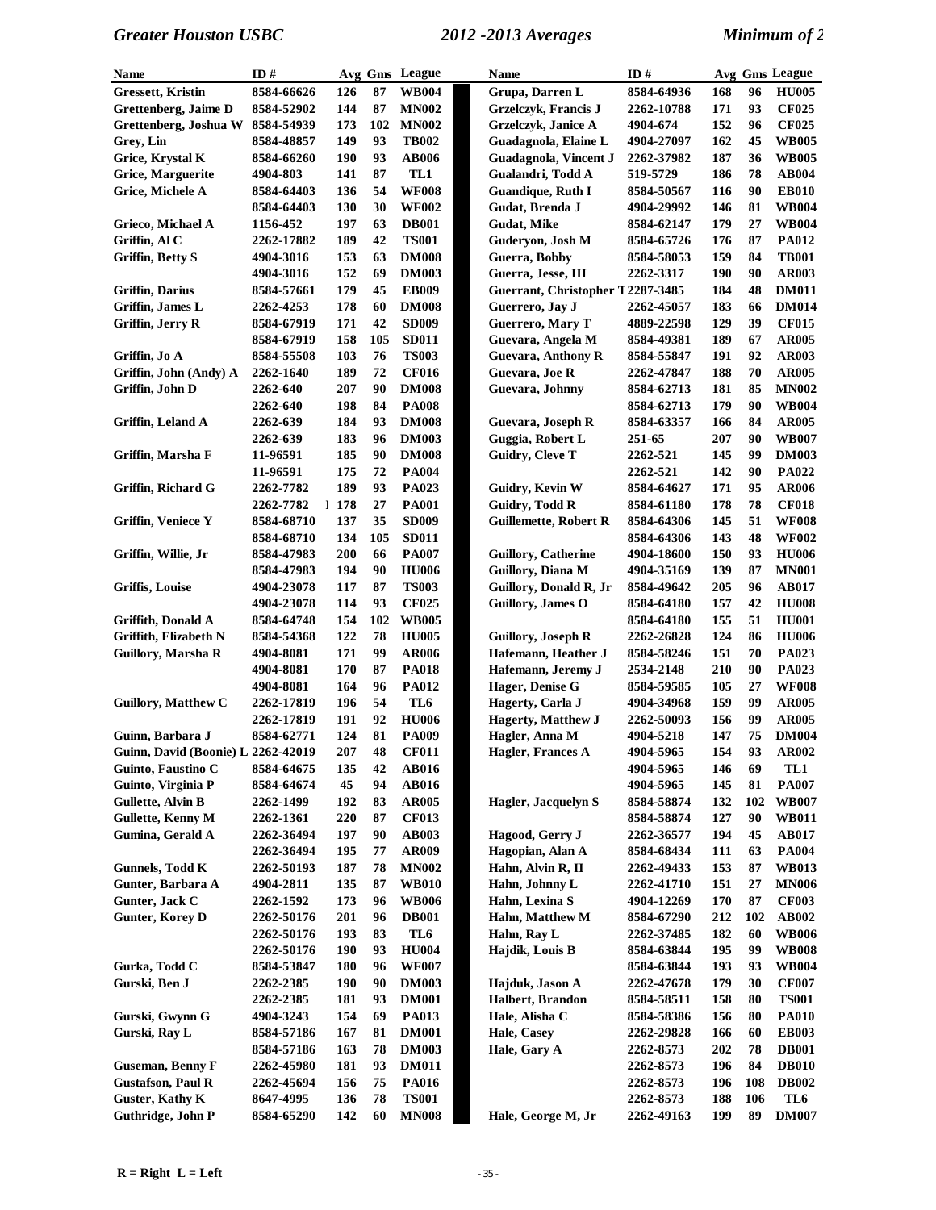| Name | ID # | Avg | Gms | League |
|---|---|---|---|---|
| Gressett, Kristin | 8584-66626 | 126 | 87 | WB004 |
| Grettenberg, Jaime D | 8584-52902 | 144 | 87 | MN002 |
| Grettenberg, Joshua W | 8584-54939 | 173 | 102 | MN002 |
| Grey, Lin | 8584-48857 | 149 | 93 | TB002 |
| Grice, Krystal K | 8584-66260 | 190 | 93 | AB006 |
| Grice, Marguerite | 4904-803 | 141 | 87 | TL1 |
| Grice, Michele A | 8584-64403 | 136 | 54 | WF008 |
| | 8584-64403 | 130 | 30 | WF002 |
| Grieco, Michael A | 1156-452 | 197 | 63 | DB001 |
| Griffin, Al C | 2262-17882 | 189 | 42 | TS001 |
| Griffin, Betty S | 4904-3016 | 153 | 63 | DM008 |
| | 4904-3016 | 152 | 69 | DM003 |
| Griffin, Darius | 8584-57661 | 179 | 45 | EB009 |
| Griffin, James L | 2262-4253 | 178 | 60 | DM008 |
| Griffin, Jerry R | 8584-67919 | 171 | 42 | SD009 |
| | 8584-67919 | 158 | 105 | SD011 |
| Griffin, Jo A | 8584-55508 | 103 | 76 | TS003 |
| Griffin, John (Andy) A | 2262-1640 | 189 | 72 | CF016 |
| Griffin, John D | 2262-640 | 207 | 90 | DM008 |
| | 2262-640 | 198 | 84 | PA008 |
| Griffin, Leland A | 2262-639 | 184 | 93 | DM008 |
| | 2262-639 | 183 | 96 | DM003 |
| Griffin, Marsha F | 11-96591 | 185 | 90 | DM008 |
| | 11-96591 | 175 | 72 | PA004 |
| Griffin, Richard G | 2262-7782 | 189 | 93 | PA023 |
| | 2262-7782 | l 178 | 27 | PA001 |
| Griffin, Veniece Y | 8584-68710 | 137 | 35 | SD009 |
| | 8584-68710 | 134 | 105 | SD011 |
| Griffin, Willie, Jr | 8584-47983 | 200 | 66 | PA007 |
| | 8584-47983 | 194 | 90 | HU006 |
| Griffis, Louise | 4904-23078 | 117 | 87 | TS003 |
| | 4904-23078 | 114 | 93 | CF025 |
| Griffith, Donald A | 8584-64748 | 154 | 102 | WB005 |
| Griffith, Elizabeth N | 8584-54368 | 122 | 78 | HU005 |
| Guillory, Marsha R | 4904-8081 | 171 | 99 | AR006 |
| | 4904-8081 | 170 | 87 | PA018 |
| | 4904-8081 | 164 | 96 | PA012 |
| Guillory, Matthew C | 2262-17819 | 196 | 54 | TL6 |
| | 2262-17819 | 191 | 92 | HU006 |
| Guinn, Barbara J | 8584-62771 | 124 | 81 | PA009 |
| Guinn, David (Boonie) L | 2262-42019 | 207 | 48 | CF011 |
| Guinto, Faustino C | 8584-64675 | 135 | 42 | AB016 |
| Guinto, Virginia P | 8584-64674 | 45 | 94 | AB016 |
| Gullette, Alvin B | 2262-1499 | 192 | 83 | AR005 |
| Gullette, Kenny M | 2262-1361 | 220 | 87 | CF013 |
| Gumina, Gerald A | 2262-36494 | 197 | 90 | AB003 |
| | 2262-36494 | 195 | 77 | AR009 |
| Gunnels, Todd K | 2262-50193 | 187 | 78 | MN002 |
| Gunter, Barbara A | 4904-2811 | 135 | 87 | WB010 |
| Gunter, Jack C | 2262-1592 | 173 | 96 | WB006 |
| Gunter, Korey D | 2262-50176 | 201 | 96 | DB001 |
| | 2262-50176 | 193 | 83 | TL6 |
| | 2262-50176 | 190 | 93 | HU004 |
| Gurka, Todd C | 8584-53847 | 180 | 96 | WF007 |
| Gurski, Ben J | 2262-2385 | 190 | 90 | DM003 |
| | 2262-2385 | 181 | 93 | DM001 |
| Gurski, Gwynn G | 4904-3243 | 154 | 69 | PA013 |
| Gurski, Ray L | 8584-57186 | 167 | 81 | DM001 |
| | 8584-57186 | 163 | 78 | DM003 |
| Guseman, Benny F | 2262-45980 | 181 | 93 | DM011 |
| Gustafson, Paul R | 2262-45694 | 156 | 75 | PA016 |
| Guster, Kathy K | 8647-4995 | 136 | 78 | TS001 |
| Guthridge, John P | 8584-65290 | 142 | 60 | MN008 |
| Grupa, Darren L | 8584-64936 | 168 | 96 | HU005 |
| Grzelczyk, Francis J | 2262-10788 | 171 | 93 | CF025 |
| Grzelczyk, Janice A | 4904-674 | 152 | 96 | CF025 |
| Guadagnola, Elaine L | 4904-27097 | 162 | 45 | WB005 |
| Guadagnola, Vincent J | 2262-37982 | 187 | 36 | WB005 |
| Gualandri, Todd A | 519-5729 | 186 | 78 | AB004 |
| Guandique, Ruth I | 8584-50567 | 116 | 90 | EB010 |
| Gudat, Brenda J | 4904-29992 | 146 | 81 | WB004 |
| Gudat, Mike | 8584-62147 | 179 | 27 | WB004 |
| Guderyon, Josh M | 8584-65726 | 176 | 87 | PA012 |
| Guerra, Bobby | 8584-58053 | 159 | 84 | TB001 |
| Guerra, Jesse, III | 2262-3317 | 190 | 90 | AR003 |
| Guerrant, Christopher T | 2287-3485 | 184 | 48 | DM011 |
| Guerrero, Jay J | 2262-45057 | 183 | 66 | DM014 |
| Guerrero, Mary T | 4889-22598 | 129 | 39 | CF015 |
| Guevara, Angela M | 8584-49381 | 189 | 67 | AR005 |
| Guevara, Anthony R | 8584-55847 | 191 | 92 | AR003 |
| Guevara, Joe R | 2262-47847 | 188 | 70 | AR005 |
| Guevara, Johnny | 8584-62713 | 181 | 85 | MN002 |
| | 8584-62713 | 179 | 90 | WB004 |
| Guevara, Joseph R | 8584-63357 | 166 | 84 | AR005 |
| Guggia, Robert L | 251-65 | 207 | 90 | WB007 |
| Guidry, Cleve T | 2262-521 | 145 | 99 | DM003 |
| | 2262-521 | 142 | 90 | PA022 |
| Guidry, Kevin W | 8584-64627 | 171 | 95 | AR006 |
| Guidry, Todd R | 8584-61180 | 178 | 78 | CF018 |
| Guillemette, Robert R | 8584-64306 | 145 | 51 | WF008 |
| | 8584-64306 | 143 | 48 | WF002 |
| Guillory, Catherine | 4904-18600 | 150 | 93 | HU006 |
| Guillory, Diana M | 4904-35169 | 139 | 87 | MN001 |
| Guillory, Donald R, Jr | 8584-49642 | 205 | 96 | AB017 |
| Guillory, James O | 8584-64180 | 157 | 42 | HU008 |
| | 8584-64180 | 155 | 51 | HU001 |
| Guillory, Joseph R | 2262-26828 | 124 | 86 | HU006 |
| Hafemann, Heather J | 8584-58246 | 151 | 70 | PA023 |
| Hafemann, Jeremy J | 2534-2148 | 210 | 90 | PA023 |
| Hager, Denise G | 8584-59585 | 105 | 27 | WF008 |
| Hagerty, Carla J | 4904-34968 | 159 | 99 | AR005 |
| Hagerty, Matthew J | 2262-50093 | 156 | 99 | AR005 |
| Hagler, Anna M | 4904-5218 | 147 | 75 | DM004 |
| Hagler, Frances A | 4904-5965 | 154 | 93 | AR002 |
| | 4904-5965 | 146 | 69 | TL1 |
| | 4904-5965 | 145 | 81 | PA007 |
| Hagler, Jacquelyn S | 8584-58874 | 132 | 102 | WB007 |
| | 8584-58874 | 127 | 90 | WB011 |
| Hagood, Gerry J | 2262-36577 | 194 | 45 | AB017 |
| Hagopian, Alan A | 8584-68434 | 111 | 63 | PA004 |
| Hahn, Alvin R, II | 2262-49433 | 153 | 87 | WB013 |
| Hahn, Johnny L | 2262-41710 | 151 | 27 | MN006 |
| Hahn, Lexina S | 4904-12269 | 170 | 87 | CF003 |
| Hahn, Matthew M | 8584-67290 | 212 | 102 | AB002 |
| Hahn, Ray L | 2262-37485 | 182 | 60 | WB006 |
| Hajdik, Louis B | 8584-63844 | 195 | 99 | WB008 |
| | 8584-63844 | 193 | 93 | WB004 |
| Hajduk, Jason A | 2262-47678 | 179 | 30 | CF007 |
| Halbert, Brandon | 8584-58511 | 158 | 80 | TS001 |
| Hale, Alisha C | 8584-58386 | 156 | 80 | PA010 |
| Hale, Casey | 2262-29828 | 166 | 60 | EB003 |
| Hale, Gary A | 2262-8573 | 202 | 78 | DB001 |
| | 2262-8573 | 196 | 84 | DB010 |
| | 2262-8573 | 196 | 108 | DB002 |
| | 2262-8573 | 188 | 106 | TL6 |
| Hale, George M, Jr | 2262-49163 | 199 | 89 | DM007 |

R = Right L = Left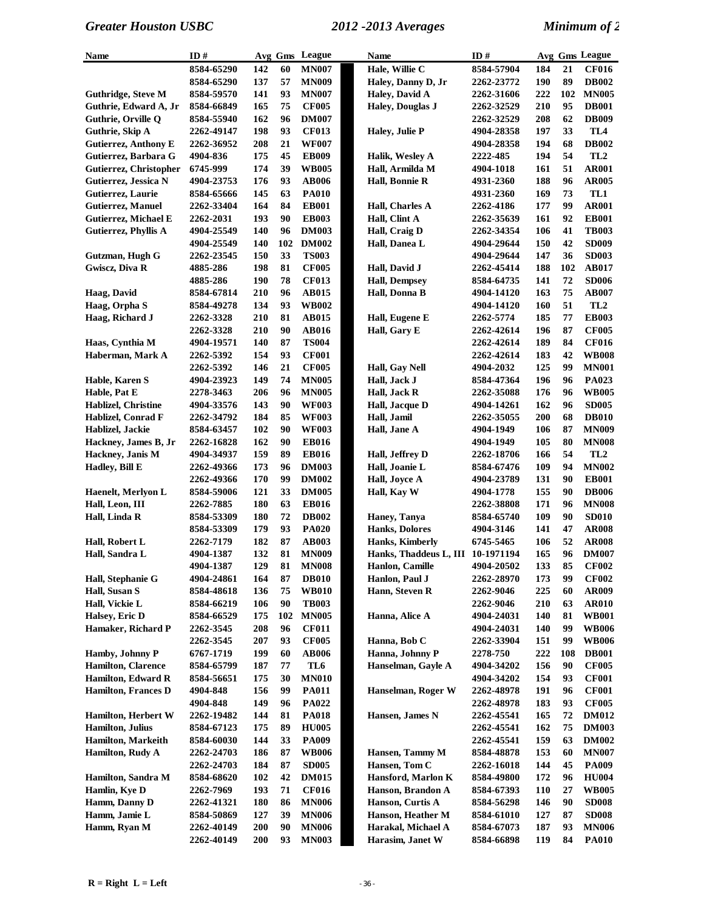| Name | ID # | Avg | Gms | League |
|---|---|---|---|---|
| | 8584-65290 | 142 | 60 | MN007 |
| | 8584-65290 | 137 | 57 | MN009 |
| Guthridge, Steve M | 8584-59570 | 141 | 93 | MN007 |
| Guthrie, Edward A, Jr | 8584-66849 | 165 | 75 | CF005 |
| Guthrie, Orville Q | 8584-55940 | 162 | 96 | DM007 |
| Guthrie, Skip A | 2262-49147 | 198 | 93 | CF013 |
| Gutierrez, Anthony E | 2262-36952 | 208 | 21 | WF007 |
| Gutierrez, Barbara G | 4904-836 | 175 | 45 | EB009 |
| Gutierrez, Christopher | 6745-999 | 174 | 39 | WB005 |
| Gutierrez, Jessica N | 4904-23753 | 176 | 93 | AB006 |
| Gutierrez, Laurie | 8584-65666 | 145 | 63 | PA010 |
| Gutierrez, Manuel | 2262-33404 | 164 | 84 | EB001 |
| Gutierrez, Michael E | 2262-2031 | 193 | 90 | EB003 |
| Gutierrez, Phyllis A | 4904-25549 | 140 | 96 | DM003 |
| | 4904-25549 | 140 | 102 | DM002 |
| Gutzman, Hugh G | 2262-23545 | 150 | 33 | TS003 |
| Gwiscz, Diva R | 4885-286 | 198 | 81 | CF005 |
| | 4885-286 | 190 | 78 | CF013 |
| Haag, David | 8584-67814 | 210 | 96 | AB015 |
| Haag, Orpha S | 8584-49278 | 134 | 93 | WB002 |
| Haag, Richard J | 2262-3328 | 210 | 81 | AB015 |
| | 2262-3328 | 210 | 90 | AB016 |
| Haas, Cynthia M | 4904-19571 | 140 | 87 | TS004 |
| Haberman, Mark A | 2262-5392 | 154 | 93 | CF001 |
| | 2262-5392 | 146 | 21 | CF005 |
| Hable, Karen S | 4904-23923 | 149 | 74 | MN005 |
| Hable, Pat E | 2278-3463 | 206 | 96 | MN005 |
| Hablizel, Christine | 4904-33576 | 143 | 90 | WF003 |
| Hablizel, Conrad F | 2262-34792 | 184 | 85 | WF003 |
| Hablizel, Jackie | 8584-63457 | 102 | 90 | WF003 |
| Hackney, James B, Jr | 2262-16828 | 162 | 90 | EB016 |
| Hackney, Janis M | 4904-34937 | 159 | 89 | EB016 |
| Hadley, Bill E | 2262-49366 | 173 | 96 | DM003 |
| | 2262-49366 | 170 | 99 | DM002 |
| Haenelt, Merlyon L | 8584-59006 | 121 | 33 | DM005 |
| Hall, Leon, III | 2262-7885 | 180 | 63 | EB016 |
| Hall, Linda R | 8584-53309 | 180 | 72 | DB002 |
| | 8584-53309 | 179 | 93 | PA020 |
| Hall, Robert L | 2262-7179 | 182 | 87 | AB003 |
| Hall, Sandra L | 4904-1387 | 132 | 81 | MN009 |
| | 4904-1387 | 129 | 81 | MN008 |
| Hall, Stephanie G | 4904-24861 | 164 | 87 | DB010 |
| Hall, Susan S | 8584-48618 | 136 | 75 | WB010 |
| Hall, Vickie L | 8584-66219 | 106 | 90 | TB003 |
| Halsey, Eric D | 8584-66529 | 175 | 102 | MN005 |
| Hamaker, Richard P | 2262-3545 | 208 | 96 | CF011 |
| | 2262-3545 | 207 | 93 | CF005 |
| Hamby, Johnny P | 6767-1719 | 199 | 60 | AB006 |
| Hamilton, Clarence | 8584-65799 | 187 | 77 | TL6 |
| Hamilton, Edward R | 8584-56651 | 175 | 30 | MN010 |
| Hamilton, Frances D | 4904-848 | 156 | 99 | PA011 |
| | 4904-848 | 149 | 96 | PA022 |
| Hamilton, Herbert W | 2262-19482 | 144 | 81 | PA018 |
| Hamilton, Julius | 8584-67123 | 175 | 89 | HU005 |
| Hamilton, Markeith | 8584-60030 | 144 | 33 | PA009 |
| Hamilton, Rudy A | 2262-24703 | 186 | 87 | WB006 |
| | 2262-24703 | 184 | 87 | SD005 |
| Hamilton, Sandra M | 8584-68620 | 102 | 42 | DM015 |
| Hamlin, Kye D | 2262-7969 | 193 | 71 | CF016 |
| Hamm, Danny D | 2262-41321 | 180 | 86 | MN006 |
| Hamm, Jamie L | 8584-50869 | 127 | 39 | MN006 |
| Hamm, Ryan M | 2262-40149 | 200 | 90 | MN006 |
| | 2262-40149 | 200 | 93 | MN003 |
| Hale, Willie C | 8584-57904 | 184 | 21 | CF016 |
| Haley, Danny D, Jr | 2262-23772 | 190 | 89 | DB002 |
| Haley, David A | 2262-31606 | 222 | 102 | MN005 |
| Haley, Douglas J | 2262-32529 | 210 | 95 | DB001 |
| | 2262-32529 | 208 | 62 | DB009 |
| Haley, Julie P | 4904-28358 | 197 | 33 | TL4 |
| | 4904-28358 | 194 | 68 | DB002 |
| Halik, Wesley A | 2222-485 | 194 | 54 | TL2 |
| Hall, Armilda M | 4904-1018 | 161 | 51 | AR001 |
| Hall, Bonnie R | 4931-2360 | 188 | 96 | AR005 |
| | 4931-2360 | 169 | 73 | TL1 |
| Hall, Charles A | 2262-4186 | 177 | 99 | AR001 |
| Hall, Clint A | 2262-35639 | 161 | 92 | EB001 |
| Hall, Craig D | 2262-34354 | 106 | 41 | TB003 |
| Hall, Danea L | 4904-29644 | 150 | 42 | SD009 |
| | 4904-29644 | 147 | 36 | SD003 |
| Hall, David J | 2262-45414 | 188 | 102 | AB017 |
| Hall, Dempsey | 8584-64735 | 141 | 72 | SD006 |
| Hall, Donna B | 4904-14120 | 163 | 75 | AB007 |
| | 4904-14120 | 160 | 51 | TL2 |
| Hall, Eugene E | 2262-5774 | 185 | 77 | EB003 |
| Hall, Gary E | 2262-42614 | 196 | 87 | CF005 |
| | 2262-42614 | 189 | 84 | CF016 |
| | 2262-42614 | 183 | 42 | WB008 |
| Hall, Gay Nell | 4904-2032 | 125 | 99 | MN001 |
| Hall, Jack J | 8584-47364 | 196 | 96 | PA023 |
| Hall, Jack R | 2262-35088 | 176 | 96 | WB005 |
| Hall, Jacque D | 4904-14261 | 162 | 96 | SD005 |
| Hall, Jamil | 2262-35055 | 200 | 68 | DB010 |
| Hall, Jane A | 4904-1949 | 106 | 87 | MN009 |
| | 4904-1949 | 105 | 80 | MN008 |
| Hall, Jeffrey D | 2262-18706 | 166 | 54 | TL2 |
| Hall, Joanie L | 8584-67476 | 109 | 94 | MN002 |
| Hall, Joyce A | 4904-23789 | 131 | 90 | EB001 |
| Hall, Kay W | 4904-1778 | 155 | 90 | DB006 |
| | 2262-38808 | 171 | 96 | MN008 |
| Haney, Tanya | 8584-65740 | 109 | 90 | SD010 |
| Hanks, Dolores | 4904-3146 | 141 | 47 | AR008 |
| Hanks, Kimberly | 6745-5465 | 106 | 52 | AR008 |
| Hanks, Thaddeus L, III | 10-1971194 | 165 | 96 | DM007 |
| Hanlon, Camille | 4904-20502 | 133 | 85 | CF002 |
| Hanlon, Paul J | 2262-28970 | 173 | 99 | CF002 |
| Hann, Steven R | 2262-9046 | 225 | 60 | AR009 |
| | 2262-9046 | 210 | 63 | AR010 |
| Hanna, Alice A | 4904-24031 | 140 | 81 | WB001 |
| | 4904-24031 | 140 | 99 | WB006 |
| Hanna, Bob C | 2262-33904 | 151 | 99 | WB006 |
| Hanna, Johnny P | 2278-750 | 222 | 108 | DB001 |
| Hanselman, Gayle A | 4904-34202 | 156 | 90 | CF005 |
| | 4904-34202 | 154 | 93 | CF001 |
| Hanselman, Roger W | 2262-48978 | 191 | 96 | CF001 |
| | 2262-48978 | 183 | 93 | CF005 |
| Hansen, James N | 2262-45541 | 165 | 72 | DM012 |
| | 2262-45541 | 162 | 75 | DM003 |
| | 2262-45541 | 159 | 63 | DM002 |
| Hansen, Tammy M | 8584-48878 | 153 | 60 | MN007 |
| Hansen, Tom C | 2262-16018 | 144 | 45 | PA009 |
| Hansford, Marlon K | 8584-49800 | 172 | 96 | HU004 |
| Hanson, Brandon A | 8584-67393 | 110 | 27 | WB005 |
| Hanson, Curtis A | 8584-56298 | 146 | 90 | SD008 |
| Hanson, Heather M | 8584-61010 | 127 | 87 | SD008 |
| Harakal, Michael A | 8584-67073 | 187 | 93 | MN006 |
| Harasim, Janet W | 8584-66898 | 119 | 84 | PA010 |

R = Right L = Left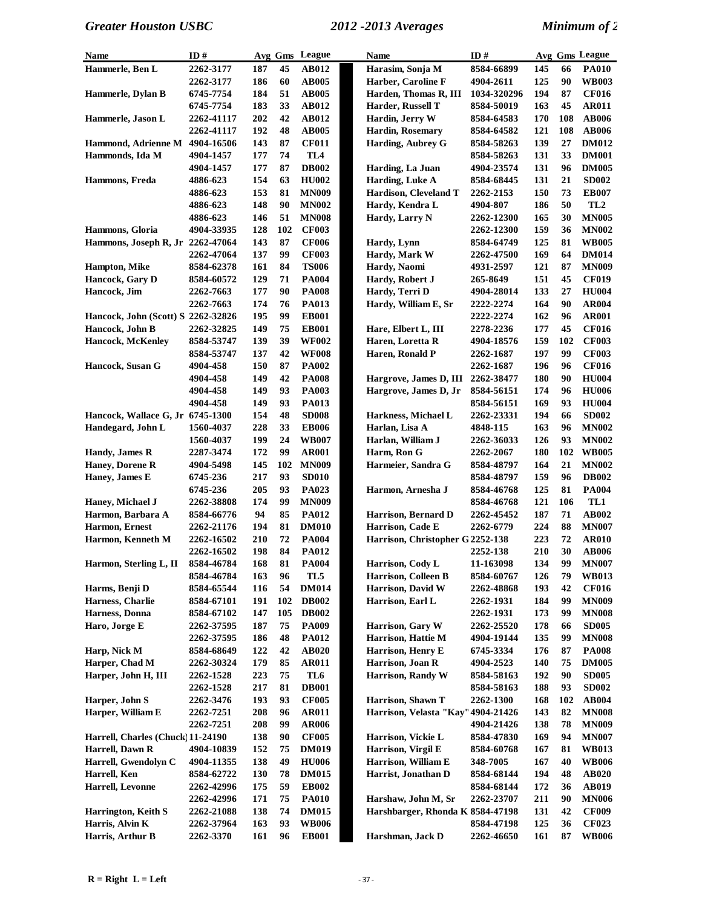| Name | ID # | Avg | Gms | League |
|---|---|---|---|---|
| Hammerle, Ben L | 2262-3177 | 187 | 45 | AB012 |
| | 2262-3177 | 186 | 60 | AB005 |
| Hammerle, Dylan B | 6745-7754 | 184 | 51 | AB005 |
| | 6745-7754 | 183 | 33 | AB012 |
| Hammerle, Jason L | 2262-41117 | 202 | 42 | AB012 |
| | 2262-41117 | 192 | 48 | AB005 |
| Hammond, Adrienne M | 4904-16506 | 143 | 87 | CF011 |
| Hammonds, Ida M | 4904-1457 | 177 | 74 | TL4 |
| | 4904-1457 | 177 | 87 | DB002 |
| Hammons, Freda | 4886-623 | 154 | 63 | HU002 |
| | 4886-623 | 153 | 81 | MN009 |
| | 4886-623 | 148 | 90 | MN002 |
| | 4886-623 | 146 | 51 | MN008 |
| Hammons, Gloria | 4904-33935 | 128 | 102 | CF003 |
| Hammons, Joseph R, Jr | 2262-47064 | 143 | 87 | CF006 |
| | 2262-47064 | 137 | 99 | CF003 |
| Hampton, Mike | 8584-62378 | 161 | 84 | TS006 |
| Hancock, Gary D | 8584-60572 | 129 | 71 | PA004 |
| Hancock, Jim | 2262-7663 | 177 | 90 | PA008 |
| | 2262-7663 | 174 | 76 | PA013 |
| Hancock, John (Scott) S | 2262-32826 | 195 | 99 | EB001 |
| Hancock, John B | 2262-32825 | 149 | 75 | EB001 |
| Hancock, McKenley | 8584-53747 | 139 | 39 | WF002 |
| | 8584-53747 | 137 | 42 | WF008 |
| Hancock, Susan G | 4904-458 | 150 | 87 | PA002 |
| | 4904-458 | 149 | 42 | PA008 |
| | 4904-458 | 149 | 93 | PA003 |
| | 4904-458 | 149 | 93 | PA013 |
| Hancock, Wallace G, Jr | 6745-1300 | 154 | 48 | SD008 |
| Handegard, John L | 1560-4037 | 228 | 33 | EB006 |
| | 1560-4037 | 199 | 24 | WB007 |
| Handy, James R | 2287-3474 | 172 | 99 | AR001 |
| Haney, Dorene R | 4904-5498 | 145 | 102 | MN009 |
| Haney, James E | 6745-236 | 217 | 93 | SD010 |
| | 6745-236 | 205 | 93 | PA023 |
| Haney, Michael J | 2262-38808 | 174 | 99 | MN009 |
| Harmon, Barbara A | 8584-66776 | 94 | 85 | PA012 |
| Harmon, Ernest | 2262-21176 | 194 | 81 | DM010 |
| Harmon, Kenneth M | 2262-16502 | 210 | 72 | PA004 |
| | 2262-16502 | 198 | 84 | PA012 |
| Harmon, Sterling L, II | 8584-46784 | 168 | 81 | PA004 |
| | 8584-46784 | 163 | 96 | TL5 |
| Harms, Benji D | 8584-65544 | 116 | 54 | DM014 |
| Harness, Charlie | 8584-67101 | 191 | 102 | DB002 |
| Harness, Donna | 8584-67102 | 147 | 105 | DB002 |
| Haro, Jorge E | 2262-37595 | 187 | 75 | PA009 |
| | 2262-37595 | 186 | 48 | PA012 |
| Harp, Nick M | 8584-68649 | 122 | 42 | AB020 |
| Harper, Chad M | 2262-30324 | 179 | 85 | AR011 |
| Harper, John H, III | 2262-1528 | 223 | 75 | TL6 |
| | 2262-1528 | 217 | 81 | DB001 |
| Harper, John S | 2262-3476 | 193 | 93 | CF005 |
| Harper, William E | 2262-7251 | 208 | 96 | AR011 |
| | 2262-7251 | 208 | 99 | AR006 |
| Harrell, Charles (Chuck) | 11-24190 | 138 | 90 | CF005 |
| Harrell, Dawn R | 4904-10839 | 152 | 75 | DM019 |
| Harrell, Gwendolyn C | 4904-11355 | 138 | 49 | HU006 |
| Harrell, Ken | 8584-62722 | 130 | 78 | DM015 |
| Harrell, Levonne | 2262-42996 | 175 | 59 | EB002 |
| | 2262-42996 | 171 | 75 | PA010 |
| Harrington, Keith S | 2262-21088 | 138 | 74 | DM015 |
| Harris, Alvin K | 2262-37964 | 163 | 93 | WB006 |
| Harris, Arthur B | 2262-3370 | 161 | 96 | EB001 |
| Harasim, Sonja M | 8584-66899 | 145 | 66 | PA010 |
| Harber, Caroline F | 4904-2611 | 125 | 90 | WB003 |
| Harden, Thomas R, III | 1034-320296 | 194 | 87 | CF016 |
| Harder, Russell T | 8584-50019 | 163 | 45 | AR011 |
| Hardin, Jerry W | 8584-64583 | 170 | 108 | AB006 |
| Hardin, Rosemary | 8584-64582 | 121 | 108 | AB006 |
| Harding, Aubrey G | 8584-58263 | 139 | 27 | DM012 |
| | 8584-58263 | 131 | 33 | DM001 |
| Harding, La Juan | 4904-23574 | 131 | 96 | DM005 |
| Harding, Luke A | 8584-68445 | 131 | 21 | SD002 |
| Hardison, Cleveland T | 2262-2153 | 150 | 73 | EB007 |
| Hardy, Kendra L | 4904-807 | 186 | 50 | TL2 |
| Hardy, Larry N | 2262-12300 | 165 | 30 | MN005 |
| | 2262-12300 | 159 | 36 | MN002 |
| Hardy, Lynn | 8584-64749 | 125 | 81 | WB005 |
| Hardy, Mark W | 2262-47500 | 169 | 64 | DM014 |
| Hardy, Naomi | 4931-2597 | 121 | 87 | MN009 |
| Hardy, Robert J | 265-8649 | 151 | 45 | CF019 |
| Hardy, Terri D | 4904-28014 | 133 | 27 | HU004 |
| Hardy, William E, Sr | 2222-2274 | 164 | 90 | AR004 |
| | 2222-2274 | 162 | 96 | AR001 |
| Hare, Elbert L, III | 2278-2236 | 177 | 45 | CF016 |
| Haren, Loretta R | 4904-18576 | 159 | 102 | CF003 |
| Haren, Ronald P | 2262-1687 | 197 | 99 | CF003 |
| | 2262-1687 | 196 | 96 | CF016 |
| Hargrove, James D, III | 2262-38477 | 180 | 90 | HU004 |
| Hargrove, James D, Jr | 8584-56151 | 174 | 96 | HU006 |
| | 8584-56151 | 169 | 93 | HU004 |
| Harkness, Michael L | 2262-23331 | 194 | 66 | SD002 |
| Harlan, Lisa A | 4848-115 | 163 | 96 | MN002 |
| Harlan, William J | 2262-36033 | 126 | 93 | MN002 |
| Harm, Ron G | 2262-2067 | 180 | 102 | WB005 |
| Harmeier, Sandra G | 8584-48797 | 164 | 21 | MN002 |
| | 8584-48797 | 159 | 96 | DB002 |
| Harmon, Arnesha J | 8584-46768 | 125 | 81 | PA004 |
| | 8584-46768 | 121 | 106 | TL1 |
| Harrison, Bernard D | 2262-45452 | 187 | 71 | AB002 |
| Harrison, Cade E | 2262-6779 | 224 | 88 | MN007 |
| Harrison, Christopher G | 2252-138 | 223 | 72 | AR010 |
| | 2252-138 | 210 | 30 | AB006 |
| Harrison, Cody L | 11-163098 | 134 | 99 | MN007 |
| Harrison, Colleen B | 8584-60767 | 126 | 79 | WB013 |
| Harrison, David W | 2262-48868 | 193 | 42 | CF016 |
| Harrison, Earl L | 2262-1931 | 184 | 99 | MN009 |
| | 2262-1931 | 173 | 99 | MN008 |
| Harrison, Gary W | 2262-25520 | 178 | 66 | SD005 |
| Harrison, Hattie M | 4904-19144 | 135 | 99 | MN008 |
| Harrison, Henry E | 6745-3334 | 176 | 87 | PA008 |
| Harrison, Joan R | 4904-2523 | 140 | 75 | DM005 |
| Harrison, Randy W | 8584-58163 | 192 | 90 | SD005 |
| | 8584-58163 | 188 | 93 | SD002 |
| Harrison, Shawn T | 2262-1300 | 168 | 102 | AB004 |
| Harrison, Velasta "Kay" | 4904-21426 | 143 | 82 | MN008 |
| | 4904-21426 | 138 | 78 | MN009 |
| Harrison, Vickie L | 8584-47830 | 169 | 94 | MN007 |
| Harrison, Virgil E | 8584-60768 | 167 | 81 | WB013 |
| Harrison, William E | 348-7005 | 167 | 40 | WB006 |
| Harrist, Jonathan D | 8584-68144 | 194 | 48 | AB020 |
| | 8584-68144 | 172 | 36 | AB019 |
| Harshaw, John M, Sr | 2262-23707 | 211 | 90 | MN006 |
| Harshbarger, Rhonda K | 8584-47198 | 131 | 42 | CF009 |
| | 8584-47198 | 125 | 36 | CF023 |
| Harshman, Jack D | 2262-46650 | 161 | 87 | WB006 |

R = Right L = Left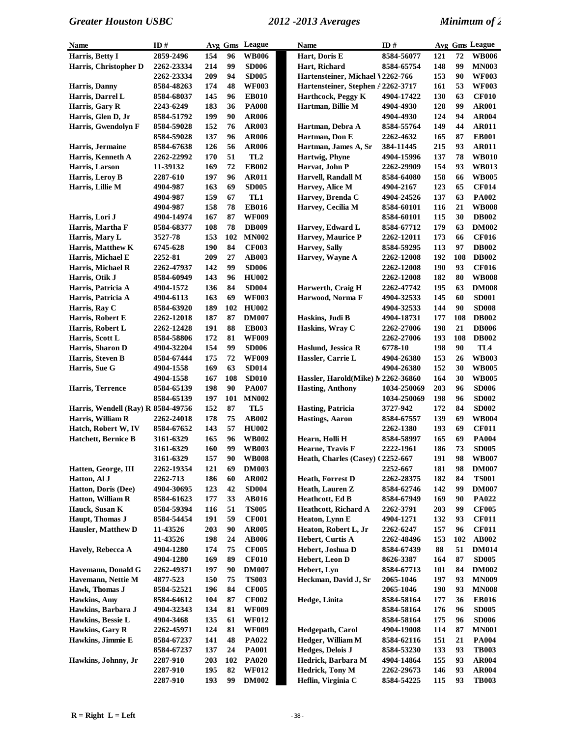| Name | ID # | Avg | Gms | League |
|---|---|---|---|---|
| Harris, Betty I | 2859-2496 | 154 | 96 | WB006 |
| Harris, Christopher D | 2262-23334 | 214 | 99 | SD006 |
| | 2262-23334 | 209 | 94 | SD005 |
| Harris, Danny | 8584-48263 | 174 | 48 | WF003 |
| Harris, Darrel L | 8584-68037 | 145 | 96 | EB010 |
| Harris, Gary R | 2243-6249 | 183 | 36 | PA008 |
| Harris, Glen D, Jr | 8584-51792 | 199 | 90 | AR006 |
| Harris, Gwendolyn F | 8584-59028 | 152 | 76 | AR003 |
| | 8584-59028 | 137 | 96 | AR006 |
| Harris, Jermaine | 8584-67638 | 126 | 56 | AR006 |
| Harris, Kenneth A | 2262-22992 | 170 | 51 | TL2 |
| Harris, Larson | 11-39132 | 169 | 72 | EB002 |
| Harris, Leroy B | 2287-610 | 197 | 96 | AR011 |
| Harris, Lillie M | 4904-987 | 163 | 69 | SD005 |
| | 4904-987 | 159 | 67 | TL1 |
| | 4904-987 | 158 | 78 | EB016 |
| Harris, Lori J | 4904-14974 | 167 | 87 | WF009 |
| Harris, Martha F | 8584-68377 | 108 | 78 | DB009 |
| Harris, Mary L | 3527-78 | 153 | 102 | MN002 |
| Harris, Matthew K | 6745-628 | 190 | 84 | CF003 |
| Harris, Michael E | 2252-81 | 209 | 27 | AB003 |
| Harris, Michael R | 2262-47937 | 142 | 99 | SD006 |
| Harris, Otik J | 8584-60949 | 143 | 96 | HU002 |
| Harris, Patricia A | 4904-1572 | 136 | 84 | SD004 |
| Harris, Patricia A | 4904-6113 | 163 | 69 | WF003 |
| Harris, Ray C | 8584-63920 | 189 | 102 | HU002 |
| Harris, Robert E | 2262-12018 | 187 | 87 | DM007 |
| Harris, Robert L | 2262-12428 | 191 | 88 | EB003 |
| Harris, Scott L | 8584-58806 | 172 | 81 | WF009 |
| Harris, Sharon D | 4904-32204 | 154 | 99 | SD006 |
| Harris, Steven B | 8584-67444 | 175 | 72 | WF009 |
| Harris, Sue G | 4904-1558 | 169 | 63 | SD014 |
| | 4904-1558 | 167 | 108 | SD010 |
| Harris, Terrence | 8584-65139 | 198 | 90 | PA007 |
| | 8584-65139 | 197 | 101 | MN002 |
| Harris, Wendell (Ray) R | 8584-49756 | 152 | 87 | TL5 |
| Harris, William R | 2262-24018 | 178 | 75 | AB002 |
| Hatch, Robert W, IV | 8584-67652 | 143 | 57 | HU002 |
| Hatchett, Bernice B | 3161-6329 | 165 | 96 | WB002 |
| | 3161-6329 | 160 | 99 | WB003 |
| | 3161-6329 | 157 | 90 | WB008 |
| Hatten, George, III | 2262-19354 | 121 | 69 | DM003 |
| Hatton, Al J | 2262-713 | 186 | 60 | AR002 |
| Hatton, Doris (Dee) | 4904-30695 | 123 | 42 | SD004 |
| Hatton, William R | 8584-61623 | 177 | 33 | AB016 |
| Hauck, Susan K | 8584-59394 | 116 | 51 | TS005 |
| Haupt, Thomas J | 8584-54454 | 191 | 59 | CF001 |
| Hausler, Matthew D | 11-43526 | 203 | 90 | AR005 |
| | 11-43526 | 198 | 24 | AB006 |
| Havely, Rebecca A | 4904-1280 | 174 | 75 | CF005 |
| | 4904-1280 | 169 | 89 | CF010 |
| Havemann, Donald G | 2262-49371 | 197 | 90 | DM007 |
| Havemann, Nettie M | 4877-523 | 150 | 75 | TS003 |
| Hawk, Thomas J | 8584-52521 | 196 | 84 | CF005 |
| Hawkins, Amy | 8584-64612 | 104 | 87 | CF002 |
| Hawkins, Barbara J | 4904-32343 | 134 | 81 | WF009 |
| Hawkins, Bessie L | 4904-3468 | 135 | 61 | WF012 |
| Hawkins, Gary R | 2262-45971 | 124 | 81 | WF009 |
| Hawkins, Jimmie E | 8584-67237 | 141 | 48 | PA022 |
| | 8584-67237 | 137 | 24 | PA001 |
| Hawkins, Johnny, Jr | 2287-910 | 203 | 102 | PA020 |
| | 2287-910 | 195 | 82 | WF012 |
| | 2287-910 | 193 | 99 | DM002 |
| Hart, Doris E | 8584-56077 | 121 | 72 | WB006 |
| Hart, Richard | 8584-65754 | 148 | 99 | MN003 |
| Hartensteiner, Michael V | 2262-766 | 153 | 90 | WF003 |
| Hartensteiner, Stephen A | 2262-3717 | 161 | 53 | WF003 |
| Harthcock, Peggy K | 4904-17422 | 130 | 63 | CF010 |
| Hartman, Billie M | 4904-4930 | 128 | 99 | AR001 |
| | 4904-4930 | 124 | 94 | AR004 |
| Hartman, Debra A | 8584-55764 | 149 | 44 | AR011 |
| Hartman, Don E | 2262-4632 | 165 | 87 | EB001 |
| Hartman, James A, Sr | 384-11445 | 215 | 93 | AR011 |
| Hartwig, Phyne | 4904-15996 | 137 | 78 | WB010 |
| Harvat, John P | 2262-29909 | 154 | 93 | WB013 |
| Harvell, Randall M | 8584-64080 | 158 | 66 | WB005 |
| Harvey, Alice M | 4904-2167 | 123 | 65 | CF014 |
| Harvey, Brenda C | 4904-24526 | 137 | 63 | PA002 |
| Harvey, Cecilia M | 8584-60101 | 116 | 21 | WB008 |
| | 8584-60101 | 115 | 30 | DB002 |
| Harvey, Edward L | 8584-67712 | 179 | 63 | DM002 |
| Harvey, Maurice P | 2262-12011 | 173 | 66 | CF016 |
| Harvey, Sally | 8584-59295 | 113 | 97 | DB002 |
| Harvey, Wayne A | 2262-12008 | 192 | 108 | DB002 |
| | 2262-12008 | 190 | 93 | CF016 |
| | 2262-12008 | 182 | 80 | WB008 |
| Harwerth, Craig H | 2262-47742 | 195 | 63 | DM008 |
| Harwood, Norma F | 4904-32533 | 145 | 60 | SD001 |
| | 4904-32533 | 144 | 90 | SD008 |
| Haskins, Judi B | 4904-18731 | 177 | 108 | DB002 |
| Haskins, Wray C | 2262-27006 | 198 | 21 | DB006 |
| | 2262-27006 | 193 | 108 | DB002 |
| Haslund, Jessica R | 6778-10 | 198 | 90 | TL4 |
| Hassler, Carrie L | 4904-26380 | 153 | 26 | WB003 |
| | 4904-26380 | 152 | 30 | WB005 |
| Hassler, Harold(Mike) M | 2262-36860 | 164 | 30 | WB005 |
| Hasting, Anthony | 1034-250069 | 203 | 96 | SD006 |
| | 1034-250069 | 198 | 96 | SD002 |
| Hasting, Patricia | 3727-942 | 172 | 84 | SD002 |
| Hastings, Aaron | 8584-67557 | 139 | 69 | WB004 |
| | 2262-1380 | 193 | 69 | CF011 |
| Hearn, Holli H | 8584-58997 | 165 | 69 | PA004 |
| Hearne, Travis F | 2222-1961 | 186 | 73 | SD005 |
| Heath, Charles (Casey) C | 2252-667 | 191 | 98 | WB007 |
| | 2252-667 | 181 | 98 | DM007 |
| Heath, Forrest D | 2262-28375 | 182 | 84 | TS001 |
| Heath, Lauren Z | 8584-62746 | 142 | 99 | DM007 |
| Heathcott, Ed B | 8584-67949 | 169 | 90 | PA022 |
| Heathcott, Richard A | 2262-3791 | 203 | 99 | CF005 |
| Heaton, Lynn E | 4904-1271 | 132 | 93 | CF011 |
| Heaton, Robert L, Jr | 2262-6247 | 157 | 96 | CF011 |
| Hebert, Curtis A | 2262-48496 | 153 | 102 | AB002 |
| Hebert, Joshua D | 8584-67439 | 88 | 51 | DM014 |
| Hebert, Leon D | 8626-3387 | 164 | 87 | SD005 |
| Hebert, Lyn | 8584-67713 | 101 | 84 | DM002 |
| Heckman, David J, Sr | 2065-1046 | 197 | 93 | MN009 |
| | 2065-1046 | 190 | 93 | MN008 |
| Hedge, Linita | 8584-58164 | 177 | 36 | EB016 |
| | 8584-58164 | 176 | 96 | SD005 |
| | 8584-58164 | 175 | 96 | SD006 |
| Hedgepath, Carol | 4904-19008 | 114 | 87 | MN001 |
| Hedger, William M | 8584-62116 | 151 | 21 | PA004 |
| Hedges, Delois J | 8584-53230 | 133 | 93 | TB003 |
| Hedrick, Barbara M | 4904-14864 | 155 | 93 | AR004 |
| Hedrick, Tony M | 2262-29673 | 146 | 93 | AR004 |
| Heflin, Virginia C | 8584-54225 | 115 | 93 | TB003 |

R = Right L = Left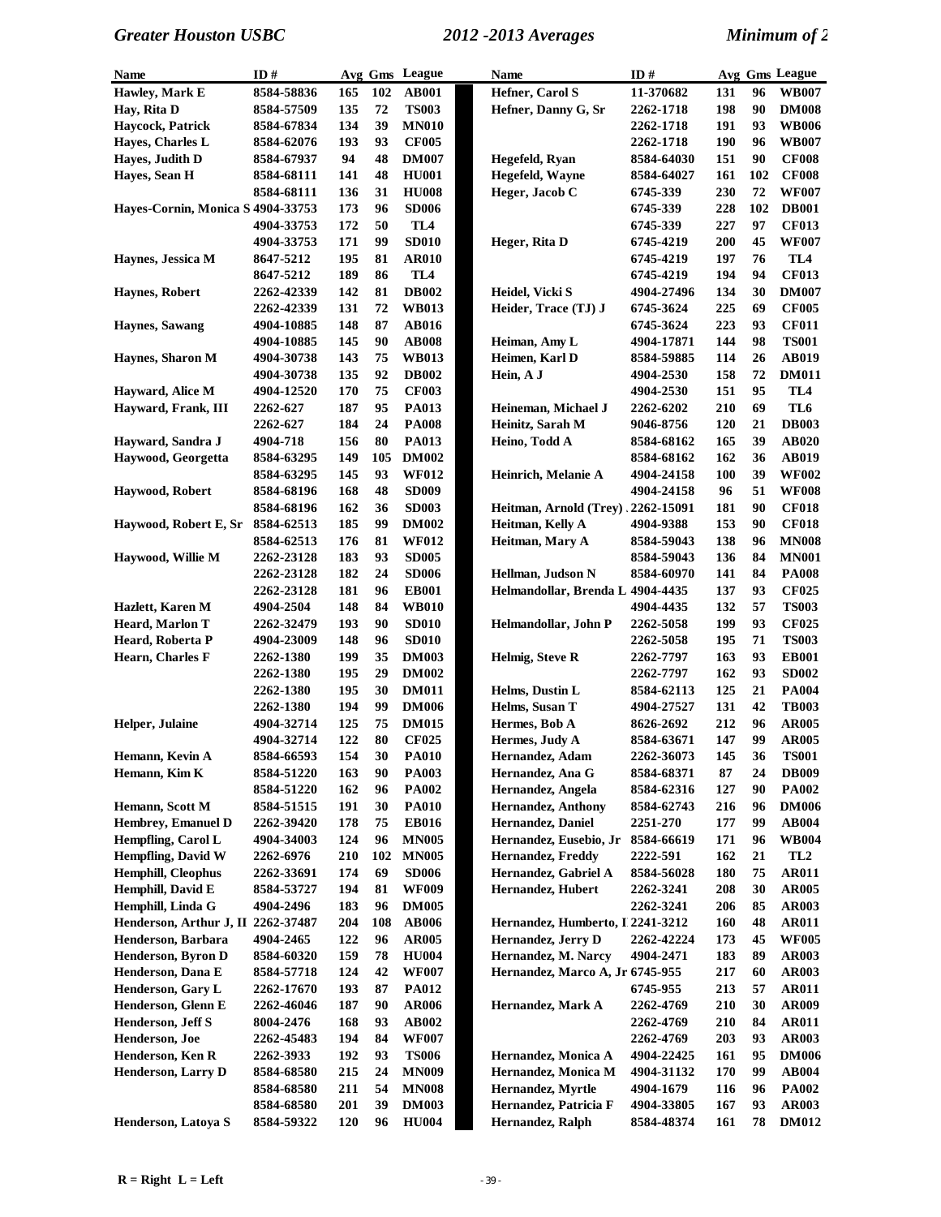| Name | ID # | Avg | Gms | League |
|---|---|---|---|---|
| Hawley, Mark E | 8584-58836 | 165 | 102 | AB001 |
| Hay, Rita D | 8584-57509 | 135 | 72 | TS003 |
| Haycock, Patrick | 8584-67834 | 134 | 39 | MN010 |
| Hayes, Charles L | 8584-62076 | 193 | 93 | CF005 |
| Hayes, Judith D | 8584-67937 | 94 | 48 | DM007 |
| Hayes, Sean H | 8584-68111 | 141 | 48 | HU001 |
| | 8584-68111 | 136 | 31 | HU008 |
| Hayes-Cornin, Monica S | 4904-33753 | 173 | 96 | SD006 |
| | 4904-33753 | 172 | 50 | TL4 |
| | 4904-33753 | 171 | 99 | SD010 |
| Haynes, Jessica M | 8647-5212 | 195 | 81 | AR010 |
| | 8647-5212 | 189 | 86 | TL4 |
| Haynes, Robert | 2262-42339 | 142 | 81 | DB002 |
| | 2262-42339 | 131 | 72 | WB013 |
| Haynes, Sawang | 4904-10885 | 148 | 87 | AB016 |
| | 4904-10885 | 145 | 90 | AB008 |
| Haynes, Sharon M | 4904-30738 | 143 | 75 | WB013 |
| | 4904-30738 | 135 | 92 | DB002 |
| Hayward, Alice M | 4904-12520 | 170 | 75 | CF003 |
| Hayward, Frank, III | 2262-627 | 187 | 95 | PA013 |
| | 2262-627 | 184 | 24 | PA008 |
| Hayward, Sandra J | 4904-718 | 156 | 80 | PA013 |
| Haywood, Georgetta | 8584-63295 | 149 | 105 | DM002 |
| | 8584-63295 | 145 | 93 | WF012 |
| Haywood, Robert | 8584-68196 | 168 | 48 | SD009 |
| | 8584-68196 | 162 | 36 | SD003 |
| Haywood, Robert E, Sr | 8584-62513 | 185 | 99 | DM002 |
| | 8584-62513 | 176 | 81 | WF012 |
| Haywood, Willie M | 2262-23128 | 183 | 93 | SD005 |
| | 2262-23128 | 182 | 24 | SD006 |
| | 2262-23128 | 181 | 96 | EB001 |
| Hazlett, Karen M | 4904-2504 | 148 | 84 | WB010 |
| Heard, Marlon T | 2262-32479 | 193 | 90 | SD010 |
| Heard, Roberta P | 4904-23009 | 148 | 96 | SD010 |
| Hearn, Charles F | 2262-1380 | 199 | 35 | DM003 |
| | 2262-1380 | 195 | 29 | DM002 |
| | 2262-1380 | 195 | 30 | DM011 |
| | 2262-1380 | 194 | 99 | DM006 |
| Helper, Julaine | 4904-32714 | 125 | 75 | DM015 |
| | 4904-32714 | 122 | 80 | CF025 |
| Hemann, Kevin A | 8584-66593 | 154 | 30 | PA010 |
| Hemann, Kim K | 8584-51220 | 163 | 90 | PA003 |
| | 8584-51220 | 162 | 96 | PA002 |
| Hemann, Scott M | 8584-51515 | 191 | 30 | PA010 |
| Hembrey, Emanuel D | 2262-39420 | 178 | 75 | EB016 |
| Hempfling, Carol L | 4904-34003 | 124 | 96 | MN005 |
| Hempfling, David W | 2262-6976 | 210 | 102 | MN005 |
| Hemphill, Cleophus | 2262-33691 | 174 | 69 | SD006 |
| Hemphill, David E | 8584-53727 | 194 | 81 | WF009 |
| Hemphill, Linda G | 4904-2496 | 183 | 96 | DM005 |
| Henderson, Arthur J, II | 2262-37487 | 204 | 108 | AB006 |
| Henderson, Barbara | 4904-2465 | 122 | 96 | AR005 |
| Henderson, Byron D | 8584-60320 | 159 | 78 | HU004 |
| Henderson, Dana E | 8584-57718 | 124 | 42 | WF007 |
| Henderson, Gary L | 2262-17670 | 193 | 87 | PA012 |
| Henderson, Glenn E | 2262-46046 | 187 | 90 | AR006 |
| Henderson, Jeff S | 8004-2476 | 168 | 93 | AB002 |
| Henderson, Joe | 2262-45483 | 194 | 84 | WF007 |
| Henderson, Ken R | 2262-3933 | 192 | 93 | TS006 |
| Henderson, Larry D | 8584-68580 | 215 | 24 | MN009 |
| | 8584-68580 | 211 | 54 | MN008 |
| | 8584-68580 | 201 | 39 | DM003 |
| Henderson, Latoya S | 8584-59322 | 120 | 96 | HU004 |
| Hefner, Carol S | 11-370682 | 131 | 96 | WB007 |
| Hefner, Danny G, Sr | 2262-1718 | 198 | 90 | DM008 |
| | 2262-1718 | 191 | 93 | WB006 |
| | 2262-1718 | 190 | 96 | WB007 |
| Hegefeld, Ryan | 8584-64030 | 151 | 90 | CF008 |
| Hegefeld, Wayne | 8584-64027 | 161 | 102 | CF008 |
| Heger, Jacob C | 6745-339 | 230 | 72 | WF007 |
| | 6745-339 | 228 | 102 | DB001 |
| | 6745-339 | 227 | 97 | CF013 |
| Heger, Rita D | 6745-4219 | 200 | 45 | WF007 |
| | 6745-4219 | 197 | 76 | TL4 |
| | 6745-4219 | 194 | 94 | CF013 |
| Heidel, Vicki S | 4904-27496 | 134 | 30 | DM007 |
| Heider, Trace (TJ) J | 6745-3624 | 225 | 69 | CF005 |
| | 6745-3624 | 223 | 93 | CF011 |
| Heiman, Amy L | 4904-17871 | 144 | 98 | TS001 |
| Heimen, Karl D | 8584-59885 | 114 | 26 | AB019 |
| Hein, A J | 4904-2530 | 158 | 72 | DM011 |
| | 4904-2530 | 151 | 95 | TL4 |
| Heineman, Michael J | 2262-6202 | 210 | 69 | TL6 |
| Heinitz, Sarah M | 9046-8756 | 120 | 21 | DB003 |
| Heino, Todd A | 8584-68162 | 165 | 39 | AB020 |
| | 8584-68162 | 162 | 36 | AB019 |
| Heinrich, Melanie A | 4904-24158 | 100 | 39 | WF002 |
| | 4904-24158 | 96 | 51 | WF008 |
| Heitman, Arnold (Trey) | 2262-15091 | 181 | 90 | CF018 |
| Heitman, Kelly A | 4904-9388 | 153 | 90 | CF018 |
| Heitman, Mary A | 8584-59043 | 138 | 96 | MN008 |
| | 8584-59043 | 136 | 84 | MN001 |
| Hellman, Judson N | 8584-60970 | 141 | 84 | PA008 |
| Helmandollar, Brenda L | 4904-4435 | 137 | 93 | CF025 |
| | 4904-4435 | 132 | 57 | TS003 |
| Helmandollar, John P | 2262-5058 | 199 | 93 | CF025 |
| | 2262-5058 | 195 | 71 | TS003 |
| Helmig, Steve R | 2262-7797 | 163 | 93 | EB001 |
| | 2262-7797 | 162 | 93 | SD002 |
| Helms, Dustin L | 8584-62113 | 125 | 21 | PA004 |
| Helms, Susan T | 4904-27527 | 131 | 42 | TB003 |
| Hermes, Bob A | 8626-2692 | 212 | 96 | AR005 |
| Hermes, Judy A | 8584-63671 | 147 | 99 | AR005 |
| Hernandez, Adam | 2262-36073 | 145 | 36 | TS001 |
| Hernandez, Ana G | 8584-68371 | 87 | 24 | DB009 |
| Hernandez, Angela | 8584-62316 | 127 | 90 | PA002 |
| Hernandez, Anthony | 8584-62743 | 216 | 96 | DM006 |
| Hernandez, Daniel | 2251-270 | 177 | 99 | AB004 |
| Hernandez, Eusebio, Jr | 8584-66619 | 171 | 96 | WB004 |
| Hernandez, Freddy | 2222-591 | 162 | 21 | TL2 |
| Hernandez, Gabriel A | 8584-56028 | 180 | 75 | AR011 |
| Hernandez, Hubert | 2262-3241 | 208 | 30 | AR005 |
| | 2262-3241 | 206 | 85 | AR003 |
| Hernandez, Humberto, I | 2241-3212 | 160 | 48 | AR011 |
| Hernandez, Jerry D | 2262-42224 | 173 | 45 | WF005 |
| Hernandez, M. Narcy | 4904-2471 | 183 | 89 | AR003 |
| Hernandez, Marco A, Jr | 6745-955 | 217 | 60 | AR003 |
| | 6745-955 | 213 | 57 | AR011 |
| Hernandez, Mark A | 2262-4769 | 210 | 30 | AR009 |
| | 2262-4769 | 210 | 84 | AR011 |
| | 2262-4769 | 203 | 93 | AR003 |
| Hernandez, Monica A | 4904-22425 | 161 | 95 | DM006 |
| Hernandez, Monica M | 4904-31132 | 170 | 99 | AB004 |
| Hernandez, Myrtle | 4904-1679 | 116 | 96 | PA002 |
| Hernandez, Patricia F | 4904-33805 | 167 | 93 | AR003 |
| Hernandez, Ralph | 8584-48374 | 161 | 78 | DM012 |

R = Right L = Left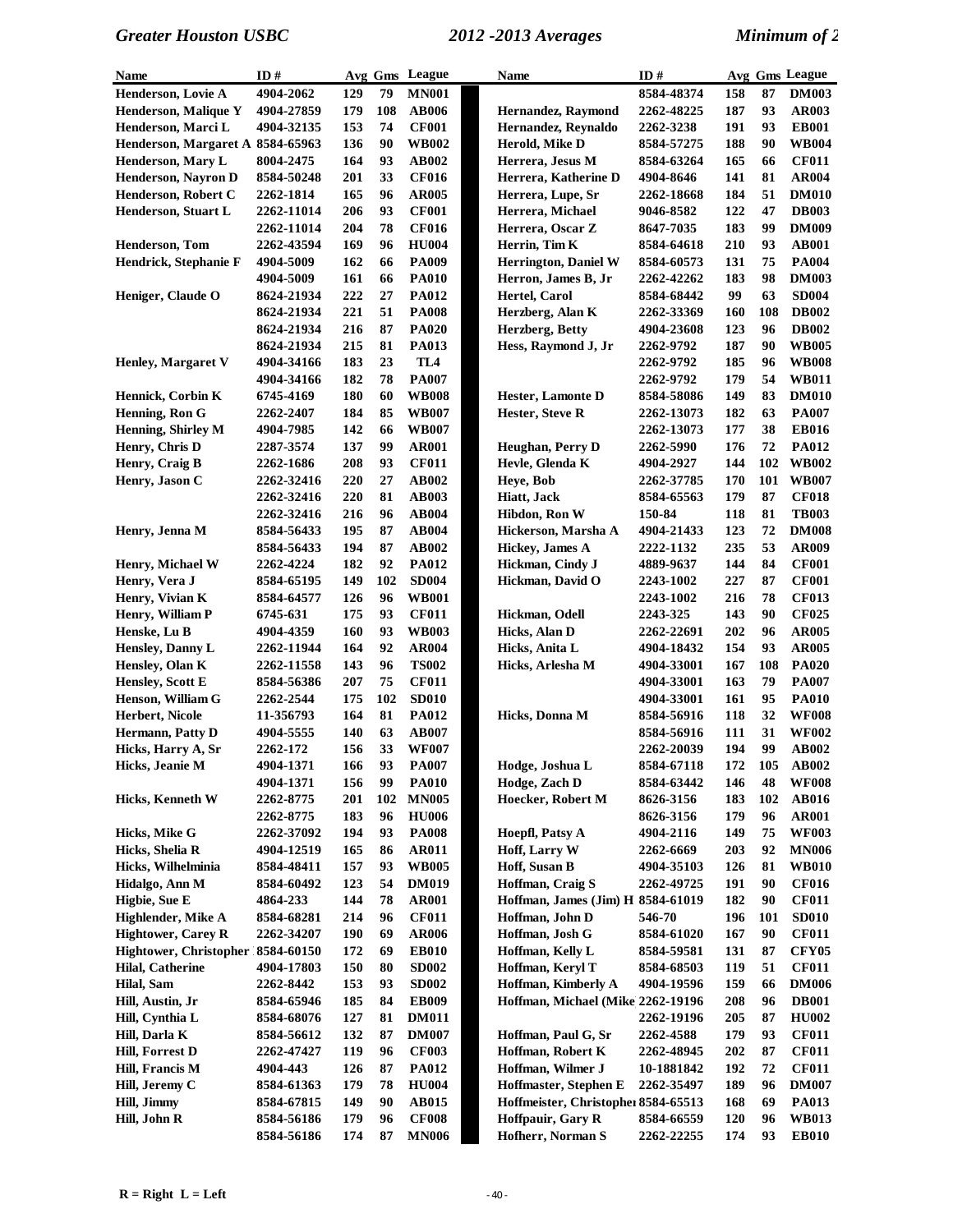| Name | ID # | Avg | Gms | League |
|---|---|---|---|---|
| Henderson, Lovie A | 4904-2062 | 129 | 79 | MN001 |
| Henderson, Malique Y | 4904-27859 | 179 | 108 | AB006 |
| Henderson, Marci L | 4904-32135 | 153 | 74 | CF001 |
| Henderson, Margaret A | 8584-65963 | 136 | 90 | WB002 |
| Henderson, Mary L | 8004-2475 | 164 | 93 | AB002 |
| Henderson, Nayron D | 8584-50248 | 201 | 33 | CF016 |
| Henderson, Robert C | 2262-1814 | 165 | 96 | AR005 |
| Henderson, Stuart L | 2262-11014 | 206 | 93 | CF001 |
| | 2262-11014 | 204 | 78 | CF016 |
| Henderson, Tom | 2262-43594 | 169 | 96 | HU004 |
| Hendrick, Stephanie F | 4904-5009 | 162 | 66 | PA009 |
| | 4904-5009 | 161 | 66 | PA010 |
| Heniger, Claude O | 8624-21934 | 222 | 27 | PA012 |
| | 8624-21934 | 221 | 51 | PA008 |
| | 8624-21934 | 216 | 87 | PA020 |
| | 8624-21934 | 215 | 81 | PA013 |
| Henley, Margaret V | 4904-34166 | 183 | 23 | TL4 |
| | 4904-34166 | 182 | 78 | PA007 |
| Hennick, Corbin K | 6745-4169 | 180 | 60 | WB008 |
| Henning, Ron G | 2262-2407 | 184 | 85 | WB007 |
| Henning, Shirley M | 4904-7985 | 142 | 66 | WB007 |
| Henry, Chris D | 2287-3574 | 137 | 99 | AR001 |
| Henry, Craig B | 2262-1686 | 208 | 93 | CF011 |
| Henry, Jason C | 2262-32416 | 220 | 27 | AB002 |
| | 2262-32416 | 220 | 81 | AB003 |
| | 2262-32416 | 216 | 96 | AB004 |
| Henry, Jenna M | 8584-56433 | 195 | 87 | AB004 |
| | 8584-56433 | 194 | 87 | AB002 |
| Henry, Michael W | 2262-4224 | 182 | 92 | PA012 |
| Henry, Vera J | 8584-65195 | 149 | 102 | SD004 |
| Henry, Vivian K | 8584-64577 | 126 | 96 | WB001 |
| Henry, William P | 6745-631 | 175 | 93 | CF011 |
| Henske, Lu B | 4904-4359 | 160 | 93 | WB003 |
| Hensley, Danny L | 2262-11944 | 164 | 92 | AR004 |
| Hensley, Olan K | 2262-11558 | 143 | 96 | TS002 |
| Hensley, Scott E | 8584-56386 | 207 | 75 | CF011 |
| Henson, William G | 2262-2544 | 175 | 102 | SD010 |
| Herbert, Nicole | 11-356793 | 164 | 81 | PA012 |
| Hermann, Patty D | 4904-5555 | 140 | 63 | AB007 |
| Hicks, Harry A, Sr | 2262-172 | 156 | 33 | WF007 |
| Hicks, Jeanie M | 4904-1371 | 166 | 93 | PA007 |
| | 4904-1371 | 156 | 99 | PA010 |
| Hicks, Kenneth W | 2262-8775 | 201 | 102 | MN005 |
| | 2262-8775 | 183 | 96 | HU006 |
| Hicks, Mike G | 2262-37092 | 194 | 93 | PA008 |
| Hicks, Shelia R | 4904-12519 | 165 | 86 | AR011 |
| Hicks, Wilhelminia | 8584-48411 | 157 | 93 | WB005 |
| Hidalgo, Ann M | 8584-60492 | 123 | 54 | DM019 |
| Higbie, Sue E | 4864-233 | 144 | 78 | AR001 |
| Highlender, Mike A | 8584-68281 | 214 | 96 | CF011 |
| Hightower, Carey R | 2262-34207 | 190 | 69 | AR006 |
| Hightower, Christopher | 8584-60150 | 172 | 69 | EB010 |
| Hilal, Catherine | 4904-17803 | 150 | 80 | SD002 |
| Hilal, Sam | 2262-8442 | 153 | 93 | SD002 |
| Hill, Austin, Jr | 8584-65946 | 185 | 84 | EB009 |
| Hill, Cynthia L | 8584-68076 | 127 | 81 | DM011 |
| Hill, Darla K | 8584-56612 | 132 | 87 | DM007 |
| Hill, Forrest D | 2262-47427 | 119 | 96 | CF003 |
| Hill, Francis M | 4904-443 | 126 | 87 | PA012 |
| Hill, Jeremy C | 8584-61363 | 179 | 78 | HU004 |
| Hill, Jimmy | 8584-67815 | 149 | 90 | AB015 |
| Hill, John R | 8584-56186 | 179 | 96 | CF008 |
| | 8584-56186 | 174 | 87 | MN006 |
| | 8584-48374 | 158 | 87 | DM003 |
| Hernandez, Raymond | 2262-48225 | 187 | 93 | AR003 |
| Hernandez, Reynaldo | 2262-3238 | 191 | 93 | EB001 |
| Herold, Mike D | 8584-57275 | 188 | 90 | WB004 |
| Herrera, Jesus M | 8584-63264 | 165 | 66 | CF011 |
| Herrera, Katherine D | 4904-8646 | 141 | 81 | AR004 |
| Herrera, Lupe, Sr | 2262-18668 | 184 | 51 | DM010 |
| Herrera, Michael | 9046-8582 | 122 | 47 | DB003 |
| Herrera, Oscar Z | 8647-7035 | 183 | 99 | DM009 |
| Herrin, Tim K | 8584-64618 | 210 | 93 | AB001 |
| Herrington, Daniel W | 8584-60573 | 131 | 75 | PA004 |
| Herron, James B, Jr | 2262-42262 | 183 | 98 | DM003 |
| Hertel, Carol | 8584-68442 | 99 | 63 | SD004 |
| Herzberg, Alan K | 2262-33369 | 160 | 108 | DB002 |
| Herzberg, Betty | 4904-23608 | 123 | 96 | DB002 |
| Hess, Raymond J, Jr | 2262-9792 | 187 | 90 | WB005 |
| | 2262-9792 | 185 | 96 | WB008 |
| | 2262-9792 | 179 | 54 | WB011 |
| Hester, Lamonte D | 8584-58086 | 149 | 83 | DM010 |
| Hester, Steve R | 2262-13073 | 182 | 63 | PA007 |
| | 2262-13073 | 177 | 38 | EB016 |
| Heughan, Perry D | 2262-5990 | 176 | 72 | PA012 |
| Hevle, Glenda K | 4904-2927 | 144 | 102 | WB002 |
| Heye, Bob | 2262-37785 | 170 | 101 | WB007 |
| Hiatt, Jack | 8584-65563 | 179 | 87 | CF018 |
| Hibdon, Ron W | 150-84 | 118 | 81 | TB003 |
| Hickerson, Marsha A | 4904-21433 | 123 | 72 | DM008 |
| Hickey, James A | 2222-1132 | 235 | 53 | AR009 |
| Hickman, Cindy J | 4889-9637 | 144 | 84 | CF001 |
| Hickman, David O | 2243-1002 | 227 | 87 | CF001 |
| | 2243-1002 | 216 | 78 | CF013 |
| Hickman, Odell | 2243-325 | 143 | 90 | CF025 |
| Hicks, Alan D | 2262-22691 | 202 | 96 | AR005 |
| Hicks, Anita L | 4904-18432 | 154 | 93 | AR005 |
| Hicks, Arlesha M | 4904-33001 | 167 | 108 | PA020 |
| | 4904-33001 | 163 | 79 | PA007 |
| | 4904-33001 | 161 | 95 | PA010 |
| Hicks, Donna M | 8584-56916 | 118 | 32 | WF008 |
| | 8584-56916 | 111 | 31 | WF002 |
| | 2262-20039 | 194 | 99 | AB002 |
| Hodge, Joshua L | 8584-67118 | 172 | 105 | AB002 |
| Hodge, Zach D | 8584-63442 | 146 | 48 | WF008 |
| Hoecker, Robert M | 8626-3156 | 183 | 102 | AB016 |
| | 8626-3156 | 179 | 96 | AR001 |
| Hoepfl, Patsy A | 4904-2116 | 149 | 75 | WF003 |
| Hoff, Larry W | 2262-6669 | 203 | 92 | MN006 |
| Hoff, Susan B | 4904-35103 | 126 | 81 | WB010 |
| Hoffman, Craig S | 2262-49725 | 191 | 90 | CF016 |
| Hoffman, James (Jim) H | 8584-61019 | 182 | 90 | CF011 |
| Hoffman, John D | 546-70 | 196 | 101 | SD010 |
| Hoffman, Josh G | 8584-61020 | 167 | 90 | CF011 |
| Hoffman, Kelly L | 8584-59581 | 131 | 87 | CFY05 |
| Hoffman, Keryl T | 8584-68503 | 119 | 51 | CF011 |
| Hoffman, Kimberly A | 4904-19596 | 159 | 66 | DM006 |
| Hoffman, Michael (Mike | 2262-19196 | 208 | 96 | DB001 |
| | 2262-19196 | 205 | 87 | HU002 |
| Hoffman, Paul G, Sr | 2262-4588 | 179 | 93 | CF011 |
| Hoffman, Robert K | 2262-48945 | 202 | 87 | CF011 |
| Hoffman, Wilmer J | 10-1881842 | 192 | 72 | CF011 |
| Hoffmaster, Stephen E | 2262-35497 | 189 | 96 | DM007 |
| Hoffmeister, Christopher | 8584-65513 | 168 | 69 | PA013 |
| Hoffpauir, Gary R | 8584-66559 | 120 | 96 | WB013 |
| Hofherr, Norman S | 2262-22255 | 174 | 93 | EB010 |

R = Right L = Left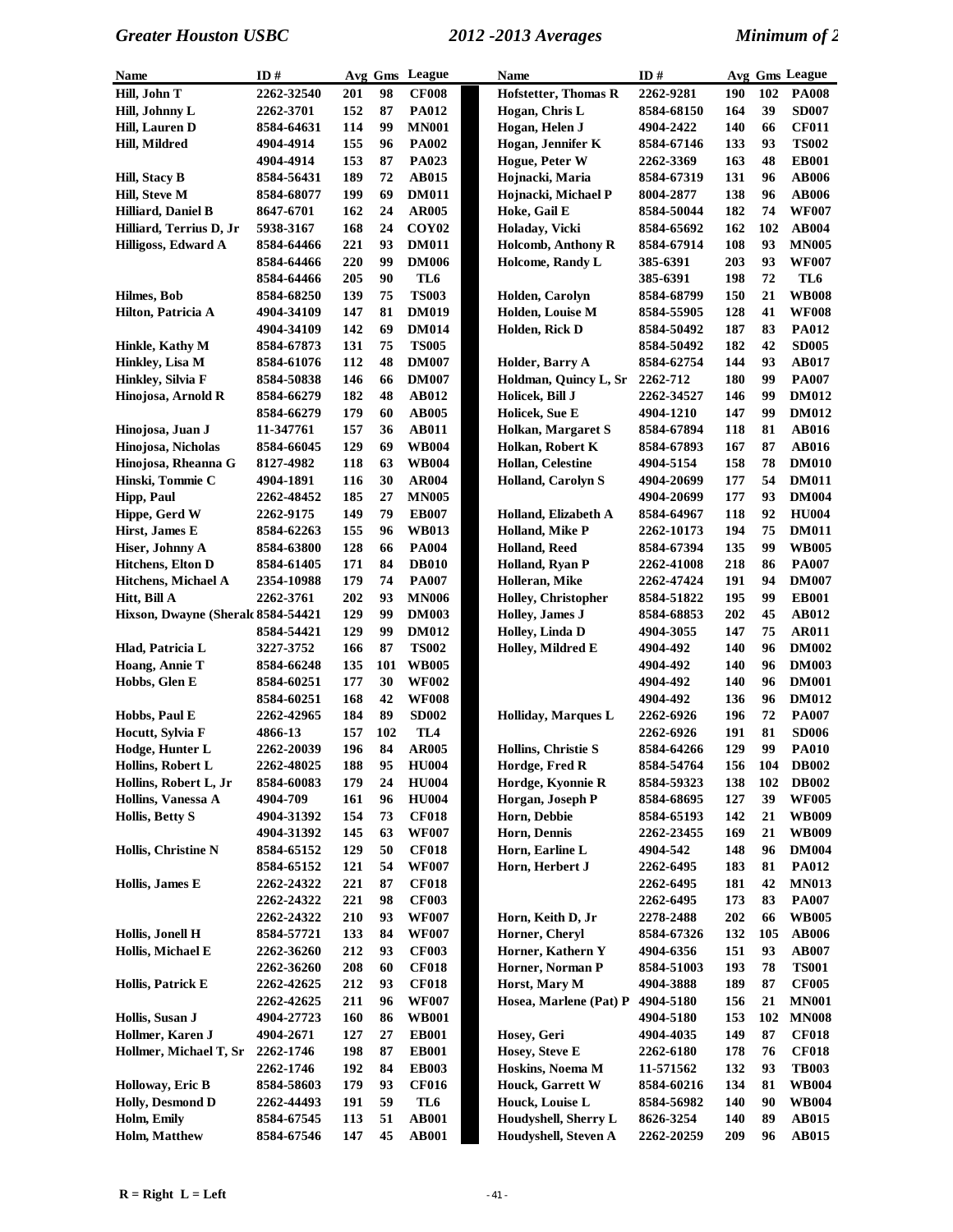| Name | ID # | Avg | Gms | League |
|---|---|---|---|---|
| Hill, John T | 2262-32540 | 201 | 98 | CF008 |
| Hill, Johnny L | 2262-3701 | 152 | 87 | PA012 |
| Hill, Lauren D | 8584-64631 | 114 | 99 | MN001 |
| Hill, Mildred | 4904-4914 | 155 | 96 | PA002 |
| | 4904-4914 | 153 | 87 | PA023 |
| Hill, Stacy B | 8584-56431 | 189 | 72 | AB015 |
| Hill, Steve M | 8584-68077 | 199 | 69 | DM011 |
| Hilliard, Daniel B | 8647-6701 | 162 | 24 | AR005 |
| Hilliard, Terrius D, Jr | 5938-3167 | 168 | 24 | COY02 |
| Hilligoss, Edward A | 8584-64466 | 221 | 93 | DM011 |
| | 8584-64466 | 220 | 99 | DM006 |
| | 8584-64466 | 205 | 90 | TL6 |
| Hilmes, Bob | 8584-68250 | 139 | 75 | TS003 |
| Hilton, Patricia A | 4904-34109 | 147 | 81 | DM019 |
| | 4904-34109 | 142 | 69 | DM014 |
| Hinkle, Kathy M | 8584-67873 | 131 | 75 | TS005 |
| Hinkley, Lisa M | 8584-61076 | 112 | 48 | DM007 |
| Hinkley, Silvia F | 8584-50838 | 146 | 66 | DM007 |
| Hinojosa, Arnold R | 8584-66279 | 182 | 48 | AB012 |
| | 8584-66279 | 179 | 60 | AB005 |
| Hinojosa, Juan J | 11-347761 | 157 | 36 | AB011 |
| Hinojosa, Nicholas | 8584-66045 | 129 | 69 | WB004 |
| Hinojosa, Rheanna G | 8127-4982 | 118 | 63 | WB004 |
| Hinski, Tommie C | 4904-1891 | 116 | 30 | AR004 |
| Hipp, Paul | 2262-48452 | 185 | 27 | MN005 |
| Hippe, Gerd W | 2262-9175 | 149 | 79 | EB007 |
| Hirst, James E | 8584-62263 | 155 | 96 | WB013 |
| Hiser, Johnny A | 8584-63800 | 128 | 66 | PA004 |
| Hitchens, Elton D | 8584-61405 | 171 | 84 | DB010 |
| Hitchens, Michael A | 2354-10988 | 179 | 74 | PA007 |
| Hitt, Bill A | 2262-3761 | 202 | 93 | MN006 |
| Hixson, Dwayne (Sherald | 8584-54421 | 129 | 99 | DM003 |
| | 8584-54421 | 129 | 99 | DM012 |
| Hlad, Patricia L | 3227-3752 | 166 | 87 | TS002 |
| Hoang, Annie T | 8584-66248 | 135 | 101 | WB005 |
| Hobbs, Glen E | 8584-60251 | 177 | 30 | WF002 |
| | 8584-60251 | 168 | 42 | WF008 |
| Hobbs, Paul E | 2262-42965 | 184 | 89 | SD002 |
| Hocutt, Sylvia F | 4866-13 | 157 | 102 | TL4 |
| Hodge, Hunter L | 2262-20039 | 196 | 84 | AR005 |
| Hollins, Robert L | 2262-48025 | 188 | 95 | HU004 |
| Hollins, Robert L, Jr | 8584-60083 | 179 | 24 | HU004 |
| Hollins, Vanessa A | 4904-709 | 161 | 96 | HU004 |
| Hollis, Betty S | 4904-31392 | 154 | 73 | CF018 |
| | 4904-31392 | 145 | 63 | WF007 |
| Hollis, Christine N | 8584-65152 | 129 | 50 | CF018 |
| | 8584-65152 | 121 | 54 | WF007 |
| Hollis, James E | 2262-24322 | 221 | 87 | CF018 |
| | 2262-24322 | 221 | 98 | CF003 |
| | 2262-24322 | 210 | 93 | WF007 |
| Hollis, Jonell H | 8584-57721 | 133 | 84 | WF007 |
| Hollis, Michael E | 2262-36260 | 212 | 93 | CF003 |
| | 2262-36260 | 208 | 60 | CF018 |
| Hollis, Patrick E | 2262-42625 | 212 | 93 | CF018 |
| | 2262-42625 | 211 | 96 | WF007 |
| Hollis, Susan J | 4904-27723 | 160 | 86 | WB001 |
| Hollmer, Karen J | 4904-2671 | 127 | 27 | EB001 |
| Hollmer, Michael T, Sr | 2262-1746 | 198 | 87 | EB001 |
| | 2262-1746 | 192 | 84 | EB003 |
| Holloway, Eric B | 8584-58603 | 179 | 93 | CF016 |
| Holly, Desmond D | 2262-44493 | 191 | 59 | TL6 |
| Holm, Emily | 8584-67545 | 113 | 51 | AB001 |
| Holm, Matthew | 8584-67546 | 147 | 45 | AB001 |
| Hofstetter, Thomas R | 2262-9281 | 190 | 102 | PA008 |
| Hogan, Chris L | 8584-68150 | 164 | 39 | SD007 |
| Hogan, Helen J | 4904-2422 | 140 | 66 | CF011 |
| Hogan, Jennifer K | 8584-67146 | 133 | 93 | TS002 |
| Hogue, Peter W | 2262-3369 | 163 | 48 | EB001 |
| Hojnacki, Maria | 8584-67319 | 131 | 96 | AB006 |
| Hojnacki, Michael P | 8004-2877 | 138 | 96 | AB006 |
| Hoke, Gail E | 8584-50044 | 182 | 74 | WF007 |
| Holaday, Vicki | 8584-65692 | 162 | 102 | AB004 |
| Holcomb, Anthony R | 8584-67914 | 108 | 93 | MN005 |
| Holcome, Randy L | 385-6391 | 203 | 93 | WF007 |
| | 385-6391 | 198 | 72 | TL6 |
| Holden, Carolyn | 8584-68799 | 150 | 21 | WB008 |
| Holden, Louise M | 8584-55905 | 128 | 41 | WF008 |
| Holden, Rick D | 8584-50492 | 187 | 83 | PA012 |
| | 8584-50492 | 182 | 42 | SD005 |
| Holder, Barry A | 8584-62754 | 144 | 93 | AB017 |
| Holdman, Quincy L, Sr | 2262-712 | 180 | 99 | PA007 |
| Holicek, Bill J | 2262-34527 | 146 | 99 | DM012 |
| Holicek, Sue E | 4904-1210 | 147 | 99 | DM012 |
| Holkan, Margaret S | 8584-67894 | 118 | 81 | AB016 |
| Holkan, Robert K | 8584-67893 | 167 | 87 | AB016 |
| Hollan, Celestine | 4904-5154 | 158 | 78 | DM010 |
| Holland, Carolyn S | 4904-20699 | 177 | 54 | DM011 |
| | 4904-20699 | 177 | 93 | DM004 |
| Holland, Elizabeth A | 8584-64967 | 118 | 92 | HU004 |
| Holland, Mike P | 2262-10173 | 194 | 75 | DM011 |
| Holland, Reed | 8584-67394 | 135 | 99 | WB005 |
| Holland, Ryan P | 2262-41008 | 218 | 86 | PA007 |
| Holleran, Mike | 2262-47424 | 191 | 94 | DM007 |
| Holley, Christopher | 8584-51822 | 195 | 99 | EB001 |
| Holley, James J | 8584-68853 | 202 | 45 | AB012 |
| Holley, Linda D | 4904-3055 | 147 | 75 | AR011 |
| Holley, Mildred E | 4904-492 | 140 | 96 | DM002 |
| | 4904-492 | 140 | 96 | DM003 |
| | 4904-492 | 140 | 96 | DM001 |
| | 4904-492 | 136 | 96 | DM012 |
| Holliday, Marques L | 2262-6926 | 196 | 72 | PA007 |
| | 2262-6926 | 191 | 81 | SD006 |
| Hollins, Christie S | 8584-64266 | 129 | 99 | PA010 |
| Hordge, Fred R | 8584-54764 | 156 | 104 | DB002 |
| Hordge, Kyonnie R | 8584-59323 | 138 | 102 | DB002 |
| Horgan, Joseph P | 8584-68695 | 127 | 39 | WF005 |
| Horn, Debbie | 8584-65193 | 142 | 21 | WB009 |
| Horn, Dennis | 2262-23455 | 169 | 21 | WB009 |
| Horn, Earline L | 4904-542 | 148 | 96 | DM004 |
| Horn, Herbert J | 2262-6495 | 183 | 81 | PA012 |
| | 2262-6495 | 181 | 42 | MN013 |
| | 2262-6495 | 173 | 83 | PA007 |
| Horn, Keith D, Jr | 2278-2488 | 202 | 66 | WB005 |
| Horner, Cheryl | 8584-67326 | 132 | 105 | AB006 |
| Horner, Kathern Y | 4904-6356 | 151 | 93 | AB007 |
| Horner, Norman P | 8584-51003 | 193 | 78 | TS001 |
| Horst, Mary M | 4904-3888 | 189 | 87 | CF005 |
| Hosea, Marlene (Pat) P | 4904-5180 | 156 | 21 | MN001 |
| | 4904-5180 | 153 | 102 | MN008 |
| Hosey, Geri | 4904-4035 | 149 | 87 | CF018 |
| Hosey, Steve E | 2262-6180 | 178 | 76 | CF018 |
| Hoskins, Noema M | 11-571562 | 132 | 93 | TB003 |
| Houck, Garrett W | 8584-60216 | 134 | 81 | WB004 |
| Houck, Louise L | 8584-56982 | 140 | 90 | WB004 |
| Houdyshell, Sherry L | 8626-3254 | 140 | 89 | AB015 |
| Houdyshell, Steven A | 2262-20259 | 209 | 96 | AB015 |

R = Right L = Left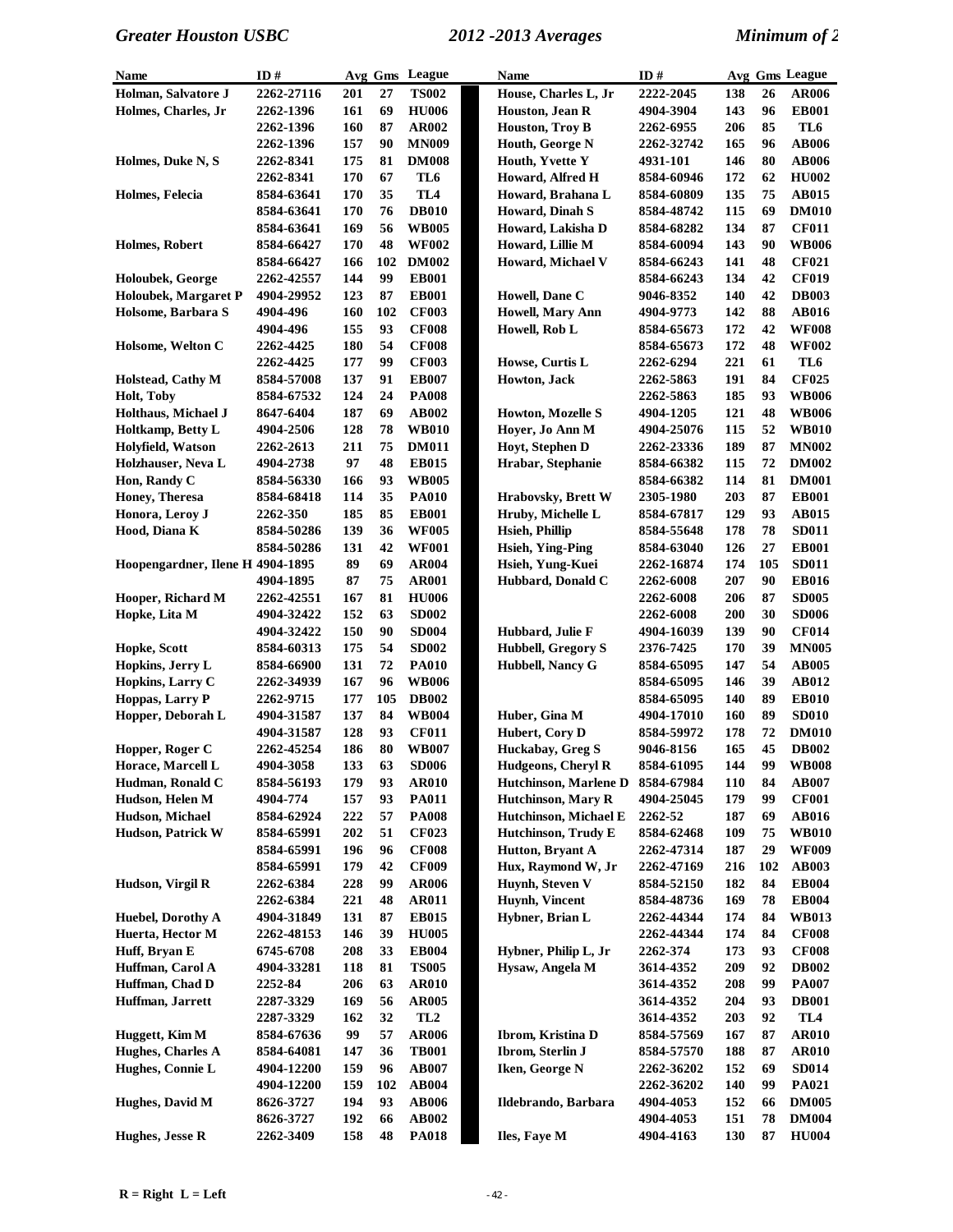| Name | ID # | Avg | Gms | League |
|---|---|---|---|---|
| Holman, Salvatore J | 2262-27116 | 201 | 27 | TS002 |
| Holmes, Charles, Jr | 2262-1396 | 161 | 69 | HU006 |
| | 2262-1396 | 160 | 87 | AR002 |
| | 2262-1396 | 157 | 90 | MN009 |
| Holmes, Duke N, S | 2262-8341 | 175 | 81 | DM008 |
| | 2262-8341 | 170 | 67 | TL6 |
| Holmes, Felecia | 8584-63641 | 170 | 35 | TL4 |
| | 8584-63641 | 170 | 76 | DB010 |
| | 8584-63641 | 169 | 56 | WB005 |
| Holmes, Robert | 8584-66427 | 170 | 48 | WF002 |
| | 8584-66427 | 166 | 102 | DM002 |
| Holoubek, George | 2262-42557 | 144 | 99 | EB001 |
| Holoubek, Margaret P | 4904-29952 | 123 | 87 | EB001 |
| Holsome, Barbara S | 4904-496 | 160 | 102 | CF003 |
| | 4904-496 | 155 | 93 | CF008 |
| Holsome, Welton C | 2262-4425 | 180 | 54 | CF008 |
| | 2262-4425 | 177 | 99 | CF003 |
| Holstead, Cathy M | 8584-57008 | 137 | 91 | EB007 |
| Holt, Toby | 8584-67532 | 124 | 24 | PA008 |
| Holthaus, Michael J | 8647-6404 | 187 | 69 | AB002 |
| Holtkamp, Betty L | 4904-2506 | 128 | 78 | WB010 |
| Holyfield, Watson | 2262-2613 | 211 | 75 | DM011 |
| Holzhauser, Neva L | 4904-2738 | 97 | 48 | EB015 |
| Hon, Randy C | 8584-56330 | 166 | 93 | WB005 |
| Honey, Theresa | 8584-68418 | 114 | 35 | PA010 |
| Honora, Leroy J | 2262-350 | 185 | 85 | EB001 |
| Hood, Diana K | 8584-50286 | 139 | 36 | WF005 |
| | 8584-50286 | 131 | 42 | WF001 |
| Hoopengardner, Ilene H | 4904-1895 | 89 | 69 | AR004 |
| | 4904-1895 | 87 | 75 | AR001 |
| Hooper, Richard M | 2262-42551 | 167 | 81 | HU006 |
| Hopke, Lita M | 4904-32422 | 152 | 63 | SD002 |
| | 4904-32422 | 150 | 90 | SD004 |
| Hopke, Scott | 8584-60313 | 175 | 54 | SD002 |
| Hopkins, Jerry L | 8584-66900 | 131 | 72 | PA010 |
| Hopkins, Larry C | 2262-34939 | 167 | 96 | WB006 |
| Hoppas, Larry P | 2262-9715 | 177 | 105 | DB002 |
| Hopper, Deborah L | 4904-31587 | 137 | 84 | WB004 |
| | 4904-31587 | 128 | 93 | CF011 |
| Hopper, Roger C | 2262-45254 | 186 | 80 | WB007 |
| Horace, Marcell L | 4904-3058 | 133 | 63 | SD006 |
| Hudman, Ronald C | 8584-56193 | 179 | 93 | AR010 |
| Hudson, Helen M | 4904-774 | 157 | 93 | PA011 |
| Hudson, Michael | 8584-62924 | 222 | 57 | PA008 |
| Hudson, Patrick W | 8584-65991 | 202 | 51 | CF023 |
| | 8584-65991 | 196 | 96 | CF008 |
| | 8584-65991 | 179 | 42 | CF009 |
| Hudson, Virgil R | 2262-6384 | 228 | 99 | AR006 |
| | 2262-6384 | 221 | 48 | AR011 |
| Huebel, Dorothy A | 4904-31849 | 131 | 87 | EB015 |
| Huerta, Hector M | 2262-48153 | 146 | 39 | HU005 |
| Huff, Bryan E | 6745-6708 | 208 | 33 | EB004 |
| Huffman, Carol A | 4904-33281 | 118 | 81 | TS005 |
| Huffman, Chad D | 2252-84 | 206 | 63 | AR010 |
| Huffman, Jarrett | 2287-3329 | 169 | 56 | AR005 |
| | 2287-3329 | 162 | 32 | TL2 |
| Huggett, Kim M | 8584-67636 | 99 | 57 | AR006 |
| Hughes, Charles A | 8584-64081 | 147 | 36 | TB001 |
| Hughes, Connie L | 4904-12200 | 159 | 96 | AB007 |
| | 4904-12200 | 159 | 102 | AB004 |
| Hughes, David M | 8626-3727 | 194 | 93 | AB006 |
| | 8626-3727 | 192 | 66 | AB002 |
| Hughes, Jesse R | 2262-3409 | 158 | 48 | PA018 |
| House, Charles L, Jr | 2222-2045 | 138 | 26 | AR006 |
| Houston, Jean R | 4904-3904 | 143 | 96 | EB001 |
| Houston, Troy B | 2262-6955 | 206 | 85 | TL6 |
| Houth, George N | 2262-32742 | 165 | 96 | AB006 |
| Houth, Yvette Y | 4931-101 | 146 | 80 | AB006 |
| Howard, Alfred H | 8584-60946 | 172 | 62 | HU002 |
| Howard, Brahana L | 8584-60809 | 135 | 75 | AB015 |
| Howard, Dinah S | 8584-48742 | 115 | 69 | DM010 |
| Howard, Lakisha D | 8584-68282 | 134 | 87 | CF011 |
| Howard, Lillie M | 8584-60094 | 143 | 90 | WB006 |
| Howard, Michael V | 8584-66243 | 141 | 48 | CF021 |
| | 8584-66243 | 134 | 42 | CF019 |
| Howell, Dane C | 9046-8352 | 140 | 42 | DB003 |
| Howell, Mary Ann | 4904-9773 | 142 | 88 | AB016 |
| Howell, Rob L | 8584-65673 | 172 | 42 | WF008 |
| | 8584-65673 | 172 | 48 | WF002 |
| Howse, Curtis L | 2262-6294 | 221 | 61 | TL6 |
| Howton, Jack | 2262-5863 | 191 | 84 | CF025 |
| | 2262-5863 | 185 | 93 | WB006 |
| Howton, Mozelle S | 4904-1205 | 121 | 48 | WB006 |
| Hoyer, Jo Ann M | 4904-25076 | 115 | 52 | WB010 |
| Hoyt, Stephen D | 2262-23336 | 189 | 87 | MN002 |
| Hrabar, Stephanie | 8584-66382 | 115 | 72 | DM002 |
| | 8584-66382 | 114 | 81 | DM001 |
| Hrabovsky, Brett W | 2305-1980 | 203 | 87 | EB001 |
| Hruby, Michelle L | 8584-67817 | 129 | 93 | AB015 |
| Hsieh, Phillip | 8584-55648 | 178 | 78 | SD011 |
| Hsieh, Ying-Ping | 8584-63040 | 126 | 27 | EB001 |
| Hsieh, Yung-Kuei | 2262-16874 | 174 | 105 | SD011 |
| Hubbard, Donald C | 2262-6008 | 207 | 90 | EB016 |
| | 2262-6008 | 206 | 87 | SD005 |
| | 2262-6008 | 200 | 30 | SD006 |
| Hubbard, Julie F | 4904-16039 | 139 | 90 | CF014 |
| Hubbell, Gregory S | 2376-7425 | 170 | 39 | MN005 |
| Hubbell, Nancy G | 8584-65095 | 147 | 54 | AB005 |
| | 8584-65095 | 146 | 39 | AB012 |
| | 8584-65095 | 140 | 89 | EB010 |
| Huber, Gina M | 4904-17010 | 160 | 89 | SD010 |
| Hubert, Cory D | 8584-59972 | 178 | 72 | DM010 |
| Huckabay, Greg S | 9046-8156 | 165 | 45 | DB002 |
| Hudgeons, Cheryl R | 8584-61095 | 144 | 99 | WB008 |
| Hutchinson, Marlene D | 8584-67984 | 110 | 84 | AB007 |
| Hutchinson, Mary R | 4904-25045 | 179 | 99 | CF001 |
| Hutchinson, Michael E | 2262-52 | 187 | 69 | AB016 |
| Hutchinson, Trudy E | 8584-62468 | 109 | 75 | WB010 |
| Hutton, Bryant A | 2262-47314 | 187 | 29 | WF009 |
| Hux, Raymond W, Jr | 2262-47169 | 216 | 102 | AB003 |
| Huynh, Steven V | 8584-52150 | 182 | 84 | EB004 |
| Huynh, Vincent | 8584-48736 | 169 | 78 | EB004 |
| Hybner, Brian L | 2262-44344 | 174 | 84 | WB013 |
| | 2262-44344 | 174 | 84 | CF008 |
| Hybner, Philip L, Jr | 2262-374 | 173 | 93 | CF008 |
| Hysaw, Angela M | 3614-4352 | 209 | 92 | DB002 |
| | 3614-4352 | 208 | 99 | PA007 |
| | 3614-4352 | 204 | 93 | DB001 |
| | 3614-4352 | 203 | 92 | TL4 |
| Ibrom, Kristina D | 8584-57569 | 167 | 87 | AR010 |
| Ibrom, Sterlin J | 8584-57570 | 188 | 87 | AR010 |
| Iken, George N | 2262-36202 | 152 | 69 | SD014 |
| | 2262-36202 | 140 | 99 | PA021 |
| Ildebrando, Barbara | 4904-4053 | 152 | 66 | DM005 |
| | 4904-4053 | 151 | 78 | DM004 |
| Iles, Faye M | 4904-4163 | 130 | 87 | HU004 |

**R = Right L = Left**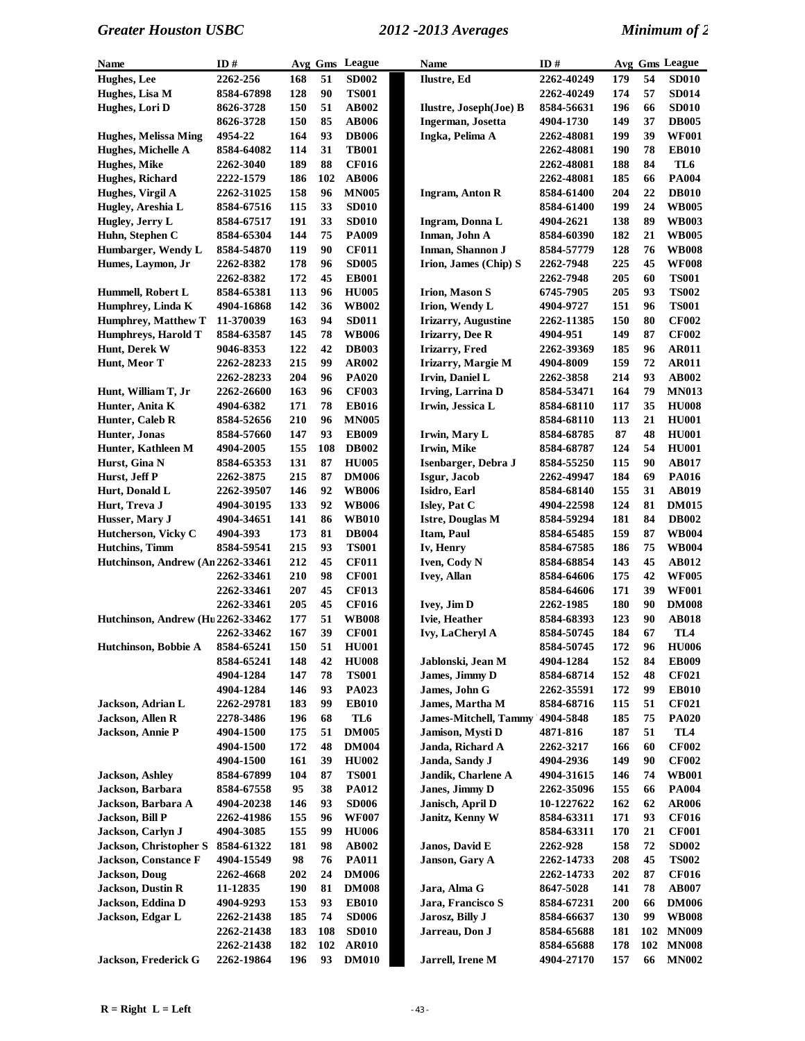| Name | ID # | Avg | Gms | League |
|---|---|---|---|---|
| Hughes, Lee | 2262-256 | 168 | 51 | SD002 |
| Hughes, Lisa M | 8584-67898 | 128 | 90 | TS001 |
| Hughes, Lori D | 8626-3728 | 150 | 51 | AB002 |
| | 8626-3728 | 150 | 85 | AB006 |
| Hughes, Melissa Ming | 4954-22 | 164 | 93 | DB006 |
| Hughes, Michelle A | 8584-64082 | 114 | 31 | TB001 |
| Hughes, Mike | 2262-3040 | 189 | 88 | CF016 |
| Hughes, Richard | 2222-1579 | 186 | 102 | AB006 |
| Hughes, Virgil A | 2262-31025 | 158 | 96 | MN005 |
| Hugley, Areshia L | 8584-67516 | 115 | 33 | SD010 |
| Hugley, Jerry L | 8584-67517 | 191 | 33 | SD010 |
| Huhn, Stephen C | 8584-65304 | 144 | 75 | PA009 |
| Humbarger, Wendy L | 8584-54870 | 119 | 90 | CF011 |
| Humes, Laymon, Jr | 2262-8382 | 178 | 96 | SD005 |
| | 2262-8382 | 172 | 45 | EB001 |
| Hummell, Robert L | 8584-65381 | 113 | 96 | HU005 |
| Humphrey, Linda K | 4904-16868 | 142 | 36 | WB002 |
| Humphrey, Matthew T | 11-370039 | 163 | 94 | SD011 |
| Humphreys, Harold T | 8584-63587 | 145 | 78 | WB006 |
| Hunt, Derek W | 9046-8353 | 122 | 42 | DB003 |
| Hunt, Meor T | 2262-28233 | 215 | 99 | AR002 |
| | 2262-28233 | 204 | 96 | PA020 |
| Hunt, William T, Jr | 2262-26600 | 163 | 96 | CF003 |
| Hunter, Anita K | 4904-6382 | 171 | 78 | EB016 |
| Hunter, Caleb R | 8584-52656 | 210 | 96 | MN005 |
| Hunter, Jonas | 8584-57660 | 147 | 93 | EB009 |
| Hunter, Kathleen M | 4904-2005 | 155 | 108 | DB002 |
| Hurst, Gina N | 8584-65353 | 131 | 87 | HU005 |
| Hurst, Jeff P | 2262-3875 | 215 | 87 | DM006 |
| Hurt, Donald L | 2262-39507 | 146 | 92 | WB006 |
| Hurt, Treva J | 4904-30195 | 133 | 92 | WB006 |
| Husser, Mary J | 4904-34651 | 141 | 86 | WB010 |
| Hutcherson, Vicky C | 4904-393 | 173 | 81 | DB004 |
| Hutchins, Timm | 8584-59541 | 215 | 93 | TS001 |
| Hutchinson, Andrew (An | 2262-33461 | 212 | 45 | CF011 |
| | 2262-33461 | 210 | 98 | CF001 |
| | 2262-33461 | 207 | 45 | CF013 |
| | 2262-33461 | 205 | 45 | CF016 |
| Hutchinson, Andrew (Hu | 2262-33462 | 177 | 51 | WB008 |
| | 2262-33462 | 167 | 39 | CF001 |
| Hutchinson, Bobbie A | 8584-65241 | 150 | 51 | HU001 |
| | 8584-65241 | 148 | 42 | HU008 |
| | 4904-1284 | 147 | 78 | TS001 |
| | 4904-1284 | 146 | 93 | PA023 |
| Jackson, Adrian L | 2262-29781 | 183 | 99 | EB010 |
| Jackson, Allen R | 2278-3486 | 196 | 68 | TL6 |
| Jackson, Annie P | 4904-1500 | 175 | 51 | DM005 |
| | 4904-1500 | 172 | 48 | DM004 |
| | 4904-1500 | 161 | 39 | HU002 |
| Jackson, Ashley | 8584-67899 | 104 | 87 | TS001 |
| Jackson, Barbara | 8584-67558 | 95 | 38 | PA012 |
| Jackson, Barbara A | 4904-20238 | 146 | 93 | SD006 |
| Jackson, Bill P | 2262-41986 | 155 | 96 | WF007 |
| Jackson, Carlyn J | 4904-3085 | 155 | 99 | HU006 |
| Jackson, Christopher S | 8584-61322 | 181 | 98 | AB002 |
| Jackson, Constance F | 4904-15549 | 98 | 76 | PA011 |
| Jackson, Doug | 2262-4668 | 202 | 24 | DM006 |
| Jackson, Dustin R | 11-12835 | 190 | 81 | DM008 |
| Jackson, Eddina D | 4904-9293 | 153 | 93 | EB010 |
| Jackson, Edgar L | 2262-21438 | 185 | 74 | SD006 |
| | 2262-21438 | 183 | 108 | SD010 |
| | 2262-21438 | 182 | 102 | AR010 |
| Jackson, Frederick G | 2262-19864 | 196 | 93 | DM010 |
| Ilustre, Ed | 2262-40249 | 179 | 54 | SD010 |
| | 2262-40249 | 174 | 57 | SD014 |
| Ilustre, Joseph(Joe) B | 8584-56631 | 196 | 66 | SD010 |
| Ingerman, Josetta | 4904-1730 | 149 | 37 | DB005 |
| Ingka, Pelima A | 2262-48081 | 199 | 39 | WF001 |
| | 2262-48081 | 190 | 78 | EB010 |
| | 2262-48081 | 188 | 84 | TL6 |
| | 2262-48081 | 185 | 66 | PA004 |
| Ingram, Anton R | 8584-61400 | 204 | 22 | DB010 |
| | 8584-61400 | 199 | 24 | WB005 |
| Ingram, Donna L | 4904-2621 | 138 | 89 | WB003 |
| Inman, John A | 8584-60390 | 182 | 21 | WB005 |
| Inman, Shannon J | 8584-57779 | 128 | 76 | WB008 |
| Irion, James (Chip) S | 2262-7948 | 225 | 45 | WF008 |
| | 2262-7948 | 205 | 60 | TS001 |
| Irion, Mason S | 6745-7905 | 205 | 93 | TS002 |
| Irion, Wendy L | 4904-9727 | 151 | 96 | TS001 |
| Irizarry, Augustine | 2262-11385 | 150 | 80 | CF002 |
| Irizarry, Dee R | 4904-951 | 149 | 87 | CF002 |
| Irizarry, Fred | 2262-39369 | 185 | 96 | AR011 |
| Irizarry, Margie M | 4904-8009 | 159 | 72 | AR011 |
| Irvin, Daniel L | 2262-3858 | 214 | 93 | AB002 |
| Irving, Larrina D | 8584-53471 | 164 | 79 | MN013 |
| Irwin, Jessica L | 8584-68110 | 117 | 35 | HU008 |
| | 8584-68110 | 113 | 21 | HU001 |
| Irwin, Mary L | 8584-68785 | 87 | 48 | HU001 |
| Irwin, Mike | 8584-68787 | 124 | 54 | HU001 |
| Isenbarger, Debra J | 8584-55250 | 115 | 90 | AB017 |
| Isgur, Jacob | 2262-49947 | 184 | 69 | PA016 |
| Isidro, Earl | 8584-68140 | 155 | 31 | AB019 |
| Isley, Pat C | 4904-22598 | 124 | 81 | DM015 |
| Istre, Douglas M | 8584-59294 | 181 | 84 | DB002 |
| Itam, Paul | 8584-65485 | 159 | 87 | WB004 |
| Iv, Henry | 8584-67585 | 186 | 75 | WB004 |
| Iven, Cody N | 8584-68854 | 143 | 45 | AB012 |
| Ivey, Allan | 8584-64606 | 175 | 42 | WF005 |
| | 8584-64606 | 171 | 39 | WF001 |
| Ivey, Jim D | 2262-1985 | 180 | 90 | DM008 |
| Ivie, Heather | 8584-68393 | 123 | 90 | AB018 |
| Ivy, LaCheryl A | 8584-50745 | 184 | 67 | TL4 |
| | 8584-50745 | 172 | 96 | HU006 |
| Jablonski, Jean M | 4904-1284 | 152 | 84 | EB009 |
| James, Jimmy D | 8584-68714 | 152 | 48 | CF021 |
| James, John G | 2262-35591 | 172 | 99 | EB010 |
| James, Martha M | 8584-68716 | 115 | 51 | CF021 |
| James-Mitchell, Tammy | 4904-5848 | 185 | 75 | PA020 |
| Jamison, Mysti D | 4871-816 | 187 | 51 | TL4 |
| Janda, Richard A | 2262-3217 | 166 | 60 | CF002 |
| Janda, Sandy J | 4904-2936 | 149 | 90 | CF002 |
| Jandik, Charlene A | 4904-31615 | 146 | 74 | WB001 |
| Janes, Jimmy D | 2262-35096 | 155 | 66 | PA004 |
| Janisch, April D | 10-1227622 | 162 | 62 | AR006 |
| Janitz, Kenny W | 8584-63311 | 171 | 93 | CF016 |
| | 8584-63311 | 170 | 21 | CF001 |
| Janos, David E | 2262-928 | 158 | 72 | SD002 |
| Janson, Gary A | 2262-14733 | 208 | 45 | TS002 |
| | 2262-14733 | 202 | 87 | CF016 |
| Jara, Alma G | 8647-5028 | 141 | 78 | AB007 |
| Jara, Francisco S | 8584-67231 | 200 | 66 | DM006 |
| Jarosz, Billy J | 8584-66637 | 130 | 99 | WB008 |
| Jarreau, Don J | 8584-65688 | 181 | 102 | MN009 |
| | 8584-65688 | 178 | 102 | MN008 |
| Jarrell, Irene M | 4904-27170 | 157 | 66 | MN002 |

R = Right L = Left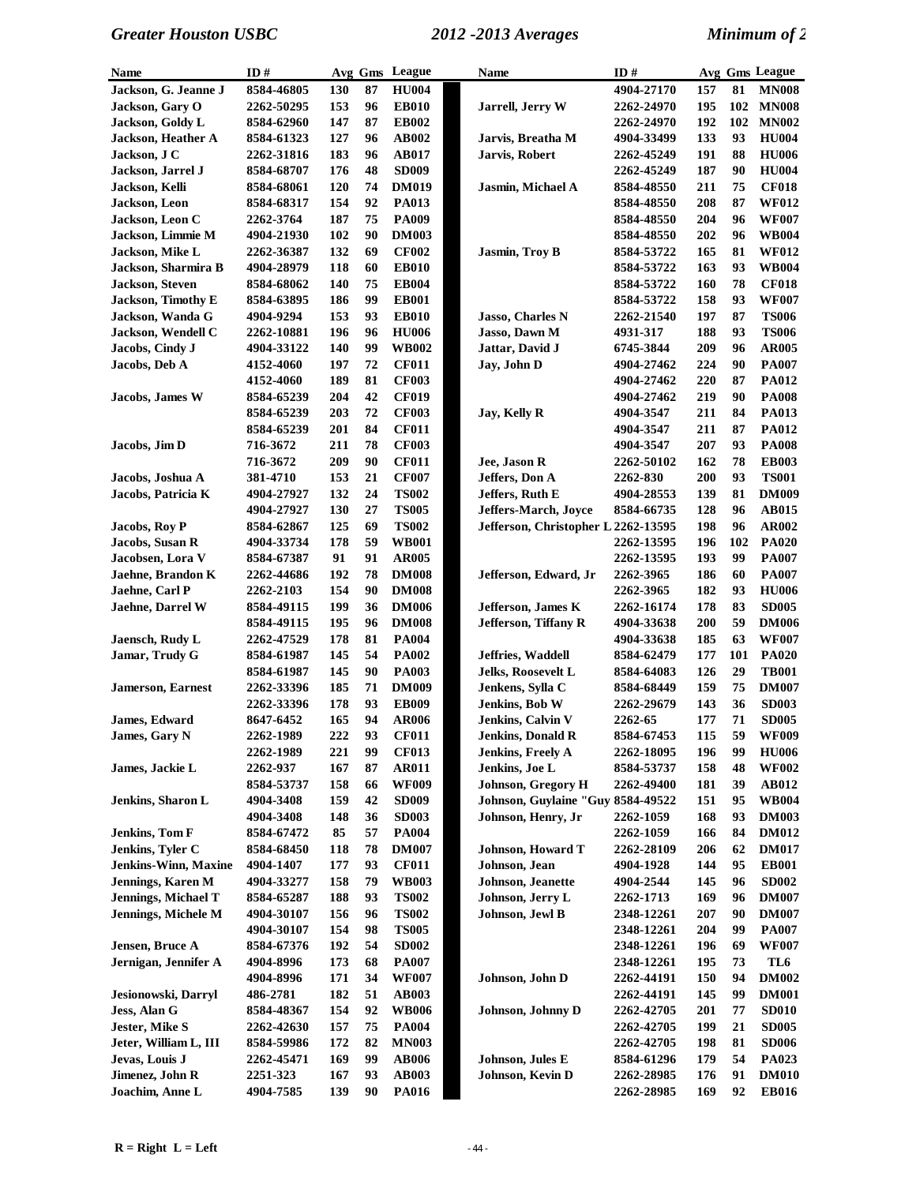| Name | ID # | Avg | Gms | League |
|---|---|---|---|---|
| Jackson, G. Jeanne J | 8584-46805 | 130 | 87 | HU004 |
| Jackson, Gary O | 2262-50295 | 153 | 96 | EB010 |
| Jackson, Goldy L | 8584-62960 | 147 | 87 | EB002 |
| Jackson, Heather A | 8584-61323 | 127 | 96 | AB002 |
| Jackson, J C | 2262-31816 | 183 | 96 | AB017 |
| Jackson, Jarrel J | 8584-68707 | 176 | 48 | SD009 |
| Jackson, Kelli | 8584-68061 | 120 | 74 | DM019 |
| Jackson, Leon | 8584-68317 | 154 | 92 | PA013 |
| Jackson, Leon C | 2262-3764 | 187 | 75 | PA009 |
| Jackson, Limmie M | 4904-21930 | 102 | 90 | DM003 |
| Jackson, Mike L | 2262-36387 | 132 | 69 | CF002 |
| Jackson, Sharmira B | 4904-28979 | 118 | 60 | EB010 |
| Jackson, Steven | 8584-68062 | 140 | 75 | EB004 |
| Jackson, Timothy E | 8584-63895 | 186 | 99 | EB001 |
| Jackson, Wanda G | 4904-9294 | 153 | 93 | EB010 |
| Jackson, Wendell C | 2262-10881 | 196 | 96 | HU006 |
| Jacobs, Cindy J | 4904-33122 | 140 | 99 | WB002 |
| Jacobs, Deb A | 4152-4060 | 197 | 72 | CF011 |
| | 4152-4060 | 189 | 81 | CF003 |
| Jacobs, James W | 8584-65239 | 204 | 42 | CF019 |
| | 8584-65239 | 203 | 72 | CF003 |
| | 8584-65239 | 201 | 84 | CF011 |
| Jacobs, Jim D | 716-3672 | 211 | 78 | CF003 |
| | 716-3672 | 209 | 90 | CF011 |
| Jacobs, Joshua A | 381-4710 | 153 | 21 | CF007 |
| Jacobs, Patricia K | 4904-27927 | 132 | 24 | TS002 |
| | 4904-27927 | 130 | 27 | TS005 |
| Jacobs, Roy P | 8584-62867 | 125 | 69 | TS002 |
| Jacobs, Susan R | 4904-33734 | 178 | 59 | WB001 |
| Jacobsen, Lora V | 8584-67387 | 91 | 91 | AR005 |
| Jaehne, Brandon K | 2262-44686 | 192 | 78 | DM008 |
| Jaehne, Carl P | 2262-2103 | 154 | 90 | DM008 |
| Jaehne, Darrel W | 8584-49115 | 199 | 36 | DM006 |
| | 8584-49115 | 195 | 96 | DM008 |
| Jaensch, Rudy L | 2262-47529 | 178 | 81 | PA004 |
| Jamar, Trudy G | 8584-61987 | 145 | 54 | PA002 |
| | 8584-61987 | 145 | 90 | PA003 |
| Jamerson, Earnest | 2262-33396 | 185 | 71 | DM009 |
| | 2262-33396 | 178 | 93 | EB009 |
| James, Edward | 8647-6452 | 165 | 94 | AR006 |
| James, Gary N | 2262-1989 | 222 | 93 | CF011 |
| | 2262-1989 | 221 | 99 | CF013 |
| James, Jackie L | 2262-937 | 167 | 87 | AR011 |
| | 8584-53737 | 158 | 66 | WF009 |
| Jenkins, Sharon L | 4904-3408 | 159 | 42 | SD009 |
| | 4904-3408 | 148 | 36 | SD003 |
| Jenkins, Tom F | 8584-67472 | 85 | 57 | PA004 |
| Jenkins, Tyler C | 8584-68450 | 118 | 78 | DM007 |
| Jenkins-Winn, Maxine | 4904-1407 | 177 | 93 | CF011 |
| Jennings, Karen M | 4904-33277 | 158 | 79 | WB003 |
| Jennings, Michael T | 8584-65287 | 188 | 93 | TS002 |
| Jennings, Michele M | 4904-30107 | 156 | 96 | TS002 |
| | 4904-30107 | 154 | 98 | TS005 |
| Jensen, Bruce A | 8584-67376 | 192 | 54 | SD002 |
| Jernigan, Jennifer A | 4904-8996 | 173 | 68 | PA007 |
| | 4904-8996 | 171 | 34 | WF007 |
| Jesionowski, Darryl | 486-2781 | 182 | 51 | AB003 |
| Jess, Alan G | 8584-48367 | 154 | 92 | WB006 |
| Jester, Mike S | 2262-42630 | 157 | 75 | PA004 |
| Jeter, William L, III | 8584-59986 | 172 | 82 | MN003 |
| Jevas, Louis J | 2262-45471 | 169 | 99 | AB006 |
| Jimenez, John R | 2251-323 | 167 | 93 | AB003 |
| Joachim, Anne L | 4904-7585 | 139 | 90 | PA016 |
| | 4904-27170 | 157 | 81 | MN008 |
| Jarrell, Jerry W | 2262-24970 | 195 | 102 | MN008 |
| | 2262-24970 | 192 | 102 | MN002 |
| Jarvis, Breatha M | 4904-33499 | 133 | 93 | HU004 |
| Jarvis, Robert | 2262-45249 | 191 | 88 | HU006 |
| | 2262-45249 | 187 | 90 | HU004 |
| Jasmin, Michael A | 8584-48550 | 211 | 75 | CF018 |
| | 8584-48550 | 208 | 87 | WF012 |
| | 8584-48550 | 204 | 96 | WF007 |
| | 8584-48550 | 202 | 96 | WB004 |
| Jasmin, Troy B | 8584-53722 | 165 | 81 | WF012 |
| | 8584-53722 | 163 | 93 | WB004 |
| | 8584-53722 | 160 | 78 | CF018 |
| | 8584-53722 | 158 | 93 | WF007 |
| Jasso, Charles N | 2262-21540 | 197 | 87 | TS006 |
| Jasso, Dawn M | 4931-317 | 188 | 93 | TS006 |
| Jattar, David J | 6745-3844 | 209 | 96 | AR005 |
| Jay, John D | 4904-27462 | 224 | 90 | PA007 |
| | 4904-27462 | 220 | 87 | PA012 |
| | 4904-27462 | 219 | 90 | PA008 |
| Jay, Kelly R | 4904-3547 | 211 | 84 | PA013 |
| | 4904-3547 | 211 | 87 | PA012 |
| | 4904-3547 | 207 | 93 | PA008 |
| Jee, Jason R | 2262-50102 | 162 | 78 | EB003 |
| Jeffers, Don A | 2262-830 | 200 | 93 | TS001 |
| Jeffers, Ruth E | 4904-28553 | 139 | 81 | DM009 |
| Jeffers-March, Joyce | 8584-66735 | 128 | 96 | AB015 |
| Jefferson, Christopher L | 2262-13595 | 198 | 96 | AR002 |
| | 2262-13595 | 196 | 102 | PA020 |
| | 2262-13595 | 193 | 99 | PA007 |
| Jefferson, Edward, Jr | 2262-3965 | 186 | 60 | PA007 |
| | 2262-3965 | 182 | 93 | HU006 |
| Jefferson, James K | 2262-16174 | 178 | 83 | SD005 |
| Jefferson, Tiffany R | 4904-33638 | 200 | 59 | DM006 |
| | 4904-33638 | 185 | 63 | WF007 |
| Jeffries, Waddell | 8584-62479 | 177 | 101 | PA020 |
| Jelks, Roosevelt L | 8584-64083 | 126 | 29 | TB001 |
| Jenkens, Sylla C | 8584-68449 | 159 | 75 | DM007 |
| Jenkins, Bob W | 2262-29679 | 143 | 36 | SD003 |
| Jenkins, Calvin V | 2262-65 | 177 | 71 | SD005 |
| Jenkins, Donald R | 8584-67453 | 115 | 59 | WF009 |
| Jenkins, Freely A | 2262-18095 | 196 | 99 | HU006 |
| Jenkins, Joe L | 8584-53737 | 158 | 48 | WF002 |
| Johnson, Gregory H | 2262-49400 | 181 | 39 | AB012 |
| Johnson, Guylaine "Guy | 8584-49522 | 151 | 95 | WB004 |
| Johnson, Henry, Jr | 2262-1059 | 168 | 93 | DM003 |
| | 2262-1059 | 166 | 84 | DM012 |
| Johnson, Howard T | 2262-28109 | 206 | 62 | DM017 |
| Johnson, Jean | 4904-1928 | 144 | 95 | EB001 |
| Johnson, Jeanette | 4904-2544 | 145 | 96 | SD002 |
| Johnson, Jerry L | 2262-1713 | 169 | 96 | DM007 |
| Johnson, Jewl B | 2348-12261 | 207 | 90 | DM007 |
| | 2348-12261 | 204 | 99 | PA007 |
| | 2348-12261 | 196 | 69 | WF007 |
| | 2348-12261 | 195 | 73 | TL6 |
| Johnson, John D | 2262-44191 | 150 | 94 | DM002 |
| | 2262-44191 | 145 | 99 | DM001 |
| Johnson, Johnny D | 2262-42705 | 201 | 77 | SD010 |
| | 2262-42705 | 199 | 21 | SD005 |
| | 2262-42705 | 198 | 81 | SD006 |
| Johnson, Jules E | 8584-61296 | 179 | 54 | PA023 |
| Johnson, Kevin D | 2262-28985 | 176 | 91 | DM010 |
| | 2262-28985 | 169 | 92 | EB016 |

R = Right L = Left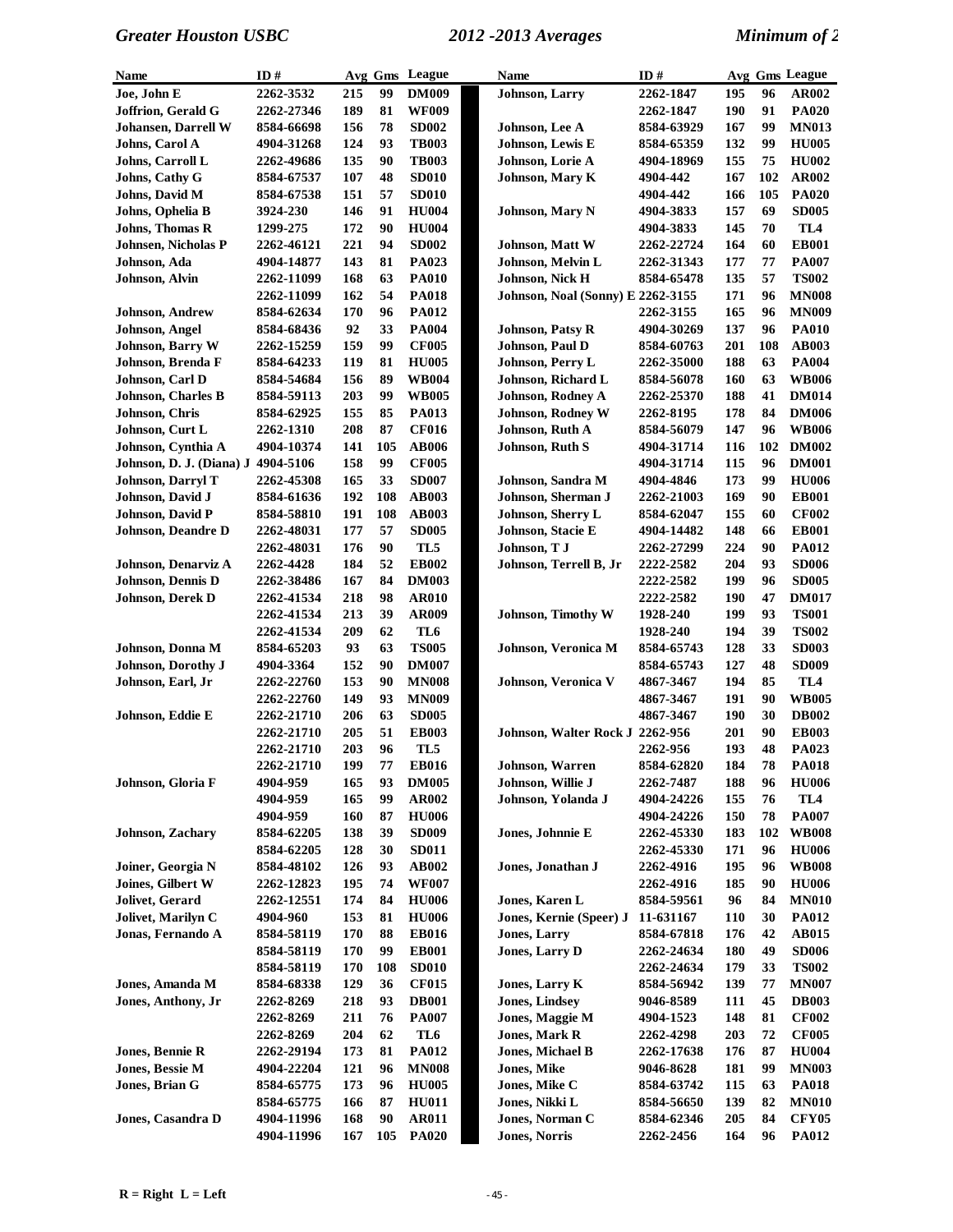| Name | ID # | Avg | Gms | League |
|---|---|---|---|---|
| Joe, John E | 2262-3532 | 215 | 99 | DM009 |
| Joffrion, Gerald G | 2262-27346 | 189 | 81 | WF009 |
| Johansen, Darrell W | 8584-66698 | 156 | 78 | SD002 |
| Johns, Carol A | 4904-31268 | 124 | 93 | TB003 |
| Johns, Carroll L | 2262-49686 | 135 | 90 | TB003 |
| Johns, Cathy G | 8584-67537 | 107 | 48 | SD010 |
| Johns, David M | 8584-67538 | 151 | 57 | SD010 |
| Johns, Ophelia B | 3924-230 | 146 | 91 | HU004 |
| Johns, Thomas R | 1299-275 | 172 | 90 | HU004 |
| Johnsen, Nicholas P | 2262-46121 | 221 | 94 | SD002 |
| Johnson, Ada | 4904-14877 | 143 | 81 | PA023 |
| Johnson, Alvin | 2262-11099 | 168 | 63 | PA010 |
| | 2262-11099 | 162 | 54 | PA018 |
| Johnson, Andrew | 8584-62634 | 170 | 96 | PA012 |
| Johnson, Angel | 8584-68436 | 92 | 33 | PA004 |
| Johnson, Barry W | 2262-15259 | 159 | 99 | CF005 |
| Johnson, Brenda F | 8584-64233 | 119 | 81 | HU005 |
| Johnson, Carl D | 8584-54684 | 156 | 89 | WB004 |
| Johnson, Charles B | 8584-59113 | 203 | 99 | WB005 |
| Johnson, Chris | 8584-62925 | 155 | 85 | PA013 |
| Johnson, Curt L | 2262-1310 | 208 | 87 | CF016 |
| Johnson, Cynthia A | 4904-10374 | 141 | 105 | AB006 |
| Johnson, D. J. (Diana) J | 4904-5106 | 158 | 99 | CF005 |
| Johnson, Darryl T | 2262-45308 | 165 | 33 | SD007 |
| Johnson, David J | 8584-61636 | 192 | 108 | AB003 |
| Johnson, David P | 8584-58810 | 191 | 108 | AB003 |
| Johnson, Deandre D | 2262-48031 | 177 | 57 | SD005 |
| | 2262-48031 | 176 | 90 | TL5 |
| Johnson, Denarviz A | 2262-4428 | 184 | 52 | EB002 |
| Johnson, Dennis D | 2262-38486 | 167 | 84 | DM003 |
| Johnson, Derek D | 2262-41534 | 218 | 98 | AR010 |
| | 2262-41534 | 213 | 39 | AR009 |
| | 2262-41534 | 209 | 62 | TL6 |
| Johnson, Donna M | 8584-65203 | 93 | 63 | TS005 |
| Johnson, Dorothy J | 4904-3364 | 152 | 90 | DM007 |
| Johnson, Earl, Jr | 2262-22760 | 153 | 90 | MN008 |
| | 2262-22760 | 149 | 93 | MN009 |
| Johnson, Eddie E | 2262-21710 | 206 | 63 | SD005 |
| | 2262-21710 | 205 | 51 | EB003 |
| | 2262-21710 | 203 | 96 | TL5 |
| | 2262-21710 | 199 | 77 | EB016 |
| Johnson, Gloria F | 4904-959 | 165 | 93 | DM005 |
| | 4904-959 | 165 | 99 | AR002 |
| | 4904-959 | 160 | 87 | HU006 |
| Johnson, Zachary | 8584-62205 | 138 | 39 | SD009 |
| | 8584-62205 | 128 | 30 | SD011 |
| Joiner, Georgia N | 8584-48102 | 126 | 93 | AB002 |
| Joines, Gilbert W | 2262-12823 | 195 | 74 | WF007 |
| Jolivet, Gerard | 2262-12551 | 174 | 84 | HU006 |
| Jolivet, Marilyn C | 4904-960 | 153 | 81 | HU006 |
| Jonas, Fernando A | 8584-58119 | 170 | 88 | EB016 |
| | 8584-58119 | 170 | 99 | EB001 |
| | 8584-58119 | 170 | 108 | SD010 |
| Jones, Amanda M | 8584-68338 | 129 | 36 | CF015 |
| Jones, Anthony, Jr | 2262-8269 | 218 | 93 | DB001 |
| | 2262-8269 | 211 | 76 | PA007 |
| | 2262-8269 | 204 | 62 | TL6 |
| Jones, Bennie R | 2262-29194 | 173 | 81 | PA012 |
| Jones, Bessie M | 4904-22204 | 121 | 96 | MN008 |
| Jones, Brian G | 8584-65775 | 173 | 96 | HU005 |
| | 8584-65775 | 166 | 87 | HU011 |
| Jones, Casandra D | 4904-11996 | 168 | 90 | AR011 |
| | 4904-11996 | 167 | 105 | PA020 |
| Johnson, Larry | 2262-1847 | 195 | 96 | AR002 |
| | 2262-1847 | 190 | 91 | PA020 |
| Johnson, Lee A | 8584-63929 | 167 | 99 | MN013 |
| Johnson, Lewis E | 8584-65359 | 132 | 99 | HU005 |
| Johnson, Lorie A | 4904-18969 | 155 | 75 | HU002 |
| Johnson, Mary K | 4904-442 | 167 | 102 | AR002 |
| | 4904-442 | 166 | 105 | PA020 |
| Johnson, Mary N | 4904-3833 | 157 | 69 | SD005 |
| | 4904-3833 | 145 | 70 | TL4 |
| Johnson, Matt W | 2262-22724 | 164 | 60 | EB001 |
| Johnson, Melvin L | 2262-31343 | 177 | 77 | PA007 |
| Johnson, Nick H | 8584-65478 | 135 | 57 | TS002 |
| Johnson, Noal (Sonny) E | 2262-3155 | 171 | 96 | MN008 |
| | 2262-3155 | 165 | 96 | MN009 |
| Johnson, Patsy R | 4904-30269 | 137 | 96 | PA010 |
| Johnson, Paul D | 8584-60763 | 201 | 108 | AB003 |
| Johnson, Perry L | 2262-35000 | 188 | 63 | PA004 |
| Johnson, Richard L | 8584-56078 | 160 | 63 | WB006 |
| Johnson, Rodney A | 2262-25370 | 188 | 41 | DM014 |
| Johnson, Rodney W | 2262-8195 | 178 | 84 | DM006 |
| Johnson, Ruth A | 8584-56079 | 147 | 96 | WB006 |
| Johnson, Ruth S | 4904-31714 | 116 | 102 | DM002 |
| | 4904-31714 | 115 | 96 | DM001 |
| Johnson, Sandra M | 4904-4846 | 173 | 99 | HU006 |
| Johnson, Sherman J | 2262-21003 | 169 | 90 | EB001 |
| Johnson, Sherry L | 8584-62047 | 155 | 60 | CF002 |
| Johnson, Stacie E | 4904-14482 | 148 | 66 | EB001 |
| Johnson, T J | 2262-27299 | 224 | 90 | PA012 |
| Johnson, Terrell B, Jr | 2222-2582 | 204 | 93 | SD006 |
| | 2222-2582 | 199 | 96 | SD005 |
| | 2222-2582 | 190 | 47 | DM017 |
| Johnson, Timothy W | 1928-240 | 199 | 93 | TS001 |
| | 1928-240 | 194 | 39 | TS002 |
| Johnson, Veronica M | 8584-65743 | 128 | 33 | SD003 |
| | 8584-65743 | 127 | 48 | SD009 |
| Johnson, Veronica V | 4867-3467 | 194 | 85 | TL4 |
| | 4867-3467 | 191 | 90 | WB005 |
| | 4867-3467 | 190 | 30 | DB002 |
| Johnson, Walter Rock J | 2262-956 | 201 | 90 | EB003 |
| | 2262-956 | 193 | 48 | PA023 |
| Johnson, Warren | 8584-62820 | 184 | 78 | PA018 |
| Johnson, Willie J | 2262-7487 | 188 | 96 | HU006 |
| Johnson, Yolanda J | 4904-24226 | 155 | 76 | TL4 |
| | 4904-24226 | 150 | 78 | PA007 |
| Jones, Johnnie E | 2262-45330 | 183 | 102 | WB008 |
| | 2262-45330 | 171 | 96 | HU006 |
| Jones, Jonathan J | 2262-4916 | 195 | 96 | WB008 |
| | 2262-4916 | 185 | 90 | HU006 |
| Jones, Karen L | 8584-59561 | 96 | 84 | MN010 |
| Jones, Kernie (Speer) J | 11-631167 | 110 | 30 | PA012 |
| Jones, Larry | 8584-67818 | 176 | 42 | AB015 |
| Jones, Larry D | 2262-24634 | 180 | 49 | SD006 |
| | 2262-24634 | 179 | 33 | TS002 |
| Jones, Larry K | 8584-56942 | 139 | 77 | MN007 |
| Jones, Lindsey | 9046-8589 | 111 | 45 | DB003 |
| Jones, Maggie M | 4904-1523 | 148 | 81 | CF002 |
| Jones, Mark R | 2262-4298 | 203 | 72 | CF005 |
| Jones, Michael B | 2262-17638 | 176 | 87 | HU004 |
| Jones, Mike | 9046-8628 | 181 | 99 | MN003 |
| Jones, Mike C | 8584-63742 | 115 | 63 | PA018 |
| Jones, Nikki L | 8584-56650 | 139 | 82 | MN010 |
| Jones, Norman C | 8584-62346 | 205 | 84 | CFY05 |
| Jones, Norris | 2262-2456 | 164 | 96 | PA012 |

R = Right  L = Left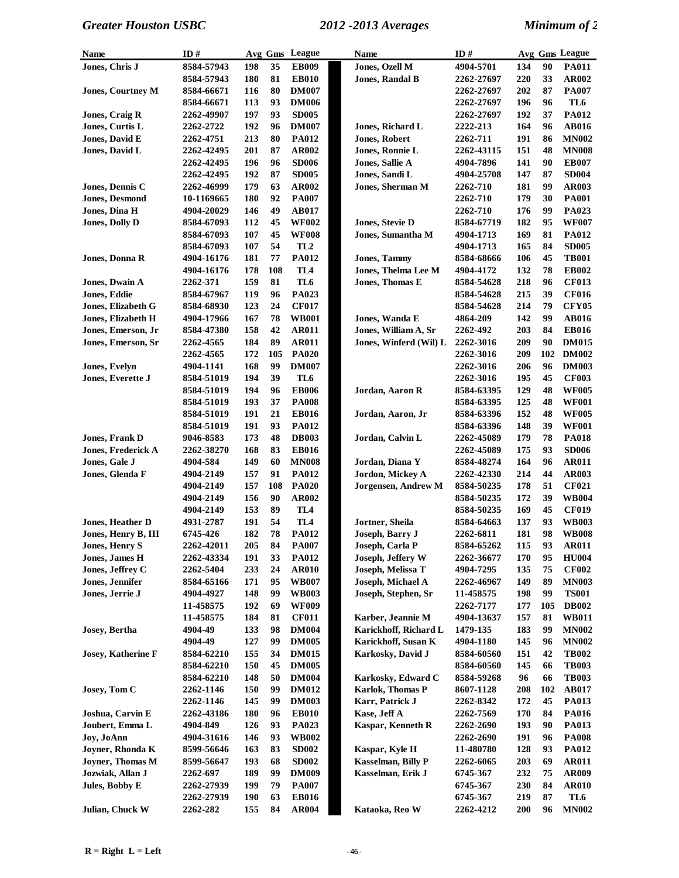| Name | ID # | Avg | Gms | League |
|---|---|---|---|---|
| Jones, Chris J | 8584-57943 | 198 | 35 | EB009 |
| | 8584-57943 | 180 | 81 | EB010 |
| Jones, Courtney M | 8584-66671 | 116 | 80 | DM007 |
| | 8584-66671 | 113 | 93 | DM006 |
| Jones, Craig R | 2262-49907 | 197 | 93 | SD005 |
| Jones, Curtis L | 2262-2722 | 192 | 96 | DM007 |
| Jones, David E | 2262-4751 | 213 | 80 | PA012 |
| Jones, David L | 2262-42495 | 201 | 87 | AR002 |
| | 2262-42495 | 196 | 96 | SD006 |
| | 2262-42495 | 192 | 87 | SD005 |
| Jones, Dennis C | 2262-46999 | 179 | 63 | AR002 |
| Jones, Desmond | 10-1169665 | 180 | 92 | PA007 |
| Jones, Dina H | 4904-20029 | 146 | 49 | AB017 |
| Jones, Dolly D | 8584-67093 | 112 | 45 | WF002 |
| | 8584-67093 | 107 | 45 | WF008 |
| | 8584-67093 | 107 | 54 | TL2 |
| Jones, Donna R | 4904-16176 | 181 | 77 | PA012 |
| | 4904-16176 | 178 | 108 | TL4 |
| Jones, Dwain A | 2262-371 | 159 | 81 | TL6 |
| Jones, Eddie | 8584-67967 | 119 | 96 | PA023 |
| Jones, Elizabeth G | 8584-68930 | 123 | 24 | CF017 |
| Jones, Elizabeth H | 4904-17966 | 167 | 78 | WB001 |
| Jones, Emerson, Jr | 8584-47380 | 158 | 42 | AR011 |
| Jones, Emerson, Sr | 2262-4565 | 184 | 89 | AR011 |
| | 2262-4565 | 172 | 105 | PA020 |
| Jones, Evelyn | 4904-1141 | 168 | 99 | DM007 |
| Jones, Everette J | 8584-51019 | 194 | 39 | TL6 |
| | 8584-51019 | 194 | 96 | EB006 |
| | 8584-51019 | 193 | 37 | PA008 |
| | 8584-51019 | 191 | 21 | EB016 |
| | 8584-51019 | 191 | 93 | PA012 |
| Jones, Frank D | 9046-8583 | 173 | 48 | DB003 |
| Jones, Frederick A | 2262-38270 | 168 | 83 | EB016 |
| Jones, Gale J | 4904-584 | 149 | 60 | MN008 |
| Jones, Glenda F | 4904-2149 | 157 | 91 | PA012 |
| | 4904-2149 | 157 | 108 | PA020 |
| | 4904-2149 | 156 | 90 | AR002 |
| | 4904-2149 | 153 | 89 | TL4 |
| Jones, Heather D | 4931-2787 | 191 | 54 | TL4 |
| Jones, Henry B, III | 6745-426 | 182 | 78 | PA012 |
| Jones, Henry S | 2262-42011 | 205 | 84 | PA007 |
| Jones, James H | 2262-43334 | 191 | 33 | PA012 |
| Jones, Jeffrey C | 2262-5404 | 233 | 24 | AR010 |
| Jones, Jennifer | 8584-65166 | 171 | 95 | WB007 |
| Jones, Jerrie J | 4904-4927 | 148 | 99 | WB003 |
| | 11-458575 | 192 | 69 | WF009 |
| | 11-458575 | 184 | 81 | CF011 |
| Josey, Bertha | 4904-49 | 133 | 98 | DM004 |
| | 4904-49 | 127 | 99 | DM005 |
| Josey, Katherine F | 8584-62210 | 155 | 34 | DM015 |
| | 8584-62210 | 150 | 45 | DM005 |
| | 8584-62210 | 148 | 50 | DM004 |
| Josey, Tom C | 2262-1146 | 150 | 99 | DM012 |
| | 2262-1146 | 145 | 99 | DM003 |
| Joshua, Carvin E | 2262-43186 | 180 | 96 | EB010 |
| Joubert, Emma L | 4904-849 | 126 | 93 | PA023 |
| Joy, JoAnn | 4904-31616 | 146 | 93 | WB002 |
| Joyner, Rhonda K | 8599-56646 | 163 | 83 | SD002 |
| Joyner, Thomas M | 8599-56647 | 193 | 68 | SD002 |
| Jozwiak, Allan J | 2262-697 | 189 | 99 | DM009 |
| Jules, Bobby E | 2262-27939 | 199 | 79 | PA007 |
| | 2262-27939 | 190 | 63 | EB016 |
| Julian, Chuck W | 2262-282 | 155 | 84 | AR004 |
| Jones, Ozell M | 4904-5701 | 134 | 90 | PA011 |
| Jones, Randal B | 2262-27697 | 220 | 33 | AR002 |
| | 2262-27697 | 202 | 87 | PA007 |
| | 2262-27697 | 196 | 96 | TL6 |
| | 2262-27697 | 192 | 37 | PA012 |
| Jones, Richard L | 2222-213 | 164 | 96 | AB016 |
| Jones, Robert | 2262-711 | 191 | 86 | MN002 |
| Jones, Ronnie L | 2262-43115 | 151 | 48 | MN008 |
| Jones, Sallie A | 4904-7896 | 141 | 90 | EB007 |
| Jones, Sandi L | 4904-25708 | 147 | 87 | SD004 |
| Jones, Sherman M | 2262-710 | 181 | 99 | AR003 |
| | 2262-710 | 179 | 30 | PA001 |
| | 2262-710 | 176 | 99 | PA023 |
| Jones, Stevie D | 8584-67719 | 182 | 95 | WF007 |
| Jones, Sumantha M | 4904-1713 | 169 | 81 | PA012 |
| | 4904-1713 | 165 | 84 | SD005 |
| Jones, Tammy | 8584-68666 | 106 | 45 | TB001 |
| Jones, Thelma Lee M | 4904-4172 | 132 | 78 | EB002 |
| Jones, Thomas E | 8584-54628 | 218 | 96 | CF013 |
| | 8584-54628 | 215 | 39 | CF016 |
| | 8584-54628 | 214 | 79 | CFY05 |
| Jones, Wanda E | 4864-209 | 142 | 99 | AB016 |
| Jones, William A, Sr | 2262-492 | 203 | 84 | EB016 |
| Jones, Winferd (Wil) L | 2262-3016 | 209 | 90 | DM015 |
| | 2262-3016 | 209 | 102 | DM002 |
| | 2262-3016 | 206 | 96 | DM003 |
| | 2262-3016 | 195 | 45 | CF003 |
| Jordan, Aaron R | 8584-63395 | 129 | 48 | WF005 |
| | 8584-63395 | 125 | 48 | WF001 |
| Jordan, Aaron, Jr | 8584-63396 | 152 | 48 | WF005 |
| | 8584-63396 | 148 | 39 | WF001 |
| Jordan, Calvin L | 2262-45089 | 179 | 78 | PA018 |
| | 2262-45089 | 175 | 93 | SD006 |
| Jordan, Diana Y | 8584-48274 | 164 | 96 | AR011 |
| Jordon, Mickey A | 2262-42330 | 214 | 44 | AR003 |
| Jorgensen, Andrew M | 8584-50235 | 178 | 51 | CF021 |
| | 8584-50235 | 172 | 39 | WB004 |
| | 8584-50235 | 169 | 45 | CF019 |
| Jortner, Sheila | 8584-64663 | 137 | 93 | WB003 |
| Joseph, Barry J | 2262-6811 | 181 | 98 | WB008 |
| Joseph, Carla P | 8584-65262 | 115 | 93 | AR011 |
| Joseph, Jeffery W | 2262-36677 | 170 | 95 | HU004 |
| Joseph, Melissa T | 4904-7295 | 135 | 75 | CF002 |
| Joseph, Michael A | 2262-46967 | 149 | 89 | MN003 |
| Joseph, Stephen, Sr | 11-458575 | 198 | 99 | TS001 |
| | 2262-7177 | 177 | 105 | DB002 |
| Karber, Jeannie M | 4904-13637 | 157 | 81 | WB011 |
| Karickhoff, Richard L | 1479-135 | 183 | 99 | MN002 |
| Karickhoff, Susan K | 4904-1180 | 145 | 96 | MN002 |
| Karkosky, David J | 8584-60560 | 151 | 42 | TB002 |
| | 8584-60560 | 145 | 66 | TB003 |
| Karkosky, Edward C | 8584-59268 | 96 | 66 | TB003 |
| Karlok, Thomas P | 8607-1128 | 208 | 102 | AB017 |
| Karr, Patrick J | 2262-8342 | 172 | 45 | PA013 |
| Kase, Jeff A | 2262-7569 | 170 | 84 | PA016 |
| Kaspar, Kenneth R | 2262-2690 | 193 | 90 | PA013 |
| | 2262-2690 | 191 | 96 | PA008 |
| Kaspar, Kyle H | 11-480780 | 128 | 93 | PA012 |
| Kasselman, Billy P | 2262-6065 | 203 | 69 | AR011 |
| Kasselman, Erik J | 6745-367 | 232 | 75 | AR009 |
| | 6745-367 | 230 | 84 | AR010 |
| | 6745-367 | 219 | 87 | TL6 |
| Kataoka, Reo W | 2262-4212 | 200 | 96 | MN002 |

R = Right L = Left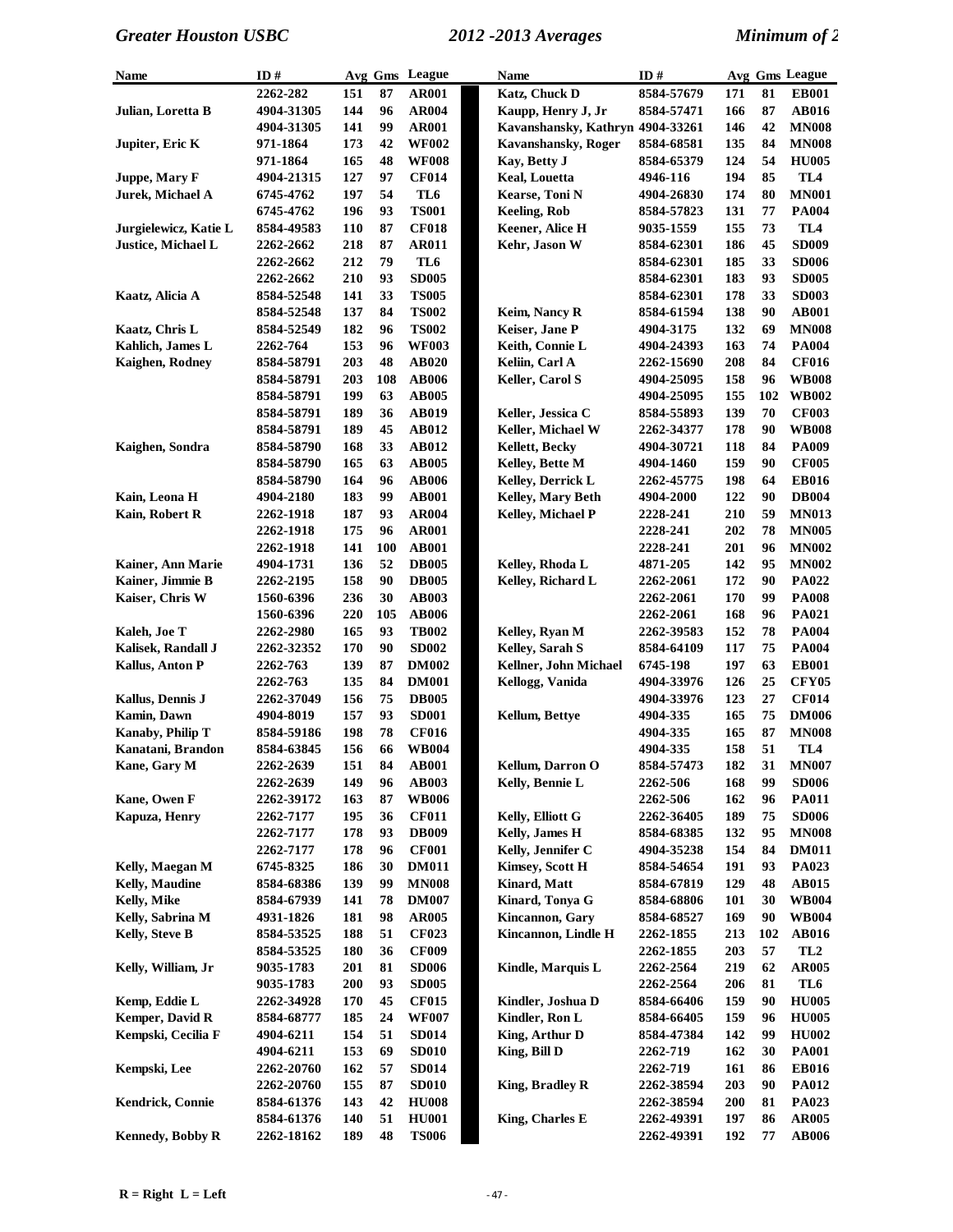| Name | ID # | Avg | Gms | League |
|---|---|---|---|---|
| | 2262-282 | 151 | 87 | AR001 |
| Julian, Loretta B | 4904-31305 | 144 | 96 | AR004 |
| | 4904-31305 | 141 | 99 | AR001 |
| Jupiter, Eric K | 971-1864 | 173 | 42 | WF002 |
| | 971-1864 | 165 | 48 | WF008 |
| Juppe, Mary F | 4904-21315 | 127 | 97 | CF014 |
| Jurek, Michael A | 6745-4762 | 197 | 54 | TL6 |
| | 6745-4762 | 196 | 93 | TS001 |
| Jurgielewicz, Katie L | 8584-49583 | 110 | 87 | CF018 |
| Justice, Michael L | 2262-2662 | 218 | 87 | AR011 |
| | 2262-2662 | 212 | 79 | TL6 |
| | 2262-2662 | 210 | 93 | SD005 |
| Kaatz, Alicia A | 8584-52548 | 141 | 33 | TS005 |
| | 8584-52548 | 137 | 84 | TS002 |
| Kaatz, Chris L | 8584-52549 | 182 | 96 | TS002 |
| Kahlich, James L | 2262-764 | 153 | 96 | WF003 |
| Kaighen, Rodney | 8584-58791 | 203 | 48 | AB020 |
| | 8584-58791 | 203 | 108 | AB006 |
| | 8584-58791 | 199 | 63 | AB005 |
| | 8584-58791 | 189 | 36 | AB019 |
| | 8584-58791 | 189 | 45 | AB012 |
| Kaighen, Sondra | 8584-58790 | 168 | 33 | AB012 |
| | 8584-58790 | 165 | 63 | AB005 |
| | 8584-58790 | 164 | 96 | AB006 |
| Kain, Leona H | 4904-2180 | 183 | 99 | AB001 |
| Kain, Robert R | 2262-1918 | 187 | 93 | AR004 |
| | 2262-1918 | 175 | 96 | AR001 |
| | 2262-1918 | 141 | 100 | AB001 |
| Kainer, Ann Marie | 4904-1731 | 136 | 52 | DB005 |
| Kainer, Jimmie B | 2262-2195 | 158 | 90 | DB005 |
| Kaiser, Chris W | 1560-6396 | 236 | 30 | AB003 |
| | 1560-6396 | 220 | 105 | AB006 |
| Kaleh, Joe T | 2262-2980 | 165 | 93 | TB002 |
| Kalisek, Randall J | 2262-32352 | 170 | 90 | SD002 |
| Kallus, Anton P | 2262-763 | 139 | 87 | DM002 |
| | 2262-763 | 135 | 84 | DM001 |
| Kallus, Dennis J | 2262-37049 | 156 | 75 | DB005 |
| Kamin, Dawn | 4904-8019 | 157 | 93 | SD001 |
| Kanaby, Philip T | 8584-59186 | 198 | 78 | CF016 |
| Kanatani, Brandon | 8584-63845 | 156 | 66 | WB004 |
| Kane, Gary M | 2262-2639 | 151 | 84 | AB001 |
| | 2262-2639 | 149 | 96 | AB003 |
| Kane, Owen F | 2262-39172 | 163 | 87 | WB006 |
| Kapuza, Henry | 2262-7177 | 195 | 36 | CF011 |
| | 2262-7177 | 178 | 93 | DB009 |
| | 2262-7177 | 178 | 96 | CF001 |
| Kelly, Maegan M | 6745-8325 | 186 | 30 | DM011 |
| Kelly, Maudine | 8584-68386 | 139 | 99 | MN008 |
| Kelly, Mike | 8584-67939 | 141 | 78 | DM007 |
| Kelly, Sabrina M | 4931-1826 | 181 | 98 | AR005 |
| Kelly, Steve B | 8584-53525 | 188 | 51 | CF023 |
| | 8584-53525 | 180 | 36 | CF009 |
| Kelly, William, Jr | 9035-1783 | 201 | 81 | SD006 |
| | 9035-1783 | 200 | 93 | SD005 |
| Kemp, Eddie L | 2262-34928 | 170 | 45 | CF015 |
| Kemper, David R | 8584-68777 | 185 | 24 | WF007 |
| Kempski, Cecilia F | 4904-6211 | 154 | 51 | SD014 |
| | 4904-6211 | 153 | 69 | SD010 |
| Kempski, Lee | 2262-20760 | 162 | 57 | SD014 |
| | 2262-20760 | 155 | 87 | SD010 |
| Kendrick, Connie | 8584-61376 | 143 | 42 | HU008 |
| | 8584-61376 | 140 | 51 | HU001 |
| Kennedy, Bobby R | 2262-18162 | 189 | 48 | TS006 |
| Katz, Chuck D | 8584-57679 | 171 | 81 | EB001 |
| Kaupp, Henry J, Jr | 8584-57471 | 166 | 87 | AB016 |
| Kavanshansky, Kathryn | 4904-33261 | 146 | 42 | MN008 |
| Kavanshansky, Roger | 8584-68581 | 135 | 84 | MN008 |
| Kay, Betty J | 8584-65379 | 124 | 54 | HU005 |
| Keal, Louetta | 4946-116 | 194 | 85 | TL4 |
| Kearse, Toni N | 4904-26830 | 174 | 80 | MN001 |
| Keeling, Rob | 8584-57823 | 131 | 77 | PA004 |
| Keener, Alice H | 9035-1559 | 155 | 73 | TL4 |
| Kehr, Jason W | 8584-62301 | 186 | 45 | SD009 |
| | 8584-62301 | 185 | 33 | SD006 |
| | 8584-62301 | 183 | 93 | SD005 |
| | 8584-62301 | 178 | 33 | SD003 |
| Keim, Nancy R | 8584-61594 | 138 | 90 | AB001 |
| Keiser, Jane P | 4904-3175 | 132 | 69 | MN008 |
| Keith, Connie L | 4904-24393 | 163 | 74 | PA004 |
| Keliin, Carl A | 2262-15690 | 208 | 84 | CF016 |
| Keller, Carol S | 4904-25095 | 158 | 96 | WB008 |
| | 4904-25095 | 155 | 102 | WB002 |
| Keller, Jessica C | 8584-55893 | 139 | 70 | CF003 |
| Keller, Michael W | 2262-34377 | 178 | 90 | WB008 |
| Kellett, Becky | 4904-30721 | 118 | 84 | PA009 |
| Kelley, Bette M | 4904-1460 | 159 | 90 | CF005 |
| Kelley, Derrick L | 2262-45775 | 198 | 64 | EB016 |
| Kelley, Mary Beth | 4904-2000 | 122 | 90 | DB004 |
| Kelley, Michael P | 2228-241 | 210 | 59 | MN013 |
| | 2228-241 | 202 | 78 | MN005 |
| | 2228-241 | 201 | 96 | MN002 |
| Kelley, Rhoda L | 4871-205 | 142 | 95 | MN002 |
| Kelley, Richard L | 2262-2061 | 172 | 90 | PA022 |
| | 2262-2061 | 170 | 99 | PA008 |
| | 2262-2061 | 168 | 96 | PA021 |
| Kelley, Ryan M | 2262-39583 | 152 | 78 | PA004 |
| Kelley, Sarah S | 8584-64109 | 117 | 75 | PA004 |
| Kellner, John Michael | 6745-198 | 197 | 63 | EB001 |
| Kellogg, Vanida | 4904-33976 | 126 | 25 | CFY05 |
| | 4904-33976 | 123 | 27 | CF014 |
| Kellum, Bettye | 4904-335 | 165 | 75 | DM006 |
| | 4904-335 | 165 | 87 | MN008 |
| | 4904-335 | 158 | 51 | TL4 |
| Kellum, Darron O | 8584-57473 | 182 | 31 | MN007 |
| Kelly, Bennie L | 2262-506 | 168 | 99 | SD006 |
| | 2262-506 | 162 | 96 | PA011 |
| Kelly, Elliott G | 2262-36405 | 189 | 75 | SD006 |
| Kelly, James H | 8584-68385 | 132 | 95 | MN008 |
| Kelly, Jennifer C | 4904-35238 | 154 | 84 | DM011 |
| Kimsey, Scott H | 8584-54654 | 191 | 93 | PA023 |
| Kinard, Matt | 8584-67819 | 129 | 48 | AB015 |
| Kinard, Tonya G | 8584-68806 | 101 | 30 | WB004 |
| Kincannon, Gary | 8584-68527 | 169 | 90 | WB004 |
| Kincannon, Lindle H | 2262-1855 | 213 | 102 | AB016 |
| | 2262-1855 | 203 | 57 | TL2 |
| Kindle, Marquis L | 2262-2564 | 219 | 62 | AR005 |
| | 2262-2564 | 206 | 81 | TL6 |
| Kindler, Joshua D | 8584-66406 | 159 | 90 | HU005 |
| Kindler, Ron L | 8584-66405 | 159 | 96 | HU005 |
| King, Arthur D | 8584-47384 | 142 | 99 | HU002 |
| King, Bill D | 2262-719 | 162 | 30 | PA001 |
| | 2262-719 | 161 | 86 | EB016 |
| King, Bradley R | 2262-38594 | 203 | 90 | PA012 |
| | 2262-38594 | 200 | 81 | PA023 |
| King, Charles E | 2262-49391 | 197 | 86 | AR005 |
| | 2262-49391 | 192 | 77 | AB006 |

R = Right L = Left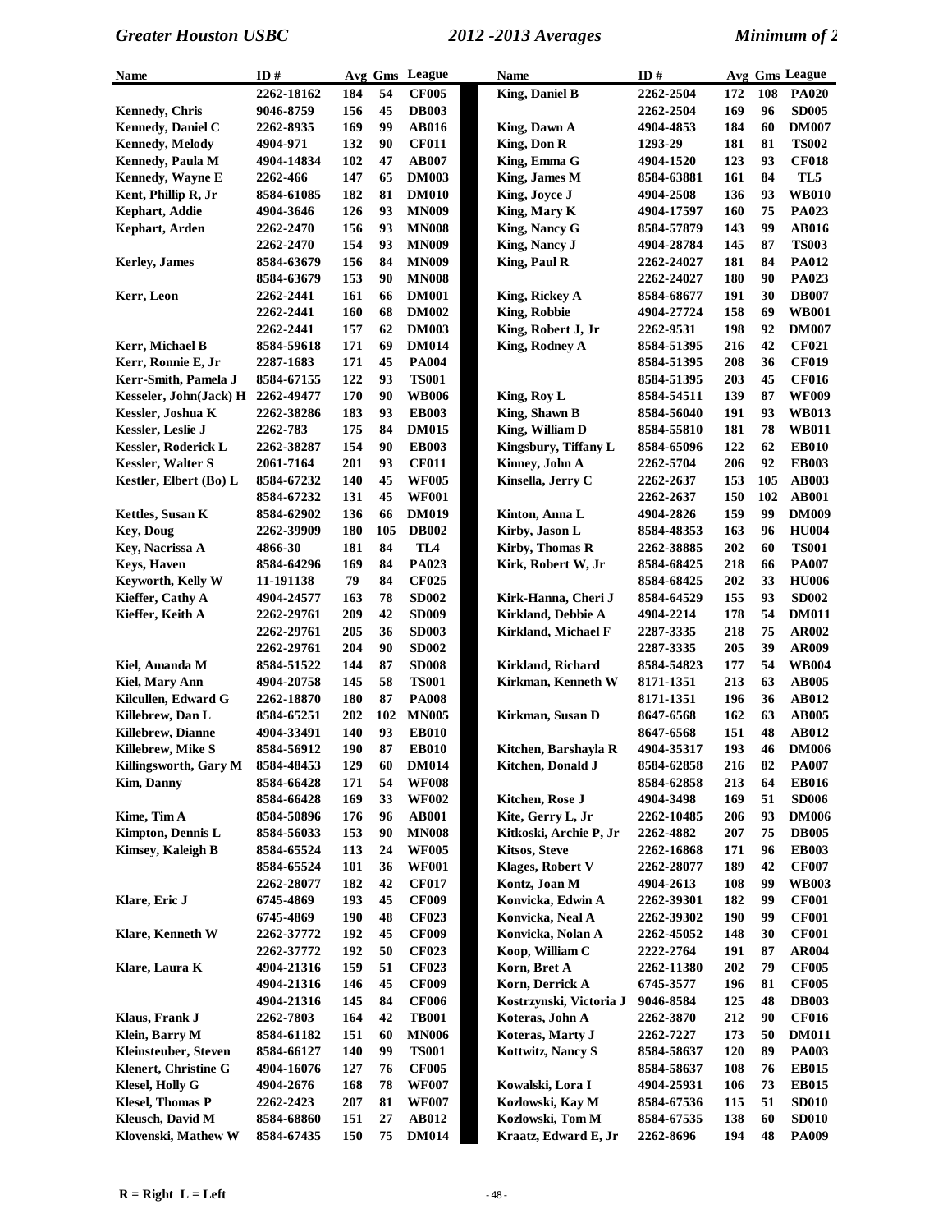| Name | ID # | Avg | Gms | League |
|---|---|---|---|---|
| | 2262-18162 | 184 | 54 | CF005 |
| Kennedy, Chris | 9046-8759 | 156 | 45 | DB003 |
| Kennedy, Daniel C | 2262-8935 | 169 | 99 | AB016 |
| Kennedy, Melody | 4904-971 | 132 | 90 | CF011 |
| Kennedy, Paula M | 4904-14834 | 102 | 47 | AB007 |
| Kennedy, Wayne E | 2262-466 | 147 | 65 | DM003 |
| Kent, Phillip R, Jr | 8584-61085 | 182 | 81 | DM010 |
| Kephart, Addie | 4904-3646 | 126 | 93 | MN009 |
| Kephart, Arden | 2262-2470 | 156 | 93 | MN008 |
| | 2262-2470 | 154 | 93 | MN009 |
| Kerley, James | 8584-63679 | 156 | 84 | MN009 |
| | 8584-63679 | 153 | 90 | MN008 |
| Kerr, Leon | 2262-2441 | 161 | 66 | DM001 |
| | 2262-2441 | 160 | 68 | DM002 |
| | 2262-2441 | 157 | 62 | DM003 |
| Kerr, Michael B | 8584-59618 | 171 | 69 | DM014 |
| Kerr, Ronnie E, Jr | 2287-1683 | 171 | 45 | PA004 |
| Kerr-Smith, Pamela J | 8584-67155 | 122 | 93 | TS001 |
| Kesseler, John(Jack) H | 2262-49477 | 170 | 90 | WB006 |
| Kessler, Joshua K | 2262-38286 | 183 | 93 | EB003 |
| Kessler, Leslie J | 2262-783 | 175 | 84 | DM015 |
| Kessler, Roderick L | 2262-38287 | 154 | 90 | EB003 |
| Kessler, Walter S | 2061-7164 | 201 | 93 | CF011 |
| Kestler, Elbert (Bo) L | 8584-67232 | 140 | 45 | WF005 |
| | 8584-67232 | 131 | 45 | WF001 |
| Kettles, Susan K | 8584-62902 | 136 | 66 | DM019 |
| Key, Doug | 2262-39909 | 180 | 105 | DB002 |
| Key, Nacrissa A | 4866-30 | 181 | 84 | TL4 |
| Keys, Haven | 8584-64296 | 169 | 84 | PA023 |
| Keyworth, Kelly W | 11-191138 | 79 | 84 | CF025 |
| Kieffer, Cathy A | 4904-24577 | 163 | 78 | SD002 |
| Kieffer, Keith A | 2262-29761 | 209 | 42 | SD009 |
| | 2262-29761 | 205 | 36 | SD003 |
| | 2262-29761 | 204 | 90 | SD002 |
| Kiel, Amanda M | 8584-51522 | 144 | 87 | SD008 |
| Kiel, Mary Ann | 4904-20758 | 145 | 58 | TS001 |
| Kilcullen, Edward G | 2262-18870 | 180 | 87 | PA008 |
| Killebrew, Dan L | 8584-65251 | 202 | 102 | MN005 |
| Killebrew, Dianne | 4904-33491 | 140 | 93 | EB010 |
| Killebrew, Mike S | 8584-56912 | 190 | 87 | EB010 |
| Killingsworth, Gary M | 8584-48453 | 129 | 60 | DM014 |
| Kim, Danny | 8584-66428 | 171 | 54 | WF008 |
| | 8584-66428 | 169 | 33 | WF002 |
| Kime, Tim A | 8584-50896 | 176 | 96 | AB001 |
| Kimpton, Dennis L | 8584-56033 | 153 | 90 | MN008 |
| Kimsey, Kaleigh B | 8584-65524 | 113 | 24 | WF005 |
| | 8584-65524 | 101 | 36 | WF001 |
| | 2262-28077 | 182 | 42 | CF017 |
| Klare, Eric J | 6745-4869 | 193 | 45 | CF009 |
| | 6745-4869 | 190 | 48 | CF023 |
| Klare, Kenneth W | 2262-37772 | 192 | 45 | CF009 |
| | 2262-37772 | 192 | 50 | CF023 |
| Klare, Laura K | 4904-21316 | 159 | 51 | CF023 |
| | 4904-21316 | 146 | 45 | CF009 |
| | 4904-21316 | 145 | 84 | CF006 |
| Klaus, Frank J | 2262-7803 | 164 | 42 | TB001 |
| Klein, Barry M | 8584-61182 | 151 | 60 | MN006 |
| Kleinsteuber, Steven | 8584-66127 | 140 | 99 | TS001 |
| Klenert, Christine G | 4904-16076 | 127 | 76 | CF005 |
| Klesel, Holly G | 4904-2676 | 168 | 78 | WF007 |
| Klesel, Thomas P | 2262-2423 | 207 | 81 | WF007 |
| Kleusch, David M | 8584-68860 | 151 | 27 | AB012 |
| Klovenski, Mathew W | 8584-67435 | 150 | 75 | DM014 |
| King, Daniel B | 2262-2504 | 172 | 108 | PA020 |
| | 2262-2504 | 169 | 96 | SD005 |
| King, Dawn A | 4904-4853 | 184 | 60 | DM007 |
| King, Don R | 1293-29 | 181 | 81 | TS002 |
| King, Emma G | 4904-1520 | 123 | 93 | CF018 |
| King, James M | 8584-63881 | 161 | 84 | TL5 |
| King, Joyce J | 4904-2508 | 136 | 93 | WB010 |
| King, Mary K | 4904-17597 | 160 | 75 | PA023 |
| King, Nancy G | 8584-57879 | 143 | 99 | AB016 |
| King, Nancy J | 4904-28784 | 145 | 87 | TS003 |
| King, Paul R | 2262-24027 | 181 | 84 | PA012 |
| | 2262-24027 | 180 | 90 | PA023 |
| King, Rickey A | 8584-68677 | 191 | 30 | DB007 |
| King, Robbie | 4904-27724 | 158 | 69 | WB001 |
| King, Robert J, Jr | 2262-9531 | 198 | 92 | DM007 |
| King, Rodney A | 8584-51395 | 216 | 42 | CF021 |
| | 8584-51395 | 208 | 36 | CF019 |
| | 8584-51395 | 203 | 45 | CF016 |
| King, Roy L | 8584-54511 | 139 | 87 | WF009 |
| King, Shawn B | 8584-56040 | 191 | 93 | WB013 |
| King, William D | 8584-55810 | 181 | 78 | WB011 |
| Kingsbury, Tiffany L | 8584-65096 | 122 | 62 | EB010 |
| Kinney, John A | 2262-5704 | 206 | 92 | EB003 |
| Kinsella, Jerry C | 2262-2637 | 153 | 105 | AB003 |
| | 2262-2637 | 150 | 102 | AB001 |
| Kinton, Anna L | 4904-2826 | 159 | 99 | DM009 |
| Kirby, Jason L | 8584-48353 | 163 | 96 | HU004 |
| Kirby, Thomas R | 2262-38885 | 202 | 60 | TS001 |
| Kirk, Robert W, Jr | 8584-68425 | 218 | 66 | PA007 |
| | 8584-68425 | 202 | 33 | HU006 |
| Kirk-Hanna, Cheri J | 8584-64529 | 155 | 93 | SD002 |
| Kirkland, Debbie A | 4904-2214 | 178 | 54 | DM011 |
| Kirkland, Michael F | 2287-3335 | 218 | 75 | AR002 |
| | 2287-3335 | 205 | 39 | AR009 |
| Kirkland, Richard | 8584-54823 | 177 | 54 | WB004 |
| Kirkman, Kenneth W | 8171-1351 | 213 | 63 | AB005 |
| | 8171-1351 | 196 | 36 | AB012 |
| Kirkman, Susan D | 8647-6568 | 162 | 63 | AB005 |
| | 8647-6568 | 151 | 48 | AB012 |
| Kitchen, Barshayla R | 4904-35317 | 193 | 46 | DM006 |
| Kitchen, Donald J | 8584-62858 | 216 | 82 | PA007 |
| | 8584-62858 | 213 | 64 | EB016 |
| Kitchen, Rose J | 4904-3498 | 169 | 51 | SD006 |
| Kite, Gerry L, Jr | 2262-10485 | 206 | 93 | DM006 |
| Kitkoski, Archie P, Jr | 2262-4882 | 207 | 75 | DB005 |
| Kitsos, Steve | 2262-16868 | 171 | 96 | EB003 |
| Klages, Robert V | 2262-28077 | 189 | 42 | CF007 |
| Kontz, Joan M | 4904-2613 | 108 | 99 | WB003 |
| Konvicka, Edwin A | 2262-39301 | 182 | 99 | CF001 |
| Konvicka, Neal A | 2262-39302 | 190 | 99 | CF001 |
| Konvicka, Nolan A | 2262-45052 | 148 | 30 | CF001 |
| Koop, William C | 2222-2764 | 191 | 87 | AR004 |
| Korn, Bret A | 2262-11380 | 202 | 79 | CF005 |
| Korn, Derrick A | 6745-3577 | 196 | 81 | CF005 |
| Kostrzynski, Victoria J | 9046-8584 | 125 | 48 | DB003 |
| Koteras, John A | 2262-3870 | 212 | 90 | CF016 |
| Koteras, Marty J | 2262-7227 | 173 | 50 | DM011 |
| Kottwitz, Nancy S | 8584-58637 | 120 | 89 | PA003 |
| | 8584-58637 | 108 | 76 | EB015 |
| Kowalski, Lora I | 4904-25931 | 106 | 73 | EB015 |
| Kozlowski, Kay M | 8584-67536 | 115 | 51 | SD010 |
| Kozlowski, Tom M | 8584-67535 | 138 | 60 | SD010 |
| Kraatz, Edward E, Jr | 2262-8696 | 194 | 48 | PA009 |

R = Right L = Left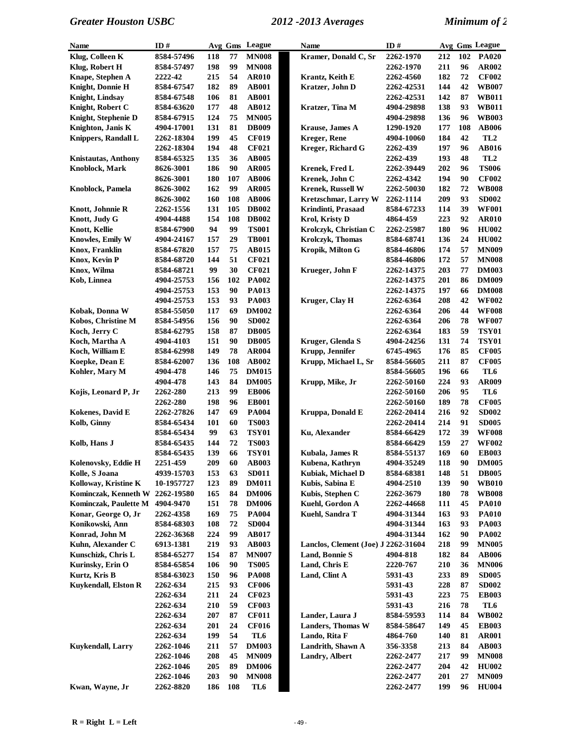| Name | ID # | Avg | Gms | League |
|---|---|---|---|---|
| Klug, Colleen K | 8584-57496 | 118 | 77 | MN008 |
| Klug, Robert H | 8584-57497 | 198 | 99 | MN008 |
| Knape, Stephen A | 2222-42 | 215 | 54 | AR010 |
| Knight, Donnie H | 8584-67547 | 182 | 89 | AB001 |
| Knight, Lindsay | 8584-67548 | 106 | 81 | AB001 |
| Knight, Robert C | 8584-63620 | 177 | 48 | AB012 |
| Knight, Stephenie D | 8584-67915 | 124 | 75 | MN005 |
| Knighton, Janis K | 4904-17001 | 131 | 81 | DB009 |
| Knippers, Randall L | 2262-18304 | 199 | 45 | CF019 |
| | 2262-18304 | 194 | 48 | CF021 |
| Knistautas, Anthony | 8584-65325 | 135 | 36 | AB005 |
| Knoblock, Mark | 8626-3001 | 186 | 90 | AR005 |
| | 8626-3001 | 180 | 107 | AB006 |
| Knoblock, Pamela | 8626-3002 | 162 | 99 | AR005 |
| | 8626-3002 | 160 | 108 | AB006 |
| Knott, Johnnie R | 2262-1556 | 131 | 105 | DB002 |
| Knott, Judy G | 4904-4488 | 154 | 108 | DB002 |
| Knott, Kellie | 8584-67900 | 94 | 99 | TS001 |
| Knowles, Emily W | 4904-24167 | 157 | 29 | TB001 |
| Knox, Franklin | 8584-67820 | 157 | 75 | AB015 |
| Knox, Kevin P | 8584-68720 | 144 | 51 | CF021 |
| Knox, Wilma | 8584-68721 | 99 | 30 | CF021 |
| Kob, Linnea | 4904-25753 | 156 | 102 | PA002 |
| | 4904-25753 | 153 | 90 | PA013 |
| | 4904-25753 | 153 | 93 | PA003 |
| Kobak, Donna W | 8584-55050 | 117 | 69 | DM002 |
| Kobos, Christine M | 8584-54956 | 156 | 90 | SD002 |
| Koch, Jerry C | 8584-62795 | 158 | 87 | DB005 |
| Koch, Martha A | 4904-4103 | 151 | 90 | DB005 |
| Koch, William E | 8584-62998 | 149 | 78 | AR004 |
| Koepke, Dean E | 8584-62007 | 136 | 108 | AB002 |
| Kohler, Mary M | 4904-478 | 146 | 75 | DM015 |
| | 4904-478 | 143 | 84 | DM005 |
| Kojis, Leonard P, Jr | 2262-280 | 213 | 99 | EB006 |
| | 2262-280 | 198 | 96 | EB001 |
| Kokenes, David E | 2262-27826 | 147 | 69 | PA004 |
| Kolb, Ginny | 8584-65434 | 101 | 60 | TS003 |
| | 8584-65434 | 99 | 63 | TSY01 |
| Kolb, Hans J | 8584-65435 | 144 | 72 | TS003 |
| | 8584-65435 | 139 | 66 | TSY01 |
| Kolenovsky, Eddie H | 2251-459 | 209 | 60 | AB003 |
| Kolle, S Joana | 4939-15703 | 153 | 63 | SD011 |
| Kolloway, Kristine K | 10-1957727 | 123 | 89 | DM011 |
| Kominczak, Kenneth W | 2262-19580 | 165 | 84 | DM006 |
| Kominczak, Paulette M | 4904-9470 | 151 | 78 | DM006 |
| Konar, George O, Jr | 2262-4358 | 169 | 75 | PA004 |
| Konikowski, Ann | 8584-68303 | 108 | 72 | SD004 |
| Konrad, John M | 2262-36368 | 224 | 99 | AB017 |
| Kuhn, Alexander C | 6913-1381 | 219 | 93 | AB003 |
| Kunschizk, Chris L | 8584-65277 | 154 | 87 | MN007 |
| Kurinsky, Erin O | 8584-65854 | 106 | 90 | TS005 |
| Kurtz, Kris B | 8584-63023 | 150 | 96 | PA008 |
| Kuykendall, Elston R | 2262-634 | 215 | 93 | CF006 |
| | 2262-634 | 211 | 24 | CF023 |
| | 2262-634 | 210 | 59 | CF003 |
| | 2262-634 | 207 | 87 | CF011 |
| | 2262-634 | 201 | 24 | CF016 |
| | 2262-634 | 199 | 54 | TL6 |
| Kuykendall, Larry | 2262-1046 | 211 | 57 | DM003 |
| | 2262-1046 | 208 | 45 | MN009 |
| | 2262-1046 | 205 | 89 | DM006 |
| | 2262-1046 | 203 | 90 | MN008 |
| Kwan, Wayne, Jr | 2262-8820 | 186 | 108 | TL6 |
| Kramer, Donald C, Sr | 2262-1970 | 212 | 102 | PA020 |
| | 2262-1970 | 211 | 96 | AR002 |
| Krantz, Keith E | 2262-4560 | 182 | 72 | CF002 |
| Kratzer, John D | 2262-42531 | 144 | 42 | WB007 |
| | 2262-42531 | 142 | 87 | WB011 |
| Kratzer, Tina M | 4904-29898 | 138 | 93 | WB011 |
| | 4904-29898 | 136 | 96 | WB003 |
| Krause, James A | 1290-1920 | 177 | 108 | AB006 |
| Kreger, Rene | 4904-10060 | 184 | 42 | TL2 |
| Kreger, Richard G | 2262-439 | 197 | 96 | AB016 |
| | 2262-439 | 193 | 48 | TL2 |
| Krenek, Fred L | 2262-39449 | 202 | 96 | TS006 |
| Krenek, John C | 2262-4342 | 194 | 90 | CF002 |
| Krenek, Russell W | 2262-50030 | 182 | 72 | WB008 |
| Kretzschmar, Larry W | 2262-1114 | 209 | 93 | SD002 |
| Krindinti, Prasaad | 8584-67233 | 114 | 39 | WF001 |
| Krol, Kristy D | 4864-459 | 223 | 92 | AR010 |
| Krolczyk, Christian C | 2262-25987 | 180 | 96 | HU002 |
| Krolczyk, Thomas | 8584-68741 | 136 | 24 | HU002 |
| Kropik, Milton G | 8584-46806 | 174 | 57 | MN009 |
| | 8584-46806 | 172 | 57 | MN008 |
| Krueger, John F | 2262-14375 | 203 | 77 | DM003 |
| | 2262-14375 | 201 | 86 | DM009 |
| | 2262-14375 | 197 | 66 | DM008 |
| Kruger, Clay H | 2262-6364 | 208 | 42 | WF002 |
| | 2262-6364 | 206 | 44 | WF008 |
| | 2262-6364 | 206 | 78 | WF007 |
| | 2262-6364 | 183 | 59 | TSY01 |
| Kruger, Glenda S | 4904-24256 | 131 | 74 | TSY01 |
| Krupp, Jennifer | 6745-4965 | 176 | 85 | CF005 |
| Krupp, Michael L, Sr | 8584-56605 | 211 | 87 | CF005 |
| | 8584-56605 | 196 | 66 | TL6 |
| Krupp, Mike, Jr | 2262-50160 | 224 | 93 | AR009 |
| | 2262-50160 | 206 | 95 | TL6 |
| | 2262-50160 | 189 | 78 | CF005 |
| Kruppa, Donald E | 2262-20414 | 216 | 92 | SD002 |
| | 2262-20414 | 214 | 91 | SD005 |
| Ku, Alexander | 8584-66429 | 172 | 39 | WF008 |
| | 8584-66429 | 159 | 27 | WF002 |
| Kubala, James R | 8584-55137 | 169 | 60 | EB003 |
| Kubena, Kathryn | 4904-35249 | 118 | 90 | DM005 |
| Kubiak, Michael D | 8584-68381 | 148 | 51 | DB005 |
| Kubis, Sabina E | 4904-2510 | 139 | 90 | WB010 |
| Kubis, Stephen C | 2262-3679 | 180 | 78 | WB008 |
| Kuehl, Gordon A | 2262-44668 | 111 | 45 | PA010 |
| Kuehl, Sandra T | 4904-31344 | 163 | 93 | PA010 |
| | 4904-31344 | 163 | 93 | PA003 |
| | 4904-31344 | 162 | 90 | PA002 |
| Lanclos, Clement (Joe) J | 2262-31604 | 218 | 99 | MN005 |
| Land, Bonnie S | 4904-818 | 182 | 84 | AB006 |
| Land, Chris E | 2220-767 | 210 | 36 | MN006 |
| Land, Clint A | 5931-43 | 233 | 89 | SD005 |
| | 5931-43 | 228 | 87 | SD002 |
| | 5931-43 | 223 | 75 | EB003 |
| | 5931-43 | 216 | 78 | TL6 |
| Lander, Laura J | 8584-59593 | 114 | 84 | WB002 |
| Landers, Thomas W | 8584-58647 | 149 | 45 | EB003 |
| Lando, Rita F | 4864-760 | 140 | 81 | AR001 |
| Landrith, Shawn A | 356-3358 | 213 | 84 | AB003 |
| Landry, Albert | 2262-2477 | 217 | 99 | MN008 |
| | 2262-2477 | 204 | 42 | HU002 |
| | 2262-2477 | 201 | 27 | MN009 |
| | 2262-2477 | 199 | 96 | HU004 |

R = Right L = Left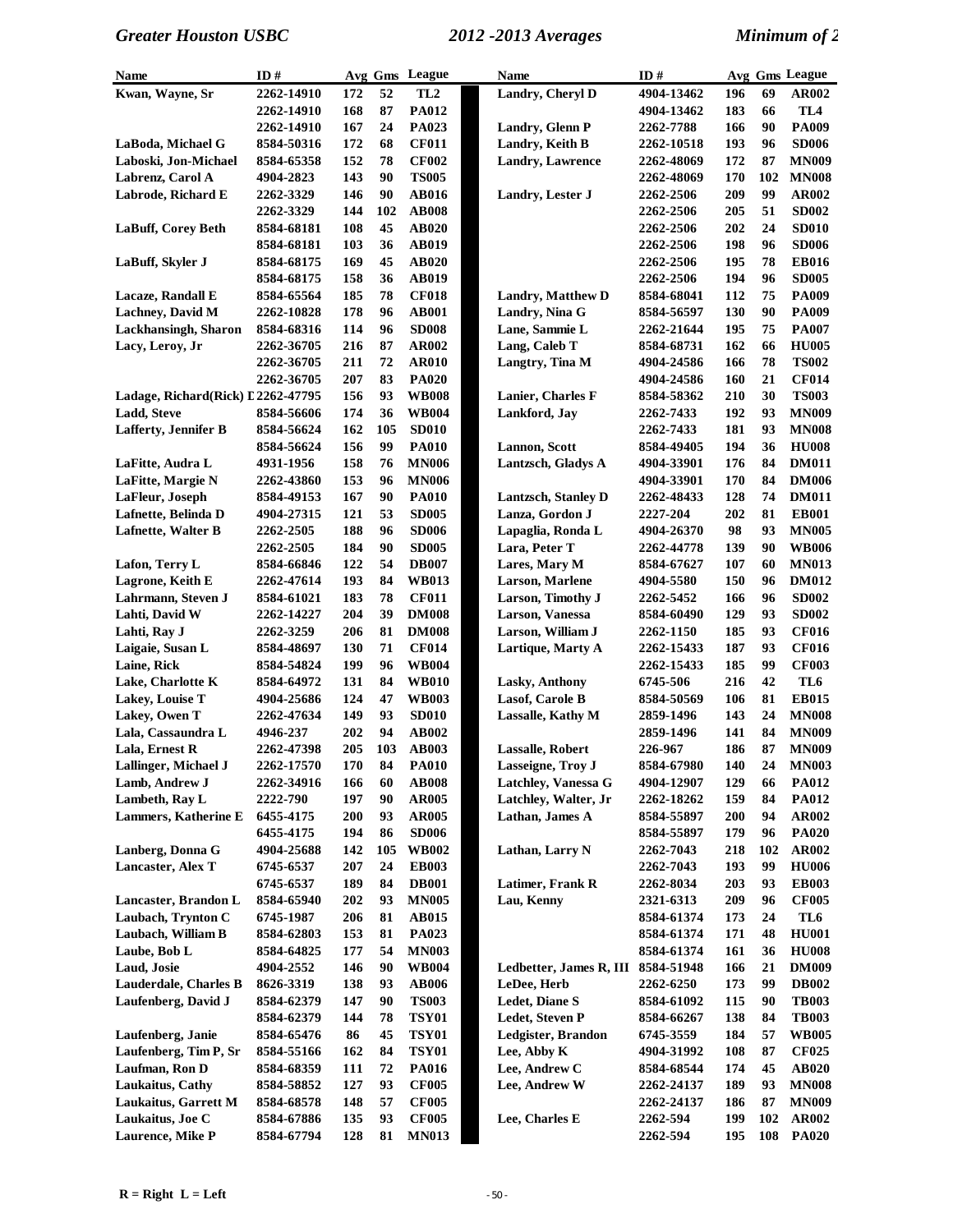| Name | ID # | Avg | Gms | League |
|---|---|---|---|---|
| Kwan, Wayne, Sr | 2262-14910 | 172 | 52 | TL2 |
| | 2262-14910 | 168 | 87 | PA012 |
| | 2262-14910 | 167 | 24 | PA023 |
| LaBoda, Michael G | 8584-50316 | 172 | 68 | CF011 |
| Laboski, Jon-Michael | 8584-65358 | 152 | 78 | CF002 |
| Labrenz, Carol A | 4904-2823 | 143 | 90 | TS005 |
| Labrode, Richard E | 2262-3329 | 146 | 90 | AB016 |
| | 2262-3329 | 144 | 102 | AB008 |
| LaBuff, Corey Beth | 8584-68181 | 108 | 45 | AB020 |
| | 8584-68181 | 103 | 36 | AB019 |
| LaBuff, Skyler J | 8584-68175 | 169 | 45 | AB020 |
| | 8584-68175 | 158 | 36 | AB019 |
| Lacaze, Randall E | 8584-65564 | 185 | 78 | CF018 |
| Lachney, David M | 2262-10828 | 178 | 96 | AB001 |
| Lackhansingh, Sharon | 8584-68316 | 114 | 96 | SD008 |
| Lacy, Leroy, Jr | 2262-36705 | 216 | 87 | AR002 |
| | 2262-36705 | 211 | 72 | AR010 |
| | 2262-36705 | 207 | 83 | PA020 |
| Ladage, Richard(Rick) I | 2262-47795 | 156 | 93 | WB008 |
| Ladd, Steve | 8584-56606 | 174 | 36 | WB004 |
| Lafferty, Jennifer B | 8584-56624 | 162 | 105 | SD010 |
| | 8584-56624 | 156 | 99 | PA010 |
| LaFitte, Audra L | 4931-1956 | 158 | 76 | MN006 |
| LaFitte, Margie N | 2262-43860 | 153 | 96 | MN006 |
| LaFleur, Joseph | 8584-49153 | 167 | 90 | PA010 |
| Lafnette, Belinda D | 4904-27315 | 121 | 53 | SD005 |
| Lafnette, Walter B | 2262-2505 | 188 | 96 | SD006 |
| | 2262-2505 | 184 | 90 | SD005 |
| Lafon, Terry L | 8584-66846 | 122 | 54 | DB007 |
| Lagrone, Keith E | 2262-47614 | 193 | 84 | WB013 |
| Lahrmann, Steven J | 8584-61021 | 183 | 78 | CF011 |
| Lahti, David W | 2262-14227 | 204 | 39 | DM008 |
| Lahti, Ray J | 2262-3259 | 206 | 81 | DM008 |
| Laigaie, Susan L | 8584-48697 | 130 | 71 | CF014 |
| Laine, Rick | 8584-54824 | 199 | 96 | WB004 |
| Lake, Charlotte K | 8584-64972 | 131 | 84 | WB010 |
| Lakey, Louise T | 4904-25686 | 124 | 47 | WB003 |
| Lakey, Owen T | 2262-47634 | 149 | 93 | SD010 |
| Lala, Cassaundra L | 4946-237 | 202 | 94 | AB002 |
| Lala, Ernest R | 2262-47398 | 205 | 103 | AB003 |
| Lallinger, Michael J | 2262-17570 | 170 | 84 | PA010 |
| Lamb, Andrew J | 2262-34916 | 166 | 60 | AB008 |
| Lambeth, Ray L | 2222-790 | 197 | 90 | AR005 |
| Lammers, Katherine E | 6455-4175 | 200 | 93 | AR005 |
| | 6455-4175 | 194 | 86 | SD006 |
| Lanberg, Donna G | 4904-25688 | 142 | 105 | WB002 |
| Lancaster, Alex T | 6745-6537 | 207 | 24 | EB003 |
| | 6745-6537 | 189 | 84 | DB001 |
| Lancaster, Brandon L | 8584-65940 | 202 | 93 | MN005 |
| Laubach, Trynton C | 6745-1987 | 206 | 81 | AB015 |
| Laubach, William B | 8584-62803 | 153 | 81 | PA023 |
| Laube, Bob L | 8584-64835 | 177 | 54 | MN003 |
| Laud, Josie | 4904-2552 | 146 | 90 | WB004 |
| Lauderdale, Charles B | 8626-3319 | 138 | 93 | AB006 |
| Laufenberg, David J | 8584-62379 | 147 | 90 | TS003 |
| | 8584-62379 | 144 | 78 | TSY01 |
| Laufenberg, Janie | 8584-65476 | 86 | 45 | TSY01 |
| Laufenberg, Tim P, Sr | 8584-55166 | 162 | 84 | TSY01 |
| Laufman, Ron D | 8584-68359 | 111 | 72 | PA016 |
| Laukaitus, Cathy | 8584-58852 | 127 | 93 | CF005 |
| Laukaitus, Garrett M | 8584-68578 | 148 | 57 | CF005 |
| Laukaitus, Joe C | 8584-67886 | 135 | 93 | CF005 |
| Laurence, Mike P | 8584-67794 | 128 | 81 | MN013 |
| Landry, Cheryl D | 4904-13462 | 196 | 69 | AR002 |
| | 4904-13462 | 183 | 66 | TL4 |
| Landry, Glenn P | 2262-7788 | 166 | 90 | PA009 |
| Landry, Keith B | 2262-10518 | 193 | 96 | SD006 |
| Landry, Lawrence | 2262-48069 | 172 | 87 | MN009 |
| | 2262-48069 | 170 | 102 | MN008 |
| Landry, Lester J | 2262-2506 | 209 | 99 | AR002 |
| | 2262-2506 | 205 | 51 | SD002 |
| | 2262-2506 | 202 | 24 | SD010 |
| | 2262-2506 | 198 | 96 | SD006 |
| | 2262-2506 | 195 | 78 | EB016 |
| | 2262-2506 | 194 | 96 | SD005 |
| Landry, Matthew D | 8584-68041 | 112 | 75 | PA009 |
| Landry, Nina G | 8584-56597 | 130 | 90 | PA009 |
| Lane, Sammie L | 2262-21644 | 195 | 75 | PA007 |
| Lang, Caleb T | 8584-68731 | 162 | 66 | HU005 |
| Langtry, Tina M | 4904-24586 | 166 | 78 | TS002 |
| | 4904-24586 | 160 | 21 | CF014 |
| Lanier, Charles F | 8584-58362 | 210 | 30 | TS003 |
| Lankford, Jay | 2262-7433 | 192 | 93 | MN009 |
| | 2262-7433 | 181 | 93 | MN008 |
| Lannon, Scott | 8584-49405 | 194 | 36 | HU008 |
| Lantzsch, Gladys A | 4904-33901 | 176 | 84 | DM011 |
| | 4904-33901 | 170 | 84 | DM006 |
| Lantzsch, Stanley D | 2262-48433 | 128 | 74 | DM011 |
| Lanza, Gordon J | 2227-204 | 202 | 81 | EB001 |
| Lapaglia, Ronda L | 4904-26370 | 98 | 93 | MN005 |
| Lara, Peter T | 2262-44778 | 139 | 90 | WB006 |
| Lares, Mary M | 8584-67627 | 107 | 60 | MN013 |
| Larson, Marlene | 4904-5580 | 150 | 96 | DM012 |
| Larson, Timothy J | 2262-5452 | 166 | 96 | SD002 |
| Larson, Vanessa | 8584-60490 | 129 | 93 | SD002 |
| Larson, William J | 2262-1150 | 185 | 93 | CF016 |
| Lartique, Marty A | 2262-15433 | 187 | 93 | CF016 |
| | 2262-15433 | 185 | 99 | CF003 |
| Lasky, Anthony | 6745-506 | 216 | 42 | TL6 |
| Lasof, Carole B | 8584-50569 | 106 | 81 | EB015 |
| Lassalle, Kathy M | 2859-1496 | 143 | 24 | MN008 |
| | 2859-1496 | 141 | 84 | MN009 |
| Lassalle, Robert | 226-967 | 186 | 87 | MN009 |
| Lasseigne, Troy J | 8584-67980 | 140 | 24 | MN003 |
| Latchley, Vanessa G | 4904-12907 | 129 | 66 | PA012 |
| Latchley, Walter, Jr | 2262-18262 | 159 | 84 | PA012 |
| Lathan, James A | 8584-55897 | 200 | 94 | AR002 |
| | 8584-55897 | 179 | 96 | PA020 |
| Lathan, Larry N | 2262-7043 | 218 | 102 | AR002 |
| | 2262-7043 | 193 | 99 | HU006 |
| Latimer, Frank R | 2262-8034 | 203 | 93 | EB003 |
| Lau, Kenny | 2321-6313 | 209 | 96 | CF005 |
| | 8584-61374 | 173 | 24 | TL6 |
| | 8584-61374 | 171 | 48 | HU001 |
| | 8584-61374 | 161 | 36 | HU008 |
| Ledbetter, James R, III | 8584-51948 | 166 | 21 | DM009 |
| LeDee, Herb | 2262-6250 | 173 | 99 | DB002 |
| Ledet, Diane S | 8584-61092 | 115 | 90 | TB003 |
| Ledet, Steven P | 8584-66267 | 138 | 84 | TB003 |
| Ledgister, Brandon | 6745-3559 | 184 | 57 | WB005 |
| Lee, Abby K | 4904-31992 | 108 | 87 | CF025 |
| Lee, Andrew C | 8584-68544 | 174 | 45 | AB020 |
| Lee, Andrew W | 2262-24137 | 189 | 93 | MN008 |
| | 2262-24137 | 186 | 87 | MN009 |
| Lee, Charles E | 2262-594 | 199 | 102 | AR002 |
| | 2262-594 | 195 | 108 | PA020 |

R = Right L = Left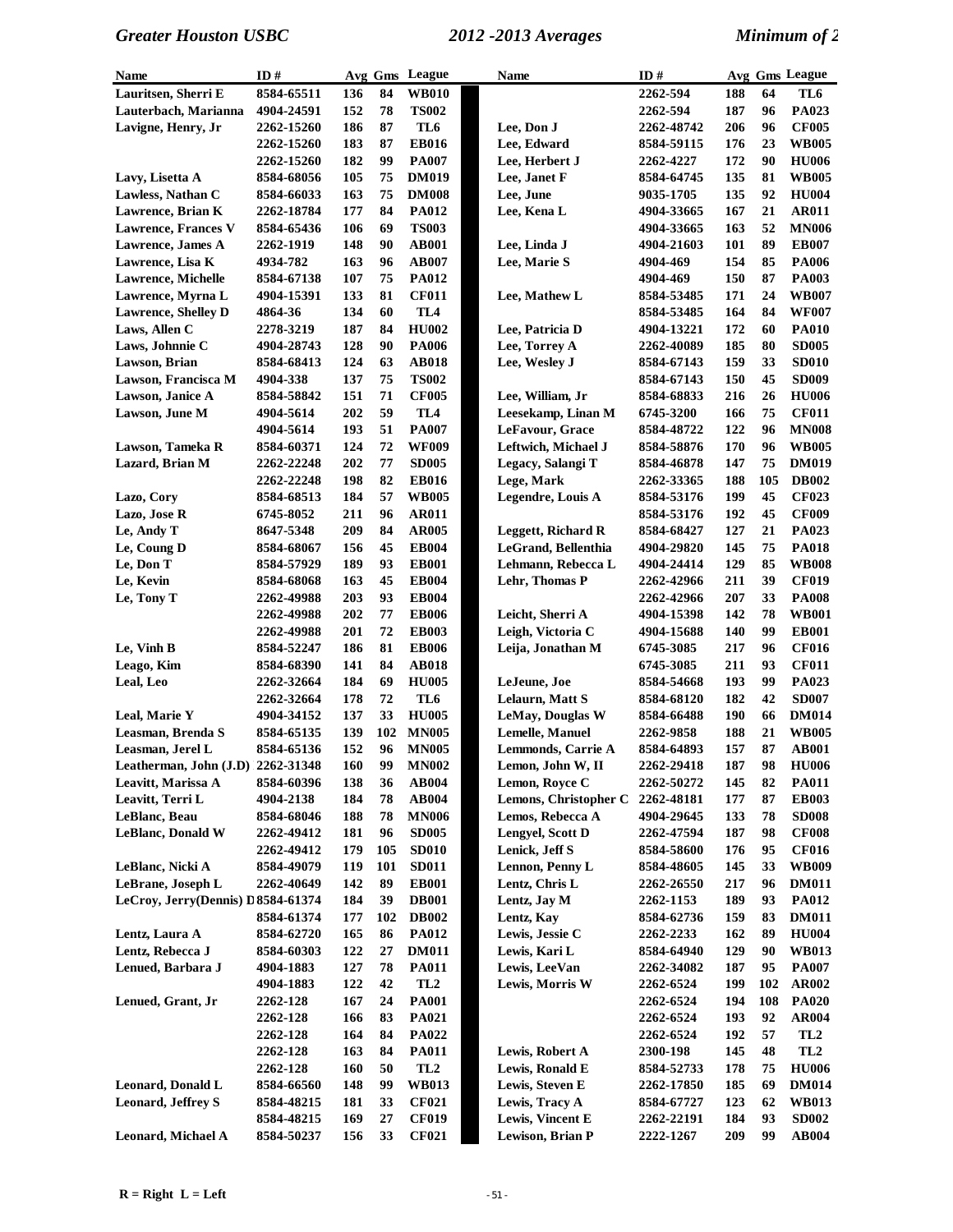| Name | ID # | Avg | Gms | League |
|---|---|---|---|---|
| Lauritsen, Sherri E | 8584-65511 | 136 | 84 | WB010 |
| Lauterbach, Marianna | 4904-24591 | 152 | 78 | TS002 |
| Lavigne, Henry, Jr | 2262-15260 | 186 | 87 | TL6 |
| | 2262-15260 | 183 | 87 | EB016 |
| | 2262-15260 | 182 | 99 | PA007 |
| Lavy, Lisetta A | 8584-68056 | 105 | 75 | DM019 |
| Lawless, Nathan C | 8584-66033 | 163 | 75 | DM008 |
| Lawrence, Brian K | 2262-18784 | 177 | 84 | PA012 |
| Lawrence, Frances V | 8584-65436 | 106 | 69 | TS003 |
| Lawrence, James A | 2262-1919 | 148 | 90 | AB001 |
| Lawrence, Lisa K | 4934-782 | 163 | 96 | AB007 |
| Lawrence, Michelle | 8584-67138 | 107 | 75 | PA012 |
| Lawrence, Myrna L | 4904-15391 | 133 | 81 | CF011 |
| Lawrence, Shelley D | 4864-36 | 134 | 60 | TL4 |
| Laws, Allen C | 2278-3219 | 187 | 84 | HU002 |
| Laws, Johnnie C | 4904-28743 | 128 | 90 | PA006 |
| Lawson, Brian | 8584-68413 | 124 | 63 | AB018 |
| Lawson, Francisca M | 4904-338 | 137 | 75 | TS002 |
| Lawson, Janice A | 8584-58842 | 151 | 71 | CF005 |
| Lawson, June M | 4904-5614 | 202 | 59 | TL4 |
| | 4904-5614 | 193 | 51 | PA007 |
| Lawson, Tameka R | 8584-60371 | 124 | 72 | WF009 |
| Lazard, Brian M | 2262-22248 | 202 | 77 | SD005 |
| | 2262-22248 | 198 | 82 | EB016 |
| Lazo, Cory | 8584-68513 | 184 | 57 | WB005 |
| Lazo, Jose R | 6745-8052 | 211 | 96 | AR011 |
| Le, Andy T | 8647-5348 | 209 | 84 | AR005 |
| Le, Coung D | 8584-68067 | 156 | 45 | EB004 |
| Le, Don T | 8584-57929 | 189 | 93 | EB001 |
| Le, Kevin | 8584-68068 | 163 | 45 | EB004 |
| Le, Tony T | 2262-49988 | 203 | 93 | EB004 |
| | 2262-49988 | 202 | 77 | EB006 |
| | 2262-49988 | 201 | 72 | EB003 |
| Le, Vinh B | 8584-52247 | 186 | 81 | EB006 |
| Leago, Kim | 8584-68390 | 141 | 84 | AB018 |
| Leal, Leo | 2262-32664 | 184 | 69 | HU005 |
| | 2262-32664 | 178 | 72 | TL6 |
| Leal, Marie Y | 4904-34152 | 137 | 33 | HU005 |
| Leasman, Brenda S | 8584-65135 | 139 | 102 | MN005 |
| Leasman, Jerel L | 8584-65136 | 152 | 96 | MN005 |
| Leatherman, John (J.D) | 2262-31348 | 160 | 99 | MN002 |
| Leavitt, Marissa A | 8584-60396 | 138 | 36 | AB004 |
| Leavitt, Terri L | 4904-2138 | 184 | 78 | AB004 |
| LeBlanc, Beau | 8584-68046 | 188 | 78 | MN006 |
| LeBlanc, Donald W | 2262-49412 | 181 | 96 | SD005 |
| | 2262-49412 | 179 | 105 | SD010 |
| LeBlanc, Nicki A | 8584-49079 | 119 | 101 | SD011 |
| LeBrane, Joseph L | 2262-40649 | 142 | 89 | EB001 |
| LeCroy, Jerry(Dennis) D | 8584-61374 | 184 | 39 | DB001 |
| | 8584-61374 | 177 | 102 | DB002 |
| Lentz, Laura A | 8584-62720 | 165 | 86 | PA012 |
| Lentz, Rebecca J | 8584-60303 | 122 | 27 | DM011 |
| Lenued, Barbara J | 4904-1883 | 127 | 78 | PA011 |
| | 4904-1883 | 122 | 42 | TL2 |
| Lenued, Grant, Jr | 2262-128 | 167 | 24 | PA001 |
| | 2262-128 | 166 | 83 | PA021 |
| | 2262-128 | 164 | 84 | PA022 |
| | 2262-128 | 163 | 84 | PA011 |
| | 2262-128 | 160 | 50 | TL2 |
| Leonard, Donald L | 8584-66560 | 148 | 99 | WB013 |
| Leonard, Jeffrey S | 8584-48215 | 181 | 33 | CF021 |
| | 8584-48215 | 169 | 27 | CF019 |
| Leonard, Michael A | 8584-50237 | 156 | 33 | CF021 |
| | 2262-594 | 188 | 64 | TL6 |
| | 2262-594 | 187 | 96 | PA023 |
| Lee, Don J | 2262-48742 | 206 | 96 | CF005 |
| Lee, Edward | 8584-59115 | 176 | 23 | WB005 |
| Lee, Herbert J | 2262-4227 | 172 | 90 | HU006 |
| Lee, Janet F | 8584-64745 | 135 | 81 | WB005 |
| Lee, June | 9035-1705 | 135 | 92 | HU004 |
| Lee, Kena L | 4904-33665 | 167 | 21 | AR011 |
| | 4904-33665 | 163 | 52 | MN006 |
| Lee, Linda J | 4904-21603 | 101 | 89 | EB007 |
| Lee, Marie S | 4904-469 | 154 | 85 | PA006 |
| | 4904-469 | 150 | 87 | PA003 |
| Lee, Mathew L | 8584-53485 | 171 | 24 | WB007 |
| | 8584-53485 | 164 | 84 | WF007 |
| Lee, Patricia D | 4904-13221 | 172 | 60 | PA010 |
| Lee, Torrey A | 2262-40089 | 185 | 80 | SD005 |
| Lee, Wesley J | 8584-67143 | 159 | 33 | SD010 |
| | 8584-67143 | 150 | 45 | SD009 |
| Lee, William, Jr | 8584-68833 | 216 | 26 | HU006 |
| Leesekamp, Linan M | 6745-3200 | 166 | 75 | CF011 |
| LeFavour, Grace | 8584-48722 | 122 | 96 | MN008 |
| Leftwich, Michael J | 8584-58876 | 170 | 96 | WB005 |
| Legacy, Salangi T | 8584-46878 | 147 | 75 | DM019 |
| Lege, Mark | 2262-33365 | 188 | 105 | DB002 |
| Legendre, Louis A | 8584-53176 | 199 | 45 | CF023 |
| | 8584-53176 | 192 | 45 | CF009 |
| Leggett, Richard R | 8584-68427 | 127 | 21 | PA023 |
| LeGrand, Bellenthia | 4904-29820 | 145 | 75 | PA018 |
| Lehmann, Rebecca L | 4904-24414 | 129 | 85 | WB008 |
| Lehr, Thomas P | 2262-42966 | 211 | 39 | CF019 |
| | 2262-42966 | 207 | 33 | PA008 |
| Leicht, Sherri A | 4904-15398 | 142 | 78 | WB001 |
| Leigh, Victoria C | 4904-15688 | 140 | 99 | EB001 |
| Leija, Jonathan M | 6745-3085 | 217 | 96 | CF016 |
| | 6745-3085 | 211 | 93 | CF011 |
| LeJeune, Joe | 8584-54668 | 193 | 99 | PA023 |
| Lelaurn, Matt S | 8584-68120 | 182 | 42 | SD007 |
| LeMay, Douglas W | 8584-66488 | 190 | 66 | DM014 |
| Lemelle, Manuel | 2262-9858 | 188 | 21 | WB005 |
| Lemmonds, Carrie A | 8584-64893 | 157 | 87 | AB001 |
| Lemon, John W, II | 2262-29418 | 187 | 98 | HU006 |
| Lemon, Royce C | 2262-50272 | 145 | 82 | PA011 |
| Lemons, Christopher C | 2262-48181 | 177 | 87 | EB003 |
| Lemos, Rebecca A | 4904-29645 | 133 | 78 | SD008 |
| Lengyel, Scott D | 2262-47594 | 187 | 98 | CF008 |
| Lenick, Jeff S | 8584-58600 | 176 | 95 | CF016 |
| Lennon, Penny L | 8584-48605 | 145 | 33 | WB009 |
| Lentz, Chris L | 2262-26550 | 217 | 96 | DM011 |
| Lentz, Jay M | 2262-1153 | 189 | 93 | PA012 |
| Lentz, Kay | 8584-62736 | 159 | 83 | DM011 |
| Lewis, Jessie C | 2262-2233 | 162 | 89 | HU004 |
| Lewis, Kari L | 8584-64940 | 129 | 90 | WB013 |
| Lewis, LeeVan | 2262-34082 | 187 | 95 | PA007 |
| Lewis, Morris W | 2262-6524 | 199 | 102 | AR002 |
| | 2262-6524 | 194 | 108 | PA020 |
| | 2262-6524 | 193 | 92 | AR004 |
| | 2262-6524 | 192 | 57 | TL2 |
| Lewis, Robert A | 2300-198 | 145 | 48 | TL2 |
| Lewis, Ronald E | 8584-52733 | 178 | 75 | HU006 |
| Lewis, Steven E | 2262-17850 | 185 | 69 | DM014 |
| Lewis, Tracy A | 8584-67727 | 123 | 62 | WB013 |
| Lewis, Vincent E | 2262-22191 | 184 | 93 | SD002 |
| Lewison, Brian P | 2222-1267 | 209 | 99 | AB004 |

R = Right L = Left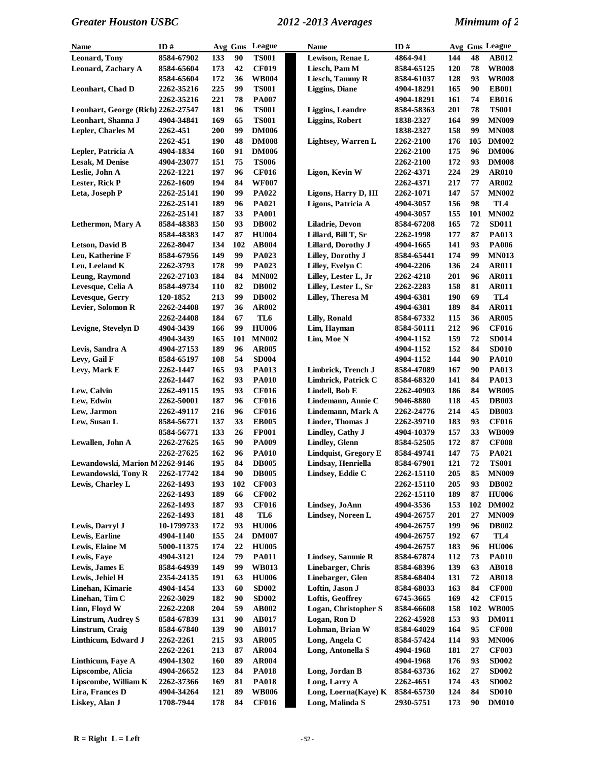| Name | ID # | Avg | Gms | League |
|---|---|---|---|---|
| Leonard, Tony | 8584-67902 | 133 | 90 | TS001 |
| Leonard, Zachary A | 8584-65604 | 173 | 42 | CF019 |
| | 8584-65604 | 172 | 36 | WB004 |
| Leonhart, Chad D | 2262-35216 | 225 | 99 | TS001 |
| | 2262-35216 | 221 | 78 | PA007 |
| Leonhart, George (Rich) | 2262-27547 | 181 | 96 | TS001 |
| Leonhart, Shanna J | 4904-34841 | 169 | 65 | TS001 |
| Lepler, Charles M | 2262-451 | 200 | 99 | DM006 |
| | 2262-451 | 190 | 48 | DM008 |
| Lepler, Patricia A | 4904-1834 | 160 | 91 | DM006 |
| Lesak, M Denise | 4904-23077 | 151 | 75 | TS006 |
| Leslie, John A | 2262-1221 | 197 | 96 | CF016 |
| Lester, Rick P | 2262-1609 | 194 | 84 | WF007 |
| Leta, Joseph P | 2262-25141 | 190 | 99 | PA022 |
| | 2262-25141 | 189 | 96 | PA021 |
| | 2262-25141 | 187 | 33 | PA001 |
| Lethermon, Mary A | 8584-48383 | 150 | 93 | DB002 |
| | 8584-48383 | 147 | 87 | HU004 |
| Letson, David B | 2262-8047 | 134 | 102 | AB004 |
| Leu, Katherine F | 8584-67956 | 149 | 99 | PA023 |
| Leu, Leeland K | 2262-3793 | 178 | 99 | PA023 |
| Leung, Raymond | 2262-27103 | 184 | 84 | MN002 |
| Levesque, Celia A | 8584-49734 | 110 | 82 | DB002 |
| Levesque, Gerry | 120-1852 | 213 | 99 | DB002 |
| Levier, Solomon R | 2262-24408 | 197 | 36 | AR002 |
| | 2262-24408 | 184 | 67 | TL6 |
| Levigne, Stevelyn D | 4904-3439 | 166 | 99 | HU006 |
| | 4904-3439 | 165 | 101 | MN002 |
| Levis, Sandra A | 4904-27153 | 189 | 96 | AR005 |
| Levy, Gail F | 8584-65197 | 108 | 54 | SD004 |
| Levy, Mark E | 2262-1447 | 165 | 93 | PA013 |
| | 2262-1447 | 162 | 93 | PA010 |
| Lew, Calvin | 2262-49115 | 195 | 93 | CF016 |
| Lew, Edwin | 2262-50001 | 187 | 96 | CF016 |
| Lew, Jarmon | 2262-49117 | 216 | 96 | CF016 |
| Lew, Susan L | 8584-56771 | 137 | 33 | EB005 |
| | 8584-56771 | 133 | 26 | FP001 |
| Lewallen, John A | 2262-27625 | 165 | 90 | PA009 |
| | 2262-27625 | 162 | 96 | PA010 |
| Lewandowski, Marion M | 2262-9146 | 195 | 84 | DB005 |
| Lewandowski, Tony R | 2262-17742 | 184 | 90 | DB005 |
| Lewis, Charley L | 2262-1493 | 193 | 102 | CF003 |
| | 2262-1493 | 189 | 66 | CF002 |
| | 2262-1493 | 187 | 93 | CF016 |
| | 2262-1493 | 181 | 48 | TL6 |
| Lewis, Darryl J | 10-1799733 | 172 | 93 | HU006 |
| Lewis, Earline | 4904-1140 | 155 | 24 | DM007 |
| Lewis, Elaine M | 5000-11375 | 174 | 22 | HU005 |
| Lewis, Faye | 4904-3121 | 124 | 79 | PA011 |
| Lewis, James E | 8584-64939 | 149 | 99 | WB013 |
| Lewis, Jehiel H | 2354-24135 | 191 | 63 | HU006 |
| Linehan, Kimarie | 4904-1454 | 133 | 60 | SD002 |
| Linehan, Tim C | 2262-3029 | 182 | 90 | SD002 |
| Linn, Floyd W | 2262-2208 | 204 | 59 | AB002 |
| Linstrum, Audrey S | 8584-67839 | 131 | 90 | AB017 |
| Linstrum, Craig | 8584-67840 | 139 | 90 | AB017 |
| Linthicum, Edward J | 2262-2261 | 215 | 93 | AR005 |
| | 2262-2261 | 213 | 87 | AR004 |
| Linthicum, Faye A | 4904-1302 | 160 | 89 | AR004 |
| Lipscombe, Alicia | 4904-26652 | 123 | 84 | PA018 |
| Lipscombe, William K | 2262-37366 | 169 | 81 | PA018 |
| Lira, Frances D | 4904-34264 | 121 | 89 | WB006 |
| Liskey, Alan J | 1708-7944 | 178 | 84 | CF016 |
| Lewison, Renae L | 4864-941 | 144 | 48 | AB012 |
| Liesch, Pam M | 8584-65125 | 120 | 78 | WB008 |
| Liesch, Tammy R | 8584-61037 | 128 | 93 | WB008 |
| Liggins, Diane | 4904-18291 | 165 | 90 | EB001 |
| | 4904-18291 | 161 | 74 | EB016 |
| Liggins, Leandre | 8584-58363 | 201 | 78 | TS001 |
| Liggins, Robert | 1838-2327 | 164 | 99 | MN009 |
| | 1838-2327 | 158 | 99 | MN008 |
| Lightsey, Warren L | 2262-2100 | 176 | 105 | DM002 |
| | 2262-2100 | 175 | 96 | DM006 |
| | 2262-2100 | 172 | 93 | DM008 |
| Ligon, Kevin W | 2262-4371 | 224 | 29 | AR010 |
| | 2262-4371 | 217 | 77 | AR002 |
| Ligons, Harry D, III | 2262-1071 | 147 | 57 | MN002 |
| Ligons, Patricia A | 4904-3057 | 156 | 98 | TL4 |
| | 4904-3057 | 155 | 101 | MN002 |
| Liladrie, Devon | 8584-67208 | 165 | 72 | SD011 |
| Lillard, Bill T, Sr | 2262-1998 | 177 | 87 | PA013 |
| Lillard, Dorothy J | 4904-1665 | 141 | 93 | PA006 |
| Lilley, Dorothy J | 8584-65441 | 174 | 99 | MN013 |
| Lilley, Evelyn C | 4904-2206 | 136 | 24 | AR011 |
| Lilley, Lester L, Jr | 2262-4218 | 201 | 96 | AR011 |
| Lilley, Lester L, Sr | 2262-2283 | 158 | 81 | AR011 |
| Lilley, Theresa M | 4904-6381 | 190 | 69 | TL4 |
| | 4904-6381 | 189 | 84 | AR011 |
| Lilly, Ronald | 8584-67332 | 115 | 36 | AR005 |
| Lim, Hayman | 8584-50111 | 212 | 96 | CF016 |
| Lim, Moe N | 4904-1152 | 159 | 72 | SD014 |
| | 4904-1152 | 152 | 84 | SD010 |
| | 4904-1152 | 144 | 90 | PA010 |
| Limbrick, Trench J | 8584-47089 | 167 | 90 | PA013 |
| Limhrick, Patrick C | 8584-68320 | 141 | 84 | PA013 |
| Lindell, Bob E | 2262-40903 | 186 | 84 | WB005 |
| Lindemann, Annie C | 9046-8880 | 118 | 45 | DB003 |
| Lindemann, Mark A | 2262-24776 | 214 | 45 | DB003 |
| Linder, Thomas J | 2262-39710 | 183 | 93 | CF016 |
| Lindley, Cathy J | 4904-10379 | 157 | 33 | WB009 |
| Lindley, Glenn | 8584-52505 | 172 | 87 | CF008 |
| Lindquist, Gregory E | 8584-49741 | 147 | 75 | PA021 |
| Lindsay, Henriella | 8584-67901 | 121 | 72 | TS001 |
| Lindsey, Eddie C | 2262-15110 | 205 | 85 | MN009 |
| | 2262-15110 | 205 | 93 | DB002 |
| | 2262-15110 | 189 | 87 | HU006 |
| Lindsey, JoAnn | 4904-3536 | 153 | 102 | DM002 |
| Lindsey, Noreen L | 4904-26757 | 201 | 27 | MN009 |
| | 4904-26757 | 199 | 96 | DB002 |
| | 4904-26757 | 192 | 67 | TL4 |
| | 4904-26757 | 183 | 96 | HU006 |
| Lindsey, Sammie R | 8584-67874 | 112 | 73 | PA010 |
| Linebarger, Chris | 8584-68396 | 139 | 63 | AB018 |
| Linebarger, Glen | 8584-68404 | 131 | 72 | AB018 |
| Loftin, Jason J | 8584-68033 | 163 | 84 | CF008 |
| Loftis, Geoffrey | 6745-3665 | 169 | 42 | CF015 |
| Logan, Christopher S | 8584-66608 | 158 | 102 | WB005 |
| Logan, Ron D | 2262-45928 | 153 | 93 | DM011 |
| Lohman, Brian W | 8584-64029 | 164 | 95 | CF008 |
| Long, Angela C | 8584-57424 | 114 | 93 | MN006 |
| Long, Antonella S | 4904-1968 | 181 | 27 | CF003 |
| | 4904-1968 | 176 | 93 | SD002 |
| Long, Jordan B | 8584-63736 | 162 | 27 | SD002 |
| Long, Larry A | 2262-4651 | 174 | 43 | SD002 |
| Long, Loerna(Kaye) K | 8584-65730 | 124 | 84 | SD010 |
| Long, Malinda S | 2930-5751 | 173 | 90 | DM010 |

R = Right  L = Left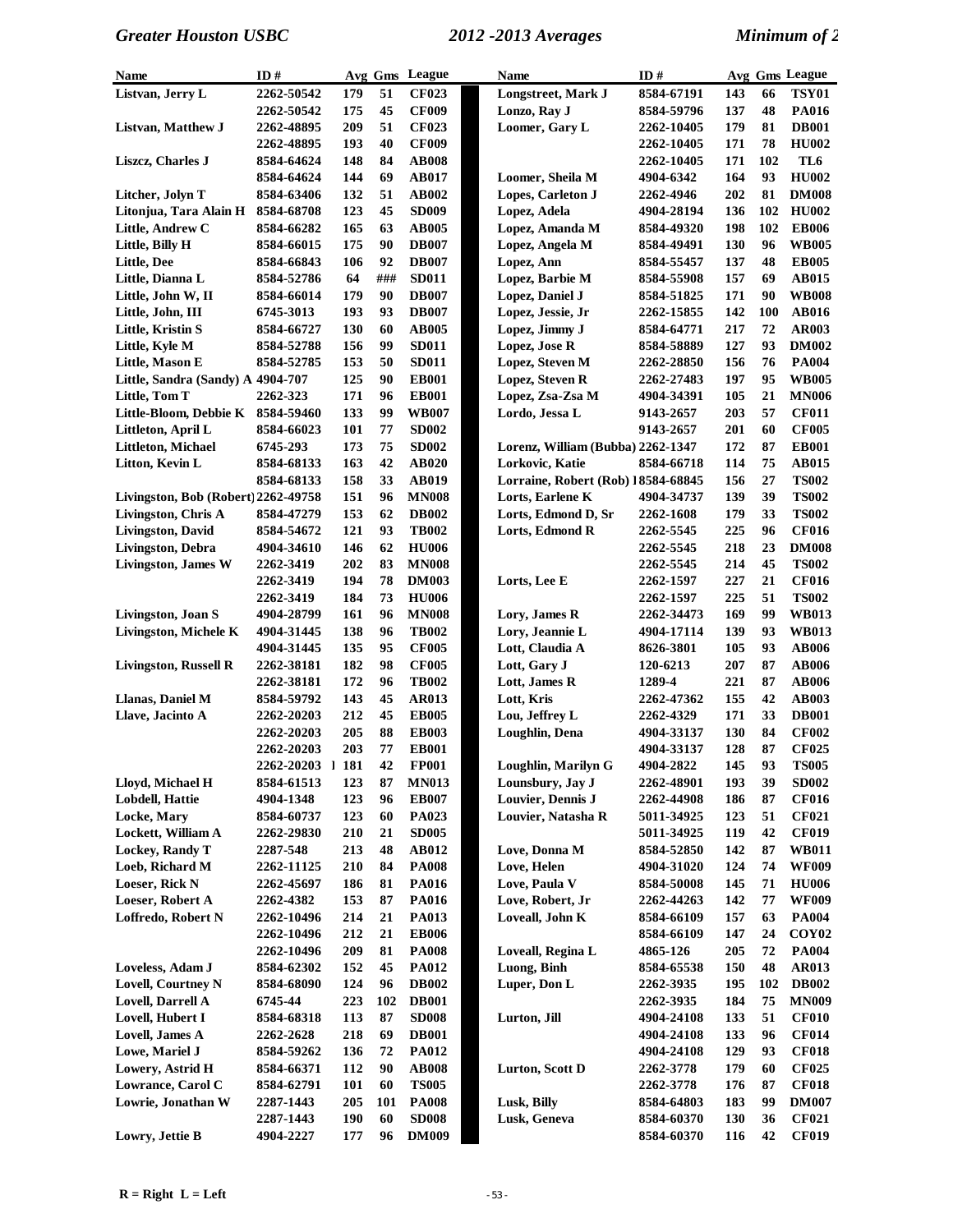| Name | ID # | Avg | Gms | League |
|---|---|---|---|---|
| Listvan, Jerry L | 2262-50542 | 179 | 51 | CF023 |
| | 2262-50542 | 175 | 45 | CF009 |
| Listvan, Matthew J | 2262-48895 | 209 | 51 | CF023 |
| | 2262-48895 | 193 | 40 | CF009 |
| Liszcz, Charles J | 8584-64624 | 148 | 84 | AB008 |
| | 8584-64624 | 144 | 69 | AB017 |
| Litcher, Jolyn T | 8584-63406 | 132 | 51 | AB002 |
| Litonjua, Tara Alain H | 8584-68708 | 123 | 45 | SD009 |
| Little, Andrew C | 8584-66282 | 165 | 63 | AB005 |
| Little, Billy H | 8584-66015 | 175 | 90 | DB007 |
| Little, Dee | 8584-66843 | 106 | 92 | DB007 |
| Little, Dianna L | 8584-52786 | 64 | ### | SD011 |
| Little, John W, II | 8584-66014 | 179 | 90 | DB007 |
| Little, John, III | 6745-3013 | 193 | 93 | DB007 |
| Little, Kristin S | 8584-66727 | 130 | 60 | AB005 |
| Little, Kyle M | 8584-52788 | 156 | 99 | SD011 |
| Little, Mason E | 8584-52785 | 153 | 50 | SD011 |
| Little, Sandra (Sandy) A | 4904-707 | 125 | 90 | EB001 |
| Little, Tom T | 2262-323 | 171 | 96 | EB001 |
| Little-Bloom, Debbie K | 8584-59460 | 133 | 99 | WB007 |
| Littleton, April L | 8584-66023 | 101 | 77 | SD002 |
| Littleton, Michael | 6745-293 | 173 | 75 | SD002 |
| Litton, Kevin L | 8584-68133 | 163 | 42 | AB020 |
| | 8584-68133 | 158 | 33 | AB019 |
| Livingston, Bob (Robert) | 2262-49758 | 151 | 96 | MN008 |
| Livingston, Chris A | 8584-47279 | 153 | 62 | DB002 |
| Livingston, David | 8584-54672 | 121 | 93 | TB002 |
| Livingston, Debra | 4904-34610 | 146 | 62 | HU006 |
| Livingston, James W | 2262-3419 | 202 | 83 | MN008 |
| | 2262-3419 | 194 | 78 | DM003 |
| | 2262-3419 | 184 | 73 | HU006 |
| Livingston, Joan S | 4904-28799 | 161 | 96 | MN008 |
| Livingston, Michele K | 4904-31445 | 138 | 96 | TB002 |
| | 4904-31445 | 135 | 95 | CF005 |
| Livingston, Russell R | 2262-38181 | 182 | 98 | CF005 |
| | 2262-38181 | 172 | 96 | TB002 |
| Llanas, Daniel M | 8584-59792 | 143 | 45 | AR013 |
| Llave, Jacinto A | 2262-20203 | 212 | 45 | EB005 |
| | 2262-20203 | 205 | 88 | EB003 |
| | 2262-20203 | 203 | 77 | EB001 |
| | 2262-20203 | 181 | 42 | FP001 |
| Lloyd, Michael H | 8584-61513 | 123 | 87 | MN013 |
| Lobdell, Hattie | 4904-1348 | 123 | 96 | EB007 |
| Locke, Mary | 8584-60737 | 123 | 60 | PA023 |
| Lockett, William A | 2262-29830 | 210 | 21 | SD005 |
| Lockey, Randy T | 2287-548 | 213 | 48 | AB012 |
| Loeb, Richard M | 2262-11125 | 210 | 84 | PA008 |
| Loeser, Rick N | 2262-45697 | 186 | 81 | PA016 |
| Loeser, Robert A | 2262-4382 | 153 | 87 | PA016 |
| Loffredo, Robert N | 2262-10496 | 214 | 21 | PA013 |
| | 2262-10496 | 212 | 21 | EB006 |
| | 2262-10496 | 209 | 81 | PA008 |
| Loveless, Adam J | 8584-62302 | 152 | 45 | PA012 |
| Lovell, Courtney N | 8584-68090 | 124 | 96 | DB002 |
| Lovell, Darrell A | 6745-44 | 223 | 102 | DB001 |
| Lovell, Hubert I | 8584-68318 | 113 | 87 | SD008 |
| Lovell, James A | 2262-2628 | 218 | 69 | DB001 |
| Lowe, Mariel J | 8584-59262 | 136 | 72 | PA012 |
| Lowery, Astrid H | 8584-66371 | 112 | 90 | AB008 |
| Lowrance, Carol C | 8584-62791 | 101 | 60 | TS005 |
| Lowrie, Jonathan W | 2287-1443 | 205 | 101 | PA008 |
| | 2287-1443 | 190 | 60 | SD008 |
| Lowry, Jettie B | 4904-2227 | 177 | 96 | DM009 |
| Longstreet, Mark J | 8584-67191 | 143 | 66 | TSY01 |
| Lonzo, Ray J | 8584-59796 | 137 | 48 | PA016 |
| Loomer, Gary L | 2262-10405 | 179 | 81 | DB001 |
| | 2262-10405 | 171 | 78 | HU002 |
| | 2262-10405 | 171 | 102 | TL6 |
| Loomer, Sheila M | 4904-6342 | 164 | 93 | HU002 |
| Lopes, Carleton J | 2262-4946 | 202 | 81 | DM008 |
| Lopez, Adela | 4904-28194 | 136 | 102 | HU002 |
| Lopez, Amanda M | 8584-49320 | 198 | 102 | EB006 |
| Lopez, Angela M | 8584-49491 | 130 | 96 | WB005 |
| Lopez, Ann | 8584-55457 | 137 | 48 | EB005 |
| Lopez, Barbie M | 8584-55908 | 157 | 69 | AB015 |
| Lopez, Daniel J | 8584-51825 | 171 | 90 | WB008 |
| Lopez, Jessie, Jr | 2262-15855 | 142 | 100 | AB016 |
| Lopez, Jimmy J | 8584-64771 | 217 | 72 | AR003 |
| Lopez, Jose R | 8584-58889 | 127 | 93 | DM002 |
| Lopez, Steven M | 2262-28850 | 156 | 76 | PA004 |
| Lopez, Steven R | 2262-27483 | 197 | 95 | WB005 |
| Lopez, Zsa-Zsa M | 4904-34391 | 105 | 21 | MN006 |
| Lordo, Jessa L | 9143-2657 | 203 | 57 | CF011 |
| | 9143-2657 | 201 | 60 | CF005 |
| Lorenz, William (Bubba) | 2262-1347 | 172 | 87 | EB001 |
| Lorkovic, Katie | 8584-66718 | 114 | 75 | AB015 |
| Lorraine, Robert (Rob) | 8584-68845 | 156 | 27 | TS002 |
| Lorts, Earlene K | 4904-34737 | 139 | 39 | TS002 |
| Lorts, Edmond D, Sr | 2262-1608 | 179 | 33 | TS002 |
| Lorts, Edmond R | 2262-5545 | 225 | 96 | CF016 |
| | 2262-5545 | 218 | 23 | DM008 |
| | 2262-5545 | 214 | 45 | TS002 |
| Lorts, Lee E | 2262-1597 | 227 | 21 | CF016 |
| | 2262-1597 | 225 | 51 | TS002 |
| Lory, James R | 2262-34473 | 169 | 99 | WB013 |
| Lory, Jeannie L | 4904-17114 | 139 | 93 | WB013 |
| Lott, Claudia A | 8626-3801 | 105 | 93 | AB006 |
| Lott, Gary J | 120-6213 | 207 | 87 | AB006 |
| Lott, James R | 1289-4 | 221 | 87 | AB006 |
| Lott, Kris | 2262-47362 | 155 | 42 | AB003 |
| Lou, Jeffrey L | 2262-4329 | 171 | 33 | DB001 |
| Loughlin, Dena | 4904-33137 | 130 | 84 | CF002 |
| | 4904-33137 | 128 | 87 | CF025 |
| Loughlin, Marilyn G | 4904-2822 | 145 | 93 | TS005 |
| Lounsbury, Jay J | 2262-48901 | 193 | 39 | SD002 |
| Louvier, Dennis J | 2262-44908 | 186 | 87 | CF016 |
| Louvier, Natasha R | 5011-34925 | 123 | 51 | CF021 |
| | 5011-34925 | 119 | 42 | CF019 |
| Love, Donna M | 8584-52850 | 142 | 87 | WB011 |
| Love, Helen | 4904-31020 | 124 | 74 | WF009 |
| Love, Paula V | 8584-50008 | 145 | 71 | HU006 |
| Love, Robert, Jr | 2262-44263 | 142 | 77 | WF009 |
| Loveall, John K | 8584-66109 | 157 | 63 | PA004 |
| | 8584-66109 | 147 | 24 | COY02 |
| Loveall, Regina L | 4865-126 | 205 | 72 | PA004 |
| Luong, Binh | 8584-65538 | 150 | 48 | AR013 |
| Luper, Don L | 2262-3935 | 195 | 102 | DB002 |
| | 2262-3935 | 184 | 75 | MN009 |
| Lurton, Jill | 4904-24108 | 133 | 51 | CF010 |
| | 4904-24108 | 133 | 96 | CF014 |
| | 4904-24108 | 129 | 93 | CF018 |
| Lurton, Scott D | 2262-3778 | 179 | 60 | CF025 |
| | 2262-3778 | 176 | 87 | CF018 |
| Lusk, Billy | 8584-64803 | 183 | 99 | DM007 |
| Lusk, Geneva | 8584-60370 | 130 | 36 | CF021 |
| | 8584-60370 | 116 | 42 | CF019 |

R = Right L = Left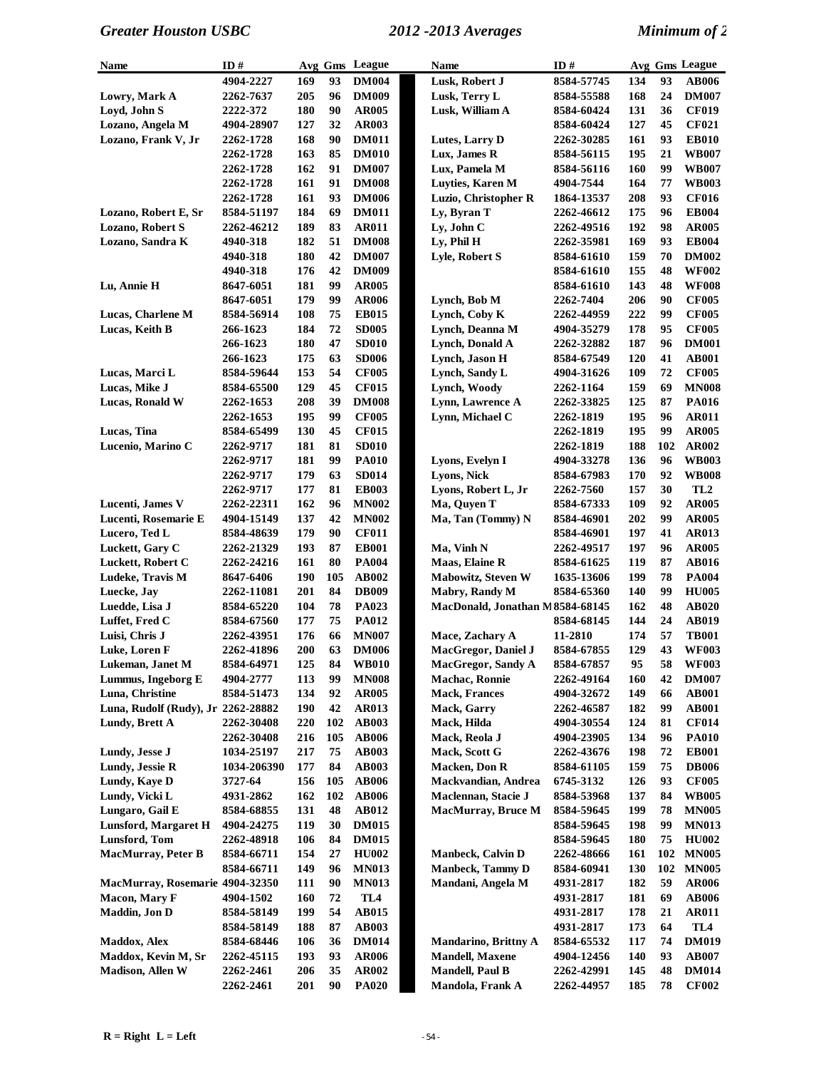| Name | ID # | Avg | Gms | League |
|---|---|---|---|---|
| | 4904-2227 | 169 | 93 | DM004 |
| Lowry, Mark A | 2262-7637 | 205 | 96 | DM009 |
| Loyd, John S | 2222-372 | 180 | 90 | AR005 |
| Lozano, Angela M | 4904-28907 | 127 | 32 | AR003 |
| Lozano, Frank V, Jr | 2262-1728 | 168 | 90 | DM011 |
| | 2262-1728 | 163 | 85 | DM010 |
| | 2262-1728 | 162 | 91 | DM007 |
| | 2262-1728 | 161 | 91 | DM008 |
| | 2262-1728 | 161 | 93 | DM006 |
| Lozano, Robert E, Sr | 8584-51197 | 184 | 69 | DM011 |
| Lozano, Robert S | 2262-46212 | 189 | 83 | AR011 |
| Lozano, Sandra K | 4940-318 | 182 | 51 | DM008 |
| | 4940-318 | 180 | 42 | DM007 |
| | 4940-318 | 176 | 42 | DM009 |
| Lu, Annie H | 8647-6051 | 181 | 99 | AR005 |
| | 8647-6051 | 179 | 99 | AR006 |
| Lucas, Charlene M | 8584-56914 | 108 | 75 | EB015 |
| Lucas, Keith B | 266-1623 | 184 | 72 | SD005 |
| | 266-1623 | 180 | 47 | SD010 |
| | 266-1623 | 175 | 63 | SD006 |
| Lucas, Marci L | 8584-59644 | 153 | 54 | CF005 |
| Lucas, Mike J | 8584-65500 | 129 | 45 | CF015 |
| Lucas, Ronald W | 2262-1653 | 208 | 39 | DM008 |
| | 2262-1653 | 195 | 99 | CF005 |
| Lucas, Tina | 8584-65499 | 130 | 45 | CF015 |
| Lucenio, Marino C | 2262-9717 | 181 | 81 | SD010 |
| | 2262-9717 | 181 | 99 | PA010 |
| | 2262-9717 | 179 | 63 | SD014 |
| | 2262-9717 | 177 | 81 | EB003 |
| Lucenti, James V | 2262-22311 | 162 | 96 | MN002 |
| Lucenti, Rosemarie E | 4904-15149 | 137 | 42 | MN002 |
| Lucero, Ted L | 8584-48639 | 179 | 90 | CF011 |
| Luckett, Gary C | 2262-21329 | 193 | 87 | EB001 |
| Luckett, Robert C | 2262-24216 | 161 | 80 | PA004 |
| Ludeke, Travis M | 8647-6406 | 190 | 105 | AB002 |
| Luecke, Jay | 2262-11081 | 201 | 84 | DB009 |
| Luedde, Lisa J | 8584-65220 | 104 | 78 | PA023 |
| Luffet, Fred C | 8584-67560 | 177 | 75 | PA012 |
| Luisi, Chris J | 2262-43951 | 176 | 66 | MN007 |
| Luke, Loren F | 2262-41896 | 200 | 63 | DM006 |
| Lukeman, Janet M | 8584-64971 | 125 | 84 | WB010 |
| Lummus, Ingeborg E | 4904-2777 | 113 | 99 | MN008 |
| Luna, Christine | 8584-51473 | 134 | 92 | AR005 |
| Luna, Rudolf (Rudy), Jr | 2262-28882 | 190 | 42 | AR013 |
| Lundy, Brett A | 2262-30408 | 220 | 102 | AB003 |
| | 2262-30408 | 216 | 105 | AB006 |
| Lundy, Jesse J | 1034-25197 | 217 | 75 | AB003 |
| Lundy, Jessie R | 1034-206390 | 177 | 84 | AB003 |
| Lundy, Kaye D | 3727-64 | 156 | 105 | AB006 |
| Lundy, Vicki L | 4931-2862 | 162 | 102 | AB006 |
| Lungaro, Gail E | 8584-68855 | 131 | 48 | AB012 |
| Lunsford, Margaret H | 4904-24275 | 119 | 30 | DM015 |
| Lunsford, Tom | 2262-48918 | 106 | 84 | DM015 |
| MacMurray, Peter B | 8584-66711 | 154 | 27 | HU002 |
| | 8584-66711 | 149 | 96 | MN013 |
| MacMurray, Rosemarie | 4904-32350 | 111 | 90 | MN013 |
| Macon, Mary F | 4904-1502 | 160 | 72 | TL4 |
| Maddin, Jon D | 8584-58149 | 199 | 54 | AB015 |
| | 8584-58149 | 188 | 87 | AB003 |
| Maddox, Alex | 8584-68446 | 106 | 36 | DM014 |
| Maddox, Kevin M, Sr | 2262-45115 | 193 | 93 | AR006 |
| Madison, Allen W | 2262-2461 | 206 | 35 | AR002 |
| | 2262-2461 | 201 | 90 | PA020 |
| Lusk, Robert J | 8584-57745 | 134 | 93 | AB006 |
| Lusk, Terry L | 8584-55588 | 168 | 24 | DM007 |
| Lusk, William A | 8584-60424 | 131 | 36 | CF019 |
| | 8584-60424 | 127 | 45 | CF021 |
| Lutes, Larry D | 2262-30285 | 161 | 93 | EB010 |
| Lux, James R | 8584-56115 | 195 | 21 | WB007 |
| Lux, Pamela M | 8584-56116 | 160 | 99 | WB007 |
| Luyties, Karen M | 4904-7544 | 164 | 77 | WB003 |
| Luzio, Christopher R | 1864-13537 | 208 | 93 | CF016 |
| Ly, Byran T | 2262-46612 | 175 | 96 | EB004 |
| Ly, John C | 2262-49516 | 192 | 98 | AR005 |
| Ly, Phil H | 2262-35981 | 169 | 93 | EB004 |
| Lyle, Robert S | 8584-61610 | 159 | 70 | DM002 |
| | 8584-61610 | 155 | 48 | WF002 |
| | 8584-61610 | 143 | 48 | WF008 |
| Lynch, Bob M | 2262-7404 | 206 | 90 | CF005 |
| Lynch, Coby K | 2262-44959 | 222 | 99 | CF005 |
| Lynch, Deanna M | 4904-35279 | 178 | 95 | CF005 |
| Lynch, Donald A | 2262-32882 | 187 | 96 | DM001 |
| Lynch, Jason H | 8584-67549 | 120 | 41 | AB001 |
| Lynch, Sandy L | 4904-31626 | 109 | 72 | CF005 |
| Lynch, Woody | 2262-1164 | 159 | 69 | MN008 |
| Lynn, Lawrence A | 2262-33825 | 125 | 87 | PA016 |
| Lynn, Michael C | 2262-1819 | 195 | 96 | AR011 |
| | 2262-1819 | 195 | 99 | AR005 |
| | 2262-1819 | 188 | 102 | AR002 |
| Lyons, Evelyn I | 4904-33278 | 136 | 96 | WB003 |
| Lyons, Nick | 8584-67983 | 170 | 92 | WB008 |
| Lyons, Robert L, Jr | 2262-7560 | 157 | 30 | TL2 |
| Ma, Quyen T | 8584-67333 | 109 | 92 | AR005 |
| Ma, Tan (Tommy) N | 8584-46901 | 202 | 99 | AR005 |
| | 8584-46901 | 197 | 41 | AR013 |
| Ma, Vinh N | 2262-49517 | 197 | 96 | AR005 |
| Maas, Elaine R | 8584-61625 | 119 | 87 | AB016 |
| Mabowitz, Steven W | 1635-13606 | 199 | 78 | PA004 |
| Mabry, Randy M | 8584-65360 | 140 | 99 | HU005 |
| MacDonald, Jonathan M | 8584-68145 | 162 | 48 | AB020 |
| | 8584-68145 | 144 | 24 | AB019 |
| Mace, Zachary A | 11-2810 | 174 | 57 | TB001 |
| MacGregor, Daniel J | 8584-67855 | 129 | 43 | WF003 |
| MacGregor, Sandy A | 8584-67857 | 95 | 58 | WF003 |
| Machac, Ronnie | 2262-49164 | 160 | 42 | DM007 |
| Mack, Frances | 4904-32672 | 149 | 66 | AB001 |
| Mack, Garry | 2262-46587 | 182 | 99 | AB001 |
| Mack, Hilda | 4904-30554 | 124 | 81 | CF014 |
| Mack, Reola J | 4904-23905 | 134 | 96 | PA010 |
| Mack, Scott G | 2262-43676 | 198 | 72 | EB001 |
| Macken, Don R | 8584-61105 | 159 | 75 | DB006 |
| Mackvandian, Andrea | 6745-3132 | 126 | 93 | CF005 |
| Maclennan, Stacie J | 8584-53968 | 137 | 84 | WB005 |
| MacMurray, Bruce M | 8584-59645 | 199 | 78 | MN005 |
| | 8584-59645 | 198 | 99 | MN013 |
| | 8584-59645 | 180 | 75 | HU002 |
| Manbeck, Calvin D | 2262-48666 | 161 | 102 | MN005 |
| Manbeck, Tammy D | 8584-60941 | 130 | 102 | MN005 |
| Mandani, Angela M | 4931-2817 | 182 | 59 | AR006 |
| | 4931-2817 | 181 | 69 | AB006 |
| | 4931-2817 | 178 | 21 | AR011 |
| | 4931-2817 | 173 | 64 | TL4 |
| Mandarino, Brittny A | 8584-65532 | 117 | 74 | DM019 |
| Mandell, Maxene | 4904-12456 | 140 | 93 | AB007 |
| Mandell, Paul B | 2262-42991 | 145 | 48 | DM014 |
| Mandola, Frank A | 2262-44957 | 185 | 78 | CF002 |

R = Right L = Left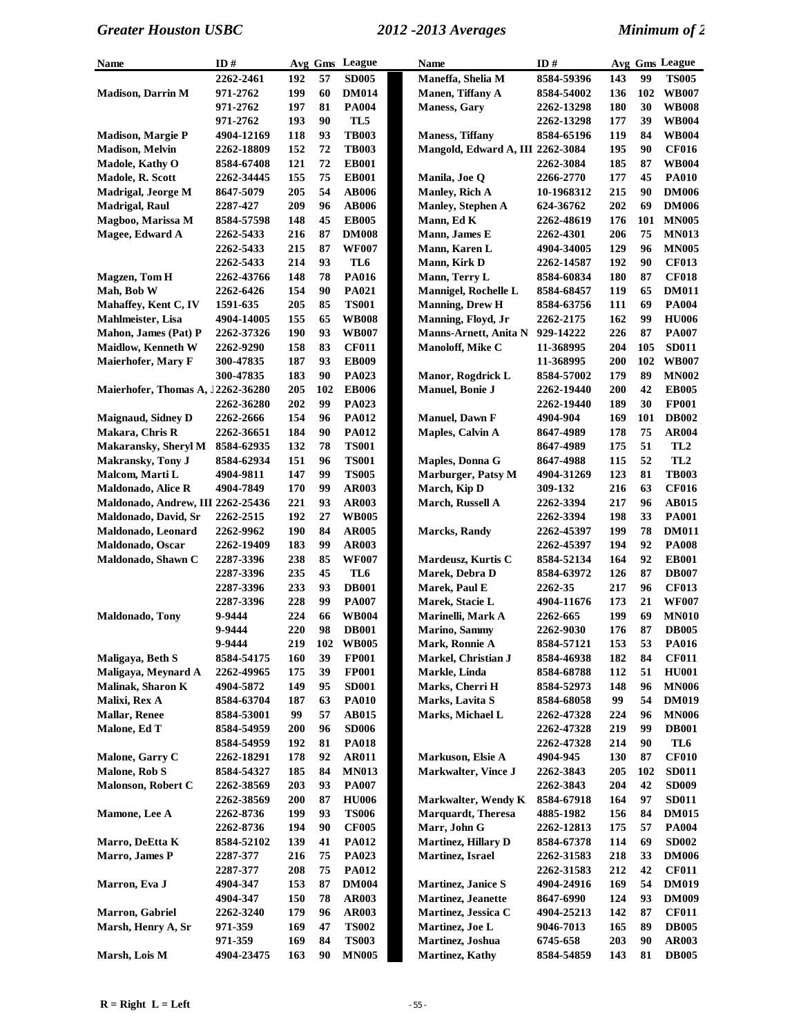| Name | ID # | Avg | Gms | League |
|---|---|---|---|---|
| | 2262-2461 | 192 | 57 | SD005 |
| Madison, Darrin M | 971-2762 | 199 | 60 | DM014 |
| | 971-2762 | 197 | 81 | PA004 |
| | 971-2762 | 193 | 90 | TL5 |
| Madison, Margie P | 4904-12169 | 118 | 93 | TB003 |
| Madison, Melvin | 2262-18809 | 152 | 72 | TB003 |
| Madole, Kathy O | 8584-67408 | 121 | 72 | EB001 |
| Madole, R. Scott | 2262-34445 | 155 | 75 | EB001 |
| Madrigal, Jeorge M | 8647-5079 | 205 | 54 | AB006 |
| Madrigal, Raul | 2287-427 | 209 | 96 | AB006 |
| Magboo, Marissa M | 8584-57598 | 148 | 45 | EB005 |
| Magee, Edward A | 2262-5433 | 216 | 87 | DM008 |
| | 2262-5433 | 215 | 87 | WF007 |
| | 2262-5433 | 214 | 93 | TL6 |
| Magzen, Tom H | 2262-43766 | 148 | 78 | PA016 |
| Mah, Bob W | 2262-6426 | 154 | 90 | PA021 |
| Mahaffey, Kent C, IV | 1591-635 | 205 | 85 | TS001 |
| Mahlmeister, Lisa | 4904-14005 | 155 | 65 | WB008 |
| Mahon, James (Pat) P | 2262-37326 | 190 | 93 | WB007 |
| Maidlow, Kenneth W | 2262-9290 | 158 | 83 | CF011 |
| Maierhofer, Mary F | 300-47835 | 187 | 93 | EB009 |
| | 300-47835 | 183 | 90 | PA023 |
| Maierhofer, Thomas A, J | 2262-36280 | 205 | 102 | EB006 |
| | 2262-36280 | 202 | 99 | PA023 |
| Maignaud, Sidney D | 2262-2666 | 154 | 96 | PA012 |
| Makara, Chris R | 2262-36651 | 184 | 90 | PA012 |
| Makaransky, Sheryl M | 8584-62935 | 132 | 78 | TS001 |
| Makransky, Tony J | 8584-62934 | 151 | 96 | TS001 |
| Malcom, Marti L | 4904-9811 | 147 | 99 | TS005 |
| Maldonado, Alice R | 4904-7849 | 170 | 99 | AR003 |
| Maldonado, Andrew, III | 2262-25436 | 221 | 93 | AR003 |
| Maldonado, David, Sr | 2262-2515 | 192 | 27 | WB005 |
| Maldonado, Leonard | 2262-9962 | 190 | 84 | AR005 |
| Maldonado, Oscar | 2262-19409 | 183 | 99 | AR003 |
| Maldonado, Shawn C | 2287-3396 | 238 | 85 | WF007 |
| | 2287-3396 | 235 | 45 | TL6 |
| | 2287-3396 | 233 | 93 | DB001 |
| | 2287-3396 | 228 | 99 | PA007 |
| Maldonado, Tony | 9-9444 | 224 | 66 | WB004 |
| | 9-9444 | 220 | 98 | DB001 |
| | 9-9444 | 219 | 102 | WB005 |
| Maligaya, Beth S | 8584-54175 | 160 | 39 | FP001 |
| Maligaya, Meynard A | 2262-49965 | 175 | 39 | FP001 |
| Malinak, Sharon K | 4904-5872 | 149 | 95 | SD001 |
| Malixi, Rex A | 8584-63704 | 187 | 63 | PA010 |
| Mallar, Renee | 8584-53001 | 99 | 57 | AB015 |
| Malone, Ed T | 8584-54959 | 200 | 96 | SD006 |
| | 8584-54959 | 192 | 81 | PA018 |
| Malone, Garry C | 2262-18291 | 178 | 92 | AR011 |
| Malone, Rob S | 8584-54327 | 185 | 84 | MN013 |
| Malonson, Robert C | 2262-38569 | 203 | 93 | PA007 |
| | 2262-38569 | 200 | 87 | HU006 |
| Mamone, Lee A | 2262-8736 | 199 | 93 | TS006 |
| | 2262-8736 | 194 | 90 | CF005 |
| Marro, DeEtta K | 8584-52102 | 139 | 41 | PA012 |
| Marro, James P | 2287-377 | 216 | 75 | PA023 |
| | 2287-377 | 208 | 75 | PA012 |
| Marron, Eva J | 4904-347 | 153 | 87 | DM004 |
| | 4904-347 | 150 | 78 | AR003 |
| Marron, Gabriel | 2262-3240 | 179 | 96 | AR003 |
| Marsh, Henry A, Sr | 971-359 | 169 | 47 | TS002 |
| | 971-359 | 169 | 84 | TS003 |
| Marsh, Lois M | 4904-23475 | 163 | 90 | MN005 |
| Maneffa, Shelia M | 8584-59396 | 143 | 99 | TS005 |
| Manen, Tiffany A | 8584-54002 | 136 | 102 | WB007 |
| Maness, Gary | 2262-13298 | 180 | 30 | WB008 |
| | 2262-13298 | 177 | 39 | WB004 |
| Maness, Tiffany | 8584-65196 | 119 | 84 | WB004 |
| Mangold, Edward A, III | 2262-3084 | 195 | 90 | CF016 |
| | 2262-3084 | 185 | 87 | WB004 |
| Manila, Joe Q | 2266-2770 | 177 | 45 | PA010 |
| Manley, Rich A | 10-1968312 | 215 | 90 | DM006 |
| Manley, Stephen A | 624-36762 | 202 | 69 | DM006 |
| Mann, Ed K | 2262-48619 | 176 | 101 | MN005 |
| Mann, James E | 2262-4301 | 206 | 75 | MN013 |
| Mann, Karen L | 4904-34005 | 129 | 96 | MN005 |
| Mann, Kirk D | 2262-14587 | 192 | 90 | CF013 |
| Mann, Terry L | 8584-60834 | 180 | 87 | CF018 |
| Mannigel, Rochelle L | 8584-68457 | 119 | 65 | DM011 |
| Manning, Drew H | 8584-63756 | 111 | 69 | PA004 |
| Manning, Floyd, Jr | 2262-2175 | 162 | 99 | HU006 |
| Manns-Arnett, Anita N | 929-14222 | 226 | 87 | PA007 |
| Manoloff, Mike C | 11-368995 | 204 | 105 | SD011 |
| | 11-368995 | 200 | 102 | WB007 |
| Manor, Rogdrick L | 8584-57002 | 179 | 89 | MN002 |
| Manuel, Bonie J | 2262-19440 | 200 | 42 | EB005 |
| | 2262-19440 | 189 | 30 | FP001 |
| Manuel, Dawn F | 4904-904 | 169 | 101 | DB002 |
| Maples, Calvin A | 8647-4989 | 178 | 75 | AR004 |
| | 8647-4989 | 175 | 51 | TL2 |
| Maples, Donna G | 8647-4988 | 115 | 52 | TL2 |
| Marburger, Patsy M | 4904-31269 | 123 | 81 | TB003 |
| March, Kip D | 309-132 | 216 | 63 | CF016 |
| March, Russell A | 2262-3394 | 217 | 96 | AB015 |
| | 2262-3394 | 198 | 33 | PA001 |
| Marcks, Randy | 2262-45397 | 199 | 78 | DM011 |
| | 2262-45397 | 194 | 92 | PA008 |
| Mardeusz, Kurtis C | 8584-52134 | 164 | 92 | EB001 |
| Marek, Debra D | 8584-63972 | 126 | 87 | DB007 |
| Marek, Paul E | 2262-35 | 217 | 96 | CF013 |
| Marek, Stacie L | 4904-11676 | 173 | 21 | WF007 |
| Marinelli, Mark A | 2262-665 | 199 | 69 | MN010 |
| Marino, Sammy | 2262-9030 | 176 | 87 | DB005 |
| Mark, Ronnie A | 8584-57121 | 153 | 53 | PA016 |
| Markel, Christian J | 8584-46938 | 182 | 84 | CF011 |
| Markle, Linda | 8584-68788 | 112 | 51 | HU001 |
| Marks, Cherri H | 8584-52973 | 148 | 96 | MN006 |
| Marks, Lavita S | 8584-68058 | 99 | 54 | DM019 |
| Marks, Michael L | 2262-47328 | 224 | 96 | MN006 |
| | 2262-47328 | 219 | 99 | DB001 |
| | 2262-47328 | 214 | 90 | TL6 |
| Markuson, Elsie A | 4904-945 | 130 | 87 | CF010 |
| Markwalter, Vince J | 2262-3843 | 205 | 102 | SD011 |
| | 2262-3843 | 204 | 42 | SD009 |
| Markwalter, Wendy K | 8584-67918 | 164 | 97 | SD011 |
| Marquardt, Theresa | 4885-1982 | 156 | 84 | DM015 |
| Marr, John G | 2262-12813 | 175 | 57 | PA004 |
| Martinez, Hillary D | 8584-67378 | 114 | 69 | SD002 |
| Martinez, Israel | 2262-31583 | 218 | 33 | DM006 |
| | 2262-31583 | 212 | 42 | CF011 |
| Martinez, Janice S | 4904-24916 | 169 | 54 | DM019 |
| Martinez, Jeanette | 8647-6990 | 124 | 93 | DM009 |
| Martinez, Jessica C | 4904-25213 | 142 | 87 | CF011 |
| Martinez, Joe L | 9046-7013 | 165 | 89 | DB005 |
| Martinez, Joshua | 6745-658 | 203 | 90 | AR003 |
| Martinez, Kathy | 8584-54859 | 143 | 81 | DB005 |

R = Right L = Left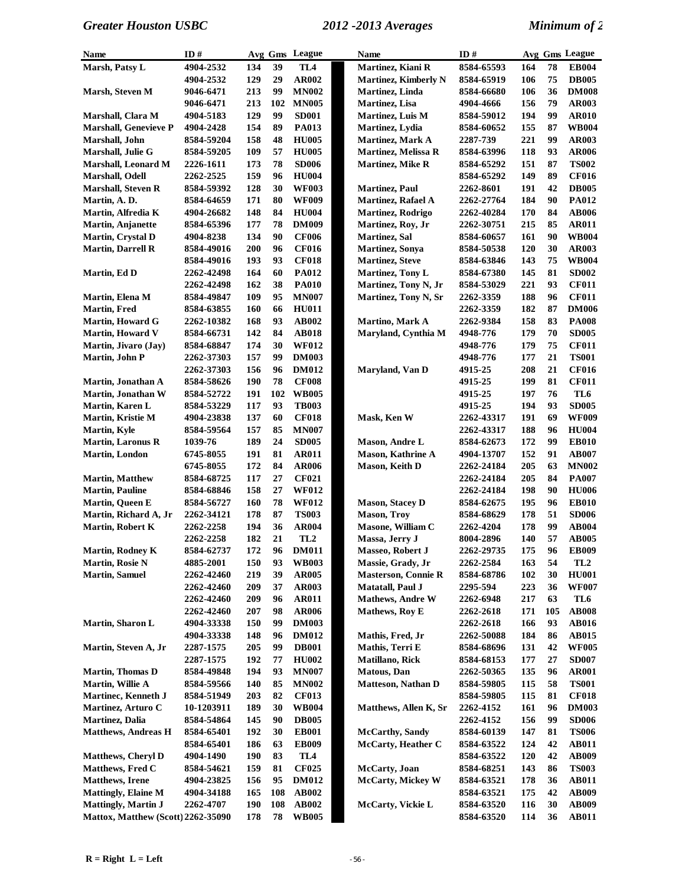| Name | ID # | Avg | Gms | League |
|---|---|---|---|---|
| Marsh, Patsy L | 4904-2532 | 134 | 39 | TL4 |
| | 4904-2532 | 129 | 29 | AR002 |
| Marsh, Steven M | 9046-6471 | 213 | 99 | MN002 |
| | 9046-6471 | 213 | 102 | MN005 |
| Marshall, Clara M | 4904-5183 | 129 | 99 | SD001 |
| Marshall, Genevieve P | 4904-2428 | 154 | 89 | PA013 |
| Marshall, John | 8584-59204 | 158 | 48 | HU005 |
| Marshall, Julie G | 8584-59205 | 109 | 57 | HU005 |
| Marshall, Leonard M | 2226-1611 | 173 | 78 | SD006 |
| Marshall, Odell | 2262-2525 | 159 | 96 | HU004 |
| Marshall, Steven R | 8584-59392 | 128 | 30 | WF003 |
| Martin, A. D. | 8584-64659 | 171 | 80 | WF009 |
| Martin, Alfredia K | 4904-26682 | 148 | 84 | HU004 |
| Martin, Anjanette | 8584-65396 | 177 | 78 | DM009 |
| Martin, Crystal D | 4904-8238 | 134 | 90 | CF006 |
| Martin, Darrell R | 8584-49016 | 200 | 96 | CF016 |
| | 8584-49016 | 193 | 93 | CF018 |
| Martin, Ed D | 2262-42498 | 164 | 60 | PA012 |
| | 2262-42498 | 162 | 38 | PA010 |
| Martin, Elena M | 8584-49847 | 109 | 95 | MN007 |
| Martin, Fred | 8584-63855 | 160 | 66 | HU011 |
| Martin, Howard G | 2262-10382 | 168 | 93 | AB002 |
| Martin, Howard V | 8584-66731 | 142 | 84 | AB018 |
| Martin, Jivaro (Jay) | 8584-68847 | 174 | 30 | WF012 |
| Martin, John P | 2262-37303 | 157 | 99 | DM003 |
| | 2262-37303 | 156 | 96 | DM012 |
| Martin, Jonathan A | 8584-58626 | 190 | 78 | CF008 |
| Martin, Jonathan W | 8584-52722 | 191 | 102 | WB005 |
| Martin, Karen L | 8584-53229 | 117 | 93 | TB003 |
| Martin, Kristie M | 4904-23838 | 137 | 60 | CF018 |
| Martin, Kyle | 8584-59564 | 157 | 85 | MN007 |
| Martin, Laronus R | 1039-76 | 189 | 24 | SD005 |
| Martin, London | 6745-8055 | 191 | 81 | AR011 |
| | 6745-8055 | 172 | 84 | AR006 |
| Martin, Matthew | 8584-68725 | 117 | 27 | CF021 |
| Martin, Pauline | 8584-68846 | 158 | 27 | WF012 |
| Martin, Queen E | 8584-56727 | 160 | 78 | WF012 |
| Martin, Richard A, Jr | 2262-34121 | 178 | 87 | TS003 |
| Martin, Robert K | 2262-2258 | 194 | 36 | AR004 |
| | 2262-2258 | 182 | 21 | TL2 |
| Martin, Rodney K | 8584-62737 | 172 | 96 | DM011 |
| Martin, Rosie N | 4885-2001 | 150 | 93 | WB003 |
| Martin, Samuel | 2262-42460 | 219 | 39 | AR005 |
| | 2262-42460 | 209 | 37 | AR003 |
| | 2262-42460 | 209 | 96 | AR011 |
| | 2262-42460 | 207 | 98 | AR006 |
| Martin, Sharon L | 4904-33338 | 150 | 99 | DM003 |
| | 4904-33338 | 148 | 96 | DM012 |
| Martin, Steven A, Jr | 2287-1575 | 205 | 99 | DB001 |
| | 2287-1575 | 192 | 77 | HU002 |
| Martin, Thomas D | 8584-49848 | 194 | 93 | MN007 |
| Martin, Willie A | 8584-59566 | 140 | 85 | MN002 |
| Martinec, Kenneth J | 8584-51949 | 203 | 82 | CF013 |
| Martinez, Arturo C | 10-1203911 | 189 | 30 | WB004 |
| Martinez, Dalia | 8584-54864 | 145 | 90 | DB005 |
| Matthews, Andreas H | 8584-65401 | 192 | 30 | EB001 |
| | 8584-65401 | 186 | 63 | EB009 |
| Matthews, Cheryl D | 4904-1490 | 190 | 83 | TL4 |
| Matthews, Fred C | 8584-54621 | 159 | 81 | CF025 |
| Matthews, Irene | 4904-23825 | 156 | 95 | DM012 |
| Mattingly, Elaine M | 4904-34188 | 165 | 108 | AB002 |
| Mattingly, Martin J | 2262-4707 | 190 | 108 | AB002 |
| Mattox, Matthew (Scott) | 2262-35090 | 178 | 78 | WB005 |
| Martinez, Kiani R | 8584-65593 | 164 | 78 | EB004 |
| Martinez, Kimberly N | 8584-65919 | 106 | 75 | DB005 |
| Martinez, Linda | 8584-66680 | 106 | 36 | DM008 |
| Martinez, Lisa | 4904-4666 | 156 | 79 | AR003 |
| Martinez, Luis M | 8584-59012 | 194 | 99 | AR010 |
| Martinez, Lydia | 8584-60652 | 155 | 87 | WB004 |
| Martinez, Mark A | 2287-739 | 221 | 99 | AR003 |
| Martinez, Melissa R | 8584-63996 | 118 | 93 | AR006 |
| Martinez, Mike R | 8584-65292 | 151 | 87 | TS002 |
| | 8584-65292 | 149 | 89 | CF016 |
| Martinez, Paul | 2262-8601 | 191 | 42 | DB005 |
| Martinez, Rafael A | 2262-27764 | 184 | 90 | PA012 |
| Martinez, Rodrigo | 2262-40284 | 170 | 84 | AB006 |
| Martinez, Roy, Jr | 2262-30751 | 215 | 85 | AR011 |
| Martinez, Sal | 8584-60657 | 161 | 90 | WB004 |
| Martinez, Sonya | 8584-50538 | 120 | 30 | AR003 |
| Martinez, Steve | 8584-63846 | 143 | 75 | WB004 |
| Martinez, Tony L | 8584-67380 | 145 | 81 | SD002 |
| Martinez, Tony N, Jr | 8584-53029 | 221 | 93 | CF011 |
| Martinez, Tony N, Sr | 2262-3359 | 188 | 96 | CF011 |
| | 2262-3359 | 182 | 87 | DM006 |
| Martino, Mark A | 2262-9384 | 158 | 83 | PA008 |
| Maryland, Cynthia M | 4948-776 | 179 | 70 | SD005 |
| | 4948-776 | 179 | 75 | CF011 |
| | 4948-776 | 177 | 21 | TS001 |
| Maryland, Van D | 4915-25 | 208 | 21 | CF016 |
| | 4915-25 | 199 | 81 | CF011 |
| | 4915-25 | 197 | 76 | TL6 |
| | 4915-25 | 194 | 93 | SD005 |
| Mask, Ken W | 2262-43317 | 191 | 69 | WF009 |
| | 2262-43317 | 188 | 96 | HU004 |
| Mason, Andre L | 8584-62673 | 172 | 99 | EB010 |
| Mason, Kathrine A | 4904-13707 | 152 | 91 | AB007 |
| Mason, Keith D | 2262-24184 | 205 | 63 | MN002 |
| | 2262-24184 | 205 | 84 | PA007 |
| | 2262-24184 | 198 | 90 | HU006 |
| Mason, Stacey D | 8584-62675 | 195 | 96 | EB010 |
| Mason, Troy | 8584-68629 | 178 | 51 | SD006 |
| Masone, William C | 2262-4204 | 178 | 99 | AB004 |
| Massa, Jerry J | 8004-2896 | 140 | 57 | AB005 |
| Masseo, Robert J | 2262-29735 | 175 | 96 | EB009 |
| Massie, Grady, Jr | 2262-2584 | 163 | 54 | TL2 |
| Masterson, Connie R | 8584-68786 | 102 | 30 | HU001 |
| Matatall, Paul J | 2295-594 | 223 | 36 | WF007 |
| Mathews, Andre W | 2262-6948 | 217 | 63 | TL6 |
| Mathews, Roy E | 2262-2618 | 171 | 105 | AB008 |
| | 2262-2618 | 166 | 93 | AB016 |
| Mathis, Fred, Jr | 2262-50088 | 184 | 86 | AB015 |
| Mathis, Terri E | 8584-68696 | 131 | 42 | WF005 |
| Matillano, Rick | 8584-68153 | 177 | 27 | SD007 |
| Matous, Dan | 2262-50365 | 135 | 96 | AR001 |
| Matteson, Nathan D | 8584-59805 | 115 | 58 | TS001 |
| | 8584-59805 | 115 | 81 | CF018 |
| Matthews, Allen K, Sr | 2262-4152 | 161 | 96 | DM003 |
| | 2262-4152 | 156 | 99 | SD006 |
| McCarthy, Sandy | 8584-60139 | 147 | 81 | TS006 |
| McCarty, Heather C | 8584-63522 | 124 | 42 | AB011 |
| | 8584-63522 | 120 | 42 | AB009 |
| McCarty, Joan | 8584-68251 | 143 | 86 | TS003 |
| McCarty, Mickey W | 8584-63521 | 178 | 36 | AB011 |
| | 8584-63521 | 175 | 42 | AB009 |
| McCarty, Vickie L | 8584-63520 | 116 | 30 | AB009 |
| | 8584-63520 | 114 | 36 | AB011 |

R = Right L = Left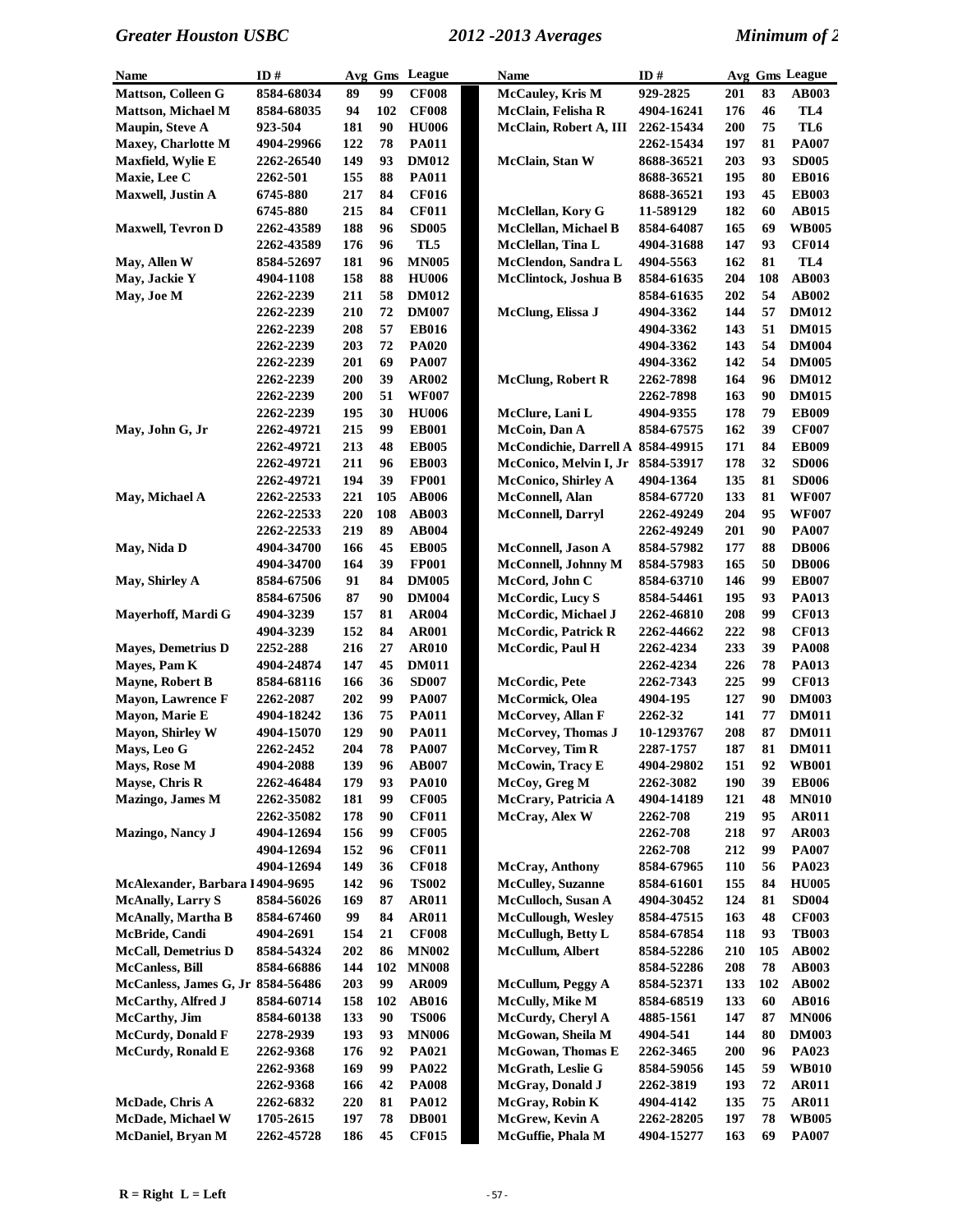| Name | ID # | Avg | Gms | League |
|---|---|---|---|---|
| Mattson, Colleen G | 8584-68034 | 89 | 99 | CF008 |
| Mattson, Michael M | 8584-68035 | 94 | 102 | CF008 |
| Maupin, Steve A | 923-504 | 181 | 90 | HU006 |
| Maxey, Charlotte M | 4904-29966 | 122 | 78 | PA011 |
| Maxfield, Wylie E | 2262-26540 | 149 | 93 | DM012 |
| Maxie, Lee C | 2262-501 | 155 | 88 | PA011 |
| Maxwell, Justin A | 6745-880 | 217 | 84 | CF016 |
| | 6745-880 | 215 | 84 | CF011 |
| Maxwell, Tevron D | 2262-43589 | 188 | 96 | SD005 |
| | 2262-43589 | 176 | 96 | TL5 |
| May, Allen W | 8584-52697 | 181 | 96 | MN005 |
| May, Jackie Y | 4904-1108 | 158 | 88 | HU006 |
| May, Joe M | 2262-2239 | 211 | 58 | DM012 |
| | 2262-2239 | 210 | 72 | DM007 |
| | 2262-2239 | 208 | 57 | EB016 |
| | 2262-2239 | 203 | 72 | PA020 |
| | 2262-2239 | 201 | 69 | PA007 |
| | 2262-2239 | 200 | 39 | AR002 |
| | 2262-2239 | 200 | 51 | WF007 |
| | 2262-2239 | 195 | 30 | HU006 |
| May, John G, Jr | 2262-49721 | 215 | 99 | EB001 |
| | 2262-49721 | 213 | 48 | EB005 |
| | 2262-49721 | 211 | 96 | EB003 |
| | 2262-49721 | 194 | 39 | FP001 |
| May, Michael A | 2262-22533 | 221 | 105 | AB006 |
| | 2262-22533 | 220 | 108 | AB003 |
| | 2262-22533 | 219 | 89 | AB004 |
| May, Nida D | 4904-34700 | 166 | 45 | EB005 |
| | 4904-34700 | 164 | 39 | FP001 |
| May, Shirley A | 8584-67506 | 91 | 84 | DM005 |
| | 8584-67506 | 87 | 90 | DM004 |
| Mayerhoff, Mardi G | 4904-3239 | 157 | 81 | AR004 |
| | 4904-3239 | 152 | 84 | AR001 |
| Mayes, Demetrius D | 2252-288 | 216 | 27 | AR010 |
| Mayes, Pam K | 4904-24874 | 147 | 45 | DM011 |
| Mayne, Robert B | 8584-68116 | 166 | 36 | SD007 |
| Mayon, Lawrence F | 2262-2087 | 202 | 99 | PA007 |
| Mayon, Marie E | 4904-18242 | 136 | 75 | PA011 |
| Mayon, Shirley W | 4904-15070 | 129 | 90 | PA011 |
| Mays, Leo G | 2262-2452 | 204 | 78 | PA007 |
| Mays, Rose M | 4904-2088 | 139 | 96 | AB007 |
| Mayse, Chris R | 2262-46484 | 179 | 93 | PA010 |
| Mazingo, James M | 2262-35082 | 181 | 99 | CF005 |
| | 2262-35082 | 178 | 90 | CF011 |
| Mazingo, Nancy J | 4904-12694 | 156 | 99 | CF005 |
| | 4904-12694 | 152 | 96 | CF011 |
| | 4904-12694 | 149 | 36 | CF018 |
| McAlexander, Barbara I | 4904-9695 | 142 | 96 | TS002 |
| McAnally, Larry S | 8584-56026 | 169 | 87 | AR011 |
| McAnally, Martha B | 8584-67460 | 99 | 84 | AR011 |
| McBride, Candi | 4904-2691 | 154 | 21 | CF008 |
| McCall, Demetrius D | 8584-54324 | 202 | 86 | MN002 |
| McCanless, Bill | 8584-66886 | 144 | 102 | MN008 |
| McCanless, James G, Jr | 8584-56486 | 203 | 99 | AR009 |
| McCarthy, Alfred J | 8584-60714 | 158 | 102 | AB016 |
| McCarthy, Jim | 8584-60138 | 133 | 90 | TS006 |
| McCurdy, Donald F | 2278-2939 | 193 | 93 | MN006 |
| McCurdy, Ronald E | 2262-9368 | 176 | 92 | PA021 |
| | 2262-9368 | 169 | 99 | PA022 |
| | 2262-9368 | 166 | 42 | PA008 |
| McDade, Chris A | 2262-6832 | 220 | 81 | PA012 |
| McDade, Michael W | 1705-2615 | 197 | 78 | DB001 |
| McDaniel, Bryan M | 2262-45728 | 186 | 45 | CF015 |
| McCauley, Kris M | 929-2825 | 201 | 83 | AB003 |
| McClain, Felisha R | 4904-16241 | 176 | 46 | TL4 |
| McClain, Robert A, III | 2262-15434 | 200 | 75 | TL6 |
| | 2262-15434 | 197 | 81 | PA007 |
| McClain, Stan W | 8688-36521 | 203 | 93 | SD005 |
| | 8688-36521 | 195 | 80 | EB016 |
| | 8688-36521 | 193 | 45 | EB003 |
| McClellan, Kory G | 11-589129 | 182 | 60 | AB015 |
| McClellan, Michael B | 8584-64087 | 165 | 69 | WB005 |
| McClellan, Tina L | 4904-31688 | 147 | 93 | CF014 |
| McClendon, Sandra L | 4904-5563 | 162 | 81 | TL4 |
| McClintock, Joshua B | 8584-61635 | 204 | 108 | AB003 |
| | 8584-61635 | 202 | 54 | AB002 |
| McClung, Elissa J | 4904-3362 | 144 | 57 | DM012 |
| | 4904-3362 | 143 | 51 | DM015 |
| | 4904-3362 | 143 | 54 | DM004 |
| | 4904-3362 | 142 | 54 | DM005 |
| McClung, Robert R | 2262-7898 | 164 | 96 | DM012 |
| | 2262-7898 | 163 | 90 | DM015 |
| McClure, Lani L | 4904-9355 | 178 | 79 | EB009 |
| McCoin, Dan A | 8584-67575 | 162 | 39 | CF007 |
| McCondichie, Darrell A | 8584-49915 | 171 | 84 | EB009 |
| McConico, Melvin I, Jr | 8584-53917 | 178 | 32 | SD006 |
| McConico, Shirley A | 4904-1364 | 135 | 81 | SD006 |
| McConnell, Alan | 8584-67720 | 133 | 81 | WF007 |
| McConnell, Darryl | 2262-49249 | 204 | 95 | WF007 |
| | 2262-49249 | 201 | 90 | PA007 |
| McConnell, Jason A | 8584-57982 | 177 | 88 | DB006 |
| McConnell, Johnny M | 8584-57983 | 165 | 50 | DB006 |
| McCord, John C | 8584-63710 | 146 | 99 | EB007 |
| McCordic, Lucy S | 8584-54461 | 195 | 93 | PA013 |
| McCordic, Michael J | 2262-46810 | 208 | 99 | CF013 |
| McCordic, Patrick R | 2262-44662 | 222 | 98 | CF013 |
| McCordic, Paul H | 2262-4234 | 233 | 39 | PA008 |
| | 2262-4234 | 226 | 78 | PA013 |
| McCordic, Pete | 2262-7343 | 225 | 99 | CF013 |
| McCormick, Olea | 4904-195 | 127 | 90 | DM003 |
| McCorvey, Allan F | 2262-32 | 141 | 77 | DM011 |
| McCorvey, Thomas J | 10-1293767 | 208 | 87 | DM011 |
| McCorvey, Tim R | 2287-1757 | 187 | 81 | DM011 |
| McCowin, Tracy E | 4904-29802 | 151 | 92 | WB001 |
| McCoy, Greg M | 2262-3082 | 190 | 39 | EB006 |
| McCrary, Patricia A | 4904-14189 | 121 | 48 | MN010 |
| McCray, Alex W | 2262-708 | 219 | 95 | AR011 |
| | 2262-708 | 218 | 97 | AR003 |
| | 2262-708 | 212 | 99 | PA007 |
| McCray, Anthony | 8584-67965 | 110 | 56 | PA023 |
| McCulley, Suzanne | 8584-61601 | 155 | 84 | HU005 |
| McCulloch, Susan A | 4904-30452 | 124 | 81 | SD004 |
| McCullough, Wesley | 8584-47515 | 163 | 48 | CF003 |
| McCullugh, Betty L | 8584-67854 | 118 | 93 | TB003 |
| McCullum, Albert | 8584-52286 | 210 | 105 | AB002 |
| | 8584-52286 | 208 | 78 | AB003 |
| McCullum, Peggy A | 8584-52371 | 133 | 102 | AB002 |
| McCully, Mike M | 8584-68519 | 133 | 60 | AB016 |
| McCurdy, Cheryl A | 4885-1561 | 147 | 87 | MN006 |
| McGowan, Sheila M | 4904-541 | 144 | 80 | DM003 |
| McGowan, Thomas E | 2262-3465 | 200 | 96 | PA023 |
| McGrath, Leslie G | 8584-59056 | 145 | 59 | WB010 |
| McGray, Donald J | 2262-3819 | 193 | 72 | AR011 |
| McGray, Robin K | 4904-4142 | 135 | 75 | AR011 |
| McGrew, Kevin A | 2262-28205 | 197 | 78 | WB005 |
| McGuffie, Phala M | 4904-15277 | 163 | 69 | PA007 |

R = Right L = Left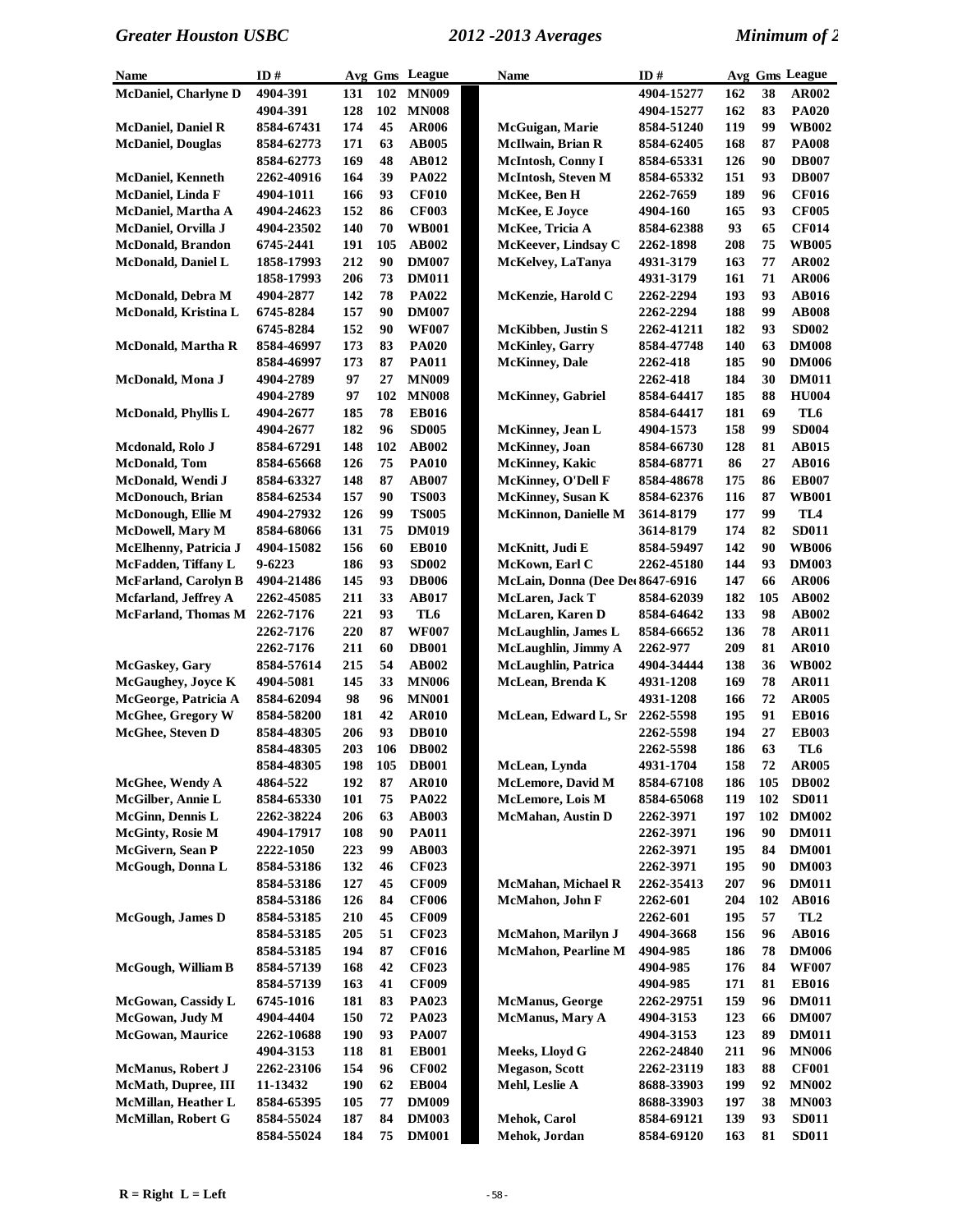| Name | ID # | Avg | Gms | League |
|---|---|---|---|---|
| McDaniel, Charlyne D | 4904-391 | 131 | 102 | MN009 |
| | 4904-391 | 128 | 102 | MN008 |
| McDaniel, Daniel R | 8584-67431 | 174 | 45 | AR006 |
| McDaniel, Douglas | 8584-62773 | 171 | 63 | AB005 |
| | 8584-62773 | 169 | 48 | AB012 |
| McDaniel, Kenneth | 2262-40916 | 164 | 39 | PA022 |
| McDaniel, Linda F | 4904-1011 | 166 | 93 | CF010 |
| McDaniel, Martha A | 4904-24623 | 152 | 86 | CF003 |
| McDaniel, Orvilla J | 4904-23502 | 140 | 70 | WB001 |
| McDonald, Brandon | 6745-2441 | 191 | 105 | AB002 |
| McDonald, Daniel L | 1858-17993 | 212 | 90 | DM007 |
| | 1858-17993 | 206 | 73 | DM011 |
| McDonald, Debra M | 4904-2877 | 142 | 78 | PA022 |
| McDonald, Kristina L | 6745-8284 | 157 | 90 | DM007 |
| | 6745-8284 | 152 | 90 | WF007 |
| McDonald, Martha R | 8584-46997 | 173 | 83 | PA020 |
| | 8584-46997 | 173 | 87 | PA011 |
| McDonald, Mona J | 4904-2789 | 97 | 27 | MN009 |
| | 4904-2789 | 97 | 102 | MN008 |
| McDonald, Phyllis L | 4904-2677 | 185 | 78 | EB016 |
| | 4904-2677 | 182 | 96 | SD005 |
| Mcdonald, Rolo J | 8584-67291 | 148 | 102 | AB002 |
| McDonald, Tom | 8584-65668 | 126 | 75 | PA010 |
| McDonald, Wendi J | 8584-63327 | 148 | 87 | AB007 |
| McDonouch, Brian | 8584-62534 | 157 | 90 | TS003 |
| McDonough, Ellie M | 4904-27932 | 126 | 99 | TS005 |
| McDowell, Mary M | 8584-68066 | 131 | 75 | DM019 |
| McElhenny, Patricia J | 4904-15082 | 156 | 60 | EB010 |
| McFadden, Tiffany L | 9-6223 | 186 | 93 | SD002 |
| McFarland, Carolyn B | 4904-21486 | 145 | 93 | DB006 |
| Mcfarland, Jeffrey A | 2262-45085 | 211 | 33 | AB017 |
| McFarland, Thomas M | 2262-7176 | 221 | 93 | TL6 |
| | 2262-7176 | 220 | 87 | WF007 |
| | 2262-7176 | 211 | 60 | DB001 |
| McGaskey, Gary | 8584-57614 | 215 | 54 | AB002 |
| McGaughey, Joyce K | 4904-5081 | 145 | 33 | MN006 |
| McGeorge, Patricia A | 8584-62094 | 98 | 96 | MN001 |
| McGhee, Gregory W | 8584-58200 | 181 | 42 | AR010 |
| McGhee, Steven D | 8584-48305 | 206 | 93 | DB010 |
| | 8584-48305 | 203 | 106 | DB002 |
| | 8584-48305 | 198 | 105 | DB001 |
| McGhee, Wendy A | 4864-522 | 192 | 87 | AR010 |
| McGilber, Annie L | 8584-65330 | 101 | 75 | PA022 |
| McGinn, Dennis L | 2262-38224 | 206 | 63 | AB003 |
| McGinty, Rosie M | 4904-17917 | 108 | 90 | PA011 |
| McGivern, Sean P | 2222-1050 | 223 | 99 | AB003 |
| McGough, Donna L | 8584-53186 | 132 | 46 | CF023 |
| | 8584-53186 | 127 | 45 | CF009 |
| | 8584-53186 | 126 | 84 | CF006 |
| McGough, James D | 8584-53185 | 210 | 45 | CF009 |
| | 8584-53185 | 205 | 51 | CF023 |
| | 8584-53185 | 194 | 87 | CF016 |
| McGough, William B | 8584-57139 | 168 | 42 | CF023 |
| | 8584-57139 | 163 | 41 | CF009 |
| McGowan, Cassidy L | 6745-1016 | 181 | 83 | PA023 |
| McGowan, Judy M | 4904-4404 | 150 | 72 | PA023 |
| McGowan, Maurice | 2262-10688 | 190 | 93 | PA007 |
| | 4904-3153 | 118 | 81 | EB001 |
| McManus, Robert J | 2262-23106 | 154 | 96 | CF002 |
| McMath, Dupree, III | 11-13432 | 190 | 62 | EB004 |
| McMillan, Heather L | 8584-65395 | 105 | 77 | DM009 |
| McMillan, Robert G | 8584-55024 | 187 | 84 | DM003 |
| | 8584-55024 | 184 | 75 | DM001 |
| | 4904-15277 | 162 | 38 | AR002 |
| | 4904-15277 | 162 | 83 | PA020 |
| McGuigan, Marie | 8584-51240 | 119 | 99 | WB002 |
| McIlwain, Brian R | 8584-62405 | 168 | 87 | PA008 |
| McIntosh, Conny I | 8584-65331 | 126 | 90 | DB007 |
| McIntosh, Steven M | 8584-65332 | 151 | 93 | DB007 |
| McKee, Ben H | 2262-7659 | 189 | 96 | CF016 |
| McKee, E Joyce | 4904-160 | 165 | 93 | CF005 |
| McKee, Tricia A | 8584-62388 | 93 | 65 | CF014 |
| McKeever, Lindsay C | 2262-1898 | 208 | 75 | WB005 |
| McKelvey, LaTanya | 4931-3179 | 163 | 77 | AR002 |
| | 4931-3179 | 161 | 71 | AR006 |
| McKenzie, Harold C | 2262-2294 | 193 | 93 | AB016 |
| | 2262-2294 | 188 | 99 | AB008 |
| McKibben, Justin S | 2262-41211 | 182 | 93 | SD002 |
| McKinley, Garry | 8584-47748 | 140 | 63 | DM008 |
| McKinney, Dale | 2262-418 | 185 | 90 | DM006 |
| | 2262-418 | 184 | 30 | DM011 |
| McKinney, Gabriel | 8584-64417 | 185 | 88 | HU004 |
| | 8584-64417 | 181 | 69 | TL6 |
| McKinney, Jean L | 4904-1573 | 158 | 99 | SD004 |
| McKinney, Joan | 8584-66730 | 128 | 81 | AB015 |
| McKinney, Kakic | 8584-68771 | 86 | 27 | AB016 |
| McKinney, O'Dell F | 8584-48678 | 175 | 86 | EB007 |
| McKinney, Susan K | 8584-62376 | 116 | 87 | WB001 |
| McKinnon, Danielle M | 3614-8179 | 177 | 99 | TL4 |
| | 3614-8179 | 174 | 82 | SD011 |
| McKnitt, Judi E | 8584-59497 | 142 | 90 | WB006 |
| McKown, Earl C | 2262-45180 | 144 | 93 | DM003 |
| McLain, Donna (Dee Dee) | 8647-6916 | 147 | 66 | AR006 |
| McLaren, Jack T | 8584-62039 | 182 | 105 | AB002 |
| McLaren, Karen D | 8584-64642 | 133 | 98 | AB002 |
| McLaughlin, James L | 8584-66652 | 136 | 78 | AR011 |
| McLaughlin, Jimmy A | 2262-977 | 209 | 81 | AR010 |
| McLaughlin, Patrica | 4904-34444 | 138 | 36 | WB002 |
| McLean, Brenda K | 4931-1208 | 169 | 78 | AR011 |
| | 4931-1208 | 166 | 72 | AR005 |
| McLean, Edward L, Sr | 2262-5598 | 195 | 91 | EB016 |
| | 2262-5598 | 194 | 27 | EB003 |
| | 2262-5598 | 186 | 63 | TL6 |
| McLean, Lynda | 4931-1704 | 158 | 72 | AR005 |
| McLemore, David M | 8584-67108 | 186 | 105 | DB002 |
| McLemore, Lois M | 8584-65068 | 119 | 102 | SD011 |
| McMahan, Austin D | 2262-3971 | 197 | 102 | DM002 |
| | 2262-3971 | 196 | 90 | DM011 |
| | 2262-3971 | 195 | 84 | DM001 |
| | 2262-3971 | 195 | 90 | DM003 |
| McMahan, Michael R | 2262-35413 | 207 | 96 | DM011 |
| McMahon, John F | 2262-601 | 204 | 102 | AB016 |
| | 2262-601 | 195 | 57 | TL2 |
| McMahon, Marilyn J | 4904-3668 | 156 | 96 | AB016 |
| McMahon, Pearline M | 4904-985 | 186 | 78 | DM006 |
| | 4904-985 | 176 | 84 | WF007 |
| | 4904-985 | 171 | 81 | EB016 |
| McManus, George | 2262-29751 | 159 | 96 | DM011 |
| McManus, Mary A | 4904-3153 | 123 | 66 | DM007 |
| | 4904-3153 | 123 | 89 | DM011 |
| Meeks, Lloyd G | 2262-24840 | 211 | 96 | MN006 |
| Megason, Scott | 2262-23119 | 183 | 88 | CF001 |
| Mehl, Leslie A | 8688-33903 | 199 | 92 | MN002 |
| | 8688-33903 | 197 | 38 | MN003 |
| Mehok, Carol | 8584-69121 | 139 | 93 | SD011 |
| Mehok, Jordan | 8584-69120 | 163 | 81 | SD011 |

**R = Right L = Left**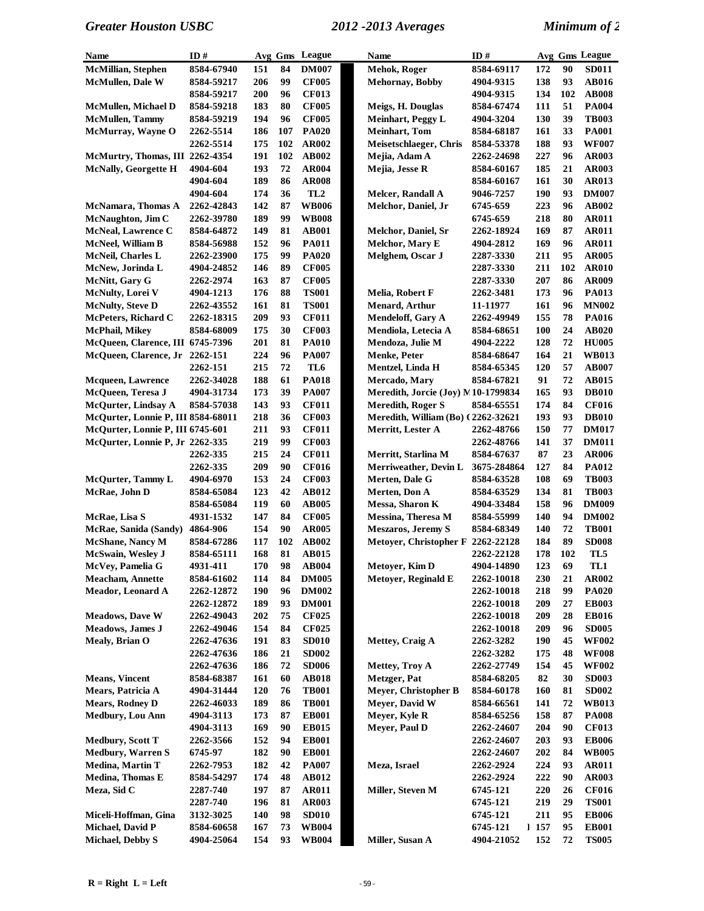| Name | ID # | Avg | Gms | League |
|---|---|---|---|---|
| McMillian, Stephen | 8584-67940 | 151 | 84 | DM007 |
| McMullen, Dale W | 8584-59217 | 206 | 99 | CF005 |
| | 8584-59217 | 200 | 96 | CF013 |
| McMullen, Michael D | 8584-59218 | 183 | 80 | CF005 |
| McMullen, Tammy | 8584-59219 | 194 | 96 | CF005 |
| McMurray, Wayne O | 2262-5514 | 186 | 107 | PA020 |
| | 2262-5514 | 175 | 102 | AR002 |
| McMurtry, Thomas, III | 2262-4354 | 191 | 102 | AB002 |
| McNally, Georgette H | 4904-604 | 193 | 72 | AR004 |
| | 4904-604 | 189 | 86 | AR008 |
| | 4904-604 | 174 | 36 | TL2 |
| McNamara, Thomas A | 2262-42843 | 142 | 87 | WB006 |
| McNaughton, Jim C | 2262-39780 | 189 | 99 | WB008 |
| McNeal, Lawrence C | 8584-64872 | 149 | 81 | AB001 |
| McNeel, William B | 8584-56988 | 152 | 96 | PA011 |
| McNeil, Charles L | 2262-23900 | 175 | 99 | PA020 |
| McNew, Jorinda L | 4904-24852 | 146 | 89 | CF005 |
| McNitt, Gary G | 2262-2974 | 163 | 87 | CF005 |
| McNulty, Lorei V | 4904-1213 | 176 | 88 | TS001 |
| McNulty, Steve D | 2262-43552 | 161 | 81 | TS001 |
| McPeters, Richard C | 2262-18315 | 209 | 93 | CF011 |
| McPhail, Mikey | 8584-68009 | 175 | 30 | CF003 |
| McQueen, Clarence, III | 6745-7396 | 201 | 81 | PA010 |
| McQueen, Clarence, Jr | 2262-151 | 224 | 96 | PA007 |
| | 2262-151 | 215 | 72 | TL6 |
| Mcqueen, Lawrence | 2262-34028 | 188 | 61 | PA018 |
| McQueen, Teresa J | 4904-31734 | 173 | 39 | PA007 |
| McQurter, Lindsay A | 8584-57038 | 143 | 93 | CF011 |
| McQurter, Lonnie P, III | 8584-68011 | 218 | 36 | CF003 |
| McQurter, Lonnie P, III | 6745-601 | 211 | 93 | CF011 |
| McQurter, Lonnie P, Jr | 2262-335 | 219 | 99 | CF003 |
| | 2262-335 | 215 | 24 | CF011 |
| | 2262-335 | 209 | 90 | CF016 |
| McQurter, Tammy L | 4904-6970 | 153 | 24 | CF003 |
| McRae, John D | 8584-65084 | 123 | 42 | AB012 |
| | 8584-65084 | 119 | 60 | AB005 |
| McRae, Lisa S | 4931-1532 | 147 | 84 | CF005 |
| McRae, Sanida (Sandy) | 4864-906 | 154 | 90 | AR005 |
| McShane, Nancy M | 8584-67286 | 117 | 102 | AB002 |
| McSwain, Wesley J | 8584-65111 | 168 | 81 | AB015 |
| McVey, Pamelia G | 4931-411 | 170 | 98 | AB004 |
| Meacham, Annette | 8584-61602 | 114 | 84 | DM005 |
| Meador, Leonard A | 2262-12872 | 190 | 96 | DM002 |
| | 2262-12872 | 189 | 93 | DM001 |
| Meadows, Dave W | 2262-49043 | 202 | 75 | CF025 |
| Meadows, James J | 2262-49046 | 154 | 84 | CF025 |
| Mealy, Brian O | 2262-47636 | 191 | 83 | SD010 |
| | 2262-47636 | 186 | 21 | SD002 |
| | 2262-47636 | 186 | 72 | SD006 |
| Means, Vincent | 8584-68387 | 161 | 60 | AB018 |
| Mears, Patricia A | 4904-31444 | 120 | 76 | TB001 |
| Mears, Rodney D | 2262-46033 | 189 | 86 | TB001 |
| Medbury, Lou Ann | 4904-3113 | 173 | 87 | EB001 |
| | 4904-3113 | 169 | 90 | EB015 |
| Medbury, Scott T | 2262-3566 | 152 | 94 | EB001 |
| Medbury, Warren S | 6745-97 | 182 | 90 | EB001 |
| Medina, Martin T | 2262-7953 | 182 | 42 | PA007 |
| Medina, Thomas E | 8584-54297 | 174 | 48 | AB012 |
| Meza, Sid C | 2287-740 | 197 | 87 | AR011 |
| | 2287-740 | 196 | 81 | AR003 |
| Miceli-Hoffman, Gina | 3132-3025 | 140 | 98 | SD010 |
| Michael, David P | 8584-60658 | 167 | 73 | WB004 |
| Michael, Debby S | 4904-25064 | 154 | 93 | WB004 |
| Mehok, Roger | 8584-69117 | 172 | 90 | SD011 |
| Mehornay, Bobby | 4904-9315 | 138 | 93 | AB016 |
| | 4904-9315 | 134 | 102 | AB008 |
| Meigs, H. Douglas | 8584-67474 | 111 | 51 | PA004 |
| Meinhart, Peggy L | 4904-3204 | 130 | 39 | TB003 |
| Meinhart, Tom | 8584-68187 | 161 | 33 | PA001 |
| Meisetschlaeger, Chris | 8584-53378 | 188 | 93 | WF007 |
| Mejia, Adam A | 2262-24698 | 227 | 96 | AR003 |
| Mejia, Jesse R | 8584-60167 | 185 | 21 | AR003 |
| | 8584-60167 | 161 | 30 | AR013 |
| Melcer, Randall A | 9046-7257 | 190 | 93 | DM007 |
| Melchor, Daniel, Jr | 6745-659 | 223 | 96 | AB002 |
| | 6745-659 | 218 | 80 | AR011 |
| Melchor, Daniel, Sr | 2262-18924 | 169 | 87 | AR011 |
| Melchor, Mary E | 4904-2812 | 169 | 96 | AR011 |
| Melghem, Oscar J | 2287-3330 | 211 | 95 | AR005 |
| | 2287-3330 | 211 | 102 | AR010 |
| | 2287-3330 | 207 | 86 | AR009 |
| Melia, Robert F | 2262-3481 | 173 | 96 | PA013 |
| Menard, Arthur | 11-11977 | 161 | 96 | MN002 |
| Mendeloff, Gary A | 2262-49949 | 155 | 78 | PA016 |
| Mendiola, Letecia A | 8584-68651 | 100 | 24 | AB020 |
| Mendoza, Julie M | 4904-2222 | 128 | 72 | HU005 |
| Menke, Peter | 8584-68647 | 164 | 21 | WB013 |
| Mentzel, Linda H | 8584-65345 | 120 | 57 | AB007 |
| Mercado, Mary | 8584-67821 | 91 | 72 | AB015 |
| Meredith, Jorcie (Joy) M | 10-1799834 | 165 | 93 | DB010 |
| Meredith, Roger S | 8584-65551 | 174 | 84 | CF016 |
| Meredith, William (Bo) ( | 2262-32621 | 193 | 93 | DB010 |
| Merritt, Lester A | 2262-48766 | 150 | 77 | DM017 |
| | 2262-48766 | 141 | 37 | DM011 |
| Merritt, Starlina M | 8584-67637 | 87 | 23 | AR006 |
| Merriweather, Devin L | 3675-284864 | 127 | 84 | PA012 |
| Merten, Dale G | 8584-63528 | 108 | 69 | TB003 |
| Merten, Don A | 8584-63529 | 134 | 81 | TB003 |
| Messa, Sharon K | 4904-33484 | 158 | 96 | DM009 |
| Messina, Theresa M | 8584-55999 | 140 | 94 | DM002 |
| Meszaros, Jeremy S | 8584-68349 | 140 | 72 | TB001 |
| Metoyer, Christopher F | 2262-22128 | 184 | 89 | SD008 |
| | 2262-22128 | 178 | 102 | TL5 |
| Metoyer, Kim D | 4904-14890 | 123 | 69 | TL1 |
| Metoyer, Reginald E | 2262-10018 | 230 | 21 | AR002 |
| | 2262-10018 | 218 | 99 | PA020 |
| | 2262-10018 | 209 | 27 | EB003 |
| | 2262-10018 | 209 | 28 | EB016 |
| | 2262-10018 | 209 | 96 | SD005 |
| Mettey, Craig A | 2262-3282 | 190 | 45 | WF002 |
| | 2262-3282 | 175 | 48 | WF008 |
| Mettey, Troy A | 2262-27749 | 154 | 45 | WF002 |
| Metzger, Pat | 8584-68205 | 82 | 30 | SD003 |
| Meyer, Christopher B | 8584-60178 | 160 | 81 | SD002 |
| Meyer, David W | 8584-66561 | 141 | 72 | WB013 |
| Meyer, Kyle R | 8584-65256 | 158 | 87 | PA008 |
| Meyer, Paul D | 2262-24607 | 204 | 90 | CF013 |
| | 2262-24607 | 203 | 93 | EB006 |
| | 2262-24607 | 202 | 84 | WB005 |
| Meza, Israel | 2262-2924 | 224 | 93 | AR011 |
| | 2262-2924 | 222 | 90 | AR003 |
| Miller, Steven M | 6745-121 | 220 | 26 | CF016 |
| | 6745-121 | 219 | 29 | TS001 |
| | 6745-121 | 211 | 95 | EB006 |
| | 6745-121 | 157 | 95 | EB001 |
| Miller, Susan A | 4904-21052 | 152 | 72 | TS005 |

R = Right L = Left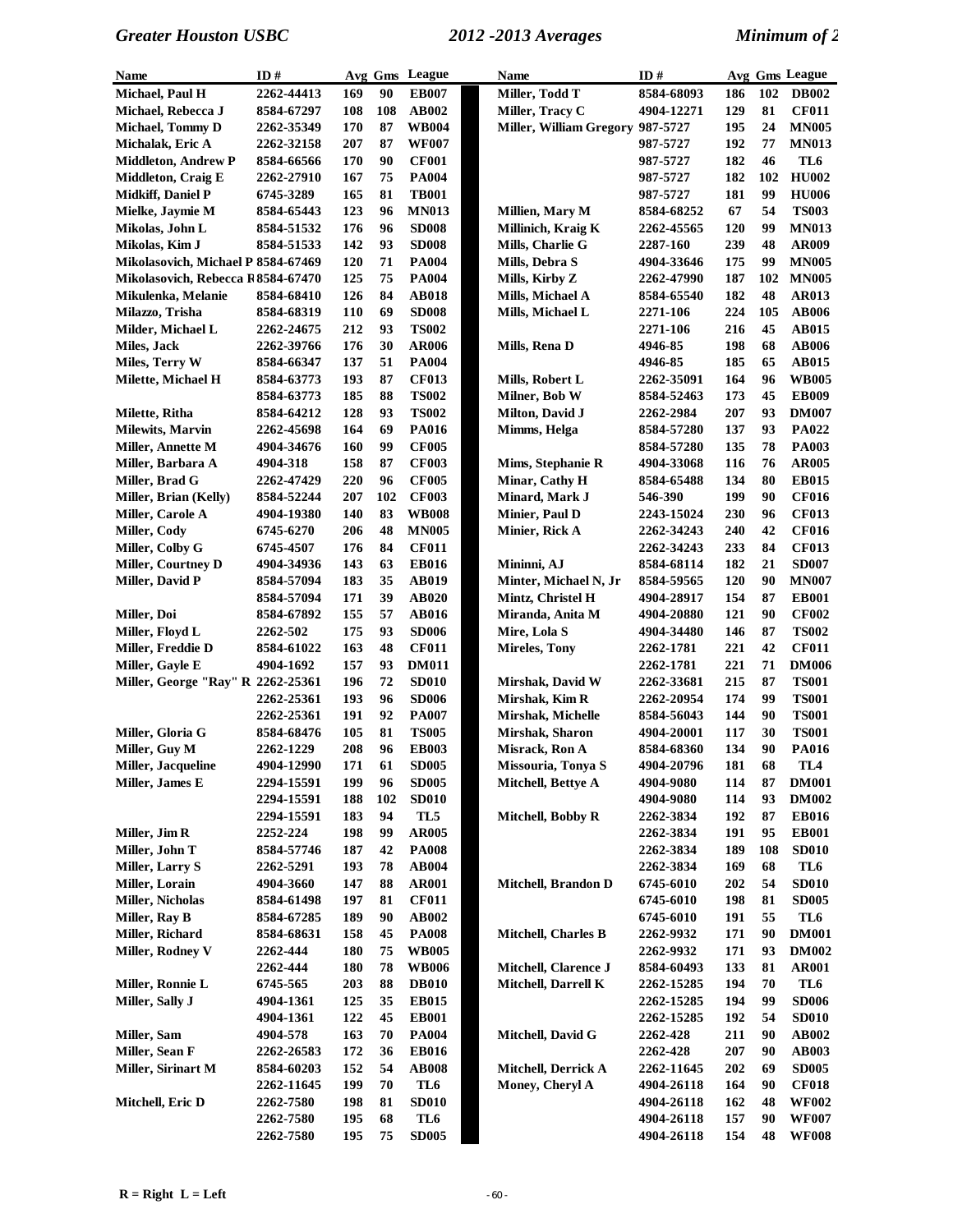| Name | ID # | Avg | Gms | League |
|---|---|---|---|---|
| Michael, Paul H | 2262-44413 | 169 | 90 | EB007 |
| Michael, Rebecca J | 8584-67297 | 108 | 108 | AB002 |
| Michael, Tommy D | 2262-35349 | 170 | 87 | WB004 |
| Michalak, Eric A | 2262-32158 | 207 | 87 | WF007 |
| Middleton, Andrew P | 8584-66566 | 170 | 90 | CF001 |
| Middleton, Craig E | 2262-27910 | 167 | 75 | PA004 |
| Midkiff, Daniel P | 6745-3289 | 165 | 81 | TB001 |
| Mielke, Jaymie M | 8584-65443 | 123 | 96 | MN013 |
| Mikolas, John L | 8584-51532 | 176 | 96 | SD008 |
| Mikolas, Kim J | 8584-51533 | 142 | 93 | SD008 |
| Mikolasovich, Michael P | 8584-67469 | 120 | 71 | PA004 |
| Mikolasovich, Rebecca R | 8584-67470 | 125 | 75 | PA004 |
| Mikulenka, Melanie | 8584-68410 | 126 | 84 | AB018 |
| Milazzo, Trisha | 8584-68319 | 110 | 69 | SD008 |
| Milder, Michael L | 2262-24675 | 212 | 93 | TS002 |
| Miles, Jack | 2262-39766 | 176 | 30 | AR006 |
| Miles, Terry W | 8584-66347 | 137 | 51 | PA004 |
| Milette, Michael H | 8584-63773 | 193 | 87 | CF013 |
| | 8584-63773 | 185 | 88 | TS002 |
| Milette, Ritha | 8584-64212 | 128 | 93 | TS002 |
| Milewits, Marvin | 2262-45698 | 164 | 69 | PA016 |
| Miller, Annette M | 4904-34676 | 160 | 99 | CF005 |
| Miller, Barbara A | 4904-318 | 158 | 87 | CF003 |
| Miller, Brad G | 2262-47429 | 220 | 96 | CF005 |
| Miller, Brian (Kelly) | 8584-52244 | 207 | 102 | CF003 |
| Miller, Carole A | 4904-19380 | 140 | 83 | WB008 |
| Miller, Cody | 6745-6270 | 206 | 48 | MN005 |
| Miller, Colby G | 6745-4507 | 176 | 84 | CF011 |
| Miller, Courtney D | 4904-34936 | 143 | 63 | EB016 |
| Miller, David P | 8584-57094 | 183 | 35 | AB019 |
| | 8584-57094 | 171 | 39 | AB020 |
| Miller, Doi | 8584-67892 | 155 | 57 | AB016 |
| Miller, Floyd L | 2262-502 | 175 | 93 | SD006 |
| Miller, Freddie D | 8584-61022 | 163 | 48 | CF011 |
| Miller, Gayle E | 4904-1692 | 157 | 93 | DM011 |
| Miller, George "Ray" R | 2262-25361 | 196 | 72 | SD010 |
| | 2262-25361 | 193 | 96 | SD006 |
| | 2262-25361 | 191 | 92 | PA007 |
| Miller, Gloria G | 8584-68476 | 105 | 81 | TS005 |
| Miller, Guy M | 2262-1229 | 208 | 96 | EB003 |
| Miller, Jacqueline | 4904-12990 | 171 | 61 | SD005 |
| Miller, James E | 2294-15591 | 199 | 96 | SD005 |
| | 2294-15591 | 188 | 102 | SD010 |
| | 2294-15591 | 183 | 94 | TL5 |
| Miller, Jim R | 2252-224 | 198 | 99 | AR005 |
| Miller, John T | 8584-57746 | 187 | 42 | PA008 |
| Miller, Larry S | 2262-5291 | 193 | 78 | AB004 |
| Miller, Lorain | 4904-3660 | 147 | 88 | AR001 |
| Miller, Nicholas | 8584-61498 | 197 | 81 | CF011 |
| Miller, Ray B | 8584-67285 | 189 | 90 | AB002 |
| Miller, Richard | 8584-68631 | 158 | 45 | PA008 |
| Miller, Rodney V | 2262-444 | 180 | 75 | WB005 |
| | 2262-444 | 180 | 78 | WB006 |
| Miller, Ronnie L | 6745-565 | 203 | 88 | DB010 |
| Miller, Sally J | 4904-1361 | 125 | 35 | EB015 |
| | 4904-1361 | 122 | 45 | EB001 |
| Miller, Sam | 4904-578 | 163 | 70 | PA004 |
| Miller, Sean F | 2262-26583 | 172 | 36 | EB016 |
| Miller, Sirinart M | 8584-60203 | 152 | 54 | AB008 |
| | 2262-11645 | 199 | 70 | TL6 |
| Mitchell, Eric D | 2262-7580 | 198 | 81 | SD010 |
| | 2262-7580 | 195 | 68 | TL6 |
| | 2262-7580 | 195 | 75 | SD005 |
| Miller, Todd T | 8584-68093 | 186 | 102 | DB002 |
| Miller, Tracy C | 4904-12271 | 129 | 81 | CF011 |
| Miller, William Gregory | 987-5727 | 195 | 24 | MN005 |
| | 987-5727 | 192 | 77 | MN013 |
| | 987-5727 | 182 | 46 | TL6 |
| | 987-5727 | 182 | 102 | HU002 |
| | 987-5727 | 181 | 99 | HU006 |
| Millien, Mary M | 8584-68252 | 67 | 54 | TS003 |
| Millinich, Kraig K | 2262-45565 | 120 | 99 | MN013 |
| Mills, Charlie G | 2287-160 | 239 | 48 | AR009 |
| Mills, Debra S | 4904-33646 | 175 | 99 | MN005 |
| Mills, Kirby Z | 2262-47990 | 187 | 102 | MN005 |
| Mills, Michael A | 8584-65540 | 182 | 48 | AR013 |
| Mills, Michael L | 2271-106 | 224 | 105 | AB006 |
| | 2271-106 | 216 | 45 | AB015 |
| Mills, Rena D | 4946-85 | 198 | 68 | AB006 |
| | 4946-85 | 185 | 65 | AB015 |
| Mills, Robert L | 2262-35091 | 164 | 96 | WB005 |
| Milner, Bob W | 8584-52463 | 173 | 45 | EB009 |
| Milton, David J | 2262-2984 | 207 | 93 | DM007 |
| Mimms, Helga | 8584-57280 | 137 | 93 | PA022 |
| | 8584-57280 | 135 | 78 | PA003 |
| Mims, Stephanie R | 4904-33068 | 116 | 76 | AR005 |
| Minar, Cathy H | 8584-65488 | 134 | 80 | EB015 |
| Minard, Mark J | 546-390 | 199 | 90 | CF016 |
| Minier, Paul D | 2243-15024 | 230 | 96 | CF013 |
| Minier, Rick A | 2262-34243 | 240 | 42 | CF016 |
| | 2262-34243 | 233 | 84 | CF013 |
| Mininni, AJ | 8584-68114 | 182 | 21 | SD007 |
| Minter, Michael N, Jr | 8584-59565 | 120 | 90 | MN007 |
| Mintz, Christel H | 4904-28917 | 154 | 87 | EB001 |
| Miranda, Anita M | 4904-20880 | 121 | 90 | CF002 |
| Mire, Lola S | 4904-34480 | 146 | 87 | TS002 |
| Mireles, Tony | 2262-1781 | 221 | 42 | CF011 |
| | 2262-1781 | 221 | 71 | DM006 |
| Mirshak, David W | 2262-33681 | 215 | 87 | TS001 |
| Mirshak, Kim R | 2262-20954 | 174 | 99 | TS001 |
| Mirshak, Michelle | 8584-56043 | 144 | 90 | TS001 |
| Mirshak, Sharon | 4904-20001 | 117 | 30 | TS001 |
| Misrack, Ron A | 8584-68360 | 134 | 90 | PA016 |
| Missouria, Tonya S | 4904-20796 | 181 | 68 | TL4 |
| Mitchell, Bettye A | 4904-9080 | 114 | 87 | DM001 |
| | 4904-9080 | 114 | 93 | DM002 |
| Mitchell, Bobby R | 2262-3834 | 192 | 87 | EB016 |
| | 2262-3834 | 191 | 95 | EB001 |
| | 2262-3834 | 189 | 108 | SD010 |
| | 2262-3834 | 169 | 68 | TL6 |
| Mitchell, Brandon D | 6745-6010 | 202 | 54 | SD010 |
| | 6745-6010 | 198 | 81 | SD005 |
| | 6745-6010 | 191 | 55 | TL6 |
| Mitchell, Charles B | 2262-9932 | 171 | 90 | DM001 |
| | 2262-9932 | 171 | 93 | DM002 |
| Mitchell, Clarence J | 8584-60493 | 133 | 81 | AR001 |
| Mitchell, Darrell K | 2262-15285 | 194 | 70 | TL6 |
| | 2262-15285 | 194 | 99 | SD006 |
| | 2262-15285 | 192 | 54 | SD010 |
| Mitchell, David G | 2262-428 | 211 | 90 | AB002 |
| | 2262-428 | 207 | 90 | AB003 |
| Mitchell, Derrick A | 2262-11645 | 202 | 69 | SD005 |
| Money, Cheryl A | 4904-26118 | 164 | 90 | CF018 |
| | 4904-26118 | 162 | 48 | WF002 |
| | 4904-26118 | 157 | 90 | WF007 |
| | 4904-26118 | 154 | 48 | WF008 |

R = Right L = Left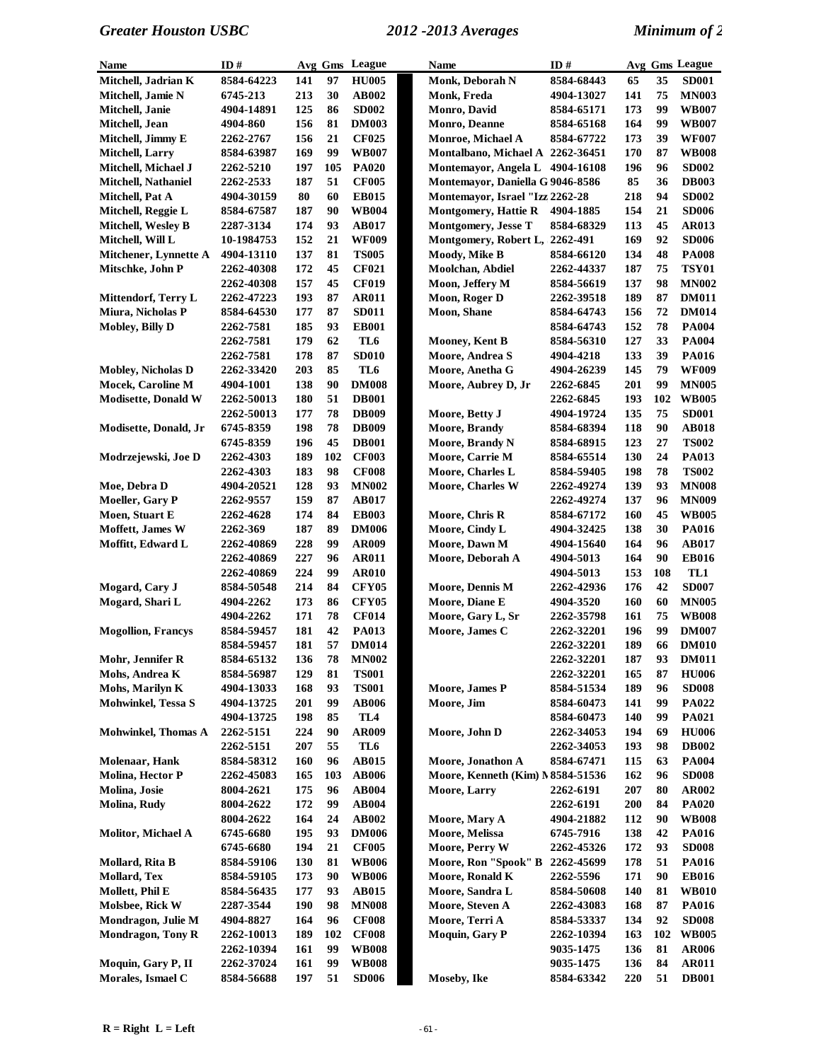| Name | ID # | Avg | Gms | League |
|---|---|---|---|---|
| Mitchell, Jadrian K | 8584-64223 | 141 | 97 | HU005 |
| Mitchell, Jamie N | 6745-213 | 213 | 30 | AB002 |
| Mitchell, Janie | 4904-14891 | 125 | 86 | SD002 |
| Mitchell, Jean | 4904-860 | 156 | 81 | DM003 |
| Mitchell, Jimmy E | 2262-2767 | 156 | 21 | CF025 |
| Mitchell, Larry | 8584-63987 | 169 | 99 | WB007 |
| Mitchell, Michael J | 2262-5210 | 197 | 105 | PA020 |
| Mitchell, Nathaniel | 2262-2533 | 187 | 51 | CF005 |
| Mitchell, Pat A | 4904-30159 | 80 | 60 | EB015 |
| Mitchell, Reggie L | 8584-67587 | 187 | 90 | WB004 |
| Mitchell, Wesley B | 2287-3134 | 174 | 93 | AB017 |
| Mitchell, Will L | 10-1984753 | 152 | 21 | WF009 |
| Mitchener, Lynnette A | 4904-13110 | 137 | 81 | TS005 |
| Mitschke, John P | 2262-40308 | 172 | 45 | CF021 |
| | 2262-40308 | 157 | 45 | CF019 |
| Mittendorf, Terry L | 2262-47223 | 193 | 87 | AR011 |
| Miura, Nicholas P | 8584-64530 | 177 | 87 | SD011 |
| Mobley, Billy D | 2262-7581 | 185 | 93 | EB001 |
| | 2262-7581 | 179 | 62 | TL6 |
| | 2262-7581 | 178 | 87 | SD010 |
| Mobley, Nicholas D | 2262-33420 | 203 | 85 | TL6 |
| Mocek, Caroline M | 4904-1001 | 138 | 90 | DM008 |
| Modisette, Donald W | 2262-50013 | 180 | 51 | DB001 |
| | 2262-50013 | 177 | 78 | DB009 |
| Modisette, Donald, Jr | 6745-8359 | 198 | 78 | DB009 |
| | 6745-8359 | 196 | 45 | DB001 |
| Modrzejewski, Joe D | 2262-4303 | 189 | 102 | CF003 |
| | 2262-4303 | 183 | 98 | CF008 |
| Moe, Debra D | 4904-20521 | 128 | 93 | MN002 |
| Moeller, Gary P | 2262-9557 | 159 | 87 | AB017 |
| Moen, Stuart E | 2262-4628 | 174 | 84 | EB003 |
| Moffett, James W | 2262-369 | 187 | 89 | DM006 |
| Moffitt, Edward L | 2262-40869 | 228 | 99 | AR009 |
| | 2262-40869 | 227 | 96 | AR011 |
| | 2262-40869 | 224 | 99 | AR010 |
| Mogard, Cary J | 8584-50548 | 214 | 84 | CFY05 |
| Mogard, Shari L | 4904-2262 | 173 | 86 | CFY05 |
| | 4904-2262 | 171 | 78 | CF014 |
| Mogollion, Francys | 8584-59457 | 181 | 42 | PA013 |
| | 8584-59457 | 181 | 57 | DM014 |
| Mohr, Jennifer R | 8584-65132 | 136 | 78 | MN002 |
| Mohs, Andrea K | 8584-56987 | 129 | 81 | TS001 |
| Mohs, Marilyn K | 4904-13033 | 168 | 93 | TS001 |
| Mohwinkel, Tessa S | 4904-13725 | 201 | 99 | AB006 |
| | 4904-13725 | 198 | 85 | TL4 |
| Mohwinkel, Thomas A | 2262-5151 | 224 | 90 | AR009 |
| | 2262-5151 | 207 | 55 | TL6 |
| Molenaar, Hank | 8584-58312 | 160 | 96 | AB015 |
| Molina, Hector P | 2262-45083 | 165 | 103 | AB006 |
| Molina, Josie | 8004-2621 | 175 | 96 | AB004 |
| Molina, Rudy | 8004-2622 | 172 | 99 | AB004 |
| | 8004-2622 | 164 | 24 | AB002 |
| Molitor, Michael A | 6745-6680 | 195 | 93 | DM006 |
| | 6745-6680 | 194 | 21 | CF005 |
| Mollard, Rita B | 8584-59106 | 130 | 81 | WB006 |
| Mollard, Tex | 8584-59105 | 173 | 90 | WB006 |
| Mollett, Phil E | 8584-56435 | 177 | 93 | AB015 |
| Molsbee, Rick W | 2287-3544 | 190 | 98 | MN008 |
| Mondragon, Julie M | 4904-8827 | 164 | 96 | CF008 |
| Mondragon, Tony R | 2262-10013 | 189 | 102 | CF008 |
| | 2262-10394 | 161 | 99 | WB008 |
| Moquin, Gary P, II | 2262-37024 | 161 | 99 | WB008 |
| Morales, Ismael C | 8584-56688 | 197 | 51 | SD006 |
| Monk, Deborah N | 8584-68443 | 65 | 35 | SD001 |
| Monk, Freda | 4904-13027 | 141 | 75 | MN003 |
| Monro, David | 8584-65171 | 173 | 99 | WB007 |
| Monro, Deanne | 8584-65168 | 164 | 99 | WB007 |
| Monroe, Michael A | 8584-67722 | 173 | 39 | WF007 |
| Montalbano, Michael A | 2262-36451 | 170 | 87 | WB008 |
| Montemayor, Angela L | 4904-16108 | 196 | 96 | SD002 |
| Montemayor, Daniella G | 9046-8586 | 85 | 36 | DB003 |
| Montemayor, Israel "Izz | 2262-28 | 218 | 94 | SD002 |
| Montgomery, Hattie R | 4904-1885 | 154 | 21 | SD006 |
| Montgomery, Jesse T | 8584-68329 | 113 | 45 | AR013 |
| Montgomery, Robert L, | 2262-491 | 169 | 92 | SD006 |
| Moody, Mike B | 8584-66120 | 134 | 48 | PA008 |
| Moolchan, Abdiel | 2262-44337 | 187 | 75 | TSY01 |
| Moon, Jeffery M | 8584-56619 | 137 | 98 | MN002 |
| Moon, Roger D | 2262-39518 | 189 | 87 | DM011 |
| Moon, Shane | 8584-64743 | 156 | 72 | DM014 |
| | 8584-64743 | 152 | 78 | PA004 |
| Mooney, Kent B | 8584-56310 | 127 | 33 | PA004 |
| Moore, Andrea S | 4904-4218 | 133 | 39 | PA016 |
| Moore, Anetha G | 4904-26239 | 145 | 79 | WF009 |
| Moore, Aubrey D, Jr | 2262-6845 | 201 | 99 | MN005 |
| | 2262-6845 | 193 | 102 | WB005 |
| Moore, Betty J | 4904-19724 | 135 | 75 | SD001 |
| Moore, Brandy | 8584-68394 | 118 | 90 | AB018 |
| Moore, Brandy N | 8584-68915 | 123 | 27 | TS002 |
| Moore, Carrie M | 8584-65514 | 130 | 24 | PA013 |
| Moore, Charles L | 8584-59405 | 198 | 78 | TS002 |
| Moore, Charles W | 2262-49274 | 139 | 93 | MN008 |
| | 2262-49274 | 137 | 96 | MN009 |
| Moore, Chris R | 8584-67172 | 160 | 45 | WB005 |
| Moore, Cindy L | 4904-32425 | 138 | 30 | PA016 |
| Moore, Dawn M | 4904-15640 | 164 | 96 | AB017 |
| Moore, Deborah A | 4904-5013 | 164 | 90 | EB016 |
| | 4904-5013 | 153 | 108 | TL1 |
| Moore, Dennis M | 2262-42936 | 176 | 42 | SD007 |
| Moore, Diane E | 4904-3520 | 160 | 60 | MN005 |
| Moore, Gary L, Sr | 2262-35798 | 161 | 75 | WB008 |
| Moore, James C | 2262-32201 | 196 | 99 | DM007 |
| | 2262-32201 | 189 | 66 | DM010 |
| | 2262-32201 | 187 | 93 | DM011 |
| | 2262-32201 | 165 | 87 | HU006 |
| Moore, James P | 8584-51534 | 189 | 96 | SD008 |
| Moore, Jim | 8584-60473 | 141 | 99 | PA022 |
| | 8584-60473 | 140 | 99 | PA021 |
| Moore, John D | 2262-34053 | 194 | 69 | HU006 |
| | 2262-34053 | 193 | 98 | DB002 |
| Moore, Jonathon A | 8584-67471 | 115 | 63 | PA004 |
| Moore, Kenneth (Kim) N | 8584-51536 | 162 | 96 | SD008 |
| Moore, Larry | 2262-6191 | 207 | 80 | AR002 |
| | 2262-6191 | 200 | 84 | PA020 |
| Moore, Mary A | 4904-21882 | 112 | 90 | WB008 |
| Moore, Melissa | 6745-7916 | 138 | 42 | PA016 |
| Moore, Perry W | 2262-45326 | 172 | 93 | SD008 |
| Moore, Ron "Spook" B | 2262-45699 | 178 | 51 | PA016 |
| Moore, Ronald K | 2262-5596 | 171 | 90 | EB016 |
| Moore, Sandra L | 8584-50608 | 140 | 81 | WB010 |
| Moore, Steven A | 2262-43083 | 168 | 87 | PA016 |
| Moore, Terri A | 8584-53337 | 134 | 92 | SD008 |
| Moquin, Gary P | 2262-10394 | 163 | 102 | WB005 |
| | 9035-1475 | 136 | 81 | AR006 |
| | 9035-1475 | 136 | 84 | AR011 |
| Moseby, Ike | 8584-63342 | 220 | 51 | DB001 |

R = Right L = Left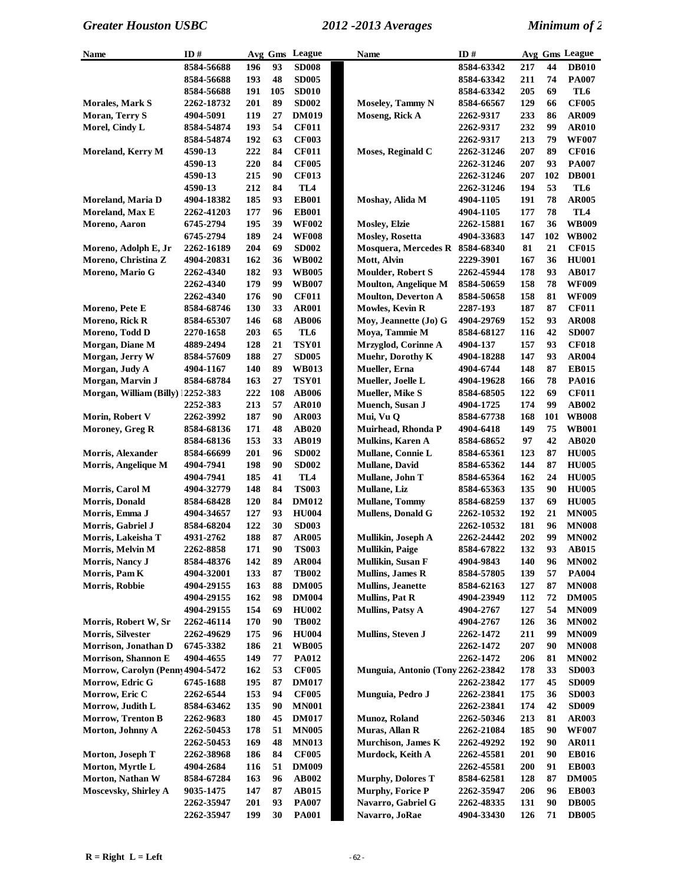| Name | ID # | Avg | Gms | League |
|---|---|---|---|---|
| | 8584-56688 | 196 | 93 | SD008 |
| | 8584-56688 | 193 | 48 | SD005 |
| | 8584-56688 | 191 | 105 | SD010 |
| Morales, Mark S | 2262-18732 | 201 | 89 | SD002 |
| Moran, Terry S | 4904-5091 | 119 | 27 | DM019 |
| Morel, Cindy L | 8584-54874 | 193 | 54 | CF011 |
| | 8584-54874 | 192 | 63 | CF003 |
| Moreland, Kerry M | 4590-13 | 222 | 84 | CF011 |
| | 4590-13 | 220 | 84 | CF005 |
| | 4590-13 | 215 | 90 | CF013 |
| | 4590-13 | 212 | 84 | TL4 |
| Moreland, Maria D | 4904-18382 | 185 | 93 | EB001 |
| Moreland, Max E | 2262-41203 | 177 | 96 | EB001 |
| Moreno, Aaron | 6745-2794 | 195 | 39 | WF002 |
| | 6745-2794 | 189 | 24 | WF008 |
| Moreno, Adolph E, Jr | 2262-16189 | 204 | 69 | SD002 |
| Moreno, Christina Z | 4904-20831 | 162 | 36 | WB002 |
| Moreno, Mario G | 2262-4340 | 182 | 93 | WB005 |
| | 2262-4340 | 179 | 99 | WB007 |
| | 2262-4340 | 176 | 90 | CF011 |
| Moreno, Pete E | 8584-68746 | 130 | 33 | AR001 |
| Moreno, Rick R | 8584-65307 | 146 | 68 | AB006 |
| Moreno, Todd D | 2270-1658 | 203 | 65 | TL6 |
| Morgan, Diane M | 4889-2494 | 128 | 21 | TSY01 |
| Morgan, Jerry W | 8584-57609 | 188 | 27 | SD005 |
| Morgan, Judy A | 4904-1167 | 140 | 89 | WB013 |
| Morgan, Marvin J | 8584-68784 | 163 | 27 | TSY01 |
| Morgan, William (Billy) | 2252-383 | 222 | 108 | AB006 |
| | 2252-383 | 213 | 57 | AR010 |
| Morin, Robert V | 2262-3992 | 187 | 90 | AR003 |
| Moroney, Greg R | 8584-68136 | 171 | 48 | AB020 |
| | 8584-68136 | 153 | 33 | AB019 |
| Morris, Alexander | 8584-66699 | 201 | 96 | SD002 |
| Morris, Angelique M | 4904-7941 | 198 | 90 | SD002 |
| | 4904-7941 | 185 | 41 | TL4 |
| Morris, Carol M | 4904-32779 | 148 | 84 | TS003 |
| Morris, Donald | 8584-68428 | 120 | 84 | DM012 |
| Morris, Emma J | 4904-34657 | 127 | 93 | HU004 |
| Morris, Gabriel J | 8584-68204 | 122 | 30 | SD003 |
| Morris, Lakeisha T | 4931-2762 | 188 | 87 | AR005 |
| Morris, Melvin M | 2262-8858 | 171 | 90 | TS003 |
| Morris, Nancy J | 8584-48376 | 142 | 89 | AR004 |
| Morris, Pam K | 4904-32001 | 133 | 87 | TB002 |
| Morris, Robbie | 4904-29155 | 163 | 88 | DM005 |
| | 4904-29155 | 162 | 98 | DM004 |
| | 4904-29155 | 154 | 69 | HU002 |
| Morris, Robert W, Sr | 2262-46114 | 170 | 90 | TB002 |
| Morris, Silvester | 2262-49629 | 175 | 96 | HU004 |
| Morrison, Jonathan D | 6745-3382 | 186 | 21 | WB005 |
| Morrison, Shannon E | 4904-4655 | 149 | 77 | PA012 |
| Morrow, Carolyn (Penny | 4904-5472 | 162 | 53 | CF005 |
| Morrow, Edric G | 6745-1688 | 195 | 87 | DM017 |
| Morrow, Eric C | 2262-6544 | 153 | 94 | CF005 |
| Morrow, Judith L | 8584-63462 | 135 | 90 | MN001 |
| Morrow, Trenton B | 2262-9683 | 180 | 45 | DM017 |
| Morton, Johnny A | 2262-50453 | 178 | 51 | MN005 |
| | 2262-50453 | 169 | 48 | MN013 |
| Morton, Joseph T | 2262-38968 | 186 | 84 | CF005 |
| Morton, Myrtle L | 4904-2684 | 116 | 51 | DM009 |
| Morton, Nathan W | 8584-67284 | 163 | 96 | AB002 |
| Moscevsky, Shirley A | 9035-1475 | 147 | 87 | AB015 |
| | 2262-35947 | 201 | 93 | PA007 |
| | 2262-35947 | 199 | 30 | PA001 |
| | 8584-63342 | 217 | 44 | DB010 |
| | 8584-63342 | 211 | 74 | PA007 |
| | 8584-63342 | 205 | 69 | TL6 |
| Moseley, Tammy N | 8584-66567 | 129 | 66 | CF005 |
| Moseng, Rick A | 2262-9317 | 233 | 86 | AR009 |
| | 2262-9317 | 232 | 99 | AR010 |
| | 2262-9317 | 213 | 79 | WF007 |
| Moses, Reginald C | 2262-31246 | 207 | 89 | CF016 |
| | 2262-31246 | 207 | 93 | PA007 |
| | 2262-31246 | 207 | 102 | DB001 |
| | 2262-31246 | 194 | 53 | TL6 |
| Moshay, Alida M | 4904-1105 | 191 | 78 | AR005 |
| | 4904-1105 | 177 | 78 | TL4 |
| Mosley, Elzie | 2262-15881 | 167 | 36 | WB009 |
| Mosley, Rosetta | 4904-33683 | 147 | 102 | WB002 |
| Mosquera, Mercedes R | 8584-68340 | 81 | 21 | CF015 |
| Mott, Alvin | 2229-3901 | 167 | 36 | HU001 |
| Moulder, Robert S | 2262-45944 | 178 | 93 | AB017 |
| Moulton, Angelique M | 8584-50659 | 158 | 78 | WF009 |
| Moulton, Deverton A | 8584-50658 | 158 | 81 | WF009 |
| Mowles, Kevin R | 2287-193 | 187 | 87 | CF011 |
| Moy, Jeannette (Jo) G | 4904-29769 | 152 | 93 | AR008 |
| Moya, Tammie M | 8584-68127 | 116 | 42 | SD007 |
| Mrzyglod, Corinne A | 4904-137 | 157 | 93 | CF018 |
| Muehr, Dorothy K | 4904-18288 | 147 | 93 | AR004 |
| Mueller, Erna | 4904-6744 | 148 | 87 | EB015 |
| Mueller, Joelle L | 4904-19628 | 166 | 78 | PA016 |
| Mueller, Mike S | 8584-68505 | 122 | 69 | CF011 |
| Muench, Susan J | 4904-1725 | 174 | 99 | AB002 |
| Mui, Vu Q | 8584-67738 | 168 | 101 | WB008 |
| Muirhead, Rhonda P | 4904-6418 | 149 | 75 | WB001 |
| Mulkins, Karen A | 8584-68652 | 97 | 42 | AB020 |
| Mullane, Connie L | 8584-65361 | 123 | 87 | HU005 |
| Mullane, David | 8584-65362 | 144 | 87 | HU005 |
| Mullane, John T | 8584-65364 | 162 | 24 | HU005 |
| Mullane, Liz | 8584-65363 | 135 | 90 | HU005 |
| Mullane, Tommy | 8584-68259 | 137 | 69 | HU005 |
| Mullens, Donald G | 2262-10532 | 192 | 21 | MN005 |
| | 2262-10532 | 181 | 96 | MN008 |
| Mullikin, Joseph A | 2262-24442 | 202 | 99 | MN002 |
| Mullikin, Paige | 8584-67822 | 132 | 93 | AB015 |
| Mullikin, Susan F | 4904-9843 | 140 | 96 | MN002 |
| Mullins, James R | 8584-57805 | 139 | 57 | PA004 |
| Mullins, Jeanette | 8584-62163 | 127 | 87 | MN008 |
| Mullins, Pat R | 4904-23949 | 112 | 72 | DM005 |
| Mullins, Patsy A | 4904-2767 | 127 | 54 | MN009 |
| | 4904-2767 | 126 | 36 | MN002 |
| Mullins, Steven J | 2262-1472 | 211 | 99 | MN009 |
| | 2262-1472 | 207 | 90 | MN008 |
| | 2262-1472 | 206 | 81 | MN002 |
| Munguia, Antonio (Tony | 2262-23842 | 178 | 33 | SD003 |
| | 2262-23842 | 177 | 45 | SD009 |
| Munguia, Pedro J | 2262-23841 | 175 | 36 | SD003 |
| | 2262-23841 | 174 | 42 | SD009 |
| Munoz, Roland | 2262-50346 | 213 | 81 | AR003 |
| Muras, Allan R | 2262-21084 | 185 | 90 | WF007 |
| Murchison, James K | 2262-49292 | 192 | 90 | AR011 |
| Murdock, Keith A | 2262-45581 | 201 | 90 | EB016 |
| | 2262-45581 | 200 | 91 | EB003 |
| Murphy, Dolores T | 8584-62581 | 128 | 87 | DM005 |
| Murphy, Forice P | 2262-35947 | 206 | 96 | EB003 |
| Navarro, Gabriel G | 2262-48335 | 131 | 90 | DB005 |
| Navarro, JoRae | 4904-33430 | 126 | 71 | DB005 |

R = Right L = Left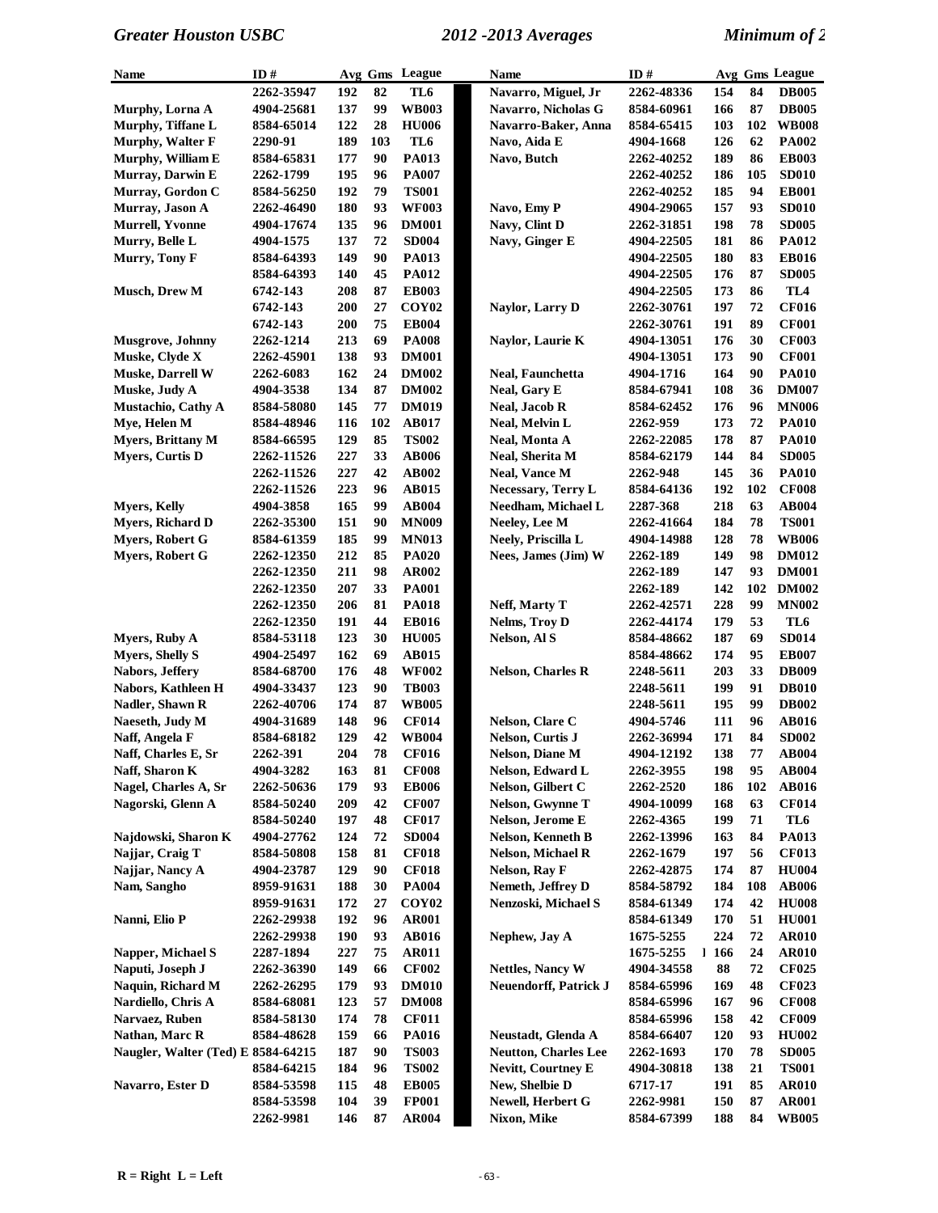| Name | ID # | Avg | Gms | League |
|---|---|---|---|---|
| | 2262-35947 | 192 | 82 | TL6 |
| Murphy, Lorna A | 4904-25681 | 137 | 99 | WB003 |
| Murphy, Tiffane L | 8584-65014 | 122 | 28 | HU006 |
| Murphy, Walter F | 2290-91 | 189 | 103 | TL6 |
| Murphy, William E | 8584-65831 | 177 | 90 | PA013 |
| Murray, Darwin E | 2262-1799 | 195 | 96 | PA007 |
| Murray, Gordon C | 8584-56250 | 192 | 79 | TS001 |
| Murray, Jason A | 2262-46490 | 180 | 93 | WF003 |
| Murrell, Yvonne | 4904-17674 | 135 | 96 | DM001 |
| Murry, Belle L | 4904-1575 | 137 | 72 | SD004 |
| Murry, Tony F | 8584-64393 | 149 | 90 | PA013 |
| | 8584-64393 | 140 | 45 | PA012 |
| Musch, Drew M | 6742-143 | 208 | 87 | EB003 |
| | 6742-143 | 200 | 27 | COY02 |
| | 6742-143 | 200 | 75 | EB004 |
| Musgrove, Johnny | 2262-1214 | 213 | 69 | PA008 |
| Muske, Clyde X | 2262-45901 | 138 | 93 | DM001 |
| Muske, Darrell W | 2262-6083 | 162 | 24 | DM002 |
| Muske, Judy A | 4904-3538 | 134 | 87 | DM002 |
| Mustachio, Cathy A | 8584-58080 | 145 | 77 | DM019 |
| Mye, Helen M | 8584-48946 | 116 | 102 | AB017 |
| Myers, Brittany M | 8584-66595 | 129 | 85 | TS002 |
| Myers, Curtis D | 2262-11526 | 227 | 33 | AB006 |
| | 2262-11526 | 227 | 42 | AB002 |
| | 2262-11526 | 223 | 96 | AB015 |
| Myers, Kelly | 4904-3858 | 165 | 99 | AB004 |
| Myers, Richard D | 2262-35300 | 151 | 90 | MN009 |
| Myers, Robert G | 8584-61359 | 185 | 99 | MN013 |
| Myers, Robert G | 2262-12350 | 212 | 85 | PA020 |
| | 2262-12350 | 211 | 98 | AR002 |
| | 2262-12350 | 207 | 33 | PA001 |
| | 2262-12350 | 206 | 81 | PA018 |
| | 2262-12350 | 191 | 44 | EB016 |
| Myers, Ruby A | 8584-53118 | 123 | 30 | HU005 |
| Myers, Shelly S | 4904-25497 | 162 | 69 | AB015 |
| Nabors, Jeffery | 8584-68700 | 176 | 48 | WF002 |
| Nabors, Kathleen H | 4904-33437 | 123 | 90 | TB003 |
| Nadler, Shawn R | 2262-40706 | 174 | 87 | WB005 |
| Naeseth, Judy M | 4904-31689 | 148 | 96 | CF014 |
| Naff, Angela F | 8584-68182 | 129 | 42 | WB004 |
| Naff, Charles E, Sr | 2262-391 | 204 | 78 | CF016 |
| Naff, Sharon K | 4904-3282 | 163 | 81 | CF008 |
| Nagel, Charles A, Sr | 2262-50636 | 179 | 93 | EB006 |
| Nagorski, Glenn A | 8584-50240 | 209 | 42 | CF007 |
| | 8584-50240 | 197 | 48 | CF017 |
| Najdowski, Sharon K | 4904-27762 | 124 | 72 | SD004 |
| Najjar, Craig T | 8584-50808 | 158 | 81 | CF018 |
| Najjar, Nancy A | 4904-23787 | 129 | 90 | CF018 |
| Nam, Sangho | 8959-91631 | 188 | 30 | PA004 |
| | 8959-91631 | 172 | 27 | COY02 |
| Nanni, Elio P | 2262-29938 | 192 | 96 | AR001 |
| | 2262-29938 | 190 | 93 | AB016 |
| Napper, Michael S | 2287-1894 | 227 | 75 | AR011 |
| Naputi, Joseph J | 2262-36390 | 149 | 66 | CF002 |
| Naquin, Richard M | 2262-26295 | 179 | 93 | DM010 |
| Nardiello, Chris A | 8584-68081 | 123 | 57 | DM008 |
| Narvaez, Ruben | 8584-58130 | 174 | 78 | CF011 |
| Nathan, Marc R | 8584-48628 | 159 | 66 | PA016 |
| Naugler, Walter (Ted) E | 8584-64215 | 187 | 90 | TS003 |
| | 8584-64215 | 184 | 96 | TS002 |
| Navarro, Ester D | 8584-53598 | 115 | 48 | EB005 |
| | 8584-53598 | 104 | 39 | FP001 |
| | 2262-9981 | 146 | 87 | AR004 |
| Navarro, Miguel, Jr | 2262-48336 | 154 | 84 | DB005 |
| Navarro, Nicholas G | 8584-60961 | 166 | 87 | DB005 |
| Navarro-Baker, Anna | 8584-65415 | 103 | 102 | WB008 |
| Navo, Aida E | 4904-1668 | 126 | 62 | PA002 |
| Navo, Butch | 2262-40252 | 189 | 86 | EB003 |
| | 2262-40252 | 186 | 105 | SD010 |
| | 2262-40252 | 185 | 94 | EB001 |
| Navo, Emy P | 4904-29065 | 157 | 93 | SD010 |
| Navy, Clint D | 2262-31851 | 198 | 78 | SD005 |
| Navy, Ginger E | 4904-22505 | 181 | 86 | PA012 |
| | 4904-22505 | 180 | 83 | EB016 |
| | 4904-22505 | 176 | 87 | SD005 |
| | 4904-22505 | 173 | 86 | TL4 |
| Naylor, Larry D | 2262-30761 | 197 | 72 | CF016 |
| | 2262-30761 | 191 | 89 | CF001 |
| Naylor, Laurie K | 4904-13051 | 176 | 30 | CF003 |
| | 4904-13051 | 173 | 90 | CF001 |
| Neal, Faunchetta | 4904-1716 | 164 | 90 | PA010 |
| Neal, Gary E | 8584-67941 | 108 | 36 | DM007 |
| Neal, Jacob R | 8584-62452 | 176 | 96 | MN006 |
| Neal, Melvin L | 2262-959 | 173 | 72 | PA010 |
| Neal, Monta A | 2262-22085 | 178 | 87 | PA010 |
| Neal, Sherita M | 8584-62179 | 144 | 84 | SD005 |
| Neal, Vance M | 2262-948 | 145 | 36 | PA010 |
| Necessary, Terry L | 8584-64136 | 192 | 102 | CF008 |
| Needham, Michael L | 2287-368 | 218 | 63 | AB004 |
| Neeley, Lee M | 2262-41664 | 184 | 78 | TS001 |
| Neely, Priscilla L | 4904-14988 | 128 | 78 | WB006 |
| Nees, James (Jim) W | 2262-189 | 149 | 98 | DM012 |
| | 2262-189 | 147 | 93 | DM001 |
| | 2262-189 | 142 | 102 | DM002 |
| Neff, Marty T | 2262-42571 | 228 | 99 | MN002 |
| Nelms, Troy D | 2262-44174 | 179 | 53 | TL6 |
| Nelson, Al S | 8584-48662 | 187 | 69 | SD014 |
| | 8584-48662 | 174 | 95 | EB007 |
| Nelson, Charles R | 2248-5611 | 203 | 33 | DB009 |
| | 2248-5611 | 199 | 91 | DB010 |
| | 2248-5611 | 195 | 99 | DB002 |
| Nelson, Clare C | 4904-5746 | 111 | 96 | AB016 |
| Nelson, Curtis J | 2262-36994 | 171 | 84 | SD002 |
| Nelson, Diane M | 4904-12192 | 138 | 77 | AB004 |
| Nelson, Edward L | 2262-3955 | 198 | 95 | AB004 |
| Nelson, Gilbert C | 2262-2520 | 186 | 102 | AB016 |
| Nelson, Gwynne T | 4904-10099 | 168 | 63 | CF014 |
| Nelson, Jerome E | 2262-4365 | 199 | 71 | TL6 |
| Nelson, Kenneth B | 2262-13996 | 163 | 84 | PA013 |
| Nelson, Michael R | 2262-1679 | 197 | 56 | CF013 |
| Nelson, Ray F | 2262-42875 | 174 | 87 | HU004 |
| Nemeth, Jeffrey D | 8584-58792 | 184 | 108 | AB006 |
| Nenzoski, Michael S | 8584-61349 | 174 | 42 | HU008 |
| | 8584-61349 | 170 | 51 | HU001 |
| Nephew, Jay A | 1675-5255 | 224 | 72 | AR010 |
| | 1675-5255 | 166 | 24 | AR010 |
| Nettles, Nancy W | 4904-34558 | 88 | 72 | CF025 |
| Neuendorff, Patrick J | 8584-65996 | 169 | 48 | CF023 |
| | 8584-65996 | 167 | 96 | CF008 |
| | 8584-65996 | 158 | 42 | CF009 |
| Neustadt, Glenda A | 8584-66407 | 120 | 93 | HU002 |
| Neutton, Charles Lee | 2262-1693 | 170 | 78 | SD005 |
| Nevitt, Courtney E | 4904-30818 | 138 | 21 | TS001 |
| New, Shelbie D | 6717-17 | 191 | 85 | AR010 |
| Newell, Herbert G | 2262-9981 | 150 | 87 | AR001 |
| Nixon, Mike | 8584-67399 | 188 | 84 | WB005 |

R = Right L = Left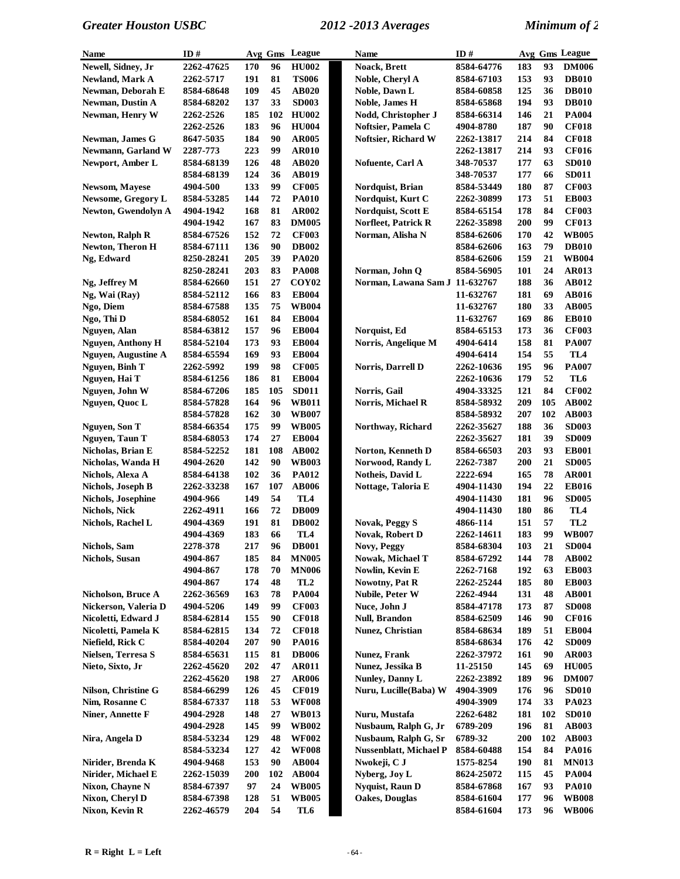| Name | ID # | Avg | Gms | League |
|---|---|---|---|---|
| Newell, Sidney, Jr | 2262-47625 | 170 | 96 | HU002 |
| Newland, Mark A | 2262-5717 | 191 | 81 | TS006 |
| Newman, Deborah E | 8584-68648 | 109 | 45 | AB020 |
| Newman, Dustin A | 8584-68202 | 137 | 33 | SD003 |
| Newman, Henry W | 2262-2526 | 185 | 102 | HU002 |
| | 2262-2526 | 183 | 96 | HU004 |
| Newman, James G | 8647-5035 | 184 | 90 | AR005 |
| Newmann, Garland W | 2287-773 | 223 | 99 | AR010 |
| Newport, Amber L | 8584-68139 | 126 | 48 | AB020 |
| | 8584-68139 | 124 | 36 | AB019 |
| Newsom, Mayese | 4904-500 | 133 | 99 | CF005 |
| Newsome, Gregory L | 8584-53285 | 144 | 72 | PA010 |
| Newton, Gwendolyn A | 4904-1942 | 168 | 81 | AR002 |
| | 4904-1942 | 167 | 83 | DM005 |
| Newton, Ralph R | 8584-67526 | 152 | 72 | CF003 |
| Newton, Theron H | 8584-67111 | 136 | 90 | DB002 |
| Ng, Edward | 8250-28241 | 205 | 39 | PA020 |
| | 8250-28241 | 203 | 83 | PA008 |
| Ng, Jeffrey M | 8584-62660 | 151 | 27 | COY02 |
| Ng, Wai (Ray) | 8584-52112 | 166 | 83 | EB004 |
| Ngo, Diem | 8584-67588 | 135 | 75 | WB004 |
| Ngo, Thi D | 8584-68052 | 161 | 84 | EB004 |
| Nguyen, Alan | 8584-63812 | 157 | 96 | EB004 |
| Nguyen, Anthony H | 8584-52104 | 173 | 93 | EB004 |
| Nguyen, Augustine A | 8584-65594 | 169 | 93 | EB004 |
| Nguyen, Binh T | 2262-5992 | 199 | 98 | CF005 |
| Nguyen, Hai T | 8584-61256 | 186 | 81 | EB004 |
| Nguyen, John W | 8584-67206 | 185 | 105 | SD011 |
| Nguyen, Quoc L | 8584-57828 | 164 | 96 | WB011 |
| | 8584-57828 | 162 | 30 | WB007 |
| Nguyen, Son T | 8584-66354 | 175 | 99 | WB005 |
| Nguyen, Taun T | 8584-68053 | 174 | 27 | EB004 |
| Nicholas, Brian E | 8584-52252 | 181 | 108 | AB002 |
| Nicholas, Wanda H | 4904-2620 | 142 | 90 | WB003 |
| Nichols, Alexa A | 8584-64138 | 102 | 36 | PA012 |
| Nichols, Joseph B | 2262-33238 | 167 | 107 | AB006 |
| Nichols, Josephine | 4904-966 | 149 | 54 | TL4 |
| Nichols, Nick | 2262-4911 | 166 | 72 | DB009 |
| Nichols, Rachel L | 4904-4369 | 191 | 81 | DB002 |
| | 4904-4369 | 183 | 66 | TL4 |
| Nichols, Sam | 2278-378 | 217 | 96 | DB001 |
| Nichols, Susan | 4904-867 | 185 | 84 | MN005 |
| | 4904-867 | 178 | 70 | MN006 |
| | 4904-867 | 174 | 48 | TL2 |
| Nicholson, Bruce A | 2262-36569 | 163 | 78 | PA004 |
| Nickerson, Valeria D | 4904-5206 | 149 | 99 | CF003 |
| Nicoletti, Edward J | 8584-62814 | 155 | 90 | CF018 |
| Nicoletti, Pamela K | 8584-62815 | 134 | 72 | CF018 |
| Niefield, Rick C | 8584-40204 | 207 | 90 | PA016 |
| Nielsen, Terresa S | 8584-65631 | 115 | 81 | DB006 |
| Nieto, Sixto, Jr | 2262-45620 | 202 | 47 | AR011 |
| | 2262-45620 | 198 | 27 | AR006 |
| Nilson, Christine G | 8584-66299 | 126 | 45 | CF019 |
| Nim, Rosanne C | 8584-67337 | 118 | 53 | WF008 |
| Niner, Annette F | 4904-2928 | 148 | 27 | WB013 |
| | 4904-2928 | 145 | 99 | WB002 |
| Nira, Angela D | 8584-53234 | 129 | 48 | WF002 |
| | 8584-53234 | 127 | 42 | WF008 |
| Nirider, Brenda K | 4904-9468 | 153 | 90 | AB004 |
| Nirider, Michael E | 2262-15039 | 200 | 102 | AB004 |
| Nixon, Chayne N | 8584-67397 | 97 | 24 | WB005 |
| Nixon, Cheryl D | 8584-67398 | 128 | 51 | WB005 |
| Nixon, Kevin R | 2262-46579 | 204 | 54 | TL6 |
| Noack, Brett | 8584-64776 | 183 | 93 | DM006 |
| Noble, Cheryl A | 8584-67103 | 153 | 93 | DB010 |
| Noble, Dawn L | 8584-60858 | 125 | 36 | DB010 |
| Noble, James H | 8584-65868 | 194 | 93 | DB010 |
| Nodd, Christopher J | 8584-66314 | 146 | 21 | PA004 |
| Noftsier, Pamela C | 4904-8780 | 187 | 90 | CF018 |
| Noftsier, Richard W | 2262-13817 | 214 | 84 | CF018 |
| | 2262-13817 | 214 | 93 | CF016 |
| Nofuente, Carl A | 348-70537 | 177 | 63 | SD010 |
| | 348-70537 | 177 | 66 | SD011 |
| Nordquist, Brian | 8584-53449 | 180 | 87 | CF003 |
| Nordquist, Kurt C | 2262-30899 | 173 | 51 | EB003 |
| Nordquist, Scott E | 8584-65154 | 178 | 84 | CF003 |
| Norfleet, Patrick R | 2262-35898 | 200 | 99 | CF013 |
| Norman, Alisha N | 8584-62606 | 170 | 42 | WB005 |
| | 8584-62606 | 163 | 79 | DB010 |
| | 8584-62606 | 159 | 21 | WB004 |
| Norman, John Q | 8584-56905 | 101 | 24 | AR013 |
| Norman, Lawana Sam J | 11-632767 | 188 | 36 | AB012 |
| | 11-632767 | 181 | 69 | AB016 |
| | 11-632767 | 180 | 33 | AB005 |
| | 11-632767 | 169 | 86 | EB010 |
| Norquist, Ed | 8584-65153 | 173 | 36 | CF003 |
| Norris, Angelique M | 4904-6414 | 158 | 81 | PA007 |
| | 4904-6414 | 154 | 55 | TL4 |
| Norris, Darrell D | 2262-10636 | 195 | 96 | PA007 |
| | 2262-10636 | 179 | 52 | TL6 |
| Norris, Gail | 4904-33325 | 121 | 84 | CF002 |
| Norris, Michael R | 8584-58932 | 209 | 105 | AB002 |
| | 8584-58932 | 207 | 102 | AB003 |
| Northway, Richard | 2262-35627 | 188 | 36 | SD003 |
| | 2262-35627 | 181 | 39 | SD009 |
| Norton, Kenneth D | 8584-66503 | 203 | 93 | EB001 |
| Norwood, Randy L | 2262-7387 | 200 | 21 | SD005 |
| Notheis, David L | 2222-694 | 165 | 78 | AR001 |
| Nottage, Taloria E | 4904-11430 | 194 | 22 | EB016 |
| | 4904-11430 | 181 | 96 | SD005 |
| | 4904-11430 | 180 | 86 | TL4 |
| Novak, Peggy S | 4866-114 | 151 | 57 | TL2 |
| Novak, Robert D | 2262-14611 | 183 | 99 | WB007 |
| Novy, Peggy | 8584-68304 | 103 | 21 | SD004 |
| Nowak, Michael T | 8584-67292 | 144 | 78 | AB002 |
| Nowlin, Kevin E | 2262-7168 | 192 | 63 | EB003 |
| Nowotny, Pat R | 2262-25244 | 185 | 80 | EB003 |
| Nubile, Peter W | 2262-4944 | 131 | 48 | AB001 |
| Nuce, John J | 8584-47178 | 173 | 87 | SD008 |
| Null, Brandon | 8584-62509 | 146 | 90 | CF016 |
| Nunez, Christian | 8584-68634 | 189 | 51 | EB004 |
| | 8584-68634 | 176 | 42 | SD009 |
| Nunez, Frank | 2262-37972 | 161 | 90 | AR003 |
| Nunez, Jessika B | 11-25150 | 145 | 69 | HU005 |
| Nunley, Danny L | 2262-23892 | 189 | 96 | DM007 |
| Nuru, Lucille(Baba) W | 4904-3909 | 176 | 96 | SD010 |
| | 4904-3909 | 174 | 33 | PA023 |
| Nuru, Mustafa | 2262-6482 | 181 | 102 | SD010 |
| Nusbaum, Ralph G, Jr | 6789-209 | 196 | 81 | AB003 |
| Nusbaum, Ralph G, Sr | 6789-32 | 200 | 102 | AB003 |
| Nussenblatt, Michael P | 8584-60488 | 154 | 84 | PA016 |
| Nwokeji, C J | 1575-8254 | 190 | 81 | MN013 |
| Nyberg, Joy L | 8624-25072 | 115 | 45 | PA004 |
| Nyquist, Raun D | 8584-67868 | 167 | 93 | PA010 |
| Oakes, Douglas | 8584-61604 | 177 | 96 | WB008 |
| | 8584-61604 | 173 | 96 | WB006 |

R = Right L = Left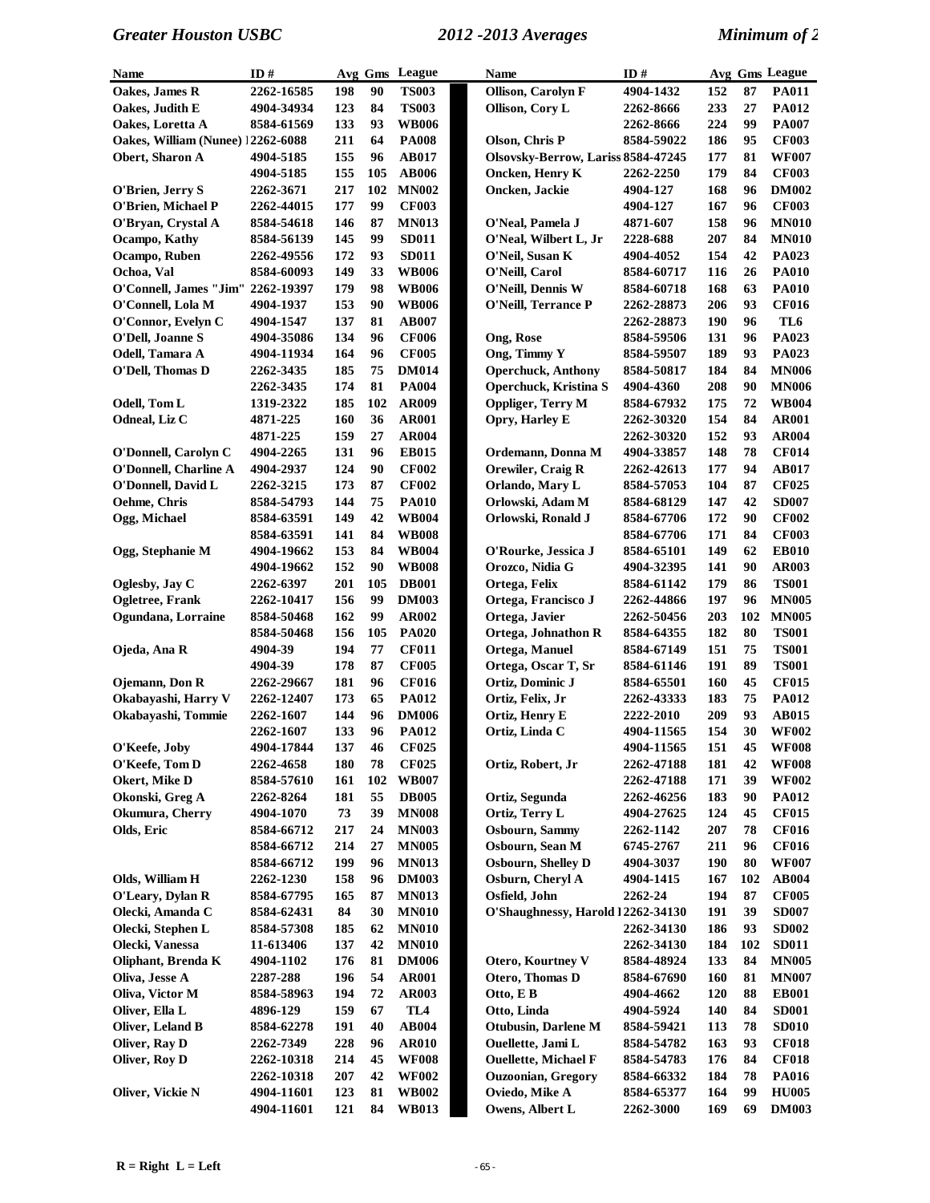| Name | ID # | Avg | Gms | League |
|---|---|---|---|---|
| Oakes, James R | 2262-16585 | 198 | 90 | TS003 |
| Oakes, Judith E | 4904-34934 | 123 | 84 | TS003 |
| Oakes, Loretta A | 8584-61569 | 133 | 93 | WB006 |
| Oakes, William (Nunee) | 2262-6088 | 211 | 64 | PA008 |
| Obert, Sharon A | 4904-5185 | 155 | 96 | AB017 |
| | 4904-5185 | 155 | 105 | AB006 |
| O'Brien, Jerry S | 2262-3671 | 217 | 102 | MN002 |
| O'Brien, Michael P | 2262-44015 | 177 | 99 | CF003 |
| O'Bryan, Crystal A | 8584-54618 | 146 | 87 | MN013 |
| Ocampo, Kathy | 8584-56139 | 145 | 99 | SD011 |
| Ocampo, Ruben | 2262-49556 | 172 | 93 | SD011 |
| Ochoa, Val | 8584-60093 | 149 | 33 | WB006 |
| O'Connell, James "Jim" | 2262-19397 | 179 | 98 | WB006 |
| O'Connell, Lola M | 4904-1937 | 153 | 90 | WB006 |
| O'Connor, Evelyn C | 4904-1547 | 137 | 81 | AB007 |
| O'Dell, Joanne S | 4904-35086 | 134 | 96 | CF006 |
| Odell, Tamara A | 4904-11934 | 164 | 96 | CF005 |
| O'Dell, Thomas D | 2262-3435 | 185 | 75 | DM014 |
| | 2262-3435 | 174 | 81 | PA004 |
| Odell, Tom L | 1319-2322 | 185 | 102 | AR009 |
| Odneal, Liz C | 4871-225 | 160 | 36 | AR001 |
| | 4871-225 | 159 | 27 | AR004 |
| O'Donnell, Carolyn C | 4904-2265 | 131 | 96 | EB015 |
| O'Donnell, Charline A | 4904-2937 | 124 | 90 | CF002 |
| O'Donnell, David L | 2262-3215 | 173 | 87 | CF002 |
| Oehme, Chris | 8584-54793 | 144 | 75 | PA010 |
| Ogg, Michael | 8584-63591 | 149 | 42 | WB004 |
| | 8584-63591 | 141 | 84 | WB008 |
| Ogg, Stephanie M | 4904-19662 | 153 | 84 | WB004 |
| | 4904-19662 | 152 | 90 | WB008 |
| Oglesby, Jay C | 2262-6397 | 201 | 105 | DB001 |
| Ogletree, Frank | 2262-10417 | 156 | 99 | DM003 |
| Ogundana, Lorraine | 8584-50468 | 162 | 99 | AR002 |
| | 8584-50468 | 156 | 105 | PA020 |
| Ojeda, Ana R | 4904-39 | 194 | 77 | CF011 |
| | 4904-39 | 178 | 87 | CF005 |
| Ojemann, Don R | 2262-29667 | 181 | 96 | CF016 |
| Okabayashi, Harry V | 2262-12407 | 173 | 65 | PA012 |
| Okabayashi, Tommie | 2262-1607 | 144 | 96 | DM006 |
| | 2262-1607 | 133 | 96 | PA012 |
| O'Keefe, Joby | 4904-17844 | 137 | 46 | CF025 |
| O'Keefe, Tom D | 2262-4658 | 180 | 78 | CF025 |
| Okert, Mike D | 8584-57610 | 161 | 102 | WB007 |
| Okonski, Greg A | 2262-8264 | 181 | 55 | DB005 |
| Okumura, Cherry | 4904-1070 | 73 | 39 | MN008 |
| Olds, Eric | 8584-66712 | 217 | 24 | MN003 |
| | 8584-66712 | 214 | 27 | MN005 |
| | 8584-66712 | 199 | 96 | MN013 |
| Olds, William H | 2262-1230 | 158 | 96 | DM003 |
| O'Leary, Dylan R | 8584-67795 | 165 | 87 | MN013 |
| Olecki, Amanda C | 8584-62431 | 84 | 30 | MN010 |
| Olecki, Stephen L | 8584-57308 | 185 | 62 | MN010 |
| Olecki, Vanessa | 11-613406 | 137 | 42 | MN010 |
| Oliphant, Brenda K | 4904-1102 | 176 | 81 | DM006 |
| Oliva, Jesse A | 2287-288 | 196 | 54 | AR001 |
| Oliva, Victor M | 8584-58963 | 194 | 72 | AR003 |
| Oliver, Ella L | 4896-129 | 159 | 67 | TL4 |
| Oliver, Leland B | 8584-62278 | 191 | 40 | AB004 |
| Oliver, Ray D | 2262-7349 | 228 | 96 | AR010 |
| Oliver, Roy D | 2262-10318 | 214 | 45 | WF008 |
| | 2262-10318 | 207 | 42 | WF002 |
| Oliver, Vickie N | 4904-11601 | 123 | 81 | WB002 |
| | 4904-11601 | 121 | 84 | WB013 |
| Ollison, Carolyn F | 4904-1432 | 152 | 87 | PA011 |
| Ollison, Cory L | 2262-8666 | 233 | 27 | PA012 |
| | 2262-8666 | 224 | 99 | PA007 |
| Olson, Chris P | 8584-59022 | 186 | 95 | CF003 |
| Olsovsky-Berrow, Lariss | 8584-47245 | 177 | 81 | WF007 |
| Oncken, Henry K | 2262-2250 | 179 | 84 | CF003 |
| Oncken, Jackie | 4904-127 | 168 | 96 | DM002 |
| | 4904-127 | 167 | 96 | CF003 |
| O'Neal, Pamela J | 4871-607 | 158 | 96 | MN010 |
| O'Neal, Wilbert L, Jr | 2228-688 | 207 | 84 | MN010 |
| O'Neil, Susan K | 4904-4052 | 154 | 42 | PA023 |
| O'Neill, Carol | 8584-60717 | 116 | 26 | PA010 |
| O'Neill, Dennis W | 8584-60718 | 168 | 63 | PA010 |
| O'Neill, Terrance P | 2262-28873 | 206 | 93 | CF016 |
| | 2262-28873 | 190 | 96 | TL6 |
| Ong, Rose | 8584-59506 | 131 | 96 | PA023 |
| Ong, Timmy Y | 8584-59507 | 189 | 93 | PA023 |
| Operchuck, Anthony | 8584-50817 | 184 | 84 | MN006 |
| Operchuck, Kristina S | 4904-4360 | 208 | 90 | MN006 |
| Oppliger, Terry M | 8584-67932 | 175 | 72 | WB004 |
| Opry, Harley E | 2262-30320 | 154 | 84 | AR001 |
| | 2262-30320 | 152 | 93 | AR004 |
| Ordemann, Donna M | 4904-33857 | 148 | 78 | CF014 |
| Orewiler, Craig R | 2262-42613 | 177 | 94 | AB017 |
| Orlando, Mary L | 8584-57053 | 104 | 87 | CF025 |
| Orlowski, Adam M | 8584-68129 | 147 | 42 | SD007 |
| Orlowski, Ronald J | 8584-67706 | 172 | 90 | CF002 |
| | 8584-67706 | 171 | 84 | CF003 |
| O'Rourke, Jessica J | 8584-65101 | 149 | 62 | EB010 |
| Orozco, Nidia G | 4904-32395 | 141 | 90 | AR003 |
| Ortega, Felix | 8584-61142 | 179 | 86 | TS001 |
| Ortega, Francisco J | 2262-44866 | 197 | 96 | MN005 |
| Ortega, Javier | 2262-50456 | 203 | 102 | MN005 |
| Ortega, Johnathon R | 8584-64355 | 182 | 80 | TS001 |
| Ortega, Manuel | 8584-67149 | 151 | 75 | TS001 |
| Ortega, Oscar T, Sr | 8584-61146 | 191 | 89 | TS001 |
| Ortiz, Dominic J | 8584-65501 | 160 | 45 | CF015 |
| Ortiz, Felix, Jr | 2262-43333 | 183 | 75 | PA012 |
| Ortiz, Henry E | 2222-2010 | 209 | 93 | AB015 |
| Ortiz, Linda C | 4904-11565 | 154 | 30 | WF002 |
| | 4904-11565 | 151 | 45 | WF008 |
| Ortiz, Robert, Jr | 2262-47188 | 181 | 42 | WF008 |
| | 2262-47188 | 171 | 39 | WF002 |
| Ortiz, Segunda | 2262-46256 | 183 | 90 | PA012 |
| Ortiz, Terry L | 4904-27625 | 124 | 45 | CF015 |
| Osbourn, Sammy | 2262-1142 | 207 | 78 | CF016 |
| Osbourn, Sean M | 6745-2767 | 211 | 96 | CF016 |
| Osbourn, Shelley D | 4904-3037 | 190 | 80 | WF007 |
| Osburn, Cheryl A | 4904-1415 | 167 | 102 | AB004 |
| Osfield, John | 2262-24 | 194 | 87 | CF005 |
| O'Shaughnessy, Harold I | 2262-34130 | 191 | 39 | SD007 |
| | 2262-34130 | 186 | 93 | SD002 |
| | 2262-34130 | 184 | 102 | SD011 |
| Otero, Kourtney V | 8584-48924 | 133 | 84 | MN005 |
| Otero, Thomas D | 8584-67690 | 160 | 81 | MN007 |
| Otto, E B | 4904-4662 | 120 | 88 | EB001 |
| Otto, Linda | 4904-5924 | 140 | 84 | SD001 |
| Otubusin, Darlene M | 8584-59421 | 113 | 78 | SD010 |
| Ouellette, Jami L | 8584-54782 | 163 | 93 | CF018 |
| Ouellette, Michael F | 8584-54783 | 176 | 84 | CF018 |
| Ouzoonian, Gregory | 8584-66332 | 184 | 78 | PA016 |
| Oviedo, Mike A | 8584-65377 | 164 | 99 | HU005 |
| Owens, Albert L | 2262-3000 | 169 | 69 | DM003 |

**R = Right L = Left**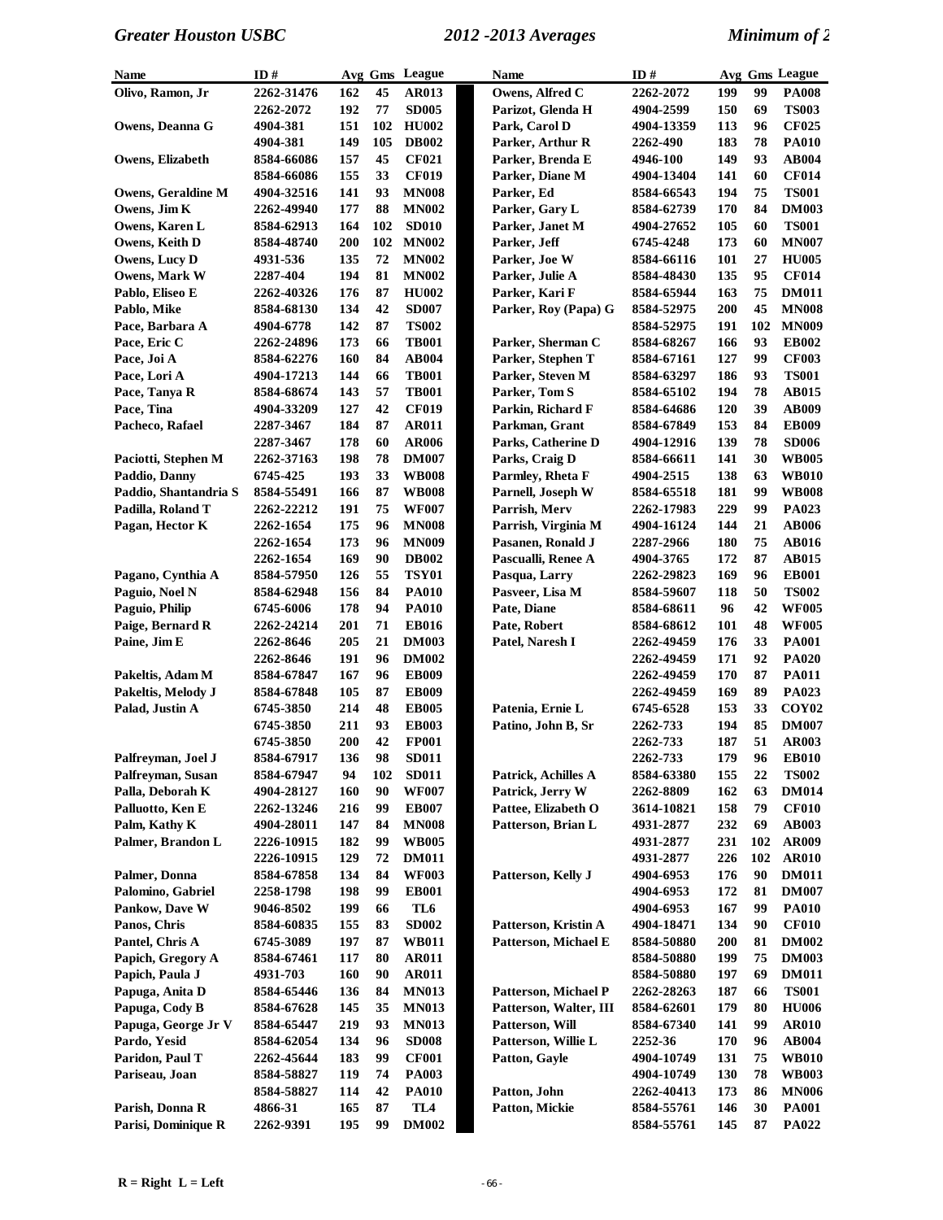| Name | ID # | Avg | Gms | League |
|---|---|---|---|---|
| Olivo, Ramon, Jr | 2262-31476 | 162 | 45 | AR013 |
| | 2262-2072 | 192 | 77 | SD005 |
| Owens, Deanna G | 4904-381 | 151 | 102 | HU002 |
| | 4904-381 | 149 | 105 | DB002 |
| Owens, Elizabeth | 8584-66086 | 157 | 45 | CF021 |
| | 8584-66086 | 155 | 33 | CF019 |
| Owens, Geraldine M | 4904-32516 | 141 | 93 | MN008 |
| Owens, Jim K | 2262-49940 | 177 | 88 | MN002 |
| Owens, Karen L | 8584-62913 | 164 | 102 | SD010 |
| Owens, Keith D | 8584-48740 | 200 | 102 | MN002 |
| Owens, Lucy D | 4931-536 | 135 | 72 | MN002 |
| Owens, Mark W | 2287-404 | 194 | 81 | MN002 |
| Pablo, Eliseo E | 2262-40326 | 176 | 87 | HU002 |
| Pablo, Mike | 8584-68130 | 134 | 42 | SD007 |
| Pace, Barbara A | 4904-6778 | 142 | 87 | TS002 |
| Pace, Eric C | 2262-24896 | 173 | 66 | TB001 |
| Pace, Joi A | 8584-62276 | 160 | 84 | AB004 |
| Pace, Lori A | 4904-17213 | 144 | 66 | TB001 |
| Pace, Tanya R | 8584-68674 | 143 | 57 | TB001 |
| Pace, Tina | 4904-33209 | 127 | 42 | CF019 |
| Pacheco, Rafael | 2287-3467 | 184 | 87 | AR011 |
| | 2287-3467 | 178 | 60 | AR006 |
| Paciotti, Stephen M | 2262-37163 | 198 | 78 | DM007 |
| Paddio, Danny | 6745-425 | 193 | 33 | WB008 |
| Paddio, Shantandria S | 8584-55491 | 166 | 87 | WB008 |
| Padilla, Roland T | 2262-22212 | 191 | 75 | WF007 |
| Pagan, Hector K | 2262-1654 | 175 | 96 | MN008 |
| | 2262-1654 | 173 | 96 | MN009 |
| | 2262-1654 | 169 | 90 | DB002 |
| Pagano, Cynthia A | 8584-57950 | 126 | 55 | TSY01 |
| Paguio, Noel N | 8584-62948 | 156 | 84 | PA010 |
| Paguio, Philip | 6745-6006 | 178 | 94 | PA010 |
| Paige, Bernard R | 2262-24214 | 201 | 71 | EB016 |
| Paine, Jim E | 2262-8646 | 205 | 21 | DM003 |
| | 2262-8646 | 191 | 96 | DM002 |
| Pakeltis, Adam M | 8584-67847 | 167 | 96 | EB009 |
| Pakeltis, Melody J | 8584-67848 | 105 | 87 | EB009 |
| Palad, Justin A | 6745-3850 | 214 | 48 | EB005 |
| | 6745-3850 | 211 | 93 | EB003 |
| | 6745-3850 | 200 | 42 | FP001 |
| Palfreyman, Joel J | 8584-67917 | 136 | 98 | SD011 |
| Palfreyman, Susan | 8584-67947 | 94 | 102 | SD011 |
| Palla, Deborah K | 4904-28127 | 160 | 90 | WF007 |
| Palluotto, Ken E | 2262-13246 | 216 | 99 | EB007 |
| Palm, Kathy K | 4904-28011 | 147 | 84 | MN008 |
| Palmer, Brandon L | 2226-10915 | 182 | 99 | WB005 |
| | 2226-10915 | 129 | 72 | DM011 |
| Palmer, Donna | 8584-67858 | 134 | 84 | WF003 |
| Palomino, Gabriel | 2258-1798 | 198 | 99 | EB001 |
| Pankow, Dave W | 9046-8502 | 199 | 66 | TL6 |
| Panos, Chris | 8584-60835 | 155 | 83 | SD002 |
| Pantel, Chris A | 6745-3089 | 197 | 87 | WB011 |
| Papich, Gregory A | 8584-67461 | 117 | 80 | AR011 |
| Papich, Paula J | 4931-703 | 160 | 90 | AR011 |
| Papuga, Anita D | 8584-65446 | 136 | 84 | MN013 |
| Papuga, Cody B | 8584-67628 | 145 | 35 | MN013 |
| Papuga, George Jr V | 8584-65447 | 219 | 93 | MN013 |
| Pardo, Yesid | 8584-62054 | 134 | 96 | SD008 |
| Paridon, Paul T | 2262-45644 | 183 | 99 | CF001 |
| Pariseau, Joan | 8584-58827 | 119 | 74 | PA003 |
| | 8584-58827 | 114 | 42 | PA010 |
| Parish, Donna R | 4866-31 | 165 | 87 | TL4 |
| Parisi, Dominique R | 2262-9391 | 195 | 99 | DM002 |
| Owens, Alfred C | 2262-2072 | 199 | 99 | PA008 |
| Parizot, Glenda H | 4904-2599 | 150 | 69 | TS003 |
| Park, Carol D | 4904-13359 | 113 | 96 | CF025 |
| Parker, Arthur R | 2262-490 | 183 | 78 | PA010 |
| Parker, Brenda E | 4946-100 | 149 | 93 | AB004 |
| Parker, Diane M | 4904-13404 | 141 | 60 | CF014 |
| Parker, Ed | 8584-66543 | 194 | 75 | TS001 |
| Parker, Gary L | 8584-62739 | 170 | 84 | DM003 |
| Parker, Janet M | 4904-27652 | 105 | 60 | TS001 |
| Parker, Jeff | 6745-4248 | 173 | 60 | MN007 |
| Parker, Joe W | 8584-66116 | 101 | 27 | HU005 |
| Parker, Julie A | 8584-48430 | 135 | 95 | CF014 |
| Parker, Kari F | 8584-65944 | 163 | 75 | DM011 |
| Parker, Roy (Papa) G | 8584-52975 | 200 | 45 | MN008 |
| | 8584-52975 | 191 | 102 | MN009 |
| Parker, Sherman C | 8584-68267 | 166 | 93 | EB002 |
| Parker, Stephen T | 8584-67161 | 127 | 99 | CF003 |
| Parker, Steven M | 8584-63297 | 186 | 93 | TS001 |
| Parker, Tom S | 8584-65102 | 194 | 78 | AB015 |
| Parkin, Richard F | 8584-64686 | 120 | 39 | AB009 |
| Parkman, Grant | 8584-67849 | 153 | 84 | EB009 |
| Parks, Catherine D | 4904-12916 | 139 | 78 | SD006 |
| Parks, Craig D | 8584-66611 | 141 | 30 | WB005 |
| Parmley, Rheta F | 4904-2515 | 138 | 63 | WB010 |
| Parnell, Joseph W | 8584-65518 | 181 | 99 | WB008 |
| Parrish, Merv | 2262-17983 | 229 | 99 | PA023 |
| Parrish, Virginia M | 4904-16124 | 144 | 21 | AB006 |
| Pasanen, Ronald J | 2287-2966 | 180 | 75 | AB016 |
| Pascualli, Renee A | 4904-3765 | 172 | 87 | AB015 |
| Pasqua, Larry | 2262-29823 | 169 | 96 | EB001 |
| Pasveer, Lisa M | 8584-59607 | 118 | 50 | TS002 |
| Pate, Diane | 8584-68611 | 96 | 42 | WF005 |
| Pate, Robert | 8584-68612 | 101 | 48 | WF005 |
| Patel, Naresh I | 2262-49459 | 176 | 33 | PA001 |
| | 2262-49459 | 171 | 92 | PA020 |
| | 2262-49459 | 170 | 87 | PA011 |
| | 2262-49459 | 169 | 89 | PA023 |
| Patenia, Ernie L | 6745-6528 | 153 | 33 | COY02 |
| Patino, John B, Sr | 2262-733 | 194 | 85 | DM007 |
| | 2262-733 | 187 | 51 | AR003 |
| | 2262-733 | 179 | 96 | EB010 |
| Patrick, Achilles A | 8584-63380 | 155 | 22 | TS002 |
| Patrick, Jerry W | 2262-8809 | 162 | 63 | DM014 |
| Pattee, Elizabeth O | 3614-10821 | 158 | 79 | CF010 |
| Patterson, Brian L | 4931-2877 | 232 | 69 | AB003 |
| | 4931-2877 | 231 | 102 | AR009 |
| | 4931-2877 | 226 | 102 | AR010 |
| Patterson, Kelly J | 4904-6953 | 176 | 90 | DM011 |
| | 4904-6953 | 172 | 81 | DM007 |
| | 4904-6953 | 167 | 99 | PA010 |
| Patterson, Kristin A | 4904-18471 | 134 | 90 | CF010 |
| Patterson, Michael E | 8584-50880 | 200 | 81 | DM002 |
| | 8584-50880 | 199 | 75 | DM003 |
| | 8584-50880 | 197 | 69 | DM011 |
| Patterson, Michael P | 2262-28263 | 187 | 66 | TS001 |
| Patterson, Walter, III | 8584-62601 | 179 | 80 | HU006 |
| Patterson, Will | 8584-67340 | 141 | 99 | AR010 |
| Patterson, Willie L | 2252-36 | 170 | 96 | AB004 |
| Patton, Gayle | 4904-10749 | 131 | 75 | WB010 |
| | 4904-10749 | 130 | 78 | WB003 |
| Patton, John | 2262-40413 | 173 | 86 | MN006 |
| Patton, Mickie | 8584-55761 | 146 | 30 | PA001 |
| | 8584-55761 | 145 | 87 | PA022 |

R = Right  L = Left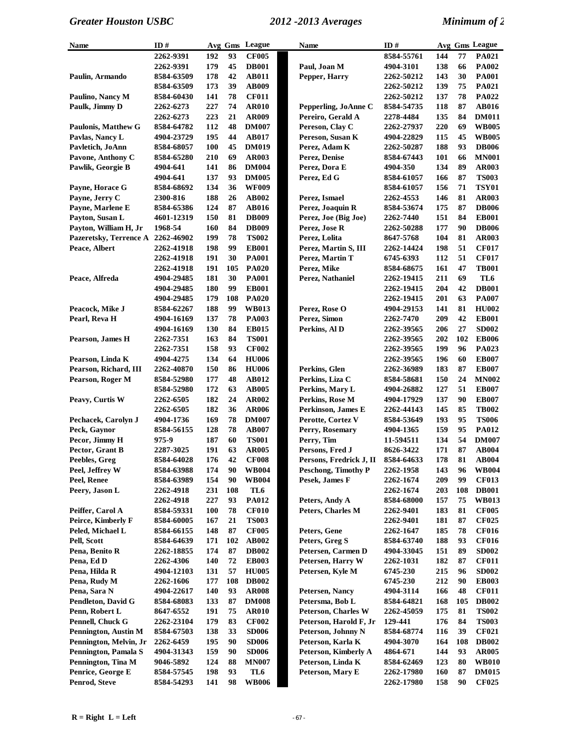| Name | ID # | Avg | Gms | League |
|---|---|---|---|---|
| | 2262-9391 | 192 | 93 | CF005 |
| | 2262-9391 | 179 | 45 | DB001 |
| Paulin, Armando | 8584-63509 | 178 | 42 | AB011 |
| | 8584-63509 | 173 | 39 | AB009 |
| Paulino, Nancy M | 8584-60430 | 141 | 78 | CF011 |
| Paulk, Jimmy D | 2262-6273 | 227 | 74 | AR010 |
| | 2262-6273 | 223 | 21 | AR009 |
| Paulonis, Matthew G | 8584-64782 | 112 | 48 | DM007 |
| Pavlas, Nancy L | 4904-23729 | 195 | 44 | AB017 |
| Pavletich, JoAnn | 8584-68057 | 100 | 45 | DM019 |
| Pavone, Anthony C | 8584-65280 | 210 | 69 | AR003 |
| Pawlik, Georgie B | 4904-641 | 141 | 86 | DM004 |
| | 4904-641 | 137 | 93 | DM005 |
| Payne, Horace G | 8584-68692 | 134 | 36 | WF009 |
| Payne, Jerry C | 2300-816 | 188 | 26 | AB002 |
| Payne, Marlene E | 8584-65386 | 124 | 87 | AB016 |
| Payton, Susan L | 4601-12319 | 150 | 81 | DB009 |
| Payton, William H, Jr | 1968-54 | 160 | 84 | DB009 |
| Pazeretsky, Terrence A | 2262-46902 | 199 | 78 | TS002 |
| Peace, Albert | 2262-41918 | 198 | 99 | EB001 |
| | 2262-41918 | 191 | 30 | PA001 |
| | 2262-41918 | 191 | 105 | PA020 |
| Peace, Alfreda | 4904-29485 | 181 | 30 | PA001 |
| | 4904-29485 | 180 | 99 | EB001 |
| | 4904-29485 | 179 | 108 | PA020 |
| Peacock, Mike J | 8584-62267 | 188 | 99 | WB013 |
| Pearl, Reva H | 4904-16169 | 137 | 78 | PA003 |
| | 4904-16169 | 130 | 84 | EB015 |
| Pearson, James H | 2262-7351 | 163 | 84 | TS001 |
| | 2262-7351 | 158 | 93 | CF002 |
| Pearson, Linda K | 4904-4275 | 134 | 64 | HU006 |
| Pearson, Richard, III | 2262-40870 | 150 | 86 | HU006 |
| Pearson, Roger M | 8584-52980 | 177 | 48 | AB012 |
| | 8584-52980 | 172 | 63 | AB005 |
| Peavy, Curtis W | 2262-6505 | 182 | 24 | AR002 |
| | 2262-6505 | 182 | 36 | AR006 |
| Pechacek, Carolyn J | 4904-1736 | 169 | 78 | DM007 |
| Peck, Gaynor | 8584-56155 | 128 | 78 | AB007 |
| Pecor, Jimmy H | 975-9 | 187 | 60 | TS001 |
| Pector, Grant B | 2287-3025 | 191 | 63 | AR005 |
| Peebles, Greg | 8584-64028 | 176 | 42 | CF008 |
| Peel, Jeffrey W | 8584-63988 | 174 | 90 | WB004 |
| Peel, Renee | 8584-63989 | 154 | 90 | WB004 |
| Peery, Jason L | 2262-4918 | 231 | 108 | TL6 |
| | 2262-4918 | 227 | 93 | PA012 |
| Peiffer, Carol A | 8584-59331 | 100 | 78 | CF010 |
| Peirce, Kimberly F | 8584-60005 | 167 | 21 | TS003 |
| Peled, Michael L | 8584-66155 | 148 | 87 | CF005 |
| Pell, Scott | 8584-64639 | 171 | 102 | AB002 |
| Pena, Benito R | 2262-18855 | 174 | 87 | DB002 |
| Pena, Ed D | 2262-4306 | 140 | 72 | EB003 |
| Pena, Hilda R | 4904-12103 | 131 | 57 | HU005 |
| Pena, Rudy M | 2262-1606 | 177 | 108 | DB002 |
| Pena, Sara N | 4904-22617 | 140 | 93 | AR008 |
| Pendleton, David G | 8584-68083 | 133 | 87 | DM008 |
| Penn, Robert L | 8647-6552 | 191 | 75 | AR010 |
| Pennell, Chuck G | 2262-23104 | 179 | 83 | CF002 |
| Pennington, Austin M | 8584-67503 | 138 | 33 | SD006 |
| Pennington, Melvin, Jr | 2262-6459 | 195 | 90 | SD006 |
| Pennington, Pamala S | 4904-31343 | 159 | 90 | SD006 |
| Pennington, Tina M | 9046-5892 | 124 | 88 | MN007 |
| Penrice, George E | 8584-57545 | 198 | 93 | TL6 |
| Penrod, Steve | 8584-54293 | 141 | 98 | WB006 |
| | 8584-55761 | 144 | 77 | PA021 |
| Paul, Joan M | 4904-3101 | 138 | 66 | PA002 |
| Pepper, Harry | 2262-50212 | 143 | 30 | PA001 |
| | 2262-50212 | 139 | 75 | PA021 |
| | 2262-50212 | 137 | 78 | PA022 |
| Pepperling, JoAnne C | 8584-54735 | 118 | 87 | AB016 |
| Pereiro, Gerald A | 2278-4484 | 135 | 84 | DM011 |
| Pereson, Clay C | 2262-27937 | 220 | 69 | WB005 |
| Pereson, Susan K | 4904-22829 | 115 | 45 | WB005 |
| Perez, Adam K | 2262-50287 | 188 | 93 | DB006 |
| Perez, Denise | 8584-67443 | 101 | 66 | MN001 |
| Perez, Dora E | 4904-350 | 134 | 89 | AR003 |
| Perez, Ed G | 8584-61057 | 166 | 87 | TS003 |
| | 8584-61057 | 156 | 71 | TSY01 |
| Perez, Ismael | 2262-4553 | 146 | 81 | AR003 |
| Perez, Joaquin R | 8584-53674 | 175 | 87 | DB006 |
| Perez, Joe (Big Joe) | 2262-7440 | 151 | 84 | EB001 |
| Perez, Jose R | 2262-50288 | 177 | 90 | DB006 |
| Perez, Lolita | 8647-5768 | 104 | 81 | AR003 |
| Perez, Martin S, III | 2262-14424 | 198 | 51 | CF017 |
| Perez, Martin T | 6745-6393 | 112 | 51 | CF017 |
| Perez, Mike | 8584-68675 | 161 | 47 | TB001 |
| Perez, Nathaniel | 2262-19415 | 211 | 69 | TL6 |
| | 2262-19415 | 204 | 42 | DB001 |
| | 2262-19415 | 201 | 63 | PA007 |
| Perez, Rose O | 4904-29153 | 141 | 81 | HU002 |
| Perez, Simon | 2262-7470 | 209 | 42 | EB001 |
| Perkins, Al D | 2262-39565 | 206 | 27 | SD002 |
| | 2262-39565 | 202 | 102 | EB006 |
| | 2262-39565 | 199 | 96 | PA023 |
| | 2262-39565 | 196 | 60 | EB007 |
| Perkins, Glen | 2262-36989 | 183 | 87 | EB007 |
| Perkins, Liza C | 8584-58681 | 150 | 24 | MN002 |
| Perkins, Mary L | 4904-26882 | 127 | 51 | EB007 |
| Perkins, Rose M | 4904-17929 | 137 | 90 | EB007 |
| Perkinson, James E | 2262-44143 | 145 | 85 | TB002 |
| Perotte, Cortez V | 8584-53649 | 193 | 95 | TS006 |
| Perry, Rosemary | 4904-1365 | 159 | 95 | PA012 |
| Perry, Tim | 11-594511 | 134 | 54 | DM007 |
| Persons, Fred J | 8626-3422 | 171 | 87 | AB004 |
| Persons, Fredrick J, II | 8584-64633 | 178 | 81 | AB004 |
| Peschong, Timothy P | 2262-1958 | 143 | 96 | WB004 |
| Pesek, James F | 2262-1674 | 209 | 99 | CF013 |
| | 2262-1674 | 203 | 108 | DB001 |
| Peters, Andy A | 8584-68000 | 157 | 75 | WB013 |
| Peters, Charles M | 2262-9401 | 183 | 81 | CF005 |
| | 2262-9401 | 181 | 87 | CF025 |
| Peters, Gene | 2262-1647 | 185 | 78 | CF016 |
| Peters, Greg S | 8584-63740 | 188 | 93 | CF016 |
| Petersen, Carmen D | 4904-33045 | 151 | 89 | SD002 |
| Petersen, Harry W | 2262-1031 | 182 | 87 | CF011 |
| Petersen, Kyle M | 6745-230 | 215 | 96 | SD002 |
| | 6745-230 | 212 | 90 | EB003 |
| Petersen, Nancy | 4904-3114 | 166 | 48 | CF011 |
| Petersma, Bob L | 8584-64821 | 168 | 105 | DB002 |
| Peterson, Charles W | 2262-45059 | 175 | 81 | TS002 |
| Peterson, Harold F, Jr | 129-441 | 176 | 84 | TS003 |
| Peterson, Johnny N | 8584-68774 | 116 | 39 | CF021 |
| Peterson, Karla K | 4904-3070 | 164 | 108 | DB002 |
| Peterson, Kimberly A | 4864-671 | 144 | 93 | AR005 |
| Peterson, Linda K | 8584-62469 | 123 | 80 | WB010 |
| Peterson, Mary E | 2262-17980 | 160 | 87 | DM015 |
| | 2262-17980 | 158 | 90 | CF025 |

R = Right L = Left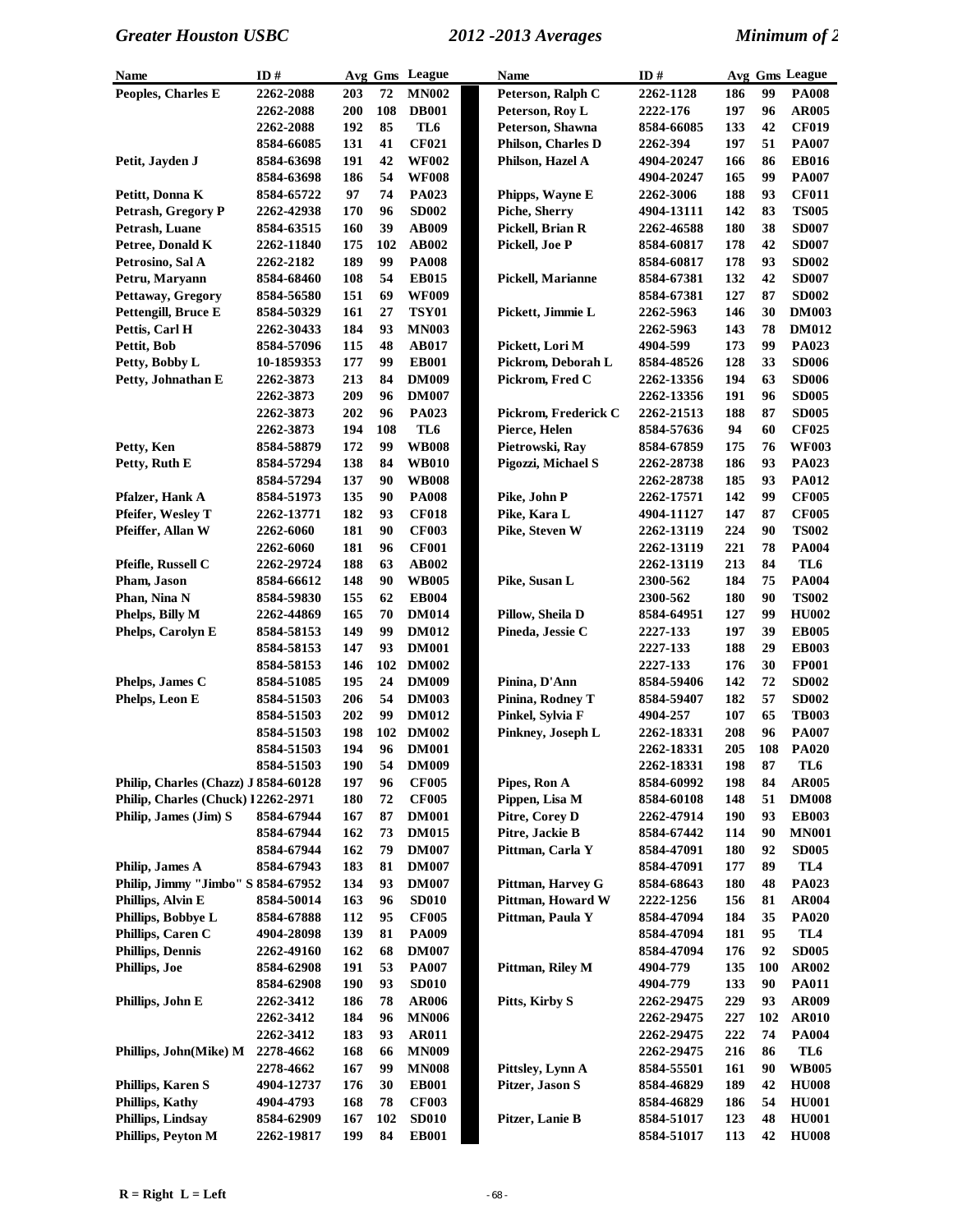| Name | ID # | Avg | Gms | League |
|---|---|---|---|---|
| Peoples, Charles E | 2262-2088 | 203 | 72 | MN002 |
| | 2262-2088 | 200 | 108 | DB001 |
| | 2262-2088 | 192 | 85 | TL6 |
| | 8584-66085 | 131 | 41 | CF021 |
| Petit, Jayden J | 8584-63698 | 191 | 42 | WF002 |
| | 8584-63698 | 186 | 54 | WF008 |
| Petitt, Donna K | 8584-65722 | 97 | 74 | PA023 |
| Petrash, Gregory P | 2262-42938 | 170 | 96 | SD002 |
| Petrash, Luane | 8584-63515 | 160 | 39 | AB009 |
| Petree, Donald K | 2262-11840 | 175 | 102 | AB002 |
| Petrosino, Sal A | 2262-2182 | 189 | 99 | PA008 |
| Petru, Maryann | 8584-68460 | 108 | 54 | EB015 |
| Pettaway, Gregory | 8584-56580 | 151 | 69 | WF009 |
| Pettengill, Bruce E | 8584-50329 | 161 | 27 | TSY01 |
| Pettis, Carl H | 2262-30433 | 184 | 93 | MN003 |
| Pettit, Bob | 8584-57096 | 115 | 48 | AB017 |
| Petty, Bobby L | 10-1859353 | 177 | 99 | EB001 |
| Petty, Johnathan E | 2262-3873 | 213 | 84 | DM009 |
| | 2262-3873 | 209 | 96 | DM007 |
| | 2262-3873 | 202 | 96 | PA023 |
| | 2262-3873 | 194 | 108 | TL6 |
| Petty, Ken | 8584-58879 | 172 | 99 | WB008 |
| Petty, Ruth E | 8584-57294 | 138 | 84 | WB010 |
| | 8584-57294 | 137 | 90 | WB008 |
| Pfalzer, Hank A | 8584-51973 | 135 | 90 | PA008 |
| Pfeifer, Wesley T | 2262-13771 | 182 | 93 | CF018 |
| Pfeiffer, Allan W | 2262-6060 | 181 | 90 | CF003 |
| | 2262-6060 | 181 | 96 | CF001 |
| Pfeifle, Russell C | 2262-29724 | 188 | 63 | AB002 |
| Pham, Jason | 8584-66612 | 148 | 90 | WB005 |
| Phan, Nina N | 8584-59830 | 155 | 62 | EB004 |
| Phelps, Billy M | 2262-44869 | 165 | 70 | DM014 |
| Phelps, Carolyn E | 8584-58153 | 149 | 99 | DM012 |
| | 8584-58153 | 147 | 93 | DM001 |
| | 8584-58153 | 146 | 102 | DM002 |
| Phelps, James C | 8584-51085 | 195 | 24 | DM009 |
| Phelps, Leon E | 8584-51503 | 206 | 54 | DM003 |
| | 8584-51503 | 202 | 99 | DM012 |
| | 8584-51503 | 198 | 102 | DM002 |
| | 8584-51503 | 194 | 96 | DM001 |
| | 8584-51503 | 190 | 54 | DM009 |
| Philip, Charles (Chazz) J | 8584-60128 | 197 | 96 | CF005 |
| Philip, Charles (Chuck) I | 2262-2971 | 180 | 72 | CF005 |
| Philip, James (Jim) S | 8584-67944 | 167 | 87 | DM001 |
| | 8584-67944 | 162 | 73 | DM015 |
| | 8584-67944 | 162 | 79 | DM007 |
| Philip, James A | 8584-67943 | 183 | 81 | DM007 |
| Philip, Jimmy "Jimbo" S | 8584-67952 | 134 | 93 | DM007 |
| Phillips, Alvin E | 8584-50014 | 163 | 96 | SD010 |
| Phillips, Bobbye L | 8584-67888 | 112 | 95 | CF005 |
| Phillips, Caren C | 4904-28098 | 139 | 81 | PA009 |
| Phillips, Dennis | 2262-49160 | 162 | 68 | DM007 |
| Phillips, Joe | 8584-62908 | 191 | 53 | PA007 |
| | 8584-62908 | 190 | 93 | SD010 |
| Phillips, John E | 2262-3412 | 186 | 78 | AR006 |
| | 2262-3412 | 184 | 96 | MN006 |
| | 2262-3412 | 183 | 93 | AR011 |
| Phillips, John(Mike) M | 2278-4662 | 168 | 66 | MN009 |
| | 2278-4662 | 167 | 99 | MN008 |
| Phillips, Karen S | 4904-12737 | 176 | 30 | EB001 |
| Phillips, Kathy | 4904-4793 | 168 | 78 | CF003 |
| Phillips, Lindsay | 8584-62909 | 167 | 102 | SD010 |
| Phillips, Peyton M | 2262-19817 | 199 | 84 | EB001 |
| Peterson, Ralph C | 2262-1128 | 186 | 99 | PA008 |
| Peterson, Roy L | 2222-176 | 197 | 96 | AR005 |
| Peterson, Shawna | 8584-66085 | 133 | 42 | CF019 |
| Philson, Charles D | 2262-394 | 197 | 51 | PA007 |
| Philson, Hazel A | 4904-20247 | 166 | 86 | EB016 |
| | 4904-20247 | 165 | 99 | PA007 |
| Phipps, Wayne E | 2262-3006 | 188 | 93 | CF011 |
| Piche, Sherry | 4904-13111 | 142 | 83 | TS005 |
| Pickell, Brian R | 2262-46588 | 180 | 38 | SD007 |
| Pickell, Joe P | 8584-60817 | 178 | 42 | SD007 |
| | 8584-60817 | 178 | 93 | SD002 |
| Pickell, Marianne | 8584-67381 | 132 | 42 | SD007 |
| | 8584-67381 | 127 | 87 | SD002 |
| Pickett, Jimmie L | 2262-5963 | 146 | 30 | DM003 |
| | 2262-5963 | 143 | 78 | DM012 |
| Pickett, Lori M | 4904-599 | 173 | 99 | PA023 |
| Pickrom, Deborah L | 8584-48526 | 128 | 33 | SD006 |
| Pickrom, Fred C | 2262-13356 | 194 | 63 | SD006 |
| | 2262-13356 | 191 | 96 | SD005 |
| Pickrom, Frederick C | 2262-21513 | 188 | 87 | SD005 |
| Pierce, Helen | 8584-57636 | 94 | 60 | CF025 |
| Pietrowski, Ray | 8584-67859 | 175 | 76 | WF003 |
| Pigozzi, Michael S | 2262-28738 | 186 | 93 | PA023 |
| | 2262-28738 | 185 | 93 | PA012 |
| Pike, John P | 2262-17571 | 142 | 99 | CF005 |
| Pike, Kara L | 4904-11127 | 147 | 87 | CF005 |
| Pike, Steven W | 2262-13119 | 224 | 90 | TS002 |
| | 2262-13119 | 221 | 78 | PA004 |
| | 2262-13119 | 213 | 84 | TL6 |
| Pike, Susan L | 2300-562 | 184 | 75 | PA004 |
| | 2300-562 | 180 | 90 | TS002 |
| Pillow, Sheila D | 8584-64951 | 127 | 99 | HU002 |
| Pineda, Jessie C | 2227-133 | 197 | 39 | EB005 |
| | 2227-133 | 188 | 29 | EB003 |
| | 2227-133 | 176 | 30 | FP001 |
| Pinina, D'Ann | 8584-59406 | 142 | 72 | SD002 |
| Pinina, Rodney T | 8584-59407 | 182 | 57 | SD002 |
| Pinkel, Sylvia F | 4904-257 | 107 | 65 | TB003 |
| Pinkney, Joseph L | 2262-18331 | 208 | 96 | PA007 |
| | 2262-18331 | 205 | 108 | PA020 |
| | 2262-18331 | 198 | 87 | TL6 |
| Pipes, Ron A | 8584-60992 | 198 | 84 | AR005 |
| Pippen, Lisa M | 8584-60108 | 148 | 51 | DM008 |
| Pitre, Corey D | 2262-47914 | 190 | 93 | EB003 |
| Pitre, Jackie B | 8584-67442 | 114 | 90 | MN001 |
| Pittman, Carla Y | 8584-47091 | 180 | 92 | SD005 |
| | 8584-47091 | 177 | 89 | TL4 |
| Pittman, Harvey G | 8584-68643 | 180 | 48 | PA023 |
| Pittman, Howard W | 2222-1256 | 156 | 81 | AR004 |
| Pittman, Paula Y | 8584-47094 | 184 | 35 | PA020 |
| | 8584-47094 | 181 | 95 | TL4 |
| | 8584-47094 | 176 | 92 | SD005 |
| Pittman, Riley M | 4904-779 | 135 | 100 | AR002 |
| | 4904-779 | 133 | 90 | PA011 |
| Pitts, Kirby S | 2262-29475 | 229 | 93 | AR009 |
| | 2262-29475 | 227 | 102 | AR010 |
| | 2262-29475 | 222 | 74 | PA004 |
| | 2262-29475 | 216 | 86 | TL6 |
| Pittsley, Lynn A | 8584-55501 | 161 | 90 | WB005 |
| Pitzer, Jason S | 8584-46829 | 189 | 42 | HU008 |
| | 8584-46829 | 186 | 54 | HU001 |
| Pitzer, Lanie B | 8584-51017 | 123 | 48 | HU001 |
| | 8584-51017 | 113 | 42 | HU008 |

R = Right L = Left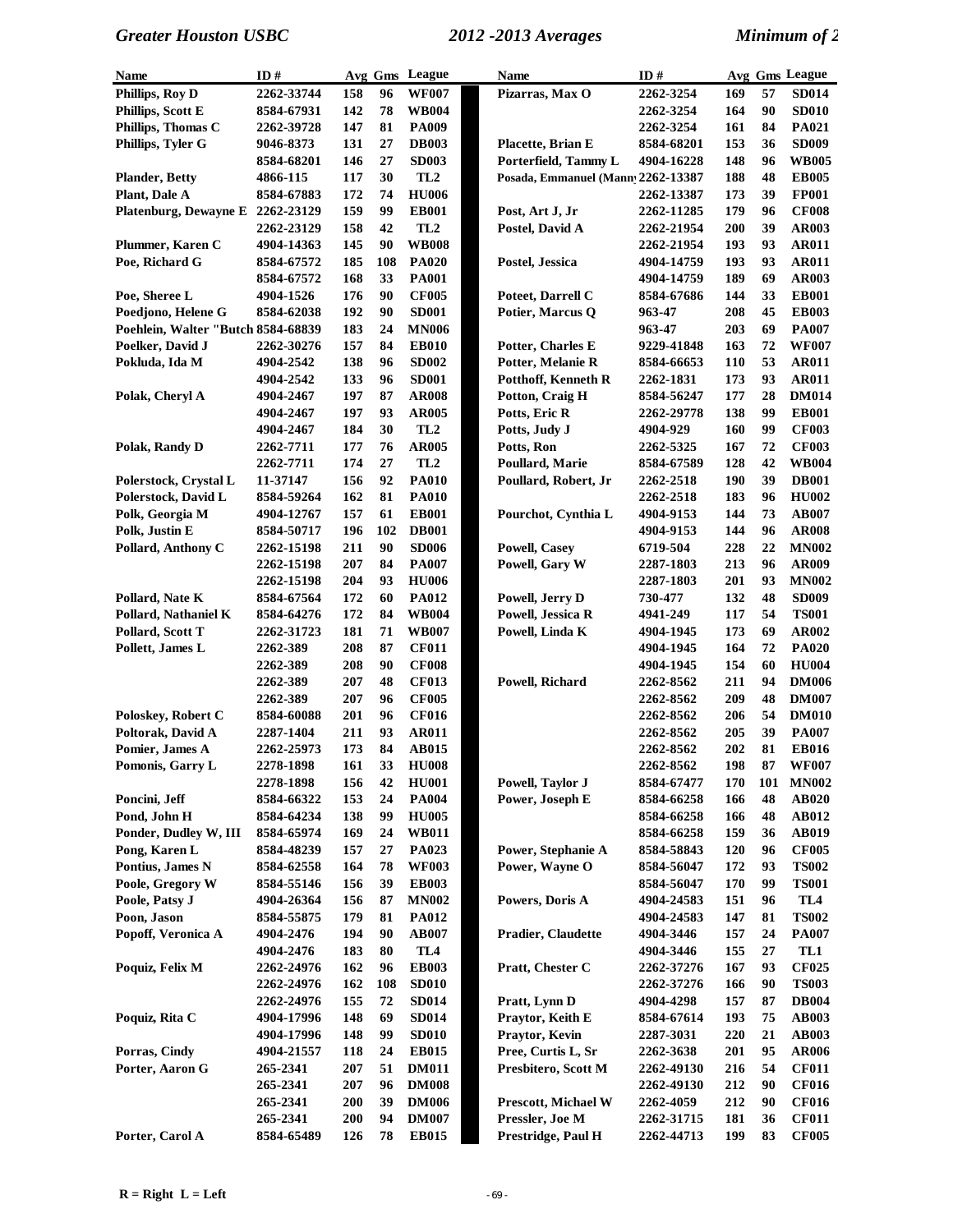| Name | ID # | Avg | Gms | League |
|---|---|---|---|---|
| **Phillips, Roy D** | 2262-33744 | 158 | 96 | WF007 |
| **Phillips, Scott E** | 8584-67931 | 142 | 78 | WB004 |
| **Phillips, Thomas C** | 2262-39728 | 147 | 81 | PA009 |
| **Phillips, Tyler G** | 9046-8373 | 131 | 27 | DB003 |
| | 8584-68201 | 146 | 27 | SD003 |
| **Plander, Betty** | 4866-115 | 117 | 30 | TL2 |
| **Plant, Dale A** | 8584-67883 | 172 | 74 | HU006 |
| **Platenburg, Dewayne E** | 2262-23129 | 159 | 99 | EB001 |
| | 2262-23129 | 158 | 42 | TL2 |
| **Plummer, Karen C** | 4904-14363 | 145 | 90 | WB008 |
| **Poe, Richard G** | 8584-67572 | 185 | 108 | PA020 |
| | 8584-67572 | 168 | 33 | PA001 |
| **Poe, Sheree L** | 4904-1526 | 176 | 90 | CF005 |
| **Poedjono, Helene G** | 8584-62038 | 192 | 90 | SD001 |
| **Poehlein, Walter "Butch** | 8584-68839 | 183 | 24 | MN006 |
| **Poelker, David J** | 2262-30276 | 157 | 84 | EB010 |
| **Pokluda, Ida M** | 4904-2542 | 138 | 96 | SD002 |
| | 4904-2542 | 133 | 96 | SD001 |
| **Polak, Cheryl A** | 4904-2467 | 197 | 87 | AR008 |
| | 4904-2467 | 197 | 93 | AR005 |
| | 4904-2467 | 184 | 30 | TL2 |
| **Polak, Randy D** | 2262-7711 | 177 | 76 | AR005 |
| | 2262-7711 | 174 | 27 | TL2 |
| **Polerstock, Crystal L** | 11-37147 | 156 | 92 | PA010 |
| **Polerstock, David L** | 8584-59264 | 162 | 81 | PA010 |
| **Polk, Georgia M** | 4904-12767 | 157 | 61 | EB001 |
| **Polk, Justin E** | 8584-50717 | 196 | 102 | DB001 |
| **Pollard, Anthony C** | 2262-15198 | 211 | 90 | SD006 |
| | 2262-15198 | 207 | 84 | PA007 |
| | 2262-15198 | 204 | 93 | HU006 |
| **Pollard, Nate K** | 8584-67564 | 172 | 60 | PA012 |
| **Pollard, Nathaniel K** | 8584-64276 | 172 | 84 | WB004 |
| **Pollard, Scott T** | 2262-31723 | 181 | 71 | WB007 |
| **Pollett, James L** | 2262-389 | 208 | 87 | CF011 |
| | 2262-389 | 208 | 90 | CF008 |
| | 2262-389 | 207 | 48 | CF013 |
| | 2262-389 | 207 | 96 | CF005 |
| **Poloskey, Robert C** | 8584-60088 | 201 | 96 | CF016 |
| **Poltorak, David A** | 2287-1404 | 211 | 93 | AR011 |
| **Pomier, James A** | 2262-25973 | 173 | 84 | AB015 |
| **Pomonis, Garry L** | 2278-1898 | 161 | 33 | HU008 |
| | 2278-1898 | 156 | 42 | HU001 |
| **Poncini, Jeff** | 8584-66322 | 153 | 24 | PA004 |
| **Pond, John H** | 8584-64234 | 138 | 99 | HU005 |
| **Ponder, Dudley W, III** | 8584-65974 | 169 | 24 | WB011 |
| **Pong, Karen L** | 8584-48239 | 157 | 27 | PA023 |
| **Pontius, James N** | 8584-62558 | 164 | 78 | WF003 |
| **Poole, Gregory W** | 8584-55146 | 156 | 39 | EB003 |
| **Poole, Patsy J** | 4904-26364 | 156 | 87 | MN002 |
| **Poon, Jason** | 8584-55875 | 179 | 81 | PA012 |
| **Popoff, Veronica A** | 4904-2476 | 194 | 90 | AB007 |
| | 4904-2476 | 183 | 80 | TL4 |
| **Poquiz, Felix M** | 2262-24976 | 162 | 96 | EB003 |
| | 2262-24976 | 162 | 108 | SD010 |
| | 2262-24976 | 155 | 72 | SD014 |
| **Poquiz, Rita C** | 4904-17996 | 148 | 69 | SD014 |
| | 4904-17996 | 148 | 99 | SD010 |
| **Porras, Cindy** | 4904-21557 | 118 | 24 | EB015 |
| **Porter, Aaron G** | 265-2341 | 207 | 51 | DM011 |
| | 265-2341 | 207 | 96 | DM008 |
| | 265-2341 | 200 | 39 | DM006 |
| | 265-2341 | 200 | 94 | DM007 |
| **Porter, Carol A** | 8584-65489 | 126 | 78 | EB015 |
| **Pizarras, Max O** | 2262-3254 | 169 | 57 | SD014 |
| | 2262-3254 | 164 | 90 | SD010 |
| | 2262-3254 | 161 | 84 | PA021 |
| **Placette, Brian E** | 8584-68201 | 153 | 36 | SD009 |
| **Porterfield, Tammy L** | 4904-16228 | 148 | 96 | WB005 |
| **Posada, Emmanuel (Mann** | 2262-13387 | 188 | 48 | EB005 |
| | 2262-13387 | 173 | 39 | FP001 |
| **Post, Art J, Jr** | 2262-11285 | 179 | 96 | CF008 |
| **Postel, David A** | 2262-21954 | 200 | 39 | AR003 |
| | 2262-21954 | 193 | 93 | AR011 |
| **Postel, Jessica** | 4904-14759 | 193 | 93 | AR011 |
| | 4904-14759 | 189 | 69 | AR003 |
| **Poteet, Darrell C** | 8584-67686 | 144 | 33 | EB001 |
| **Potier, Marcus Q** | 963-47 | 208 | 45 | EB003 |
| | 963-47 | 203 | 69 | PA007 |
| **Potter, Charles E** | 9229-41848 | 163 | 72 | WF007 |
| **Potter, Melanie R** | 8584-66653 | 110 | 53 | AR011 |
| **Potthoff, Kenneth R** | 2262-1831 | 173 | 93 | AR011 |
| **Potton, Craig H** | 8584-56247 | 177 | 28 | DM014 |
| **Potts, Eric R** | 2262-29778 | 138 | 99 | EB001 |
| **Potts, Judy J** | 4904-929 | 160 | 99 | CF003 |
| **Potts, Ron** | 2262-5325 | 167 | 72 | CF003 |
| **Poullard, Marie** | 8584-67589 | 128 | 42 | WB004 |
| **Poullard, Robert, Jr** | 2262-2518 | 190 | 39 | DB001 |
| | 2262-2518 | 183 | 96 | HU002 |
| **Pourchot, Cynthia L** | 4904-9153 | 144 | 73 | AB007 |
| | 4904-9153 | 144 | 96 | AR008 |
| **Powell, Casey** | 6719-504 | 228 | 22 | MN002 |
| **Powell, Gary W** | 2287-1803 | 213 | 96 | AR009 |
| | 2287-1803 | 201 | 93 | MN002 |
| **Powell, Jerry D** | 730-477 | 132 | 48 | SD009 |
| **Powell, Jessica R** | 4941-249 | 117 | 54 | TS001 |
| **Powell, Linda K** | 4904-1945 | 173 | 69 | AR002 |
| | 4904-1945 | 164 | 72 | PA020 |
| | 4904-1945 | 154 | 60 | HU004 |
| **Powell, Richard** | 2262-8562 | 211 | 94 | DM006 |
| | 2262-8562 | 209 | 48 | DM007 |
| | 2262-8562 | 206 | 54 | DM010 |
| | 2262-8562 | 205 | 39 | PA007 |
| | 2262-8562 | 202 | 81 | EB016 |
| | 2262-8562 | 198 | 87 | WF007 |
| **Powell, Taylor J** | 8584-67477 | 170 | 101 | MN002 |
| **Power, Joseph E** | 8584-66258 | 166 | 48 | AB020 |
| | 8584-66258 | 166 | 48 | AB012 |
| | 8584-66258 | 159 | 36 | AB019 |
| **Power, Stephanie A** | 8584-58843 | 120 | 96 | CF005 |
| **Power, Wayne O** | 8584-56047 | 172 | 93 | TS002 |
| | 8584-56047 | 170 | 99 | TS001 |
| **Powers, Doris A** | 4904-24583 | 151 | 96 | TL4 |
| | 4904-24583 | 147 | 81 | TS002 |
| **Pradier, Claudette** | 4904-3446 | 157 | 24 | PA007 |
| | 4904-3446 | 155 | 27 | TL1 |
| **Pratt, Chester C** | 2262-37276 | 167 | 93 | CF025 |
| | 2262-37276 | 166 | 90 | TS003 |
| **Pratt, Lynn D** | 4904-4298 | 157 | 87 | DB004 |
| **Praytor, Keith E** | 8584-67614 | 193 | 75 | AB003 |
| **Praytor, Kevin** | 2287-3031 | 220 | 21 | AB003 |
| **Pree, Curtis L, Sr** | 2262-3638 | 201 | 95 | AR006 |
| **Presbitero, Scott M** | 2262-49130 | 216 | 54 | CF011 |
| | 2262-49130 | 212 | 90 | CF016 |
| **Prescott, Michael W** | 2262-4059 | 212 | 90 | CF016 |
| **Pressler, Joe M** | 2262-31715 | 181 | 36 | CF011 |
| **Prestridge, Paul H** | 2262-44713 | 199 | 83 | CF005 |

R = Right L = Left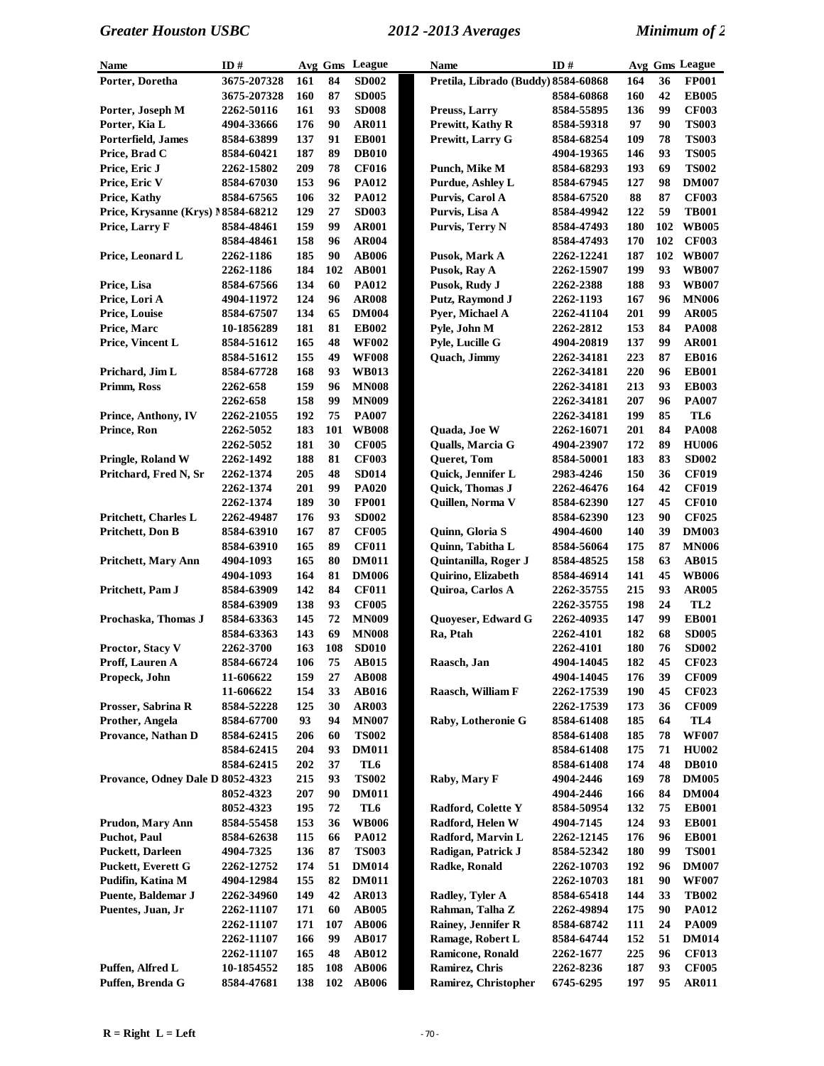| Name | ID # | Avg | Gms | League |
|---|---|---|---|---|
| Porter, Doretha | 3675-207328 | 161 | 84 | SD002 |
| | 3675-207328 | 160 | 87 | SD005 |
| Porter, Joseph M | 2262-50116 | 161 | 93 | SD008 |
| Porter, Kia L | 4904-33666 | 176 | 90 | AR011 |
| Porterfield, James | 8584-63899 | 137 | 91 | EB001 |
| Price, Brad C | 8584-60421 | 187 | 89 | DB010 |
| Price, Eric J | 2262-15802 | 209 | 78 | CF016 |
| Price, Eric V | 8584-67030 | 153 | 96 | PA012 |
| Price, Kathy | 8584-67565 | 106 | 32 | PA012 |
| Price, Krysanne (Krys) M | 8584-68212 | 129 | 27 | SD003 |
| Price, Larry F | 8584-48461 | 159 | 99 | AR001 |
| | 8584-48461 | 158 | 96 | AR004 |
| Price, Leonard L | 2262-1186 | 185 | 90 | AB006 |
| | 2262-1186 | 184 | 102 | AB001 |
| Price, Lisa | 8584-67566 | 134 | 60 | PA012 |
| Price, Lori A | 4904-11972 | 124 | 96 | AR008 |
| Price, Louise | 8584-67507 | 134 | 65 | DM004 |
| Price, Marc | 10-1856289 | 181 | 81 | EB002 |
| Price, Vincent L | 8584-51612 | 165 | 48 | WF002 |
| | 8584-51612 | 155 | 49 | WF008 |
| Prichard, Jim L | 8584-67728 | 168 | 93 | WB013 |
| Primm, Ross | 2262-658 | 159 | 96 | MN008 |
| | 2262-658 | 158 | 99 | MN009 |
| Prince, Anthony, IV | 2262-21055 | 192 | 75 | PA007 |
| Prince, Ron | 2262-5052 | 183 | 101 | WB008 |
| | 2262-5052 | 181 | 30 | CF005 |
| Pringle, Roland W | 2262-1492 | 188 | 81 | CF003 |
| Pritchard, Fred N, Sr | 2262-1374 | 205 | 48 | SD014 |
| | 2262-1374 | 201 | 99 | PA020 |
| | 2262-1374 | 189 | 30 | FP001 |
| Pritchett, Charles L | 2262-49487 | 176 | 93 | SD002 |
| Pritchett, Don B | 8584-63910 | 167 | 87 | CF005 |
| | 8584-63910 | 165 | 89 | CF011 |
| Pritchett, Mary Ann | 4904-1093 | 165 | 80 | DM011 |
| | 4904-1093 | 164 | 81 | DM006 |
| Pritchett, Pam J | 8584-63909 | 142 | 84 | CF011 |
| | 8584-63909 | 138 | 93 | CF005 |
| Prochaska, Thomas J | 8584-63363 | 145 | 72 | MN009 |
| | 8584-63363 | 143 | 69 | MN008 |
| Proctor, Stacy V | 2262-3700 | 163 | 108 | SD010 |
| Proff, Lauren A | 8584-66724 | 106 | 75 | AB015 |
| Propeck, John | 11-606622 | 159 | 27 | AB008 |
| | 11-606622 | 154 | 33 | AB016 |
| Prosser, Sabrina R | 8584-52228 | 125 | 30 | AR003 |
| Prother, Angela | 8584-67700 | 93 | 94 | MN007 |
| Provance, Nathan D | 8584-62415 | 206 | 60 | TS002 |
| | 8584-62415 | 204 | 93 | DM011 |
| | 8584-62415 | 202 | 37 | TL6 |
| Provance, Odney Dale D | 8052-4323 | 215 | 93 | TS002 |
| | 8052-4323 | 207 | 90 | DM011 |
| | 8052-4323 | 195 | 72 | TL6 |
| Prudon, Mary Ann | 8584-55458 | 153 | 36 | WB006 |
| Puchot, Paul | 8584-62638 | 115 | 66 | PA012 |
| Puckett, Darleen | 4904-7325 | 136 | 87 | TS003 |
| Puckett, Everett G | 2262-12752 | 174 | 51 | DM014 |
| Pudifin, Katina M | 4904-12984 | 155 | 82 | DM011 |
| Puente, Baldemar J | 2262-34960 | 149 | 42 | AR013 |
| Puentes, Juan, Jr | 2262-11107 | 171 | 60 | AB005 |
| | 2262-11107 | 171 | 107 | AB006 |
| | 2262-11107 | 166 | 99 | AB017 |
| | 2262-11107 | 165 | 48 | AB012 |
| Puffen, Alfred L | 10-1854552 | 185 | 108 | AB006 |
| Puffen, Brenda G | 8584-47681 | 138 | 102 | AB006 |
| Pretila, Librado (Buddy) | 8584-60868 | 164 | 36 | FP001 |
| | 8584-60868 | 160 | 42 | EB005 |
| Preuss, Larry | 8584-55895 | 136 | 99 | CF003 |
| Prewitt, Kathy R | 8584-59318 | 97 | 90 | TS003 |
| Prewitt, Larry G | 8584-68254 | 109 | 78 | TS003 |
| | 4904-19365 | 146 | 93 | TS005 |
| Punch, Mike M | 8584-68293 | 193 | 69 | TS002 |
| Purdue, Ashley L | 8584-67945 | 127 | 98 | DM007 |
| Purvis, Carol A | 8584-67520 | 88 | 87 | CF003 |
| Purvis, Lisa A | 8584-49942 | 122 | 59 | TB001 |
| Purvis, Terry N | 8584-47493 | 180 | 102 | WB005 |
| | 8584-47493 | 170 | 102 | CF003 |
| Pusok, Mark A | 2262-12241 | 187 | 102 | WB007 |
| Pusok, Ray A | 2262-15907 | 199 | 93 | WB007 |
| Pusok, Rudy J | 2262-2388 | 188 | 93 | WB007 |
| Putz, Raymond J | 2262-1193 | 167 | 96 | MN006 |
| Pyer, Michael A | 2262-41104 | 201 | 99 | AR005 |
| Pyle, John M | 2262-2812 | 153 | 84 | PA008 |
| Pyle, Lucille G | 4904-20819 | 137 | 99 | AR001 |
| Quach, Jimmy | 2262-34181 | 223 | 87 | EB016 |
| | 2262-34181 | 220 | 96 | EB001 |
| | 2262-34181 | 213 | 93 | EB003 |
| | 2262-34181 | 207 | 96 | PA007 |
| | 2262-34181 | 199 | 85 | TL6 |
| Quada, Joe W | 2262-16071 | 201 | 84 | PA008 |
| Qualls, Marcia G | 4904-23907 | 172 | 89 | HU006 |
| Queret, Tom | 8584-50001 | 183 | 83 | SD002 |
| Quick, Jennifer L | 2983-4246 | 150 | 36 | CF019 |
| Quick, Thomas J | 2262-46476 | 164 | 42 | CF019 |
| Quillen, Norma V | 8584-62390 | 127 | 45 | CF010 |
| | 8584-62390 | 123 | 90 | CF025 |
| Quinn, Gloria S | 4904-4600 | 140 | 39 | DM003 |
| Quinn, Tabitha L | 8584-56064 | 175 | 87 | MN006 |
| Quintanilla, Roger J | 8584-48525 | 158 | 63 | AB015 |
| Quirino, Elizabeth | 8584-46914 | 141 | 45 | WB006 |
| Quiroa, Carlos A | 2262-35755 | 215 | 93 | AR005 |
| | 2262-35755 | 198 | 24 | TL2 |
| Quoyeser, Edward G | 2262-40935 | 147 | 99 | EB001 |
| Ra, Ptah | 2262-4101 | 182 | 68 | SD005 |
| | 2262-4101 | 180 | 76 | SD002 |
| Raasch, Jan | 4904-14045 | 182 | 45 | CF023 |
| | 4904-14045 | 176 | 39 | CF009 |
| Raasch, William F | 2262-17539 | 190 | 45 | CF023 |
| | 2262-17539 | 173 | 36 | CF009 |
| Raby, Lotheronie G | 8584-61408 | 185 | 64 | TL4 |
| | 8584-61408 | 185 | 78 | WF007 |
| | 8584-61408 | 175 | 71 | HU002 |
| | 8584-61408 | 174 | 48 | DB010 |
| Raby, Mary F | 4904-2446 | 169 | 78 | DM005 |
| | 4904-2446 | 166 | 84 | DM004 |
| Radford, Colette Y | 8584-50954 | 132 | 75 | EB001 |
| Radford, Helen W | 4904-7145 | 124 | 93 | EB001 |
| Radford, Marvin L | 2262-12145 | 176 | 96 | EB001 |
| Radigan, Patrick J | 8584-52342 | 180 | 99 | TS001 |
| Radke, Ronald | 2262-10703 | 192 | 96 | DM007 |
| | 2262-10703 | 181 | 90 | WF007 |
| Radley, Tyler A | 8584-65418 | 144 | 33 | TB002 |
| Rahman, Talha Z | 2262-49894 | 175 | 90 | PA012 |
| Rainey, Jennifer R | 8584-68742 | 111 | 24 | PA009 |
| Ramage, Robert L | 8584-64744 | 152 | 51 | DM014 |
| Ramicone, Ronald | 2262-1677 | 225 | 96 | CF013 |
| Ramirez, Chris | 2262-8236 | 187 | 93 | CF005 |
| Ramirez, Christopher | 6745-6295 | 197 | 95 | AR011 |

R = Right L = Left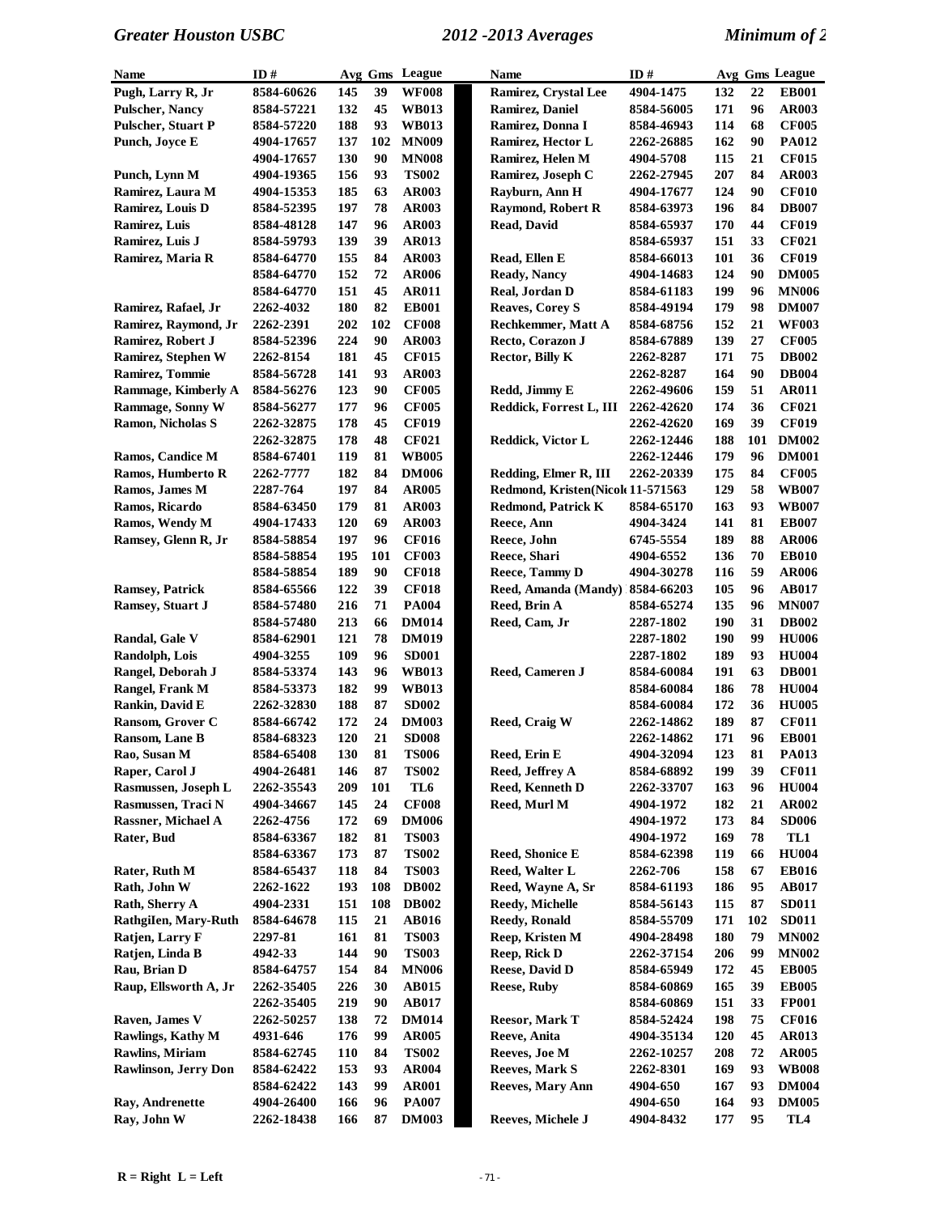| Name | ID # | Avg | Gms | League |
|---|---|---|---|---|
| Pugh, Larry R, Jr | 8584-60626 | 145 | 39 | WF008 |
| Pulscher, Nancy | 8584-57221 | 132 | 45 | WB013 |
| Pulscher, Stuart P | 8584-57220 | 188 | 93 | WB013 |
| Punch, Joyce E | 4904-17657 | 137 | 102 | MN009 |
| | 4904-17657 | 130 | 90 | MN008 |
| Punch, Lynn M | 4904-19365 | 156 | 93 | TS002 |
| Ramirez, Laura M | 4904-15353 | 185 | 63 | AR003 |
| Ramirez, Louis D | 8584-52395 | 197 | 78 | AR003 |
| Ramirez, Luis | 8584-48128 | 147 | 96 | AR003 |
| Ramirez, Luis J | 8584-59793 | 139 | 39 | AR013 |
| Ramirez, Maria R | 8584-64770 | 155 | 84 | AR003 |
| | 8584-64770 | 152 | 72 | AR006 |
| | 8584-64770 | 151 | 45 | AR011 |
| Ramirez, Rafael, Jr | 2262-4032 | 180 | 82 | EB001 |
| Ramirez, Raymond, Jr | 2262-2391 | 202 | 102 | CF008 |
| Ramirez, Robert J | 8584-52396 | 224 | 90 | AR003 |
| Ramirez, Stephen W | 2262-8154 | 181 | 45 | CF015 |
| Ramirez, Tommie | 8584-56728 | 141 | 93 | AR003 |
| Rammage, Kimberly A | 8584-56276 | 123 | 90 | CF005 |
| Rammage, Sonny W | 8584-56277 | 177 | 96 | CF005 |
| Ramon, Nicholas S | 2262-32875 | 178 | 45 | CF019 |
| | 2262-32875 | 178 | 48 | CF021 |
| Ramos, Candice M | 8584-67401 | 119 | 81 | WB005 |
| Ramos, Humberto R | 2262-7777 | 182 | 84 | DM006 |
| Ramos, James M | 2287-764 | 197 | 84 | AR005 |
| Ramos, Ricardo | 8584-63450 | 179 | 81 | AR003 |
| Ramos, Wendy M | 4904-17433 | 120 | 69 | AR003 |
| Ramsey, Glenn R, Jr | 8584-58854 | 197 | 96 | CF016 |
| | 8584-58854 | 195 | 101 | CF003 |
| | 8584-58854 | 189 | 90 | CF018 |
| Ramsey, Patrick | 8584-65566 | 122 | 39 | CF018 |
| Ramsey, Stuart J | 8584-57480 | 216 | 71 | PA004 |
| | 8584-57480 | 213 | 66 | DM014 |
| Randal, Gale V | 8584-62901 | 121 | 78 | DM019 |
| Randolph, Lois | 4904-3255 | 109 | 96 | SD001 |
| Rangel, Deborah J | 8584-53374 | 143 | 96 | WB013 |
| Rangel, Frank M | 8584-53373 | 182 | 99 | WB013 |
| Rankin, David E | 2262-32830 | 188 | 87 | SD002 |
| Ransom, Grover C | 8584-66742 | 172 | 24 | DM003 |
| Ransom, Lane B | 8584-68323 | 120 | 21 | SD008 |
| Rao, Susan M | 8584-65408 | 130 | 81 | TS006 |
| Raper, Carol J | 4904-26481 | 146 | 87 | TS002 |
| Rasmussen, Joseph L | 2262-35543 | 209 | 101 | TL6 |
| Rasmussen, Traci N | 4904-34667 | 145 | 24 | CF008 |
| Rassner, Michael A | 2262-4756 | 172 | 69 | DM006 |
| Rater, Bud | 8584-63367 | 182 | 81 | TS003 |
| | 8584-63367 | 173 | 87 | TS002 |
| Rater, Ruth M | 8584-65437 | 118 | 84 | TS003 |
| Rath, John W | 2262-1622 | 193 | 108 | DB002 |
| Rath, Sherry A | 4904-2331 | 151 | 108 | DB002 |
| RathgiIen, Mary-Ruth | 8584-64678 | 115 | 21 | AB016 |
| Ratjen, Larry F | 2297-81 | 161 | 81 | TS003 |
| Ratjen, Linda B | 4942-33 | 144 | 90 | TS003 |
| Rau, Brian D | 8584-64757 | 154 | 84 | MN006 |
| Raup, Ellsworth A, Jr | 2262-35405 | 226 | 30 | AB015 |
| | 2262-35405 | 219 | 90 | AB017 |
| Raven, James V | 2262-50257 | 138 | 72 | DM014 |
| Rawlings, Kathy M | 4931-646 | 176 | 99 | AR005 |
| Rawlins, Miriam | 8584-62745 | 110 | 84 | TS002 |
| Rawlinson, Jerry Don | 8584-62422 | 153 | 93 | AR004 |
| | 8584-62422 | 143 | 99 | AR001 |
| Ray, Andrenette | 4904-26400 | 166 | 96 | PA007 |
| Ray, John W | 2262-18438 | 166 | 87 | DM003 |
| Ramirez, Crystal Lee | 4904-1475 | 132 | 22 | EB001 |
| Ramirez, Daniel | 8584-56005 | 171 | 96 | AR003 |
| Ramirez, Donna I | 8584-46943 | 114 | 68 | CF005 |
| Ramirez, Hector L | 2262-26885 | 162 | 90 | PA012 |
| Ramirez, Helen M | 4904-5708 | 115 | 21 | CF015 |
| Ramirez, Joseph C | 2262-27945 | 207 | 84 | AR003 |
| Rayburn, Ann H | 4904-17677 | 124 | 90 | CF010 |
| Raymond, Robert R | 8584-63973 | 196 | 84 | DB007 |
| Read, David | 8584-65937 | 170 | 44 | CF019 |
| | 8584-65937 | 151 | 33 | CF021 |
| Read, Ellen E | 8584-66013 | 101 | 36 | CF019 |
| Ready, Nancy | 4904-14683 | 124 | 90 | DM005 |
| Real, Jordan D | 8584-61183 | 199 | 96 | MN006 |
| Reaves, Corey S | 8584-49194 | 179 | 98 | DM007 |
| Rechkemmer, Matt A | 8584-68756 | 152 | 21 | WF003 |
| Recto, Corazon J | 8584-67889 | 139 | 27 | CF005 |
| Rector, Billy K | 2262-8287 | 171 | 75 | DB002 |
| | 2262-8287 | 164 | 90 | DB004 |
| Redd, Jimmy E | 2262-49606 | 159 | 51 | AR011 |
| Reddick, Forrest L, III | 2262-42620 | 174 | 36 | CF021 |
| | 2262-42620 | 169 | 39 | CF019 |
| Reddick, Victor L | 2262-12446 | 188 | 101 | DM002 |
| | 2262-12446 | 179 | 96 | DM001 |
| Redding, Elmer R, III | 2262-20339 | 175 | 84 | CF005 |
| Redmond, Kristen(Nicol | 11-571563 | 129 | 58 | WB007 |
| Redmond, Patrick K | 8584-65170 | 163 | 93 | WB007 |
| Reece, Ann | 4904-3424 | 141 | 81 | EB007 |
| Reece, John | 6745-5554 | 189 | 88 | AR006 |
| Reece, Shari | 4904-6552 | 136 | 70 | EB010 |
| Reece, Tammy D | 4904-30278 | 116 | 59 | AR006 |
| Reed, Amanda (Mandy) | 8584-66203 | 105 | 96 | AB017 |
| Reed, Brin A | 8584-65274 | 135 | 96 | MN007 |
| Reed, Cam, Jr | 2287-1802 | 190 | 31 | DB002 |
| | 2287-1802 | 190 | 99 | HU006 |
| | 2287-1802 | 189 | 93 | HU004 |
| Reed, Cameren J | 8584-60084 | 191 | 63 | DB001 |
| | 8584-60084 | 186 | 78 | HU004 |
| | 8584-60084 | 172 | 36 | HU005 |
| Reed, Craig W | 2262-14862 | 189 | 87 | CF011 |
| | 2262-14862 | 171 | 96 | EB001 |
| Reed, Erin E | 4904-32094 | 123 | 81 | PA013 |
| Reed, Jeffrey A | 8584-68892 | 199 | 39 | CF011 |
| Reed, Kenneth D | 2262-33707 | 163 | 96 | HU004 |
| Reed, Murl M | 4904-1972 | 182 | 21 | AR002 |
| | 4904-1972 | 173 | 84 | SD006 |
| | 4904-1972 | 169 | 78 | TL1 |
| Reed, Shonice E | 8584-62398 | 119 | 66 | HU004 |
| Reed, Walter L | 2262-706 | 158 | 67 | EB016 |
| Reed, Wayne A, Sr | 8584-61193 | 186 | 95 | AB017 |
| Reedy, Michelle | 8584-56143 | 115 | 87 | SD011 |
| Reedy, Ronald | 8584-55709 | 171 | 102 | SD011 |
| Reep, Kristen M | 4904-28498 | 180 | 79 | MN002 |
| Reep, Rick D | 2262-37154 | 206 | 99 | MN002 |
| Reese, David D | 8584-65949 | 172 | 45 | EB005 |
| Reese, Ruby | 8584-60869 | 165 | 39 | EB005 |
| | 8584-60869 | 151 | 33 | FP001 |
| Reesor, Mark T | 8584-52424 | 198 | 75 | CF016 |
| Reeve, Anita | 4904-35134 | 120 | 45 | AR013 |
| Reeves, Joe M | 2262-10257 | 208 | 72 | AR005 |
| Reeves, Mark S | 2262-8301 | 169 | 93 | WB008 |
| Reeves, Mary Ann | 4904-650 | 167 | 93 | DM004 |
| | 4904-650 | 164 | 93 | DM005 |
| Reeves, Michele J | 4904-8432 | 177 | 95 | TL4 |

**R = Right L = Left**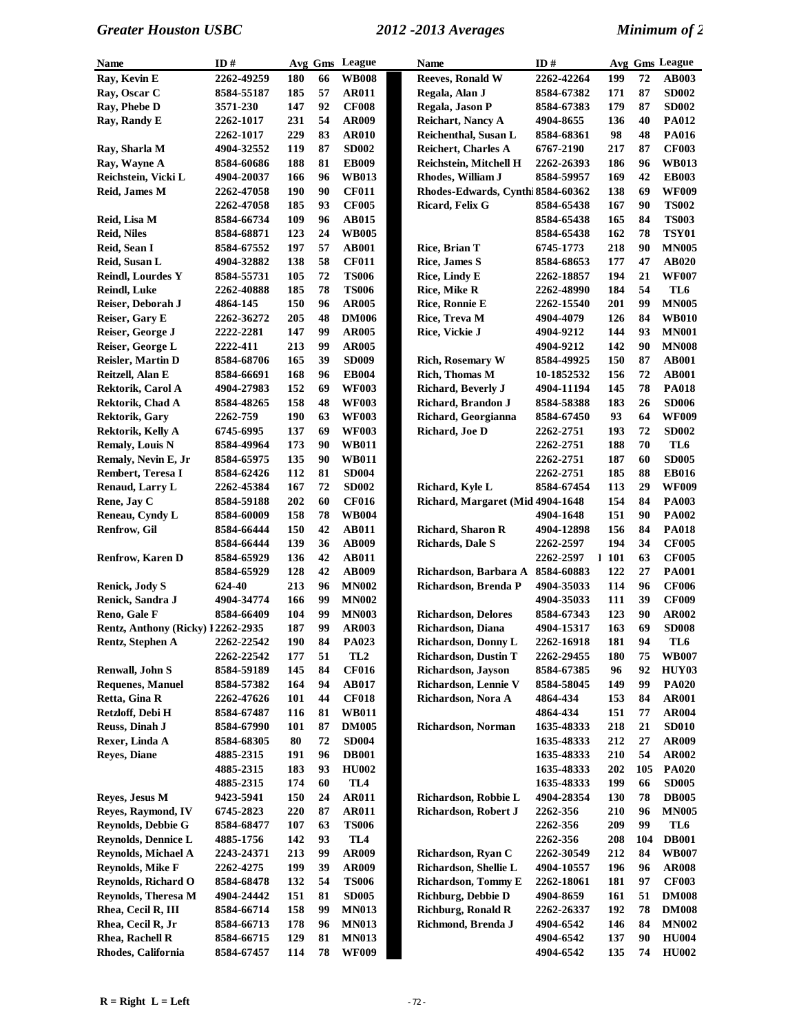| Name | ID # | Avg | Gms | League |
|---|---|---|---|---|
| Ray, Kevin E | 2262-49259 | 180 | 66 | WB008 |
| Ray, Oscar C | 8584-55187 | 185 | 57 | AR011 |
| Ray, Phebe D | 3571-230 | 147 | 92 | CF008 |
| Ray, Randy E | 2262-1017 | 231 | 54 | AR009 |
| | 2262-1017 | 229 | 83 | AR010 |
| Ray, Sharla M | 4904-32552 | 119 | 87 | SD002 |
| Ray, Wayne A | 8584-60686 | 188 | 81 | EB009 |
| Reichstein, Vicki L | 4904-20037 | 166 | 96 | WB013 |
| Reid, James M | 2262-47058 | 190 | 90 | CF011 |
| | 2262-47058 | 185 | 93 | CF005 |
| Reid, Lisa M | 8584-66734 | 109 | 96 | AB015 |
| Reid, Niles | 8584-68871 | 123 | 24 | WB005 |
| Reid, Sean I | 8584-67552 | 197 | 57 | AB001 |
| Reid, Susan L | 4904-32882 | 138 | 58 | CF011 |
| Reindl, Lourdes Y | 8584-55731 | 105 | 72 | TS006 |
| Reindl, Luke | 2262-40888 | 185 | 78 | TS006 |
| Reiser, Deborah J | 4864-145 | 150 | 96 | AR005 |
| Reiser, Gary E | 2262-36272 | 205 | 48 | DM006 |
| Reiser, George J | 2222-2281 | 147 | 99 | AR005 |
| Reiser, George L | 2222-411 | 213 | 99 | AR005 |
| Reisler, Martin D | 8584-68706 | 165 | 39 | SD009 |
| Reitzell, Alan E | 8584-66691 | 168 | 96 | EB004 |
| Rektorik, Carol A | 4904-27983 | 152 | 69 | WF003 |
| Rektorik, Chad A | 8584-48265 | 158 | 48 | WF003 |
| Rektorik, Gary | 2262-759 | 190 | 63 | WF003 |
| Rektorik, Kelly A | 6745-6995 | 137 | 69 | WF003 |
| Remaly, Louis N | 8584-49964 | 173 | 90 | WB011 |
| Remaly, Nevin E, Jr | 8584-65975 | 135 | 90 | WB011 |
| Rembert, Teresa I | 8584-62426 | 112 | 81 | SD004 |
| Renaud, Larry L | 2262-45384 | 167 | 72 | SD002 |
| Rene, Jay C | 8584-59188 | 202 | 60 | CF016 |
| Reneau, Cyndy L | 8584-60009 | 158 | 78 | WB004 |
| Renfrow, Gil | 8584-66444 | 150 | 42 | AB011 |
| | 8584-66444 | 139 | 36 | AB009 |
| Renfrow, Karen D | 8584-65929 | 136 | 42 | AB011 |
| | 8584-65929 | 128 | 42 | AB009 |
| Renick, Jody S | 624-40 | 213 | 96 | MN002 |
| Renick, Sandra J | 4904-34774 | 166 | 99 | MN002 |
| Reno, Gale F | 8584-66409 | 104 | 99 | MN003 |
| Rentz, Anthony (Ricky) I | 2262-2935 | 187 | 99 | AR003 |
| Rentz, Stephen A | 2262-22542 | 190 | 84 | PA023 |
| | 2262-22542 | 177 | 51 | TL2 |
| Renwall, John S | 8584-59189 | 145 | 84 | CF016 |
| Requenes, Manuel | 8584-57382 | 164 | 94 | AB017 |
| Retta, Gina R | 2262-47626 | 101 | 44 | CF018 |
| Retzloff, Debi H | 8584-67487 | 116 | 81 | WB011 |
| Reuss, Dinah J | 8584-67990 | 101 | 87 | DM005 |
| Rexer, Linda A | 8584-68305 | 80 | 72 | SD004 |
| Reyes, Diane | 4885-2315 | 191 | 96 | DB001 |
| | 4885-2315 | 183 | 93 | HU002 |
| | 4885-2315 | 174 | 60 | TL4 |
| Reyes, Jesus M | 9423-5941 | 150 | 24 | AR011 |
| Reyes, Raymond, IV | 6745-2823 | 220 | 87 | AR011 |
| Reynolds, Debbie G | 8584-68477 | 107 | 63 | TS006 |
| Reynolds, Dennice L | 4885-1756 | 142 | 93 | TL4 |
| Reynolds, Michael A | 2243-24371 | 213 | 99 | AR009 |
| Reynolds, Mike F | 2262-4275 | 199 | 39 | AR009 |
| Reynolds, Richard O | 8584-68478 | 132 | 54 | TS006 |
| Reynolds, Theresa M | 4904-24442 | 151 | 81 | SD005 |
| Rhea, Cecil R, III | 8584-66714 | 158 | 99 | MN013 |
| Rhea, Cecil R, Jr | 8584-66713 | 178 | 96 | MN013 |
| Rhea, Rachell R | 8584-66715 | 129 | 81 | MN013 |
| Rhodes, California | 8584-67457 | 114 | 78 | WF009 |
| Reeves, Ronald W | 2262-42264 | 199 | 72 | AB003 |
| Regala, Alan J | 8584-67382 | 171 | 87 | SD002 |
| Regala, Jason P | 8584-67383 | 179 | 87 | SD002 |
| Reichart, Nancy A | 4904-8655 | 136 | 40 | PA012 |
| Reichenthal, Susan L | 8584-68361 | 98 | 48 | PA016 |
| Reichert, Charles A | 6767-2190 | 217 | 87 | CF003 |
| Reichstein, Mitchell H | 2262-26393 | 186 | 96 | WB013 |
| Rhodes, William J | 8584-59957 | 169 | 42 | EB003 |
| Rhodes-Edwards, Cynthi | 8584-60362 | 138 | 69 | WF009 |
| Ricard, Felix G | 8584-65438 | 167 | 90 | TS002 |
| | 8584-65438 | 165 | 84 | TS003 |
| | 8584-65438 | 162 | 78 | TSY01 |
| Rice, Brian T | 6745-1773 | 218 | 90 | MN005 |
| Rice, James S | 8584-68653 | 177 | 47 | AB020 |
| Rice, Lindy E | 2262-18857 | 194 | 21 | WF007 |
| Rice, Mike R | 2262-48990 | 184 | 54 | TL6 |
| Rice, Ronnie E | 2262-15540 | 201 | 99 | MN005 |
| Rice, Treva M | 4904-4079 | 126 | 84 | WB010 |
| Rice, Vickie J | 4904-9212 | 144 | 93 | MN001 |
| | 4904-9212 | 142 | 90 | MN008 |
| Rich, Rosemary W | 8584-49925 | 150 | 87 | AB001 |
| Rich, Thomas M | 10-1852532 | 156 | 72 | AB001 |
| Richard, Beverly J | 4904-11194 | 145 | 78 | PA018 |
| Richard, Brandon J | 8584-58388 | 183 | 26 | SD006 |
| Richard, Georgianna | 8584-67450 | 93 | 64 | WF009 |
| Richard, Joe D | 2262-2751 | 193 | 72 | SD002 |
| | 2262-2751 | 188 | 70 | TL6 |
| | 2262-2751 | 187 | 60 | SD005 |
| | 2262-2751 | 185 | 88 | EB016 |
| Richard, Kyle L | 8584-67454 | 113 | 29 | WF009 |
| Richard, Margaret (Mid | 4904-1648 | 154 | 84 | PA003 |
| | 4904-1648 | 151 | 90 | PA002 |
| Richard, Sharon R | 4904-12898 | 156 | 84 | PA018 |
| Richards, Dale S | 2262-2597 | 194 | 34 | CF005 |
| | 2262-2597 | 1 101 | 63 | CF005 |
| Richardson, Barbara A | 8584-60883 | 122 | 27 | PA001 |
| Richardson, Brenda P | 4904-35033 | 114 | 96 | CF006 |
| | 4904-35033 | 111 | 39 | CF009 |
| Richardson, Delores | 8584-67343 | 123 | 90 | AR002 |
| Richardson, Diana | 4904-15317 | 163 | 69 | SD008 |
| Richardson, Donny L | 2262-16918 | 181 | 94 | TL6 |
| Richardson, Dustin T | 2262-29455 | 180 | 75 | WB007 |
| Richardson, Jayson | 8584-67385 | 96 | 92 | HUY03 |
| Richardson, Lennie V | 8584-58045 | 149 | 99 | PA020 |
| Richardson, Nora A | 4864-434 | 153 | 84 | AR001 |
| | 4864-434 | 151 | 77 | AR004 |
| Richardson, Norman | 1635-48333 | 218 | 21 | SD010 |
| | 1635-48333 | 212 | 27 | AR009 |
| | 1635-48333 | 210 | 54 | AR002 |
| | 1635-48333 | 202 | 105 | PA020 |
| | 1635-48333 | 199 | 66 | SD005 |
| Richardson, Robbie L | 4904-28354 | 130 | 78 | DB005 |
| Richardson, Robert J | 2262-356 | 210 | 96 | MN005 |
| | 2262-356 | 209 | 99 | TL6 |
| | 2262-356 | 208 | 104 | DB001 |
| Richardson, Ryan C | 2262-30549 | 212 | 84 | WB007 |
| Richardson, Shellie L | 4904-10557 | 196 | 96 | AR008 |
| Richardson, Tommy E | 2262-18061 | 181 | 97 | CF003 |
| Richburg, Debbie D | 4904-8659 | 161 | 51 | DM008 |
| Richburg, Ronald R | 2262-26337 | 192 | 78 | DM008 |
| Richmond, Brenda J | 4904-6542 | 146 | 84 | MN002 |
| | 4904-6542 | 137 | 90 | HU004 |
| | 4904-6542 | 135 | 74 | HU002 |

R = Right L = Left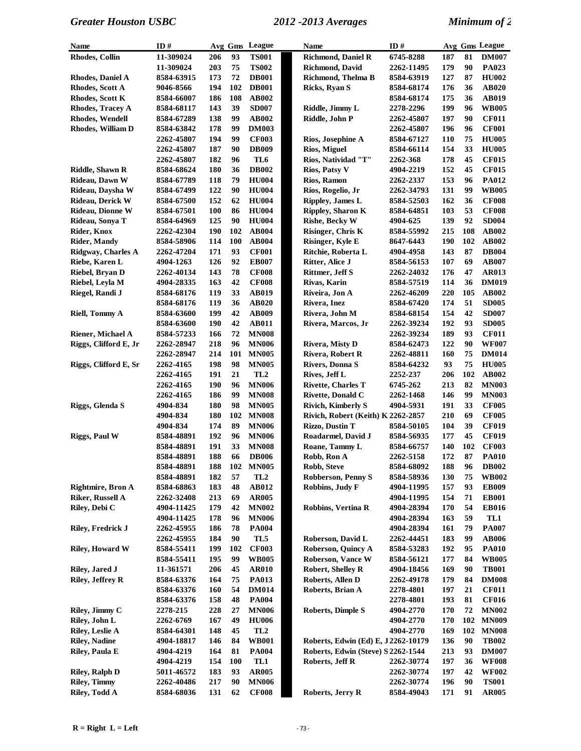| Name | ID # | Avg | Gms | League |
|---|---|---|---|---|
| Rhodes, Collin | 11-309024 | 206 | 93 | TS001 |
| | 11-309024 | 203 | 75 | TS002 |
| Rhodes, Daniel A | 8584-63915 | 173 | 72 | DB001 |
| Rhodes, Scott A | 9046-8566 | 194 | 102 | DB001 |
| Rhodes, Scott K | 8584-66007 | 186 | 108 | AB002 |
| Rhodes, Tracey A | 8584-68117 | 143 | 39 | SD007 |
| Rhodes, Wendell | 8584-67289 | 138 | 99 | AB002 |
| Rhodes, William D | 8584-63842 | 178 | 99 | DM003 |
| | 2262-45807 | 194 | 99 | CF003 |
| | 2262-45807 | 187 | 90 | DB009 |
| | 2262-45807 | 182 | 96 | TL6 |
| Riddle, Shawn R | 8584-68624 | 180 | 36 | DB002 |
| Rideau, Dawn W | 8584-67789 | 118 | 79 | HU004 |
| Rideau, Daysha W | 8584-67499 | 122 | 90 | HU004 |
| Rideau, Derick W | 8584-67500 | 152 | 62 | HU004 |
| Rideau, Dionne W | 8584-67501 | 100 | 86 | HU004 |
| Rideau, Sonya T | 8584-64969 | 125 | 90 | HU004 |
| Rider, Knox | 2262-42304 | 190 | 102 | AB004 |
| Rider, Mandy | 8584-58906 | 114 | 100 | AB004 |
| Ridgway, Charles A | 2262-47204 | 171 | 93 | CF001 |
| Riebe, Karen L | 4904-1263 | 126 | 92 | EB007 |
| Riebel, Bryan D | 2262-40134 | 143 | 78 | CF008 |
| Riebel, Leyla M | 4904-28335 | 163 | 42 | CF008 |
| Riegel, Randi J | 8584-68176 | 119 | 33 | AB019 |
| | 8584-68176 | 119 | 36 | AB020 |
| Riell, Tommy A | 8584-63600 | 199 | 42 | AB009 |
| | 8584-63600 | 190 | 42 | AB011 |
| Riener, Michael A | 8584-57233 | 166 | 72 | MN008 |
| Riggs, Clifford E, Jr | 2262-28947 | 218 | 96 | MN006 |
| | 2262-28947 | 214 | 101 | MN005 |
| Riggs, Clifford E, Sr | 2262-4165 | 198 | 98 | MN005 |
| | 2262-4165 | 191 | 21 | TL2 |
| | 2262-4165 | 190 | 96 | MN006 |
| | 2262-4165 | 186 | 99 | MN008 |
| Riggs, Glenda S | 4904-834 | 180 | 98 | MN005 |
| | 4904-834 | 180 | 102 | MN008 |
| | 4904-834 | 174 | 89 | MN006 |
| Riggs, Paul W | 8584-48891 | 192 | 96 | MN006 |
| | 8584-48891 | 191 | 33 | MN008 |
| | 8584-48891 | 188 | 66 | DB006 |
| | 8584-48891 | 188 | 102 | MN005 |
| | 8584-48891 | 182 | 57 | TL2 |
| Rightmire, Bron A | 8584-68863 | 183 | 48 | AB012 |
| Riker, Russell A | 2262-32408 | 213 | 69 | AR005 |
| Riley, Debi C | 4904-11425 | 179 | 42 | MN002 |
| | 4904-11425 | 178 | 96 | MN006 |
| Riley, Fredrick J | 2262-45955 | 186 | 78 | PA004 |
| | 2262-45955 | 184 | 90 | TL5 |
| Riley, Howard W | 8584-55411 | 199 | 102 | CF003 |
| | 8584-55411 | 195 | 99 | WB005 |
| Riley, Jared J | 11-361571 | 206 | 45 | AR010 |
| Riley, Jeffrey R | 8584-63376 | 164 | 75 | PA013 |
| | 8584-63376 | 160 | 54 | DM014 |
| | 8584-63376 | 158 | 48 | PA004 |
| Riley, Jimmy C | 2278-215 | 228 | 27 | MN006 |
| Riley, John L | 2262-6769 | 167 | 49 | HU006 |
| Riley, Leslie A | 8584-64301 | 148 | 45 | TL2 |
| Riley, Nadine | 4904-18817 | 146 | 84 | WB001 |
| Riley, Paula E | 4904-4219 | 164 | 81 | PA004 |
| | 4904-4219 | 154 | 100 | TL1 |
| Riley, Ralph D | 5011-46572 | 183 | 93 | AR005 |
| Riley, Timmy | 2262-40486 | 217 | 90 | MN006 |
| Riley, Todd A | 8584-68036 | 131 | 62 | CF008 |
| Richmond, Daniel R | 6745-8288 | 187 | 81 | DM007 |
| Richmond, David | 2262-11495 | 179 | 90 | PA023 |
| Richmond, Thelma B | 8584-63919 | 127 | 87 | HU002 |
| Ricks, Ryan S | 8584-68174 | 176 | 36 | AB020 |
| | 8584-68174 | 175 | 36 | AB019 |
| Riddle, Jimmy L | 2278-2296 | 199 | 96 | WB005 |
| Riddle, John P | 2262-45807 | 197 | 90 | CF011 |
| | 2262-45807 | 196 | 96 | CF001 |
| Rios, Josephine A | 8584-67127 | 110 | 75 | HU005 |
| Rios, Miguel | 8584-66114 | 154 | 33 | HU005 |
| Rios, Natividad "T" | 2262-368 | 178 | 45 | CF015 |
| Rios, Patsy V | 4904-2219 | 152 | 45 | CF015 |
| Rios, Ramon | 2262-2337 | 153 | 96 | PA012 |
| Rios, Rogelio, Jr | 2262-34793 | 131 | 99 | WB005 |
| Rippley, James L | 8584-52503 | 162 | 36 | CF008 |
| Rippley, Sharon K | 8584-64851 | 103 | 53 | CF008 |
| Rishe, Becky W | 4904-625 | 139 | 92 | SD004 |
| Risinger, Chris K | 8584-55992 | 215 | 108 | AB002 |
| Risinger, Kyle E | 8647-6443 | 190 | 102 | AB002 |
| Ritchie, Roberta L | 4904-4958 | 143 | 87 | DB004 |
| Ritter, Alice J | 8584-56153 | 107 | 69 | AB007 |
| Rittmer, Jeff S | 2262-24032 | 176 | 47 | AR013 |
| Rivas, Karin | 8584-57519 | 114 | 36 | DM019 |
| Riveira, Jon A | 2262-46209 | 220 | 105 | AB002 |
| Rivera, Inez | 8584-67420 | 174 | 51 | SD005 |
| Rivera, John M | 8584-68154 | 154 | 42 | SD007 |
| Rivera, Marcos, Jr | 2262-39234 | 192 | 93 | SD005 |
| | 2262-39234 | 189 | 93 | CF011 |
| Rivera, Misty D | 8584-62473 | 122 | 90 | WF007 |
| Rivera, Robert R | 2262-48811 | 160 | 75 | DM014 |
| Rivers, Donna S | 8584-64232 | 93 | 75 | HU005 |
| Rives, Jeff L | 2252-237 | 206 | 102 | AB002 |
| Rivette, Charles T | 6745-262 | 213 | 82 | MN003 |
| Rivette, Donald C | 2262-1468 | 146 | 99 | MN003 |
| Rivich, Kimberly S | 4904-5931 | 191 | 33 | CF005 |
| Rivich, Robert (Keith) K | 2262-2857 | 210 | 69 | CF005 |
| Rizzo, Dustin T | 8584-50105 | 104 | 39 | CF019 |
| Roadarmel, David J | 8584-56935 | 177 | 45 | CF019 |
| Roane, Tammy L | 8584-66757 | 140 | 102 | CF003 |
| Robb, Ron A | 2262-5158 | 172 | 87 | PA010 |
| Robb, Steve | 8584-68092 | 188 | 96 | DB002 |
| Robberson, Penny S | 8584-58936 | 130 | 75 | WB002 |
| Robbins, Judy F | 4904-11995 | 157 | 93 | EB009 |
| | 4904-11995 | 154 | 71 | EB001 |
| Robbins, Vertina R | 4904-28394 | 170 | 54 | EB016 |
| | 4904-28394 | 163 | 59 | TL1 |
| | 4904-28394 | 161 | 79 | PA007 |
| Roberson, David L | 2262-44451 | 183 | 99 | AB006 |
| Roberson, Quincy A | 8584-53283 | 192 | 95 | PA010 |
| Roberson, Vance W | 8584-56121 | 177 | 84 | WB005 |
| Robert, Shelley R | 4904-18456 | 169 | 90 | TB001 |
| Roberts, Allen D | 2262-49178 | 179 | 84 | DM008 |
| Roberts, Brian A | 2278-4801 | 197 | 21 | CF011 |
| | 2278-4801 | 193 | 81 | CF016 |
| Roberts, Dimple S | 4904-2770 | 170 | 72 | MN002 |
| | 4904-2770 | 170 | 102 | MN009 |
| | 4904-2770 | 169 | 102 | MN008 |
| Roberts, Edwin (Ed) E, J | 2262-10179 | 136 | 90 | TB002 |
| Roberts, Edwin (Steve) S | 2262-1544 | 213 | 93 | DM007 |
| Roberts, Jeff R | 2262-30774 | 197 | 36 | WF008 |
| | 2262-30774 | 197 | 42 | WF002 |
| | 2262-30774 | 196 | 90 | TS001 |
| Roberts, Jerry R | 8584-49043 | 171 | 91 | AR005 |

R = Right L = Left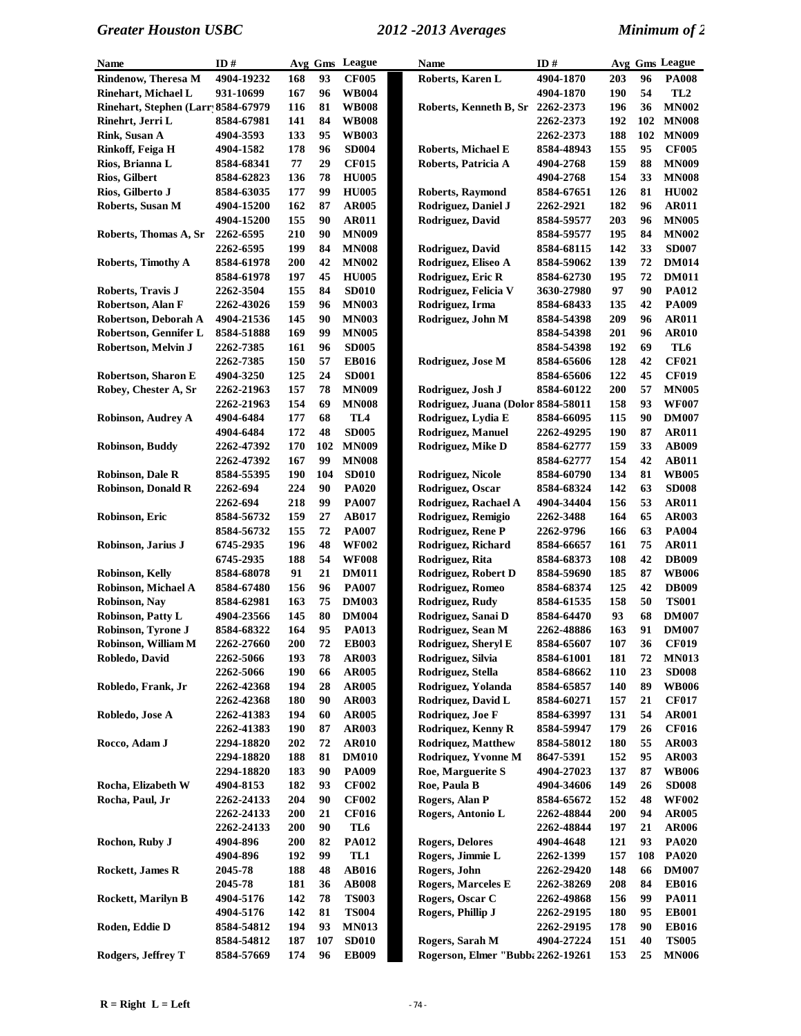| Name | ID # | Avg | Gms | League |
|---|---|---|---|---|
| Rindenow, Theresa M | 4904-19232 | 168 | 93 | CF005 |
| Rinehart, Michael L | 931-10699 | 167 | 96 | WB004 |
| Rinehart, Stephen (Larr | 8584-67979 | 116 | 81 | WB008 |
| Rinehrt, Jerri L | 8584-67981 | 141 | 84 | WB008 |
| Rink, Susan A | 4904-3593 | 133 | 95 | WB003 |
| Rinkoff, Feiga H | 4904-1582 | 178 | 96 | SD004 |
| Rios, Brianna L | 8584-68341 | 77 | 29 | CF015 |
| Rios, Gilbert | 8584-62823 | 136 | 78 | HU005 |
| Rios, Gilberto J | 8584-63035 | 177 | 99 | HU005 |
| Roberts, Susan M | 4904-15200 | 162 | 87 | AR005 |
| | 4904-15200 | 155 | 90 | AR011 |
| Roberts, Thomas A, Sr | 2262-6595 | 210 | 90 | MN009 |
| | 2262-6595 | 199 | 84 | MN008 |
| Roberts, Timothy A | 8584-61978 | 200 | 42 | MN002 |
| | 8584-61978 | 197 | 45 | HU005 |
| Roberts, Travis J | 2262-3504 | 155 | 84 | SD010 |
| Robertson, Alan F | 2262-43026 | 159 | 96 | MN003 |
| Robertson, Deborah A | 4904-21536 | 145 | 90 | MN003 |
| Robertson, Gennifer L | 8584-51888 | 169 | 99 | MN005 |
| Robertson, Melvin J | 2262-7385 | 161 | 96 | SD005 |
| | 2262-7385 | 150 | 57 | EB016 |
| Robertson, Sharon E | 4904-3250 | 125 | 24 | SD001 |
| Robey, Chester A, Sr | 2262-21963 | 157 | 78 | MN009 |
| | 2262-21963 | 154 | 69 | MN008 |
| Robinson, Audrey A | 4904-6484 | 177 | 68 | TL4 |
| | 4904-6484 | 172 | 48 | SD005 |
| Robinson, Buddy | 2262-47392 | 170 | 102 | MN009 |
| | 2262-47392 | 167 | 99 | MN008 |
| Robinson, Dale R | 8584-55395 | 190 | 104 | SD010 |
| Robinson, Donald R | 2262-694 | 224 | 90 | PA020 |
| | 2262-694 | 218 | 99 | PA007 |
| Robinson, Eric | 8584-56732 | 159 | 27 | AB017 |
| | 8584-56732 | 155 | 72 | PA007 |
| Robinson, Jarius J | 6745-2935 | 196 | 48 | WF002 |
| | 6745-2935 | 188 | 54 | WF008 |
| Robinson, Kelly | 8584-68078 | 91 | 21 | DM011 |
| Robinson, Michael A | 8584-67480 | 156 | 96 | PA007 |
| Robinson, Nay | 8584-62981 | 163 | 75 | DM003 |
| Robinson, Patty L | 4904-23566 | 145 | 80 | DM004 |
| Robinson, Tyrone J | 8584-68322 | 164 | 95 | PA013 |
| Robinson, William M | 2262-27660 | 200 | 72 | EB003 |
| Robledo, David | 2262-5066 | 193 | 78 | AR003 |
| | 2262-5066 | 190 | 66 | AR005 |
| Robledo, Frank, Jr | 2262-42368 | 194 | 28 | AR005 |
| | 2262-42368 | 180 | 90 | AR003 |
| Robledo, Jose A | 2262-41383 | 194 | 60 | AR005 |
| | 2262-41383 | 190 | 87 | AR003 |
| Rocco, Adam J | 2294-18820 | 202 | 72 | AR010 |
| | 2294-18820 | 188 | 81 | DM010 |
| | 2294-18820 | 183 | 90 | PA009 |
| Rocha, Elizabeth W | 4904-8153 | 182 | 93 | CF002 |
| Rocha, Paul, Jr | 2262-24133 | 204 | 90 | CF002 |
| | 2262-24133 | 200 | 21 | CF016 |
| | 2262-24133 | 200 | 90 | TL6 |
| Rochon, Ruby J | 4904-896 | 200 | 82 | PA012 |
| | 4904-896 | 192 | 99 | TL1 |
| Rockett, James R | 2045-78 | 188 | 48 | AB016 |
| | 2045-78 | 181 | 36 | AB008 |
| Rockett, Marilyn B | 4904-5176 | 142 | 78 | TS003 |
| | 4904-5176 | 142 | 81 | TS004 |
| Roden, Eddie D | 8584-54812 | 194 | 93 | MN013 |
| | 8584-54812 | 187 | 107 | SD010 |
| Rodgers, Jeffrey T | 8584-57669 | 174 | 96 | EB009 |
| Roberts, Karen L | 4904-1870 | 203 | 96 | PA008 |
| | 4904-1870 | 190 | 54 | TL2 |
| Roberts, Kenneth B, Sr | 2262-2373 | 196 | 36 | MN002 |
| | 2262-2373 | 192 | 102 | MN008 |
| | 2262-2373 | 188 | 102 | MN009 |
| Roberts, Michael E | 8584-48943 | 155 | 95 | CF005 |
| Roberts, Patricia A | 4904-2768 | 159 | 88 | MN009 |
| | 4904-2768 | 154 | 33 | MN008 |
| Roberts, Raymond | 8584-67651 | 126 | 81 | HU002 |
| Rodriguez, Daniel J | 2262-2921 | 182 | 96 | AR011 |
| Rodriguez, David | 8584-59577 | 203 | 96 | MN005 |
| | 8584-59577 | 195 | 84 | MN002 |
| Rodriguez, David | 8584-68115 | 142 | 33 | SD007 |
| Rodriguez, Eliseo A | 8584-59062 | 139 | 72 | DM014 |
| Rodriguez, Eric R | 8584-62730 | 195 | 72 | DM011 |
| Rodriguez, Felicia V | 3630-27980 | 97 | 90 | PA012 |
| Rodriguez, Irma | 8584-68433 | 135 | 42 | PA009 |
| Rodriguez, John M | 8584-54398 | 209 | 96 | AR011 |
| | 8584-54398 | 201 | 96 | AR010 |
| | 8584-54398 | 192 | 69 | TL6 |
| Rodriguez, Jose M | 8584-65606 | 128 | 42 | CF021 |
| | 8584-65606 | 122 | 45 | CF019 |
| Rodriguez, Josh J | 8584-60122 | 200 | 57 | MN005 |
| Rodriguez, Juana (Dolor | 8584-58011 | 158 | 93 | WF007 |
| Rodriguez, Lydia E | 8584-66095 | 115 | 90 | DM007 |
| Rodriguez, Manuel | 2262-49295 | 190 | 87 | AR011 |
| Rodriguez, Mike D | 8584-62777 | 159 | 33 | AB009 |
| | 8584-62777 | 154 | 42 | AB011 |
| Rodriguez, Nicole | 8584-60790 | 134 | 81 | WB005 |
| Rodriguez, Oscar | 8584-68324 | 142 | 63 | SD008 |
| Rodriguez, Rachael A | 4904-34404 | 156 | 53 | AR011 |
| Rodriguez, Remigio | 2262-3488 | 164 | 65 | AR003 |
| Rodriguez, Rene P | 2262-9796 | 166 | 63 | PA004 |
| Rodriguez, Richard | 8584-66657 | 161 | 75 | AR011 |
| Rodriguez, Rita | 8584-68373 | 108 | 42 | DB009 |
| Rodriguez, Robert D | 8584-59690 | 185 | 87 | WB006 |
| Rodriguez, Romeo | 8584-68374 | 125 | 42 | DB009 |
| Rodriguez, Rudy | 8584-61535 | 158 | 50 | TS001 |
| Rodriguez, Sanai D | 8584-64470 | 93 | 68 | DM007 |
| Rodriguez, Sean M | 2262-48886 | 163 | 91 | DM007 |
| Rodriguez, Sheryl E | 8584-65607 | 107 | 36 | CF019 |
| Rodriguez, Silvia | 8584-61001 | 181 | 72 | MN013 |
| Rodriguez, Stella | 8584-68662 | 110 | 23 | SD008 |
| Rodriguez, Yolanda | 8584-65857 | 140 | 89 | WB006 |
| Rodriquez, David L | 8584-60271 | 157 | 21 | CF017 |
| Rodriquez, Joe F | 8584-63997 | 131 | 54 | AR001 |
| Rodriquez, Kenny R | 8584-59947 | 179 | 26 | CF016 |
| Rodriquez, Matthew | 8584-58012 | 180 | 55 | AR003 |
| Rodriquez, Yvonne M | 8647-5391 | 152 | 95 | AR003 |
| Roe, Marguerite S | 4904-27023 | 137 | 87 | WB006 |
| Roe, Paula B | 4904-34606 | 149 | 26 | SD008 |
| Rogers, Alan P | 8584-65672 | 152 | 48 | WF002 |
| Rogers, Antonio L | 2262-48844 | 200 | 94 | AR005 |
| | 2262-48844 | 197 | 21 | AR006 |
| Rogers, Delores | 4904-4648 | 121 | 93 | PA020 |
| Rogers, Jimmie L | 2262-1399 | 157 | 108 | PA020 |
| Rogers, John | 2262-29420 | 148 | 66 | DM007 |
| Rogers, Marceles E | 2262-38269 | 208 | 84 | EB016 |
| Rogers, Oscar C | 2262-49868 | 156 | 99 | PA011 |
| Rogers, Phillip J | 2262-29195 | 180 | 95 | EB001 |
| | 2262-29195 | 178 | 90 | EB016 |
| Rogers, Sarah M | 4904-27224 | 151 | 40 | TS005 |
| Rogerson, Elmer "Bubba | 2262-19261 | 153 | 25 | MN006 |

R = Right L = Left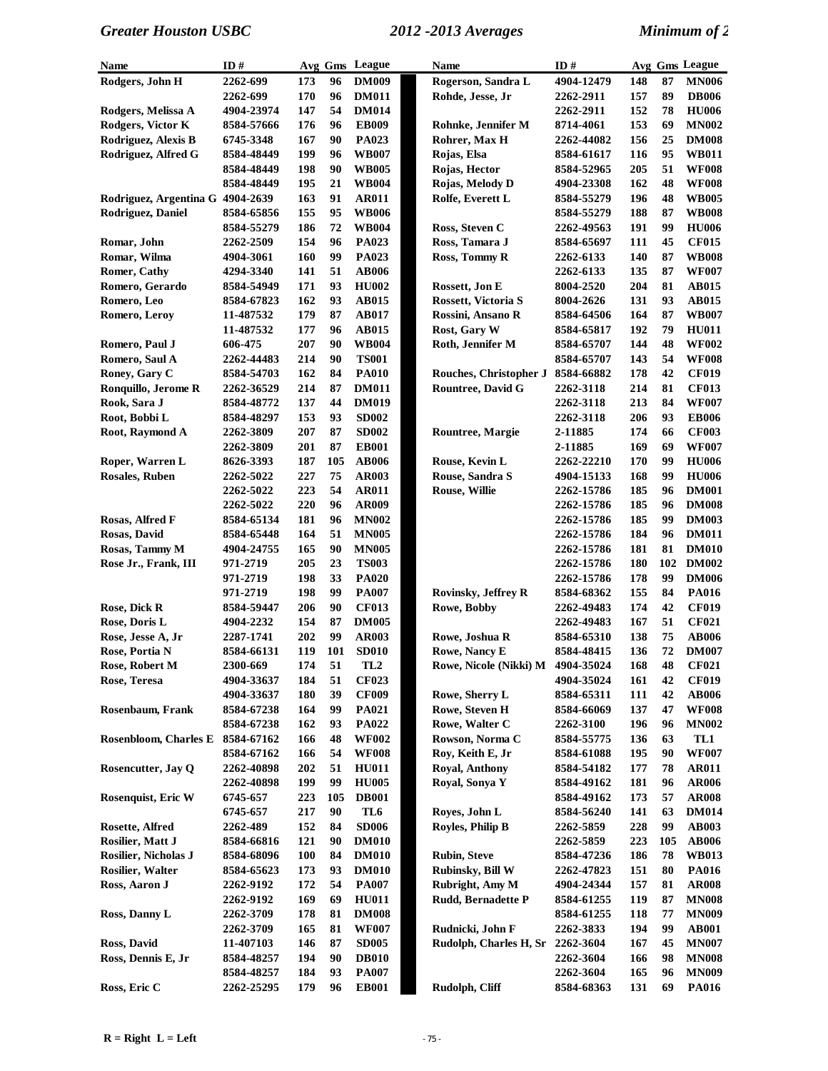| Name | ID # | Avg | Gms | League |
|---|---|---|---|---|
| Rodgers, John H | 2262-699 | 173 | 96 | DM009 |
| | 2262-699 | 170 | 96 | DM011 |
| Rodgers, Melissa A | 4904-23974 | 147 | 54 | DM014 |
| Rodgers, Victor K | 8584-57666 | 176 | 96 | EB009 |
| Rodriguez, Alexis B | 6745-3348 | 167 | 90 | PA023 |
| Rodriguez, Alfred G | 8584-48449 | 199 | 96 | WB007 |
| | 8584-48449 | 198 | 90 | WB005 |
| | 8584-48449 | 195 | 21 | WB004 |
| Rodriguez, Argentina G | 4904-2639 | 163 | 91 | AR011 |
| Rodriguez, Daniel | 8584-65856 | 155 | 95 | WB006 |
| | 8584-55279 | 186 | 72 | WB004 |
| Romar, John | 2262-2509 | 154 | 96 | PA023 |
| Romar, Wilma | 4904-3061 | 160 | 99 | PA023 |
| Romer, Cathy | 4294-3340 | 141 | 51 | AB006 |
| Romero, Gerardo | 8584-54949 | 171 | 93 | HU002 |
| Romero, Leo | 8584-67823 | 162 | 93 | AB015 |
| Romero, Leroy | 11-487532 | 179 | 87 | AB017 |
| | 11-487532 | 177 | 96 | AB015 |
| Romero, Paul J | 606-475 | 207 | 90 | WB004 |
| Romero, Saul A | 2262-44483 | 214 | 90 | TS001 |
| Roney, Gary C | 8584-54703 | 162 | 84 | PA010 |
| Ronquillo, Jerome R | 2262-36529 | 214 | 87 | DM011 |
| Rook, Sara J | 8584-48772 | 137 | 44 | DM019 |
| Root, Bobbi L | 8584-48297 | 153 | 93 | SD002 |
| Root, Raymond A | 2262-3809 | 207 | 87 | SD002 |
| | 2262-3809 | 201 | 87 | EB001 |
| Roper, Warren L | 8626-3393 | 187 | 105 | AB006 |
| Rosales, Ruben | 2262-5022 | 227 | 75 | AR003 |
| | 2262-5022 | 223 | 54 | AR011 |
| | 2262-5022 | 220 | 96 | AR009 |
| Rosas, Alfred F | 8584-65134 | 181 | 96 | MN002 |
| Rosas, David | 8584-65448 | 164 | 51 | MN005 |
| Rosas, Tammy M | 4904-24755 | 165 | 90 | MN005 |
| Rose Jr., Frank, III | 971-2719 | 205 | 23 | TS003 |
| | 971-2719 | 198 | 33 | PA020 |
| | 971-2719 | 198 | 99 | PA007 |
| Rose, Dick R | 8584-59447 | 206 | 90 | CF013 |
| Rose, Doris L | 4904-2232 | 154 | 87 | DM005 |
| Rose, Jesse A, Jr | 2287-1741 | 202 | 99 | AR003 |
| Rose, Portia N | 8584-66131 | 119 | 101 | SD010 |
| Rose, Robert M | 2300-669 | 174 | 51 | TL2 |
| Rose, Teresa | 4904-33637 | 184 | 51 | CF023 |
| | 4904-33637 | 180 | 39 | CF009 |
| Rosenbaum, Frank | 8584-67238 | 164 | 99 | PA021 |
| | 8584-67238 | 162 | 93 | PA022 |
| Rosenbloom, Charles E | 8584-67162 | 166 | 48 | WF002 |
| | 8584-67162 | 166 | 54 | WF008 |
| Rosencutter, Jay Q | 2262-40898 | 202 | 51 | HU011 |
| | 2262-40898 | 199 | 99 | HU005 |
| Rosenquist, Eric W | 6745-657 | 223 | 105 | DB001 |
| | 6745-657 | 217 | 90 | TL6 |
| Rosette, Alfred | 2262-489 | 152 | 84 | SD006 |
| Rosilier, Matt J | 8584-66816 | 121 | 90 | DM010 |
| Rosilier, Nicholas J | 8584-68096 | 100 | 84 | DM010 |
| Rosilier, Walter | 8584-65623 | 173 | 93 | DM010 |
| Ross, Aaron J | 2262-9192 | 172 | 54 | PA007 |
| | 2262-9192 | 169 | 69 | HU011 |
| Ross, Danny L | 2262-3709 | 178 | 81 | DM008 |
| | 2262-3709 | 165 | 81 | WF007 |
| Ross, David | 11-407103 | 146 | 87 | SD005 |
| Ross, Dennis E, Jr | 8584-48257 | 194 | 90 | DB010 |
| | 8584-48257 | 184 | 93 | PA007 |
| Ross, Eric C | 2262-25295 | 179 | 96 | EB001 |
| Rogerson, Sandra L | 4904-12479 | 148 | 87 | MN006 |
| Rohde, Jesse, Jr | 2262-2911 | 157 | 89 | DB006 |
| | 2262-2911 | 152 | 78 | HU006 |
| Rohnke, Jennifer M | 8714-4061 | 153 | 69 | MN002 |
| Rohrer, Max H | 2262-44082 | 156 | 25 | DM008 |
| Rojas, Elsa | 8584-61617 | 116 | 95 | WB011 |
| Rojas, Hector | 8584-52965 | 205 | 51 | WF008 |
| Rojas, Melody D | 4904-23308 | 162 | 48 | WF008 |
| Rolfe, Everett L | 8584-55279 | 196 | 48 | WB005 |
| | 8584-55279 | 188 | 87 | WB008 |
| Ross, Steven C | 2262-49563 | 191 | 99 | HU006 |
| Ross, Tamara J | 8584-65697 | 111 | 45 | CF015 |
| Ross, Tommy R | 2262-6133 | 140 | 87 | WB008 |
| | 2262-6133 | 135 | 87 | WF007 |
| Rossett, Jon E | 8004-2520 | 204 | 81 | AB015 |
| Rossett, Victoria S | 8004-2626 | 131 | 93 | AB015 |
| Rossini, Ansano R | 8584-64506 | 164 | 87 | WB007 |
| Rost, Gary W | 8584-65817 | 192 | 79 | HU011 |
| Roth, Jennifer M | 8584-65707 | 144 | 48 | WF002 |
| | 8584-65707 | 143 | 54 | WF008 |
| Rouches, Christopher J | 8584-66882 | 178 | 42 | CF019 |
| Rountree, David G | 2262-3118 | 214 | 81 | CF013 |
| | 2262-3118 | 213 | 84 | WF007 |
| | 2262-3118 | 206 | 93 | EB006 |
| Rountree, Margie | 2-11885 | 174 | 66 | CF003 |
| | 2-11885 | 169 | 69 | WF007 |
| Rouse, Kevin L | 2262-22210 | 170 | 99 | HU006 |
| Rouse, Sandra S | 4904-15133 | 168 | 99 | HU006 |
| Rouse, Willie | 2262-15786 | 185 | 96 | DM001 |
| | 2262-15786 | 185 | 96 | DM008 |
| | 2262-15786 | 185 | 99 | DM003 |
| | 2262-15786 | 184 | 96 | DM011 |
| | 2262-15786 | 181 | 81 | DM010 |
| | 2262-15786 | 180 | 102 | DM002 |
| | 2262-15786 | 178 | 99 | DM006 |
| Rovinsky, Jeffrey R | 8584-68362 | 155 | 84 | PA016 |
| Rowe, Bobby | 2262-49483 | 174 | 42 | CF019 |
| | 2262-49483 | 167 | 51 | CF021 |
| Rowe, Joshua R | 8584-65310 | 138 | 75 | AB006 |
| Rowe, Nancy E | 8584-48415 | 136 | 72 | DM007 |
| Rowe, Nicole (Nikki) M | 4904-35024 | 168 | 48 | CF021 |
| | 4904-35024 | 161 | 42 | CF019 |
| Rowe, Sherry L | 8584-65311 | 111 | 42 | AB006 |
| Rowe, Steven H | 8584-66069 | 137 | 47 | WF008 |
| Rowe, Walter C | 2262-3100 | 196 | 96 | MN002 |
| Rowson, Norma C | 8584-55775 | 136 | 63 | TL1 |
| Roy, Keith E, Jr | 8584-61088 | 195 | 90 | WF007 |
| Royal, Anthony | 8584-54182 | 177 | 78 | AR011 |
| Royal, Sonya Y | 8584-49162 | 181 | 96 | AR006 |
| | 8584-49162 | 173 | 57 | AR008 |
| Royes, John L | 8584-56240 | 141 | 63 | DM014 |
| Royles, Philip B | 2262-5859 | 228 | 99 | AB003 |
| | 2262-5859 | 223 | 105 | AB006 |
| Rubin, Steve | 8584-47236 | 186 | 78 | WB013 |
| Rubinsky, Bill W | 2262-47823 | 151 | 80 | PA016 |
| Rubright, Amy M | 4904-24344 | 157 | 81 | AR008 |
| Rudd, Bernadette P | 8584-61255 | 119 | 87 | MN008 |
| | 8584-61255 | 118 | 77 | MN009 |
| Rudnicki, John F | 2262-3833 | 194 | 99 | AB001 |
| Rudolph, Charles H, Sr | 2262-3604 | 167 | 45 | MN007 |
| | 2262-3604 | 166 | 98 | MN008 |
| | 2262-3604 | 165 | 96 | MN009 |
| Rudolph, Cliff | 8584-68363 | 131 | 69 | PA016 |

R = Right L = Left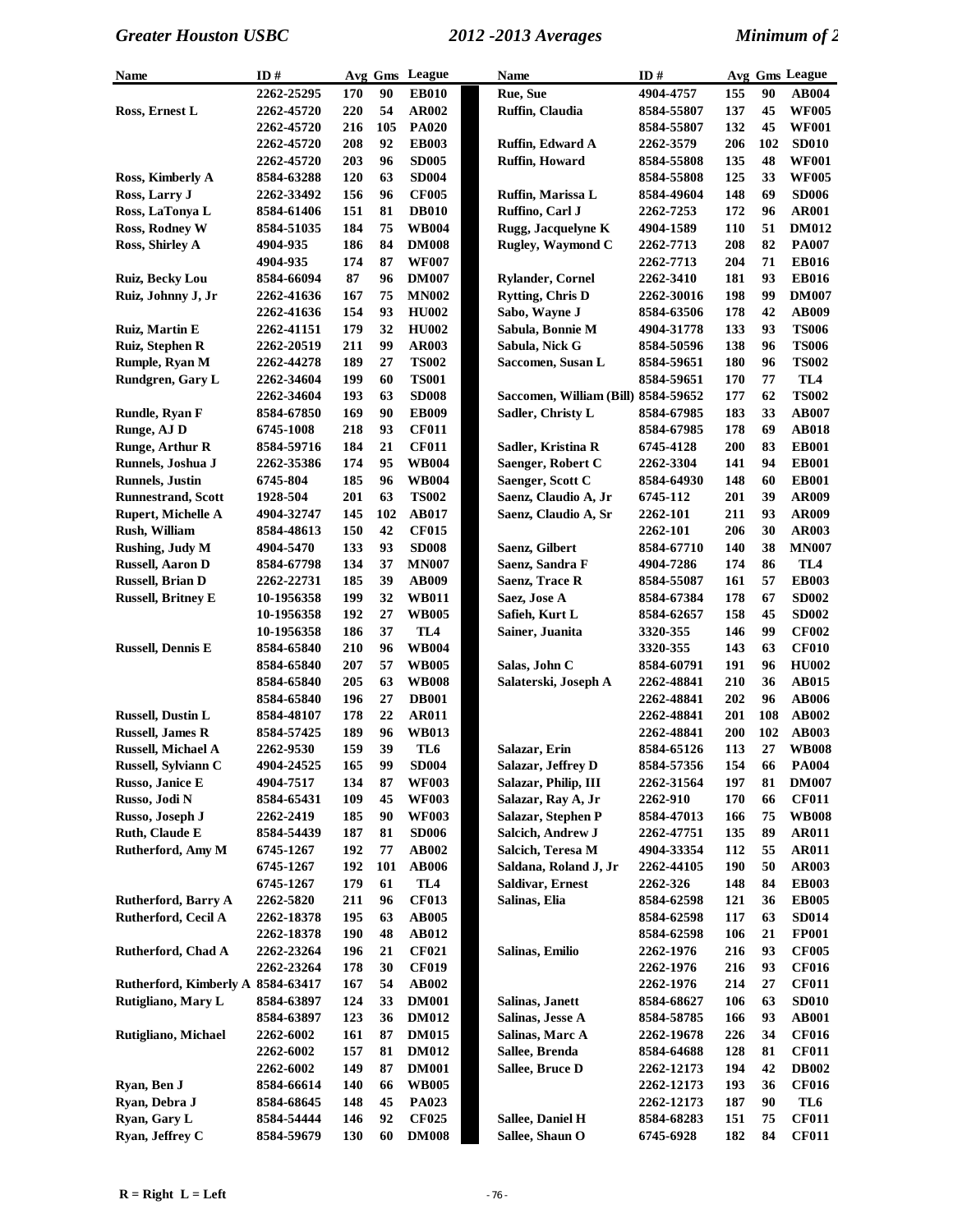| Name | ID # | Avg | Gms | League |
|---|---|---|---|---|
| | 2262-25295 | 170 | 90 | EB010 |
| Ross, Ernest L | 2262-45720 | 220 | 54 | AR002 |
| | 2262-45720 | 216 | 105 | PA020 |
| | 2262-45720 | 208 | 92 | EB003 |
| | 2262-45720 | 203 | 96 | SD005 |
| Ross, Kimberly A | 8584-63288 | 120 | 63 | SD004 |
| Ross, Larry J | 2262-33492 | 156 | 96 | CF005 |
| Ross, LaTonya L | 8584-61406 | 151 | 81 | DB010 |
| Ross, Rodney W | 8584-51035 | 184 | 75 | WB004 |
| Ross, Shirley A | 4904-935 | 186 | 84 | DM008 |
| | 4904-935 | 174 | 87 | WF007 |
| Ruiz, Becky Lou | 8584-66094 | 87 | 96 | DM007 |
| Ruiz, Johnny J, Jr | 2262-41636 | 167 | 75 | MN002 |
| | 2262-41636 | 154 | 93 | HU002 |
| Ruiz, Martin E | 2262-41151 | 179 | 32 | HU002 |
| Ruiz, Stephen R | 2262-20519 | 211 | 99 | AR003 |
| Rumple, Ryan M | 2262-44278 | 189 | 27 | TS002 |
| Rundgren, Gary L | 2262-34604 | 199 | 60 | TS001 |
| | 2262-34604 | 193 | 63 | SD008 |
| Rundle, Ryan F | 8584-67850 | 169 | 90 | EB009 |
| Runge, AJ D | 6745-1008 | 218 | 93 | CF011 |
| Runge, Arthur R | 8584-59716 | 184 | 21 | CF011 |
| Runnels, Joshua J | 2262-35386 | 174 | 95 | WB004 |
| Runnels, Justin | 6745-804 | 185 | 96 | WB004 |
| Runnestrand, Scott | 1928-504 | 201 | 63 | TS002 |
| Rupert, Michelle A | 4904-32747 | 145 | 102 | AB017 |
| Rush, William | 8584-48613 | 150 | 42 | CF015 |
| Rushing, Judy M | 4904-5470 | 133 | 93 | SD008 |
| Russell, Aaron D | 8584-67798 | 134 | 37 | MN007 |
| Russell, Brian D | 2262-22731 | 185 | 39 | AB009 |
| Russell, Britney E | 10-1956358 | 199 | 32 | WB011 |
| | 10-1956358 | 192 | 27 | WB005 |
| | 10-1956358 | 186 | 37 | TL4 |
| Russell, Dennis E | 8584-65840 | 210 | 96 | WB004 |
| | 8584-65840 | 207 | 57 | WB005 |
| | 8584-65840 | 205 | 63 | WB008 |
| | 8584-65840 | 196 | 27 | DB001 |
| Russell, Dustin L | 8584-48107 | 178 | 22 | AR011 |
| Russell, James R | 8584-57425 | 189 | 96 | WB013 |
| Russell, Michael A | 2262-9530 | 159 | 39 | TL6 |
| Russell, Sylviann C | 4904-24525 | 165 | 99 | SD004 |
| Russo, Janice E | 4904-7517 | 134 | 87 | WF003 |
| Russo, Jodi N | 8584-65431 | 109 | 45 | WF003 |
| Russo, Joseph J | 2262-2419 | 185 | 90 | WF003 |
| Ruth, Claude E | 8584-54439 | 187 | 81 | SD006 |
| Rutherford, Amy M | 6745-1267 | 192 | 77 | AB002 |
| | 6745-1267 | 192 | 101 | AB006 |
| | 6745-1267 | 179 | 61 | TL4 |
| Rutherford, Barry A | 2262-5820 | 211 | 96 | CF013 |
| Rutherford, Cecil A | 2262-18378 | 195 | 63 | AB005 |
| | 2262-18378 | 190 | 48 | AB012 |
| Rutherford, Chad A | 2262-23264 | 196 | 21 | CF021 |
| | 2262-23264 | 178 | 30 | CF019 |
| Rutherford, Kimberly A | 8584-63417 | 167 | 54 | AB002 |
| Rutigliano, Mary L | 8584-63897 | 124 | 33 | DM001 |
| | 8584-63897 | 123 | 36 | DM012 |
| Rutigliano, Michael | 2262-6002 | 161 | 87 | DM015 |
| | 2262-6002 | 157 | 81 | DM012 |
| | 2262-6002 | 149 | 87 | DM001 |
| Ryan, Ben J | 8584-66614 | 140 | 66 | WB005 |
| Ryan, Debra J | 8584-68645 | 148 | 45 | PA023 |
| Ryan, Gary L | 8584-54444 | 146 | 92 | CF025 |
| Ryan, Jeffrey C | 8584-59679 | 130 | 60 | DM008 |
| Rue, Sue | 4904-4757 | 155 | 90 | AB004 |
| Ruffin, Claudia | 8584-55807 | 137 | 45 | WF005 |
| | 8584-55807 | 132 | 45 | WF001 |
| Ruffin, Edward A | 2262-3579 | 206 | 102 | SD010 |
| Ruffin, Howard | 8584-55808 | 135 | 48 | WF001 |
| | 8584-55808 | 125 | 33 | WF005 |
| Ruffin, Marissa L | 8584-49604 | 148 | 69 | SD006 |
| Ruffino, Carl J | 2262-7253 | 172 | 96 | AR001 |
| Rugg, Jacquelyne K | 4904-1589 | 110 | 51 | DM012 |
| Rugley, Waymond C | 2262-7713 | 208 | 82 | PA007 |
| | 2262-7713 | 204 | 71 | EB016 |
| Rylander, Cornel | 2262-3410 | 181 | 93 | EB016 |
| Rytting, Chris D | 2262-30016 | 198 | 99 | DM007 |
| Sabo, Wayne J | 8584-63506 | 178 | 42 | AB009 |
| Sabula, Bonnie M | 4904-31778 | 133 | 93 | TS006 |
| Sabula, Nick G | 8584-50596 | 138 | 96 | TS006 |
| Saccomen, Susan L | 8584-59651 | 180 | 96 | TS002 |
| | 8584-59651 | 170 | 77 | TL4 |
| Saccomen, William (Bill) | 8584-59652 | 177 | 62 | TS002 |
| Sadler, Christy L | 8584-67985 | 183 | 33 | AB007 |
| | 8584-67985 | 178 | 69 | AB018 |
| Sadler, Kristina R | 6745-4128 | 200 | 83 | EB001 |
| Saenger, Robert C | 2262-3304 | 141 | 94 | EB001 |
| Saenger, Scott C | 8584-64930 | 148 | 60 | EB001 |
| Saenz, Claudio A, Jr | 6745-112 | 201 | 39 | AR009 |
| Saenz, Claudio A, Sr | 2262-101 | 211 | 93 | AR009 |
| | 2262-101 | 206 | 30 | AR003 |
| Saenz, Gilbert | 8584-67710 | 140 | 38 | MN007 |
| Saenz, Sandra F | 4904-7286 | 174 | 86 | TL4 |
| Saenz, Trace R | 8584-55087 | 161 | 57 | EB003 |
| Saez, Jose A | 8584-67384 | 178 | 67 | SD002 |
| Safieh, Kurt L | 8584-62657 | 158 | 45 | SD002 |
| Sainer, Juanita | 3320-355 | 146 | 99 | CF002 |
| | 3320-355 | 143 | 63 | CF010 |
| Salas, John C | 8584-60791 | 191 | 96 | HU002 |
| Salaterski, Joseph A | 2262-48841 | 210 | 36 | AB015 |
| | 2262-48841 | 202 | 96 | AB006 |
| | 2262-48841 | 201 | 108 | AB002 |
| | 2262-48841 | 200 | 102 | AB003 |
| Salazar, Erin | 8584-65126 | 113 | 27 | WB008 |
| Salazar, Jeffrey D | 8584-57356 | 154 | 66 | PA004 |
| Salazar, Philip, III | 2262-31564 | 197 | 81 | DM007 |
| Salazar, Ray A, Jr | 2262-910 | 170 | 66 | CF011 |
| Salazar, Stephen P | 8584-47013 | 166 | 75 | WB008 |
| Salcich, Andrew J | 2262-47751 | 135 | 89 | AR011 |
| Salcich, Teresa M | 4904-33354 | 112 | 55 | AR011 |
| Saldana, Roland J, Jr | 2262-44105 | 190 | 50 | AR003 |
| Saldivar, Ernest | 2262-326 | 148 | 84 | EB003 |
| Salinas, Elia | 8584-62598 | 121 | 36 | EB005 |
| | 8584-62598 | 117 | 63 | SD014 |
| | 8584-62598 | 106 | 21 | FP001 |
| Salinas, Emilio | 2262-1976 | 216 | 93 | CF005 |
| | 2262-1976 | 216 | 93 | CF016 |
| | 2262-1976 | 214 | 27 | CF011 |
| Salinas, Janett | 8584-68627 | 106 | 63 | SD010 |
| Salinas, Jesse A | 8584-58785 | 166 | 93 | AB001 |
| Salinas, Marc A | 2262-19678 | 226 | 34 | CF016 |
| Sallee, Brenda | 8584-64688 | 128 | 81 | CF011 |
| Sallee, Bruce D | 2262-12173 | 194 | 42 | DB002 |
| | 2262-12173 | 193 | 36 | CF016 |
| | 2262-12173 | 187 | 90 | TL6 |
| Sallee, Daniel H | 8584-68283 | 151 | 75 | CF011 |
| Sallee, Shaun O | 6745-6928 | 182 | 84 | CF011 |

R = Right L = Left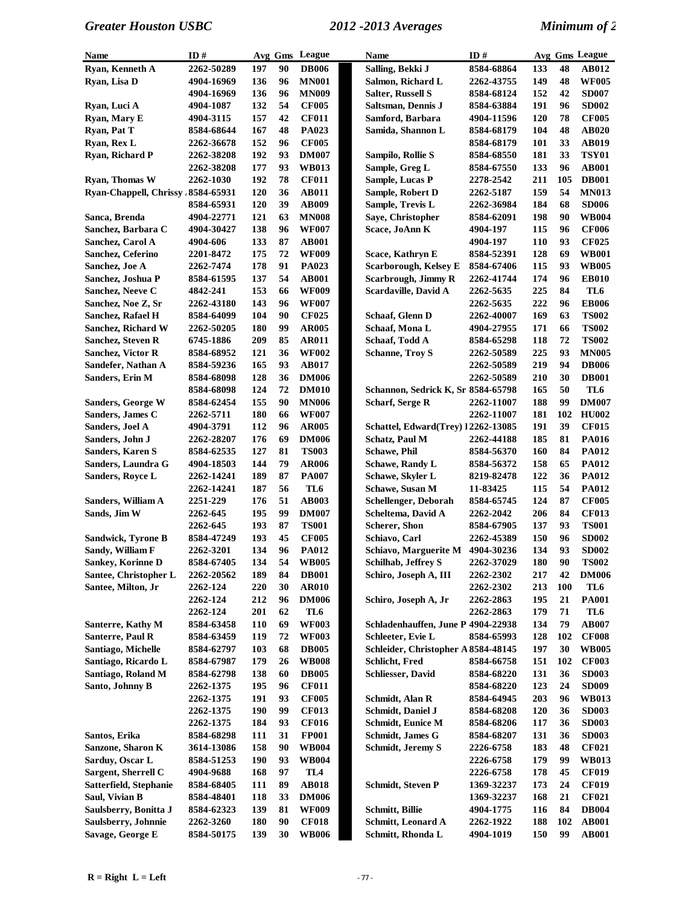| Name | ID # | Avg | Gms | League |
|---|---|---|---|---|
| Ryan, Kenneth A | 2262-50289 | 197 | 90 | DB006 |
| Ryan, Lisa D | 4904-16969 | 136 | 96 | MN001 |
| | 4904-16969 | 136 | 96 | MN009 |
| Ryan, Luci A | 4904-1087 | 132 | 54 | CF005 |
| Ryan, Mary E | 4904-3115 | 157 | 42 | CF011 |
| Ryan, Pat T | 8584-68644 | 167 | 48 | PA023 |
| Ryan, Rex L | 2262-36678 | 152 | 96 | CF005 |
| Ryan, Richard P | 2262-38208 | 192 | 93 | DM007 |
| | 2262-38208 | 177 | 93 | WB013 |
| Ryan, Thomas W | 2262-1030 | 192 | 78 | CF011 |
| Ryan-Chappell, Chrissy | 8584-65931 | 120 | 36 | AB011 |
| | 8584-65931 | 120 | 39 | AB009 |
| Sanca, Brenda | 4904-22771 | 121 | 63 | MN008 |
| Sanchez, Barbara C | 4904-30427 | 138 | 96 | WF007 |
| Sanchez, Carol A | 4904-606 | 133 | 87 | AB001 |
| Sanchez, Ceferino | 2201-8472 | 175 | 72 | WF009 |
| Sanchez, Joe A | 2262-7474 | 178 | 91 | PA023 |
| Sanchez, Joshua P | 8584-61595 | 137 | 54 | AB001 |
| Sanchez, Neeve C | 4842-241 | 153 | 66 | WF009 |
| Sanchez, Noe Z, Sr | 2262-43180 | 143 | 96 | WF007 |
| Sanchez, Rafael H | 8584-64099 | 104 | 90 | CF025 |
| Sanchez, Richard W | 2262-50205 | 180 | 99 | AR005 |
| Sanchez, Steven R | 6745-1886 | 209 | 85 | AR011 |
| Sanchez, Victor R | 8584-68952 | 121 | 36 | WF002 |
| Sandefer, Nathan A | 8584-59236 | 165 | 93 | AB017 |
| Sanders, Erin M | 8584-68098 | 128 | 36 | DM006 |
| | 8584-68098 | 124 | 72 | DM010 |
| Sanders, George W | 8584-62454 | 155 | 90 | MN006 |
| Sanders, James C | 2262-5711 | 180 | 66 | WF007 |
| Sanders, Joel A | 4904-3791 | 112 | 96 | AR005 |
| Sanders, John J | 2262-28207 | 176 | 69 | DM006 |
| Sanders, Karen S | 8584-62535 | 127 | 81 | TS003 |
| Sanders, Laundra G | 4904-18503 | 144 | 79 | AR006 |
| Sanders, Royce L | 2262-14241 | 189 | 87 | PA007 |
| | 2262-14241 | 187 | 56 | TL6 |
| Sanders, William A | 2251-229 | 176 | 51 | AB003 |
| Sands, Jim W | 2262-645 | 195 | 99 | DM007 |
| | 2262-645 | 193 | 87 | TS001 |
| Sandwick, Tyrone B | 8584-47249 | 193 | 45 | CF005 |
| Sandy, William F | 2262-3201 | 134 | 96 | PA012 |
| Sankey, Korinne D | 8584-67405 | 134 | 54 | WB005 |
| Santee, Christopher L | 2262-20562 | 189 | 84 | DB001 |
| Santee, Milton, Jr | 2262-124 | 220 | 30 | AR010 |
| | 2262-124 | 212 | 96 | DM006 |
| | 2262-124 | 201 | 62 | TL6 |
| Santerre, Kathy M | 8584-63458 | 110 | 69 | WF003 |
| Santerre, Paul R | 8584-63459 | 119 | 72 | WF003 |
| Santiago, Michelle | 8584-62797 | 103 | 68 | DB005 |
| Santiago, Ricardo L | 8584-67987 | 179 | 26 | WB008 |
| Santiago, Roland M | 8584-62798 | 138 | 60 | DB005 |
| Santo, Johnny B | 2262-1375 | 195 | 96 | CF011 |
| | 2262-1375 | 191 | 93 | CF005 |
| | 2262-1375 | 190 | 99 | CF013 |
| | 2262-1375 | 184 | 93 | CF016 |
| Santos, Erika | 8584-68298 | 111 | 31 | FP001 |
| Sanzone, Sharon K | 3614-13086 | 158 | 90 | WB004 |
| Sarduy, Oscar L | 8584-51253 | 190 | 93 | WB004 |
| Sargent, Sherrell C | 4904-9688 | 168 | 97 | TL4 |
| Satterfield, Stephanie | 8584-68405 | 111 | 89 | AB018 |
| Saul, Vivian B | 8584-48401 | 118 | 33 | DM006 |
| Saulsberry, Bonitta J | 8584-62323 | 139 | 81 | WF009 |
| Saulsberry, Johnnie | 2262-3260 | 180 | 90 | CF018 |
| Savage, George E | 8584-50175 | 139 | 30 | WB006 |
| Salling, Bekki J | 8584-68864 | 133 | 48 | AB012 |
| Salmon, Richard L | 2262-43755 | 149 | 48 | WF005 |
| Salter, Russell S | 8584-68124 | 152 | 42 | SD007 |
| Saltsman, Dennis J | 8584-63884 | 191 | 96 | SD002 |
| Samford, Barbara | 4904-11596 | 120 | 78 | CF005 |
| Samida, Shannon L | 8584-68179 | 104 | 48 | AB020 |
| | 8584-68179 | 101 | 33 | AB019 |
| Sampilo, Rollie S | 8584-68550 | 181 | 33 | TSY01 |
| Sample, Greg L | 8584-67550 | 133 | 96 | AB001 |
| Sample, Lucas P | 2278-2542 | 211 | 105 | DB001 |
| Sample, Robert D | 2262-5187 | 159 | 54 | MN013 |
| Sample, Trevis L | 2262-36984 | 184 | 68 | SD006 |
| Saye, Christopher | 8584-62091 | 198 | 90 | WB004 |
| Scace, JoAnn K | 4904-197 | 115 | 96 | CF006 |
| | 4904-197 | 110 | 93 | CF025 |
| Scace, Kathryn E | 8584-52391 | 128 | 69 | WB001 |
| Scarborough, Kelsey E | 8584-67406 | 115 | 93 | WB005 |
| Scarbrough, Jimmy R | 2262-41744 | 174 | 96 | EB010 |
| Scardaville, David A | 2262-5635 | 225 | 84 | TL6 |
| | 2262-5635 | 222 | 96 | EB006 |
| Schaaf, Glenn D | 2262-40007 | 169 | 63 | TS002 |
| Schaaf, Mona L | 4904-27955 | 171 | 66 | TS002 |
| Schaaf, Todd A | 8584-65298 | 118 | 72 | TS002 |
| Schanne, Troy S | 2262-50589 | 225 | 93 | MN005 |
| | 2262-50589 | 219 | 94 | DB006 |
| | 2262-50589 | 210 | 30 | DB001 |
| Schannon, Sedrick K, Sr | 8584-65798 | 165 | 50 | TL6 |
| Scharf, Serge R | 2262-11007 | 188 | 99 | DM007 |
| | 2262-11007 | 181 | 102 | HU002 |
| Schattel, Edward(Trey) I | 2262-13085 | 191 | 39 | CF015 |
| Schatz, Paul M | 2262-44188 | 185 | 81 | PA016 |
| Schawe, Phil | 8584-56370 | 160 | 84 | PA012 |
| Schawe, Randy L | 8584-56372 | 158 | 65 | PA012 |
| Schawe, Skyler L | 8219-82478 | 122 | 36 | PA012 |
| Schawe, Susan M | 11-83425 | 115 | 54 | PA012 |
| Schellenger, Deborah | 8584-65745 | 124 | 87 | CF005 |
| Scheltema, David A | 2262-2042 | 206 | 84 | CF013 |
| Scherer, Shon | 8584-67905 | 137 | 93 | TS001 |
| Schiavo, Carl | 2262-45389 | 150 | 96 | SD002 |
| Schiavo, Marguerite M | 4904-30236 | 134 | 93 | SD002 |
| Schilhab, Jeffrey S | 2262-37029 | 180 | 90 | TS002 |
| Schiro, Joseph A, III | 2262-2302 | 217 | 42 | DM006 |
| | 2262-2302 | 213 | 100 | TL6 |
| Schiro, Joseph A, Jr | 2262-2863 | 195 | 21 | PA001 |
| | 2262-2863 | 179 | 71 | TL6 |
| Schladenhauffen, June P | 4904-22938 | 134 | 79 | AB007 |
| Schleeter, Evie L | 8584-65993 | 128 | 102 | CF008 |
| Schleider, Christopher A | 8584-48145 | 197 | 30 | WB005 |
| Schlicht, Fred | 8584-66758 | 151 | 102 | CF003 |
| Schliesser, David | 8584-68220 | 131 | 36 | SD003 |
| | 8584-68220 | 123 | 24 | SD009 |
| Schmidt, Alan R | 8584-64945 | 203 | 96 | WB013 |
| Schmidt, Daniel J | 8584-68208 | 120 | 36 | SD003 |
| Schmidt, Eunice M | 8584-68206 | 117 | 36 | SD003 |
| Schmidt, James G | 8584-68207 | 131 | 36 | SD003 |
| Schmidt, Jeremy S | 2226-6758 | 183 | 48 | CF021 |
| | 2226-6758 | 179 | 99 | WB013 |
| | 2226-6758 | 178 | 45 | CF019 |
| Schmidt, Steven P | 1369-32237 | 173 | 24 | CF019 |
| | 1369-32237 | 168 | 21 | CF021 |
| Schmitt, Billie | 4904-1775 | 116 | 84 | DB004 |
| Schmitt, Leonard A | 2262-1922 | 188 | 102 | AB001 |
| Schmitt, Rhonda L | 4904-1019 | 150 | 99 | AB001 |

R = Right L = Left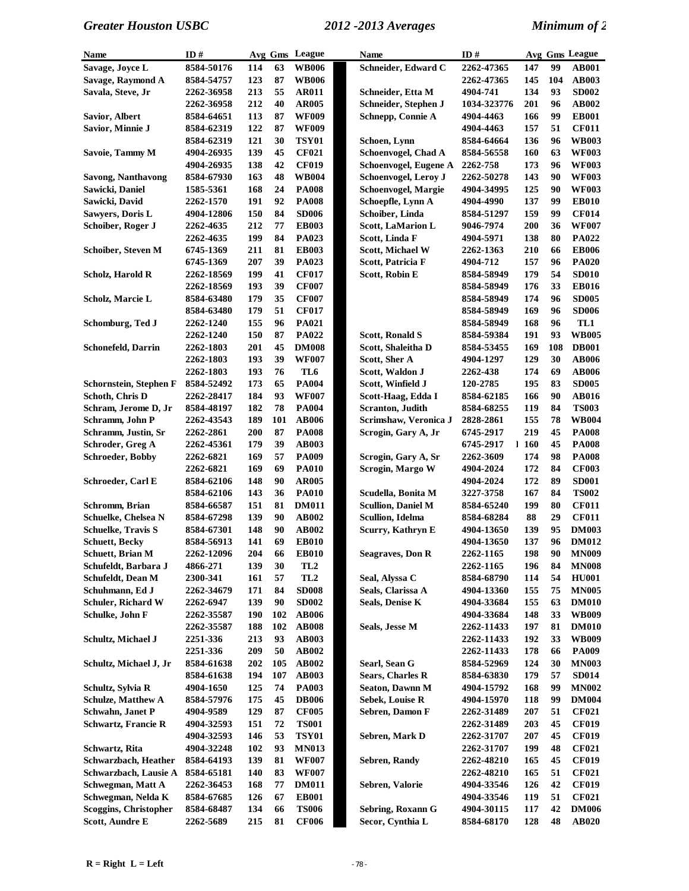| Name | ID # | Avg | Gms | League |
|---|---|---|---|---|
| Savage, Joyce L | 8584-50176 | 114 | 63 | WB006 |
| Savage, Raymond A | 8584-54757 | 123 | 87 | WB006 |
| Savala, Steve, Jr | 2262-36958 | 213 | 55 | AR011 |
| | 2262-36958 | 212 | 40 | AR005 |
| Savior, Albert | 8584-64651 | 113 | 87 | WF009 |
| Savior, Minnie J | 8584-62319 | 122 | 87 | WF009 |
| | 8584-62319 | 121 | 30 | TSY01 |
| Savoie, Tammy M | 4904-26935 | 139 | 45 | CF021 |
| | 4904-26935 | 138 | 42 | CF019 |
| Savong, Nanthavong | 8584-67930 | 163 | 48 | WB004 |
| Sawicki, Daniel | 1585-5361 | 168 | 24 | PA008 |
| Sawicki, David | 2262-1570 | 191 | 92 | PA008 |
| Sawyers, Doris L | 4904-12806 | 150 | 84 | SD006 |
| Schoiber, Roger J | 2262-4635 | 212 | 77 | EB003 |
| | 2262-4635 | 199 | 84 | PA023 |
| Schoiber, Steven M | 6745-1369 | 211 | 81 | EB003 |
| | 6745-1369 | 207 | 39 | PA023 |
| Scholz, Harold R | 2262-18569 | 199 | 41 | CF017 |
| | 2262-18569 | 193 | 39 | CF007 |
| Scholz, Marcie L | 8584-63480 | 179 | 35 | CF007 |
| | 8584-63480 | 179 | 51 | CF017 |
| Schomburg, Ted J | 2262-1240 | 155 | 96 | PA021 |
| | 2262-1240 | 150 | 87 | PA022 |
| Schonefeld, Darrin | 2262-1803 | 201 | 45 | DM008 |
| | 2262-1803 | 193 | 39 | WF007 |
| | 2262-1803 | 193 | 76 | TL6 |
| Schornstein, Stephen F | 8584-52492 | 173 | 65 | PA004 |
| Schoth, Chris D | 2262-28417 | 184 | 93 | WF007 |
| Schram, Jerome D, Jr | 8584-48197 | 182 | 78 | PA004 |
| Schramm, John P | 2262-43543 | 189 | 101 | AB006 |
| Schramm, Justin, Sr | 2262-2861 | 200 | 87 | PA008 |
| Schroder, Greg A | 2262-45361 | 179 | 39 | AB003 |
| Schroeder, Bobby | 2262-6821 | 169 | 57 | PA009 |
| | 2262-6821 | 169 | 69 | PA010 |
| Schroeder, Carl E | 8584-62106 | 148 | 90 | AR005 |
| | 8584-62106 | 143 | 36 | PA010 |
| Schromm, Brian | 8584-66587 | 151 | 81 | DM011 |
| Schuelke, Chelsea N | 8584-67298 | 139 | 90 | AB002 |
| Schuelke, Travis S | 8584-67301 | 148 | 90 | AB002 |
| Schuett, Becky | 8584-56913 | 141 | 69 | EB010 |
| Schuett, Brian M | 2262-12096 | 204 | 66 | EB010 |
| Schufeldt, Barbara J | 4866-271 | 139 | 30 | TL2 |
| Schufeldt, Dean M | 2300-341 | 161 | 57 | TL2 |
| Schuhmann, Ed J | 2262-34679 | 171 | 84 | SD008 |
| Schuler, Richard W | 2262-6947 | 139 | 90 | SD002 |
| Schulke, John F | 2262-35587 | 190 | 102 | AB006 |
| | 2262-35587 | 188 | 102 | AB008 |
| Schultz, Michael J | 2251-336 | 213 | 93 | AB003 |
| | 2251-336 | 209 | 50 | AB002 |
| Schultz, Michael J, Jr | 8584-61638 | 202 | 105 | AB002 |
| | 8584-61638 | 194 | 107 | AB003 |
| Schultz, Sylvia R | 4904-1650 | 125 | 74 | PA003 |
| Schulze, Matthew A | 8584-57976 | 175 | 45 | DB006 |
| Schwahn, Janet P | 4904-9589 | 129 | 87 | CF005 |
| Schwartz, Francie R | 4904-32593 | 151 | 72 | TS001 |
| | 4904-32593 | 146 | 53 | TSY01 |
| Schwartz, Rita | 4904-32248 | 102 | 93 | MN013 |
| Schwarzbach, Heather | 8584-64193 | 139 | 81 | WF007 |
| Schwarzbach, Lausie A | 8584-65181 | 140 | 83 | WF007 |
| Schwegman, Matt A | 2262-36453 | 168 | 77 | DM011 |
| Schwegman, Nelda K | 8584-67685 | 126 | 67 | EB001 |
| Scoggins, Christopher | 8584-68487 | 134 | 66 | TS006 |
| Scott, Aundre E | 2262-5689 | 215 | 81 | CF006 |
| Schneider, Edward C | 2262-47365 | 147 | 99 | AB001 |
| | 2262-47365 | 145 | 104 | AB003 |
| Schneider, Etta M | 4904-741 | 134 | 93 | SD002 |
| Schneider, Stephen J | 1034-323776 | 201 | 96 | AB002 |
| Schnepp, Connie A | 4904-4463 | 166 | 99 | EB001 |
| | 4904-4463 | 157 | 51 | CF011 |
| Schoen, Lynn | 8584-64664 | 136 | 96 | WB003 |
| Schoenvogel, Chad A | 8584-56558 | 160 | 63 | WF003 |
| Schoenvogel, Eugene A | 2262-758 | 173 | 96 | WF003 |
| Schoenvogel, Leroy J | 2262-50278 | 143 | 90 | WF003 |
| Schoenvogel, Margie | 4904-34995 | 125 | 90 | WF003 |
| Schoepfle, Lynn A | 4904-4990 | 137 | 99 | EB010 |
| Schoiber, Linda | 8584-51297 | 159 | 99 | CF014 |
| Scott, LaMarion L | 9046-7974 | 200 | 36 | WF007 |
| Scott, Linda F | 4904-5971 | 138 | 80 | PA022 |
| Scott, Michael W | 2262-1363 | 210 | 66 | EB006 |
| Scott, Patricia F | 4904-712 | 157 | 96 | PA020 |
| Scott, Robin E | 8584-58949 | 179 | 54 | SD010 |
| | 8584-58949 | 176 | 33 | EB016 |
| | 8584-58949 | 174 | 96 | SD005 |
| | 8584-58949 | 169 | 96 | SD006 |
| | 8584-58949 | 168 | 96 | TL1 |
| Scott, Ronald S | 8584-59384 | 191 | 93 | WB005 |
| Scott, Shaleitha D | 8584-53455 | 169 | 108 | DB001 |
| Scott, Sher A | 4904-1297 | 129 | 30 | AB006 |
| Scott, Waldon J | 2262-438 | 174 | 69 | AB006 |
| Scott, Winfield J | 120-2785 | 195 | 83 | SD005 |
| Scott-Haag, Edda I | 8584-62185 | 166 | 90 | AB016 |
| Scranton, Judith | 8584-68255 | 119 | 84 | TS003 |
| Scrimshaw, Veronica J | 2828-2861 | 155 | 78 | WB004 |
| Scrogin, Gary A, Jr | 6745-2917 | 219 | 45 | PA008 |
| | 6745-2917 | 1 160 | 45 | PA008 |
| Scrogin, Gary A, Sr | 2262-3609 | 174 | 98 | PA008 |
| Scrogin, Margo W | 4904-2024 | 172 | 84 | CF003 |
| | 4904-2024 | 172 | 89 | SD001 |
| Scudella, Bonita M | 3227-3758 | 167 | 84 | TS002 |
| Scullion, Daniel M | 8584-65240 | 199 | 80 | CF011 |
| Scullion, Idelma | 8584-68284 | 88 | 29 | CF011 |
| Scurry, Kathryn E | 4904-13650 | 139 | 95 | DM003 |
| | 4904-13650 | 137 | 96 | DM012 |
| Seagraves, Don R | 2262-1165 | 198 | 90 | MN009 |
| | 2262-1165 | 196 | 84 | MN008 |
| Seal, Alyssa C | 8584-68790 | 114 | 54 | HU001 |
| Seals, Clarissa A | 4904-13360 | 155 | 75 | MN005 |
| Seals, Denise K | 4904-33684 | 155 | 63 | DM010 |
| | 4904-33684 | 148 | 33 | WB009 |
| Seals, Jesse M | 2262-11433 | 197 | 81 | DM010 |
| | 2262-11433 | 192 | 33 | WB009 |
| | 2262-11433 | 178 | 66 | PA009 |
| Searl, Sean G | 8584-52969 | 124 | 30 | MN003 |
| Sears, Charles R | 8584-63830 | 179 | 57 | SD014 |
| Seaton, Dawnn M | 4904-15792 | 168 | 90 | MN002 |
| Sebek, Louise R | 4904-15970 | 118 | 99 | DM004 |
| Sebren, Damon F | 2262-31489 | 207 | 51 | CF021 |
| | 2262-31489 | 203 | 45 | CF019 |
| Sebren, Mark D | 2262-31707 | 207 | 45 | CF019 |
| | 2262-31707 | 199 | 48 | CF021 |
| Sebren, Randy | 2262-48210 | 165 | 45 | CF019 |
| | 2262-48210 | 165 | 51 | CF021 |
| Sebren, Valorie | 4904-33546 | 126 | 42 | CF019 |
| | 4904-33546 | 119 | 51 | CF021 |
| Sebring, Roxann G | 4904-30115 | 117 | 42 | DM006 |
| Secor, Cynthia L | 8584-68170 | 128 | 48 | AB020 |

R = Right L = Left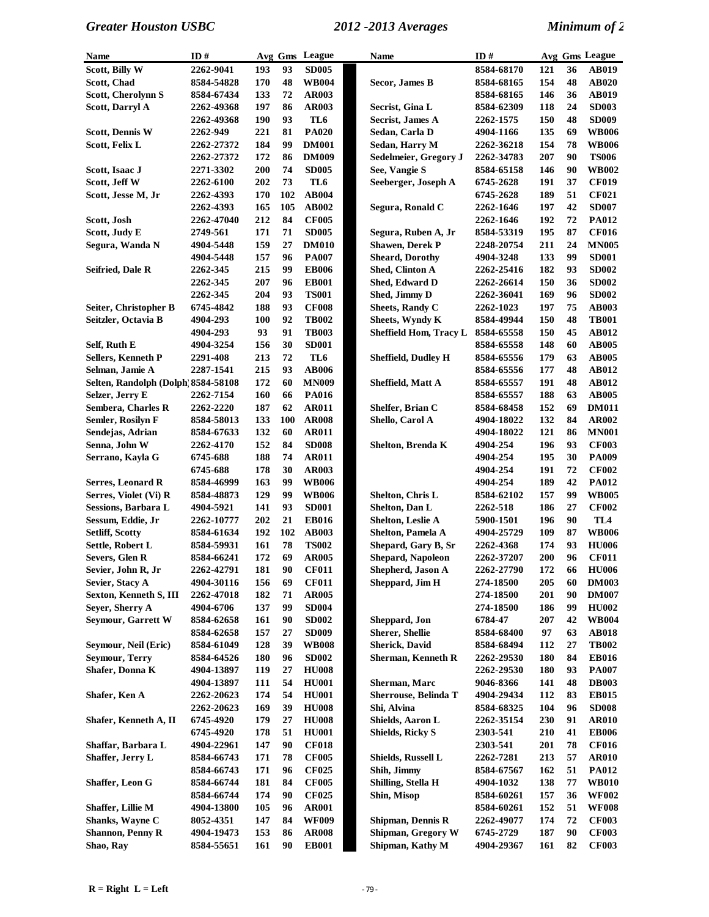| Name | ID # | Avg | Gms | League |
|---|---|---|---|---|
| Scott, Billy W | 2262-9041 | 193 | 93 | SD005 |
| Scott, Chad | 8584-54828 | 170 | 48 | WB004 |
| Scott, Cherolynn S | 8584-67434 | 133 | 72 | AR003 |
| Scott, Darryl A | 2262-49368 | 197 | 86 | AR003 |
| | 2262-49368 | 190 | 93 | TL6 |
| Scott, Dennis W | 2262-949 | 221 | 81 | PA020 |
| Scott, Felix L | 2262-27372 | 184 | 99 | DM001 |
| | 2262-27372 | 172 | 86 | DM009 |
| Scott, Isaac J | 2271-3302 | 200 | 74 | SD005 |
| Scott, Jeff W | 2262-6100 | 202 | 73 | TL6 |
| Scott, Jesse M, Jr | 2262-4393 | 170 | 102 | AB004 |
| | 2262-4393 | 165 | 105 | AB002 |
| Scott, Josh | 2262-47040 | 212 | 84 | CF005 |
| Scott, Judy E | 2749-561 | 171 | 71 | SD005 |
| Segura, Wanda N | 4904-5448 | 159 | 27 | DM010 |
| | 4904-5448 | 157 | 96 | PA007 |
| Seifried, Dale R | 2262-345 | 215 | 99 | EB006 |
| | 2262-345 | 207 | 96 | EB001 |
| | 2262-345 | 204 | 93 | TS001 |
| Seiter, Christopher B | 6745-4842 | 188 | 93 | CF008 |
| Seitzler, Octavia B | 4904-293 | 100 | 92 | TB002 |
| | 4904-293 | 93 | 91 | TB003 |
| Self, Ruth E | 4904-3254 | 156 | 30 | SD001 |
| Sellers, Kenneth P | 2291-408 | 213 | 72 | TL6 |
| Selman, Jamie A | 2287-1541 | 215 | 93 | AB006 |
| Selten, Randolph (Dolph) | 8584-58108 | 172 | 60 | MN009 |
| Selzer, Jerry E | 2262-7154 | 160 | 66 | PA016 |
| Sembera, Charles R | 2262-2220 | 187 | 62 | AR011 |
| Semler, Rosilyn F | 8584-58013 | 133 | 100 | AR008 |
| Sendejas, Adrian | 8584-67633 | 132 | 60 | AR011 |
| Senna, John W | 2262-4170 | 152 | 84 | SD008 |
| Serrano, Kayla G | 6745-688 | 188 | 74 | AR011 |
| | 6745-688 | 178 | 30 | AR003 |
| Serres, Leonard R | 8584-46999 | 163 | 99 | WB006 |
| Serres, Violet (Vi) R | 8584-48873 | 129 | 99 | WB006 |
| Sessions, Barbara L | 4904-5921 | 141 | 93 | SD001 |
| Sessum, Eddie, Jr | 2262-10777 | 202 | 21 | EB016 |
| Setliff, Scotty | 8584-61634 | 192 | 102 | AB003 |
| Settle, Robert L | 8584-59931 | 161 | 78 | TS002 |
| Severs, Glen R | 8584-66241 | 172 | 69 | AR005 |
| Sevier, John R, Jr | 2262-42791 | 181 | 90 | CF011 |
| Sevier, Stacy A | 4904-30116 | 156 | 69 | CF011 |
| Sexton, Kenneth S, III | 2262-47018 | 182 | 71 | AR005 |
| Seyer, Sherry A | 4904-6706 | 137 | 99 | SD004 |
| Seymour, Garrett W | 8584-62658 | 161 | 90 | SD002 |
| | 8584-62658 | 157 | 27 | SD009 |
| Seymour, Neil (Eric) | 8584-61049 | 128 | 39 | WB008 |
| Seymour, Terry | 8584-64526 | 180 | 96 | SD002 |
| Shafer, Donna K | 4904-13897 | 119 | 27 | HU008 |
| | 4904-13897 | 111 | 54 | HU001 |
| Shafer, Ken A | 2262-20623 | 174 | 54 | HU001 |
| | 2262-20623 | 169 | 39 | HU008 |
| Shafer, Kenneth A, II | 6745-4920 | 179 | 27 | HU008 |
| | 6745-4920 | 178 | 51 | HU001 |
| Shaffar, Barbara L | 4904-22961 | 147 | 90 | CF018 |
| Shaffer, Jerry L | 8584-66743 | 171 | 78 | CF005 |
| | 8584-66743 | 171 | 96 | CF025 |
| Shaffer, Leon G | 8584-66744 | 181 | 84 | CF005 |
| | 8584-66744 | 174 | 90 | CF025 |
| Shaffer, Lillie M | 4904-13800 | 105 | 96 | AR001 |
| Shanks, Wayne C | 8052-4351 | 147 | 84 | WF009 |
| Shannon, Penny R | 4904-19473 | 153 | 86 | AR008 |
| Shao, Ray | 8584-55651 | 161 | 90 | EB001 |
| | 8584-68170 | 121 | 36 | AB019 |
| Secor, James B | 8584-68165 | 154 | 48 | AB020 |
| | 8584-68165 | 146 | 36 | AB019 |
| Secrist, Gina L | 8584-62309 | 118 | 24 | SD003 |
| Secrist, James A | 2262-1575 | 150 | 48 | SD009 |
| Sedan, Carla D | 4904-1166 | 135 | 69 | WB006 |
| Sedan, Harry M | 2262-36218 | 154 | 78 | WB006 |
| Sedelmeier, Gregory J | 2262-34783 | 207 | 90 | TS006 |
| See, Vangie S | 8584-65158 | 146 | 90 | WB002 |
| Seeberger, Joseph A | 6745-2628 | 191 | 37 | CF019 |
| | 6745-2628 | 189 | 51 | CF021 |
| Segura, Ronald C | 2262-1646 | 197 | 42 | SD007 |
| | 2262-1646 | 192 | 72 | PA012 |
| Segura, Ruben A, Jr | 8584-53319 | 195 | 87 | CF016 |
| Shawen, Derek P | 2248-20754 | 211 | 24 | MN005 |
| Sheard, Dorothy | 4904-3248 | 133 | 99 | SD001 |
| Shed, Clinton A | 2262-25416 | 182 | 93 | SD002 |
| Shed, Edward D | 2262-26614 | 150 | 36 | SD002 |
| Shed, Jimmy D | 2262-36041 | 169 | 96 | SD002 |
| Sheets, Randy C | 2262-1023 | 197 | 75 | AB003 |
| Sheets, Wyndy K | 8584-49944 | 150 | 48 | TB001 |
| Sheffield Hom, Tracy L | 8584-65558 | 150 | 45 | AB012 |
| | 8584-65558 | 148 | 60 | AB005 |
| Sheffield, Dudley H | 8584-65556 | 179 | 63 | AB005 |
| | 8584-65556 | 177 | 48 | AB012 |
| Sheffield, Matt A | 8584-65557 | 191 | 48 | AB012 |
| | 8584-65557 | 188 | 63 | AB005 |
| Shelfer, Brian C | 8584-68458 | 152 | 69 | DM011 |
| Shello, Carol A | 4904-18022 | 132 | 84 | AR002 |
| | 4904-18022 | 121 | 86 | MN001 |
| Shelton, Brenda K | 4904-254 | 196 | 93 | CF003 |
| | 4904-254 | 195 | 30 | PA009 |
| | 4904-254 | 191 | 72 | CF002 |
| | 4904-254 | 189 | 42 | PA012 |
| Shelton, Chris L | 8584-62102 | 157 | 99 | WB005 |
| Shelton, Dan L | 2262-518 | 186 | 27 | CF002 |
| Shelton, Leslie A | 5900-1501 | 196 | 90 | TL4 |
| Shelton, Pamela A | 4904-25729 | 109 | 87 | WB006 |
| Shepard, Gary B, Sr | 2262-4368 | 174 | 93 | HU006 |
| Shepard, Napoleon | 2262-37207 | 200 | 96 | CF011 |
| Shepherd, Jason A | 2262-27790 | 172 | 66 | HU006 |
| Sheppard, Jim H | 274-18500 | 205 | 60 | DM003 |
| | 274-18500 | 201 | 90 | DM007 |
| | 274-18500 | 186 | 99 | HU002 |
| Sheppard, Jon | 6784-47 | 207 | 42 | WB004 |
| Sherer, Shellie | 8584-68400 | 97 | 63 | AB018 |
| Sherick, David | 8584-68494 | 112 | 27 | TB002 |
| Sherman, Kenneth R | 2262-29530 | 180 | 84 | EB016 |
| | 2262-29530 | 180 | 93 | PA007 |
| Sherman, Marc | 9046-8366 | 141 | 48 | DB003 |
| Sherrouse, Belinda T | 4904-29434 | 112 | 83 | EB015 |
| Shi, Alvina | 8584-68325 | 104 | 96 | SD008 |
| Shields, Aaron L | 2262-35154 | 230 | 91 | AR010 |
| Shields, Ricky S | 2303-541 | 210 | 41 | EB006 |
| | 2303-541 | 201 | 78 | CF016 |
| Shields, Russell L | 2262-7281 | 213 | 57 | AR010 |
| Shih, Jimmy | 8584-67567 | 162 | 51 | PA012 |
| Shilling, Stella H | 4904-1032 | 138 | 77 | WB010 |
| Shin, Misop | 8584-60261 | 157 | 36 | WF002 |
| | 8584-60261 | 152 | 51 | WF008 |
| Shipman, Dennis R | 2262-49077 | 174 | 72 | CF003 |
| Shipman, Gregory W | 6745-2729 | 187 | 90 | CF003 |
| Shipman, Kathy M | 4904-29367 | 161 | 82 | CF003 |

R = Right L = Left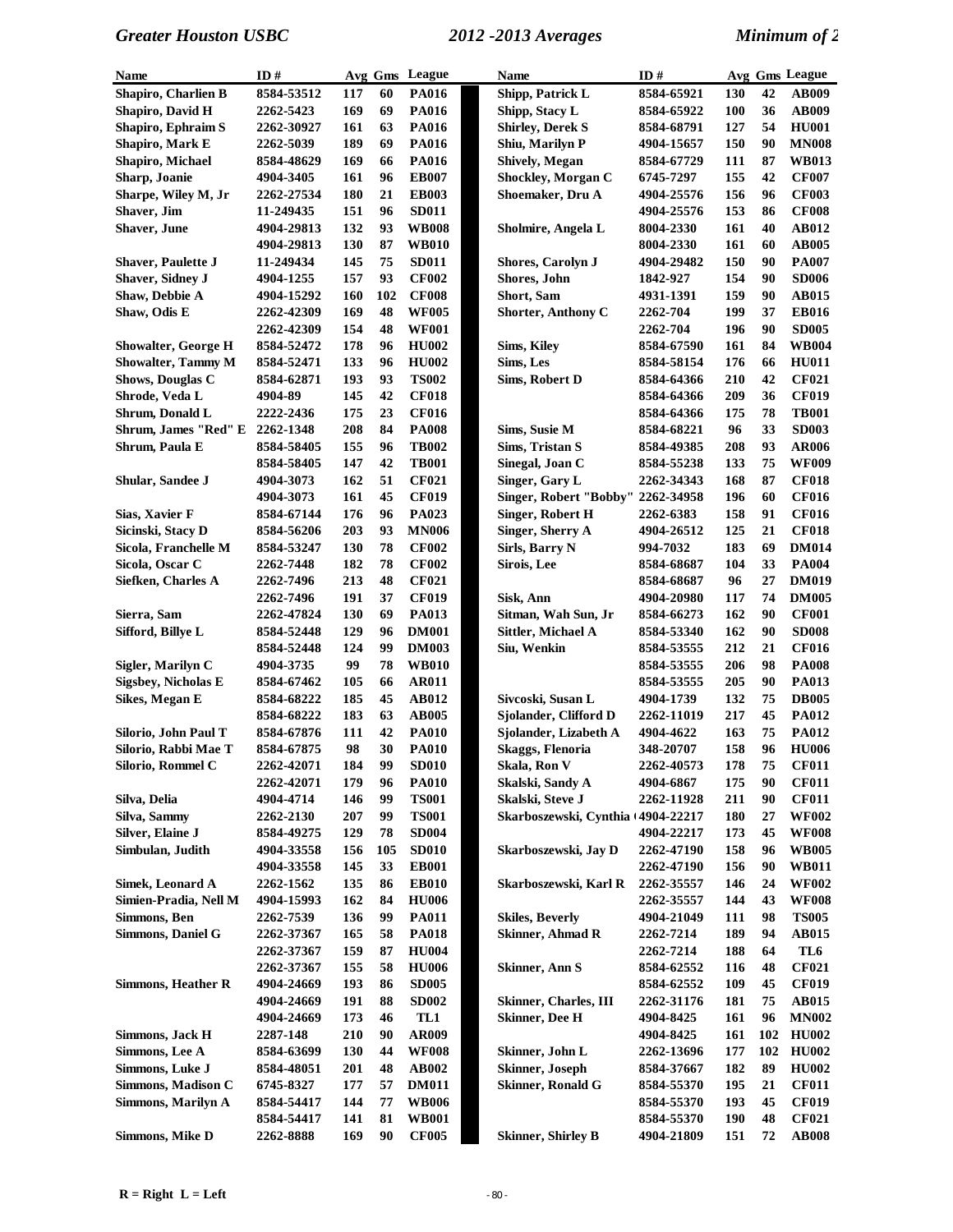| Name | ID # | Avg | Gms | League |
|---|---|---|---|---|
| Shapiro, Charlien B | 8584-53512 | 117 | 60 | PA016 |
| Shapiro, David H | 2262-5423 | 169 | 69 | PA016 |
| Shapiro, Ephraim S | 2262-30927 | 161 | 63 | PA016 |
| Shapiro, Mark E | 2262-5039 | 189 | 69 | PA016 |
| Shapiro, Michael | 8584-48629 | 169 | 66 | PA016 |
| Sharp, Joanie | 4904-3405 | 161 | 96 | EB007 |
| Sharpe, Wiley M, Jr | 2262-27534 | 180 | 21 | EB003 |
| Shaver, Jim | 11-249435 | 151 | 96 | SD011 |
| Shaver, June | 4904-29813 | 132 | 93 | WB008 |
| | 4904-29813 | 130 | 87 | WB010 |
| Shaver, Paulette J | 11-249434 | 145 | 75 | SD011 |
| Shaver, Sidney J | 4904-1255 | 157 | 93 | CF002 |
| Shaw, Debbie A | 4904-15292 | 160 | 102 | CF008 |
| Shaw, Odis E | 2262-42309 | 169 | 48 | WF005 |
| | 2262-42309 | 154 | 48 | WF001 |
| Showalter, George H | 8584-52472 | 178 | 96 | HU002 |
| Showalter, Tammy M | 8584-52471 | 133 | 96 | HU002 |
| Shows, Douglas C | 8584-62871 | 193 | 93 | TS002 |
| Shrode, Veda L | 4904-89 | 145 | 42 | CF018 |
| Shrum, Donald L | 2222-2436 | 175 | 23 | CF016 |
| Shrum, James "Red" E | 2262-1348 | 208 | 84 | PA008 |
| Shrum, Paula E | 8584-58405 | 155 | 96 | TB002 |
| | 8584-58405 | 147 | 42 | TB001 |
| Shular, Sandee J | 4904-3073 | 162 | 51 | CF021 |
| | 4904-3073 | 161 | 45 | CF019 |
| Sias, Xavier F | 8584-67144 | 176 | 96 | PA023 |
| Sicinski, Stacy D | 8584-56206 | 203 | 93 | MN006 |
| Sicola, Franchelle M | 8584-53247 | 130 | 78 | CF002 |
| Sicola, Oscar C | 2262-7448 | 182 | 78 | CF002 |
| Siefken, Charles A | 2262-7496 | 213 | 48 | CF021 |
| | 2262-7496 | 191 | 37 | CF019 |
| Sierra, Sam | 2262-47824 | 130 | 69 | PA013 |
| Sifford, Billye L | 8584-52448 | 129 | 96 | DM001 |
| | 8584-52448 | 124 | 99 | DM003 |
| Sigler, Marilyn C | 4904-3735 | 99 | 78 | WB010 |
| Sigsbey, Nicholas E | 8584-67462 | 105 | 66 | AR011 |
| Sikes, Megan E | 8584-68222 | 185 | 45 | AB012 |
| | 8584-68222 | 183 | 63 | AB005 |
| Silorio, John Paul T | 8584-67876 | 111 | 42 | PA010 |
| Silorio, Rabbi Mae T | 8584-67875 | 98 | 30 | PA010 |
| Silorio, Rommel C | 2262-42071 | 184 | 99 | SD010 |
| | 2262-42071 | 179 | 96 | PA010 |
| Silva, Delia | 4904-4714 | 146 | 99 | TS001 |
| Silva, Sammy | 2262-2130 | 207 | 99 | TS001 |
| Silver, Elaine J | 8584-49275 | 129 | 78 | SD004 |
| Simbulan, Judith | 4904-33558 | 156 | 105 | SD010 |
| | 4904-33558 | 145 | 33 | EB001 |
| Simek, Leonard A | 2262-1562 | 135 | 86 | EB010 |
| Simien-Pradia, Nell M | 4904-15993 | 162 | 84 | HU006 |
| Simmons, Ben | 2262-7539 | 136 | 99 | PA011 |
| Simmons, Daniel G | 2262-37367 | 165 | 58 | PA018 |
| | 2262-37367 | 159 | 87 | HU004 |
| | 2262-37367 | 155 | 58 | HU006 |
| Simmons, Heather R | 4904-24669 | 193 | 86 | SD005 |
| | 4904-24669 | 191 | 88 | SD002 |
| | 4904-24669 | 173 | 46 | TL1 |
| Simmons, Jack H | 2287-148 | 210 | 90 | AR009 |
| Simmons, Lee A | 8584-63699 | 130 | 44 | WF008 |
| Simmons, Luke J | 8584-48051 | 201 | 48 | AB002 |
| Simmons, Madison C | 6745-8327 | 177 | 57 | DM011 |
| Simmons, Marilyn A | 8584-54417 | 144 | 77 | WB006 |
| | 8584-54417 | 141 | 81 | WB001 |
| Simmons, Mike D | 2262-8888 | 169 | 90 | CF005 |
| Shipp, Patrick L | 8584-65921 | 130 | 42 | AB009 |
| Shipp, Stacy L | 8584-65922 | 100 | 36 | AB009 |
| Shirley, Derek S | 8584-68791 | 127 | 54 | HU001 |
| Shiu, Marilyn P | 4904-15657 | 150 | 90 | MN008 |
| Shively, Megan | 8584-67729 | 111 | 87 | WB013 |
| Shockley, Morgan C | 6745-7297 | 155 | 42 | CF007 |
| Shoemaker, Dru A | 4904-25576 | 156 | 96 | CF003 |
| | 4904-25576 | 153 | 86 | CF008 |
| Sholmire, Angela L | 8004-2330 | 161 | 40 | AB012 |
| | 8004-2330 | 161 | 60 | AB005 |
| Shores, Carolyn J | 4904-29482 | 150 | 90 | PA007 |
| Shores, John | 1842-927 | 154 | 90 | SD006 |
| Short, Sam | 4931-1391 | 159 | 90 | AB015 |
| Shorter, Anthony C | 2262-704 | 199 | 37 | EB016 |
| | 2262-704 | 196 | 90 | SD005 |
| Sims, Kiley | 8584-67590 | 161 | 84 | WB004 |
| Sims, Les | 8584-58154 | 176 | 66 | HU011 |
| Sims, Robert D | 8584-64366 | 210 | 42 | CF021 |
| | 8584-64366 | 209 | 36 | CF019 |
| | 8584-64366 | 175 | 78 | TB001 |
| Sims, Susie M | 8584-68221 | 96 | 33 | SD003 |
| Sims, Tristan S | 8584-49385 | 208 | 93 | AR006 |
| Sinegal, Joan C | 8584-55238 | 133 | 75 | WF009 |
| Singer, Gary L | 2262-34343 | 168 | 87 | CF018 |
| Singer, Robert "Bobby" | 2262-34958 | 196 | 60 | CF016 |
| Singer, Robert H | 2262-6383 | 158 | 91 | CF016 |
| Singer, Sherry A | 4904-26512 | 125 | 21 | CF018 |
| Sirls, Barry N | 994-7032 | 183 | 69 | DM014 |
| Sirois, Lee | 8584-68687 | 104 | 33 | PA004 |
| | 8584-68687 | 96 | 27 | DM019 |
| Sisk, Ann | 4904-20980 | 117 | 74 | DM005 |
| Sitman, Wah Sun, Jr | 8584-66273 | 162 | 90 | CF001 |
| Sittler, Michael A | 8584-53340 | 162 | 90 | SD008 |
| Siu, Wenkin | 8584-53555 | 212 | 21 | CF016 |
| | 8584-53555 | 206 | 98 | PA008 |
| | 8584-53555 | 205 | 90 | PA013 |
| Sivcoski, Susan L | 4904-1739 | 132 | 75 | DB005 |
| Sjolander, Clifford D | 2262-11019 | 217 | 45 | PA012 |
| Sjolander, Lizabeth A | 4904-4622 | 163 | 75 | PA012 |
| Skaggs, Flenoria | 348-20707 | 158 | 96 | HU006 |
| Skala, Ron V | 2262-40573 | 178 | 75 | CF011 |
| Skalski, Sandy A | 4904-6867 | 175 | 90 | CF011 |
| Skalski, Steve J | 2262-11928 | 211 | 90 | CF011 |
| Skarboszewski, Cynthia ( | 4904-22217 | 180 | 27 | WF002 |
| | 4904-22217 | 173 | 45 | WF008 |
| Skarboszewski, Jay D | 2262-47190 | 158 | 96 | WB005 |
| | 2262-47190 | 156 | 90 | WB011 |
| Skarboszewski, Karl R | 2262-35557 | 146 | 24 | WF002 |
| | 2262-35557 | 144 | 43 | WF008 |
| Skiles, Beverly | 4904-21049 | 111 | 98 | TS005 |
| Skinner, Ahmad R | 2262-7214 | 189 | 94 | AB015 |
| | 2262-7214 | 188 | 64 | TL6 |
| Skinner, Ann S | 8584-62552 | 116 | 48 | CF021 |
| | 8584-62552 | 109 | 45 | CF019 |
| Skinner, Charles, III | 2262-31176 | 181 | 75 | AB015 |
| Skinner, Dee H | 4904-8425 | 161 | 96 | MN002 |
| | 4904-8425 | 161 | 102 | HU002 |
| Skinner, John L | 2262-13696 | 177 | 102 | HU002 |
| Skinner, Joseph | 8584-37667 | 182 | 89 | HU002 |
| Skinner, Ronald G | 8584-55370 | 195 | 21 | CF011 |
| | 8584-55370 | 193 | 45 | CF019 |
| | 8584-55370 | 190 | 48 | CF021 |
| Skinner, Shirley B | 4904-21809 | 151 | 72 | AB008 |

R = Right L = Left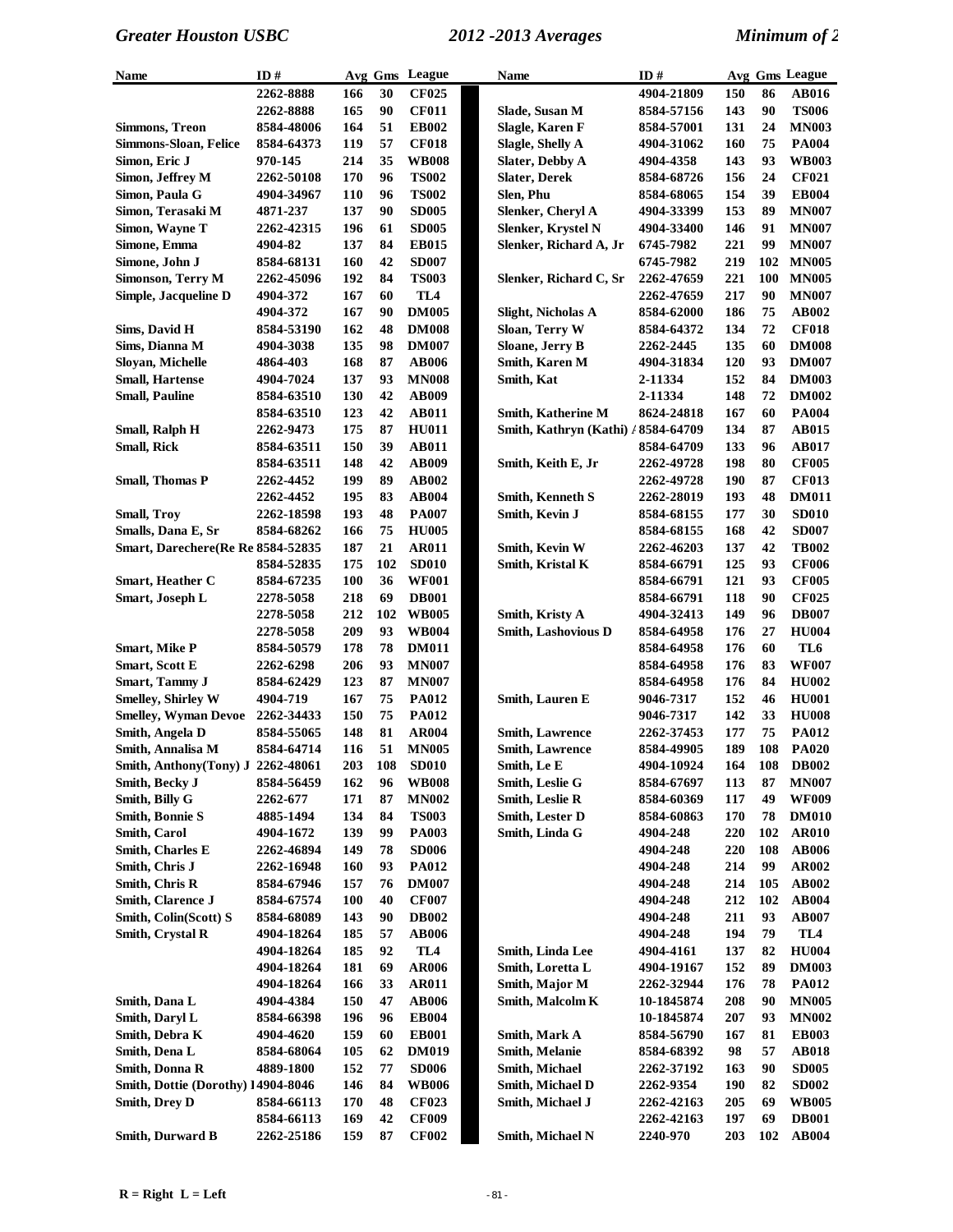| Name | ID # | Avg | Gms | League |
|---|---|---|---|---|
| | 2262-8888 | 166 | 30 | CF025 |
| | 2262-8888 | 165 | 90 | CF011 |
| Simmons, Treon | 8584-48006 | 164 | 51 | EB002 |
| Simmons-Sloan, Felice | 8584-64373 | 119 | 57 | CF018 |
| Simon, Eric J | 970-145 | 214 | 35 | WB008 |
| Simon, Jeffrey M | 2262-50108 | 170 | 96 | TS002 |
| Simon, Paula G | 4904-34967 | 110 | 96 | TS002 |
| Simon, Terasaki M | 4871-237 | 137 | 90 | SD005 |
| Simon, Wayne T | 2262-42315 | 196 | 61 | SD005 |
| Simone, Emma | 4904-82 | 137 | 84 | EB015 |
| Simone, John J | 8584-68131 | 160 | 42 | SD007 |
| Simonson, Terry M | 2262-45096 | 192 | 84 | TS003 |
| Simple, Jacqueline D | 4904-372 | 167 | 60 | TL4 |
| | 4904-372 | 167 | 90 | DM005 |
| Sims, David H | 8584-53190 | 162 | 48 | DM008 |
| Sims, Dianna M | 4904-3038 | 135 | 98 | DM007 |
| Sloyan, Michelle | 4864-403 | 168 | 87 | AB006 |
| Small, Hartense | 4904-7024 | 137 | 93 | MN008 |
| Small, Pauline | 8584-63510 | 130 | 42 | AB009 |
| | 8584-63510 | 123 | 42 | AB011 |
| Small, Ralph H | 2262-9473 | 175 | 87 | HU011 |
| Small, Rick | 8584-63511 | 150 | 39 | AB011 |
| | 8584-63511 | 148 | 42 | AB009 |
| Small, Thomas P | 2262-4452 | 199 | 89 | AB002 |
| | 2262-4452 | 195 | 83 | AB004 |
| Small, Troy | 2262-18598 | 193 | 48 | PA007 |
| Smalls, Dana E, Sr | 8584-68262 | 166 | 75 | HU005 |
| Smart, Darechere(Re Re | 8584-52835 | 187 | 21 | AR011 |
| | 8584-52835 | 175 | 102 | SD010 |
| Smart, Heather C | 8584-67235 | 100 | 36 | WF001 |
| Smart, Joseph L | 2278-5058 | 218 | 69 | DB001 |
| | 2278-5058 | 212 | 102 | WB005 |
| | 2278-5058 | 209 | 93 | WB004 |
| Smart, Mike P | 8584-50579 | 178 | 78 | DM011 |
| Smart, Scott E | 2262-6298 | 206 | 93 | MN007 |
| Smart, Tammy J | 8584-62429 | 123 | 87 | MN007 |
| Smelley, Shirley W | 4904-719 | 167 | 75 | PA012 |
| Smelley, Wyman Devoe | 2262-34433 | 150 | 75 | PA012 |
| Smith, Angela D | 8584-55065 | 148 | 81 | AR004 |
| Smith, Annalisa M | 8584-64714 | 116 | 51 | MN005 |
| Smith, Anthony(Tony) J | 2262-48061 | 203 | 108 | SD010 |
| Smith, Becky J | 8584-56459 | 162 | 96 | WB008 |
| Smith, Billy G | 2262-677 | 171 | 87 | MN002 |
| Smith, Bonnie S | 4885-1494 | 134 | 84 | TS003 |
| Smith, Carol | 4904-1672 | 139 | 99 | PA003 |
| Smith, Charles E | 2262-46894 | 149 | 78 | SD006 |
| Smith, Chris J | 2262-16948 | 160 | 93 | PA012 |
| Smith, Chris R | 8584-67946 | 157 | 76 | DM007 |
| Smith, Clarence J | 8584-67574 | 100 | 40 | CF007 |
| Smith, Colin(Scott) S | 8584-68089 | 143 | 90 | DB002 |
| Smith, Crystal R | 4904-18264 | 185 | 57 | AB006 |
| | 4904-18264 | 185 | 92 | TL4 |
| | 4904-18264 | 181 | 69 | AR006 |
| | 4904-18264 | 166 | 33 | AR011 |
| Smith, Dana L | 4904-4384 | 150 | 47 | AB006 |
| Smith, Daryl L | 8584-66398 | 196 | 96 | EB004 |
| Smith, Debra K | 4904-4620 | 159 | 60 | EB001 |
| Smith, Dena L | 8584-68064 | 105 | 62 | DM019 |
| Smith, Donna R | 4889-1800 | 152 | 77 | SD006 |
| Smith, Dottie (Dorothy) I | 4904-8046 | 146 | 84 | WB006 |
| Smith, Drey D | 8584-66113 | 170 | 48 | CF023 |
| | 8584-66113 | 169 | 42 | CF009 |
| Smith, Durward B | 2262-25186 | 159 | 87 | CF002 |
| | 4904-21809 | 150 | 86 | AB016 |
| Slade, Susan M | 8584-57156 | 143 | 90 | TS006 |
| Slagle, Karen F | 8584-57001 | 131 | 24 | MN003 |
| Slagle, Shelly A | 4904-31062 | 160 | 75 | PA004 |
| Slater, Debby A | 4904-4358 | 143 | 93 | WB003 |
| Slater, Derek | 8584-68726 | 156 | 24 | CF021 |
| Slen, Phu | 8584-68065 | 154 | 39 | EB004 |
| Slenker, Cheryl A | 4904-33399 | 153 | 89 | MN007 |
| Slenker, Krystel N | 4904-33400 | 146 | 91 | MN007 |
| Slenker, Richard A, Jr | 6745-7982 | 221 | 99 | MN007 |
| | 6745-7982 | 219 | 102 | MN005 |
| Slenker, Richard C, Sr | 2262-47659 | 221 | 100 | MN005 |
| | 2262-47659 | 217 | 90 | MN007 |
| Slight, Nicholas A | 8584-62000 | 186 | 75 | AB002 |
| Sloan, Terry W | 8584-64372 | 134 | 72 | CF018 |
| Sloane, Jerry B | 2262-2445 | 135 | 60 | DM008 |
| Smith, Karen M | 4904-31834 | 120 | 93 | DM007 |
| Smith, Kat | 2-11334 | 152 | 84 | DM003 |
| | 2-11334 | 148 | 72 | DM002 |
| Smith, Katherine M | 8624-24818 | 167 | 60 | PA004 |
| Smith, Kathryn (Kathi) A | 8584-64709 | 134 | 87 | AB015 |
| | 8584-64709 | 133 | 96 | AB017 |
| Smith, Keith E, Jr | 2262-49728 | 198 | 80 | CF005 |
| | 2262-49728 | 190 | 87 | CF013 |
| Smith, Kenneth S | 2262-28019 | 193 | 48 | DM011 |
| Smith, Kevin J | 8584-68155 | 177 | 30 | SD010 |
| | 8584-68155 | 168 | 42 | SD007 |
| Smith, Kevin W | 2262-46203 | 137 | 42 | TB002 |
| Smith, Kristal K | 8584-66791 | 125 | 93 | CF006 |
| | 8584-66791 | 121 | 93 | CF005 |
| | 8584-66791 | 118 | 90 | CF025 |
| Smith, Kristy A | 4904-32413 | 149 | 96 | DB007 |
| Smith, Lashovious D | 8584-64958 | 176 | 27 | HU004 |
| | 8584-64958 | 176 | 60 | TL6 |
| | 8584-64958 | 176 | 83 | WF007 |
| | 8584-64958 | 176 | 84 | HU002 |
| Smith, Lauren E | 9046-7317 | 152 | 46 | HU001 |
| | 9046-7317 | 142 | 33 | HU008 |
| Smith, Lawrence | 2262-37453 | 177 | 75 | PA012 |
| Smith, Lawrence | 8584-49905 | 189 | 108 | PA020 |
| Smith, Le E | 4904-10924 | 164 | 108 | DB002 |
| Smith, Leslie G | 8584-67697 | 113 | 87 | MN007 |
| Smith, Leslie R | 8584-60369 | 117 | 49 | WF009 |
| Smith, Lester D | 8584-60863 | 170 | 78 | DM010 |
| Smith, Linda G | 4904-248 | 220 | 102 | AR010 |
| | 4904-248 | 220 | 108 | AB006 |
| | 4904-248 | 214 | 99 | AR002 |
| | 4904-248 | 214 | 105 | AB002 |
| | 4904-248 | 212 | 102 | AB004 |
| | 4904-248 | 211 | 93 | AB007 |
| | 4904-248 | 194 | 79 | TL4 |
| Smith, Linda Lee | 4904-4161 | 137 | 82 | HU004 |
| Smith, Loretta L | 4904-19167 | 152 | 89 | DM003 |
| Smith, Major M | 2262-32944 | 176 | 78 | PA012 |
| Smith, Malcolm K | 10-1845874 | 208 | 90 | MN005 |
| | 10-1845874 | 207 | 93 | MN002 |
| Smith, Mark A | 8584-56790 | 167 | 81 | EB003 |
| Smith, Melanie | 8584-68392 | 98 | 57 | AB018 |
| Smith, Michael | 2262-37192 | 163 | 90 | SD005 |
| Smith, Michael D | 2262-9354 | 190 | 82 | SD002 |
| Smith, Michael J | 2262-42163 | 205 | 69 | WB005 |
| | 2262-42163 | 197 | 69 | DB001 |
| Smith, Michael N | 2240-970 | 203 | 102 | AB004 |

R = Right L = Left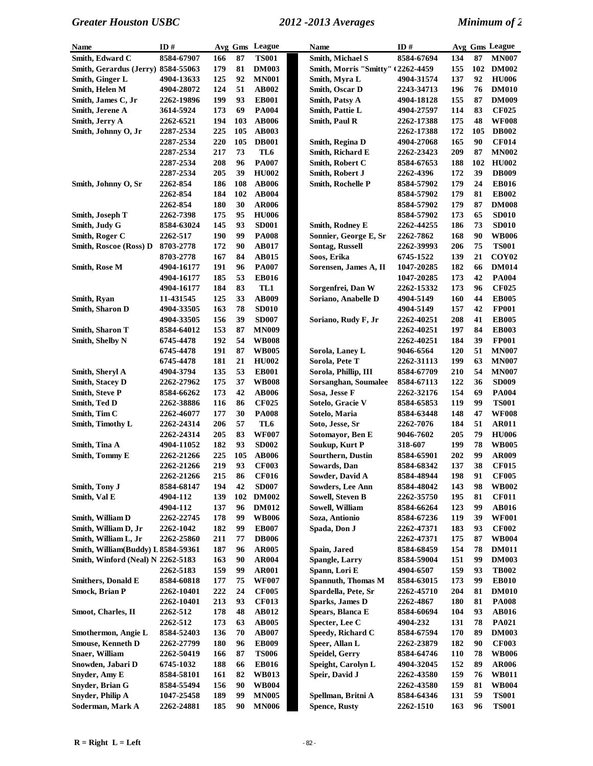| Name | ID # | Avg | Gms | League |
|---|---|---|---|---|
| Smith, Edward C | 8584-67907 | 166 | 87 | TS001 |
| Smith, Gerardus (Jerry) | 8584-55063 | 179 | 81 | DM003 |
| Smith, Ginger L | 4904-13633 | 125 | 92 | MN001 |
| Smith, Helen M | 4904-28072 | 124 | 51 | AB002 |
| Smith, James C, Jr | 2262-19896 | 199 | 93 | EB001 |
| Smith, Jerene A | 3614-5924 | 173 | 69 | PA004 |
| Smith, Jerry A | 2262-6521 | 194 | 103 | AB006 |
| Smith, Johnny O, Jr | 2287-2534 | 225 | 105 | AB003 |
| | 2287-2534 | 220 | 105 | DB001 |
| | 2287-2534 | 217 | 73 | TL6 |
| | 2287-2534 | 208 | 96 | PA007 |
| | 2287-2534 | 205 | 39 | HU002 |
| Smith, Johnny O, Sr | 2262-854 | 186 | 108 | AB006 |
| | 2262-854 | 184 | 102 | AB004 |
| | 2262-854 | 180 | 30 | AR006 |
| Smith, Joseph T | 2262-7398 | 175 | 95 | HU006 |
| Smith, Judy G | 8584-63024 | 145 | 93 | SD001 |
| Smith, Roger C | 2262-517 | 190 | 99 | PA008 |
| Smith, Roscoe (Ross) D | 8703-2778 | 172 | 90 | AB017 |
| | 8703-2778 | 167 | 84 | AB015 |
| Smith, Rose M | 4904-16177 | 191 | 96 | PA007 |
| | 4904-16177 | 185 | 53 | EB016 |
| | 4904-16177 | 184 | 83 | TL1 |
| Smith, Ryan | 11-431545 | 125 | 33 | AB009 |
| Smith, Sharon D | 4904-33505 | 163 | 78 | SD010 |
| | 4904-33505 | 156 | 39 | SD007 |
| Smith, Sharon T | 8584-64012 | 153 | 87 | MN009 |
| Smith, Shelby N | 6745-4478 | 192 | 54 | WB008 |
| | 6745-4478 | 191 | 87 | WB005 |
| | 6745-4478 | 181 | 21 | HU002 |
| Smith, Sheryl A | 4904-3794 | 135 | 53 | EB001 |
| Smith, Stacey D | 2262-27962 | 175 | 37 | WB008 |
| Smith, Steve P | 8584-66262 | 173 | 42 | AB006 |
| Smith, Ted D | 2262-38886 | 116 | 86 | CF025 |
| Smith, Tim C | 2262-46077 | 177 | 30 | PA008 |
| Smith, Timothy L | 2262-24314 | 206 | 57 | TL6 |
| | 2262-24314 | 205 | 83 | WF007 |
| Smith, Tina A | 4904-11052 | 182 | 93 | SD002 |
| Smith, Tommy E | 2262-21266 | 225 | 105 | AB006 |
| | 2262-21266 | 219 | 93 | CF003 |
| | 2262-21266 | 215 | 86 | CF016 |
| Smith, Tony J | 8584-68147 | 194 | 42 | SD007 |
| Smith, Val E | 4904-112 | 139 | 102 | DM002 |
| | 4904-112 | 137 | 96 | DM012 |
| Smith, William D | 2262-22745 | 178 | 99 | WB006 |
| Smith, William D, Jr | 2262-1042 | 182 | 99 | EB007 |
| Smith, William L, Jr | 2262-25860 | 211 | 77 | DB006 |
| Smith, William(Buddy) L | 8584-59361 | 187 | 96 | AR005 |
| Smith, Winford (Neal) N | 2262-5183 | 163 | 90 | AR004 |
| | 2262-5183 | 159 | 99 | AR001 |
| Smithers, Donald E | 8584-60818 | 177 | 75 | WF007 |
| Smock, Brian P | 2262-10401 | 222 | 24 | CF005 |
| | 2262-10401 | 213 | 93 | CF013 |
| Smoot, Charles, II | 2262-512 | 178 | 48 | AB012 |
| | 2262-512 | 173 | 63 | AB005 |
| Smothermon, Angie L | 8584-52403 | 136 | 70 | AB007 |
| Smouse, Kenneth D | 2262-27799 | 180 | 96 | EB009 |
| Snaer, William | 2262-50419 | 166 | 87 | TS006 |
| Snowden, Jabari D | 6745-1032 | 188 | 66 | EB016 |
| Snyder, Amy E | 8584-58101 | 161 | 82 | WB013 |
| Snyder, Brian G | 8584-55494 | 156 | 90 | WB004 |
| Snyder, Philip A | 1047-25458 | 189 | 99 | MN005 |
| Soderman, Mark A | 2262-24881 | 185 | 90 | MN006 |
| Smith, Michael S | 8584-67694 | 134 | 87 | MN007 |
| Smith, Morris "Smitty" ( | 2262-4459 | 155 | 102 | DM002 |
| Smith, Myra L | 4904-31574 | 137 | 92 | HU006 |
| Smith, Oscar D | 2243-34713 | 196 | 76 | DM010 |
| Smith, Patsy A | 4904-18128 | 155 | 87 | DM009 |
| Smith, Pattie L | 4904-27597 | 114 | 83 | CF025 |
| Smith, Paul R | 2262-17388 | 175 | 48 | WF008 |
| | 2262-17388 | 172 | 105 | DB002 |
| Smith, Regina D | 4904-27068 | 165 | 90 | CF014 |
| Smith, Richard E | 2262-23423 | 209 | 87 | MN002 |
| Smith, Robert C | 8584-67653 | 188 | 102 | HU002 |
| Smith, Robert J | 2262-4396 | 172 | 39 | DB009 |
| Smith, Rochelle P | 8584-57902 | 179 | 24 | EB016 |
| | 8584-57902 | 179 | 81 | EB002 |
| | 8584-57902 | 179 | 87 | DM008 |
| | 8584-57902 | 173 | 65 | SD010 |
| Smith, Rodney E | 2262-44255 | 186 | 73 | SD010 |
| Sonnier, George E, Sr | 2262-7862 | 168 | 90 | WB006 |
| Sontag, Russell | 2262-39993 | 206 | 75 | TS001 |
| Soos, Erika | 6745-1522 | 139 | 21 | COY02 |
| Sorensen, James A, II | 1047-20285 | 182 | 66 | DM014 |
| | 1047-20285 | 173 | 42 | PA004 |
| Sorgenfrei, Dan W | 2262-15332 | 173 | 96 | CF025 |
| Soriano, Anabelle D | 4904-5149 | 160 | 44 | EB005 |
| | 4904-5149 | 157 | 42 | FP001 |
| Soriano, Rudy F, Jr | 2262-40251 | 208 | 41 | EB005 |
| | 2262-40251 | 197 | 84 | EB003 |
| | 2262-40251 | 184 | 39 | FP001 |
| Sorola, Laney L | 9046-6564 | 120 | 51 | MN007 |
| Sorola, Pete T | 2262-31113 | 199 | 63 | MN007 |
| Sorola, Phillip, III | 8584-67709 | 210 | 54 | MN007 |
| Sorsanghan, Soumalee | 8584-67113 | 122 | 36 | SD009 |
| Sosa, Jesse F | 2262-32176 | 154 | 69 | PA004 |
| Sotelo, Gracie V | 8584-65853 | 119 | 99 | TS001 |
| Sotelo, Maria | 8584-63448 | 148 | 47 | WF008 |
| Soto, Jesse, Sr | 2262-7076 | 184 | 51 | AR011 |
| Sotomayor, Ben E | 9046-7602 | 205 | 79 | HU006 |
| Soukup, Kurt P | 318-607 | 199 | 78 | WB005 |
| Sourthern, Dustin | 8584-65901 | 202 | 99 | AR009 |
| Sowards, Dan | 8584-68342 | 137 | 38 | CF015 |
| Sowder, David A | 8584-48944 | 198 | 91 | CF005 |
| Sowders, Lee Ann | 8584-48042 | 143 | 98 | WB002 |
| Sowell, Steven B | 2262-35750 | 195 | 81 | CF011 |
| Sowell, William | 8584-66264 | 123 | 99 | AB016 |
| Soza, Antionio | 8584-67236 | 119 | 39 | WF001 |
| Spada, Don J | 2262-47371 | 183 | 93 | CF002 |
| | 2262-47371 | 175 | 87 | WB004 |
| Spain, Jared | 8584-68459 | 154 | 78 | DM011 |
| Spangle, Larry | 8584-59004 | 151 | 99 | DM003 |
| Spann, Lori E | 4904-6507 | 159 | 93 | TB002 |
| Spannuth, Thomas M | 8584-63015 | 173 | 99 | EB010 |
| Spardella, Pete, Sr | 2262-45710 | 204 | 81 | DM010 |
| Sparks, James D | 2262-4867 | 180 | 81 | PA008 |
| Spears, Blanca E | 8584-60694 | 104 | 93 | AB016 |
| Specter, Lee C | 4904-232 | 131 | 78 | PA021 |
| Speedy, Richard C | 8584-67594 | 170 | 89 | DM003 |
| Speer, Allan L | 2262-23879 | 182 | 90 | CF003 |
| Speidel, Gerry | 8584-64746 | 110 | 78 | WB006 |
| Speight, Carolyn L | 4904-32045 | 152 | 89 | AR006 |
| Speir, David J | 2262-43580 | 159 | 76 | WB011 |
| | 2262-43580 | 159 | 81 | WB004 |
| Spellman, Britni A | 8584-64346 | 131 | 59 | TS001 |
| Spence, Rusty | 2262-1510 | 163 | 96 | TS001 |

R = Right L = Left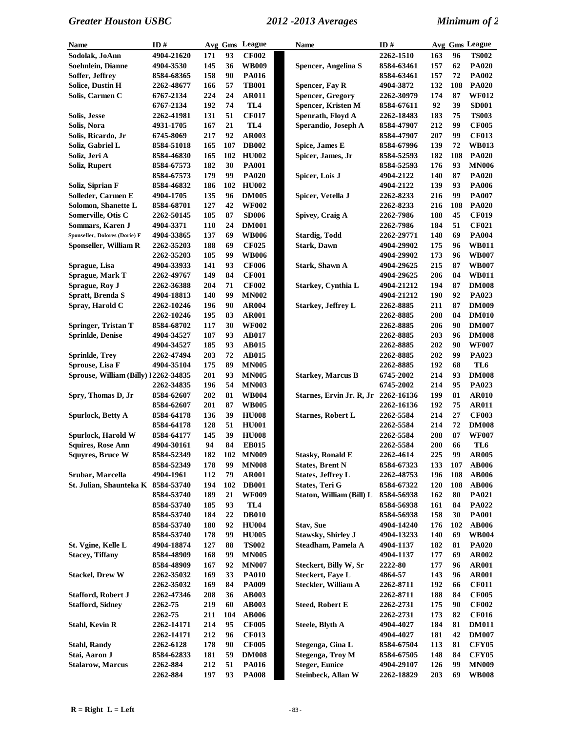| Name | ID # | Avg | Gms | League |
|---|---|---|---|---|
| Sodolak, JoAnn | 4904-21620 | 171 | 93 | CF002 |
| Soehnlein, Dianne | 4904-3530 | 145 | 36 | WB009 |
| Soffer, Jeffrey | 8584-68365 | 158 | 90 | PA016 |
| Solice, Dustin H | 2262-48677 | 166 | 57 | TB001 |
| Solis, Carmen C | 6767-2134 | 224 | 24 | AR011 |
| | 6767-2134 | 192 | 74 | TL4 |
| Solis, Jesse | 2262-41981 | 131 | 51 | CF017 |
| Solis, Nora | 4931-1705 | 167 | 21 | TL4 |
| Solis, Ricardo, Jr | 6745-8069 | 217 | 92 | AR003 |
| Soliz, Gabriel L | 8584-51018 | 165 | 107 | DB002 |
| Soliz, Jeri A | 8584-46830 | 165 | 102 | HU002 |
| Soliz, Rupert | 8584-67573 | 182 | 30 | PA001 |
| | 8584-67573 | 179 | 99 | PA020 |
| Soliz, Siprian F | 8584-46832 | 186 | 102 | HU002 |
| Solleder, Carmen E | 4904-1705 | 135 | 96 | DM005 |
| Solomon, Shanette L | 8584-68701 | 127 | 42 | WF002 |
| Somerville, Otis C | 2262-50145 | 185 | 87 | SD006 |
| Sommars, Karen J | 4904-3371 | 110 | 24 | DM001 |
| Sponseller, Dolores (Dorie) F | 4904-33865 | 137 | 69 | WB006 |
| Sponseller, William R | 2262-35203 | 188 | 69 | CF025 |
| | 2262-35203 | 185 | 99 | WB006 |
| Sprague, Lisa | 4904-33933 | 141 | 93 | CF006 |
| Sprague, Mark T | 2262-49767 | 149 | 84 | CF001 |
| Sprague, Roy J | 2262-36388 | 204 | 71 | CF002 |
| Spratt, Brenda S | 4904-18813 | 140 | 99 | MN002 |
| Spray, Harold C | 2262-10246 | 196 | 90 | AR004 |
| | 2262-10246 | 195 | 83 | AR001 |
| Springer, Tristan T | 8584-68702 | 117 | 30 | WF002 |
| Sprinkle, Denise | 4904-34527 | 187 | 93 | AB017 |
| | 4904-34527 | 185 | 93 | AB015 |
| Sprinkle, Trey | 2262-47494 | 203 | 72 | AB015 |
| Sprouse, Lisa F | 4904-35104 | 175 | 89 | MN005 |
| Sprouse, William (Billy) | 2262-34835 | 201 | 93 | MN005 |
| | 2262-34835 | 196 | 54 | MN003 |
| Spry, Thomas D, Jr | 8584-62607 | 202 | 81 | WB004 |
| | 8584-62607 | 201 | 87 | WB005 |
| Spurlock, Betty A | 8584-64178 | 136 | 39 | HU008 |
| | 8584-64178 | 128 | 51 | HU001 |
| Spurlock, Harold W | 8584-64177 | 145 | 39 | HU008 |
| Squires, Rose Ann | 4904-30161 | 94 | 84 | EB015 |
| Squyres, Bruce W | 8584-52349 | 182 | 102 | MN009 |
| | 8584-52349 | 178 | 99 | MN008 |
| Srubar, Marcella | 4904-1961 | 112 | 79 | AR001 |
| St. Julian, Shaunteka K | 8584-53740 | 194 | 102 | DB001 |
| | 8584-53740 | 189 | 21 | WF009 |
| | 8584-53740 | 185 | 93 | TL4 |
| | 8584-53740 | 184 | 22 | DB010 |
| | 8584-53740 | 180 | 92 | HU004 |
| | 8584-53740 | 178 | 99 | HU005 |
| St. Vgine, Kelle L | 4904-18874 | 127 | 88 | TS002 |
| Stacey, Tiffany | 8584-48909 | 168 | 99 | MN005 |
| | 8584-48909 | 167 | 92 | MN007 |
| Stackel, Drew W | 2262-35032 | 169 | 33 | PA010 |
| | 2262-35032 | 169 | 84 | PA009 |
| Stafford, Robert J | 2262-47346 | 208 | 36 | AB003 |
| Stafford, Sidney | 2262-75 | 219 | 60 | AB003 |
| | 2262-75 | 211 | 104 | AB006 |
| Stahl, Kevin R | 2262-14171 | 214 | 95 | CF005 |
| | 2262-14171 | 212 | 96 | CF013 |
| Stahl, Randy | 2262-6128 | 178 | 90 | CF005 |
| Stai, Aaron J | 8584-62833 | 181 | 59 | DM008 |
| Stalarow, Marcus | 2262-884 | 212 | 51 | PA016 |
| | 2262-884 | 197 | 93 | PA008 |
| | 2262-1510 | 163 | 96 | TS002 |
| Spencer, Angelina S | 8584-63461 | 157 | 62 | PA020 |
| | 8584-63461 | 157 | 72 | PA002 |
| Spencer, Fay R | 4904-3872 | 132 | 108 | PA020 |
| Spencer, Gregory | 2262-30979 | 174 | 87 | WF012 |
| Spencer, Kristen M | 8584-67611 | 92 | 39 | SD001 |
| Spenrath, Floyd A | 2262-18483 | 183 | 75 | TS003 |
| Sperandio, Joseph A | 8584-47907 | 212 | 99 | CF005 |
| | 8584-47907 | 207 | 99 | CF013 |
| Spice, James E | 8584-67996 | 139 | 72 | WB013 |
| Spicer, James, Jr | 8584-52593 | 182 | 108 | PA020 |
| | 8584-52593 | 176 | 93 | MN006 |
| Spicer, Lois J | 4904-2122 | 140 | 87 | PA020 |
| | 4904-2122 | 139 | 93 | PA006 |
| Spicer, Vetella J | 2262-8233 | 216 | 99 | PA007 |
| | 2262-8233 | 216 | 108 | PA020 |
| Spivey, Craig A | 2262-7986 | 188 | 45 | CF019 |
| | 2262-7986 | 184 | 51 | CF021 |
| Stardig, Todd | 2262-29771 | 148 | 69 | PA004 |
| Stark, Dawn | 4904-29902 | 175 | 96 | WB011 |
| | 4904-29902 | 173 | 96 | WB007 |
| Stark, Shawn A | 4904-29625 | 215 | 87 | WB007 |
| | 4904-29625 | 206 | 84 | WB011 |
| Starkey, Cynthia L | 4904-21212 | 194 | 87 | DM008 |
| | 4904-21212 | 190 | 92 | PA023 |
| Starkey, Jeffrey L | 2262-8885 | 211 | 87 | DM009 |
| | 2262-8885 | 208 | 84 | DM010 |
| | 2262-8885 | 206 | 90 | DM007 |
| | 2262-8885 | 203 | 96 | DM008 |
| | 2262-8885 | 202 | 90 | WF007 |
| | 2262-8885 | 202 | 99 | PA023 |
| | 2262-8885 | 192 | 68 | TL6 |
| Starkey, Marcus B | 6745-2002 | 214 | 93 | DM008 |
| | 6745-2002 | 214 | 95 | PA023 |
| Starnes, Ervin Jr. R, Jr | 2262-16136 | 199 | 81 | AR010 |
| | 2262-16136 | 192 | 75 | AR011 |
| Starnes, Robert L | 2262-5584 | 214 | 27 | CF003 |
| | 2262-5584 | 214 | 72 | DM008 |
| | 2262-5584 | 208 | 87 | WF007 |
| | 2262-5584 | 200 | 66 | TL6 |
| Stasky, Ronald E | 2262-4614 | 225 | 99 | AR005 |
| States, Brent N | 8584-67323 | 133 | 107 | AB006 |
| States, Jeffrey L | 2262-48753 | 196 | 108 | AB006 |
| States, Teri G | 8584-67322 | 120 | 108 | AB006 |
| Staton, William (Bill) L | 8584-56938 | 162 | 80 | PA021 |
| | 8584-56938 | 161 | 84 | PA022 |
| | 8584-56938 | 158 | 30 | PA001 |
| Stav, Sue | 4904-14240 | 176 | 102 | AB006 |
| Stawsky, Shirley J | 4904-13233 | 140 | 69 | WB004 |
| Steadham, Pamela A | 4904-1137 | 182 | 81 | PA020 |
| | 4904-1137 | 177 | 69 | AR002 |
| Steckert, Billy W, Sr | 2222-80 | 177 | 96 | AR001 |
| Steckert, Faye L | 4864-57 | 143 | 96 | AR001 |
| Steckler, William A | 2262-8711 | 192 | 66 | CF011 |
| | 2262-8711 | 188 | 84 | CF005 |
| Steed, Robert E | 2262-2731 | 175 | 90 | CF002 |
| | 2262-2731 | 173 | 82 | CF016 |
| Steele, Blyth A | 4904-4027 | 184 | 81 | DM011 |
| | 4904-4027 | 181 | 42 | DM007 |
| Stegenga, Gina L | 8584-67504 | 113 | 81 | CFY05 |
| Stegenga, Troy M | 8584-67505 | 148 | 84 | CFY05 |
| Steger, Eunice | 4904-29107 | 126 | 99 | MN009 |
| Steinbeck, Allan W | 2262-18829 | 203 | 69 | WB008 |

R = Right L = Left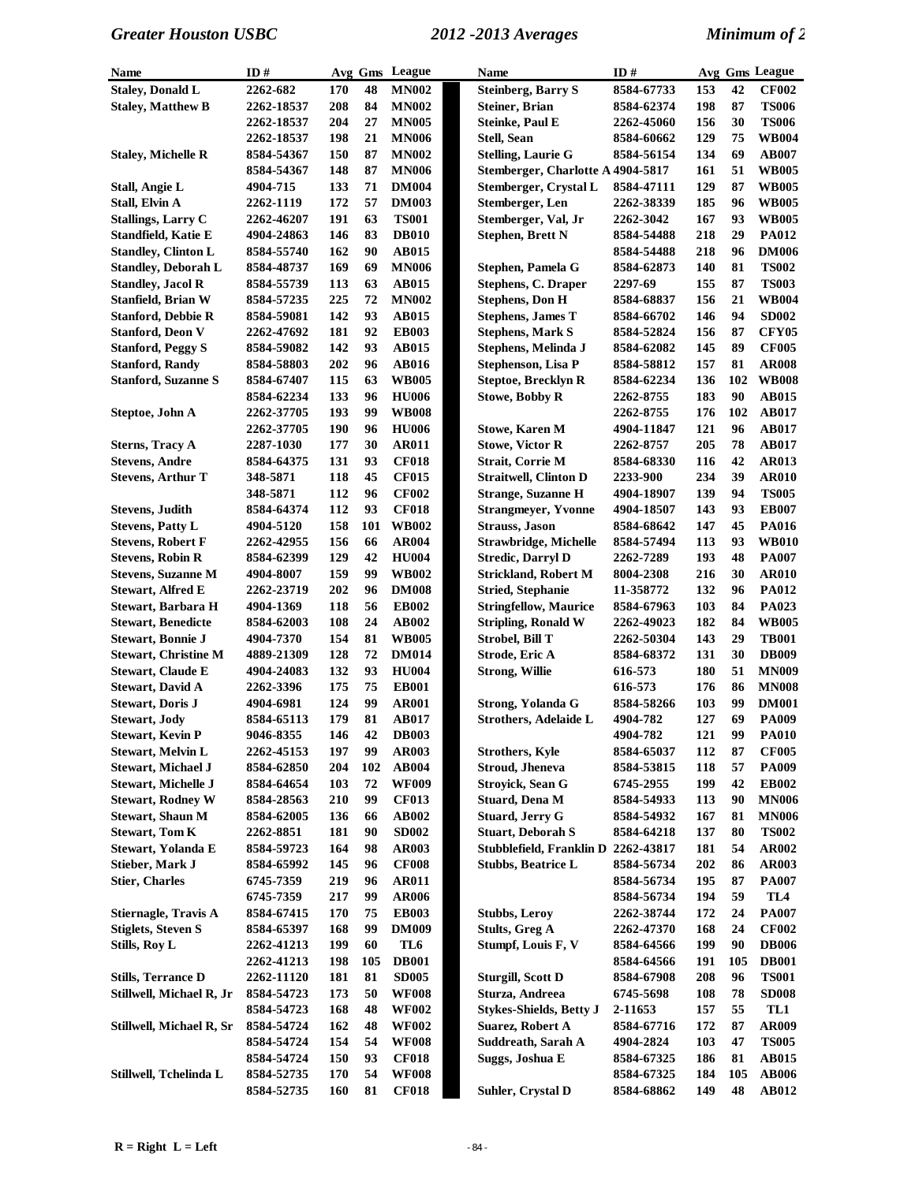| Name | ID # | Avg | Gms | League |
|---|---|---|---|---|
| Staley, Donald L | 2262-682 | 170 | 48 | MN002 |
| Staley, Matthew B | 2262-18537 | 208 | 84 | MN002 |
| | 2262-18537 | 204 | 27 | MN005 |
| | 2262-18537 | 198 | 21 | MN006 |
| Staley, Michelle R | 8584-54367 | 150 | 87 | MN002 |
| | 8584-54367 | 148 | 87 | MN006 |
| Stall, Angie L | 4904-715 | 133 | 71 | DM004 |
| Stall, Elvin A | 2262-1119 | 172 | 57 | DM003 |
| Stallings, Larry C | 2262-46207 | 191 | 63 | TS001 |
| Standfield, Katie E | 4904-24863 | 146 | 83 | DB010 |
| Standley, Clinton L | 8584-55740 | 162 | 90 | AB015 |
| Standley, Deborah L | 8584-48737 | 169 | 69 | MN006 |
| Standley, Jacol R | 8584-55739 | 113 | 63 | AB015 |
| Stanfield, Brian W | 8584-57235 | 225 | 72 | MN002 |
| Stanford, Debbie R | 8584-59081 | 142 | 93 | AB015 |
| Stanford, Deon V | 2262-47692 | 181 | 92 | EB003 |
| Stanford, Peggy S | 8584-59082 | 142 | 93 | AB015 |
| Stanford, Randy | 8584-58803 | 202 | 96 | AB016 |
| Stanford, Suzanne S | 8584-67407 | 115 | 63 | WB005 |
| | 8584-62234 | 133 | 96 | HU006 |
| Steptoe, John A | 2262-37705 | 193 | 99 | WB008 |
| | 2262-37705 | 190 | 96 | HU006 |
| Sterns, Tracy A | 2287-1030 | 177 | 30 | AR011 |
| Stevens, Andre | 8584-64375 | 131 | 93 | CF018 |
| Stevens, Arthur T | 348-5871 | 118 | 45 | CF015 |
| | 348-5871 | 112 | 96 | CF002 |
| Stevens, Judith | 8584-64374 | 112 | 93 | CF018 |
| Stevens, Patty L | 4904-5120 | 158 | 101 | WB002 |
| Stevens, Robert F | 2262-42955 | 156 | 66 | AR004 |
| Stevens, Robin R | 8584-62399 | 129 | 42 | HU004 |
| Stevens, Suzanne M | 4904-8007 | 159 | 99 | WB002 |
| Stewart, Alfred E | 2262-23719 | 202 | 96 | DM008 |
| Stewart, Barbara H | 4904-1369 | 118 | 56 | EB002 |
| Stewart, Benedicte | 8584-62003 | 108 | 24 | AB002 |
| Stewart, Bonnie J | 4904-7370 | 154 | 81 | WB005 |
| Stewart, Christine M | 4889-21309 | 128 | 72 | DM014 |
| Stewart, Claude E | 4904-24083 | 132 | 93 | HU004 |
| Stewart, David A | 2262-3396 | 175 | 75 | EB001 |
| Stewart, Doris J | 4904-6981 | 124 | 99 | AR001 |
| Stewart, Jody | 8584-65113 | 179 | 81 | AB017 |
| Stewart, Kevin P | 9046-8355 | 146 | 42 | DB003 |
| Stewart, Melvin L | 2262-45153 | 197 | 99 | AR003 |
| Stewart, Michael J | 8584-62850 | 204 | 102 | AB004 |
| Stewart, Michelle J | 8584-64654 | 103 | 72 | WF009 |
| Stewart, Rodney W | 8584-28563 | 210 | 99 | CF013 |
| Stewart, Shaun M | 8584-62005 | 136 | 66 | AB002 |
| Stewart, Tom K | 2262-8851 | 181 | 90 | SD002 |
| Stewart, Yolanda E | 8584-59723 | 164 | 98 | AR003 |
| Stieber, Mark J | 8584-65992 | 145 | 96 | CF008 |
| Stier, Charles | 6745-7359 | 219 | 96 | AR011 |
| | 6745-7359 | 217 | 99 | AR006 |
| Stiernagle, Travis A | 8584-67415 | 170 | 75 | EB003 |
| Stiglets, Steven S | 8584-65397 | 168 | 99 | DM009 |
| Stills, Roy L | 2262-41213 | 199 | 60 | TL6 |
| | 2262-41213 | 198 | 105 | DB001 |
| Stills, Terrance D | 2262-11120 | 181 | 81 | SD005 |
| Stillwell, Michael R, Jr | 8584-54723 | 173 | 50 | WF008 |
| | 8584-54723 | 168 | 48 | WF002 |
| Stillwell, Michael R, Sr | 8584-54724 | 162 | 48 | WF002 |
| | 8584-54724 | 154 | 54 | WF008 |
| | 8584-54724 | 150 | 93 | CF018 |
| Stillwell, Tchelinda L | 8584-52735 | 170 | 54 | WF008 |
| | 8584-52735 | 160 | 81 | CF018 |
| Steinberg, Barry S | 8584-67733 | 153 | 42 | CF002 |
| Steiner, Brian | 8584-62374 | 198 | 87 | TS006 |
| Steinke, Paul E | 2262-45060 | 156 | 30 | TS006 |
| Stell, Sean | 8584-60662 | 129 | 75 | WB004 |
| Stelling, Laurie G | 8584-56154 | 134 | 69 | AB007 |
| Stemberger, Charlotte A | 4904-5817 | 161 | 51 | WB005 |
| Stemberger, Crystal L | 8584-47111 | 129 | 87 | WB005 |
| Stemberger, Len | 2262-38339 | 185 | 96 | WB005 |
| Stemberger, Val, Jr | 2262-3042 | 167 | 93 | WB005 |
| Stephen, Brett N | 8584-54488 | 218 | 29 | PA012 |
| | 8584-54488 | 218 | 96 | DM006 |
| Stephen, Pamela G | 8584-62873 | 140 | 81 | TS002 |
| Stephens, C. Draper | 2297-69 | 155 | 87 | TS003 |
| Stephens, Don H | 8584-68837 | 156 | 21 | WB004 |
| Stephens, James T | 8584-66702 | 146 | 94 | SD002 |
| Stephens, Mark S | 8584-52824 | 156 | 87 | CFY05 |
| Stephens, Melinda J | 8584-62082 | 145 | 89 | CF005 |
| Stephenson, Lisa P | 8584-58812 | 157 | 81 | AR008 |
| Steptoe, Brecklyn R | 8584-62234 | 136 | 102 | WB008 |
| Stowe, Bobby R | 2262-8755 | 183 | 90 | AB015 |
| | 2262-8755 | 176 | 102 | AB017 |
| Stowe, Karen M | 4904-11847 | 121 | 96 | AB017 |
| Stowe, Victor R | 2262-8757 | 205 | 78 | AB017 |
| Strait, Corrie M | 8584-68330 | 116 | 42 | AR013 |
| Straitwell, Clinton D | 2233-900 | 234 | 39 | AR010 |
| Strange, Suzanne H | 4904-18907 | 139 | 94 | TS005 |
| Strangmeyer, Yvonne | 4904-18507 | 143 | 93 | EB007 |
| Strauss, Jason | 8584-68642 | 147 | 45 | PA016 |
| Strawbridge, Michelle | 8584-57494 | 113 | 93 | WB010 |
| Stredic, Darryl D | 2262-7289 | 193 | 48 | PA007 |
| Strickland, Robert M | 8004-2308 | 216 | 30 | AR010 |
| Stried, Stephanie | 11-358772 | 132 | 96 | PA012 |
| Stringfellow, Maurice | 8584-67963 | 103 | 84 | PA023 |
| Stripling, Ronald W | 2262-49023 | 182 | 84 | WB005 |
| Strobel, Bill T | 2262-50304 | 143 | 29 | TB001 |
| Strode, Eric A | 8584-68372 | 131 | 30 | DB009 |
| Strong, Willie | 616-573 | 180 | 51 | MN009 |
| | 616-573 | 176 | 86 | MN008 |
| Strong, Yolanda G | 8584-58266 | 103 | 99 | DM001 |
| Strothers, Adelaide L | 4904-782 | 127 | 69 | PA009 |
| | 4904-782 | 121 | 99 | PA010 |
| Strothers, Kyle | 8584-65037 | 112 | 87 | CF005 |
| Stroud, Jheneva | 8584-53815 | 118 | 57 | PA009 |
| Stroyick, Sean G | 6745-2955 | 199 | 42 | EB002 |
| Stuard, Dena M | 8584-54933 | 113 | 90 | MN006 |
| Stuard, Jerry G | 8584-54932 | 167 | 81 | MN006 |
| Stuart, Deborah S | 8584-64218 | 137 | 80 | TS002 |
| Stubblefield, Franklin D | 2262-43817 | 181 | 54 | AR002 |
| Stubbs, Beatrice L | 8584-56734 | 202 | 86 | AR003 |
| | 8584-56734 | 195 | 87 | PA007 |
| | 8584-56734 | 194 | 59 | TL4 |
| Stubbs, Leroy | 2262-38744 | 172 | 24 | PA007 |
| Stults, Greg A | 2262-47370 | 168 | 24 | CF002 |
| Stumpf, Louis F, V | 8584-64566 | 199 | 90 | DB006 |
| | 8584-64566 | 191 | 105 | DB001 |
| Sturgill, Scott D | 8584-67908 | 208 | 96 | TS001 |
| Sturza, Andreea | 6745-5698 | 108 | 78 | SD008 |
| Stykes-Shields, Betty J | 2-11653 | 157 | 55 | TL1 |
| Suarez, Robert A | 8584-67716 | 172 | 87 | AR009 |
| Suddreath, Sarah A | 4904-2824 | 103 | 47 | TS005 |
| Suggs, Joshua E | 8584-67325 | 186 | 81 | AB015 |
| | 8584-67325 | 184 | 105 | AB006 |
| Suhler, Crystal D | 8584-68862 | 149 | 48 | AB012 |

R = Right L = Left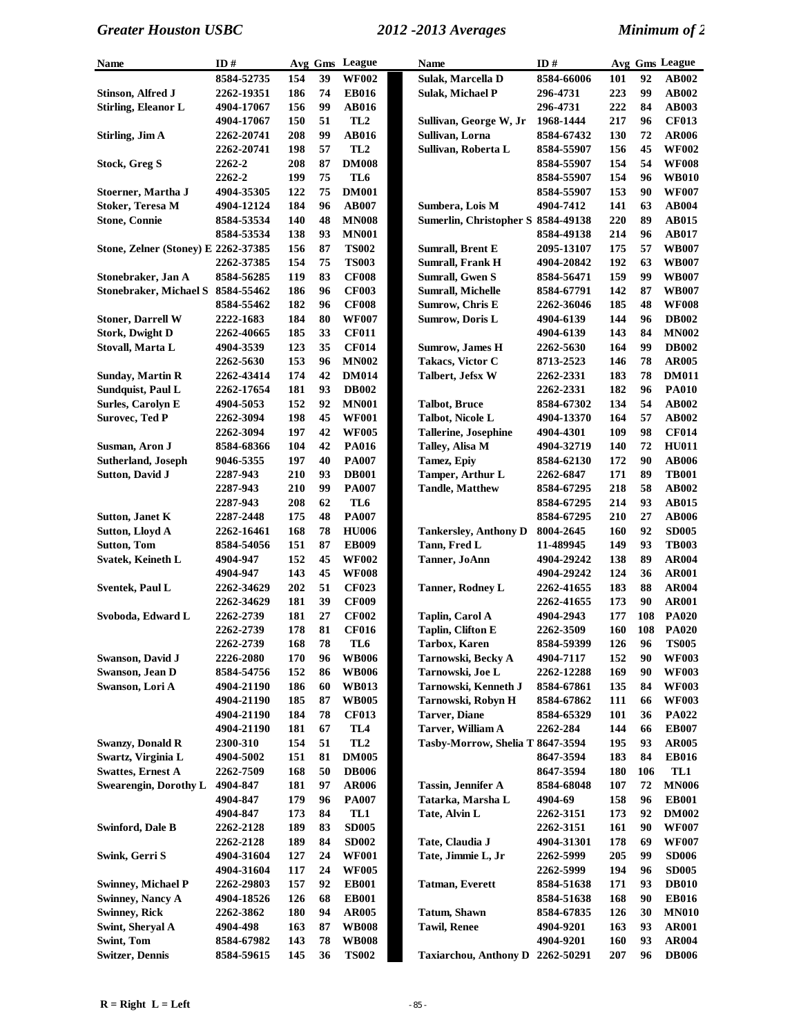| Name | ID # | Avg | Gms | League |
|---|---|---|---|---|
| | 8584-52735 | 154 | 39 | WF002 |
| Stinson, Alfred J | 2262-19351 | 186 | 74 | EB016 |
| Stirling, Eleanor L | 4904-17067 | 156 | 99 | AB016 |
| | 4904-17067 | 150 | 51 | TL2 |
| Stirling, Jim A | 2262-20741 | 208 | 99 | AB016 |
| | 2262-20741 | 198 | 57 | TL2 |
| Stock, Greg S | 2262-2 | 208 | 87 | DM008 |
| | 2262-2 | 199 | 75 | TL6 |
| Stoerner, Martha J | 4904-35305 | 122 | 75 | DM001 |
| Stoker, Teresa M | 4904-12124 | 184 | 96 | AB007 |
| Stone, Connie | 8584-53534 | 140 | 48 | MN008 |
| | 8584-53534 | 138 | 93 | MN001 |
| Stone, Zelner (Stoney) E | 2262-37385 | 156 | 87 | TS002 |
| | 2262-37385 | 154 | 75 | TS003 |
| Stonebraker, Jan A | 8584-56285 | 119 | 83 | CF008 |
| Stonebraker, Michael S | 8584-55462 | 186 | 96 | CF003 |
| | 8584-55462 | 182 | 96 | CF008 |
| Stoner, Darrell W | 2222-1683 | 184 | 80 | WF007 |
| Stork, Dwight D | 2262-40665 | 185 | 33 | CF011 |
| Stovall, Marta L | 4904-3539 | 123 | 35 | CF014 |
| | 2262-5630 | 153 | 96 | MN002 |
| Sunday, Martin R | 2262-43414 | 174 | 42 | DM014 |
| Sundquist, Paul L | 2262-17654 | 181 | 93 | DB002 |
| Surles, Carolyn E | 4904-5053 | 152 | 92 | MN001 |
| Surovec, Ted P | 2262-3094 | 198 | 45 | WF001 |
| | 2262-3094 | 197 | 42 | WF005 |
| Susman, Aron J | 8584-68366 | 104 | 42 | PA016 |
| Sutherland, Joseph | 9046-5355 | 197 | 40 | PA007 |
| Sutton, David J | 2287-943 | 210 | 93 | DB001 |
| | 2287-943 | 210 | 99 | PA007 |
| | 2287-943 | 208 | 62 | TL6 |
| Sutton, Janet K | 2287-2448 | 175 | 48 | PA007 |
| Sutton, Lloyd A | 2262-16461 | 168 | 78 | HU006 |
| Sutton, Tom | 8584-54056 | 151 | 87 | EB009 |
| Svatek, Keineth L | 4904-947 | 152 | 45 | WF002 |
| | 4904-947 | 143 | 45 | WF008 |
| Sventek, Paul L | 2262-34629 | 202 | 51 | CF023 |
| | 2262-34629 | 181 | 39 | CF009 |
| Svoboda, Edward L | 2262-2739 | 181 | 27 | CF002 |
| | 2262-2739 | 178 | 81 | CF016 |
| | 2262-2739 | 168 | 78 | TL6 |
| Swanson, David J | 2226-2080 | 170 | 96 | WB006 |
| Swanson, Jean D | 8584-54756 | 152 | 86 | WB006 |
| Swanson, Lori A | 4904-21190 | 186 | 60 | WB013 |
| | 4904-21190 | 185 | 87 | WB005 |
| | 4904-21190 | 184 | 78 | CF013 |
| | 4904-21190 | 181 | 67 | TL4 |
| Swanzy, Donald R | 2300-310 | 154 | 51 | TL2 |
| Swartz, Virginia L | 4904-5002 | 151 | 81 | DM005 |
| Swattes, Ernest A | 2262-7509 | 168 | 50 | DB006 |
| Swearengin, Dorothy L | 4904-847 | 181 | 97 | AR006 |
| | 4904-847 | 179 | 96 | PA007 |
| | 4904-847 | 173 | 84 | TL1 |
| Swinford, Dale B | 2262-2128 | 189 | 83 | SD005 |
| | 2262-2128 | 189 | 84 | SD002 |
| Swink, Gerri S | 4904-31604 | 127 | 24 | WF001 |
| | 4904-31604 | 117 | 24 | WF005 |
| Swinney, Michael P | 2262-29803 | 157 | 92 | EB001 |
| Swinney, Nancy A | 4904-18526 | 126 | 68 | EB001 |
| Swinney, Rick | 2262-3862 | 180 | 94 | AR005 |
| Swint, Sheryal A | 4904-498 | 163 | 87 | WB008 |
| Swint, Tom | 8584-67982 | 143 | 78 | WB008 |
| Switzer, Dennis | 8584-59615 | 145 | 36 | TS002 |
| Sulak, Marcella D | 8584-66006 | 101 | 92 | AB002 |
| Sulak, Michael P | 296-4731 | 223 | 99 | AB002 |
| | 296-4731 | 222 | 84 | AB003 |
| Sullivan, George W, Jr | 1968-1444 | 217 | 96 | CF013 |
| Sullivan, Lorna | 8584-67432 | 130 | 72 | AR006 |
| Sullivan, Roberta L | 8584-55907 | 156 | 45 | WF002 |
| | 8584-55907 | 154 | 54 | WF008 |
| | 8584-55907 | 154 | 96 | WB010 |
| | 8584-55907 | 153 | 90 | WF007 |
| Sumbera, Lois M | 4904-7412 | 141 | 63 | AB004 |
| Sumerlin, Christopher S | 8584-49138 | 220 | 89 | AB015 |
| | 8584-49138 | 214 | 96 | AB017 |
| Sumrall, Brent E | 2095-13107 | 175 | 57 | WB007 |
| Sumrall, Frank H | 4904-20842 | 192 | 63 | WB007 |
| Sumrall, Gwen S | 8584-56471 | 159 | 99 | WB007 |
| Sumrall, Michelle | 8584-67791 | 142 | 87 | WB007 |
| Sumrow, Chris E | 2262-36046 | 185 | 48 | WF008 |
| Sumrow, Doris L | 4904-6139 | 144 | 96 | DB002 |
| | 4904-6139 | 143 | 84 | MN002 |
| Sumrow, James H | 2262-5630 | 164 | 99 | DB002 |
| Takacs, Victor C | 8713-2523 | 146 | 78 | AR005 |
| Talbert, Jefsx W | 2262-2331 | 183 | 78 | DM011 |
| | 2262-2331 | 182 | 96 | PA010 |
| Talbot, Bruce | 8584-67302 | 134 | 54 | AB002 |
| Talbot, Nicole L | 4904-13370 | 164 | 57 | AB002 |
| Tallerine, Josephine | 4904-4301 | 109 | 98 | CF014 |
| Talley, Alisa M | 4904-32719 | 140 | 72 | HU011 |
| Tamez, Epiy | 8584-62130 | 172 | 90 | AB006 |
| Tamper, Arthur L | 2262-6847 | 171 | 89 | TB001 |
| Tandle, Matthew | 8584-67295 | 218 | 58 | AB002 |
| | 8584-67295 | 214 | 93 | AB015 |
| | 8584-67295 | 210 | 27 | AB006 |
| Tankersley, Anthony D | 8004-2645 | 160 | 92 | SD005 |
| Tann, Fred L | 11-489945 | 149 | 93 | TB003 |
| Tanner, JoAnn | 4904-29242 | 138 | 89 | AR004 |
| | 4904-29242 | 124 | 36 | AR001 |
| Tanner, Rodney L | 2262-41655 | 183 | 88 | AR004 |
| | 2262-41655 | 173 | 90 | AR001 |
| Taplin, Carol A | 4904-2943 | 177 | 108 | PA020 |
| Taplin, Clifton E | 2262-3509 | 160 | 108 | PA020 |
| Tarbox, Karen | 8584-59399 | 126 | 96 | TS005 |
| Tarnowski, Becky A | 4904-7117 | 152 | 90 | WF003 |
| Tarnowski, Joe L | 2262-12288 | 169 | 90 | WF003 |
| Tarnowski, Kenneth J | 8584-67861 | 135 | 84 | WF003 |
| Tarnowski, Robyn H | 8584-67862 | 111 | 66 | WF003 |
| Tarver, Diane | 8584-65329 | 101 | 36 | PA022 |
| Tarver, William A | 2262-284 | 144 | 66 | EB007 |
| Tasby-Morrow, Shelia T | 8647-3594 | 195 | 93 | AR005 |
| | 8647-3594 | 183 | 84 | EB016 |
| | 8647-3594 | 180 | 106 | TL1 |
| Tassin, Jennifer A | 8584-68048 | 107 | 72 | MN006 |
| Tatarka, Marsha L | 4904-69 | 158 | 96 | EB001 |
| Tate, Alvin L | 2262-3151 | 173 | 92 | DM002 |
| | 2262-3151 | 161 | 90 | WF007 |
| Tate, Claudia J | 4904-31301 | 178 | 69 | WF007 |
| Tate, Jimmie L, Jr | 2262-5999 | 205 | 99 | SD006 |
| | 2262-5999 | 194 | 96 | SD005 |
| Tatman, Everett | 8584-51638 | 171 | 93 | DB010 |
| | 8584-51638 | 168 | 90 | EB016 |
| Tatum, Shawn | 8584-67835 | 126 | 30 | MN010 |
| Tawil, Renee | 4904-9201 | 163 | 93 | AR001 |
| | 4904-9201 | 160 | 93 | AR004 |
| Taxiarchou, Anthony D | 2262-50291 | 207 | 96 | DB006 |

R = Right  L = Left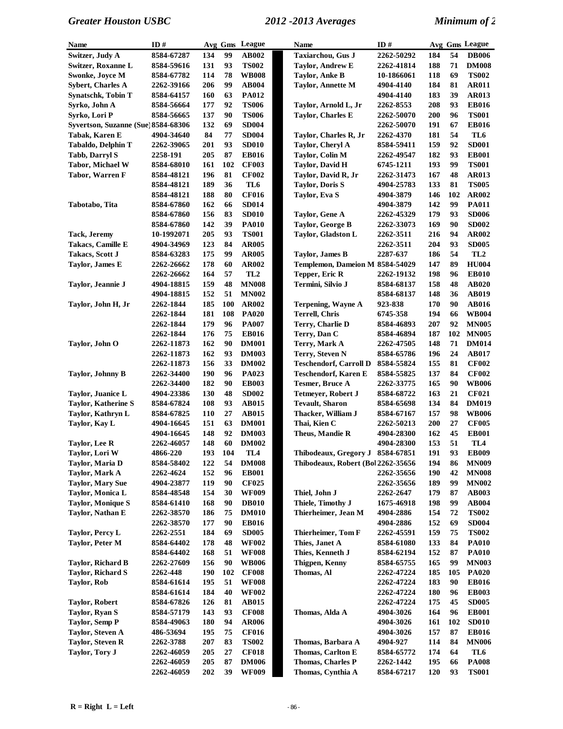| Name | ID # | Avg | Gms | League |
|---|---|---|---|---|
| Switzer, Judy A | 8584-67287 | 134 | 99 | AB002 |
| Switzer, Roxanne L | 8584-59616 | 131 | 93 | TS002 |
| Swonke, Joyce M | 8584-67782 | 114 | 78 | WB008 |
| Sybert, Charles A | 2262-39166 | 206 | 99 | AB004 |
| Synatschk, Tobin T | 8584-64157 | 160 | 63 | PA012 |
| Syrko, John A | 8584-56664 | 177 | 92 | TS006 |
| Syrko, Lori P | 8584-56665 | 137 | 90 | TS006 |
| Syvertson, Suzanne (Sue) | 8584-68306 | 132 | 69 | SD004 |
| Tabak, Karen E | 4904-34640 | 84 | 77 | SD004 |
| Tabaldo, Delphin T | 2262-39065 | 201 | 93 | SD010 |
| Tabb, Darryl S | 2258-191 | 205 | 87 | EB016 |
| Tabor, Michael W | 8584-68010 | 161 | 102 | CF003 |
| Tabor, Warren F | 8584-48121 | 196 | 81 | CF002 |
| | 8584-48121 | 189 | 36 | TL6 |
| | 8584-48121 | 188 | 80 | CF016 |
| Tabotabo, Tita | 8584-67860 | 162 | 66 | SD014 |
| | 8584-67860 | 156 | 83 | SD010 |
| | 8584-67860 | 142 | 39 | PA010 |
| Tack, Jeremy | 10-1992071 | 205 | 93 | TS001 |
| Takacs, Camille E | 4904-34969 | 123 | 84 | AR005 |
| Takacs, Scott J | 8584-63283 | 175 | 99 | AR005 |
| Taylor, James E | 2262-26662 | 178 | 60 | AR002 |
| | 2262-26662 | 164 | 57 | TL2 |
| Taylor, Jeannie J | 4904-18815 | 159 | 48 | MN008 |
| | 4904-18815 | 152 | 51 | MN002 |
| Taylor, John H, Jr | 2262-1844 | 185 | 100 | AR002 |
| | 2262-1844 | 181 | 108 | PA020 |
| | 2262-1844 | 179 | 96 | PA007 |
| | 2262-1844 | 176 | 75 | EB016 |
| Taylor, John O | 2262-11873 | 162 | 90 | DM001 |
| | 2262-11873 | 162 | 93 | DM003 |
| | 2262-11873 | 156 | 33 | DM002 |
| Taylor, Johnny B | 2262-34400 | 190 | 96 | PA023 |
| | 2262-34400 | 182 | 90 | EB003 |
| Taylor, Juanice L | 4904-23386 | 130 | 48 | SD002 |
| Taylor, Katherine S | 8584-67824 | 108 | 93 | AB015 |
| Taylor, Kathryn L | 8584-67825 | 110 | 27 | AB015 |
| Taylor, Kay L | 4904-16645 | 151 | 63 | DM001 |
| | 4904-16645 | 148 | 92 | DM003 |
| Taylor, Lee R | 2262-46057 | 148 | 60 | DM002 |
| Taylor, Lori W | 4866-220 | 193 | 104 | TL4 |
| Taylor, Maria D | 8584-58402 | 122 | 54 | DM008 |
| Taylor, Mark A | 2262-4624 | 152 | 96 | EB001 |
| Taylor, Mary Sue | 4904-23877 | 119 | 90 | CF025 |
| Taylor, Monica L | 8584-48548 | 154 | 30 | WF009 |
| Taylor, Monique S | 8584-61410 | 168 | 90 | DB010 |
| Taylor, Nathan E | 2262-38570 | 186 | 75 | DM010 |
| | 2262-38570 | 177 | 90 | EB016 |
| Taylor, Percy L | 2262-2551 | 184 | 69 | SD005 |
| Taylor, Peter M | 8584-64402 | 178 | 48 | WF002 |
| | 8584-64402 | 168 | 51 | WF008 |
| Taylor, Richard B | 2262-27609 | 156 | 90 | WB006 |
| Taylor, Richard S | 2262-448 | 190 | 102 | CF008 |
| Taylor, Rob | 8584-61614 | 195 | 51 | WF008 |
| | 8584-61614 | 184 | 40 | WF002 |
| Taylor, Robert | 8584-67826 | 126 | 81 | AB015 |
| Taylor, Ryan S | 8584-57179 | 143 | 93 | CF008 |
| Taylor, Semp P | 8584-49063 | 180 | 94 | AR006 |
| Taylor, Steven A | 486-53694 | 195 | 75 | CF016 |
| Taylor, Steven R | 2262-3788 | 207 | 83 | TS002 |
| Taylor, Tory J | 2262-46059 | 205 | 27 | CF018 |
| | 2262-46059 | 205 | 87 | DM006 |
| | 2262-46059 | 202 | 39 | WF009 |
| Taxiarchou, Gus J | 2262-50292 | 184 | 54 | DB006 |
| Taylor, Andrew E | 2262-41814 | 188 | 71 | DM008 |
| Taylor, Anke B | 10-1866061 | 118 | 69 | TS002 |
| Taylor, Annette M | 4904-4140 | 184 | 81 | AR011 |
| | 4904-4140 | 183 | 39 | AR013 |
| Taylor, Arnold L, Jr | 2262-8553 | 208 | 93 | EB016 |
| Taylor, Charles E | 2262-50070 | 200 | 96 | TS001 |
| | 2262-50070 | 191 | 67 | EB016 |
| Taylor, Charles R, Jr | 2262-4370 | 181 | 54 | TL6 |
| Taylor, Cheryl A | 8584-59411 | 159 | 92 | SD001 |
| Taylor, Colin M | 2262-49547 | 182 | 93 | EB001 |
| Taylor, David H | 6745-1211 | 193 | 99 | TS001 |
| Taylor, David R, Jr | 2262-31473 | 167 | 48 | AR013 |
| Taylor, Doris S | 4904-25783 | 133 | 81 | TS005 |
| Taylor, Eva S | 4904-3879 | 146 | 102 | AR002 |
| | 4904-3879 | 142 | 99 | PA011 |
| Taylor, Gene A | 2262-45329 | 179 | 93 | SD006 |
| Taylor, George B | 2262-33073 | 169 | 90 | SD002 |
| Taylor, Gladston L | 2262-3511 | 216 | 94 | AR002 |
| | 2262-3511 | 204 | 93 | SD005 |
| Taylor, James B | 2287-637 | 186 | 54 | TL2 |
| Templemon, Dameion M | 8584-54029 | 147 | 89 | HU004 |
| Tepper, Eric R | 2262-19132 | 198 | 96 | EB010 |
| Termini, Silvio J | 8584-68137 | 158 | 48 | AB020 |
| | 8584-68137 | 148 | 36 | AB019 |
| Terpening, Wayne A | 923-838 | 170 | 90 | AB016 |
| Terrell, Chris | 6745-358 | 194 | 66 | WB004 |
| Terry, Charlie D | 8584-46893 | 207 | 92 | MN005 |
| Terry, Dan C | 8584-46894 | 187 | 102 | MN005 |
| Terry, Mark A | 2262-47505 | 148 | 71 | DM014 |
| Terry, Steven N | 8584-65786 | 196 | 24 | AB017 |
| Teschendorf, Carroll D | 8584-55824 | 155 | 81 | CF002 |
| Teschendorf, Karen E | 8584-55825 | 137 | 84 | CF002 |
| Tesmer, Bruce A | 2262-33775 | 165 | 90 | WB006 |
| Tetmeyer, Robert J | 8584-68722 | 163 | 21 | CF021 |
| Tevault, Sharon | 8584-65698 | 134 | 84 | DM019 |
| Thacker, William J | 8584-67167 | 157 | 98 | WB006 |
| Thai, Kien C | 2262-50213 | 200 | 27 | CF005 |
| Theus, Mandie R | 4904-28300 | 162 | 45 | EB001 |
| | 4904-28300 | 153 | 51 | TL4 |
| Thibodeaux, Gregory J | 8584-67851 | 191 | 93 | EB009 |
| Thibodeaux, Robert (Bo | 2262-35656 | 194 | 86 | MN009 |
| | 2262-35656 | 190 | 42 | MN008 |
| | 2262-35656 | 189 | 99 | MN002 |
| Thiel, John J | 2262-2647 | 179 | 87 | AB003 |
| Thiele, Timothy J | 1675-46918 | 198 | 99 | AB004 |
| Thierheimer, Jean M | 4904-2886 | 154 | 72 | TS002 |
| | 4904-2886 | 152 | 69 | SD004 |
| Thierheimer, Tom F | 2262-45591 | 159 | 75 | TS002 |
| Thies, Janet A | 8584-61080 | 133 | 84 | PA010 |
| Thies, Kenneth J | 8584-62194 | 152 | 87 | PA010 |
| Thigpen, Kenny | 8584-65755 | 165 | 99 | MN003 |
| Thomas, Al | 2262-47224 | 185 | 105 | PA020 |
| | 2262-47224 | 183 | 90 | EB016 |
| | 2262-47224 | 180 | 96 | EB003 |
| | 2262-47224 | 175 | 45 | SD005 |
| Thomas, Alda A | 4904-3026 | 164 | 96 | EB001 |
| | 4904-3026 | 161 | 102 | SD010 |
| | 4904-3026 | 157 | 87 | EB016 |
| Thomas, Barbara A | 4904-927 | 114 | 84 | MN006 |
| Thomas, Carlton E | 8584-65772 | 174 | 64 | TL6 |
| Thomas, Charles P | 2262-1442 | 195 | 66 | PA008 |
| Thomas, Cynthia A | 8584-67217 | 120 | 93 | TS001 |

R = Right L = Left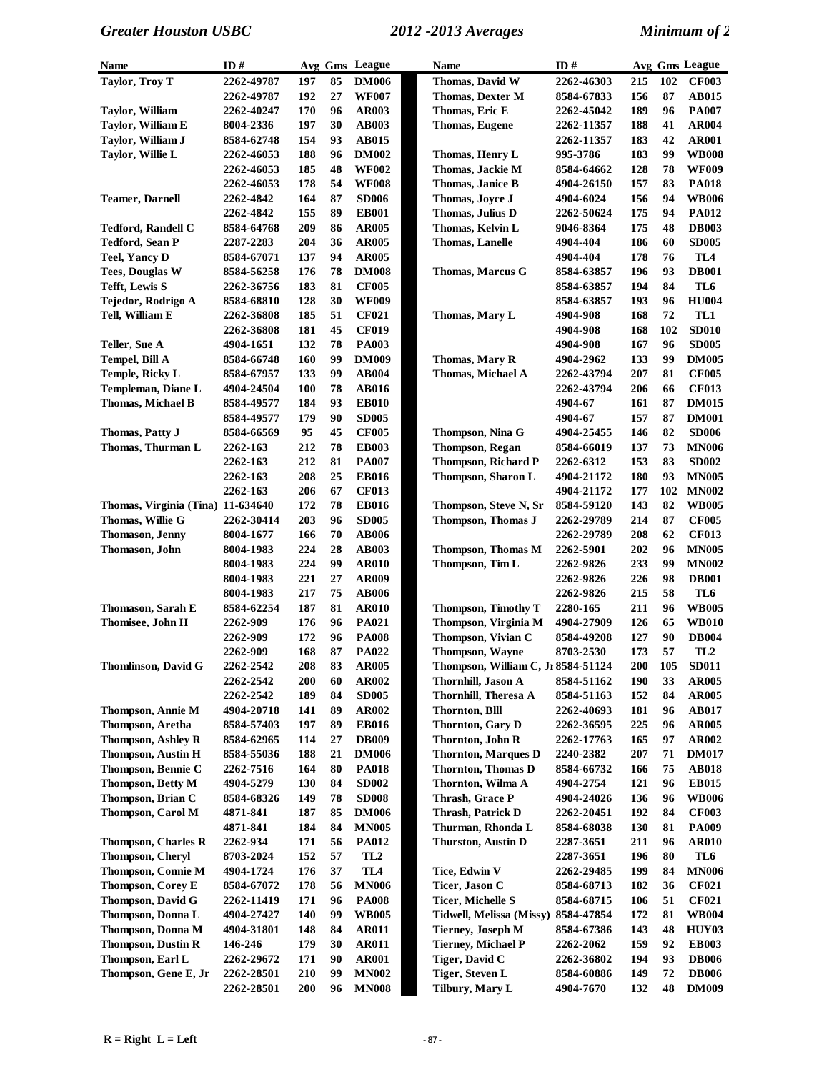| Name | ID # | Avg | Gms | League |
|---|---|---|---|---|
| Taylor, Troy T | 2262-49787 | 197 | 85 | DM006 |
| | 2262-49787 | 192 | 27 | WF007 |
| Taylor, William | 2262-40247 | 170 | 96 | AR003 |
| Taylor, William E | 8004-2336 | 197 | 30 | AB003 |
| Taylor, William J | 8584-62748 | 154 | 93 | AB015 |
| Taylor, Willie L | 2262-46053 | 188 | 96 | DM002 |
| | 2262-46053 | 185 | 48 | WF002 |
| | 2262-46053 | 178 | 54 | WF008 |
| Teamer, Darnell | 2262-4842 | 164 | 87 | SD006 |
| | 2262-4842 | 155 | 89 | EB001 |
| Tedford, Randell C | 8584-64768 | 209 | 86 | AR005 |
| Tedford, Sean P | 2287-2283 | 204 | 36 | AR005 |
| Teel, Yancy D | 8584-67071 | 137 | 94 | AR005 |
| Tees, Douglas W | 8584-56258 | 176 | 78 | DM008 |
| Tefft, Lewis S | 2262-36756 | 183 | 81 | CF005 |
| Tejedor, Rodrigo A | 8584-68810 | 128 | 30 | WF009 |
| Tell, William E | 2262-36808 | 185 | 51 | CF021 |
| | 2262-36808 | 181 | 45 | CF019 |
| Teller, Sue A | 4904-1651 | 132 | 78 | PA003 |
| Tempel, Bill A | 8584-66748 | 160 | 99 | DM009 |
| Temple, Ricky L | 8584-67957 | 133 | 99 | AB004 |
| Templeman, Diane L | 4904-24504 | 100 | 78 | AB016 |
| Thomas, Michael B | 8584-49577 | 184 | 93 | EB010 |
| | 8584-49577 | 179 | 90 | SD005 |
| Thomas, Patty J | 8584-66569 | 95 | 45 | CF005 |
| Thomas, Thurman L | 2262-163 | 212 | 78 | EB003 |
| | 2262-163 | 212 | 81 | PA007 |
| | 2262-163 | 208 | 25 | EB016 |
| | 2262-163 | 206 | 67 | CF013 |
| Thomas, Virginia (Tina) | 11-634640 | 172 | 78 | EB016 |
| Thomas, Willie G | 2262-30414 | 203 | 96 | SD005 |
| Thomason, Jenny | 8004-1677 | 166 | 70 | AB006 |
| Thomason, John | 8004-1983 | 224 | 28 | AB003 |
| | 8004-1983 | 224 | 99 | AR010 |
| | 8004-1983 | 221 | 27 | AR009 |
| | 8004-1983 | 217 | 75 | AB006 |
| Thomason, Sarah E | 8584-62254 | 187 | 81 | AR010 |
| Thomisee, John H | 2262-909 | 176 | 96 | PA021 |
| | 2262-909 | 172 | 96 | PA008 |
| | 2262-909 | 168 | 87 | PA022 |
| Thomlinson, David G | 2262-2542 | 208 | 83 | AR005 |
| | 2262-2542 | 200 | 60 | AR002 |
| | 2262-2542 | 189 | 84 | SD005 |
| Thompson, Annie M | 4904-20718 | 141 | 89 | AR002 |
| Thompson, Aretha | 8584-57403 | 197 | 89 | EB016 |
| Thompson, Ashley R | 8584-62965 | 114 | 27 | DB009 |
| Thompson, Austin H | 8584-55036 | 188 | 21 | DM006 |
| Thompson, Bennie C | 2262-7516 | 164 | 80 | PA018 |
| Thompson, Betty M | 4904-5279 | 130 | 84 | SD002 |
| Thompson, Brian C | 8584-68326 | 149 | 78 | SD008 |
| Thompson, Carol M | 4871-841 | 187 | 85 | DM006 |
| | 4871-841 | 184 | 84 | MN005 |
| Thompson, Charles R | 2262-934 | 171 | 56 | PA012 |
| Thompson, Cheryl | 8703-2024 | 152 | 57 | TL2 |
| Thompson, Connie M | 4904-1724 | 176 | 37 | TL4 |
| Thompson, Corey E | 8584-67072 | 178 | 56 | MN006 |
| Thompson, David G | 2262-11419 | 171 | 96 | PA008 |
| Thompson, Donna L | 4904-27427 | 140 | 99 | WB005 |
| Thompson, Donna M | 4904-31801 | 148 | 84 | AR011 |
| Thompson, Dustin R | 146-246 | 179 | 30 | AR011 |
| Thompson, Earl L | 2262-29672 | 171 | 90 | AR001 |
| Thompson, Gene E, Jr | 2262-28501 | 210 | 99 | MN002 |
| | 2262-28501 | 200 | 96 | MN008 |
| Thomas, David W | 2262-46303 | 215 | 102 | CF003 |
| Thomas, Dexter M | 8584-67833 | 156 | 87 | AB015 |
| Thomas, Eric E | 2262-45042 | 189 | 96 | PA007 |
| Thomas, Eugene | 2262-11357 | 188 | 41 | AR004 |
| | 2262-11357 | 183 | 42 | AR001 |
| Thomas, Henry L | 995-3786 | 183 | 99 | WB008 |
| Thomas, Jackie M | 8584-64662 | 128 | 78 | WF009 |
| Thomas, Janice B | 4904-26150 | 157 | 83 | PA018 |
| Thomas, Joyce J | 4904-6024 | 156 | 94 | WB006 |
| Thomas, Julius D | 2262-50624 | 175 | 94 | PA012 |
| Thomas, Kelvin L | 9046-8364 | 175 | 48 | DB003 |
| Thomas, Lanelle | 4904-404 | 186 | 60 | SD005 |
| | 4904-404 | 178 | 76 | TL4 |
| Thomas, Marcus G | 8584-63857 | 196 | 93 | DB001 |
| | 8584-63857 | 194 | 84 | TL6 |
| | 8584-63857 | 193 | 96 | HU004 |
| Thomas, Mary L | 4904-908 | 168 | 72 | TL1 |
| | 4904-908 | 168 | 102 | SD010 |
| | 4904-908 | 167 | 96 | SD005 |
| Thomas, Mary R | 4904-2962 | 133 | 99 | DM005 |
| Thomas, Michael A | 2262-43794 | 207 | 81 | CF005 |
| | 2262-43794 | 206 | 66 | CF013 |
| | 4904-67 | 161 | 87 | DM015 |
| | 4904-67 | 157 | 87 | DM001 |
| Thompson, Nina G | 4904-25455 | 146 | 82 | SD006 |
| Thompson, Regan | 8584-66019 | 137 | 73 | MN006 |
| Thompson, Richard P | 2262-6312 | 153 | 83 | SD002 |
| Thompson, Sharon L | 4904-21172 | 180 | 93 | MN005 |
| | 4904-21172 | 177 | 102 | MN002 |
| Thompson, Steve N, Sr | 8584-59120 | 143 | 82 | WB005 |
| Thompson, Thomas J | 2262-29789 | 214 | 87 | CF005 |
| | 2262-29789 | 208 | 62 | CF013 |
| Thompson, Thomas M | 2262-5901 | 202 | 96 | MN005 |
| Thompson, Tim L | 2262-9826 | 233 | 99 | MN002 |
| | 2262-9826 | 226 | 98 | DB001 |
| | 2262-9826 | 215 | 58 | TL6 |
| Thompson, Timothy T | 2280-165 | 211 | 96 | WB005 |
| Thompson, Virginia M | 4904-27909 | 126 | 65 | WB010 |
| Thompson, Vivian C | 8584-49208 | 127 | 90 | DB004 |
| Thompson, Wayne | 8703-2530 | 173 | 57 | TL2 |
| Thompson, William C, Jr | 8584-51124 | 200 | 105 | SD011 |
| Thornhill, Jason A | 8584-51162 | 190 | 33 | AR005 |
| Thornhill, Theresa A | 8584-51163 | 152 | 84 | AR005 |
| Thornton, Blll | 2262-40693 | 181 | 96 | AB017 |
| Thornton, Gary D | 2262-36595 | 225 | 96 | AR005 |
| Thornton, John R | 2262-17763 | 165 | 97 | AR002 |
| Thornton, Marques D | 2240-2382 | 207 | 71 | DM017 |
| Thornton, Thomas D | 8584-66732 | 166 | 75 | AB018 |
| Thornton, Wilma A | 4904-2754 | 121 | 96 | EB015 |
| Thrash, Grace P | 4904-24026 | 136 | 96 | WB006 |
| Thrash, Patrick D | 2262-20451 | 192 | 84 | CF003 |
| Thurman, Rhonda L | 8584-68038 | 130 | 81 | PA009 |
| Thurston, Austin D | 2287-3651 | 211 | 96 | AR010 |
| | 2287-3651 | 196 | 80 | TL6 |
| Tice, Edwin V | 2262-29485 | 199 | 84 | MN006 |
| Ticer, Jason C | 8584-68713 | 182 | 36 | CF021 |
| Ticer, Michelle S | 8584-68715 | 106 | 51 | CF021 |
| Tidwell, Melissa (Missy) | 8584-47854 | 172 | 81 | WB004 |
| Tierney, Joseph M | 8584-67386 | 143 | 48 | HUY03 |
| Tierney, Michael P | 2262-2062 | 159 | 92 | EB003 |
| Tiger, David C | 2262-36802 | 194 | 93 | DB006 |
| Tiger, Steven L | 8584-60886 | 149 | 72 | DB006 |
| Tilbury, Mary L | 4904-7670 | 132 | 48 | DM009 |

R = Right L = Left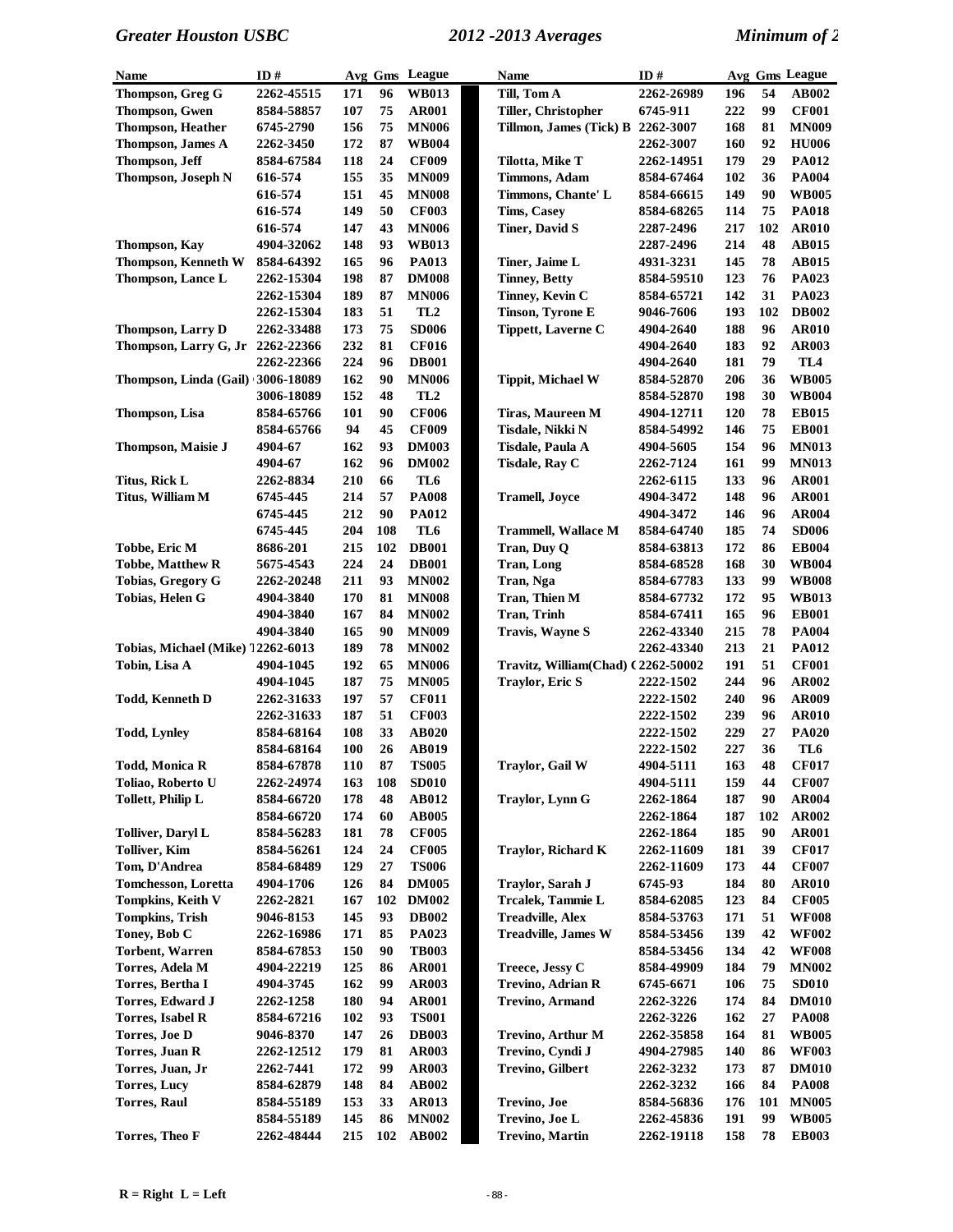| Name | ID # | Avg | Gms | League |
|---|---|---|---|---|
| Thompson, Greg G | 2262-45515 | 171 | 96 | WB013 |
| Thompson, Gwen | 8584-58857 | 107 | 75 | AR001 |
| Thompson, Heather | 6745-2790 | 156 | 75 | MN006 |
| Thompson, James A | 2262-3450 | 172 | 87 | WB004 |
| Thompson, Jeff | 8584-67584 | 118 | 24 | CF009 |
| Thompson, Joseph N | 616-574 | 155 | 35 | MN009 |
| | 616-574 | 151 | 45 | MN008 |
| | 616-574 | 149 | 50 | CF003 |
| | 616-574 | 147 | 43 | MN006 |
| Thompson, Kay | 4904-32062 | 148 | 93 | WB013 |
| Thompson, Kenneth W | 8584-64392 | 165 | 96 | PA013 |
| Thompson, Lance L | 2262-15304 | 198 | 87 | DM008 |
| | 2262-15304 | 189 | 87 | MN006 |
| | 2262-15304 | 183 | 51 | TL2 |
| Thompson, Larry D | 2262-33488 | 173 | 75 | SD006 |
| Thompson, Larry G, Jr | 2262-22366 | 232 | 81 | CF016 |
| | 2262-22366 | 224 | 96 | DB001 |
| Thompson, Linda (Gail) | 3006-18089 | 162 | 90 | MN006 |
| | 3006-18089 | 152 | 48 | TL2 |
| Thompson, Lisa | 8584-65766 | 101 | 90 | CF006 |
| | 8584-65766 | 94 | 45 | CF009 |
| Thompson, Maisie J | 4904-67 | 162 | 93 | DM003 |
| | 4904-67 | 162 | 96 | DM002 |
| Titus, Rick L | 2262-8834 | 210 | 66 | TL6 |
| Titus, William M | 6745-445 | 214 | 57 | PA008 |
| | 6745-445 | 212 | 90 | PA012 |
| | 6745-445 | 204 | 108 | TL6 |
| Tobbe, Eric M | 8686-201 | 215 | 102 | DB001 |
| Tobbe, Matthew R | 5675-4543 | 224 | 24 | DB001 |
| Tobias, Gregory G | 2262-20248 | 211 | 93 | MN002 |
| Tobias, Helen G | 4904-3840 | 170 | 81 | MN008 |
| | 4904-3840 | 167 | 84 | MN002 |
| | 4904-3840 | 165 | 90 | MN009 |
| Tobias, Michael (Mike) | 2262-6013 | 189 | 78 | MN002 |
| Tobin, Lisa A | 4904-1045 | 192 | 65 | MN006 |
| | 4904-1045 | 187 | 75 | MN005 |
| Todd, Kenneth D | 2262-31633 | 197 | 57 | CF011 |
| | 2262-31633 | 187 | 51 | CF003 |
| Todd, Lynley | 8584-68164 | 108 | 33 | AB020 |
| | 8584-68164 | 100 | 26 | AB019 |
| Todd, Monica R | 8584-67878 | 110 | 87 | TS005 |
| Toliao, Roberto U | 2262-24974 | 163 | 108 | SD010 |
| Tollett, Philip L | 8584-66720 | 178 | 48 | AB012 |
| | 8584-66720 | 174 | 60 | AB005 |
| Tolliver, Daryl L | 8584-56283 | 181 | 78 | CF005 |
| Tolliver, Kim | 8584-56261 | 124 | 24 | CF005 |
| Tom, D'Andrea | 8584-68489 | 129 | 27 | TS006 |
| Tomchesson, Loretta | 4904-1706 | 126 | 84 | DM005 |
| Tompkins, Keith V | 2262-2821 | 167 | 102 | DM002 |
| Tompkins, Trish | 9046-8153 | 145 | 93 | DB002 |
| Toney, Bob C | 2262-16986 | 171 | 85 | PA023 |
| Torbent, Warren | 8584-67853 | 150 | 90 | TB003 |
| Torres, Adela M | 4904-22219 | 125 | 86 | AR001 |
| Torres, Bertha I | 4904-3745 | 162 | 99 | AR003 |
| Torres, Edward J | 2262-1258 | 180 | 94 | AR001 |
| Torres, Isabel R | 8584-67216 | 102 | 93 | TS001 |
| Torres, Joe D | 9046-8370 | 147 | 26 | DB003 |
| Torres, Juan R | 2262-12512 | 179 | 81 | AR003 |
| Torres, Juan, Jr | 2262-7441 | 172 | 99 | AR003 |
| Torres, Lucy | 8584-62879 | 148 | 84 | AB002 |
| Torres, Raul | 8584-55189 | 153 | 33 | AR013 |
| | 8584-55189 | 145 | 86 | MN002 |
| Torres, Theo F | 2262-48444 | 215 | 102 | AB002 |
| Till, Tom A | 2262-26989 | 196 | 54 | AB002 |
| Tiller, Christopher | 6745-911 | 222 | 99 | CF001 |
| Tillmon, James (Tick) B | 2262-3007 | 168 | 81 | MN009 |
| | 2262-3007 | 160 | 92 | HU006 |
| Tilotta, Mike T | 2262-14951 | 179 | 29 | PA012 |
| Timmons, Adam | 8584-67464 | 102 | 36 | PA004 |
| Timmons, Chante' L | 8584-66615 | 149 | 90 | WB005 |
| Tims, Casey | 8584-68265 | 114 | 75 | PA018 |
| Tiner, David S | 2287-2496 | 217 | 102 | AR010 |
| | 2287-2496 | 214 | 48 | AB015 |
| Tiner, Jaime L | 4931-3231 | 145 | 78 | AB015 |
| Tinney, Betty | 8584-59510 | 123 | 76 | PA023 |
| Tinney, Kevin C | 8584-65721 | 142 | 31 | PA023 |
| Tinson, Tyrone E | 9046-7606 | 193 | 102 | DB002 |
| Tippett, Laverne C | 4904-2640 | 188 | 96 | AR010 |
| | 4904-2640 | 183 | 92 | AR003 |
| | 4904-2640 | 181 | 79 | TL4 |
| Tippit, Michael W | 8584-52870 | 206 | 36 | WB005 |
| | 8584-52870 | 198 | 30 | WB004 |
| Tiras, Maureen M | 4904-12711 | 120 | 78 | EB015 |
| Tisdale, Nikki N | 8584-54992 | 146 | 75 | EB001 |
| Tisdale, Paula A | 4904-5605 | 154 | 96 | MN013 |
| Tisdale, Ray C | 2262-7124 | 161 | 99 | MN013 |
| | 2262-6115 | 133 | 96 | AR001 |
| Tramell, Joyce | 4904-3472 | 148 | 96 | AR001 |
| | 4904-3472 | 146 | 96 | AR004 |
| Trammell, Wallace M | 8584-64740 | 185 | 74 | SD006 |
| Tran, Duy Q | 8584-63813 | 172 | 86 | EB004 |
| Tran, Long | 8584-68528 | 168 | 30 | WB004 |
| Tran, Nga | 8584-67783 | 133 | 99 | WB008 |
| Tran, Thien M | 8584-67732 | 172 | 95 | WB013 |
| Tran, Trinh | 8584-67411 | 165 | 96 | EB001 |
| Travis, Wayne S | 2262-43340 | 215 | 78 | PA004 |
| | 2262-43340 | 213 | 21 | PA012 |
| Travitz, William(Chad) C | 2262-50002 | 191 | 51 | CF001 |
| Traylor, Eric S | 2222-1502 | 244 | 96 | AR002 |
| | 2222-1502 | 240 | 96 | AR009 |
| | 2222-1502 | 239 | 96 | AR010 |
| | 2222-1502 | 229 | 27 | PA020 |
| | 2222-1502 | 227 | 36 | TL6 |
| Traylor, Gail W | 4904-5111 | 163 | 48 | CF017 |
| | 4904-5111 | 159 | 44 | CF007 |
| Traylor, Lynn G | 2262-1864 | 187 | 90 | AR004 |
| | 2262-1864 | 187 | 102 | AR002 |
| | 2262-1864 | 185 | 90 | AR001 |
| Traylor, Richard K | 2262-11609 | 181 | 39 | CF017 |
| | 2262-11609 | 173 | 44 | CF007 |
| Traylor, Sarah J | 6745-93 | 184 | 80 | AR010 |
| Trcalek, Tammie L | 8584-62085 | 123 | 84 | CF005 |
| Treadville, Alex | 8584-53763 | 171 | 51 | WF008 |
| Treadville, James W | 8584-53456 | 139 | 42 | WF002 |
| | 8584-53456 | 134 | 42 | WF008 |
| Treece, Jessy C | 8584-49909 | 184 | 79 | MN002 |
| Trevino, Adrian R | 6745-6671 | 106 | 75 | SD010 |
| Trevino, Armand | 2262-3226 | 174 | 84 | DM010 |
| | 2262-3226 | 162 | 27 | PA008 |
| Trevino, Arthur M | 2262-35858 | 164 | 81 | WB005 |
| Trevino, Cyndi J | 4904-27985 | 140 | 86 | WF003 |
| Trevino, Gilbert | 2262-3232 | 173 | 87 | DM010 |
| | 2262-3232 | 166 | 84 | PA008 |
| Trevino, Joe | 8584-56836 | 176 | 101 | MN005 |
| Trevino, Joe L | 2262-45836 | 191 | 99 | WB005 |
| Trevino, Martin | 2262-19118 | 158 | 78 | EB003 |

**R = Right L = Left**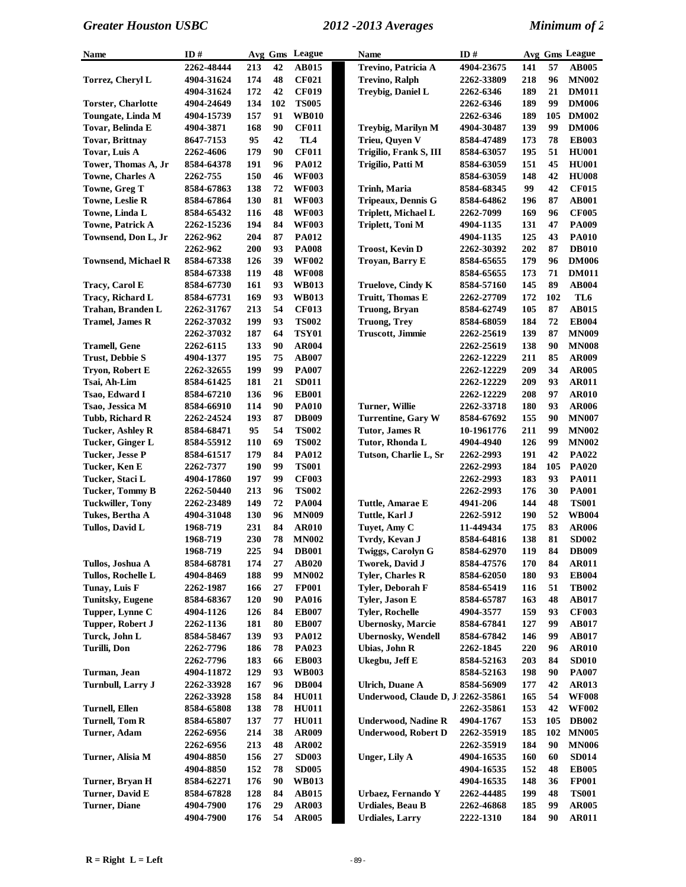| Name | ID # | Avg | Gms | League |
|---|---|---|---|---|
| | 2262-48444 | 213 | 42 | AB015 |
| Torrez, Cheryl L | 4904-31624 | 174 | 48 | CF021 |
| | 4904-31624 | 172 | 42 | CF019 |
| Torster, Charlotte | 4904-24649 | 134 | 102 | TS005 |
| Toungate, Linda M | 4904-15739 | 157 | 91 | WB010 |
| Tovar, Belinda E | 4904-3871 | 168 | 90 | CF011 |
| Tovar, Brittnay | 8647-7153 | 95 | 42 | TL4 |
| Tovar, Luis A | 2262-4606 | 179 | 90 | CF011 |
| Tower, Thomas A, Jr | 8584-64378 | 191 | 96 | PA012 |
| Towne, Charles A | 2262-755 | 150 | 46 | WF003 |
| Towne, Greg T | 8584-67863 | 138 | 72 | WF003 |
| Towne, Leslie R | 8584-67864 | 130 | 81 | WF003 |
| Towne, Linda L | 8584-65432 | 116 | 48 | WF003 |
| Towne, Patrick A | 2262-15236 | 194 | 84 | WF003 |
| Townsend, Don L, Jr | 2262-962 | 204 | 87 | PA012 |
| | 2262-962 | 200 | 93 | PA008 |
| Townsend, Michael R | 8584-67338 | 126 | 39 | WF002 |
| | 8584-67338 | 119 | 48 | WF008 |
| Tracy, Carol E | 8584-67730 | 161 | 93 | WB013 |
| Tracy, Richard L | 8584-67731 | 169 | 93 | WB013 |
| Trahan, Branden L | 2262-31767 | 213 | 54 | CF013 |
| Tramel, James R | 2262-37032 | 199 | 93 | TS002 |
| | 2262-37032 | 187 | 64 | TSY01 |
| Tramell, Gene | 2262-6115 | 133 | 90 | AR004 |
| Trust, Debbie S | 4904-1377 | 195 | 75 | AB007 |
| Tryon, Robert E | 2262-32655 | 199 | 99 | PA007 |
| Tsai, Ah-Lim | 8584-61425 | 181 | 21 | SD011 |
| Tsao, Edward I | 8584-67210 | 136 | 96 | EB001 |
| Tsao, Jessica M | 8584-66910 | 114 | 90 | PA010 |
| Tubb, Richard R | 2262-24524 | 193 | 87 | DB009 |
| Tucker, Ashley R | 8584-68471 | 95 | 54 | TS002 |
| Tucker, Ginger L | 8584-55912 | 110 | 69 | TS002 |
| Tucker, Jesse P | 8584-61517 | 179 | 84 | PA012 |
| Tucker, Ken E | 2262-7377 | 190 | 99 | TS001 |
| Tucker, Staci L | 4904-17860 | 197 | 99 | CF003 |
| Tucker, Tommy B | 2262-50440 | 213 | 96 | TS002 |
| Tuckwiller, Tony | 2262-23489 | 149 | 72 | PA004 |
| Tukes, Bertha A | 4904-31048 | 130 | 96 | MN009 |
| Tullos, David L | 1968-719 | 231 | 84 | AR010 |
| | 1968-719 | 230 | 78 | MN002 |
| | 1968-719 | 225 | 94 | DB001 |
| Tullos, Joshua A | 8584-68781 | 174 | 27 | AB020 |
| Tullos, Rochelle L | 4904-8469 | 188 | 99 | MN002 |
| Tunay, Luis F | 2262-1987 | 166 | 27 | FP001 |
| Tunitsky, Eugene | 8584-68367 | 120 | 90 | PA016 |
| Tupper, Lynne C | 4904-1126 | 126 | 84 | EB007 |
| Tupper, Robert J | 2262-1136 | 181 | 80 | EB007 |
| Turck, John L | 8584-58467 | 139 | 93 | PA012 |
| Turilli, Don | 2262-7796 | 186 | 78 | PA023 |
| | 2262-7796 | 183 | 66 | EB003 |
| Turman, Jean | 4904-11872 | 129 | 93 | WB003 |
| Turnbull, Larry J | 2262-33928 | 167 | 96 | DB004 |
| | 2262-33928 | 158 | 84 | HU011 |
| Turnell, Ellen | 8584-65808 | 138 | 78 | HU011 |
| Turnell, Tom R | 8584-65807 | 137 | 77 | HU011 |
| Turner, Adam | 2262-6956 | 214 | 38 | AR009 |
| | 2262-6956 | 213 | 48 | AR002 |
| Turner, Alisia M | 4904-8850 | 156 | 27 | SD003 |
| | 4904-8850 | 152 | 78 | SD005 |
| Turner, Bryan H | 8584-62271 | 176 | 90 | WB013 |
| Turner, David E | 8584-67828 | 128 | 84 | AB015 |
| Turner, Diane | 4904-7900 | 176 | 29 | AR003 |
| | 4904-7900 | 176 | 54 | AR005 |
| Trevino, Patricia A | 4904-23675 | 141 | 57 | AB005 |
| Trevino, Ralph | 2262-33809 | 218 | 96 | MN002 |
| Treybig, Daniel L | 2262-6346 | 189 | 21 | DM011 |
| | 2262-6346 | 189 | 99 | DM006 |
| | 2262-6346 | 189 | 105 | DM002 |
| Treybig, Marilyn M | 4904-30487 | 139 | 99 | DM006 |
| Trieu, Quyen V | 8584-47489 | 173 | 78 | EB003 |
| Trigilio, Frank S, III | 8584-63057 | 195 | 51 | HU001 |
| Trigilio, Patti M | 8584-63059 | 151 | 45 | HU001 |
| | 8584-63059 | 148 | 42 | HU008 |
| Trinh, Maria | 8584-68345 | 99 | 42 | CF015 |
| Tripeaux, Dennis G | 8584-64862 | 196 | 87 | AB001 |
| Triplett, Michael L | 2262-7099 | 169 | 96 | CF005 |
| Triplett, Toni M | 4904-1135 | 131 | 47 | PA009 |
| | 4904-1135 | 125 | 43 | PA010 |
| Troost, Kevin D | 2262-30392 | 202 | 87 | DB010 |
| Troyan, Barry E | 8584-65655 | 179 | 96 | DM006 |
| | 8584-65655 | 173 | 71 | DM011 |
| Truelove, Cindy K | 8584-57160 | 145 | 89 | AB004 |
| Truitt, Thomas E | 2262-27709 | 172 | 102 | TL6 |
| Truong, Bryan | 8584-62749 | 105 | 87 | AB015 |
| Truong, Trey | 8584-68059 | 184 | 72 | EB004 |
| Truscott, Jimmie | 2262-25619 | 139 | 87 | MN009 |
| | 2262-25619 | 138 | 90 | MN008 |
| | 2262-12229 | 211 | 85 | AR009 |
| | 2262-12229 | 209 | 34 | AR005 |
| | 2262-12229 | 209 | 93 | AR011 |
| | 2262-12229 | 208 | 97 | AR010 |
| Turner, Willie | 2262-33718 | 180 | 93 | AR006 |
| Turrentine, Gary W | 8584-67692 | 155 | 90 | MN007 |
| Tutor, James R | 10-1961776 | 211 | 99 | MN002 |
| Tutor, Rhonda L | 4904-4940 | 126 | 99 | MN002 |
| Tutson, Charlie L, Sr | 2262-2993 | 191 | 42 | PA022 |
| | 2262-2993 | 184 | 105 | PA020 |
| | 2262-2993 | 183 | 93 | PA011 |
| | 2262-2993 | 176 | 30 | PA001 |
| Tuttle, Amarae E | 4941-206 | 144 | 48 | TS001 |
| Tuttle, Karl J | 2262-5912 | 190 | 52 | WB004 |
| Tuyet, Amy C | 11-449434 | 175 | 83 | AR006 |
| Tvrdy, Kevan J | 8584-64816 | 138 | 81 | SD002 |
| Twiggs, Carolyn G | 8584-62970 | 119 | 84 | DB009 |
| Tworek, David J | 8584-47576 | 170 | 84 | AR011 |
| Tyler, Charles R | 8584-62050 | 180 | 93 | EB004 |
| Tyler, Deborah F | 8584-65419 | 116 | 51 | TB002 |
| Tyler, Jason E | 8584-65787 | 163 | 48 | AB017 |
| Tyler, Rochelle | 4904-3577 | 159 | 93 | CF003 |
| Ubernosky, Marcie | 8584-67841 | 127 | 99 | AB017 |
| Ubernosky, Wendell | 8584-67842 | 146 | 99 | AB017 |
| Ubias, John R | 2262-1845 | 220 | 96 | AR010 |
| Ukegbu, Jeff E | 8584-52163 | 203 | 84 | SD010 |
| | 8584-52163 | 198 | 90 | PA007 |
| Ulrich, Duane A | 8584-56909 | 177 | 42 | AR013 |
| Underwood, Claude D, J | 2262-35861 | 165 | 54 | WF008 |
| | 2262-35861 | 153 | 42 | WF002 |
| Underwood, Nadine R | 4904-1767 | 153 | 105 | DB002 |
| Underwood, Robert D | 2262-35919 | 185 | 102 | MN005 |
| | 2262-35919 | 184 | 90 | MN006 |
| Unger, Lily A | 4904-16535 | 160 | 60 | SD014 |
| | 4904-16535 | 152 | 48 | EB005 |
| | 4904-16535 | 148 | 36 | FP001 |
| Urbaez, Fernando Y | 2262-44485 | 199 | 48 | TS001 |
| Urdiales, Beau B | 2262-46868 | 185 | 99 | AR005 |
| Urdiales, Larry | 2222-1310 | 184 | 90 | AR011 |

**R = Right L = Left**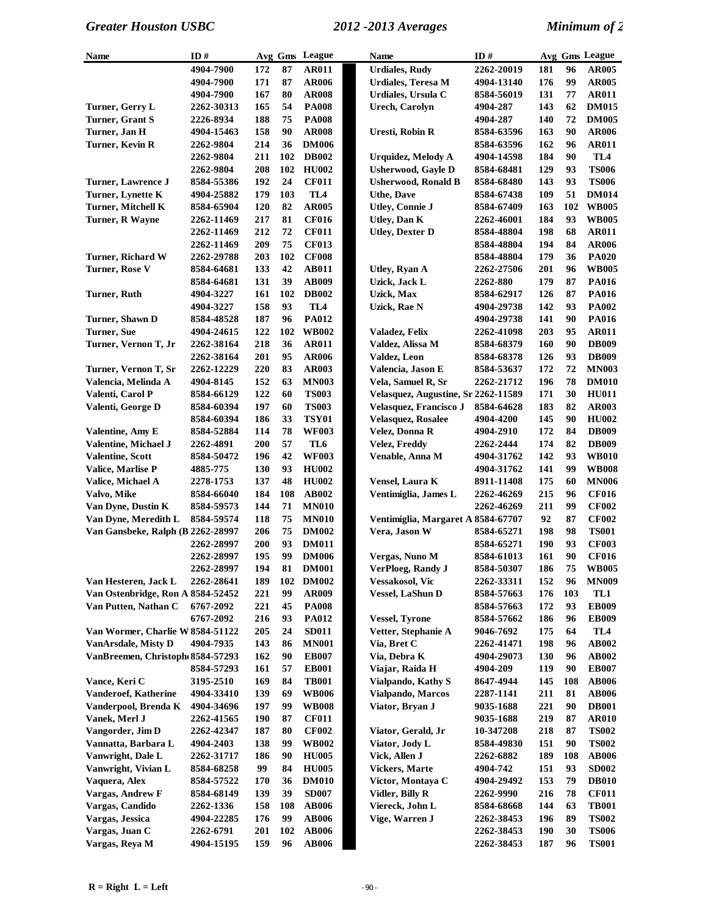| Name | ID # | Avg | Gms | League |
|---|---|---|---|---|
| | 4904-7900 | 172 | 87 | AR011 |
| | 4904-7900 | 171 | 87 | AR006 |
| | 4904-7900 | 167 | 80 | AR008 |
| Turner, Gerry L | 2262-30313 | 165 | 54 | PA008 |
| Turner, Grant S | 2226-8934 | 188 | 75 | PA008 |
| Turner, Jan H | 4904-15463 | 158 | 90 | AR008 |
| Turner, Kevin R | 2262-9804 | 214 | 36 | DM006 |
| | 2262-9804 | 211 | 102 | DB002 |
| | 2262-9804 | 208 | 102 | HU002 |
| Turner, Lawrence J | 8584-55386 | 192 | 24 | CF011 |
| Turner, Lynette K | 4904-25882 | 179 | 103 | TL4 |
| Turner, Mitchell K | 8584-65904 | 120 | 82 | AR005 |
| Turner, R Wayne | 2262-11469 | 217 | 81 | CF016 |
| | 2262-11469 | 212 | 72 | CF011 |
| | 2262-11469 | 209 | 75 | CF013 |
| Turner, Richard W | 2262-29788 | 203 | 102 | CF008 |
| Turner, Rose V | 8584-64681 | 133 | 42 | AB011 |
| | 8584-64681 | 131 | 39 | AB009 |
| Turner, Ruth | 4904-3227 | 161 | 102 | DB002 |
| | 4904-3227 | 158 | 93 | TL4 |
| Turner, Shawn D | 8584-48528 | 187 | 96 | PA012 |
| Turner, Sue | 4904-24615 | 122 | 102 | WB002 |
| Turner, Vernon T, Jr | 2262-38164 | 218 | 36 | AR011 |
| | 2262-38164 | 201 | 95 | AR006 |
| Turner, Vernon T, Sr | 2262-12229 | 220 | 83 | AR003 |
| Valencia, Melinda A | 4904-8145 | 152 | 63 | MN003 |
| Valenti, Carol P | 8584-66129 | 122 | 60 | TS003 |
| Valenti, George D | 8584-60394 | 197 | 60 | TS003 |
| | 8584-60394 | 186 | 33 | TSY01 |
| Valentine, Amy E | 8584-52884 | 114 | 78 | WF003 |
| Valentine, Michael J | 2262-4891 | 200 | 57 | TL6 |
| Valentine, Scott | 8584-50472 | 196 | 42 | WF003 |
| Valice, Marlise P | 4885-775 | 130 | 93 | HU002 |
| Valice, Michael A | 2278-1753 | 137 | 48 | HU002 |
| Valvo, Mike | 8584-66040 | 184 | 108 | AB002 |
| Van Dyne, Dustin K | 8584-59573 | 144 | 71 | MN010 |
| Van Dyne, Meredith L | 8584-59574 | 118 | 75 | MN010 |
| Van Gansbeke, Ralph (B | 2262-28997 | 206 | 75 | DM002 |
| | 2262-28997 | 200 | 93 | DM011 |
| | 2262-28997 | 195 | 99 | DM006 |
| | 2262-28997 | 194 | 81 | DM001 |
| Van Hesteren, Jack L | 2262-28641 | 189 | 102 | DM002 |
| Van Ostenbridge, Ron A | 8584-52452 | 221 | 99 | AR009 |
| Van Putten, Nathan C | 6767-2092 | 221 | 45 | PA008 |
| | 6767-2092 | 216 | 93 | PA012 |
| Van Wormer, Charlie W | 8584-51122 | 205 | 24 | SD011 |
| VanArsdale, Misty D | 4904-7935 | 143 | 86 | MN001 |
| VanBreemen, Christoph | 8584-57293 | 162 | 90 | EB007 |
| | 8584-57293 | 161 | 57 | EB001 |
| Vance, Keri C | 3195-2510 | 169 | 84 | TB001 |
| Vanderoef, Katherine | 4904-33410 | 139 | 69 | WB006 |
| Vanderpool, Brenda K | 4904-34696 | 197 | 99 | WB008 |
| Vanek, Merl J | 2262-41565 | 190 | 87 | CF011 |
| Vangorder, Jim D | 2262-42347 | 187 | 80 | CF002 |
| Vannatta, Barbara L | 4904-2403 | 138 | 99 | WB002 |
| Vanwright, Dale L | 2262-31717 | 186 | 90 | HU005 |
| Vanwright, Vivian L | 8584-68258 | 99 | 84 | HU005 |
| Vaquera, Alex | 8584-57522 | 170 | 36 | DM010 |
| Vargas, Andrew F | 8584-68149 | 139 | 39 | SD007 |
| Vargas, Candido | 2262-1336 | 158 | 108 | AB006 |
| Vargas, Jessica | 4904-22285 | 176 | 99 | AB006 |
| Vargas, Juan C | 2262-6791 | 201 | 102 | AB006 |
| Vargas, Reya M | 4904-15195 | 159 | 96 | AB006 |
| Urdiales, Rudy | 2262-20019 | 181 | 96 | AR005 |
| Urdiales, Teresa M | 4904-13140 | 176 | 99 | AR005 |
| Urdiales, Ursula C | 8584-56019 | 131 | 77 | AR011 |
| Urech, Carolyn | 4904-287 | 143 | 62 | DM015 |
| | 4904-287 | 140 | 72 | DM005 |
| Uresti, Robin R | 8584-63596 | 163 | 90 | AR006 |
| | 8584-63596 | 162 | 96 | AR011 |
| Urquidez, Melody A | 4904-14598 | 184 | 90 | TL4 |
| Usherwood, Gayle D | 8584-68481 | 129 | 93 | TS006 |
| Usherwood, Ronald B | 8584-68480 | 143 | 93 | TS006 |
| Uthe, Dave | 8584-67438 | 109 | 51 | DM014 |
| Utley, Connie J | 8584-67409 | 163 | 102 | WB005 |
| Utley, Dan K | 2262-46001 | 184 | 93 | WB005 |
| Utley, Dexter D | 8584-48804 | 198 | 68 | AR011 |
| | 8584-48804 | 194 | 84 | AR006 |
| | 8584-48804 | 179 | 36 | PA020 |
| Utley, Ryan A | 2262-27506 | 201 | 96 | WB005 |
| Uzick, Jack L | 2262-880 | 179 | 87 | PA016 |
| Uzick, Max | 8584-62917 | 126 | 87 | PA016 |
| Uzick, Rae N | 4904-29738 | 142 | 93 | PA002 |
| | 4904-29738 | 141 | 90 | PA016 |
| Valadez, Felix | 2262-41098 | 203 | 95 | AR011 |
| Valdez, Alissa M | 8584-68379 | 160 | 90 | DB009 |
| Valdez, Leon | 8584-68378 | 126 | 93 | DB009 |
| Valencia, Jason E | 8584-53637 | 172 | 72 | MN003 |
| Vela, Samuel R, Sr | 2262-21712 | 196 | 78 | DM010 |
| Velasquez, Augustine, Sr | 2262-11589 | 171 | 30 | HU011 |
| Velasquez, Francisco J | 8584-64628 | 183 | 82 | AR003 |
| Velasquez, Rosalee | 4904-4200 | 145 | 90 | HU002 |
| Velez, Donna R | 4904-2910 | 172 | 84 | DB009 |
| Velez, Freddy | 2262-2444 | 174 | 82 | DB009 |
| Venable, Anna M | 4904-31762 | 142 | 93 | WB010 |
| | 4904-31762 | 141 | 99 | WB008 |
| Vensel, Laura K | 8911-11408 | 175 | 60 | MN006 |
| Ventimiglia, James L | 2262-46269 | 215 | 96 | CF016 |
| | 2262-46269 | 211 | 99 | CF002 |
| Ventimiglia, Margaret A | 8584-67707 | 92 | 87 | CF002 |
| Vera, Jason W | 8584-65271 | 198 | 98 | TS001 |
| | 8584-65271 | 190 | 93 | CF003 |
| Vergas, Nuno M | 8584-61013 | 161 | 90 | CF016 |
| VerPloeg, Randy J | 8584-50307 | 186 | 75 | WB005 |
| Vessakosol, Vic | 2262-33311 | 152 | 96 | MN009 |
| Vessel, LaShun D | 8584-57663 | 176 | 103 | TL1 |
| | 8584-57663 | 172 | 93 | EB009 |
| Vessel, Tyrone | 8584-57662 | 186 | 96 | EB009 |
| Vetter, Stephanie A | 9046-7692 | 175 | 64 | TL4 |
| Via, Bret C | 2262-41471 | 198 | 96 | AB002 |
| Via, Debra K | 4904-29073 | 130 | 96 | AB002 |
| Viajar, Raida H | 4904-209 | 119 | 90 | EB007 |
| Vialpando, Kathy S | 8647-4944 | 145 | 108 | AB006 |
| Vialpando, Marcos | 2287-1141 | 211 | 81 | AB006 |
| Viator, Bryan J | 9035-1688 | 221 | 90 | DB001 |
| | 9035-1688 | 219 | 87 | AR010 |
| Viator, Gerald, Jr | 10-347208 | 218 | 87 | TS002 |
| Viator, Jody L | 8584-49830 | 151 | 90 | TS002 |
| Vick, Allen J | 2262-6882 | 189 | 108 | AB006 |
| Vickers, Marte | 4904-742 | 151 | 93 | SD002 |
| Victor, Montaya C | 4904-29492 | 153 | 79 | DB010 |
| Vidler, Billy R | 2262-9990 | 216 | 78 | CF011 |
| Viereck, John L | 8584-68668 | 144 | 63 | TB001 |
| Vige, Warren J | 2262-38453 | 196 | 89 | TS002 |
| | 2262-38453 | 190 | 30 | TS006 |
| | 2262-38453 | 187 | 96 | TS001 |

R = Right  L = Left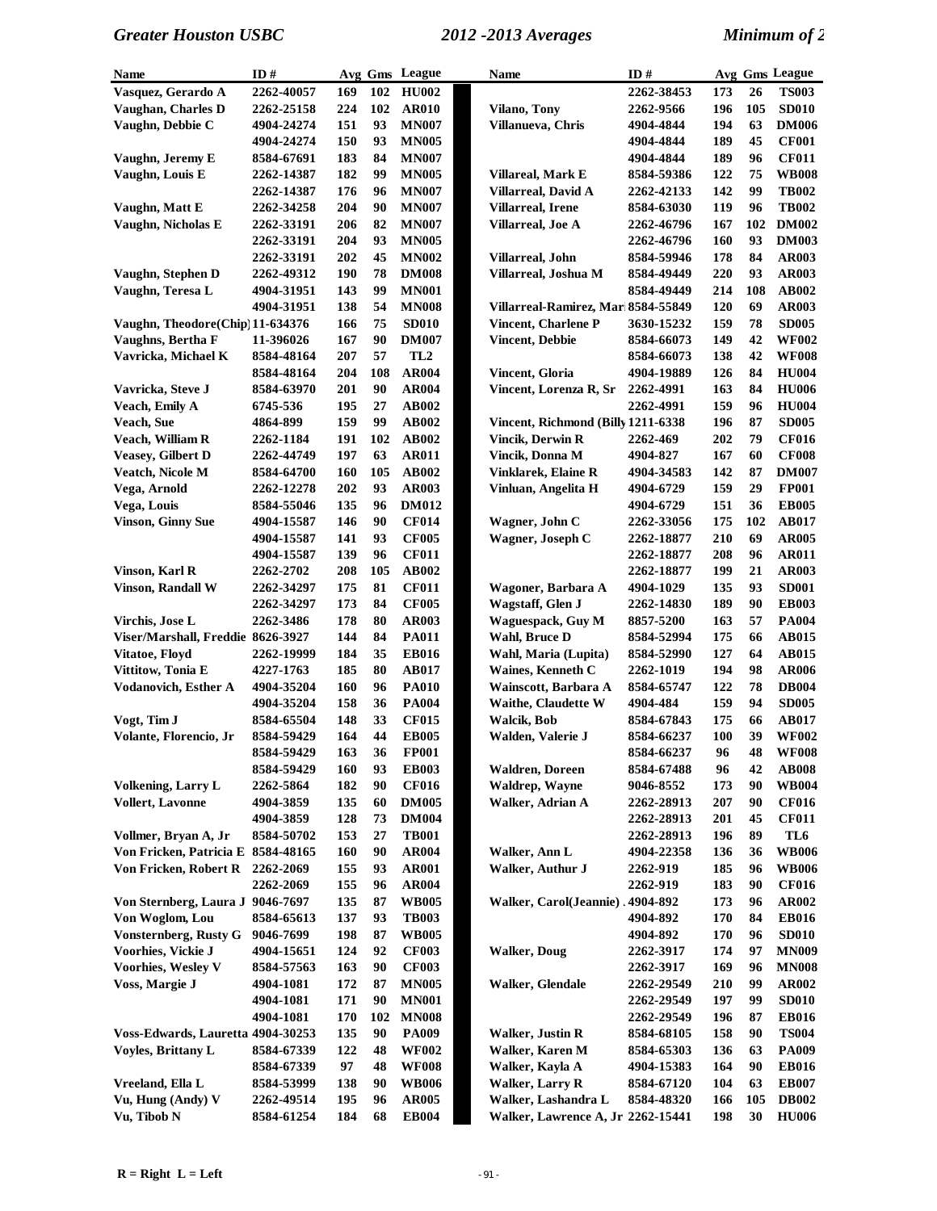| Name | ID # | Avg | Gms | League |
|---|---|---|---|---|
| Vasquez, Gerardo A | 2262-40057 | 169 | 102 | HU002 |
| Vaughan, Charles D | 2262-25158 | 224 | 102 | AR010 |
| Vaughn, Debbie C | 4904-24274 | 151 | 93 | MN007 |
| | 4904-24274 | 150 | 93 | MN005 |
| Vaughn, Jeremy E | 8584-67691 | 183 | 84 | MN007 |
| Vaughn, Louis E | 2262-14387 | 182 | 99 | MN005 |
| | 2262-14387 | 176 | 96 | MN007 |
| Vaughn, Matt E | 2262-34258 | 204 | 90 | MN007 |
| Vaughn, Nicholas E | 2262-33191 | 206 | 82 | MN007 |
| | 2262-33191 | 204 | 93 | MN005 |
| | 2262-33191 | 202 | 45 | MN002 |
| Vaughn, Stephen D | 2262-49312 | 190 | 78 | DM008 |
| Vaughn, Teresa L | 4904-31951 | 143 | 99 | MN001 |
| | 4904-31951 | 138 | 54 | MN008 |
| Vaughn, Theodore(Chip) | 11-634376 | 166 | 75 | SD010 |
| Vaughns, Bertha F | 11-396026 | 167 | 90 | DM007 |
| Vavricka, Michael K | 8584-48164 | 207 | 57 | TL2 |
| | 8584-48164 | 204 | 108 | AR004 |
| Vavricka, Steve J | 8584-63970 | 201 | 90 | AR004 |
| Veach, Emily A | 6745-536 | 195 | 27 | AB002 |
| Veach, Sue | 4864-899 | 159 | 99 | AB002 |
| Veach, William R | 2262-1184 | 191 | 102 | AB002 |
| Veasey, Gilbert D | 2262-44749 | 197 | 63 | AR011 |
| Veatch, Nicole M | 8584-64700 | 160 | 105 | AB002 |
| Vega, Arnold | 2262-12278 | 202 | 93 | AR003 |
| Vega, Louis | 8584-55046 | 135 | 96 | DM012 |
| Vinson, Ginny Sue | 4904-15587 | 146 | 90 | CF014 |
| | 4904-15587 | 141 | 93 | CF005 |
| | 4904-15587 | 139 | 96 | CF011 |
| Vinson, Karl R | 2262-2702 | 208 | 105 | AB002 |
| Vinson, Randall W | 2262-34297 | 175 | 81 | CF011 |
| | 2262-34297 | 173 | 84 | CF005 |
| Virchis, Jose L | 2262-3486 | 178 | 80 | AR003 |
| Viser/Marshall, Freddie | 8626-3927 | 144 | 84 | PA011 |
| Vitatoe, Floyd | 2262-19999 | 184 | 35 | EB016 |
| Vittitow, Tonia E | 4227-1763 | 185 | 80 | AB017 |
| Vodanovich, Esther A | 4904-35204 | 160 | 96 | PA010 |
| | 4904-35204 | 158 | 36 | PA004 |
| Vogt, Tim J | 8584-65504 | 148 | 33 | CF015 |
| Volante, Florencio, Jr | 8584-59429 | 164 | 44 | EB005 |
| | 8584-59429 | 163 | 36 | FP001 |
| | 8584-59429 | 160 | 93 | EB003 |
| Volkening, Larry L | 2262-5864 | 182 | 90 | CF016 |
| Vollert, Lavonne | 4904-3859 | 135 | 60 | DM005 |
| | 4904-3859 | 128 | 73 | DM004 |
| Vollmer, Bryan A, Jr | 8584-50702 | 153 | 27 | TB001 |
| Von Fricken, Patricia E | 8584-48165 | 160 | 90 | AR004 |
| Von Fricken, Robert R | 2262-2069 | 155 | 93 | AR001 |
| | 2262-2069 | 155 | 96 | AR004 |
| Von Sternberg, Laura J | 9046-7697 | 135 | 87 | WB005 |
| Von Woglom, Lou | 8584-65613 | 137 | 93 | TB003 |
| Vonsternberg, Rusty G | 9046-7699 | 198 | 87 | WB005 |
| Voorhies, Vickie J | 4904-15651 | 124 | 92 | CF003 |
| Voorhies, Wesley V | 8584-57563 | 163 | 90 | CF003 |
| Voss, Margie J | 4904-1081 | 172 | 87 | MN005 |
| | 4904-1081 | 171 | 90 | MN001 |
| | 4904-1081 | 170 | 102 | MN008 |
| Voss-Edwards, Lauretta | 4904-30253 | 135 | 90 | PA009 |
| Voyles, Brittany L | 8584-67339 | 122 | 48 | WF002 |
| | 8584-67339 | 97 | 48 | WF008 |
| Vreeland, Ella L | 8584-53999 | 138 | 90 | WB006 |
| Vu, Hung (Andy) V | 2262-49514 | 195 | 96 | AR005 |
| Vu, Tibob N | 8584-61254 | 184 | 68 | EB004 |
| | 2262-38453 | 173 | 26 | TS003 |
| Vilano, Tony | 2262-9566 | 196 | 105 | SD010 |
| Villanueva, Chris | 4904-4844 | 194 | 63 | DM006 |
| | 4904-4844 | 189 | 45 | CF001 |
| | 4904-4844 | 189 | 96 | CF011 |
| Villareal, Mark E | 8584-59386 | 122 | 75 | WB008 |
| Villarreal, David A | 2262-42133 | 142 | 99 | TB002 |
| Villarreal, Irene | 8584-63030 | 119 | 96 | TB002 |
| Villarreal, Joe A | 2262-46796 | 167 | 102 | DM002 |
| | 2262-46796 | 160 | 93 | DM003 |
| Villarreal, John | 8584-59946 | 178 | 84 | AR003 |
| Villarreal, Joshua M | 8584-49449 | 220 | 93 | AR003 |
| | 8584-49449 | 214 | 108 | AB002 |
| Villarreal-Ramirez, Mar | 8584-55849 | 120 | 69 | AR003 |
| Vincent, Charlene P | 3630-15232 | 159 | 78 | SD005 |
| Vincent, Debbie | 8584-66073 | 149 | 42 | WF002 |
| | 8584-66073 | 138 | 42 | WF008 |
| Vincent, Gloria | 4904-19889 | 126 | 84 | HU004 |
| Vincent, Lorenza R, Sr | 2262-4991 | 163 | 84 | HU006 |
| | 2262-4991 | 159 | 96 | HU004 |
| Vincent, Richmond (Billy | 1211-6338 | 196 | 87 | SD005 |
| Vincik, Derwin R | 2262-469 | 202 | 79 | CF016 |
| Vincik, Donna M | 4904-827 | 167 | 60 | CF008 |
| Vinklarek, Elaine R | 4904-34583 | 142 | 87 | DM007 |
| Vinluan, Angelita H | 4904-6729 | 159 | 29 | FP001 |
| | 4904-6729 | 151 | 36 | EB005 |
| Wagner, John C | 2262-33056 | 175 | 102 | AB017 |
| Wagner, Joseph C | 2262-18877 | 210 | 69 | AR005 |
| | 2262-18877 | 208 | 96 | AR011 |
| | 2262-18877 | 199 | 21 | AR003 |
| Wagoner, Barbara A | 4904-1029 | 135 | 93 | SD001 |
| Wagstaff, Glen J | 2262-14830 | 189 | 90 | EB003 |
| Waguespack, Guy M | 8857-5200 | 163 | 57 | PA004 |
| Wahl, Bruce D | 8584-52994 | 175 | 66 | AB015 |
| Wahl, Maria (Lupita) | 8584-52990 | 127 | 64 | AB015 |
| Waines, Kenneth C | 2262-1019 | 194 | 98 | AR006 |
| Wainscott, Barbara A | 8584-65747 | 122 | 78 | DB004 |
| Waithe, Claudette W | 4904-484 | 159 | 94 | SD005 |
| Walcik, Bob | 8584-67843 | 175 | 66 | AB017 |
| Walden, Valerie J | 8584-66237 | 100 | 39 | WF002 |
| | 8584-66237 | 96 | 48 | WF008 |
| Waldren, Doreen | 8584-67488 | 96 | 42 | AB008 |
| Waldrep, Wayne | 9046-8552 | 173 | 90 | WB004 |
| Walker, Adrian A | 2262-28913 | 207 | 90 | CF016 |
| | 2262-28913 | 201 | 45 | CF011 |
| | 2262-28913 | 196 | 89 | TL6 |
| Walker, Ann L | 4904-22358 | 136 | 36 | WB006 |
| Walker, Authur J | 2262-919 | 185 | 96 | WB006 |
| | 2262-919 | 183 | 90 | CF016 |
| Walker, Carol(Jeannie) . | 4904-892 | 173 | 96 | AR002 |
| | 4904-892 | 170 | 84 | EB016 |
| | 4904-892 | 170 | 96 | SD010 |
| Walker, Doug | 2262-3917 | 174 | 97 | MN009 |
| | 2262-3917 | 169 | 96 | MN008 |
| Walker, Glendale | 2262-29549 | 210 | 99 | AR002 |
| | 2262-29549 | 197 | 99 | SD010 |
| | 2262-29549 | 196 | 87 | EB016 |
| Walker, Justin R | 8584-68105 | 158 | 90 | TS004 |
| Walker, Karen M | 8584-65303 | 136 | 63 | PA009 |
| Walker, Kayla A | 4904-15383 | 164 | 90 | EB016 |
| Walker, Larry R | 8584-67120 | 104 | 63 | EB007 |
| Walker, Lashandra L | 8584-48320 | 166 | 105 | DB002 |
| Walker, Lawrence A, Jr | 2262-15441 | 198 | 30 | HU006 |

R = Right  L = Left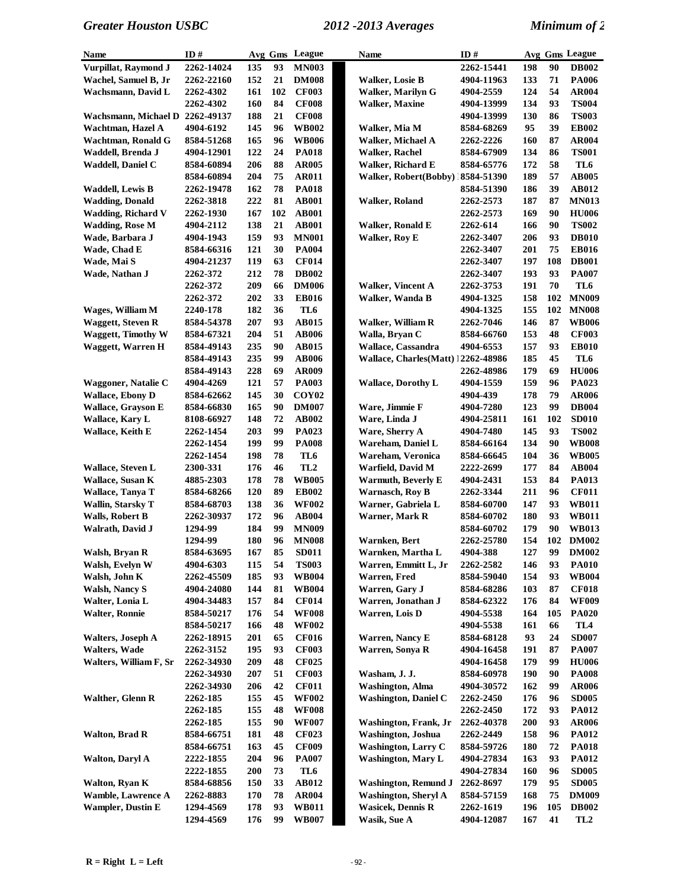| Name | ID # | Avg | Gms | League |
|---|---|---|---|---|
| Vurpillat, Raymond J | 2262-14024 | 135 | 93 | MN003 |
| Wachel, Samuel B, Jr | 2262-22160 | 152 | 21 | DM008 |
| Wachsmann, David L | 2262-4302 | 161 | 102 | CF003 |
| | 2262-4302 | 160 | 84 | CF008 |
| Wachsmann, Michael D | 2262-49137 | 188 | 21 | CF008 |
| Wachtman, Hazel A | 4904-6192 | 145 | 96 | WB002 |
| Wachtman, Ronald G | 8584-51268 | 165 | 96 | WB006 |
| Waddell, Brenda J | 4904-12901 | 122 | 24 | PA018 |
| Waddell, Daniel C | 8584-60894 | 206 | 88 | AR005 |
| | 8584-60894 | 204 | 75 | AR011 |
| Waddell, Lewis B | 2262-19478 | 162 | 78 | PA018 |
| Wadding, Donald | 2262-3818 | 222 | 81 | AB001 |
| Wadding, Richard V | 2262-1930 | 167 | 102 | AB001 |
| Wadding, Rose M | 4904-2112 | 138 | 21 | AB001 |
| Wade, Barbara J | 4904-1943 | 159 | 93 | MN001 |
| Wade, Chad E | 8584-66316 | 121 | 30 | PA004 |
| Wade, Mai S | 4904-21237 | 119 | 63 | CF014 |
| Wade, Nathan J | 2262-372 | 212 | 78 | DB002 |
| | 2262-372 | 209 | 66 | DM006 |
| | 2262-372 | 202 | 33 | EB016 |
| Wages, William M | 2240-178 | 182 | 36 | TL6 |
| Waggett, Steven R | 8584-54378 | 207 | 93 | AB015 |
| Waggett, Timothy W | 8584-67321 | 204 | 51 | AB006 |
| Waggett, Warren H | 8584-49143 | 235 | 90 | AB015 |
| | 8584-49143 | 235 | 99 | AB006 |
| | 8584-49143 | 228 | 69 | AR009 |
| Waggoner, Natalie C | 4904-4269 | 121 | 57 | PA003 |
| Wallace, Ebony D | 8584-62662 | 145 | 30 | COY02 |
| Wallace, Grayson E | 8584-66830 | 165 | 90 | DM007 |
| Wallace, Kary L | 8108-66927 | 148 | 72 | AB002 |
| Wallace, Keith E | 2262-1454 | 203 | 99 | PA023 |
| | 2262-1454 | 199 | 99 | PA008 |
| | 2262-1454 | 198 | 78 | TL6 |
| Wallace, Steven L | 2300-331 | 176 | 46 | TL2 |
| Wallace, Susan K | 4885-2303 | 178 | 78 | WB005 |
| Wallace, Tanya T | 8584-68266 | 120 | 89 | EB002 |
| Wallin, Starsky T | 8584-68703 | 138 | 36 | WF002 |
| Walls, Robert B | 2262-30937 | 172 | 96 | AB004 |
| Walrath, David J | 1294-99 | 184 | 99 | MN009 |
| | 1294-99 | 180 | 96 | MN008 |
| Walsh, Bryan R | 8584-63695 | 167 | 85 | SD011 |
| Walsh, Evelyn W | 4904-6303 | 115 | 54 | TS003 |
| Walsh, John K | 2262-45509 | 185 | 93 | WB004 |
| Walsh, Nancy S | 4904-24080 | 144 | 81 | WB004 |
| Walter, Lonia L | 4904-34483 | 157 | 84 | CF014 |
| Walter, Ronnie | 8584-50217 | 176 | 54 | WF008 |
| | 8584-50217 | 166 | 48 | WF002 |
| Walters, Joseph A | 2262-18915 | 201 | 65 | CF016 |
| Walters, Wade | 2262-3152 | 195 | 93 | CF003 |
| Walters, William F, Sr | 2262-34930 | 209 | 48 | CF025 |
| | 2262-34930 | 207 | 51 | CF003 |
| | 2262-34930 | 206 | 42 | CF011 |
| Walther, Glenn R | 2262-185 | 155 | 45 | WF002 |
| | 2262-185 | 155 | 48 | WF008 |
| | 2262-185 | 155 | 90 | WF007 |
| Walton, Brad R | 8584-66751 | 181 | 48 | CF023 |
| | 8584-66751 | 163 | 45 | CF009 |
| Walton, Daryl A | 2222-1855 | 204 | 96 | PA007 |
| | 2222-1855 | 200 | 73 | TL6 |
| Walton, Ryan K | 8584-68856 | 150 | 33 | AB012 |
| Wamble, Lawrence A | 2262-8883 | 170 | 78 | AR004 |
| Wampler, Dustin E | 1294-4569 | 178 | 93 | WB011 |
| | 1294-4569 | 176 | 99 | WB007 |
| | 2262-15441 | 198 | 90 | DB002 |
| Walker, Losie B | 4904-11963 | 133 | 71 | PA006 |
| Walker, Marilyn G | 4904-2559 | 124 | 54 | AR004 |
| Walker, Maxine | 4904-13999 | 134 | 93 | TS004 |
| | 4904-13999 | 130 | 86 | TS003 |
| Walker, Mia M | 8584-68269 | 95 | 39 | EB002 |
| Walker, Michael A | 2262-2226 | 160 | 87 | AR004 |
| Walker, Rachel | 8584-67909 | 134 | 86 | TS001 |
| Walker, Richard E | 8584-65776 | 172 | 58 | TL6 |
| Walker, Robert(Bobby) | 8584-51390 | 189 | 57 | AB005 |
| | 8584-51390 | 186 | 39 | AB012 |
| Walker, Roland | 2262-2573 | 187 | 87 | MN013 |
| | 2262-2573 | 169 | 90 | HU006 |
| Walker, Ronald E | 2262-614 | 166 | 90 | TS002 |
| Walker, Roy E | 2262-3407 | 206 | 93 | DB010 |
| | 2262-3407 | 201 | 75 | EB016 |
| | 2262-3407 | 197 | 108 | DB001 |
| | 2262-3407 | 193 | 93 | PA007 |
| Walker, Vincent A | 2262-3753 | 191 | 70 | TL6 |
| Walker, Wanda B | 4904-1325 | 158 | 102 | MN009 |
| | 4904-1325 | 155 | 102 | MN008 |
| Walker, William R | 2262-7046 | 146 | 87 | WB006 |
| Walla, Bryan C | 8584-66760 | 153 | 48 | CF003 |
| Wallace, Cassandra | 4904-6553 | 157 | 93 | EB010 |
| Wallace, Charles(Matt) | 2262-48986 | 185 | 45 | TL6 |
| | 2262-48986 | 179 | 69 | HU006 |
| Wallace, Dorothy L | 4904-1559 | 159 | 96 | PA023 |
| | 4904-439 | 178 | 79 | AR006 |
| Ware, Jimmie F | 4904-7280 | 123 | 99 | DB004 |
| Ware, Linda J | 4904-25811 | 161 | 102 | SD010 |
| Ware, Sherry A | 4904-7480 | 145 | 93 | TS002 |
| Wareham, Daniel L | 8584-66164 | 134 | 90 | WB008 |
| Wareham, Veronica | 8584-66645 | 104 | 36 | WB005 |
| Warfield, David M | 2222-2699 | 177 | 84 | AB004 |
| Warmuth, Beverly E | 4904-2431 | 153 | 84 | PA013 |
| Warnasch, Roy B | 2262-3344 | 211 | 96 | CF011 |
| Warner, Gabriela L | 8584-60700 | 147 | 93 | WB011 |
| Warner, Mark R | 8584-60702 | 180 | 93 | WB011 |
| | 8584-60702 | 179 | 90 | WB013 |
| Warnken, Bert | 2262-25780 | 154 | 102 | DM002 |
| Warnken, Martha L | 4904-388 | 127 | 99 | DM002 |
| Warren, Emmitt L, Jr | 2262-2582 | 146 | 93 | PA010 |
| Warren, Fred | 8584-59040 | 154 | 93 | WB004 |
| Warren, Gary J | 8584-68286 | 103 | 87 | CF018 |
| Warren, Jonathan J | 8584-62322 | 176 | 84 | WF009 |
| Warren, Lois D | 4904-5538 | 164 | 105 | PA020 |
| | 4904-5538 | 161 | 66 | TL4 |
| Warren, Nancy E | 8584-68128 | 93 | 24 | SD007 |
| Warren, Sonya R | 4904-16458 | 191 | 87 | PA007 |
| | 4904-16458 | 179 | 99 | HU006 |
| Washam, J. J. | 8584-60978 | 190 | 90 | PA008 |
| Washington, Alma | 4904-30572 | 162 | 99 | AR006 |
| Washington, Daniel C | 2262-2450 | 176 | 96 | SD005 |
| | 2262-2450 | 172 | 93 | PA012 |
| Washington, Frank, Jr | 2262-40378 | 200 | 93 | AR006 |
| Washington, Joshua | 2262-2449 | 158 | 96 | PA012 |
| Washington, Larry C | 8584-59726 | 180 | 72 | PA018 |
| Washington, Mary L | 4904-27834 | 163 | 93 | PA012 |
| | 4904-27834 | 160 | 96 | SD005 |
| Washington, Remund J | 2262-8697 | 179 | 95 | SD005 |
| Washington, Sheryl A | 8584-57159 | 168 | 75 | DM009 |
| Wasicek, Dennis R | 2262-1619 | 196 | 105 | DB002 |
| Wasik, Sue A | 4904-12087 | 167 | 41 | TL2 |

R = Right  L = Left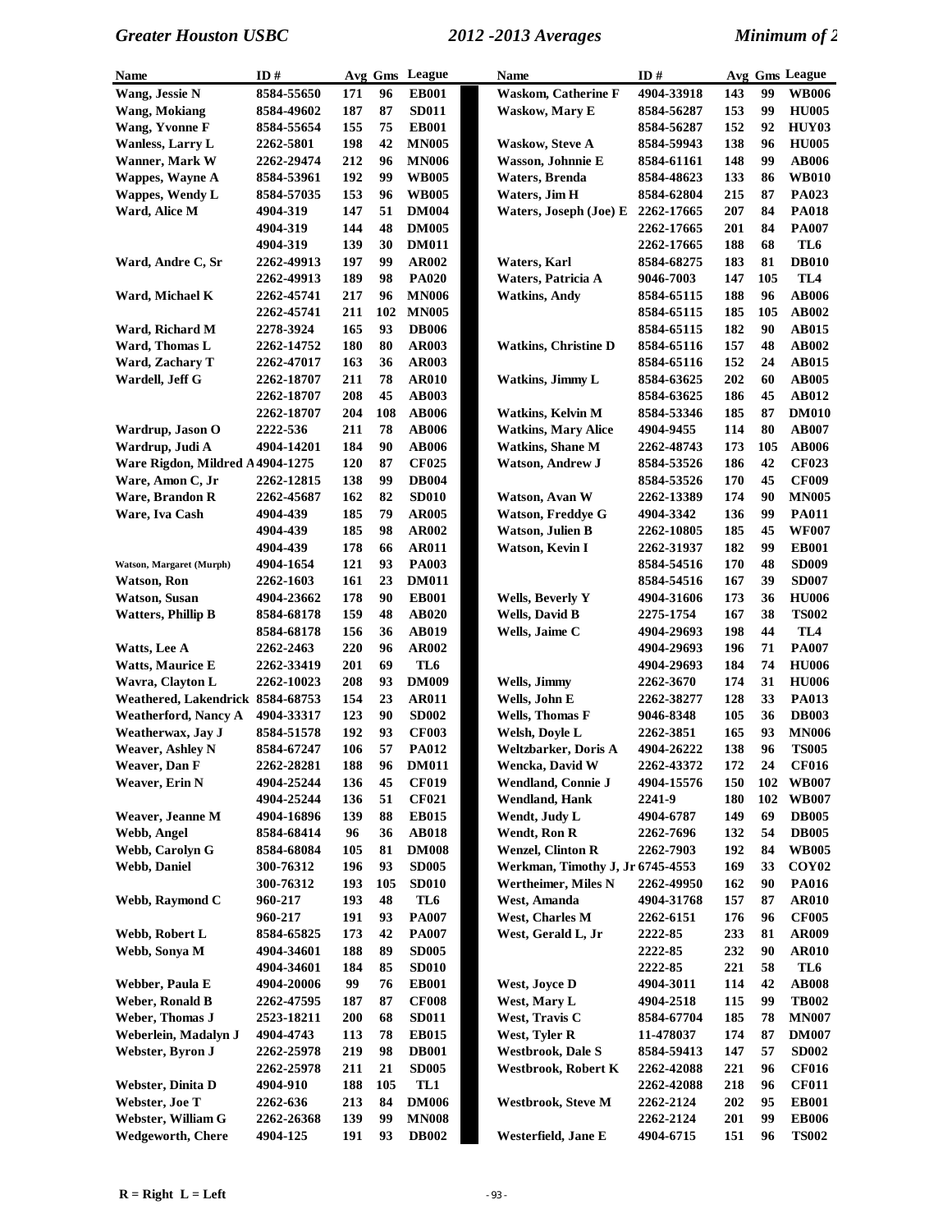| Name | ID # | Avg | Gms | League |
|---|---|---|---|---|
| Wang, Jessie N | 8584-55650 | 171 | 96 | EB001 |
| Wang, Mokiang | 8584-49602 | 187 | 87 | SD011 |
| Wang, Yvonne F | 8584-55654 | 155 | 75 | EB001 |
| Wanless, Larry L | 2262-5801 | 198 | 42 | MN005 |
| Wanner, Mark W | 2262-29474 | 212 | 96 | MN006 |
| Wappes, Wayne A | 8584-53961 | 192 | 99 | WB005 |
| Wappes, Wendy L | 8584-57035 | 153 | 96 | WB005 |
| Ward, Alice M | 4904-319 | 147 | 51 | DM004 |
| | 4904-319 | 144 | 48 | DM005 |
| | 4904-319 | 139 | 30 | DM011 |
| Ward, Andre C, Sr | 2262-49913 | 197 | 99 | AR002 |
| | 2262-49913 | 189 | 98 | PA020 |
| Ward, Michael K | 2262-45741 | 217 | 96 | MN006 |
| | 2262-45741 | 211 | 102 | MN005 |
| Ward, Richard M | 2278-3924 | 165 | 93 | DB006 |
| Ward, Thomas L | 2262-14752 | 180 | 80 | AR003 |
| Ward, Zachary T | 2262-47017 | 163 | 36 | AR003 |
| Wardell, Jeff G | 2262-18707 | 211 | 78 | AR010 |
| | 2262-18707 | 208 | 45 | AB003 |
| | 2262-18707 | 204 | 108 | AB006 |
| Wardrup, Jason O | 2222-536 | 211 | 78 | AB006 |
| Wardrup, Judi A | 4904-14201 | 184 | 90 | AB006 |
| Ware Rigdon, Mildred A | 4904-1275 | 120 | 87 | CF025 |
| Ware, Amon C, Jr | 2262-12815 | 138 | 99 | DB004 |
| Ware, Brandon R | 2262-45687 | 162 | 82 | SD010 |
| Ware, Iva Cash | 4904-439 | 185 | 79 | AR005 |
| | 4904-439 | 185 | 98 | AR002 |
| | 4904-439 | 178 | 66 | AR011 |
| Watson, Margaret (Murph) | 4904-1654 | 121 | 93 | PA003 |
| Watson, Ron | 2262-1603 | 161 | 23 | DM011 |
| Watson, Susan | 4904-23662 | 178 | 90 | EB001 |
| Watters, Phillip B | 8584-68178 | 159 | 48 | AB020 |
| | 8584-68178 | 156 | 36 | AB019 |
| Watts, Lee A | 2262-2463 | 220 | 96 | AR002 |
| Watts, Maurice E | 2262-33419 | 201 | 69 | TL6 |
| Wavra, Clayton L | 2262-10023 | 208 | 93 | DM009 |
| Weathered, Lakendrick | 8584-68753 | 154 | 23 | AR011 |
| Weatherford, Nancy A | 4904-33317 | 123 | 90 | SD002 |
| Weatherwax, Jay J | 8584-51578 | 192 | 93 | CF003 |
| Weaver, Ashley N | 8584-67247 | 106 | 57 | PA012 |
| Weaver, Dan F | 2262-28281 | 188 | 96 | DM011 |
| Weaver, Erin N | 4904-25244 | 136 | 45 | CF019 |
| | 4904-25244 | 136 | 51 | CF021 |
| Weaver, Jeanne M | 4904-16896 | 139 | 88 | EB015 |
| Webb, Angel | 8584-68414 | 96 | 36 | AB018 |
| Webb, Carolyn G | 8584-68084 | 105 | 81 | DM008 |
| Webb, Daniel | 300-76312 | 196 | 93 | SD005 |
| | 300-76312 | 193 | 105 | SD010 |
| Webb, Raymond C | 960-217 | 193 | 48 | TL6 |
| | 960-217 | 191 | 93 | PA007 |
| Webb, Robert L | 8584-65825 | 173 | 42 | PA007 |
| Webb, Sonya M | 4904-34601 | 188 | 89 | SD005 |
| | 4904-34601 | 184 | 85 | SD010 |
| Webber, Paula E | 4904-20006 | 99 | 76 | EB001 |
| Weber, Ronald B | 2262-47595 | 187 | 87 | CF008 |
| Weber, Thomas J | 2523-18211 | 200 | 68 | SD011 |
| Weberlein, Madalyn J | 4904-4743 | 113 | 78 | EB015 |
| Webster, Byron J | 2262-25978 | 219 | 98 | DB001 |
| | 2262-25978 | 211 | 21 | SD005 |
| Webster, Dinita D | 4904-910 | 188 | 105 | TL1 |
| Webster, Joe T | 2262-636 | 213 | 84 | DM006 |
| Webster, William G | 2262-26368 | 139 | 99 | MN008 |
| Wedgeworth, Chere | 4904-125 | 191 | 93 | DB002 |
| Waskom, Catherine F | 4904-33918 | 143 | 99 | WB006 |
| Waskow, Mary E | 8584-56287 | 153 | 99 | HU005 |
| | 8584-56287 | 152 | 92 | HUY03 |
| Waskow, Steve A | 8584-59943 | 138 | 96 | HU005 |
| Wasson, Johnnie E | 8584-61161 | 148 | 99 | AB006 |
| Waters, Brenda | 8584-48623 | 133 | 86 | WB010 |
| Waters, Jim H | 8584-62804 | 215 | 87 | PA023 |
| Waters, Joseph (Joe) E | 2262-17665 | 207 | 84 | PA018 |
| | 2262-17665 | 201 | 84 | PA007 |
| | 2262-17665 | 188 | 68 | TL6 |
| Waters, Karl | 8584-68275 | 183 | 81 | DB010 |
| Waters, Patricia A | 9046-7003 | 147 | 105 | TL4 |
| Watkins, Andy | 8584-65115 | 188 | 96 | AB006 |
| | 8584-65115 | 185 | 105 | AB002 |
| | 8584-65115 | 182 | 90 | AB015 |
| Watkins, Christine D | 8584-65116 | 157 | 48 | AB002 |
| | 8584-65116 | 152 | 24 | AB015 |
| Watkins, Jimmy L | 8584-63625 | 202 | 60 | AB005 |
| | 8584-63625 | 186 | 45 | AB012 |
| Watkins, Kelvin M | 8584-53346 | 185 | 87 | DM010 |
| Watkins, Mary Alice | 4904-9455 | 114 | 80 | AB007 |
| Watkins, Shane M | 2262-48743 | 173 | 105 | AB006 |
| Watson, Andrew J | 8584-53526 | 186 | 42 | CF023 |
| | 8584-53526 | 170 | 45 | CF009 |
| Watson, Avan W | 2262-13389 | 174 | 90 | MN005 |
| Watson, Freddye G | 4904-3342 | 136 | 99 | PA011 |
| Watson, Julien B | 2262-10805 | 185 | 45 | WF007 |
| Watson, Kevin I | 2262-31937 | 182 | 99 | EB001 |
| | 8584-54516 | 170 | 48 | SD009 |
| | 8584-54516 | 167 | 39 | SD007 |
| Wells, Beverly Y | 4904-31606 | 173 | 36 | HU006 |
| Wells, David B | 2275-1754 | 167 | 38 | TS002 |
| Wells, Jaime C | 4904-29693 | 198 | 44 | TL4 |
| | 4904-29693 | 196 | 71 | PA007 |
| | 4904-29693 | 184 | 74 | HU006 |
| Wells, Jimmy | 2262-3670 | 174 | 31 | HU006 |
| Wells, John E | 2262-38277 | 128 | 33 | PA013 |
| Wells, Thomas F | 9046-8348 | 105 | 36 | DB003 |
| Welsh, Doyle L | 2262-3851 | 165 | 93 | MN006 |
| Weltzbarker, Doris A | 4904-26222 | 138 | 96 | TS005 |
| Wencka, David W | 2262-43372 | 172 | 24 | CF016 |
| Wendland, Connie J | 4904-15576 | 150 | 102 | WB007 |
| Wendland, Hank | 2241-9 | 180 | 102 | WB007 |
| Wendt, Judy L | 4904-6787 | 149 | 69 | DB005 |
| Wendt, Ron R | 2262-7696 | 132 | 54 | DB005 |
| Wenzel, Clinton R | 2262-7903 | 192 | 84 | WB005 |
| Werkman, Timothy J, Jr | 6745-4553 | 169 | 33 | COY02 |
| Wertheimer, Miles N | 2262-49950 | 162 | 90 | PA016 |
| West, Amanda | 4904-31768 | 157 | 87 | AR010 |
| West, Charles M | 2262-6151 | 176 | 96 | CF005 |
| West, Gerald L, Jr | 2222-85 | 233 | 81 | AR009 |
| | 2222-85 | 232 | 90 | AR010 |
| | 2222-85 | 221 | 58 | TL6 |
| West, Joyce D | 4904-3011 | 114 | 42 | AB008 |
| West, Mary L | 4904-2518 | 115 | 99 | TB002 |
| West, Travis C | 8584-67704 | 185 | 78 | MN007 |
| West, Tyler R | 11-478037 | 174 | 87 | DM007 |
| Westbrook, Dale S | 8584-59413 | 147 | 57 | SD002 |
| Westbrook, Robert K | 2262-42088 | 221 | 96 | CF016 |
| | 2262-42088 | 218 | 96 | CF011 |
| Westbrook, Steve M | 2262-2124 | 202 | 95 | EB001 |
| | 2262-2124 | 201 | 99 | EB006 |
| Westerfield, Jane E | 4904-6715 | 151 | 96 | TS002 |

R = Right  L = Left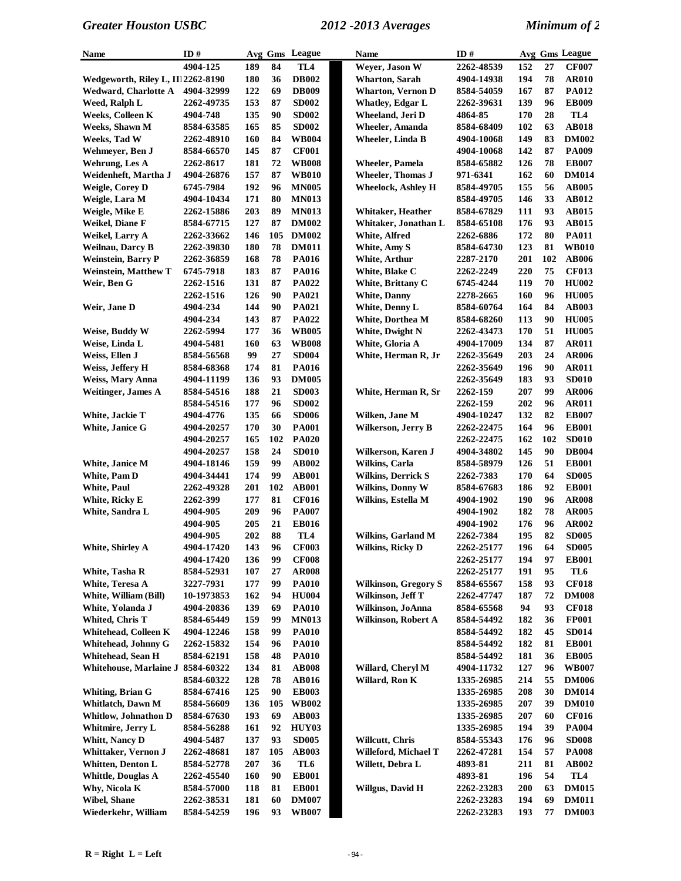| Name | ID # | Avg | Gms | League |
|---|---|---|---|---|
| | 4904-125 | 189 | 84 | TL4 |
| Wedgeworth, Riley L, II | 2262-8190 | 180 | 36 | DB002 |
| Wedward, Charlotte A | 4904-32999 | 122 | 69 | DB009 |
| Weed, Ralph L | 2262-49735 | 153 | 87 | SD002 |
| Weeks, Colleen K | 4904-748 | 135 | 90 | SD002 |
| Weeks, Shawn M | 8584-63585 | 165 | 85 | SD002 |
| Weeks, Tad W | 2262-48910 | 160 | 84 | WB004 |
| Wehmeyer, Ben J | 8584-66570 | 145 | 87 | CF001 |
| Wehrung, Les A | 2262-8617 | 181 | 72 | WB008 |
| Weidenheft, Martha J | 4904-26876 | 157 | 87 | WB010 |
| Weigle, Corey D | 6745-7984 | 192 | 96 | MN005 |
| Weigle, Lara M | 4904-10434 | 171 | 80 | MN013 |
| Weigle, Mike E | 2262-15886 | 203 | 89 | MN013 |
| Weikel, Diane F | 8584-67715 | 127 | 87 | DM002 |
| Weikel, Larry A | 2262-33662 | 146 | 105 | DM002 |
| Weilnau, Darcy B | 2262-39830 | 180 | 78 | DM011 |
| Weinstein, Barry P | 2262-36859 | 168 | 78 | PA016 |
| Weinstein, Matthew T | 6745-7918 | 183 | 87 | PA016 |
| Weir, Ben G | 2262-1516 | 131 | 87 | PA022 |
| | 2262-1516 | 126 | 90 | PA021 |
| Weir, Jane D | 4904-234 | 144 | 90 | PA021 |
| | 4904-234 | 143 | 87 | PA022 |
| Weise, Buddy W | 2262-5994 | 177 | 36 | WB005 |
| Weise, Linda L | 4904-5481 | 160 | 63 | WB008 |
| Weiss, Ellen J | 8584-56568 | 99 | 27 | SD004 |
| Weiss, Jeffery H | 8584-68368 | 174 | 81 | PA016 |
| Weiss, Mary Anna | 4904-11199 | 136 | 93 | DM005 |
| Weitinger, James A | 8584-54516 | 188 | 21 | SD003 |
| | 8584-54516 | 177 | 96 | SD002 |
| White, Jackie T | 4904-4776 | 135 | 66 | SD006 |
| White, Janice G | 4904-20257 | 170 | 30 | PA001 |
| | 4904-20257 | 165 | 102 | PA020 |
| | 4904-20257 | 158 | 24 | SD010 |
| White, Janice M | 4904-18146 | 159 | 99 | AB002 |
| White, Pam D | 4904-34441 | 174 | 99 | AB001 |
| White, Paul | 2262-49328 | 201 | 102 | AB001 |
| White, Ricky E | 2262-399 | 177 | 81 | CF016 |
| White, Sandra L | 4904-905 | 209 | 96 | PA007 |
| | 4904-905 | 205 | 21 | EB016 |
| | 4904-905 | 202 | 88 | TL4 |
| White, Shirley A | 4904-17420 | 143 | 96 | CF003 |
| | 4904-17420 | 136 | 99 | CF008 |
| White, Tasha R | 8584-52931 | 107 | 27 | AR008 |
| White, Teresa A | 3227-7931 | 177 | 99 | PA010 |
| White, William (Bill) | 10-1973853 | 162 | 94 | HU004 |
| White, Yolanda J | 4904-20836 | 139 | 69 | PA010 |
| Whited, Chris T | 8584-65449 | 159 | 99 | MN013 |
| Whitehead, Colleen K | 4904-12246 | 158 | 99 | PA010 |
| Whitehead, Johnny G | 2262-15832 | 154 | 96 | PA010 |
| Whitehead, Sean H | 8584-62191 | 158 | 48 | PA010 |
| Whitehouse, Marlaine J | 8584-60322 | 134 | 81 | AB008 |
| | 8584-60322 | 128 | 78 | AB016 |
| Whiting, Brian G | 8584-67416 | 125 | 90 | EB003 |
| Whitlatch, Dawn M | 8584-56609 | 136 | 105 | WB002 |
| Whitlow, Johnathon D | 8584-67630 | 193 | 69 | AB003 |
| Whitmire, Jerry L | 8584-56288 | 161 | 92 | HUY03 |
| Whitt, Nancy D | 4904-5487 | 137 | 93 | SD005 |
| Whittaker, Vernon J | 2262-48681 | 187 | 105 | AB003 |
| Whitten, Denton L | 8584-52778 | 207 | 36 | TL6 |
| Whittle, Douglas A | 2262-45540 | 160 | 90 | EB001 |
| Why, Nicola K | 8584-57000 | 118 | 81 | EB001 |
| Wibel, Shane | 2262-38531 | 181 | 60 | DM007 |
| Wiederkehr, William | 8584-54259 | 196 | 93 | WB007 |
| Weyer, Jason W | 2262-48539 | 152 | 27 | CF007 |
| Wharton, Sarah | 4904-14938 | 194 | 78 | AR010 |
| Wharton, Vernon D | 8584-54059 | 167 | 87 | PA012 |
| Whatley, Edgar L | 2262-39631 | 139 | 96 | EB009 |
| Wheeland, Jeri D | 4864-85 | 170 | 28 | TL4 |
| Wheeler, Amanda | 8584-68409 | 102 | 63 | AB018 |
| Wheeler, Linda B | 4904-10068 | 149 | 83 | DM002 |
| | 4904-10068 | 142 | 87 | PA009 |
| Wheeler, Pamela | 8584-65882 | 126 | 78 | EB007 |
| Wheeler, Thomas J | 971-6341 | 162 | 60 | DM014 |
| Wheelock, Ashley H | 8584-49705 | 155 | 56 | AB005 |
| | 8584-49705 | 146 | 33 | AB012 |
| Whitaker, Heather | 8584-67829 | 111 | 93 | AB015 |
| Whitaker, Jonathan L | 8584-65108 | 176 | 93 | AB015 |
| White, Alfred | 2262-6886 | 172 | 80 | PA011 |
| White, Amy S | 8584-64730 | 123 | 81 | WB010 |
| White, Arthur | 2287-2170 | 201 | 102 | AB006 |
| White, Blake C | 2262-2249 | 220 | 75 | CF013 |
| White, Brittany C | 6745-4244 | 119 | 70 | HU002 |
| White, Danny | 2278-2665 | 160 | 96 | HU005 |
| White, Denny L | 8584-60764 | 164 | 84 | AB003 |
| White, Dorthea M | 8584-68260 | 113 | 90 | HU005 |
| White, Dwight N | 2262-43473 | 170 | 51 | HU005 |
| White, Gloria A | 4904-17009 | 134 | 87 | AR011 |
| White, Herman R, Jr | 2262-35649 | 203 | 24 | AR006 |
| | 2262-35649 | 196 | 90 | AR011 |
| | 2262-35649 | 183 | 93 | SD010 |
| White, Herman R, Sr | 2262-159 | 207 | 99 | AR006 |
| | 2262-159 | 202 | 96 | AR011 |
| Wilken, Jane M | 4904-10247 | 132 | 82 | EB007 |
| Wilkerson, Jerry B | 2262-22475 | 164 | 96 | EB001 |
| | 2262-22475 | 162 | 102 | SD010 |
| Wilkerson, Karen J | 4904-34802 | 145 | 90 | DB004 |
| Wilkins, Carla | 8584-58979 | 126 | 51 | EB001 |
| Wilkins, Derrick S | 2262-7383 | 170 | 64 | SD005 |
| Wilkins, Donny W | 8584-67683 | 186 | 92 | EB001 |
| Wilkins, Estella M | 4904-1902 | 190 | 96 | AR008 |
| | 4904-1902 | 182 | 78 | AR005 |
| | 4904-1902 | 176 | 96 | AR002 |
| Wilkins, Garland M | 2262-7384 | 195 | 82 | SD005 |
| Wilkins, Ricky D | 2262-25177 | 196 | 64 | SD005 |
| | 2262-25177 | 194 | 97 | EB001 |
| | 2262-25177 | 191 | 95 | TL6 |
| Wilkinson, Gregory S | 8584-65567 | 158 | 93 | CF018 |
| Wilkinson, Jeff T | 2262-47747 | 187 | 72 | DM008 |
| Wilkinson, JoAnna | 8584-65568 | 94 | 93 | CF018 |
| Wilkinson, Robert A | 8584-54492 | 182 | 36 | FP001 |
| | 8584-54492 | 182 | 45 | SD014 |
| | 8584-54492 | 182 | 81 | EB001 |
| | 8584-54492 | 181 | 36 | EB005 |
| Willard, Cheryl M | 4904-11732 | 127 | 96 | WB007 |
| Willard, Ron K | 1335-26985 | 214 | 55 | DM006 |
| | 1335-26985 | 208 | 30 | DM014 |
| | 1335-26985 | 207 | 39 | DM010 |
| | 1335-26985 | 207 | 60 | CF016 |
| | 1335-26985 | 194 | 39 | PA004 |
| Willcutt, Chris | 8584-55343 | 176 | 96 | SD008 |
| Willeford, Michael T | 2262-47281 | 154 | 57 | PA008 |
| Willett, Debra L | 4893-81 | 211 | 81 | AB002 |
| | 4893-81 | 196 | 54 | TL4 |
| Willgus, David H | 2262-23283 | 200 | 63 | DM015 |
| | 2262-23283 | 194 | 69 | DM011 |
| | 2262-23283 | 193 | 77 | DM003 |

R = Right L = Left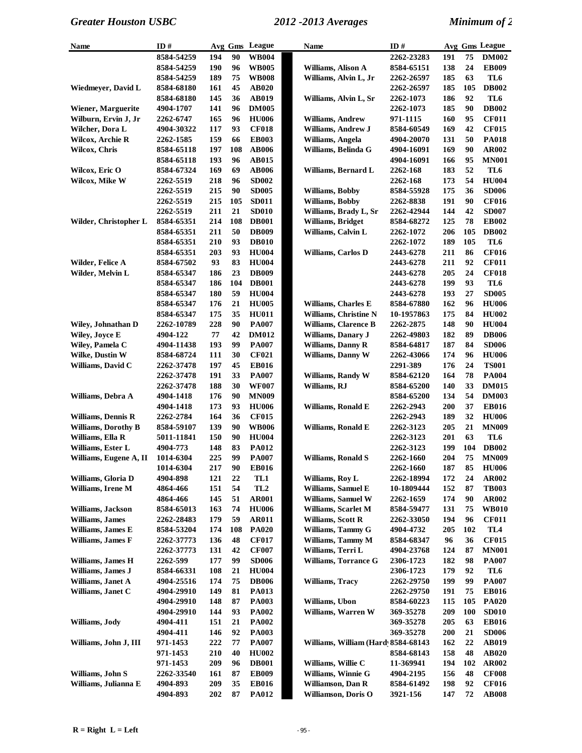| Name | ID # | Avg | Gms | League |
|---|---|---|---|---|
| | 8584-54259 | 194 | 90 | WB004 |
| | 8584-54259 | 190 | 96 | WB005 |
| | 8584-54259 | 189 | 75 | WB008 |
| Wiedmeyer, David L | 8584-68180 | 161 | 45 | AB020 |
| | 8584-68180 | 145 | 36 | AB019 |
| Wiener, Marguerite | 4904-1707 | 141 | 96 | DM005 |
| Wilburn, Ervin J, Jr | 2262-6747 | 165 | 96 | HU006 |
| Wilcher, Dora L | 4904-30322 | 117 | 93 | CF018 |
| Wilcox, Archie R | 2262-1585 | 159 | 66 | EB003 |
| Wilcox, Chris | 8584-65118 | 197 | 108 | AB006 |
| | 8584-65118 | 193 | 96 | AB015 |
| Wilcox, Eric O | 8584-67324 | 169 | 69 | AB006 |
| Wilcox, Mike W | 2262-5519 | 218 | 96 | SD002 |
| | 2262-5519 | 215 | 90 | SD005 |
| | 2262-5519 | 215 | 105 | SD011 |
| | 2262-5519 | 211 | 21 | SD010 |
| Wilder, Christopher L | 8584-65351 | 214 | 108 | DB001 |
| | 8584-65351 | 211 | 50 | DB009 |
| | 8584-65351 | 210 | 93 | DB010 |
| | 8584-65351 | 203 | 93 | HU004 |
| Wilder, Felice A | 8584-67502 | 93 | 83 | HU004 |
| Wilder, Melvin L | 8584-65347 | 186 | 23 | DB009 |
| | 8584-65347 | 186 | 104 | DB001 |
| | 8584-65347 | 180 | 59 | HU004 |
| | 8584-65347 | 176 | 21 | HU005 |
| | 8584-65347 | 175 | 35 | HU011 |
| Wiley, Johnathan D | 2262-10789 | 228 | 90 | PA007 |
| Wiley, Joyce E | 4904-122 | 77 | 42 | DM012 |
| Wiley, Pamela C | 4904-11438 | 193 | 99 | PA007 |
| Wilke, Dustin W | 8584-68724 | 111 | 30 | CF021 |
| Williams, David C | 2262-37478 | 197 | 45 | EB016 |
| | 2262-37478 | 191 | 33 | PA007 |
| | 2262-37478 | 188 | 30 | WF007 |
| Williams, Debra A | 4904-1418 | 176 | 90 | MN009 |
| | 4904-1418 | 173 | 93 | HU006 |
| Williams, Dennis R | 2262-2784 | 164 | 36 | CF015 |
| Williams, Dorothy B | 8584-59107 | 139 | 90 | WB006 |
| Williams, Ella R | 5011-11841 | 150 | 90 | HU004 |
| Williams, Ester L | 4904-773 | 148 | 83 | PA012 |
| Williams, Eugene A, II | 1014-6304 | 225 | 99 | PA007 |
| | 1014-6304 | 217 | 90 | EB016 |
| Williams, Gloria D | 4904-898 | 121 | 22 | TL1 |
| Williams, Irene M | 4864-466 | 151 | 54 | TL2 |
| | 4864-466 | 145 | 51 | AR001 |
| Williams, Jackson | 8584-65013 | 163 | 74 | HU006 |
| Williams, James | 2262-28483 | 179 | 59 | AR011 |
| Williams, James E | 8584-53204 | 174 | 108 | PA020 |
| Williams, James F | 2262-37773 | 136 | 48 | CF017 |
| | 2262-37773 | 131 | 42 | CF007 |
| Williams, James H | 2262-599 | 177 | 99 | SD006 |
| Williams, James J | 8584-66331 | 108 | 21 | HU004 |
| Williams, Janet A | 4904-25516 | 174 | 75 | DB006 |
| Williams, Janet C | 4904-29910 | 149 | 81 | PA013 |
| | 4904-29910 | 148 | 87 | PA003 |
| | 4904-29910 | 144 | 93 | PA002 |
| Williams, Jody | 4904-411 | 151 | 21 | PA002 |
| | 4904-411 | 146 | 92 | PA003 |
| Williams, John J, III | 971-1453 | 222 | 77 | PA007 |
| | 971-1453 | 210 | 40 | HU002 |
| | 971-1453 | 209 | 96 | DB001 |
| Williams, John S | 2262-33540 | 161 | 87 | EB009 |
| Williams, Julianna E | 4904-893 | 209 | 35 | EB016 |
| | 4904-893 | 202 | 87 | PA012 |
| | 2262-23283 | 191 | 75 | DM002 |
| Williams, Alison A | 8584-65151 | 138 | 24 | EB009 |
| Williams, Alvin L, Jr | 2262-26597 | 185 | 63 | TL6 |
| | 2262-26597 | 185 | 105 | DB002 |
| Williams, Alvin L, Sr | 2262-1073 | 186 | 92 | TL6 |
| | 2262-1073 | 185 | 90 | DB002 |
| Williams, Andrew | 971-1115 | 160 | 95 | CF011 |
| Williams, Andrew J | 8584-60549 | 169 | 42 | CF015 |
| Williams, Angela | 4904-20070 | 131 | 50 | PA018 |
| Williams, Belinda G | 4904-16091 | 169 | 90 | AR002 |
| | 4904-16091 | 166 | 95 | MN001 |
| Williams, Bernard L | 2262-168 | 183 | 52 | TL6 |
| | 2262-168 | 173 | 54 | HU004 |
| Williams, Bobby | 8584-55928 | 175 | 36 | SD006 |
| Williams, Bobby | 2262-8838 | 191 | 90 | CF016 |
| Williams, Brady L, Sr | 2262-42944 | 144 | 42 | SD007 |
| Williams, Bridget | 8584-68272 | 125 | 78 | EB002 |
| Williams, Calvin L | 2262-1072 | 206 | 105 | DB002 |
| | 2262-1072 | 189 | 105 | TL6 |
| Williams, Carlos D | 2443-6278 | 211 | 86 | CF016 |
| | 2443-6278 | 211 | 92 | CF011 |
| | 2443-6278 | 205 | 24 | CF018 |
| | 2443-6278 | 199 | 93 | TL6 |
| | 2443-6278 | 193 | 27 | SD005 |
| Williams, Charles E | 8584-67880 | 162 | 96 | HU006 |
| Williams, Christine N | 10-1957863 | 175 | 84 | HU002 |
| Williams, Clarence B | 2262-2875 | 148 | 90 | HU004 |
| Williams, Danary J | 2262-49803 | 182 | 89 | DB006 |
| Williams, Danny R | 8584-64817 | 187 | 84 | SD006 |
| Williams, Danny W | 2262-43066 | 174 | 96 | HU006 |
| | 2291-389 | 176 | 24 | TS001 |
| Williams, Randy W | 8584-62120 | 164 | 78 | PA004 |
| Williams, RJ | 8584-65200 | 140 | 33 | DM015 |
| | 8584-65200 | 134 | 54 | DM003 |
| Williams, Ronald E | 2262-2943 | 200 | 37 | EB016 |
| | 2262-2943 | 189 | 32 | HU006 |
| Williams, Ronald E | 2262-3123 | 205 | 21 | MN009 |
| | 2262-3123 | 201 | 63 | TL6 |
| | 2262-3123 | 199 | 104 | DB002 |
| Williams, Ronald S | 2262-1660 | 204 | 75 | MN009 |
| | 2262-1660 | 187 | 85 | HU006 |
| Williams, Roy L | 2262-18994 | 172 | 24 | AR002 |
| Williams, Samuel E | 10-1809444 | 152 | 87 | TB003 |
| Williams, Samuel W | 2262-1659 | 174 | 90 | AR002 |
| Williams, Scarlet M | 8584-59477 | 131 | 75 | WB010 |
| Williams, Scott R | 2262-33050 | 194 | 96 | CF011 |
| Williams, Tammy G | 4904-4732 | 205 | 102 | TL4 |
| Williams, Tammy M | 8584-68347 | 96 | 36 | CF015 |
| Williams, Terri L | 4904-23768 | 124 | 87 | MN001 |
| Williams, Torrance G | 2306-1723 | 182 | 98 | PA007 |
| | 2306-1723 | 179 | 92 | TL6 |
| Williams, Tracy | 2262-29750 | 199 | 99 | PA007 |
| | 2262-29750 | 191 | 75 | EB016 |
| Williams, Ubon | 8584-60223 | 115 | 105 | PA020 |
| Williams, Warren W | 369-35278 | 209 | 100 | SD010 |
| | 369-35278 | 205 | 63 | EB016 |
| | 369-35278 | 200 | 21 | SD006 |
| Williams, William (Hard | 8584-68143 | 162 | 22 | AB019 |
| | 8584-68143 | 158 | 48 | AB020 |
| Williams, Willie C | 11-369941 | 194 | 102 | AR002 |
| Williams, Winnie G | 4904-2195 | 156 | 48 | CF008 |
| Williamson, Dan R | 8584-61492 | 198 | 92 | CF016 |
| Williamson, Doris O | 3921-156 | 147 | 72 | AB008 |

R = Right L = Left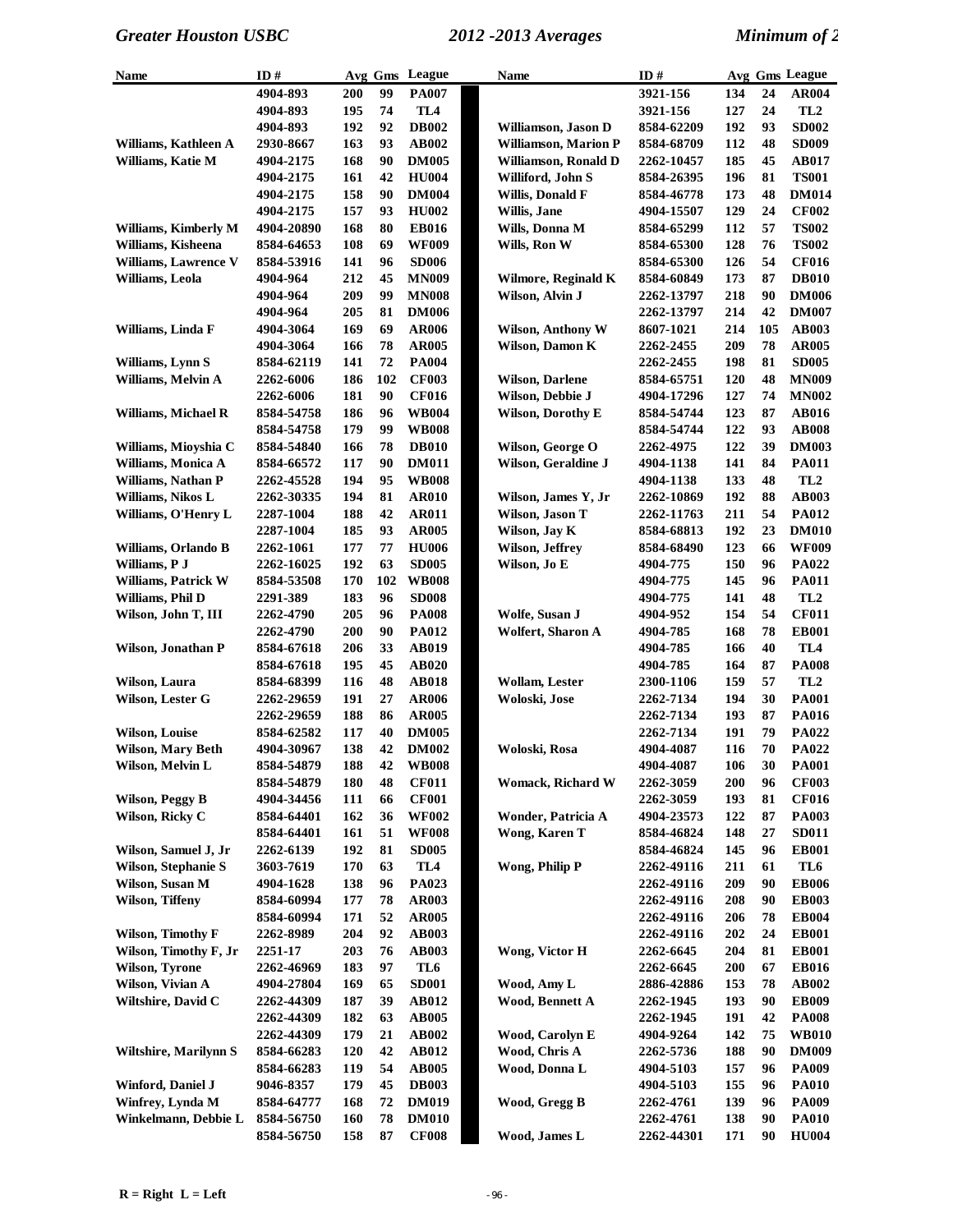| Name | ID # | Avg | Gms | League |
|---|---|---|---|---|
| | 4904-893 | 200 | 99 | PA007 |
| | 4904-893 | 195 | 74 | TL4 |
| | 4904-893 | 192 | 92 | DB002 |
| Williams, Kathleen A | 2930-8667 | 163 | 93 | AB002 |
| Williams, Katie M | 4904-2175 | 168 | 90 | DM005 |
| | 4904-2175 | 161 | 42 | HU004 |
| | 4904-2175 | 158 | 90 | DM004 |
| | 4904-2175 | 157 | 93 | HU002 |
| Williams, Kimberly M | 4904-20890 | 168 | 80 | EB016 |
| Williams, Kisheena | 8584-64653 | 108 | 69 | WF009 |
| Williams, Lawrence V | 8584-53916 | 141 | 96 | SD006 |
| Williams, Leola | 4904-964 | 212 | 45 | MN009 |
| | 4904-964 | 209 | 99 | MN008 |
| | 4904-964 | 205 | 81 | DM006 |
| Williams, Linda F | 4904-3064 | 169 | 69 | AR006 |
| | 4904-3064 | 166 | 78 | AR005 |
| Williams, Lynn S | 8584-62119 | 141 | 72 | PA004 |
| Williams, Melvin A | 2262-6006 | 186 | 102 | CF003 |
| | 2262-6006 | 181 | 90 | CF016 |
| Williams, Michael R | 8584-54758 | 186 | 96 | WB004 |
| | 8584-54758 | 179 | 99 | WB008 |
| Williams, Mioyshia C | 8584-54840 | 166 | 78 | DB010 |
| Williams, Monica A | 8584-66572 | 117 | 90 | DM011 |
| Williams, Nathan P | 2262-45528 | 194 | 95 | WB008 |
| Williams, Nikos L | 2262-30335 | 194 | 81 | AR010 |
| Williams, O'Henry L | 2287-1004 | 188 | 42 | AR011 |
| | 2287-1004 | 185 | 93 | AR005 |
| Williams, Orlando B | 2262-1061 | 177 | 77 | HU006 |
| Williams, P J | 2262-16025 | 192 | 63 | SD005 |
| Williams, Patrick W | 8584-53508 | 170 | 102 | WB008 |
| Williams, Phil D | 2291-389 | 183 | 96 | SD008 |
| Wilson, John T, III | 2262-4790 | 205 | 96 | PA008 |
| | 2262-4790 | 200 | 90 | PA012 |
| Wilson, Jonathan P | 8584-67618 | 206 | 33 | AB019 |
| | 8584-67618 | 195 | 45 | AB020 |
| Wilson, Laura | 8584-68399 | 116 | 48 | AB018 |
| Wilson, Lester G | 2262-29659 | 191 | 27 | AR006 |
| | 2262-29659 | 188 | 86 | AR005 |
| Wilson, Louise | 8584-62582 | 117 | 40 | DM005 |
| Wilson, Mary Beth | 4904-30967 | 138 | 42 | DM002 |
| Wilson, Melvin L | 8584-54879 | 188 | 42 | WB008 |
| | 8584-54879 | 180 | 48 | CF011 |
| Wilson, Peggy B | 4904-34456 | 111 | 66 | CF001 |
| Wilson, Ricky C | 8584-64401 | 162 | 36 | WF002 |
| | 8584-64401 | 161 | 51 | WF008 |
| Wilson, Samuel J, Jr | 2262-6139 | 192 | 81 | SD005 |
| Wilson, Stephanie S | 3603-7619 | 170 | 63 | TL4 |
| Wilson, Susan M | 4904-1628 | 138 | 96 | PA023 |
| Wilson, Tiffeny | 8584-60994 | 177 | 78 | AR003 |
| | 8584-60994 | 171 | 52 | AR005 |
| Wilson, Timothy F | 2262-8989 | 204 | 92 | AB003 |
| Wilson, Timothy F, Jr | 2251-17 | 203 | 76 | AB003 |
| Wilson, Tyrone | 2262-46969 | 183 | 97 | TL6 |
| Wilson, Vivian A | 4904-27804 | 169 | 65 | SD001 |
| Wiltshire, David C | 2262-44309 | 187 | 39 | AB012 |
| | 2262-44309 | 182 | 63 | AB005 |
| | 2262-44309 | 179 | 21 | AB002 |
| Wiltshire, Marilynn S | 8584-66283 | 120 | 42 | AB012 |
| | 8584-66283 | 119 | 54 | AB005 |
| Winford, Daniel J | 9046-8357 | 179 | 45 | DB003 |
| Winfrey, Lynda M | 8584-64777 | 168 | 72 | DM019 |
| Winkelmann, Debbie L | 8584-56750 | 160 | 78 | DM010 |
| | 8584-56750 | 158 | 87 | CF008 |
| | 3921-156 | 134 | 24 | AR004 |
| | 3921-156 | 127 | 24 | TL2 |
| Williamson, Jason D | 8584-62209 | 192 | 93 | SD002 |
| Williamson, Marion P | 8584-68709 | 112 | 48 | SD009 |
| Williamson, Ronald D | 2262-10457 | 185 | 45 | AB017 |
| Williford, John S | 8584-26395 | 196 | 81 | TS001 |
| Willis, Donald F | 8584-46778 | 173 | 48 | DM014 |
| Willis, Jane | 4904-15507 | 129 | 24 | CF002 |
| Wills, Donna M | 8584-65299 | 112 | 57 | TS002 |
| Wills, Ron W | 8584-65300 | 128 | 76 | TS002 |
| | 8584-65300 | 126 | 54 | CF016 |
| Wilmore, Reginald K | 8584-60849 | 173 | 87 | DB010 |
| Wilson, Alvin J | 2262-13797 | 218 | 90 | DM006 |
| | 2262-13797 | 214 | 42 | DM007 |
| Wilson, Anthony W | 8607-1021 | 214 | 105 | AB003 |
| Wilson, Damon K | 2262-2455 | 209 | 78 | AR005 |
| | 2262-2455 | 198 | 81 | SD005 |
| Wilson, Darlene | 8584-65751 | 120 | 48 | MN009 |
| Wilson, Debbie J | 4904-17296 | 127 | 74 | MN002 |
| Wilson, Dorothy E | 8584-54744 | 123 | 87 | AB016 |
| | 8584-54744 | 122 | 93 | AB008 |
| Wilson, George O | 2262-4975 | 122 | 39 | DM003 |
| Wilson, Geraldine J | 4904-1138 | 141 | 84 | PA011 |
| | 4904-1138 | 133 | 48 | TL2 |
| Wilson, James Y, Jr | 2262-10869 | 192 | 88 | AB003 |
| Wilson, Jason T | 2262-11763 | 211 | 54 | PA012 |
| Wilson, Jay K | 8584-68813 | 192 | 23 | DM010 |
| Wilson, Jeffrey | 8584-68490 | 123 | 66 | WF009 |
| Wilson, Jo E | 4904-775 | 150 | 96 | PA022 |
| | 4904-775 | 145 | 96 | PA011 |
| | 4904-775 | 141 | 48 | TL2 |
| Wolfe, Susan J | 4904-952 | 154 | 54 | CF011 |
| Wolfert, Sharon A | 4904-785 | 168 | 78 | EB001 |
| | 4904-785 | 166 | 40 | TL4 |
| | 4904-785 | 164 | 87 | PA008 |
| Wollam, Lester | 2300-1106 | 159 | 57 | TL2 |
| Woloski, Jose | 2262-7134 | 194 | 30 | PA001 |
| | 2262-7134 | 193 | 87 | PA016 |
| | 2262-7134 | 191 | 79 | PA022 |
| Woloski, Rosa | 4904-4087 | 116 | 70 | PA022 |
| | 4904-4087 | 106 | 30 | PA001 |
| Womack, Richard W | 2262-3059 | 200 | 96 | CF003 |
| | 2262-3059 | 193 | 81 | CF016 |
| Wonder, Patricia A | 4904-23573 | 122 | 87 | PA003 |
| Wong, Karen T | 8584-46824 | 148 | 27 | SD011 |
| | 8584-46824 | 145 | 96 | EB001 |
| Wong, Philip P | 2262-49116 | 211 | 61 | TL6 |
| | 2262-49116 | 209 | 90 | EB006 |
| | 2262-49116 | 208 | 90 | EB003 |
| | 2262-49116 | 206 | 78 | EB004 |
| | 2262-49116 | 202 | 24 | EB001 |
| Wong, Victor H | 2262-6645 | 204 | 81 | EB001 |
| | 2262-6645 | 200 | 67 | EB016 |
| Wood, Amy L | 2886-42886 | 153 | 78 | AB002 |
| Wood, Bennett A | 2262-1945 | 193 | 90 | EB009 |
| | 2262-1945 | 191 | 42 | PA008 |
| Wood, Carolyn E | 4904-9264 | 142 | 75 | WB010 |
| Wood, Chris A | 2262-5736 | 188 | 90 | DM009 |
| Wood, Donna L | 4904-5103 | 157 | 96 | PA009 |
| | 4904-5103 | 155 | 96 | PA010 |
| Wood, Gregg B | 2262-4761 | 139 | 96 | PA009 |
| | 2262-4761 | 138 | 90 | PA010 |
| Wood, James L | 2262-44301 | 171 | 90 | HU004 |

R = Right L = Left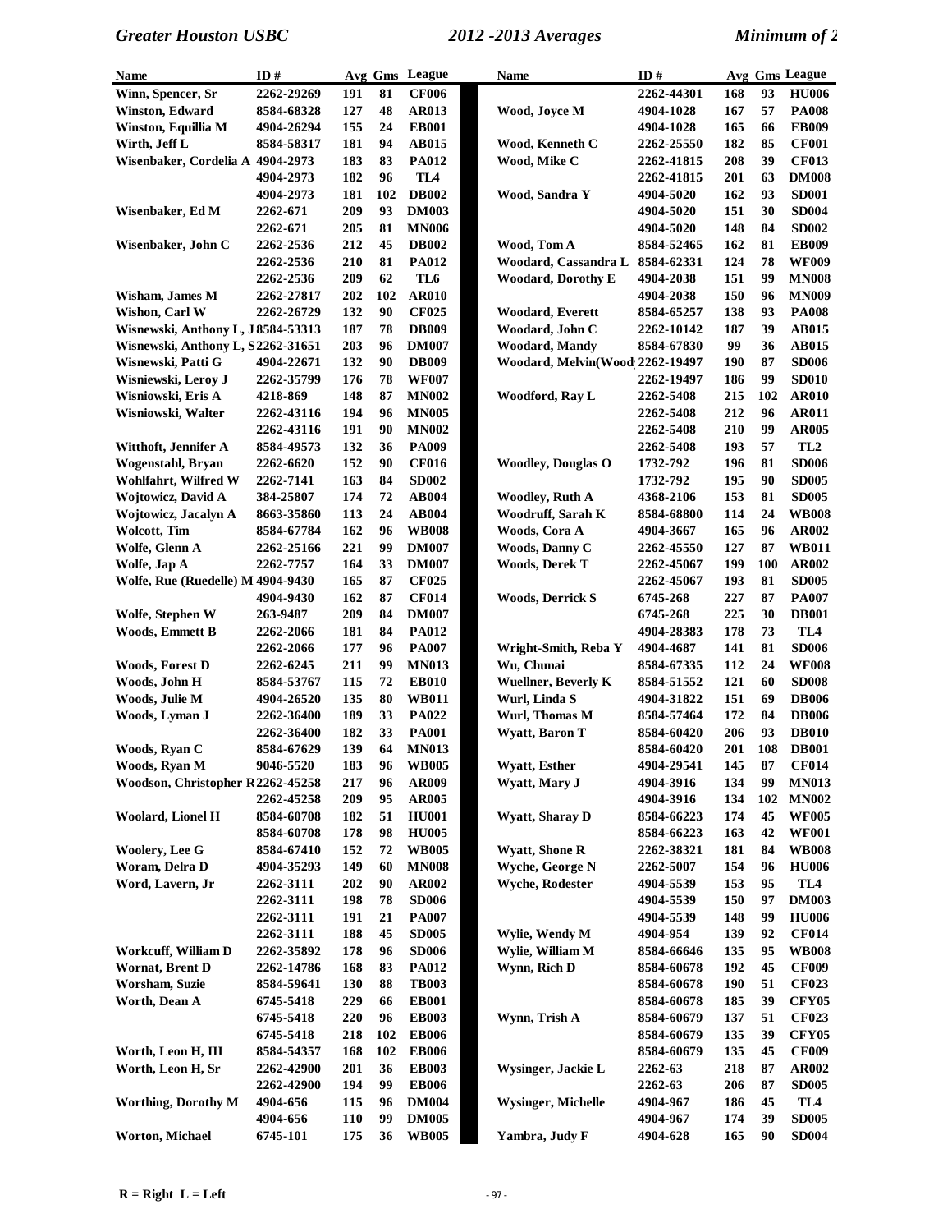| Name | ID # | Avg | Gms | League |
|---|---|---|---|---|
| Winn, Spencer, Sr | 2262-29269 | 191 | 81 | CF006 |
| Winston, Edward | 8584-68328 | 127 | 48 | AR013 |
| Winston, Equillia M | 4904-26294 | 155 | 24 | EB001 |
| Wirth, Jeff L | 8584-58317 | 181 | 94 | AB015 |
| Wisenbaker, Cordelia A | 4904-2973 | 183 | 83 | PA012 |
| | 4904-2973 | 182 | 96 | TL4 |
| | 4904-2973 | 181 | 102 | DB002 |
| Wisenbaker, Ed M | 2262-671 | 209 | 93 | DM003 |
| | 2262-671 | 205 | 81 | MN006 |
| Wisenbaker, John C | 2262-2536 | 212 | 45 | DB002 |
| | 2262-2536 | 210 | 81 | PA012 |
| | 2262-2536 | 209 | 62 | TL6 |
| Wisham, James M | 2262-27817 | 202 | 102 | AR010 |
| Wishon, Carl W | 2262-26729 | 132 | 90 | CF025 |
| Wisnewski, Anthony L, J | 8584-53313 | 187 | 78 | DB009 |
| Wisnewski, Anthony L, S | 2262-31651 | 203 | 96 | DM007 |
| Wisnewski, Patti G | 4904-22671 | 132 | 90 | DB009 |
| Wisniewski, Leroy J | 2262-35799 | 176 | 78 | WF007 |
| Wisniowski, Eris A | 4218-869 | 148 | 87 | MN002 |
| Wisniowski, Walter | 2262-43116 | 194 | 96 | MN005 |
| | 2262-43116 | 191 | 90 | MN002 |
| Witthoft, Jennifer A | 8584-49573 | 132 | 36 | PA009 |
| Wogenstahl, Bryan | 2262-6620 | 152 | 90 | CF016 |
| Wohlfahrt, Wilfred W | 2262-7141 | 163 | 84 | SD002 |
| Wojtowicz, David A | 384-25807 | 174 | 72 | AB004 |
| Wojtowicz, Jacalyn A | 8663-35860 | 113 | 24 | AB004 |
| Wolcott, Tim | 8584-67784 | 162 | 96 | WB008 |
| Wolfe, Glenn A | 2262-25166 | 221 | 99 | DM007 |
| Wolfe, Jap A | 2262-7757 | 164 | 33 | DM007 |
| Wolfe, Rue (Ruedelle) M | 4904-9430 | 165 | 87 | CF025 |
| | 4904-9430 | 162 | 87 | CF014 |
| Wolfe, Stephen W | 263-9487 | 209 | 84 | DM007 |
| Woods, Emmett B | 2262-2066 | 181 | 84 | PA012 |
| | 2262-2066 | 177 | 96 | PA007 |
| Woods, Forest D | 2262-6245 | 211 | 99 | MN013 |
| Woods, John H | 8584-53767 | 115 | 72 | EB010 |
| Woods, Julie M | 4904-26520 | 135 | 80 | WB011 |
| Woods, Lyman J | 2262-36400 | 189 | 33 | PA022 |
| | 2262-36400 | 182 | 33 | PA001 |
| Woods, Ryan C | 8584-67629 | 139 | 64 | MN013 |
| Woods, Ryan M | 9046-5520 | 183 | 96 | WB005 |
| Woodson, Christopher R | 2262-45258 | 217 | 96 | AR009 |
| | 2262-45258 | 209 | 95 | AR005 |
| Woolard, Lionel H | 8584-60708 | 182 | 51 | HU001 |
| | 8584-60708 | 178 | 98 | HU005 |
| Woolery, Lee G | 8584-67410 | 152 | 72 | WB005 |
| Woram, Delra D | 4904-35293 | 149 | 60 | MN008 |
| Word, Lavern, Jr | 2262-3111 | 202 | 90 | AR002 |
| | 2262-3111 | 198 | 78 | SD006 |
| | 2262-3111 | 191 | 21 | PA007 |
| | 2262-3111 | 188 | 45 | SD005 |
| Workcuff, William D | 2262-35892 | 178 | 96 | SD006 |
| Wornat, Brent D | 2262-14786 | 168 | 83 | PA012 |
| Worsham, Suzie | 8584-59641 | 130 | 88 | TB003 |
| Worth, Dean A | 6745-5418 | 229 | 66 | EB001 |
| | 6745-5418 | 220 | 96 | EB003 |
| | 6745-5418 | 218 | 102 | EB006 |
| Worth, Leon H, III | 8584-54357 | 168 | 102 | EB006 |
| Worth, Leon H, Sr | 2262-42900 | 201 | 36 | EB003 |
| | 2262-42900 | 194 | 99 | EB006 |
| Worthing, Dorothy M | 4904-656 | 115 | 96 | DM004 |
| | 4904-656 | 110 | 99 | DM005 |
| Worton, Michael | 6745-101 | 175 | 36 | WB005 |
| | 2262-44301 | 168 | 93 | HU006 |
| Wood, Joyce M | 4904-1028 | 167 | 57 | PA008 |
| | 4904-1028 | 165 | 66 | EB009 |
| Wood, Kenneth C | 2262-25550 | 182 | 85 | CF001 |
| Wood, Mike C | 2262-41815 | 208 | 39 | CF013 |
| | 2262-41815 | 201 | 63 | DM008 |
| Wood, Sandra Y | 4904-5020 | 162 | 93 | SD001 |
| | 4904-5020 | 151 | 30 | SD004 |
| | 4904-5020 | 148 | 84 | SD002 |
| Wood, Tom A | 8584-52465 | 162 | 81 | EB009 |
| Woodard, Cassandra L | 8584-62331 | 124 | 78 | WF009 |
| Woodard, Dorothy E | 4904-2038 | 151 | 99 | MN008 |
| | 4904-2038 | 150 | 96 | MN009 |
| Woodard, Everett | 8584-65257 | 138 | 93 | PA008 |
| Woodard, John C | 2262-10142 | 187 | 39 | AB015 |
| Woodard, Mandy | 8584-67830 | 99 | 36 | AB015 |
| Woodard, Melvin(Wood | 2262-19497 | 190 | 87 | SD006 |
| | 2262-19497 | 186 | 99 | SD010 |
| Woodford, Ray L | 2262-5408 | 215 | 102 | AR010 |
| | 2262-5408 | 212 | 96 | AR011 |
| | 2262-5408 | 210 | 99 | AR005 |
| | 2262-5408 | 193 | 57 | TL2 |
| Woodley, Douglas O | 1732-792 | 196 | 81 | SD006 |
| | 1732-792 | 195 | 90 | SD005 |
| Woodley, Ruth A | 4368-2106 | 153 | 81 | SD005 |
| Woodruff, Sarah K | 8584-68800 | 114 | 24 | WB008 |
| Woods, Cora A | 4904-3667 | 165 | 96 | AR002 |
| Woods, Danny C | 2262-45550 | 127 | 87 | WB011 |
| Woods, Derek T | 2262-45067 | 199 | 100 | AR002 |
| | 2262-45067 | 193 | 81 | SD005 |
| Woods, Derrick S | 6745-268 | 227 | 87 | PA007 |
| | 6745-268 | 225 | 30 | DB001 |
| | 4904-28383 | 178 | 73 | TL4 |
| Wright-Smith, Reba Y | 4904-4687 | 141 | 81 | SD006 |
| Wu, Chunai | 8584-67335 | 112 | 24 | WF008 |
| Wuellner, Beverly K | 8584-51552 | 121 | 60 | SD008 |
| Wurl, Linda S | 4904-31822 | 151 | 69 | DB006 |
| Wurl, Thomas M | 8584-57464 | 172 | 84 | DB006 |
| Wyatt, Baron T | 8584-60420 | 206 | 93 | DB010 |
| | 8584-60420 | 201 | 108 | DB001 |
| Wyatt, Esther | 4904-29541 | 145 | 87 | CF014 |
| Wyatt, Mary J | 4904-3916 | 134 | 99 | MN013 |
| | 4904-3916 | 134 | 102 | MN002 |
| Wyatt, Sharay D | 8584-66223 | 174 | 45 | WF005 |
| | 8584-66223 | 163 | 42 | WF001 |
| Wyatt, Shone R | 2262-38321 | 181 | 84 | WB008 |
| Wyche, George N | 2262-5007 | 154 | 96 | HU006 |
| Wyche, Rodester | 4904-5539 | 153 | 95 | TL4 |
| | 4904-5539 | 150 | 97 | DM003 |
| | 4904-5539 | 148 | 99 | HU006 |
| Wylie, Wendy M | 4904-954 | 139 | 92 | CF014 |
| Wylie, William M | 8584-66646 | 135 | 95 | WB008 |
| Wynn, Rich D | 8584-60678 | 192 | 45 | CF009 |
| | 8584-60678 | 190 | 51 | CF023 |
| | 8584-60678 | 185 | 39 | CFY05 |
| Wynn, Trish A | 8584-60679 | 137 | 51 | CF023 |
| | 8584-60679 | 135 | 39 | CFY05 |
| | 8584-60679 | 135 | 45 | CF009 |
| Wysinger, Jackie L | 2262-63 | 218 | 87 | AR002 |
| | 2262-63 | 206 | 87 | SD005 |
| Wysinger, Michelle | 4904-967 | 186 | 45 | TL4 |
| | 4904-967 | 174 | 39 | SD005 |
| Yambra, Judy F | 4904-628 | 165 | 90 | SD004 |

**R = Right L = Left**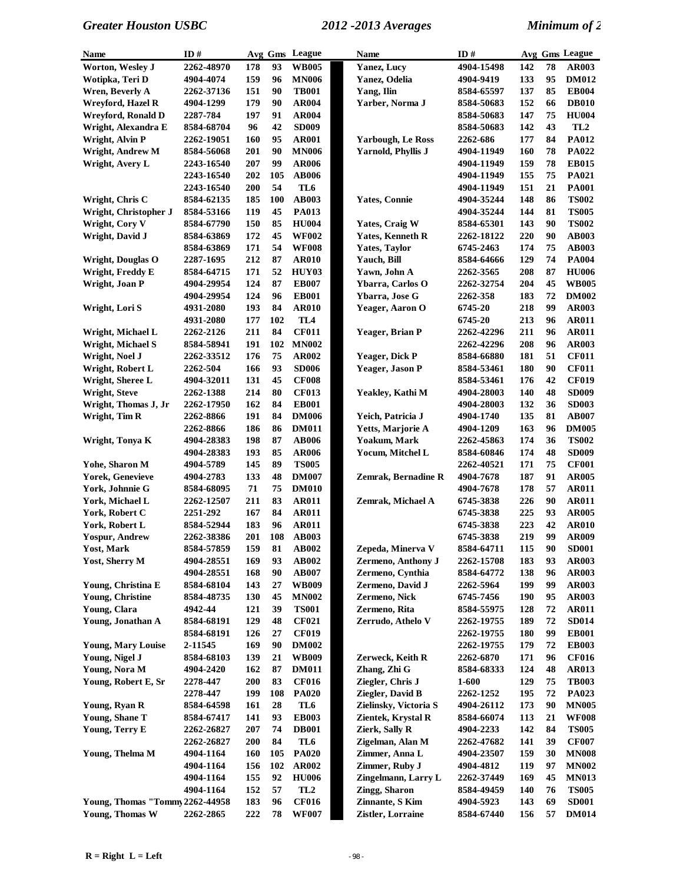| Name | ID # | Avg | Gms | League |
|---|---|---|---|---|
| Worton, Wesley J | 2262-48970 | 178 | 93 | WB005 |
| Wotipka, Teri D | 4904-4074 | 159 | 96 | MN006 |
| Wren, Beverly A | 2262-37136 | 151 | 90 | TB001 |
| Wreyford, Hazel R | 4904-1299 | 179 | 90 | AR004 |
| Wreyford, Ronald D | 2287-784 | 197 | 91 | AR004 |
| Wright, Alexandra E | 8584-68704 | 96 | 42 | SD009 |
| Wright, Alvin P | 2262-19051 | 160 | 95 | AR001 |
| Wright, Andrew M | 8584-56068 | 201 | 90 | MN006 |
| Wright, Avery L | 2243-16540 | 207 | 99 | AR006 |
| | 2243-16540 | 202 | 105 | AB006 |
| | 2243-16540 | 200 | 54 | TL6 |
| Wright, Chris C | 8584-62135 | 185 | 100 | AB003 |
| Wright, Christopher J | 8584-53166 | 119 | 45 | PA013 |
| Wright, Cory V | 8584-67790 | 150 | 85 | HU004 |
| Wright, David J | 8584-63869 | 172 | 45 | WF002 |
| | 8584-63869 | 171 | 54 | WF008 |
| Wright, Douglas O | 2287-1695 | 212 | 87 | AR010 |
| Wright, Freddy E | 8584-64715 | 171 | 52 | HUY03 |
| Wright, Joan P | 4904-29954 | 124 | 87 | EB007 |
| | 4904-29954 | 124 | 96 | EB001 |
| Wright, Lori S | 4931-2080 | 193 | 84 | AR010 |
| | 4931-2080 | 177 | 102 | TL4 |
| Wright, Michael L | 2262-2126 | 211 | 84 | CF011 |
| Wright, Michael S | 8584-58941 | 191 | 102 | MN002 |
| Wright, Noel J | 2262-33512 | 176 | 75 | AR002 |
| Wright, Robert L | 2262-504 | 166 | 93 | SD006 |
| Wright, Sheree L | 4904-32011 | 131 | 45 | CF008 |
| Wright, Steve | 2262-1388 | 214 | 80 | CF013 |
| Wright, Thomas J, Jr | 2262-17950 | 162 | 84 | EB001 |
| Wright, Tim R | 2262-8866 | 191 | 84 | DM006 |
| | 2262-8866 | 186 | 86 | DM011 |
| Wright, Tonya K | 4904-28383 | 198 | 87 | AB006 |
| | 4904-28383 | 193 | 85 | AR006 |
| Yohe, Sharon M | 4904-5789 | 145 | 89 | TS005 |
| Yorek, Genevieve | 4904-2783 | 133 | 48 | DM007 |
| York, Johnnie G | 8584-68095 | 71 | 75 | DM010 |
| York, Michael L | 2262-12507 | 211 | 83 | AR011 |
| York, Robert C | 2251-292 | 167 | 84 | AR011 |
| York, Robert L | 8584-52944 | 183 | 96 | AR011 |
| Yospur, Andrew | 2262-38386 | 201 | 108 | AB003 |
| Yost, Mark | 8584-57859 | 159 | 81 | AB002 |
| Yost, Sherry M | 4904-28551 | 169 | 93 | AB002 |
| | 4904-28551 | 168 | 90 | AB007 |
| Young, Christina E | 8584-68104 | 143 | 27 | WB009 |
| Young, Christine | 8584-48735 | 130 | 45 | MN002 |
| Young, Clara | 4942-44 | 121 | 39 | TS001 |
| Young, Jonathan A | 8584-68191 | 129 | 48 | CF021 |
| | 8584-68191 | 126 | 27 | CF019 |
| Young, Mary Louise | 2-11545 | 169 | 90 | DM002 |
| Young, Nigel J | 8584-68103 | 139 | 21 | WB009 |
| Young, Nora M | 4904-2420 | 162 | 87 | DM011 |
| Young, Robert E, Sr | 2278-447 | 200 | 83 | CF016 |
| | 2278-447 | 199 | 108 | PA020 |
| Young, Ryan R | 8584-64598 | 161 | 28 | TL6 |
| Young, Shane T | 8584-67417 | 141 | 93 | EB003 |
| Young, Terry E | 2262-26827 | 207 | 74 | DB001 |
| | 2262-26827 | 200 | 84 | TL6 |
| Young, Thelma M | 4904-1164 | 160 | 105 | PA020 |
| | 4904-1164 | 156 | 102 | AR002 |
| | 4904-1164 | 155 | 92 | HU006 |
| | 4904-1164 | 152 | 57 | TL2 |
| Young, Thomas "Tommy | 2262-44958 | 183 | 96 | CF016 |
| Young, Thomas W | 2262-2865 | 222 | 78 | WF007 |
| Yanez, Lucy | 4904-15498 | 142 | 78 | AR003 |
| Yanez, Odelia | 4904-9419 | 133 | 95 | DM012 |
| Yang, Ilin | 8584-65597 | 137 | 85 | EB004 |
| Yarber, Norma J | 8584-50683 | 152 | 66 | DB010 |
| | 8584-50683 | 147 | 75 | HU004 |
| | 8584-50683 | 142 | 43 | TL2 |
| Yarbough, Le Ross | 2262-686 | 177 | 84 | PA012 |
| Yarnold, Phyllis J | 4904-11949 | 160 | 78 | PA022 |
| | 4904-11949 | 159 | 78 | EB015 |
| | 4904-11949 | 155 | 75 | PA021 |
| | 4904-11949 | 151 | 21 | PA001 |
| Yates, Connie | 4904-35244 | 148 | 86 | TS002 |
| | 4904-35244 | 144 | 81 | TS005 |
| Yates, Craig W | 8584-65301 | 143 | 90 | TS002 |
| Yates, Kenneth R | 2262-18122 | 220 | 90 | AB003 |
| Yates, Taylor | 6745-2463 | 174 | 75 | AB003 |
| Yauch, Bill | 8584-64666 | 129 | 74 | PA004 |
| Yawn, John A | 2262-3565 | 208 | 87 | HU006 |
| Ybarra, Carlos O | 2262-32754 | 204 | 45 | WB005 |
| Ybarra, Jose G | 2262-358 | 183 | 72 | DM002 |
| Yeager, Aaron O | 6745-20 | 218 | 99 | AR003 |
| | 6745-20 | 213 | 96 | AR011 |
| Yeager, Brian P | 2262-42296 | 211 | 96 | AR011 |
| | 2262-42296 | 208 | 96 | AR003 |
| Yeager, Dick P | 8584-66880 | 181 | 51 | CF011 |
| Yeager, Jason P | 8584-53461 | 180 | 90 | CF011 |
| | 8584-53461 | 176 | 42 | CF019 |
| Yeakley, Kathi M | 4904-28003 | 140 | 48 | SD009 |
| | 4904-28003 | 132 | 36 | SD003 |
| Yeich, Patricia J | 4904-1740 | 135 | 81 | AB007 |
| Yetts, Marjorie A | 4904-1209 | 163 | 96 | DM005 |
| Yoakum, Mark | 2262-45863 | 174 | 36 | TS002 |
| Yocum, Mitchel L | 8584-60846 | 174 | 48 | SD009 |
| | 2262-40521 | 171 | 75 | CF001 |
| Zemrak, Bernadine R | 4904-7678 | 187 | 91 | AR005 |
| | 4904-7678 | 178 | 57 | AR011 |
| Zemrak, Michael A | 6745-3838 | 226 | 90 | AR011 |
| | 6745-3838 | 225 | 93 | AR005 |
| | 6745-3838 | 223 | 42 | AR010 |
| | 6745-3838 | 219 | 99 | AR009 |
| Zepeda, Minerva V | 8584-64711 | 115 | 90 | SD001 |
| Zermeno, Anthony J | 2262-15708 | 183 | 93 | AR003 |
| Zermeno, Cynthia | 8584-64772 | 138 | 96 | AR003 |
| Zermeno, David J | 2262-5964 | 199 | 99 | AR003 |
| Zermeno, Nick | 6745-7456 | 190 | 95 | AR003 |
| Zermeno, Rita | 8584-55975 | 128 | 72 | AR011 |
| Zerrudo, Athelo V | 2262-19755 | 189 | 72 | SD014 |
| | 2262-19755 | 180 | 99 | EB001 |
| | 2262-19755 | 179 | 72 | EB003 |
| Zerweck, Keith R | 2262-6870 | 171 | 96 | CF016 |
| Zhang, Zhi G | 8584-68333 | 124 | 48 | AR013 |
| Ziegler, Chris J | 1-600 | 129 | 75 | TB003 |
| Ziegler, David B | 2262-1252 | 195 | 72 | PA023 |
| Zielinsky, Victoria S | 4904-26112 | 173 | 90 | MN005 |
| Zientek, Krystal R | 8584-66074 | 113 | 21 | WF008 |
| Zierk, Sally R | 4904-2233 | 142 | 84 | TS005 |
| Zigelman, Alan M | 2262-47682 | 141 | 39 | CF007 |
| Zimmer, Anna L | 4904-23507 | 159 | 30 | MN008 |
| Zimmer, Ruby J | 4904-4812 | 119 | 97 | MN002 |
| Zingelmann, Larry L | 2262-37449 | 169 | 45 | MN013 |
| Zingg, Sharon | 8584-49459 | 140 | 76 | TS005 |
| Zinnante, S Kim | 4904-5923 | 143 | 69 | SD001 |
| Zistler, Lorraine | 8584-67440 | 156 | 57 | DM014 |

R = Right L = Left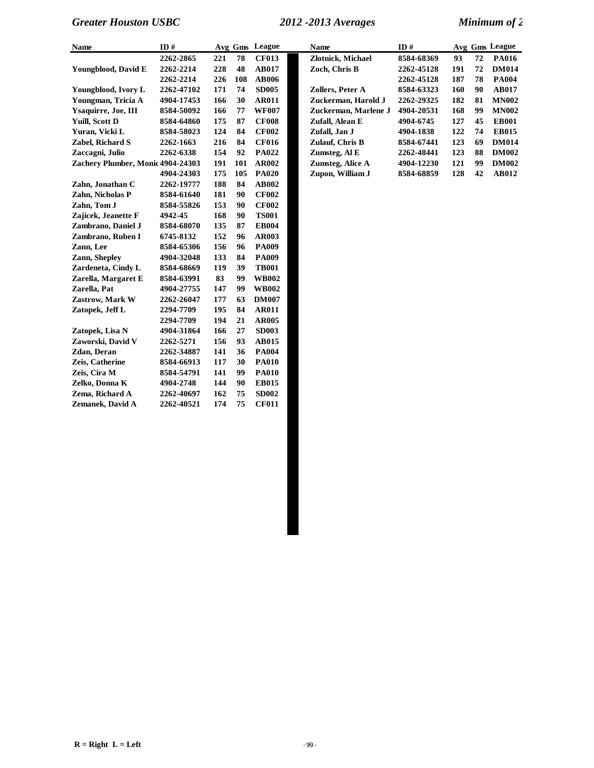| Name | ID # | Avg | Gms | League |
|---|---|---|---|---|
| | 2262-2865 | 221 | 78 | CF013 |
| Youngblood, David E | 2262-2214 | 228 | 48 | AB017 |
| | 2262-2214 | 226 | 108 | AB006 |
| Youngblood, Ivory L | 2262-47102 | 171 | 74 | SD005 |
| Youngman, Tricia A | 4904-17453 | 166 | 30 | AR011 |
| Ysaquirre, Joe, III | 8584-50092 | 166 | 77 | WF007 |
| Yuill, Scott D | 8584-64860 | 175 | 87 | CF008 |
| Yuran, Vicki L | 8584-58023 | 124 | 84 | CF002 |
| Zabel, Richard S | 2262-1663 | 216 | 84 | CF016 |
| Zaccagni, Julio | 2262-6338 | 154 | 92 | PA022 |
| Zachery Plumber, Monic | 4904-24303 | 191 | 101 | AR002 |
| | 4904-24303 | 175 | 105 | PA020 |
| Zahn, Jonathan C | 2262-19777 | 188 | 84 | AB002 |
| Zahn, Nicholas P | 8584-61640 | 181 | 90 | CF002 |
| Zahn, Tom J | 8584-55826 | 153 | 90 | CF002 |
| Zajicek, Jeanette F | 4942-45 | 168 | 90 | TS001 |
| Zambrano, Daniel J | 8584-68070 | 135 | 87 | EB004 |
| Zambrano, Ruben I | 6745-8132 | 152 | 96 | AR003 |
| Zann, Lee | 8584-65306 | 156 | 96 | PA009 |
| Zann, Shepley | 4904-32048 | 133 | 84 | PA009 |
| Zardeneta, Cindy L | 8584-68669 | 119 | 39 | TB001 |
| Zarella, Margaret E | 8584-63991 | 83 | 99 | WB002 |
| Zarella, Pat | 4904-27755 | 147 | 99 | WB002 |
| Zastrow, Mark W | 2262-26047 | 177 | 63 | DM007 |
| Zatopek, Jeff L | 2294-7709 | 195 | 84 | AR011 |
| | 2294-7709 | 194 | 21 | AR005 |
| Zatopek, Lisa N | 4904-31864 | 166 | 27 | SD003 |
| Zaworski, David V | 2262-5271 | 156 | 93 | AB015 |
| Zdan, Deran | 2262-34887 | 141 | 36 | PA004 |
| Zeis, Catherine | 8584-66913 | 117 | 30 | PA010 |
| Zeis, Cira M | 8584-54791 | 141 | 99 | PA010 |
| Zelko, Donna K | 4904-2748 | 144 | 90 | EB015 |
| Zema, Richard A | 2262-40697 | 162 | 75 | SD002 |
| Zemanek, David A | 2262-40521 | 174 | 75 | CF011 |
| Zlotnick, Michael | 8584-68369 | 93 | 72 | PA016 |
| Zoch, Chris B | 2262-45128 | 191 | 72 | DM014 |
| | 2262-45128 | 187 | 78 | PA004 |
| Zollers, Peter A | 8584-63323 | 160 | 90 | AB017 |
| Zuckerman, Harold J | 2262-29325 | 182 | 81 | MN002 |
| Zuckerman, Marlene J | 4904-20531 | 168 | 99 | MN002 |
| Zufall, Alean E | 4904-6745 | 127 | 45 | EB001 |
| Zufall, Jan J | 4904-1838 | 122 | 74 | EB015 |
| Zulauf, Chris B | 8584-67441 | 123 | 69 | DM014 |
| Zumsteg, Al E | 2262-48441 | 123 | 88 | DM002 |
| Zumsteg, Alice A | 4904-12230 | 121 | 99 | DM002 |
| Zupon, William J | 8584-68859 | 128 | 42 | AB012 |

R = Right L = Left